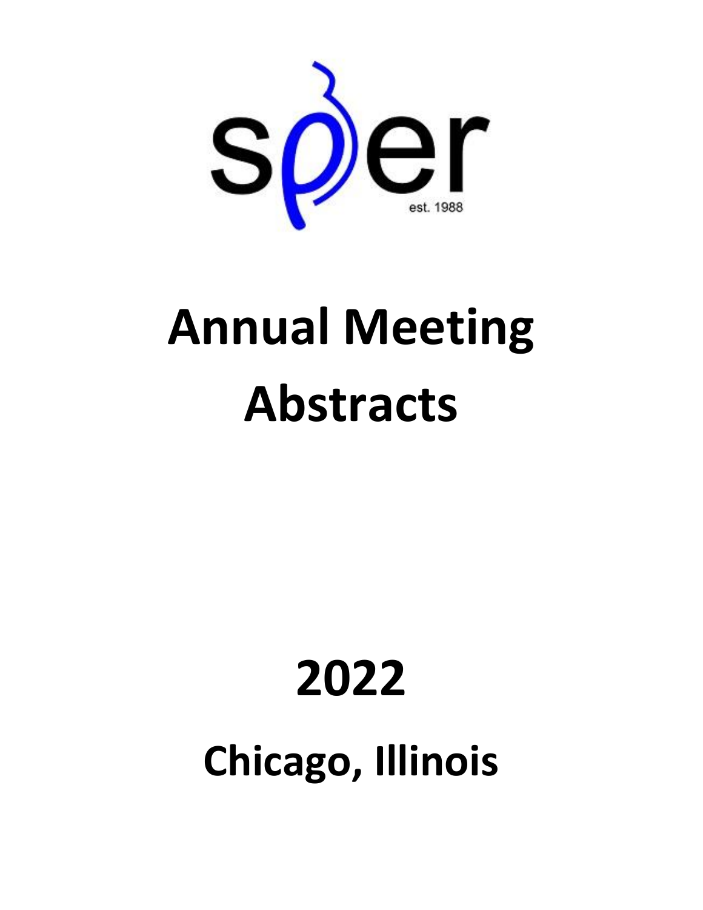sper

est. 1988

# Annual Meeting Abstracts

# 2022

# Chicago, Illinois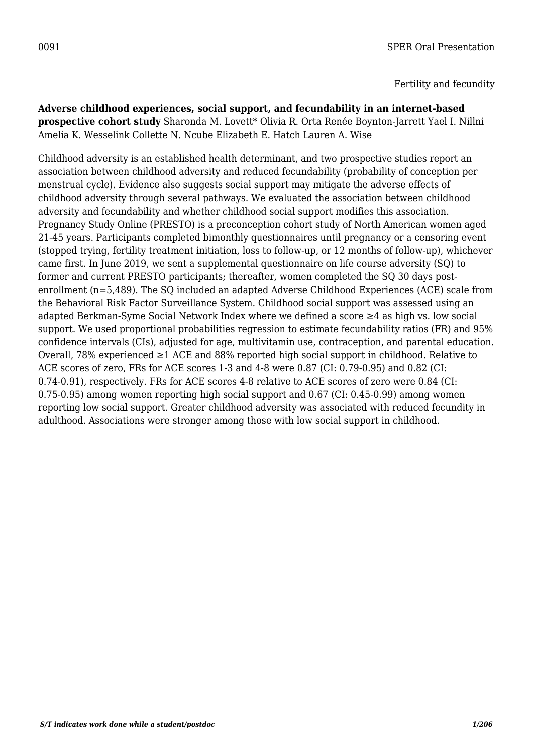0091 SPER Oral Presentation

Fertility and fecundity

**Adverse childhood experiences, social support, and fecundability in an internet-based prospective cohort study** Sharonda M. Lovett* Olivia R. Orta Renée Boynton-Jarrett Yael I. Nillni Amelia K. Wesselink Collette N. Ncube Elizabeth E. Hatch Lauren A. Wise

Childhood adversity is an established health determinant, and two prospective studies report an association between childhood adversity and reduced fecundability (probability of conception per menstrual cycle). Evidence also suggests social support may mitigate the adverse effects of childhood adversity through several pathways. We evaluated the association between childhood adversity and fecundability and whether childhood social support modifies this association. Pregnancy Study Online (PRESTO) is a preconception cohort study of North American women aged 21-45 years. Participants completed bimonthly questionnaires until pregnancy or a censoring event (stopped trying, fertility treatment initiation, loss to follow-up, or 12 months of follow-up), whichever came first. In June 2019, we sent a supplemental questionnaire on life course adversity (SQ) to former and current PRESTO participants; thereafter, women completed the SQ 30 days post-enrollment (n=5,489). The SQ included an adapted Adverse Childhood Experiences (ACE) scale from the Behavioral Risk Factor Surveillance System. Childhood social support was assessed using an adapted Berkman-Syme Social Network Index where we defined a score ≥4 as high vs. low social support. We used proportional probabilities regression to estimate fecundability ratios (FR) and 95% confidence intervals (CIs), adjusted for age, multivitamin use, contraception, and parental education. Overall, 78% experienced ≥1 ACE and 88% reported high social support in childhood. Relative to ACE scores of zero, FRs for ACE scores 1-3 and 4-8 were 0.87 (CI: 0.79-0.95) and 0.82 (CI: 0.74-0.91), respectively. FRs for ACE scores 4-8 relative to ACE scores of zero were 0.84 (CI: 0.75-0.95) among women reporting high social support and 0.67 (CI: 0.45-0.99) among women reporting low social support. Greater childhood adversity was associated with reduced fecundity in adulthood. Associations were stronger among those with low social support in childhood.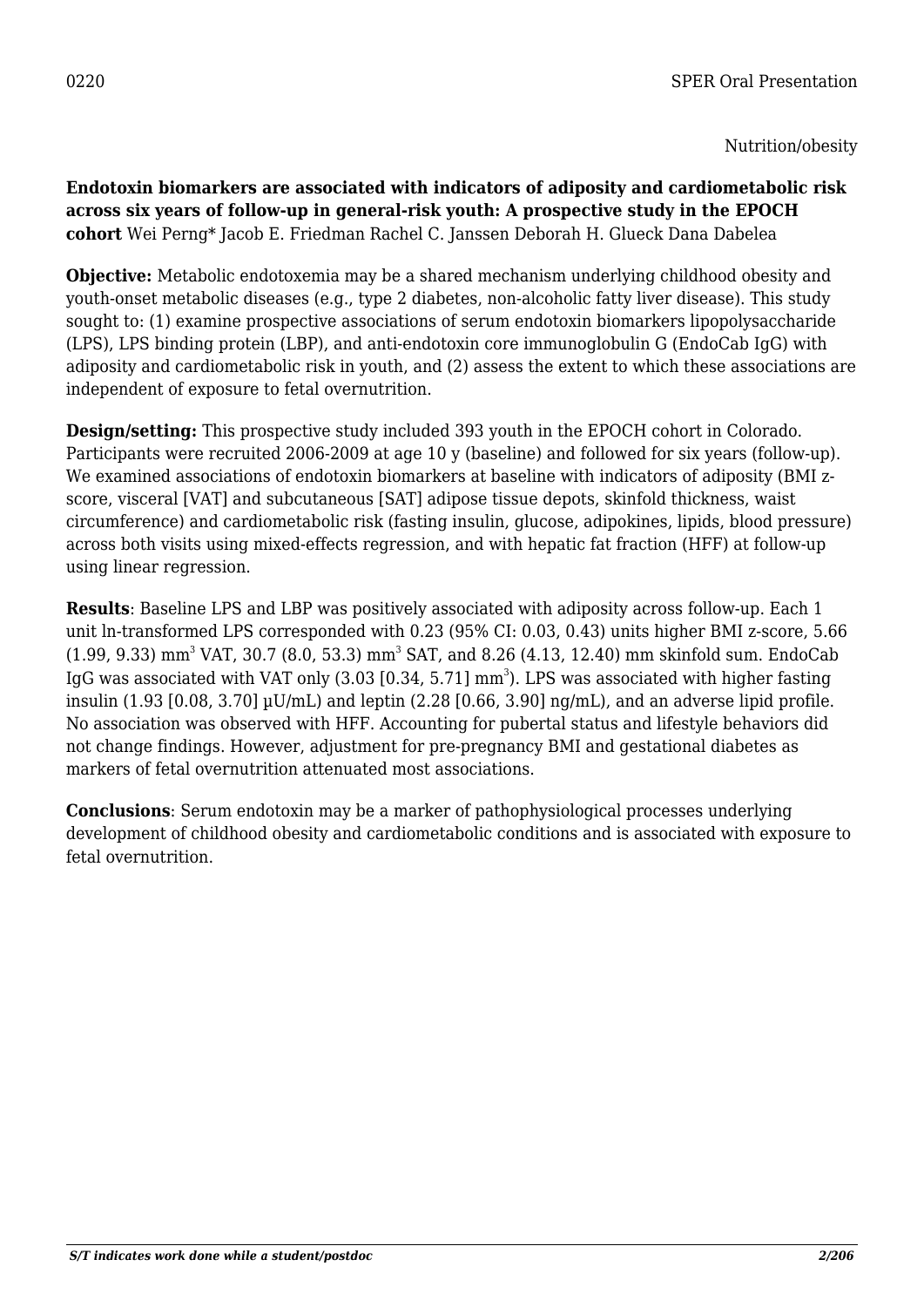0220 SPER Oral Presentation

Nutrition/obesity

**Endotoxin biomarkers are associated with indicators of adiposity and cardiometabolic risk across six years of follow-up in general-risk youth: A prospective study in the EPOCH cohort** Wei Perng* Jacob E. Friedman Rachel C. Janssen Deborah H. Glueck Dana Dabelea

**Objective:** Metabolic endotoxemia may be a shared mechanism underlying childhood obesity and youth-onset metabolic diseases (e.g., type 2 diabetes, non-alcoholic fatty liver disease). This study sought to: (1) examine prospective associations of serum endotoxin biomarkers lipopolysaccharide (LPS), LPS binding protein (LBP), and anti-endotoxin core immunoglobulin G (EndoCab IgG) with adiposity and cardiometabolic risk in youth, and (2) assess the extent to which these associations are independent of exposure to fetal overnutrition.

**Design/setting:** This prospective study included 393 youth in the EPOCH cohort in Colorado. Participants were recruited 2006-2009 at age 10 y (baseline) and followed for six years (follow-up). We examined associations of endotoxin biomarkers at baseline with indicators of adiposity (BMI z-score, visceral [VAT] and subcutaneous [SAT] adipose tissue depots, skinfold thickness, waist circumference) and cardiometabolic risk (fasting insulin, glucose, adipokines, lipids, blood pressure) across both visits using mixed-effects regression, and with hepatic fat fraction (HFF) at follow-up using linear regression.

**Results**: Baseline LPS and LBP was positively associated with adiposity across follow-up. Each 1 unit ln-transformed LPS corresponded with 0.23 (95% CI: 0.03, 0.43) units higher BMI z-score, 5.66 (1.99, 9.33) $mm^3$ VAT, 30.7 (8.0, 53.3) $mm^3$ SAT, and 8.26 (4.13, 12.40) mm skinfold sum. EndoCab IgG was associated with VAT only (3.03 [0.34, 5.71] $mm^3$). LPS was associated with higher fasting insulin (1.93 [0.08, 3.70] µU/mL) and leptin (2.28 [0.66, 3.90] ng/mL), and an adverse lipid profile. No association was observed with HFF. Accounting for pubertal status and lifestyle behaviors did not change findings. However, adjustment for pre-pregnancy BMI and gestational diabetes as markers of fetal overnutrition attenuated most associations.

**Conclusions**: Serum endotoxin may be a marker of pathophysiological processes underlying development of childhood obesity and cardiometabolic conditions and is associated with exposure to fetal overnutrition.

*S/T indicates work done while a student/postdoc*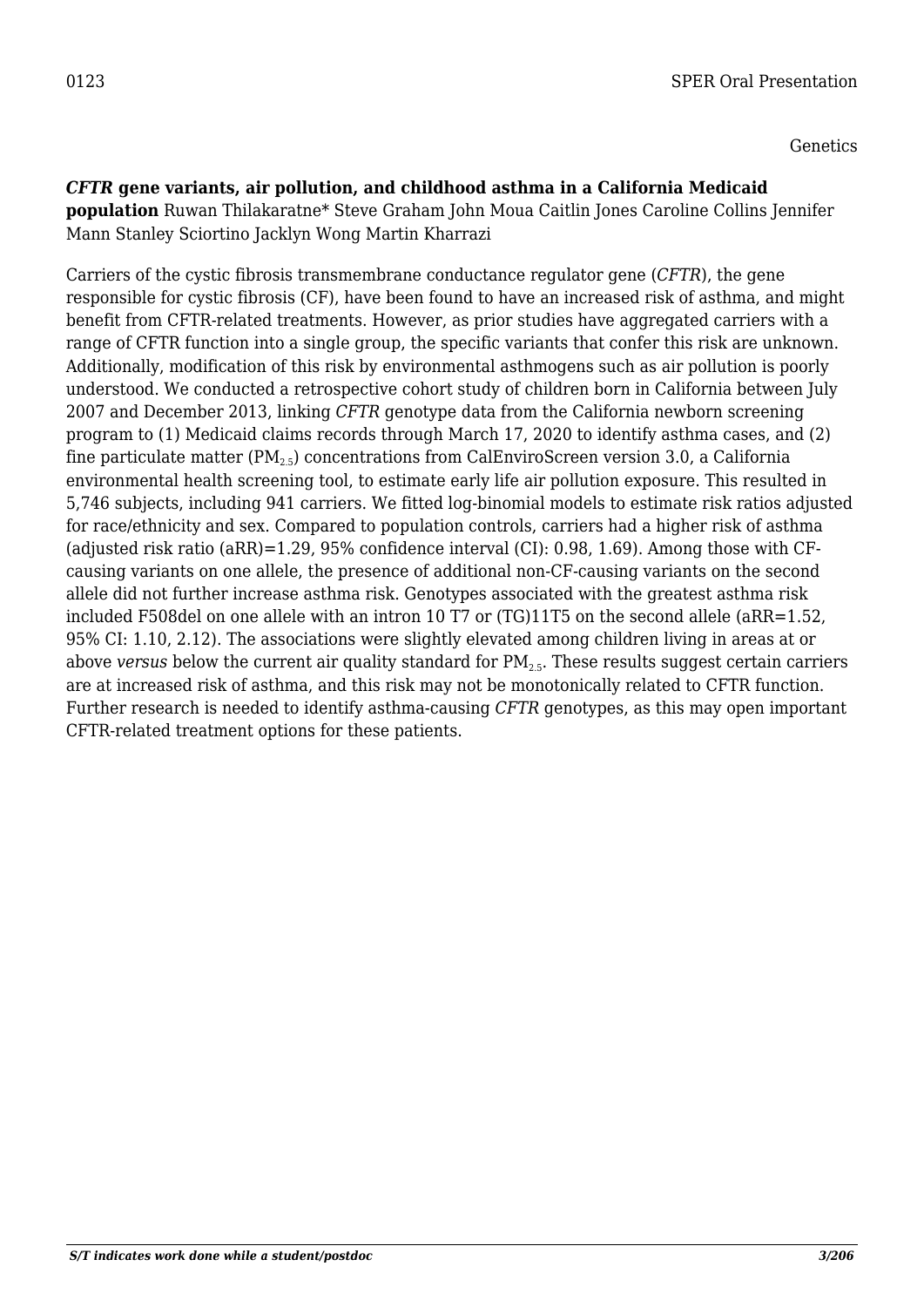0123 SPER Oral Presentation

Genetics

***CFTR* gene variants, air pollution, and childhood asthma in a California Medicaid population** Ruwan Thilakaratne* Steve Graham John Moua Caitlin Jones Caroline Collins Jennifer Mann Stanley Sciortino Jacklyn Wong Martin Kharrazi

Carriers of the cystic fibrosis transmembrane conductance regulator gene (*CFTR*), the gene responsible for cystic fibrosis (CF), have been found to have an increased risk of asthma, and might benefit from CFTR-related treatments. However, as prior studies have aggregated carriers with a range of CFTR function into a single group, the specific variants that confer this risk are unknown. Additionally, modification of this risk by environmental asthmogens such as air pollution is poorly understood. We conducted a retrospective cohort study of children born in California between July 2007 and December 2013, linking *CFTR* genotype data from the California newborn screening program to (1) Medicaid claims records through March 17, 2020 to identify asthma cases, and (2) fine particulate matter ($PM_{2.5}$) concentrations from CalEnviroScreen version 3.0, a California environmental health screening tool, to estimate early life air pollution exposure. This resulted in 5,746 subjects, including 941 carriers. We fitted log-binomial models to estimate risk ratios adjusted for race/ethnicity and sex. Compared to population controls, carriers had a higher risk of asthma (adjusted risk ratio (aRR)=1.29, 95% confidence interval (CI): 0.98, 1.69). Among those with CF-causing variants on one allele, the presence of additional non-CF-causing variants on the second allele did not further increase asthma risk. Genotypes associated with the greatest asthma risk included F508del on one allele with an intron 10 T7 or (TG)11T5 on the second allele (aRR=1.52, 95% CI: 1.10, 2.12). The associations were slightly elevated among children living in areas at or above *versus* below the current air quality standard for $PM_{2.5}$. These results suggest certain carriers are at increased risk of asthma, and this risk may not be monotonically related to CFTR function. Further research is needed to identify asthma-causing *CFTR* genotypes, as this may open important CFTR-related treatment options for these patients.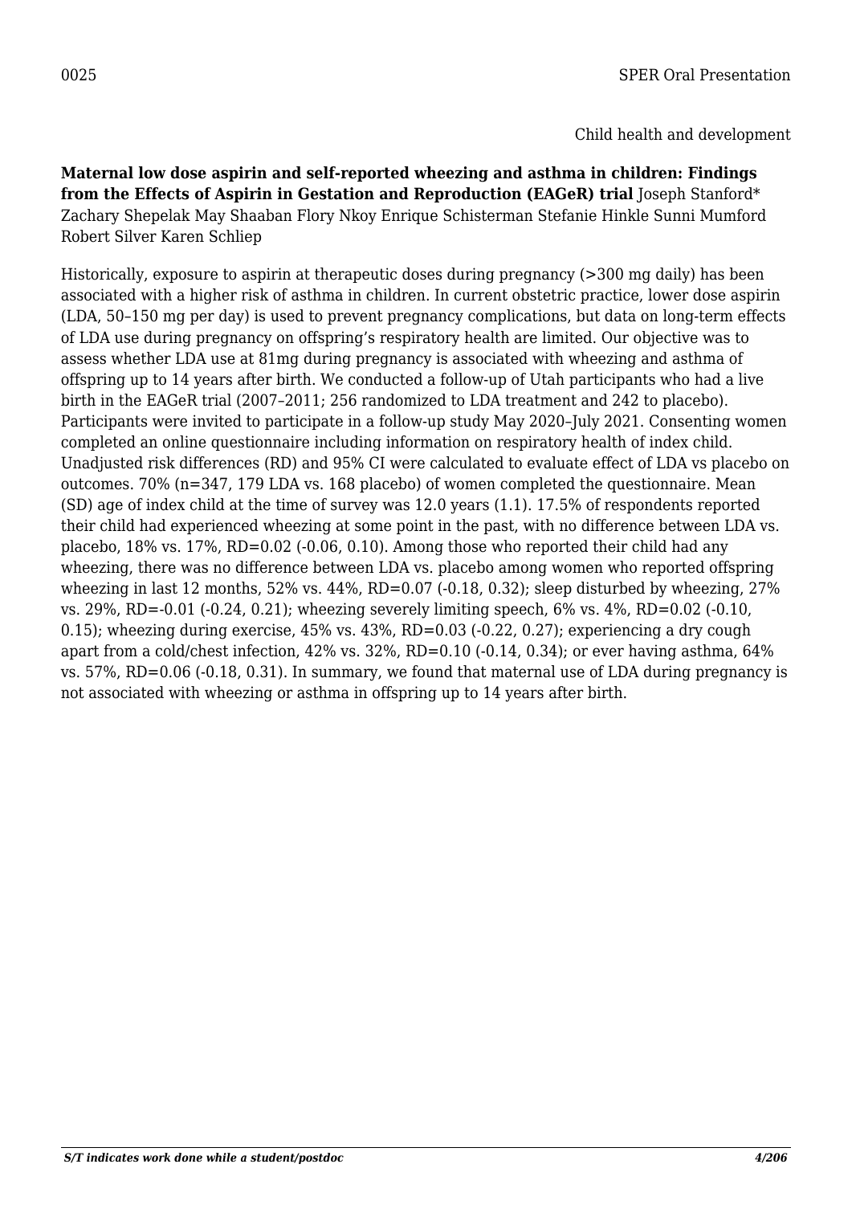0025 SPER Oral Presentation

Child health and development

**Maternal low dose aspirin and self-reported wheezing and asthma in children: Findings from the Effects of Aspirin in Gestation and Reproduction (EAGeR) trial** Joseph Stanford* Zachary Shepelak May Shaaban Flory Nkoy Enrique Schisterman Stefanie Hinkle Sunni Mumford Robert Silver Karen Schliep

Historically, exposure to aspirin at therapeutic doses during pregnancy (>300 mg daily) has been associated with a higher risk of asthma in children. In current obstetric practice, lower dose aspirin (LDA, 50–150 mg per day) is used to prevent pregnancy complications, but data on long-term effects of LDA use during pregnancy on offspring's respiratory health are limited. Our objective was to assess whether LDA use at 81mg during pregnancy is associated with wheezing and asthma of offspring up to 14 years after birth. We conducted a follow-up of Utah participants who had a live birth in the EAGeR trial (2007–2011; 256 randomized to LDA treatment and 242 to placebo). Participants were invited to participate in a follow-up study May 2020–July 2021. Consenting women completed an online questionnaire including information on respiratory health of index child. Unadjusted risk differences (RD) and 95% CI were calculated to evaluate effect of LDA vs placebo on outcomes. 70% (n=347, 179 LDA vs. 168 placebo) of women completed the questionnaire. Mean (SD) age of index child at the time of survey was 12.0 years (1.1). 17.5% of respondents reported their child had experienced wheezing at some point in the past, with no difference between LDA vs. placebo, 18% vs. 17%, RD=0.02 (-0.06, 0.10). Among those who reported their child had any wheezing, there was no difference between LDA vs. placebo among women who reported offspring wheezing in last 12 months, 52% vs. 44%, RD=0.07 (-0.18, 0.32); sleep disturbed by wheezing, 27% vs. 29%, RD=-0.01 (-0.24, 0.21); wheezing severely limiting speech, 6% vs. 4%, RD=0.02 (-0.10, 0.15); wheezing during exercise, 45% vs. 43%, RD=0.03 (-0.22, 0.27); experiencing a dry cough apart from a cold/chest infection, 42% vs. 32%, RD=0.10 (-0.14, 0.34); or ever having asthma, 64% vs. 57%, RD=0.06 (-0.18, 0.31). In summary, we found that maternal use of LDA during pregnancy is not associated with wheezing or asthma in offspring up to 14 years after birth.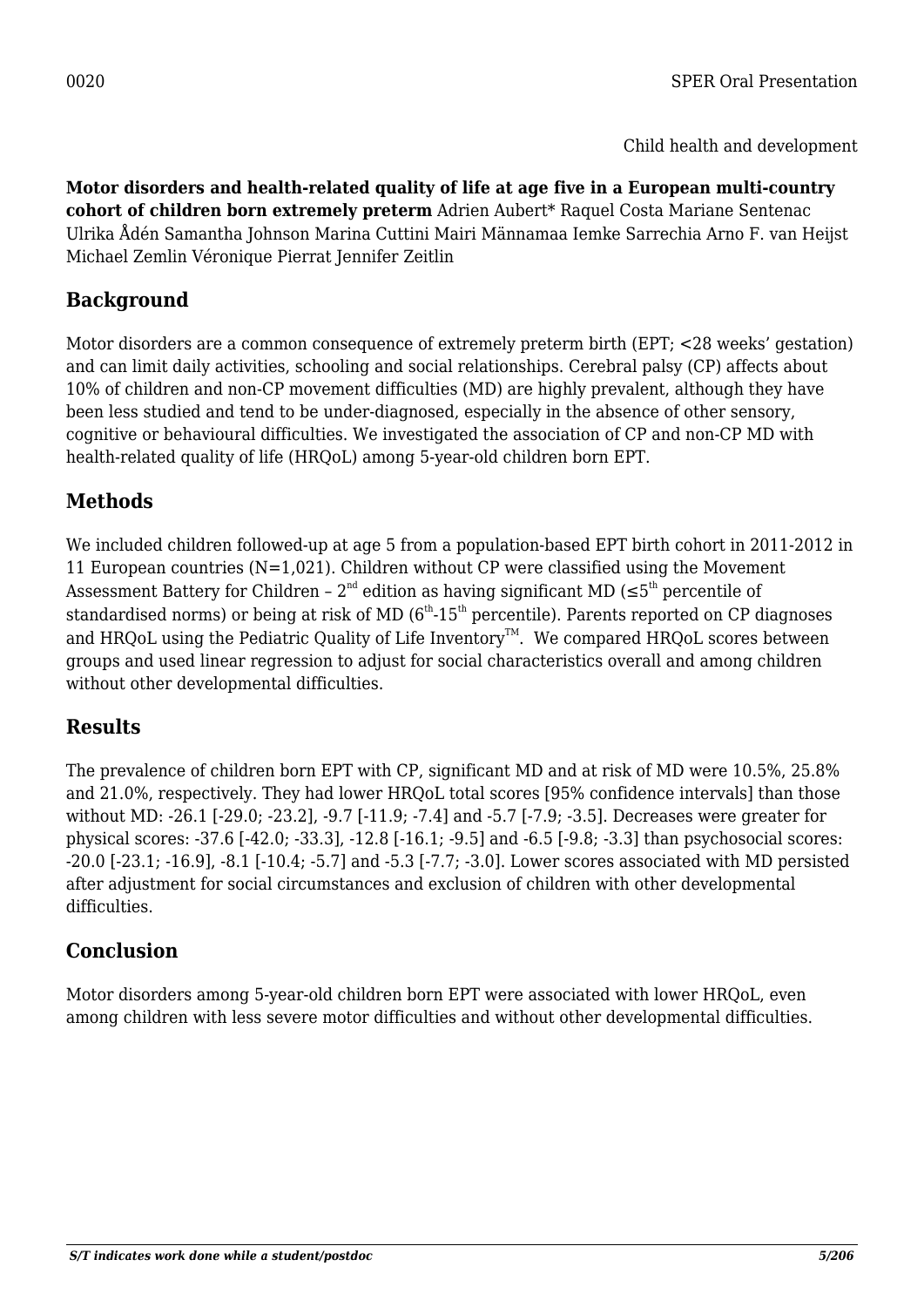0020 SPER Oral Presentation

Child health and development

**Motor disorders and health-related quality of life at age five in a European multi-country cohort of children born extremely preterm** Adrien Aubert* Raquel Costa Mariane Sentenac Ulrika Ådén Samantha Johnson Marina Cuttini Mairi Männamaa Iemke Sarrechia Arno F. van Heijst Michael Zemlin Véronique Pierrat Jennifer Zeitlin

## Background

Motor disorders are a common consequence of extremely preterm birth (EPT; <28 weeks' gestation) and can limit daily activities, schooling and social relationships. Cerebral palsy (CP) affects about 10% of children and non-CP movement difficulties (MD) are highly prevalent, although they have been less studied and tend to be under-diagnosed, especially in the absence of other sensory, cognitive or behavioural difficulties. We investigated the association of CP and non-CP MD with health-related quality of life (HRQoL) among 5-year-old children born EPT.

## Methods

We included children followed-up at age 5 from a population-based EPT birth cohort in 2011-2012 in 11 European countries (N=1,021). Children without CP were classified using the Movement Assessment Battery for Children – 2nd edition as having significant MD (≤5th percentile of standardised norms) or being at risk of MD (6th-15th percentile). Parents reported on CP diagnoses and HRQoL using the Pediatric Quality of Life Inventory™. We compared HRQoL scores between groups and used linear regression to adjust for social characteristics overall and among children without other developmental difficulties.

## Results

The prevalence of children born EPT with CP, significant MD and at risk of MD were 10.5%, 25.8% and 21.0%, respectively. They had lower HRQoL total scores [95% confidence intervals] than those without MD: -26.1 [-29.0; -23.2], -9.7 [-11.9; -7.4] and -5.7 [-7.9; -3.5]. Decreases were greater for physical scores: -37.6 [-42.0; -33.3], -12.8 [-16.1; -9.5] and -6.5 [-9.8; -3.3] than psychosocial scores: -20.0 [-23.1; -16.9], -8.1 [-10.4; -5.7] and -5.3 [-7.7; -3.0]. Lower scores associated with MD persisted after adjustment for social circumstances and exclusion of children with other developmental difficulties.

## Conclusion

Motor disorders among 5-year-old children born EPT were associated with lower HRQoL, even among children with less severe motor difficulties and without other developmental difficulties.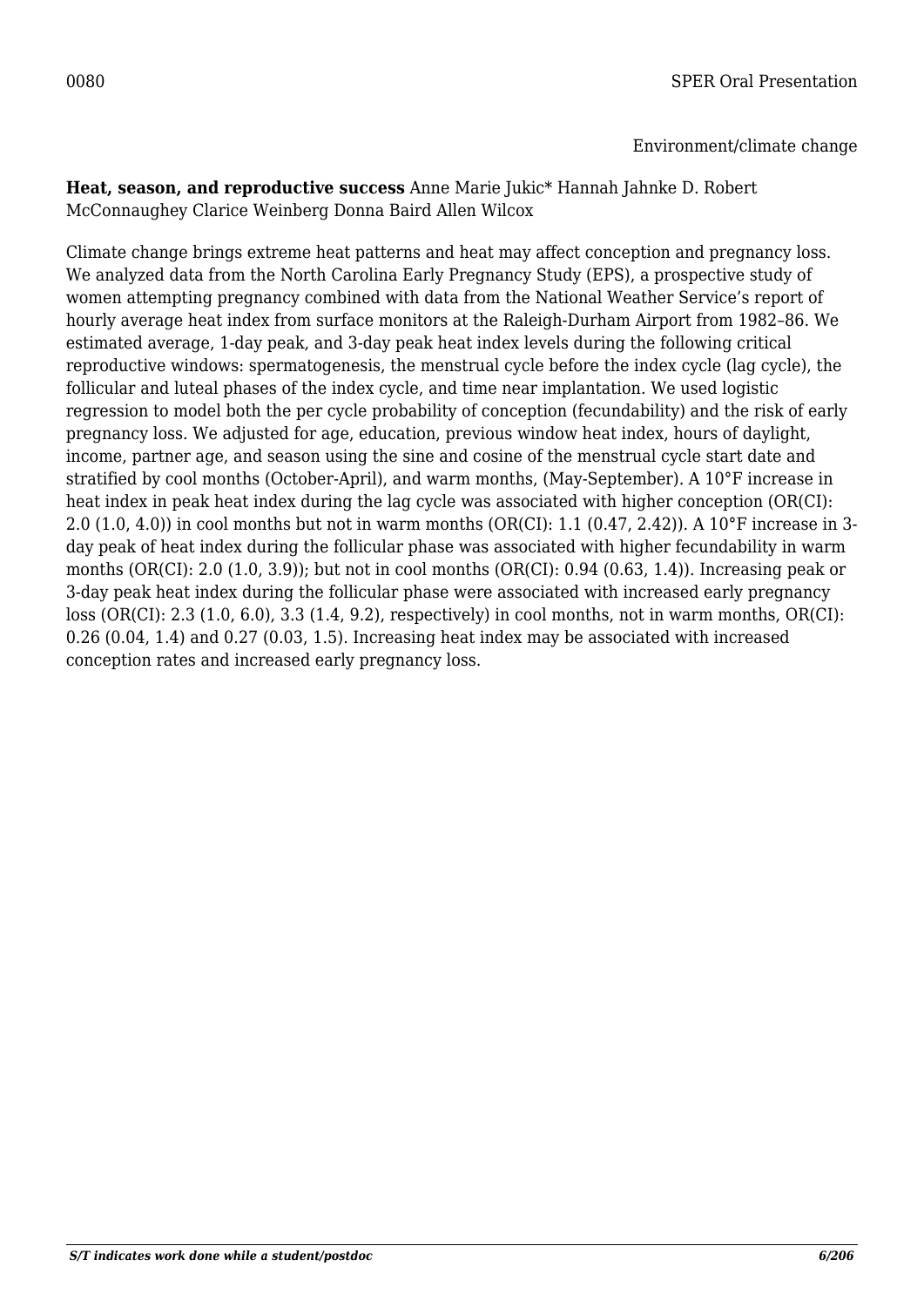0080 SPER Oral Presentation

Environment/climate change

**Heat, season, and reproductive success** Anne Marie Jukic* Hannah Jahnke D. Robert McConnaughey Clarice Weinberg Donna Baird Allen Wilcox

Climate change brings extreme heat patterns and heat may affect conception and pregnancy loss. We analyzed data from the North Carolina Early Pregnancy Study (EPS), a prospective study of women attempting pregnancy combined with data from the National Weather Service's report of hourly average heat index from surface monitors at the Raleigh-Durham Airport from 1982–86. We estimated average, 1-day peak, and 3-day peak heat index levels during the following critical reproductive windows: spermatogenesis, the menstrual cycle before the index cycle (lag cycle), the follicular and luteal phases of the index cycle, and time near implantation. We used logistic regression to model both the per cycle probability of conception (fecundability) and the risk of early pregnancy loss. We adjusted for age, education, previous window heat index, hours of daylight, income, partner age, and season using the sine and cosine of the menstrual cycle start date and stratified by cool months (October-April), and warm months, (May-September). A 10°F increase in heat index in peak heat index during the lag cycle was associated with higher conception (OR(CI): 2.0 (1.0, 4.0)) in cool months but not in warm months (OR(CI): 1.1 (0.47, 2.42)). A 10°F increase in 3-day peak of heat index during the follicular phase was associated with higher fecundability in warm months (OR(CI): 2.0 (1.0, 3.9)); but not in cool months (OR(CI): 0.94 (0.63, 1.4)). Increasing peak or 3-day peak heat index during the follicular phase were associated with increased early pregnancy loss (OR(CI): 2.3 (1.0, 6.0), 3.3 (1.4, 9.2), respectively) in cool months, not in warm months, OR(CI): 0.26 (0.04, 1.4) and 0.27 (0.03, 1.5). Increasing heat index may be associated with increased conception rates and increased early pregnancy loss.

*S/T indicates work done while a student/postdoc*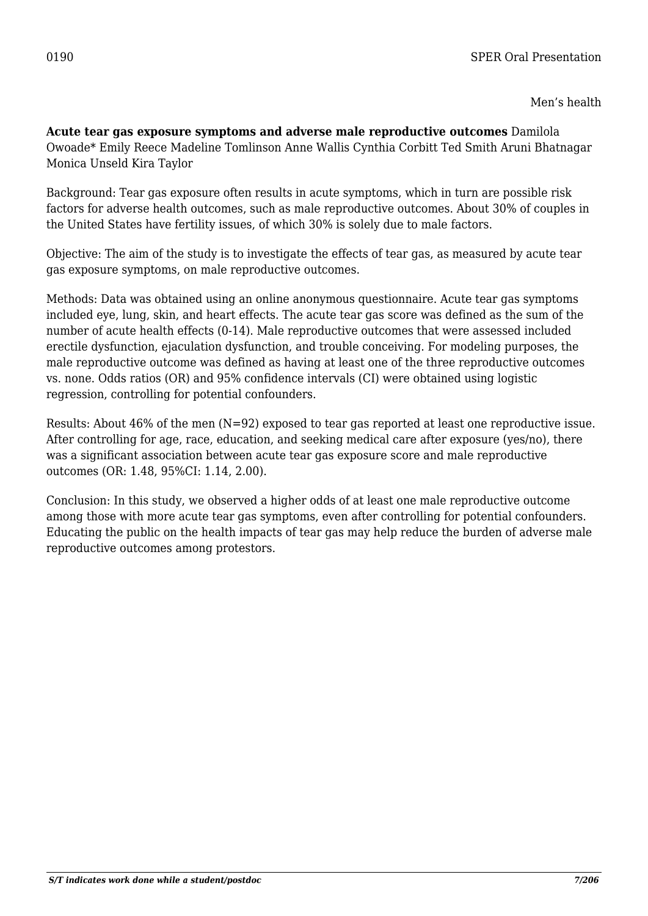0190 SPER Oral Presentation

Men’s health

**Acute tear gas exposure symptoms and adverse male reproductive outcomes** Damilola Owoade* Emily Reece Madeline Tomlinson Anne Wallis Cynthia Corbitt Ted Smith Aruni Bhatnagar Monica Unseld Kira Taylor

Background: Tear gas exposure often results in acute symptoms, which in turn are possible risk factors for adverse health outcomes, such as male reproductive outcomes. About 30% of couples in the United States have fertility issues, of which 30% is solely due to male factors.

Objective: The aim of the study is to investigate the effects of tear gas, as measured by acute tear gas exposure symptoms, on male reproductive outcomes.

Methods: Data was obtained using an online anonymous questionnaire. Acute tear gas symptoms included eye, lung, skin, and heart effects. The acute tear gas score was defined as the sum of the number of acute health effects (0-14). Male reproductive outcomes that were assessed included erectile dysfunction, ejaculation dysfunction, and trouble conceiving. For modeling purposes, the male reproductive outcome was defined as having at least one of the three reproductive outcomes vs. none. Odds ratios (OR) and 95% confidence intervals (CI) were obtained using logistic regression, controlling for potential confounders.

Results: About 46% of the men (N=92) exposed to tear gas reported at least one reproductive issue. After controlling for age, race, education, and seeking medical care after exposure (yes/no), there was a significant association between acute tear gas exposure score and male reproductive outcomes (OR: 1.48, 95%CI: 1.14, 2.00).

Conclusion: In this study, we observed a higher odds of at least one male reproductive outcome among those with more acute tear gas symptoms, even after controlling for potential confounders. Educating the public on the health impacts of tear gas may help reduce the burden of adverse male reproductive outcomes among protestors.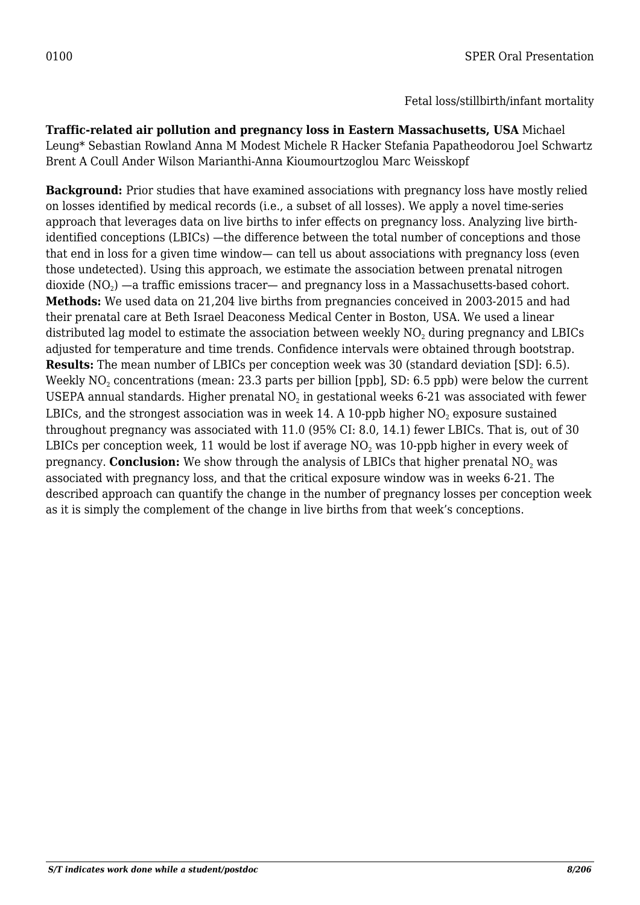0100 SPER Oral Presentation

Fetal loss/stillbirth/infant mortality

**Traffic-related air pollution and pregnancy loss in Eastern Massachusetts, USA** Michael Leung* Sebastian Rowland Anna M Modest Michele R Hacker Stefania Papatheodorou Joel Schwartz Brent A Coull Ander Wilson Marianthi-Anna Kioumourtzoglou Marc Weisskopf

**Background:** Prior studies that have examined associations with pregnancy loss have mostly relied on losses identified by medical records (i.e., a subset of all losses). We apply a novel time-series approach that leverages data on live births to infer effects on pregnancy loss. Analyzing live birth-identified conceptions (LBICs) —the difference between the total number of conceptions and those that end in loss for a given time window— can tell us about associations with pregnancy loss (even those undetected). Using this approach, we estimate the association between prenatal nitrogen dioxide ($NO_2$) —a traffic emissions tracer— and pregnancy loss in a Massachusetts-based cohort. **Methods:** We used data on 21,204 live births from pregnancies conceived in 2003-2015 and had their prenatal care at Beth Israel Deaconess Medical Center in Boston, USA. We used a linear distributed lag model to estimate the association between weekly $NO_2$ during pregnancy and LBICs adjusted for temperature and time trends. Confidence intervals were obtained through bootstrap. **Results:** The mean number of LBICs per conception week was 30 (standard deviation [SD]: 6.5). Weekly $NO_2$ concentrations (mean: 23.3 parts per billion [ppb], SD: 6.5 ppb) were below the current USEPA annual standards. Higher prenatal $NO_2$ in gestational weeks 6-21 was associated with fewer LBICs, and the strongest association was in week 14. A 10-ppb higher $NO_2$ exposure sustained throughout pregnancy was associated with 11.0 (95% CI: 8.0, 14.1) fewer LBICs. That is, out of 30 LBICs per conception week, 11 would be lost if average $NO_2$ was 10-ppb higher in every week of pregnancy. **Conclusion:** We show through the analysis of LBICs that higher prenatal $NO_2$ was associated with pregnancy loss, and that the critical exposure window was in weeks 6-21. The described approach can quantify the change in the number of pregnancy losses per conception week as it is simply the complement of the change in live births from that week's conceptions.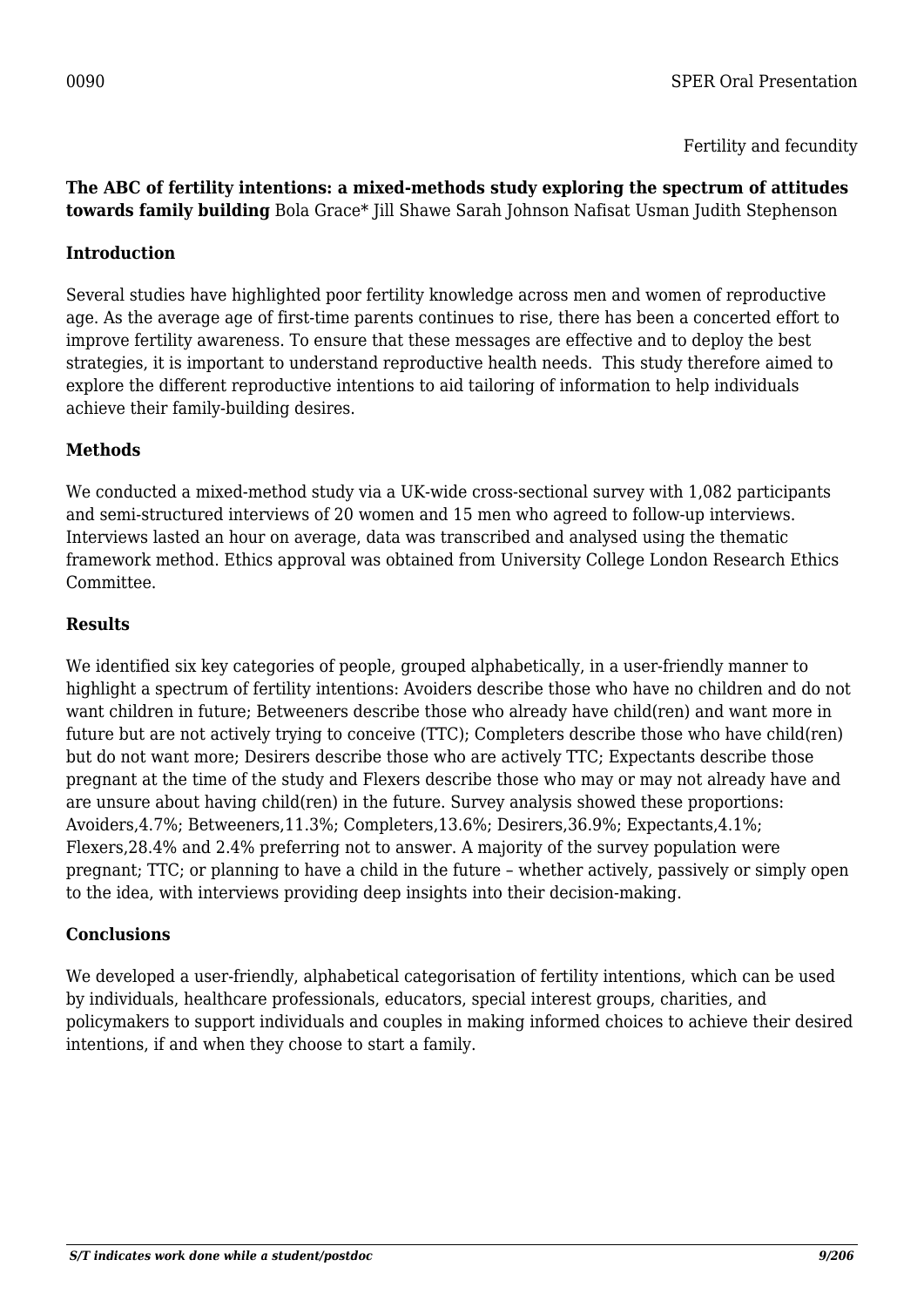0090 SPER Oral Presentation

Fertility and fecundity

**The ABC of fertility intentions: a mixed-methods study exploring the spectrum of attitudes towards family building** Bola Grace* Jill Shawe Sarah Johnson Nafisat Usman Judith Stephenson

**Introduction**

Several studies have highlighted poor fertility knowledge across men and women of reproductive age. As the average age of first-time parents continues to rise, there has been a concerted effort to improve fertility awareness. To ensure that these messages are effective and to deploy the best strategies, it is important to understand reproductive health needs. This study therefore aimed to explore the different reproductive intentions to aid tailoring of information to help individuals achieve their family-building desires.

**Methods**

We conducted a mixed-method study via a UK-wide cross-sectional survey with 1,082 participants and semi-structured interviews of 20 women and 15 men who agreed to follow-up interviews. Interviews lasted an hour on average, data was transcribed and analysed using the thematic framework method. Ethics approval was obtained from University College London Research Ethics Committee.

**Results**

We identified six key categories of people, grouped alphabetically, in a user-friendly manner to highlight a spectrum of fertility intentions: Avoiders describe those who have no children and do not want children in future; Betweeners describe those who already have child(ren) and want more in future but are not actively trying to conceive (TTC); Completers describe those who have child(ren) but do not want more; Desirers describe those who are actively TTC; Expectants describe those pregnant at the time of the study and Flexers describe those who may or may not already have and are unsure about having child(ren) in the future. Survey analysis showed these proportions: Avoiders,4.7%; Betweeners,11.3%; Completers,13.6%; Desirers,36.9%; Expectants,4.1%; Flexers,28.4% and 2.4% preferring not to answer. A majority of the survey population were pregnant; TTC; or planning to have a child in the future – whether actively, passively or simply open to the idea, with interviews providing deep insights into their decision-making.

**Conclusions**

We developed a user-friendly, alphabetical categorisation of fertility intentions, which can be used by individuals, healthcare professionals, educators, special interest groups, charities, and policymakers to support individuals and couples in making informed choices to achieve their desired intentions, if and when they choose to start a family.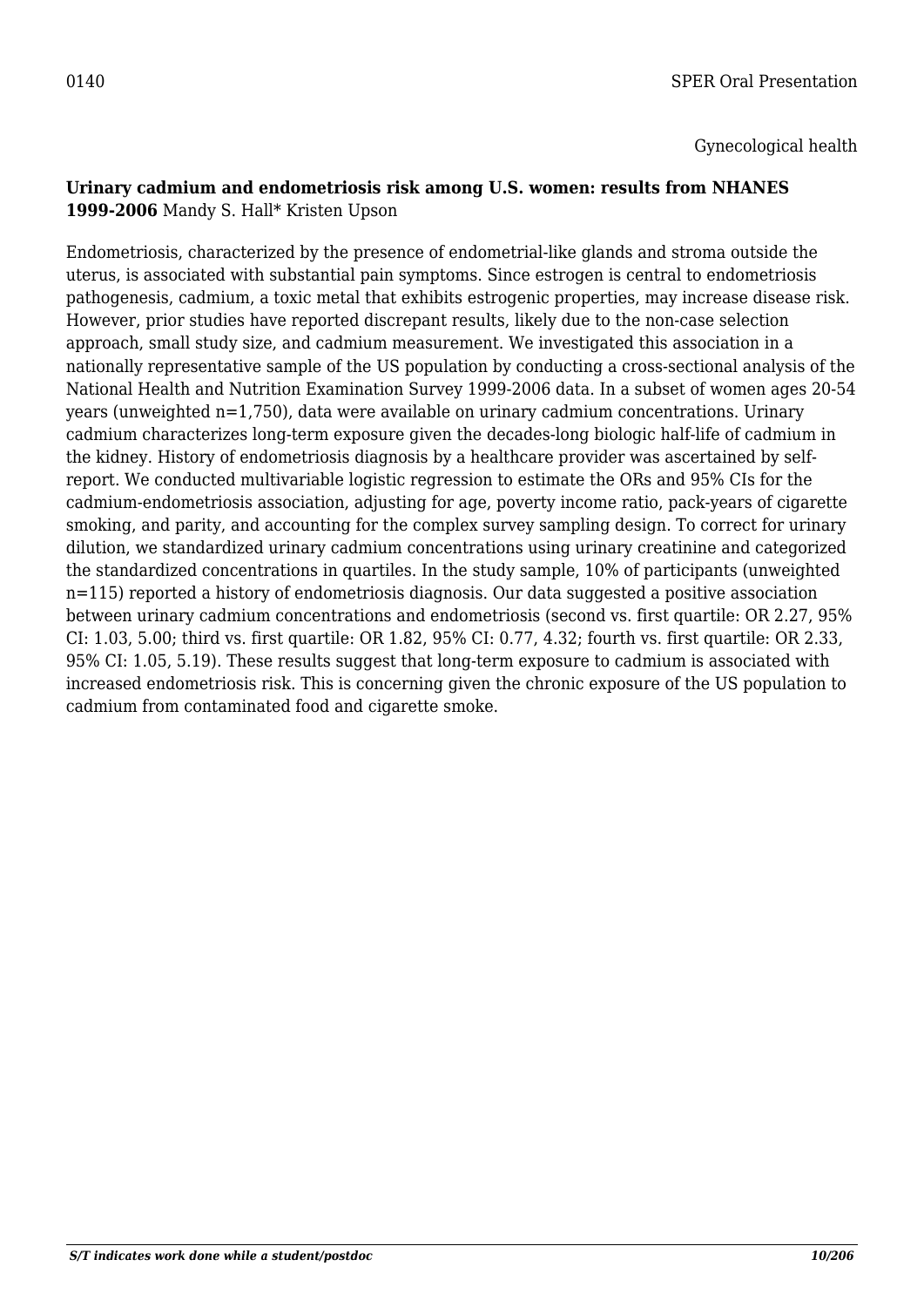0140 SPER Oral Presentation

Gynecological health

**Urinary cadmium and endometriosis risk among U.S. women: results from NHANES 1999-2006** Mandy S. Hall* Kristen Upson

Endometriosis, characterized by the presence of endometrial-like glands and stroma outside the uterus, is associated with substantial pain symptoms. Since estrogen is central to endometriosis pathogenesis, cadmium, a toxic metal that exhibits estrogenic properties, may increase disease risk. However, prior studies have reported discrepant results, likely due to the non-case selection approach, small study size, and cadmium measurement. We investigated this association in a nationally representative sample of the US population by conducting a cross-sectional analysis of the National Health and Nutrition Examination Survey 1999-2006 data. In a subset of women ages 20-54 years (unweighted n=1,750), data were available on urinary cadmium concentrations. Urinary cadmium characterizes long-term exposure given the decades-long biologic half-life of cadmium in the kidney. History of endometriosis diagnosis by a healthcare provider was ascertained by self-report. We conducted multivariable logistic regression to estimate the ORs and 95% CIs for the cadmium-endometriosis association, adjusting for age, poverty income ratio, pack-years of cigarette smoking, and parity, and accounting for the complex survey sampling design. To correct for urinary dilution, we standardized urinary cadmium concentrations using urinary creatinine and categorized the standardized concentrations in quartiles. In the study sample, 10% of participants (unweighted n=115) reported a history of endometriosis diagnosis. Our data suggested a positive association between urinary cadmium concentrations and endometriosis (second vs. first quartile: OR 2.27, 95% CI: 1.03, 5.00; third vs. first quartile: OR 1.82, 95% CI: 0.77, 4.32; fourth vs. first quartile: OR 2.33, 95% CI: 1.05, 5.19). These results suggest that long-term exposure to cadmium is associated with increased endometriosis risk. This is concerning given the chronic exposure of the US population to cadmium from contaminated food and cigarette smoke.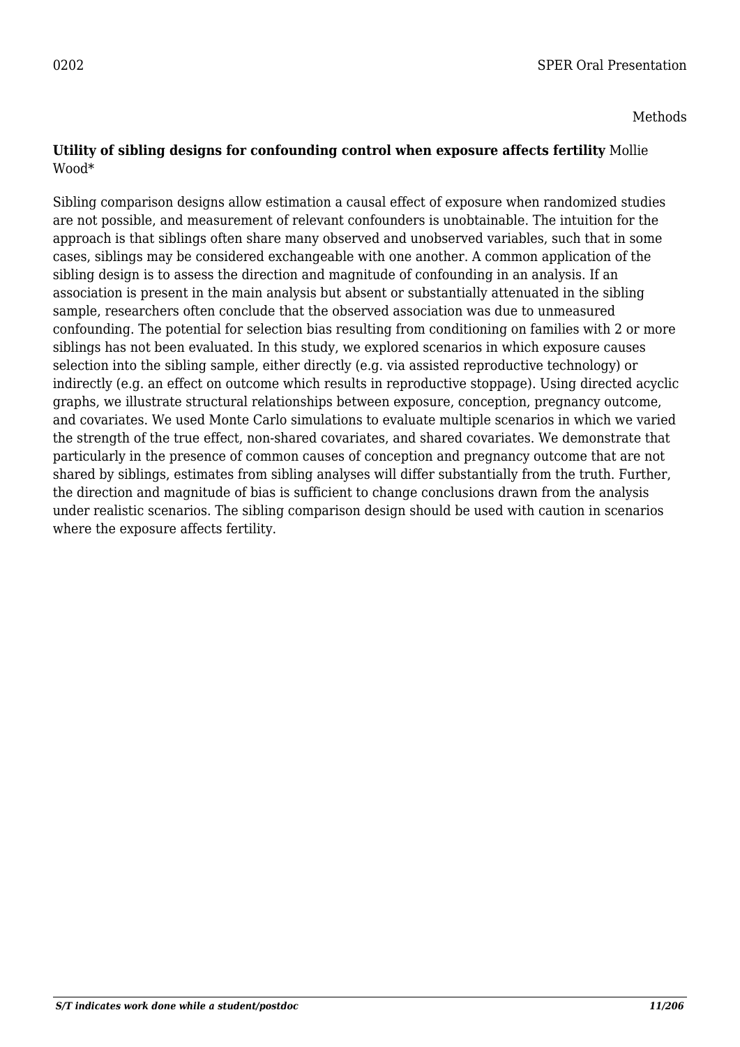0202

SPER Oral Presentation

Methods

**Utility of sibling designs for confounding control when exposure affects fertility** Mollie Wood*

Sibling comparison designs allow estimation a causal effect of exposure when randomized studies are not possible, and measurement of relevant confounders is unobtainable. The intuition for the approach is that siblings often share many observed and unobserved variables, such that in some cases, siblings may be considered exchangeable with one another. A common application of the sibling design is to assess the direction and magnitude of confounding in an analysis. If an association is present in the main analysis but absent or substantially attenuated in the sibling sample, researchers often conclude that the observed association was due to unmeasured confounding. The potential for selection bias resulting from conditioning on families with 2 or more siblings has not been evaluated. In this study, we explored scenarios in which exposure causes selection into the sibling sample, either directly (e.g. via assisted reproductive technology) or indirectly (e.g. an effect on outcome which results in reproductive stoppage). Using directed acyclic graphs, we illustrate structural relationships between exposure, conception, pregnancy outcome, and covariates. We used Monte Carlo simulations to evaluate multiple scenarios in which we varied the strength of the true effect, non-shared covariates, and shared covariates. We demonstrate that particularly in the presence of common causes of conception and pregnancy outcome that are not shared by siblings, estimates from sibling analyses will differ substantially from the truth. Further, the direction and magnitude of bias is sufficient to change conclusions drawn from the analysis under realistic scenarios. The sibling comparison design should be used with caution in scenarios where the exposure affects fertility.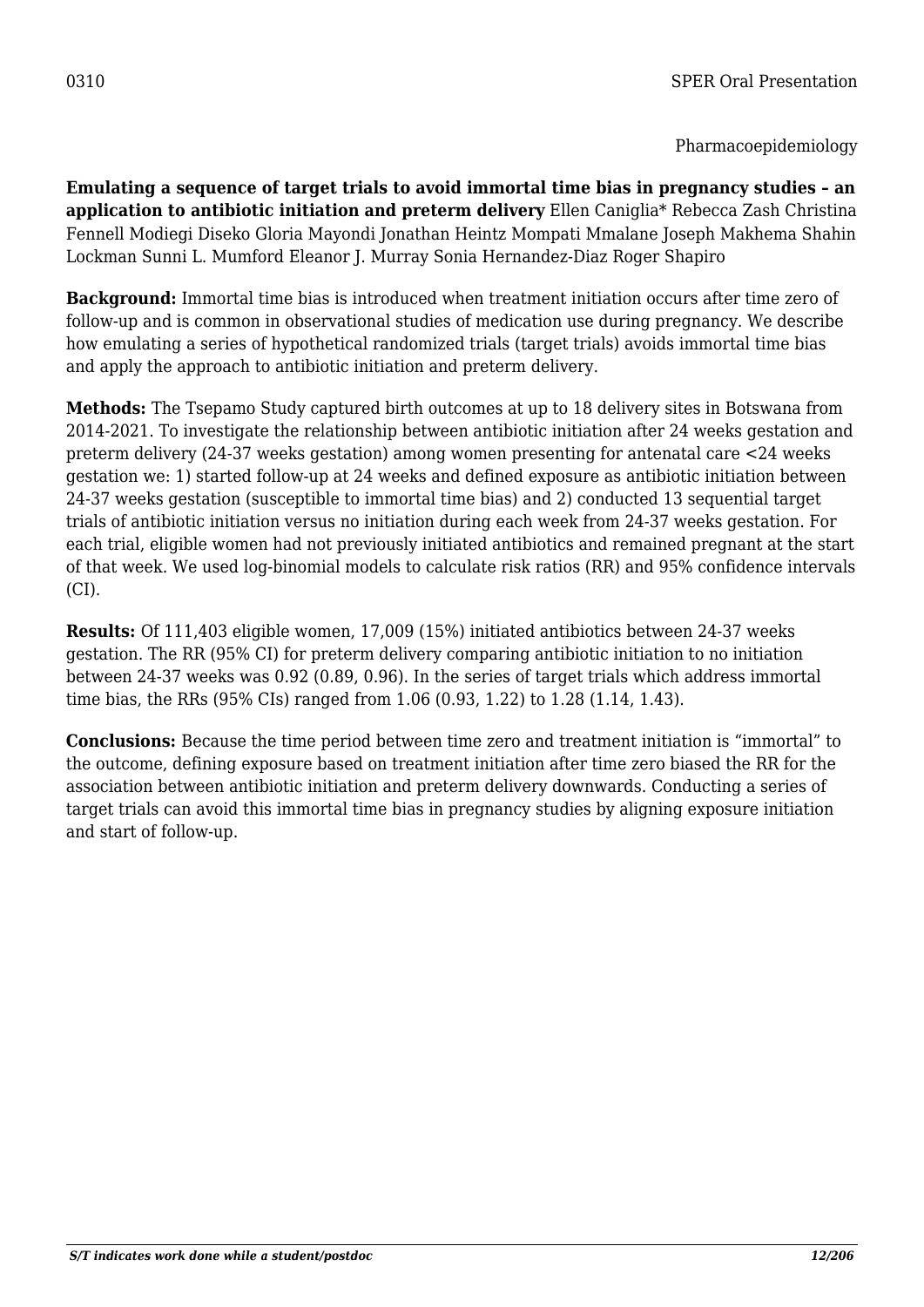0310 SPER Oral Presentation

Pharmacoepidemiology

**Emulating a sequence of target trials to avoid immortal time bias in pregnancy studies – an application to antibiotic initiation and preterm delivery** Ellen Caniglia* Rebecca Zash Christina Fennell Modiegi Diseko Gloria Mayondi Jonathan Heintz Mompati Mmalane Joseph Makhema Shahin Lockman Sunni L. Mumford Eleanor J. Murray Sonia Hernandez-Diaz Roger Shapiro

**Background:** Immortal time bias is introduced when treatment initiation occurs after time zero of follow-up and is common in observational studies of medication use during pregnancy. We describe how emulating a series of hypothetical randomized trials (target trials) avoids immortal time bias and apply the approach to antibiotic initiation and preterm delivery.

**Methods:** The Tsepamo Study captured birth outcomes at up to 18 delivery sites in Botswana from 2014-2021. To investigate the relationship between antibiotic initiation after 24 weeks gestation and preterm delivery (24-37 weeks gestation) among women presenting for antenatal care <24 weeks gestation we: 1) started follow-up at 24 weeks and defined exposure as antibiotic initiation between 24-37 weeks gestation (susceptible to immortal time bias) and 2) conducted 13 sequential target trials of antibiotic initiation versus no initiation during each week from 24-37 weeks gestation. For each trial, eligible women had not previously initiated antibiotics and remained pregnant at the start of that week. We used log-binomial models to calculate risk ratios (RR) and 95% confidence intervals (CI).

**Results:** Of 111,403 eligible women, 17,009 (15%) initiated antibiotics between 24-37 weeks gestation. The RR (95% CI) for preterm delivery comparing antibiotic initiation to no initiation between 24-37 weeks was 0.92 (0.89, 0.96). In the series of target trials which address immortal time bias, the RRs (95% CIs) ranged from 1.06 (0.93, 1.22) to 1.28 (1.14, 1.43).

**Conclusions:** Because the time period between time zero and treatment initiation is "immortal" to the outcome, defining exposure based on treatment initiation after time zero biased the RR for the association between antibiotic initiation and preterm delivery downwards. Conducting a series of target trials can avoid this immortal time bias in pregnancy studies by aligning exposure initiation and start of follow-up.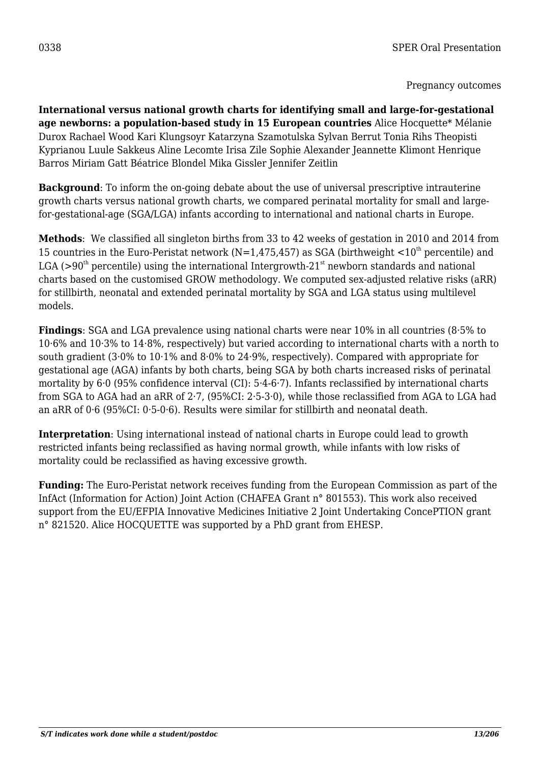0338 SPER Oral Presentation

Pregnancy outcomes

**International versus national growth charts for identifying small and large-for-gestational age newborns: a population-based study in 15 European countries** Alice Hocquette* Mélanie Durox Rachael Wood Kari Klungsoyr Katarzyna Szamotulska Sylvan Berrut Tonia Rihs Theopisti Kyprianou Luule Sakkeus Aline Lecomte Irisa Zile Sophie Alexander Jeannette Klimont Henrique Barros Miriam Gatt Béatrice Blondel Mika Gissler Jennifer Zeitlin

**Background**: To inform the on-going debate about the use of universal prescriptive intrauterine growth charts versus national growth charts, we compared perinatal mortality for small and large-for-gestational-age (SGA/LGA) infants according to international and national charts in Europe.

**Methods**: We classified all singleton births from 33 to 42 weeks of gestation in 2010 and 2014 from 15 countries in the Euro-Peristat network (N=1,475,457) as SGA (birthweight <$10^{th}$ percentile) and LGA (>$90^{th}$ percentile) using the international Intergrowth-$21^{st}$ newborn standards and national charts based on the customised GROW methodology. We computed sex-adjusted relative risks (aRR) for stillbirth, neonatal and extended perinatal mortality by SGA and LGA status using multilevel models.

**Findings**: SGA and LGA prevalence using national charts were near 10% in all countries (8·5% to 10·6% and 10·3% to 14·8%, respectively) but varied according to international charts with a north to south gradient (3·0% to 10·1% and 8·0% to 24·9%, respectively). Compared with appropriate for gestational age (AGA) infants by both charts, being SGA by both charts increased risks of perinatal mortality by 6·0 (95% confidence interval (CI): 5·4-6·7). Infants reclassified by international charts from SGA to AGA had an aRR of 2·7, (95%CI: 2·5-3·0), while those reclassified from AGA to LGA had an aRR of 0·6 (95%CI: 0·5-0·6). Results were similar for stillbirth and neonatal death.

**Interpretation**: Using international instead of national charts in Europe could lead to growth restricted infants being reclassified as having normal growth, while infants with low risks of mortality could be reclassified as having excessive growth.

**Funding:** The Euro-Peristat network receives funding from the European Commission as part of the InfAct (Information for Action) Joint Action (CHAFEA Grant n° 801553). This work also received support from the EU/EFPIA Innovative Medicines Initiative 2 Joint Undertaking ConcePTION grant n° 821520. Alice HOCQUETTE was supported by a PhD grant from EHESP.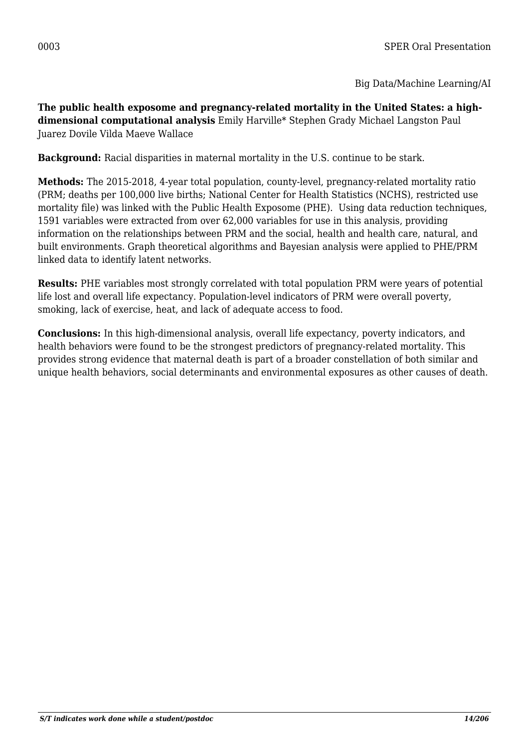0003 SPER Oral Presentation

Big Data/Machine Learning/AI

**The public health exposome and pregnancy-related mortality in the United States: a high-dimensional computational analysis** Emily Harville* Stephen Grady Michael Langston Paul Juarez Dovile Vilda Maeve Wallace

**Background:** Racial disparities in maternal mortality in the U.S. continue to be stark.

**Methods:** The 2015-2018, 4-year total population, county-level, pregnancy-related mortality ratio (PRM; deaths per 100,000 live births; National Center for Health Statistics (NCHS), restricted use mortality file) was linked with the Public Health Exposome (PHE). Using data reduction techniques, 1591 variables were extracted from over 62,000 variables for use in this analysis, providing information on the relationships between PRM and the social, health and health care, natural, and built environments. Graph theoretical algorithms and Bayesian analysis were applied to PHE/PRM linked data to identify latent networks.

**Results:** PHE variables most strongly correlated with total population PRM were years of potential life lost and overall life expectancy. Population-level indicators of PRM were overall poverty, smoking, lack of exercise, heat, and lack of adequate access to food.

**Conclusions:** In this high-dimensional analysis, overall life expectancy, poverty indicators, and health behaviors were found to be the strongest predictors of pregnancy-related mortality. This provides strong evidence that maternal death is part of a broader constellation of both similar and unique health behaviors, social determinants and environmental exposures as other causes of death.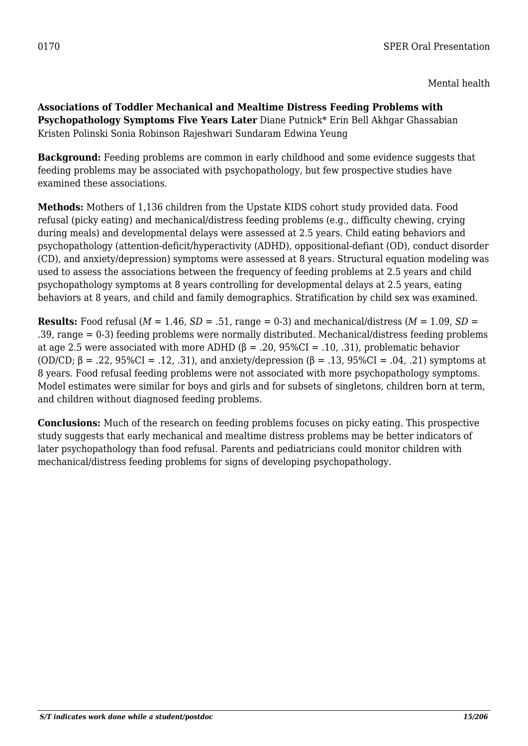0170 SPER Oral Presentation

Mental health

**Associations of Toddler Mechanical and Mealtime Distress Feeding Problems with Psychopathology Symptoms Five Years Later** Diane Putnick* Erin Bell Akhgar Ghassabian Kristen Polinski Sonia Robinson Rajeshwari Sundaram Edwina Yeung

**Background:** Feeding problems are common in early childhood and some evidence suggests that feeding problems may be associated with psychopathology, but few prospective studies have examined these associations.

**Methods:** Mothers of 1,136 children from the Upstate KIDS cohort study provided data. Food refusal (picky eating) and mechanical/distress feeding problems (e.g., difficulty chewing, crying during meals) and developmental delays were assessed at 2.5 years. Child eating behaviors and psychopathology (attention-deficit/hyperactivity (ADHD), oppositional-defiant (OD), conduct disorder (CD), and anxiety/depression) symptoms were assessed at 8 years. Structural equation modeling was used to assess the associations between the frequency of feeding problems at 2.5 years and child psychopathology symptoms at 8 years controlling for developmental delays at 2.5 years, eating behaviors at 8 years, and child and family demographics. Stratification by child sex was examined.

**Results:** Food refusal ($M$ = 1.46, $SD$ = .51, range = 0-3) and mechanical/distress ($M$ = 1.09, $SD$ = .39, range = 0-3) feeding problems were normally distributed. Mechanical/distress feeding problems at age 2.5 were associated with more ADHD ($\beta$ = .20, 95%CI = .10, .31), problematic behavior (OD/CD; $\beta$ = .22, 95%CI = .12, .31), and anxiety/depression ($\beta$ = .13, 95%CI = .04, .21) symptoms at 8 years. Food refusal feeding problems were not associated with more psychopathology symptoms. Model estimates were similar for boys and girls and for subsets of singletons, children born at term, and children without diagnosed feeding problems.

**Conclusions:** Much of the research on feeding problems focuses on picky eating. This prospective study suggests that early mechanical and mealtime distress problems may be better indicators of later psychopathology than food refusal. Parents and pediatricians could monitor children with mechanical/distress feeding problems for signs of developing psychopathology.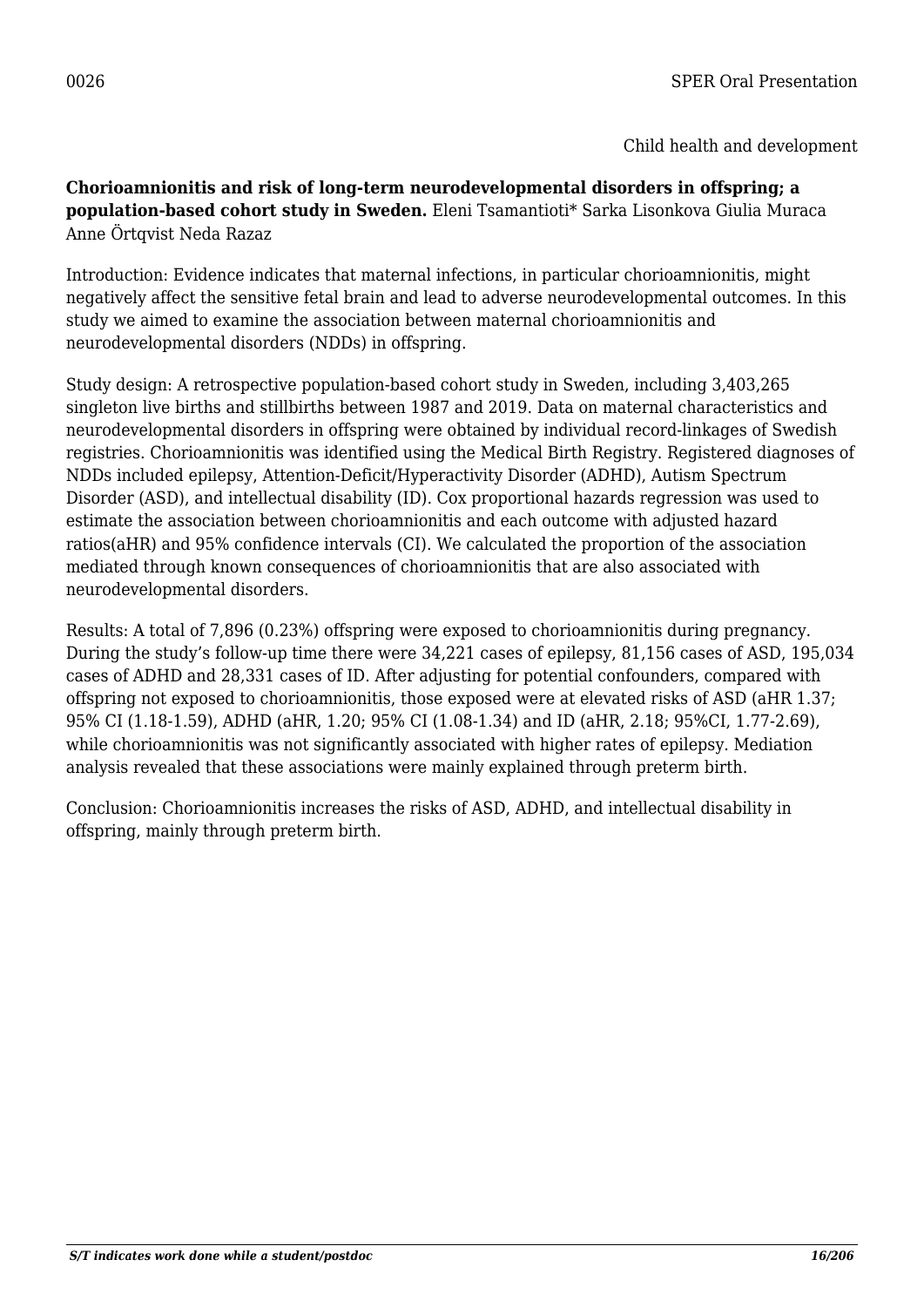0026 SPER Oral Presentation

Child health and development

**Chorioamnionitis and risk of long-term neurodevelopmental disorders in offspring; a population-based cohort study in Sweden.** Eleni Tsamantioti* Sarka Lisonkova Giulia Muraca Anne Örtqvist Neda Razaz

Introduction: Evidence indicates that maternal infections, in particular chorioamnionitis, might negatively affect the sensitive fetal brain and lead to adverse neurodevelopmental outcomes. In this study we aimed to examine the association between maternal chorioamnionitis and neurodevelopmental disorders (NDDs) in offspring.

Study design: A retrospective population-based cohort study in Sweden, including 3,403,265 singleton live births and stillbirths between 1987 and 2019. Data on maternal characteristics and neurodevelopmental disorders in offspring were obtained by individual record-linkages of Swedish registries. Chorioamnionitis was identified using the Medical Birth Registry. Registered diagnoses of NDDs included epilepsy, Attention-Deficit/Hyperactivity Disorder (ADHD), Autism Spectrum Disorder (ASD), and intellectual disability (ID). Cox proportional hazards regression was used to estimate the association between chorioamnionitis and each outcome with adjusted hazard ratios(aHR) and 95% confidence intervals (CI). We calculated the proportion of the association mediated through known consequences of chorioamnionitis that are also associated with neurodevelopmental disorders.

Results: A total of 7,896 (0.23%) offspring were exposed to chorioamnionitis during pregnancy. During the study's follow-up time there were 34,221 cases of epilepsy, 81,156 cases of ASD, 195,034 cases of ADHD and 28,331 cases of ID. After adjusting for potential confounders, compared with offspring not exposed to chorioamnionitis, those exposed were at elevated risks of ASD (aHR 1.37; 95% CI (1.18-1.59), ADHD (aHR, 1.20; 95% CI (1.08-1.34) and ID (aHR, 2.18; 95%CI, 1.77-2.69), while chorioamnionitis was not significantly associated with higher rates of epilepsy. Mediation analysis revealed that these associations were mainly explained through preterm birth.

Conclusion: Chorioamnionitis increases the risks of ASD, ADHD, and intellectual disability in offspring, mainly through preterm birth.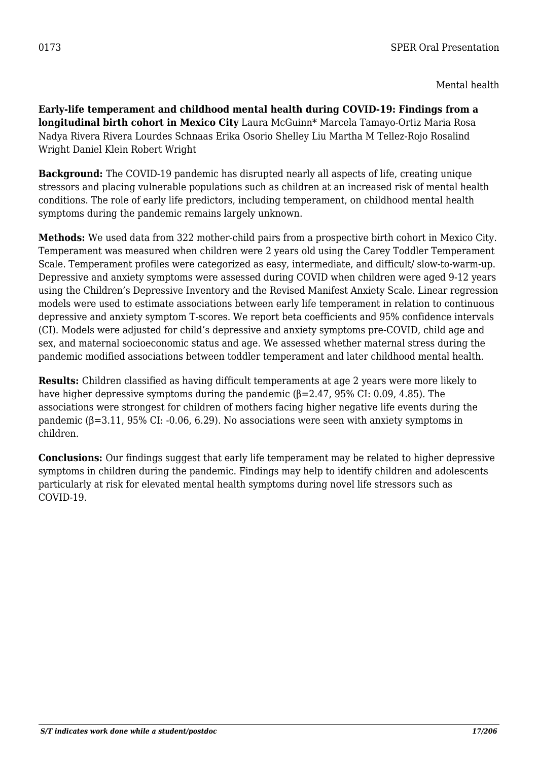0173 SPER Oral Presentation

Mental health

**Early-life temperament and childhood mental health during COVID-19: Findings from a longitudinal birth cohort in Mexico City** Laura McGuinn* Marcela Tamayo-Ortiz Maria Rosa Nadya Rivera Rivera Lourdes Schnaas Erika Osorio Shelley Liu Martha M Tellez-Rojo Rosalind Wright Daniel Klein Robert Wright

**Background:** The COVID-19 pandemic has disrupted nearly all aspects of life, creating unique stressors and placing vulnerable populations such as children at an increased risk of mental health conditions. The role of early life predictors, including temperament, on childhood mental health symptoms during the pandemic remains largely unknown.

**Methods:** We used data from 322 mother-child pairs from a prospective birth cohort in Mexico City. Temperament was measured when children were 2 years old using the Carey Toddler Temperament Scale. Temperament profiles were categorized as easy, intermediate, and difficult/ slow-to-warm-up. Depressive and anxiety symptoms were assessed during COVID when children were aged 9-12 years using the Children's Depressive Inventory and the Revised Manifest Anxiety Scale. Linear regression models were used to estimate associations between early life temperament in relation to continuous depressive and anxiety symptom T-scores. We report beta coefficients and 95% confidence intervals (CI). Models were adjusted for child's depressive and anxiety symptoms pre-COVID, child age and sex, and maternal socioeconomic status and age. We assessed whether maternal stress during the pandemic modified associations between toddler temperament and later childhood mental health.

**Results:** Children classified as having difficult temperaments at age 2 years were more likely to have higher depressive symptoms during the pandemic ($\beta$=2.47, 95% CI: 0.09, 4.85). The associations were strongest for children of mothers facing higher negative life events during the pandemic ($\beta$=3.11, 95% CI: -0.06, 6.29). No associations were seen with anxiety symptoms in children.

**Conclusions:** Our findings suggest that early life temperament may be related to higher depressive symptoms in children during the pandemic. Findings may help to identify children and adolescents particularly at risk for elevated mental health symptoms during novel life stressors such as COVID-19.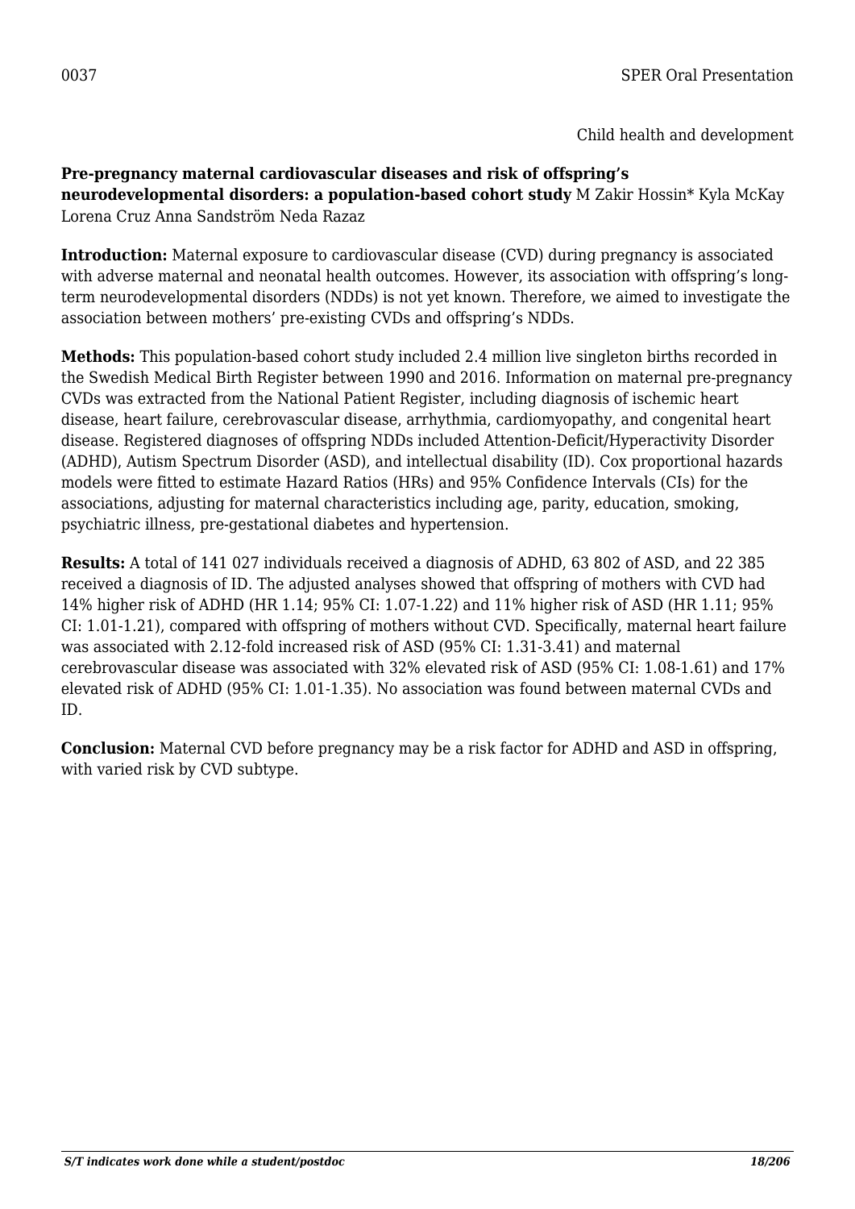0037 SPER Oral Presentation

Child health and development

**Pre-pregnancy maternal cardiovascular diseases and risk of offspring's neurodevelopmental disorders: a population-based cohort study** M Zakir Hossin* Kyla McKay Lorena Cruz Anna Sandström Neda Razaz

**Introduction:** Maternal exposure to cardiovascular disease (CVD) during pregnancy is associated with adverse maternal and neonatal health outcomes. However, its association with offspring's long-term neurodevelopmental disorders (NDDs) is not yet known. Therefore, we aimed to investigate the association between mothers' pre-existing CVDs and offspring's NDDs.

**Methods:** This population-based cohort study included 2.4 million live singleton births recorded in the Swedish Medical Birth Register between 1990 and 2016. Information on maternal pre-pregnancy CVDs was extracted from the National Patient Register, including diagnosis of ischemic heart disease, heart failure, cerebrovascular disease, arrhythmia, cardiomyopathy, and congenital heart disease. Registered diagnoses of offspring NDDs included Attention-Deficit/Hyperactivity Disorder (ADHD), Autism Spectrum Disorder (ASD), and intellectual disability (ID). Cox proportional hazards models were fitted to estimate Hazard Ratios (HRs) and 95% Confidence Intervals (CIs) for the associations, adjusting for maternal characteristics including age, parity, education, smoking, psychiatric illness, pre-gestational diabetes and hypertension.

**Results:** A total of 141 027 individuals received a diagnosis of ADHD, 63 802 of ASD, and 22 385 received a diagnosis of ID. The adjusted analyses showed that offspring of mothers with CVD had 14% higher risk of ADHD (HR 1.14; 95% CI: 1.07-1.22) and 11% higher risk of ASD (HR 1.11; 95% CI: 1.01-1.21), compared with offspring of mothers without CVD. Specifically, maternal heart failure was associated with 2.12-fold increased risk of ASD (95% CI: 1.31-3.41) and maternal cerebrovascular disease was associated with 32% elevated risk of ASD (95% CI: 1.08-1.61) and 17% elevated risk of ADHD (95% CI: 1.01-1.35). No association was found between maternal CVDs and ID.

**Conclusion:** Maternal CVD before pregnancy may be a risk factor for ADHD and ASD in offspring, with varied risk by CVD subtype.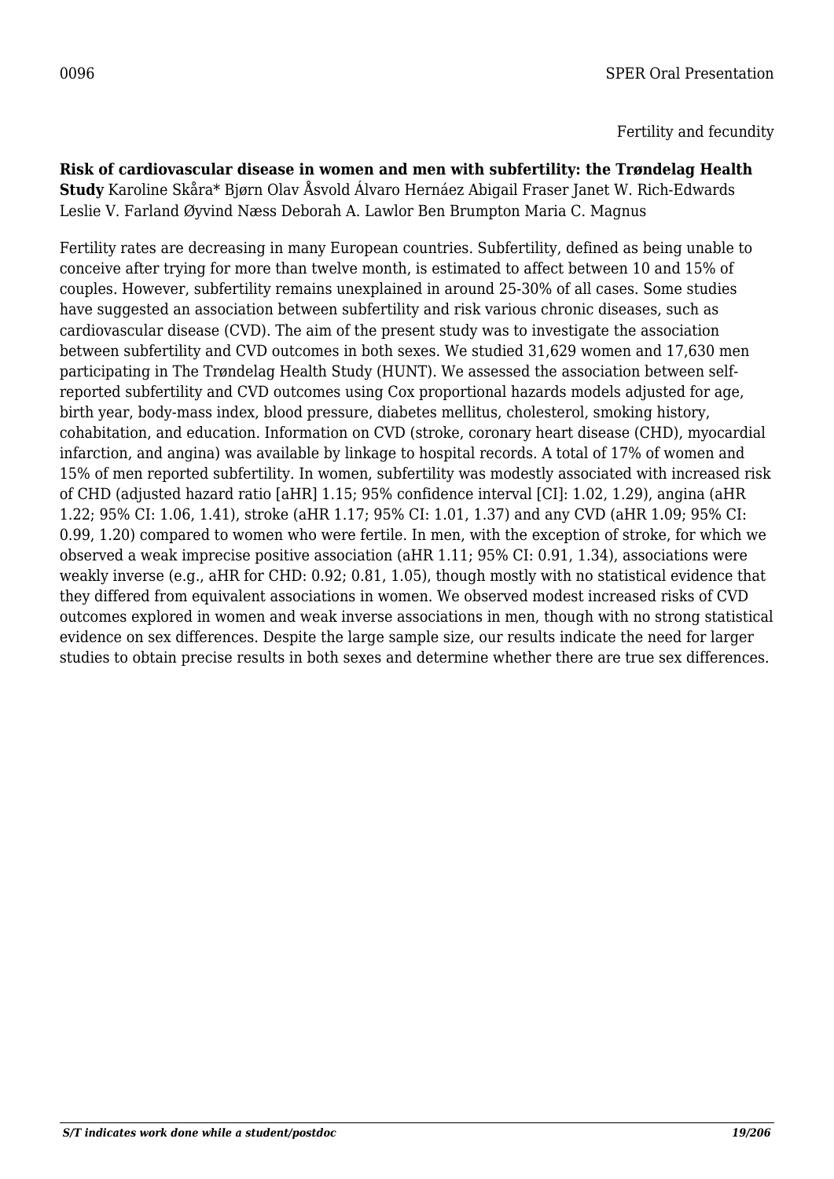0096 SPER Oral Presentation

Fertility and fecundity

**Risk of cardiovascular disease in women and men with subfertility: the Trøndelag Health Study** Karoline Skåra* Bjørn Olav Åsvold Álvaro Hernáez Abigail Fraser Janet W. Rich-Edwards Leslie V. Farland Øyvind Næss Deborah A. Lawlor Ben Brumpton Maria C. Magnus

Fertility rates are decreasing in many European countries. Subfertility, defined as being unable to conceive after trying for more than twelve month, is estimated to affect between 10 and 15% of couples. However, subfertility remains unexplained in around 25-30% of all cases. Some studies have suggested an association between subfertility and risk various chronic diseases, such as cardiovascular disease (CVD). The aim of the present study was to investigate the association between subfertility and CVD outcomes in both sexes. We studied 31,629 women and 17,630 men participating in The Trøndelag Health Study (HUNT). We assessed the association between self-reported subfertility and CVD outcomes using Cox proportional hazards models adjusted for age, birth year, body-mass index, blood pressure, diabetes mellitus, cholesterol, smoking history, cohabitation, and education. Information on CVD (stroke, coronary heart disease (CHD), myocardial infarction, and angina) was available by linkage to hospital records. A total of 17% of women and 15% of men reported subfertility. In women, subfertility was modestly associated with increased risk of CHD (adjusted hazard ratio [aHR] 1.15; 95% confidence interval [CI]: 1.02, 1.29), angina (aHR 1.22; 95% CI: 1.06, 1.41), stroke (aHR 1.17; 95% CI: 1.01, 1.37) and any CVD (aHR 1.09; 95% CI: 0.99, 1.20) compared to women who were fertile. In men, with the exception of stroke, for which we observed a weak imprecise positive association (aHR 1.11; 95% CI: 0.91, 1.34), associations were weakly inverse (e.g., aHR for CHD: 0.92; 0.81, 1.05), though mostly with no statistical evidence that they differed from equivalent associations in women. We observed modest increased risks of CVD outcomes explored in women and weak inverse associations in men, though with no strong statistical evidence on sex differences. Despite the large sample size, our results indicate the need for larger studies to obtain precise results in both sexes and determine whether there are true sex differences.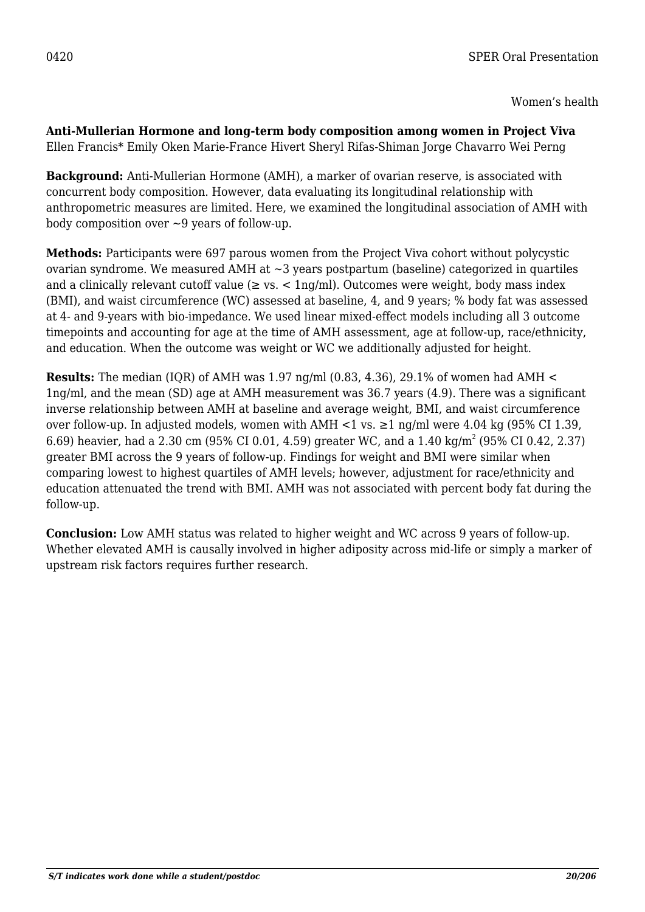0420 SPER Oral Presentation

Women's health

**Anti-Mullerian Hormone and long-term body composition among women in Project Viva**
Ellen Francis* Emily Oken Marie-France Hivert Sheryl Rifas-Shiman Jorge Chavarro Wei Perng

**Background:** Anti-Mullerian Hormone (AMH), a marker of ovarian reserve, is associated with concurrent body composition. However, data evaluating its longitudinal relationship with anthropometric measures are limited. Here, we examined the longitudinal association of AMH with body composition over ~9 years of follow-up.

**Methods:** Participants were 697 parous women from the Project Viva cohort without polycystic ovarian syndrome. We measured AMH at ~3 years postpartum (baseline) categorized in quartiles and a clinically relevant cutoff value (≥ vs. < 1ng/ml). Outcomes were weight, body mass index (BMI), and waist circumference (WC) assessed at baseline, 4, and 9 years; % body fat was assessed at 4- and 9-years with bio-impedance. We used linear mixed-effect models including all 3 outcome timepoints and accounting for age at the time of AMH assessment, age at follow-up, race/ethnicity, and education. When the outcome was weight or WC we additionally adjusted for height.

**Results:** The median (IQR) of AMH was 1.97 ng/ml (0.83, 4.36), 29.1% of women had AMH < 1ng/ml, and the mean (SD) age at AMH measurement was 36.7 years (4.9). There was a significant inverse relationship between AMH at baseline and average weight, BMI, and waist circumference over follow-up. In adjusted models, women with AMH <1 vs. ≥1 ng/ml were 4.04 kg (95% CI 1.39, 6.69) heavier, had a 2.30 cm (95% CI 0.01, 4.59) greater WC, and a 1.40 kg/m$^2$ (95% CI 0.42, 2.37) greater BMI across the 9 years of follow-up. Findings for weight and BMI were similar when comparing lowest to highest quartiles of AMH levels; however, adjustment for race/ethnicity and education attenuated the trend with BMI. AMH was not associated with percent body fat during the follow-up.

**Conclusion:** Low AMH status was related to higher weight and WC across 9 years of follow-up. Whether elevated AMH is causally involved in higher adiposity across mid-life or simply a marker of upstream risk factors requires further research.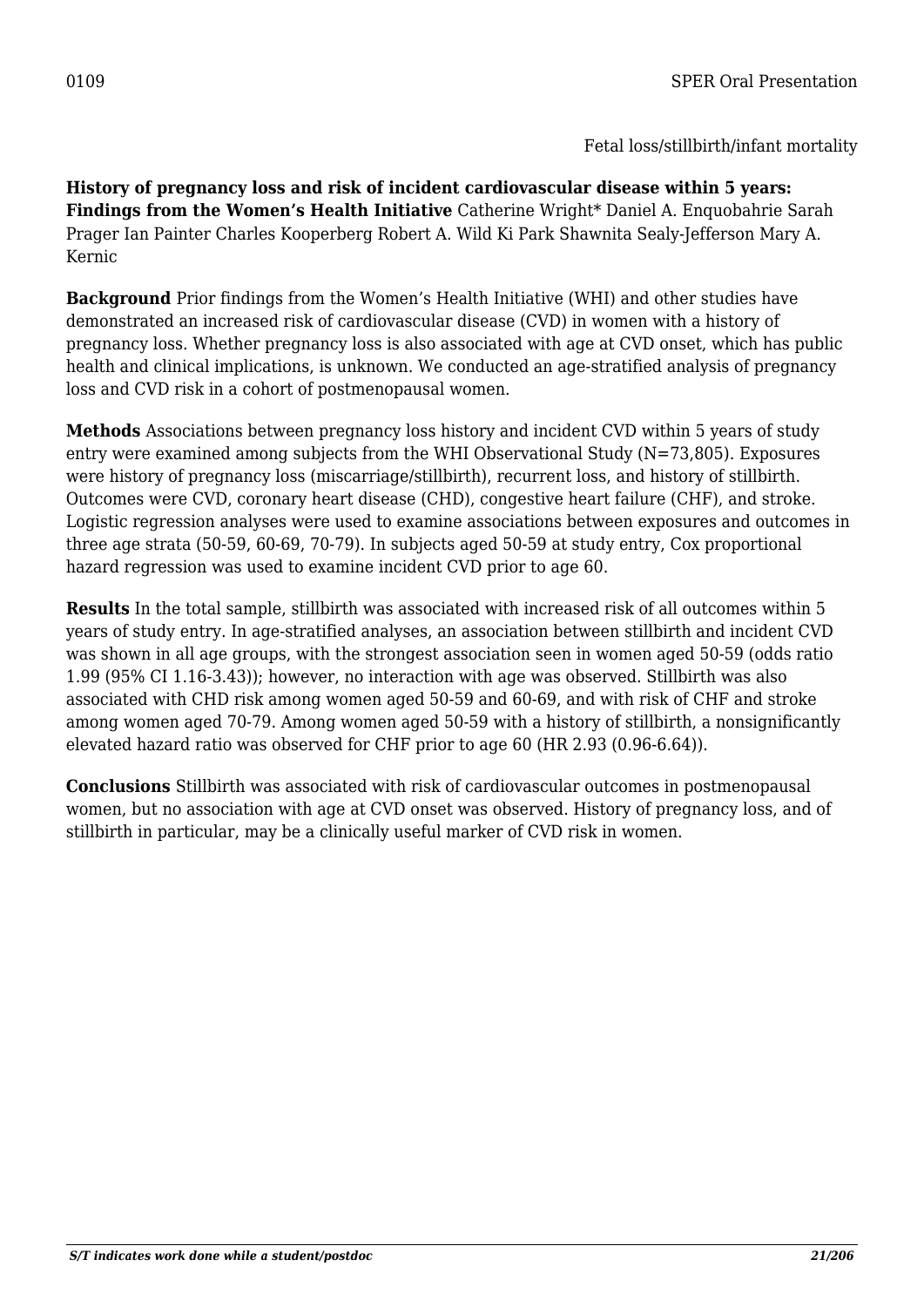0109 SPER Oral Presentation

Fetal loss/stillbirth/infant mortality

**History of pregnancy loss and risk of incident cardiovascular disease within 5 years: Findings from the Women's Health Initiative** Catherine Wright* Daniel A. Enquobahrie Sarah Prager Ian Painter Charles Kooperberg Robert A. Wild Ki Park Shawnita Sealy-Jefferson Mary A. Kernic

**Background** Prior findings from the Women's Health Initiative (WHI) and other studies have demonstrated an increased risk of cardiovascular disease (CVD) in women with a history of pregnancy loss. Whether pregnancy loss is also associated with age at CVD onset, which has public health and clinical implications, is unknown. We conducted an age-stratified analysis of pregnancy loss and CVD risk in a cohort of postmenopausal women.

**Methods** Associations between pregnancy loss history and incident CVD within 5 years of study entry were examined among subjects from the WHI Observational Study (N=73,805). Exposures were history of pregnancy loss (miscarriage/stillbirth), recurrent loss, and history of stillbirth. Outcomes were CVD, coronary heart disease (CHD), congestive heart failure (CHF), and stroke. Logistic regression analyses were used to examine associations between exposures and outcomes in three age strata (50-59, 60-69, 70-79). In subjects aged 50-59 at study entry, Cox proportional hazard regression was used to examine incident CVD prior to age 60.

**Results** In the total sample, stillbirth was associated with increased risk of all outcomes within 5 years of study entry. In age-stratified analyses, an association between stillbirth and incident CVD was shown in all age groups, with the strongest association seen in women aged 50-59 (odds ratio 1.99 (95% CI 1.16-3.43)); however, no interaction with age was observed. Stillbirth was also associated with CHD risk among women aged 50-59 and 60-69, and with risk of CHF and stroke among women aged 70-79. Among women aged 50-59 with a history of stillbirth, a nonsignificantly elevated hazard ratio was observed for CHF prior to age 60 (HR 2.93 (0.96-6.64)).

**Conclusions** Stillbirth was associated with risk of cardiovascular outcomes in postmenopausal women, but no association with age at CVD onset was observed. History of pregnancy loss, and of stillbirth in particular, may be a clinically useful marker of CVD risk in women.

*S/T indicates work done while a student/postdoc*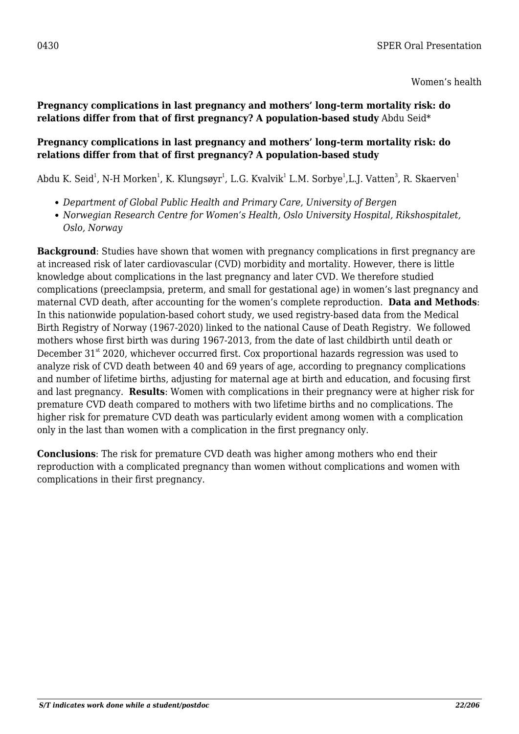0430 SPER Oral Presentation

Women's health

**Pregnancy complications in last pregnancy and mothers' long-term mortality risk: do relations differ from that of first pregnancy? A population-based study** Abdu Seid*

**Pregnancy complications in last pregnancy and mothers' long-term mortality risk: do relations differ from that of first pregnancy? A population-based study**

Abdu K. Seid[1], N-H Morken[1], K. Klungsøyr[1], L.G. Kvalvik[1] L.M. Sorbye[1],L.J. Vatten[3], R. Skaerven[1]

- *Department of Global Public Health and Primary Care, University of Bergen*
- *Norwegian Research Centre for Women's Health, Oslo University Hospital, Rikshospitalet, Oslo, Norway*

**Background**: Studies have shown that women with pregnancy complications in first pregnancy are at increased risk of later cardiovascular (CVD) morbidity and mortality. However, there is little knowledge about complications in the last pregnancy and later CVD. We therefore studied complications (preeclampsia, preterm, and small for gestational age) in women's last pregnancy and maternal CVD death, after accounting for the women's complete reproduction. **Data and Methods**: In this nationwide population-based cohort study, we used registry-based data from the Medical Birth Registry of Norway (1967-2020) linked to the national Cause of Death Registry. We followed mothers whose first birth was during 1967-2013, from the date of last childbirth until death or December 31st 2020, whichever occurred first. Cox proportional hazards regression was used to analyze risk of CVD death between 40 and 69 years of age, according to pregnancy complications and number of lifetime births, adjusting for maternal age at birth and education, and focusing first and last pregnancy. **Results**: Women with complications in their pregnancy were at higher risk for premature CVD death compared to mothers with two lifetime births and no complications. The higher risk for premature CVD death was particularly evident among women with a complication only in the last than women with a complication in the first pregnancy only.

**Conclusions**: The risk for premature CVD death was higher among mothers who end their reproduction with a complicated pregnancy than women without complications and women with complications in their first pregnancy.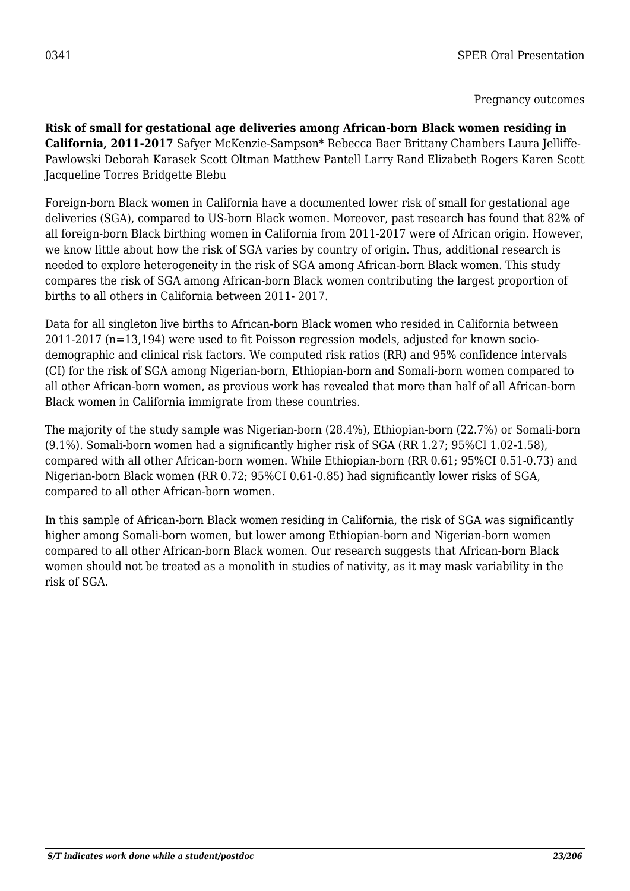0341 SPER Oral Presentation

Pregnancy outcomes

**Risk of small for gestational age deliveries among African-born Black women residing in California, 2011-2017** Safyer McKenzie-Sampson* Rebecca Baer Brittany Chambers Laura Jelliffe-Pawlowski Deborah Karasek Scott Oltman Matthew Pantell Larry Rand Elizabeth Rogers Karen Scott Jacqueline Torres Bridgette Blebu

Foreign-born Black women in California have a documented lower risk of small for gestational age deliveries (SGA), compared to US-born Black women. Moreover, past research has found that 82% of all foreign-born Black birthing women in California from 2011-2017 were of African origin. However, we know little about how the risk of SGA varies by country of origin. Thus, additional research is needed to explore heterogeneity in the risk of SGA among African-born Black women. This study compares the risk of SGA among African-born Black women contributing the largest proportion of births to all others in California between 2011- 2017.

Data for all singleton live births to African-born Black women who resided in California between 2011-2017 (n=13,194) were used to fit Poisson regression models, adjusted for known socio-demographic and clinical risk factors. We computed risk ratios (RR) and 95% confidence intervals (CI) for the risk of SGA among Nigerian-born, Ethiopian-born and Somali-born women compared to all other African-born women, as previous work has revealed that more than half of all African-born Black women in California immigrate from these countries.

The majority of the study sample was Nigerian-born (28.4%), Ethiopian-born (22.7%) or Somali-born (9.1%). Somali-born women had a significantly higher risk of SGA (RR 1.27; 95%CI 1.02-1.58), compared with all other African-born women. While Ethiopian-born (RR 0.61; 95%CI 0.51-0.73) and Nigerian-born Black women (RR 0.72; 95%CI 0.61-0.85) had significantly lower risks of SGA, compared to all other African-born women.

In this sample of African-born Black women residing in California, the risk of SGA was significantly higher among Somali-born women, but lower among Ethiopian-born and Nigerian-born women compared to all other African-born Black women. Our research suggests that African-born Black women should not be treated as a monolith in studies of nativity, as it may mask variability in the risk of SGA.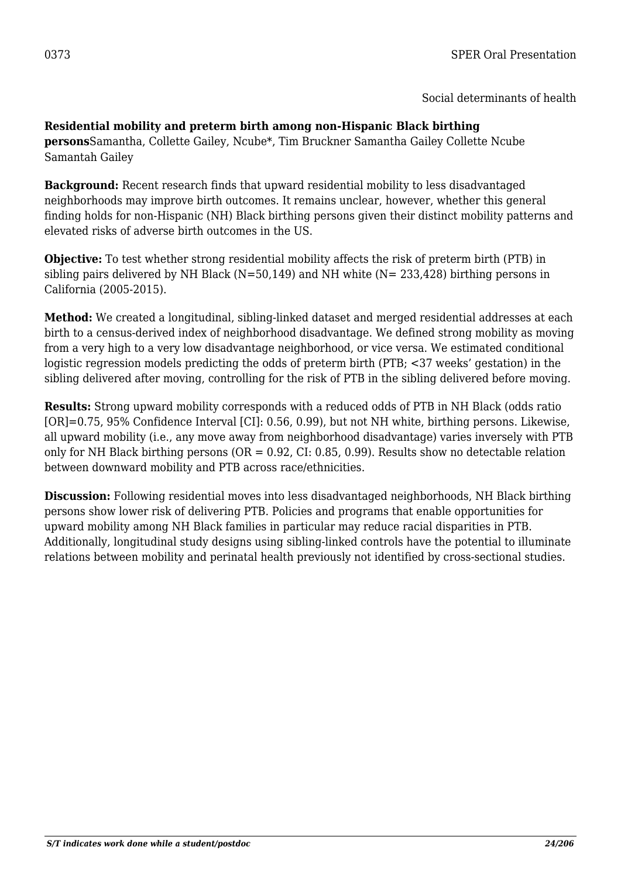0373 SPER Oral Presentation

Social determinants of health

**Residential mobility and preterm birth among non-Hispanic Black birthing persons**Samantha, Collette Gailey, Ncube*, Tim Bruckner Samantha Gailey Collette Ncube Samantah Gailey

**Background:** Recent research finds that upward residential mobility to less disadvantaged neighborhoods may improve birth outcomes. It remains unclear, however, whether this general finding holds for non-Hispanic (NH) Black birthing persons given their distinct mobility patterns and elevated risks of adverse birth outcomes in the US.

**Objective:** To test whether strong residential mobility affects the risk of preterm birth (PTB) in sibling pairs delivered by NH Black (N=50,149) and NH white (N= 233,428) birthing persons in California (2005-2015).

**Method:** We created a longitudinal, sibling-linked dataset and merged residential addresses at each birth to a census-derived index of neighborhood disadvantage. We defined strong mobility as moving from a very high to a very low disadvantage neighborhood, or vice versa. We estimated conditional logistic regression models predicting the odds of preterm birth (PTB; <37 weeks' gestation) in the sibling delivered after moving, controlling for the risk of PTB in the sibling delivered before moving.

**Results:** Strong upward mobility corresponds with a reduced odds of PTB in NH Black (odds ratio [OR]=0.75, 95% Confidence Interval [CI]: 0.56, 0.99), but not NH white, birthing persons. Likewise, all upward mobility (i.e., any move away from neighborhood disadvantage) varies inversely with PTB only for NH Black birthing persons (OR = 0.92, CI: 0.85, 0.99). Results show no detectable relation between downward mobility and PTB across race/ethnicities.

**Discussion:** Following residential moves into less disadvantaged neighborhoods, NH Black birthing persons show lower risk of delivering PTB. Policies and programs that enable opportunities for upward mobility among NH Black families in particular may reduce racial disparities in PTB. Additionally, longitudinal study designs using sibling-linked controls have the potential to illuminate relations between mobility and perinatal health previously not identified by cross-sectional studies.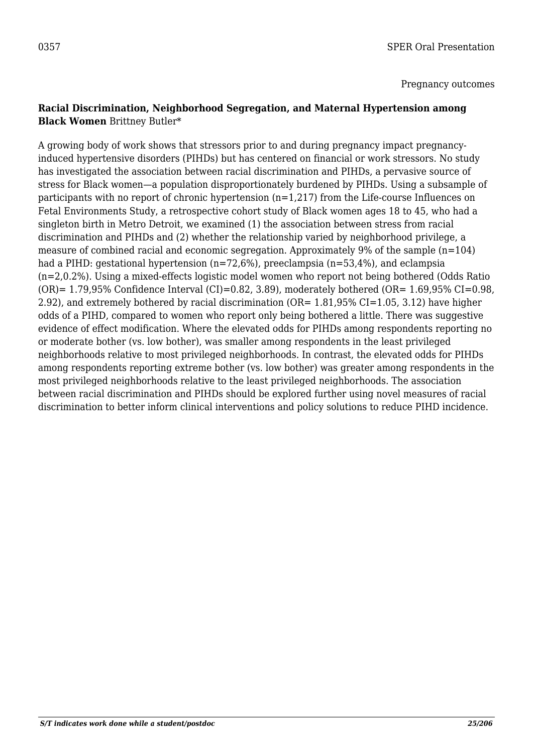0357 SPER Oral Presentation

Pregnancy outcomes

**Racial Discrimination, Neighborhood Segregation, and Maternal Hypertension among Black Women** Brittney Butler*

A growing body of work shows that stressors prior to and during pregnancy impact pregnancy-induced hypertensive disorders (PIHDs) but has centered on financial or work stressors. No study has investigated the association between racial discrimination and PIHDs, a pervasive source of stress for Black women—a population disproportionately burdened by PIHDs. Using a subsample of participants with no report of chronic hypertension (n=1,217) from the Life-course Influences on Fetal Environments Study, a retrospective cohort study of Black women ages 18 to 45, who had a singleton birth in Metro Detroit, we examined (1) the association between stress from racial discrimination and PIHDs and (2) whether the relationship varied by neighborhood privilege, a measure of combined racial and economic segregation. Approximately 9% of the sample (n=104) had a PIHD: gestational hypertension (n=72,6%), preeclampsia (n=53,4%), and eclampsia (n=2,0.2%). Using a mixed-effects logistic model women who report not being bothered (Odds Ratio (OR)= 1.79,95% Confidence Interval (CI)=0.82, 3.89), moderately bothered (OR= 1.69,95% CI=0.98, 2.92), and extremely bothered by racial discrimination (OR= 1.81,95% CI=1.05, 3.12) have higher odds of a PIHD, compared to women who report only being bothered a little. There was suggestive evidence of effect modification. Where the elevated odds for PIHDs among respondents reporting no or moderate bother (vs. low bother), was smaller among respondents in the least privileged neighborhoods relative to most privileged neighborhoods. In contrast, the elevated odds for PIHDs among respondents reporting extreme bother (vs. low bother) was greater among respondents in the most privileged neighborhoods relative to the least privileged neighborhoods. The association between racial discrimination and PIHDs should be explored further using novel measures of racial discrimination to better inform clinical interventions and policy solutions to reduce PIHD incidence.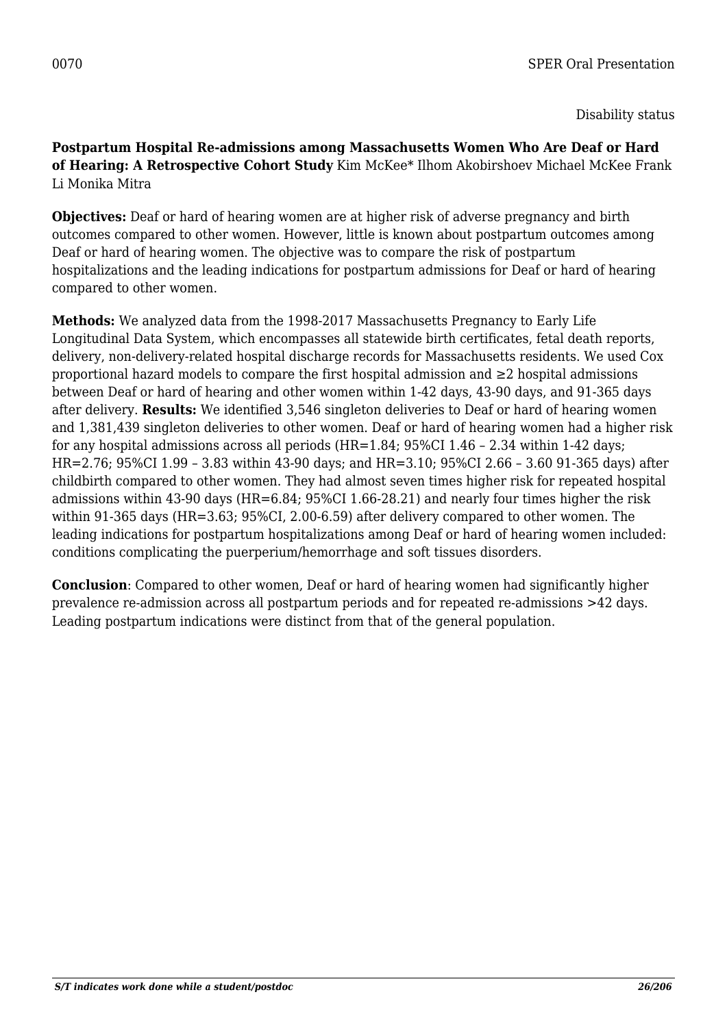0070 SPER Oral Presentation

Disability status

**Postpartum Hospital Re-admissions among Massachusetts Women Who Are Deaf or Hard of Hearing: A Retrospective Cohort Study** Kim McKee* Ilhom Akobirshoev Michael McKee Frank Li Monika Mitra

**Objectives:** Deaf or hard of hearing women are at higher risk of adverse pregnancy and birth outcomes compared to other women. However, little is known about postpartum outcomes among Deaf or hard of hearing women. The objective was to compare the risk of postpartum hospitalizations and the leading indications for postpartum admissions for Deaf or hard of hearing compared to other women.

**Methods:** We analyzed data from the 1998-2017 Massachusetts Pregnancy to Early Life Longitudinal Data System, which encompasses all statewide birth certificates, fetal death reports, delivery, non-delivery-related hospital discharge records for Massachusetts residents. We used Cox proportional hazard models to compare the first hospital admission and ≥2 hospital admissions between Deaf or hard of hearing and other women within 1-42 days, 43-90 days, and 91-365 days after delivery. **Results:** We identified 3,546 singleton deliveries to Deaf or hard of hearing women and 1,381,439 singleton deliveries to other women. Deaf or hard of hearing women had a higher risk for any hospital admissions across all periods (HR=1.84; 95%CI 1.46 – 2.34 within 1-42 days; HR=2.76; 95%CI 1.99 – 3.83 within 43-90 days; and HR=3.10; 95%CI 2.66 – 3.60 91-365 days) after childbirth compared to other women. They had almost seven times higher risk for repeated hospital admissions within 43-90 days (HR=6.84; 95%CI 1.66-28.21) and nearly four times higher the risk within 91-365 days (HR=3.63; 95%CI, 2.00-6.59) after delivery compared to other women. The leading indications for postpartum hospitalizations among Deaf or hard of hearing women included: conditions complicating the puerperium/hemorrhage and soft tissues disorders.

**Conclusion**: Compared to other women, Deaf or hard of hearing women had significantly higher prevalence re-admission across all postpartum periods and for repeated re-admissions >42 days. Leading postpartum indications were distinct from that of the general population.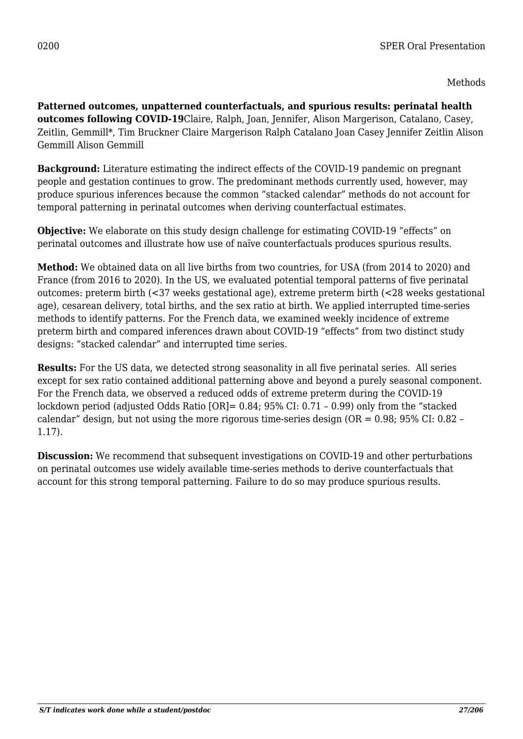0200 SPER Oral Presentation

Methods

**Patterned outcomes, unpatterned counterfactuals, and spurious results: perinatal health outcomes following COVID-19**Claire, Ralph, Joan, Jennifer, Alison Margerison, Catalano, Casey, Zeitlin, Gemmill*, Tim Bruckner Claire Margerison Ralph Catalano Joan Casey Jennifer Zeitlin Alison Gemmill Alison Gemmill

**Background:** Literature estimating the indirect effects of the COVID-19 pandemic on pregnant people and gestation continues to grow. The predominant methods currently used, however, may produce spurious inferences because the common "stacked calendar" methods do not account for temporal patterning in perinatal outcomes when deriving counterfactual estimates.

**Objective:** We elaborate on this study design challenge for estimating COVID-19 "effects" on perinatal outcomes and illustrate how use of naïve counterfactuals produces spurious results.

**Method:** We obtained data on all live births from two countries, for USA (from 2014 to 2020) and France (from 2016 to 2020). In the US, we evaluated potential temporal patterns of five perinatal outcomes: preterm birth (<37 weeks gestational age), extreme preterm birth (<28 weeks gestational age), cesarean delivery, total births, and the sex ratio at birth. We applied interrupted time-series methods to identify patterns. For the French data, we examined weekly incidence of extreme preterm birth and compared inferences drawn about COVID-19 "effects" from two distinct study designs: "stacked calendar" and interrupted time series.

**Results:** For the US data, we detected strong seasonality in all five perinatal series. All series except for sex ratio contained additional patterning above and beyond a purely seasonal component. For the French data, we observed a reduced odds of extreme preterm during the COVID-19 lockdown period (adjusted Odds Ratio [OR]= 0.84; 95% CI: 0.71 – 0.99) only from the "stacked calendar" design, but not using the more rigorous time-series design (OR = 0.98; 95% CI: 0.82 – 1.17).

**Discussion:** We recommend that subsequent investigations on COVID-19 and other perturbations on perinatal outcomes use widely available time-series methods to derive counterfactuals that account for this strong temporal patterning. Failure to do so may produce spurious results.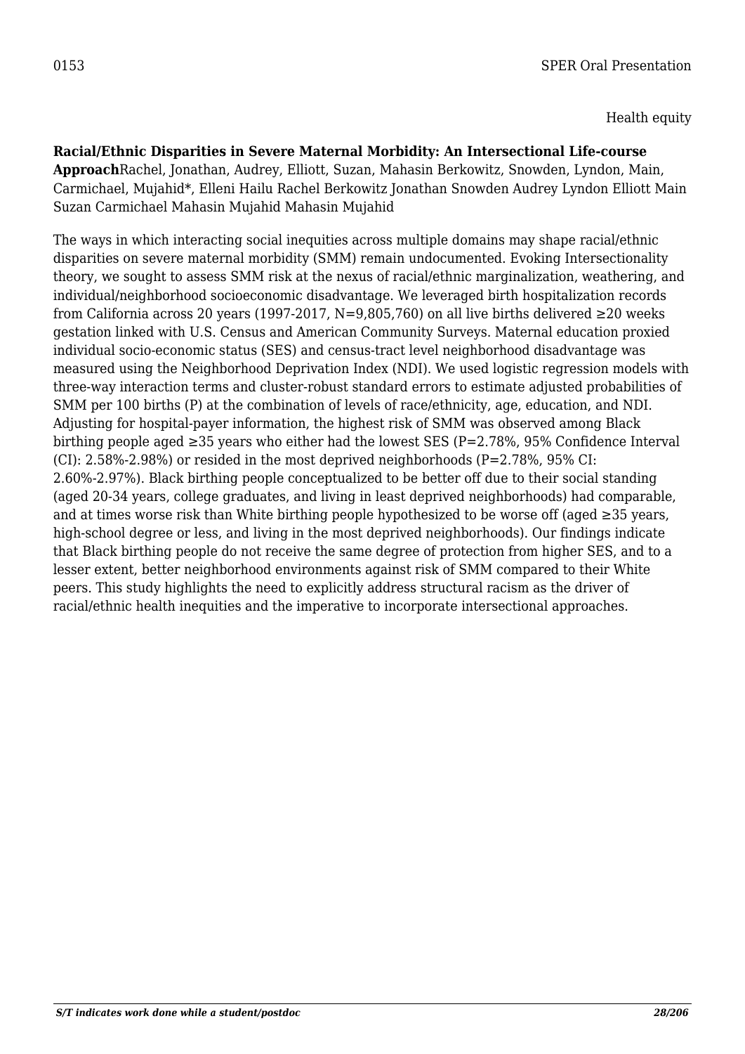0153 SPER Oral Presentation

Health equity

**Racial/Ethnic Disparities in Severe Maternal Morbidity: An Intersectional Life-course Approach**Rachel, Jonathan, Audrey, Elliott, Suzan, Mahasin Berkowitz, Snowden, Lyndon, Main, Carmichael, Mujahid*, Elleni Hailu Rachel Berkowitz Jonathan Snowden Audrey Lyndon Elliott Main Suzan Carmichael Mahasin Mujahid Mahasin Mujahid

The ways in which interacting social inequities across multiple domains may shape racial/ethnic disparities on severe maternal morbidity (SMM) remain undocumented. Evoking Intersectionality theory, we sought to assess SMM risk at the nexus of racial/ethnic marginalization, weathering, and individual/neighborhood socioeconomic disadvantage. We leveraged birth hospitalization records from California across 20 years (1997-2017, N=9,805,760) on all live births delivered ≥20 weeks gestation linked with U.S. Census and American Community Surveys. Maternal education proxied individual socio-economic status (SES) and census-tract level neighborhood disadvantage was measured using the Neighborhood Deprivation Index (NDI). We used logistic regression models with three-way interaction terms and cluster-robust standard errors to estimate adjusted probabilities of SMM per 100 births (P) at the combination of levels of race/ethnicity, age, education, and NDI. Adjusting for hospital-payer information, the highest risk of SMM was observed among Black birthing people aged ≥35 years who either had the lowest SES (P=2.78%, 95% Confidence Interval (CI): 2.58%-2.98%) or resided in the most deprived neighborhoods (P=2.78%, 95% CI: 2.60%-2.97%). Black birthing people conceptualized to be better off due to their social standing (aged 20-34 years, college graduates, and living in least deprived neighborhoods) had comparable, and at times worse risk than White birthing people hypothesized to be worse off (aged ≥35 years, high-school degree or less, and living in the most deprived neighborhoods). Our findings indicate that Black birthing people do not receive the same degree of protection from higher SES, and to a lesser extent, better neighborhood environments against risk of SMM compared to their White peers. This study highlights the need to explicitly address structural racism as the driver of racial/ethnic health inequities and the imperative to incorporate intersectional approaches.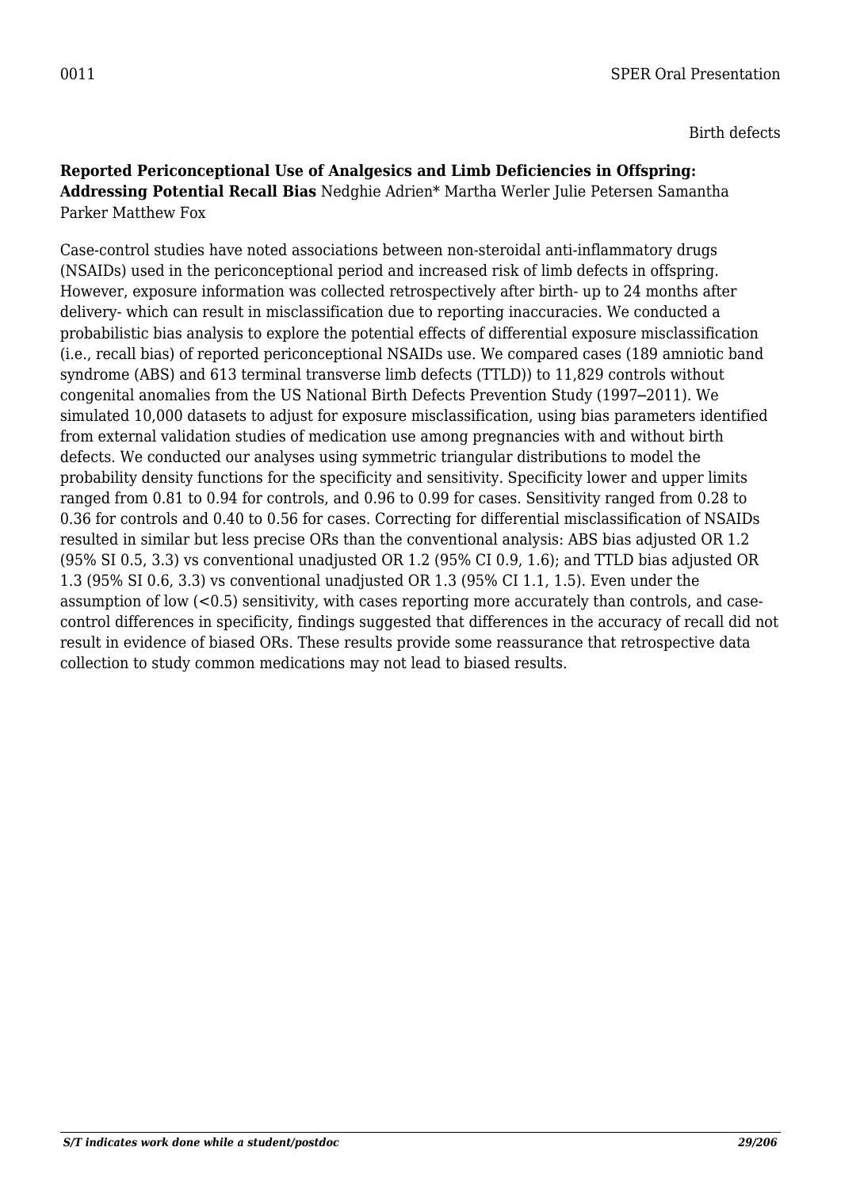0011 SPER Oral Presentation

Birth defects

**Reported Periconceptional Use of Analgesics and Limb Deficiencies in Offspring: Addressing Potential Recall Bias** Nedghie Adrien* Martha Werler Julie Petersen Samantha Parker Matthew Fox

Case-control studies have noted associations between non-steroidal anti-inflammatory drugs (NSAIDs) used in the periconceptional period and increased risk of limb defects in offspring. However, exposure information was collected retrospectively after birth- up to 24 months after delivery- which can result in misclassification due to reporting inaccuracies. We conducted a probabilistic bias analysis to explore the potential effects of differential exposure misclassification (i.e., recall bias) of reported periconceptional NSAIDs use. We compared cases (189 amniotic band syndrome (ABS) and 613 terminal transverse limb defects (TTLD)) to 11,829 controls without congenital anomalies from the US National Birth Defects Prevention Study (1997‒2011). We simulated 10,000 datasets to adjust for exposure misclassification, using bias parameters identified from external validation studies of medication use among pregnancies with and without birth defects. We conducted our analyses using symmetric triangular distributions to model the probability density functions for the specificity and sensitivity. Specificity lower and upper limits ranged from 0.81 to 0.94 for controls, and 0.96 to 0.99 for cases. Sensitivity ranged from 0.28 to 0.36 for controls and 0.40 to 0.56 for cases. Correcting for differential misclassification of NSAIDs resulted in similar but less precise ORs than the conventional analysis: ABS bias adjusted OR 1.2 (95% SI 0.5, 3.3) vs conventional unadjusted OR 1.2 (95% CI 0.9, 1.6); and TTLD bias adjusted OR 1.3 (95% SI 0.6, 3.3) vs conventional unadjusted OR 1.3 (95% CI 1.1, 1.5). Even under the assumption of low (<0.5) sensitivity, with cases reporting more accurately than controls, and case-control differences in specificity, findings suggested that differences in the accuracy of recall did not result in evidence of biased ORs. These results provide some reassurance that retrospective data collection to study common medications may not lead to biased results.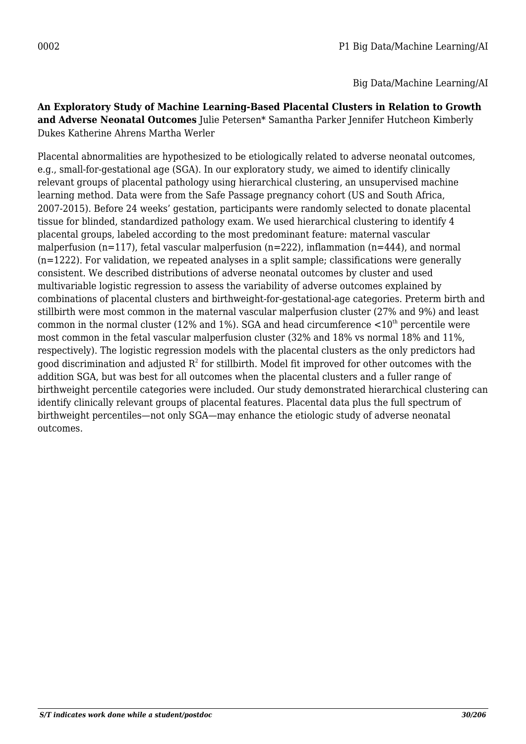0002

Big Data/Machine Learning/AI

**An Exploratory Study of Machine Learning-Based Placental Clusters in Relation to Growth and Adverse Neonatal Outcomes** Julie Petersen* Samantha Parker Jennifer Hutcheon Kimberly Dukes Katherine Ahrens Martha Werler

Placental abnormalities are hypothesized to be etiologically related to adverse neonatal outcomes, e.g., small-for-gestational age (SGA). In our exploratory study, we aimed to identify clinically relevant groups of placental pathology using hierarchical clustering, an unsupervised machine learning method. Data were from the Safe Passage pregnancy cohort (US and South Africa, 2007-2015). Before 24 weeks' gestation, participants were randomly selected to donate placental tissue for blinded, standardized pathology exam. We used hierarchical clustering to identify 4 placental groups, labeled according to the most predominant feature: maternal vascular malperfusion (n=117), fetal vascular malperfusion (n=222), inflammation (n=444), and normal (n=1222). For validation, we repeated analyses in a split sample; classifications were generally consistent. We described distributions of adverse neonatal outcomes by cluster and used multivariable logistic regression to assess the variability of adverse outcomes explained by combinations of placental clusters and birthweight-for-gestational-age categories. Preterm birth and stillbirth were most common in the maternal vascular malperfusion cluster (27% and 9%) and least common in the normal cluster (12% and 1%). SGA and head circumference <$10^{th}$ percentile were most common in the fetal vascular malperfusion cluster (32% and 18% vs normal 18% and 11%, respectively). The logistic regression models with the placental clusters as the only predictors had good discrimination and adjusted $R^2$ for stillbirth. Model fit improved for other outcomes with the addition SGA, but was best for all outcomes when the placental clusters and a fuller range of birthweight percentile categories were included. Our study demonstrated hierarchical clustering can identify clinically relevant groups of placental features. Placental data plus the full spectrum of birthweight percentiles—not only SGA—may enhance the etiologic study of adverse neonatal outcomes.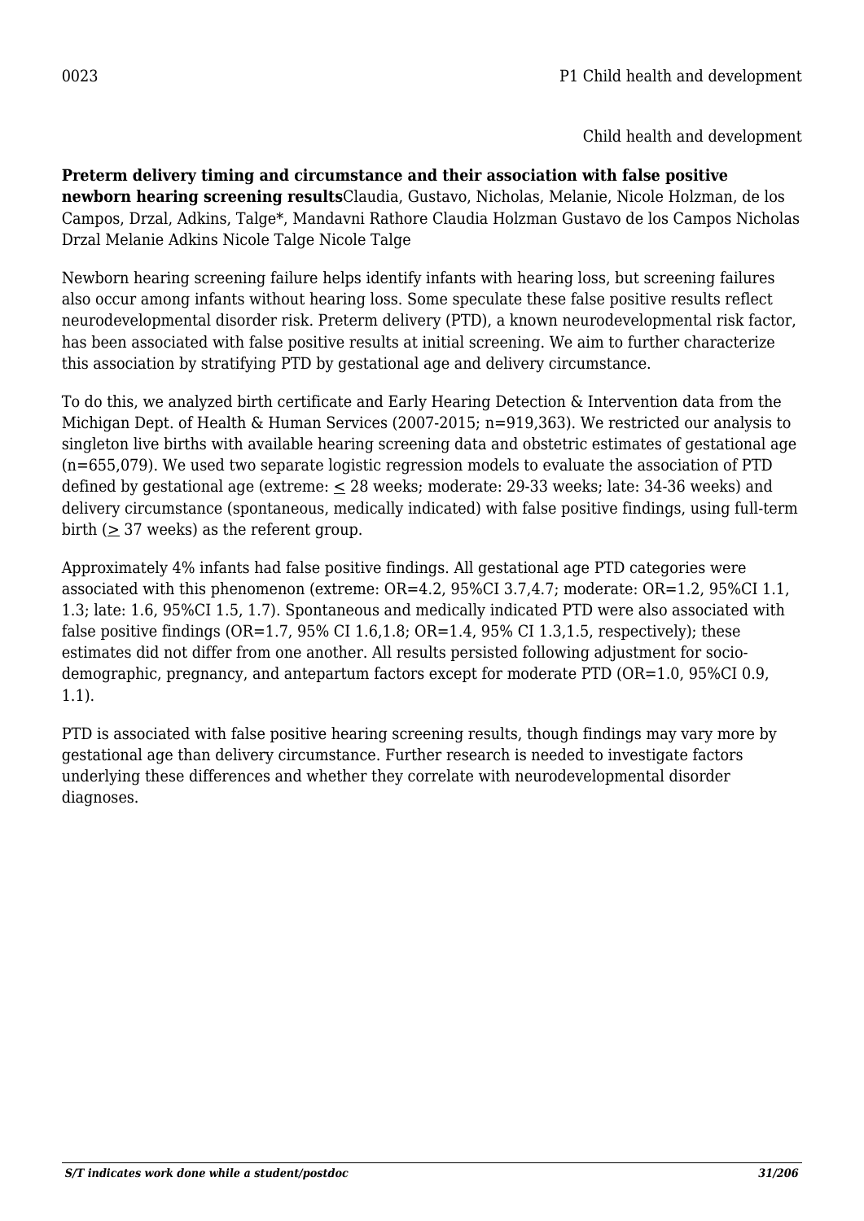0023 P1 Child health and development

Child health and development

**Preterm delivery timing and circumstance and their association with false positive newborn hearing screening results**Claudia, Gustavo, Nicholas, Melanie, Nicole Holzman, de los Campos, Drzal, Adkins, Talge*, Mandavni Rathore Claudia Holzman Gustavo de los Campos Nicholas Drzal Melanie Adkins Nicole Talge Nicole Talge

Newborn hearing screening failure helps identify infants with hearing loss, but screening failures also occur among infants without hearing loss. Some speculate these false positive results reflect neurodevelopmental disorder risk. Preterm delivery (PTD), a known neurodevelopmental risk factor, has been associated with false positive results at initial screening. We aim to further characterize this association by stratifying PTD by gestational age and delivery circumstance.

To do this, we analyzed birth certificate and Early Hearing Detection & Intervention data from the Michigan Dept. of Health & Human Services (2007-2015; n=919,363). We restricted our analysis to singleton live births with available hearing screening data and obstetric estimates of gestational age (n=655,079). We used two separate logistic regression models to evaluate the association of PTD defined by gestational age (extreme: $\leq$ 28 weeks; moderate: 29-33 weeks; late: 34-36 weeks) and delivery circumstance (spontaneous, medically indicated) with false positive findings, using full-term birth ($\geq$ 37 weeks) as the referent group.

Approximately 4% infants had false positive findings. All gestational age PTD categories were associated with this phenomenon (extreme: OR=4.2, 95%CI 3.7,4.7; moderate: OR=1.2, 95%CI 1.1, 1.3; late: 1.6, 95%CI 1.5, 1.7). Spontaneous and medically indicated PTD were also associated with false positive findings (OR=1.7, 95% CI 1.6,1.8; OR=1.4, 95% CI 1.3,1.5, respectively); these estimates did not differ from one another. All results persisted following adjustment for socio-demographic, pregnancy, and antepartum factors except for moderate PTD (OR=1.0, 95%CI 0.9, 1.1).

PTD is associated with false positive hearing screening results, though findings may vary more by gestational age than delivery circumstance. Further research is needed to investigate factors underlying these differences and whether they correlate with neurodevelopmental disorder diagnoses.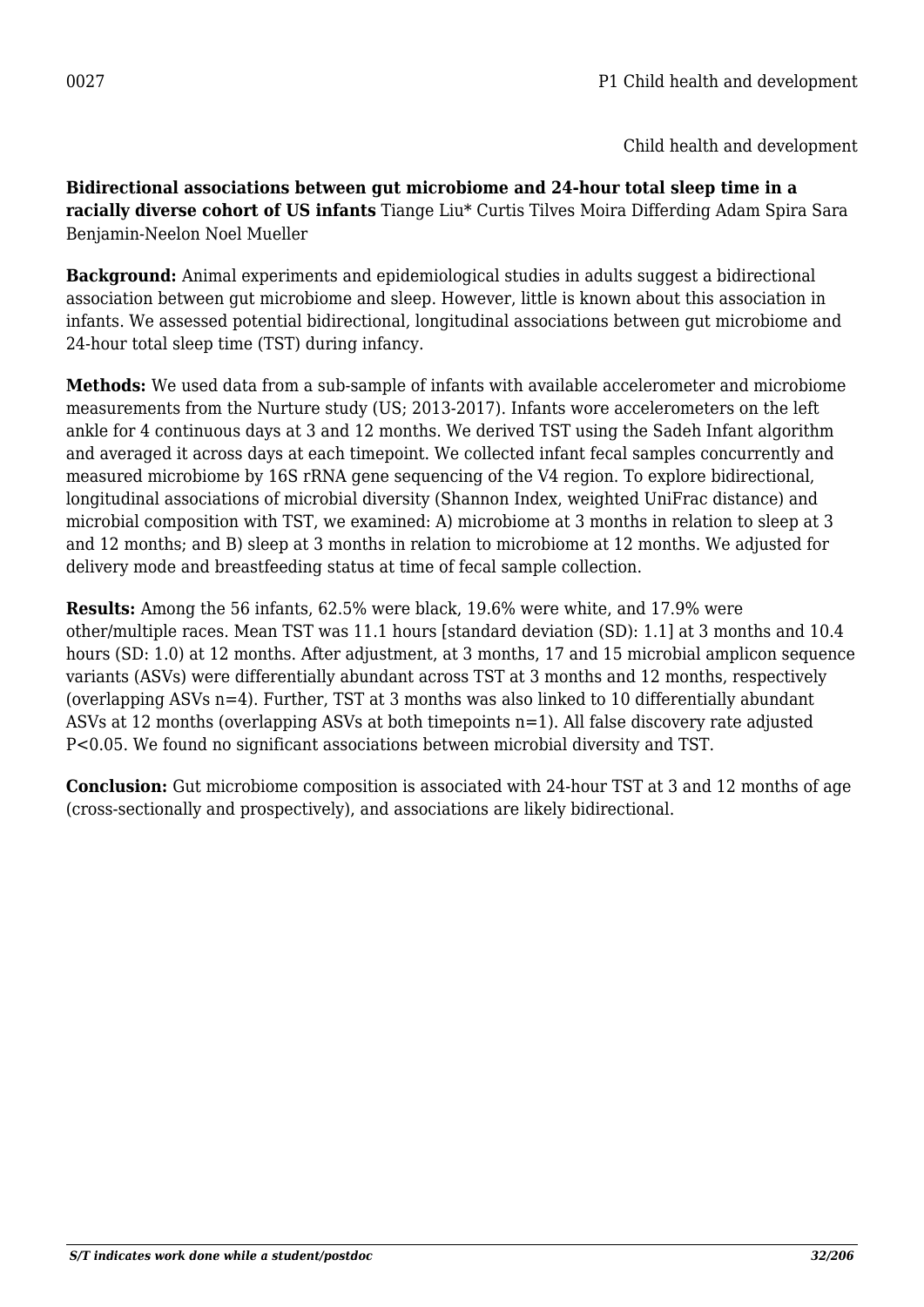0027 P1 Child health and development

Child health and development

**Bidirectional associations between gut microbiome and 24-hour total sleep time in a racially diverse cohort of US infants** Tiange Liu* Curtis Tilves Moira Differding Adam Spira Sara Benjamin-Neelon Noel Mueller

**Background:** Animal experiments and epidemiological studies in adults suggest a bidirectional association between gut microbiome and sleep. However, little is known about this association in infants. We assessed potential bidirectional, longitudinal associations between gut microbiome and 24-hour total sleep time (TST) during infancy.

**Methods:** We used data from a sub-sample of infants with available accelerometer and microbiome measurements from the Nurture study (US; 2013-2017). Infants wore accelerometers on the left ankle for 4 continuous days at 3 and 12 months. We derived TST using the Sadeh Infant algorithm and averaged it across days at each timepoint. We collected infant fecal samples concurrently and measured microbiome by 16S rRNA gene sequencing of the V4 region. To explore bidirectional, longitudinal associations of microbial diversity (Shannon Index, weighted UniFrac distance) and microbial composition with TST, we examined: A) microbiome at 3 months in relation to sleep at 3 and 12 months; and B) sleep at 3 months in relation to microbiome at 12 months. We adjusted for delivery mode and breastfeeding status at time of fecal sample collection.

**Results:** Among the 56 infants, 62.5% were black, 19.6% were white, and 17.9% were other/multiple races. Mean TST was 11.1 hours [standard deviation (SD): 1.1] at 3 months and 10.4 hours (SD: 1.0) at 12 months. After adjustment, at 3 months, 17 and 15 microbial amplicon sequence variants (ASVs) were differentially abundant across TST at 3 months and 12 months, respectively (overlapping ASVs n=4). Further, TST at 3 months was also linked to 10 differentially abundant ASVs at 12 months (overlapping ASVs at both timepoints n=1). All false discovery rate adjusted $P<0.05$. We found no significant associations between microbial diversity and TST.

**Conclusion:** Gut microbiome composition is associated with 24-hour TST at 3 and 12 months of age (cross-sectionally and prospectively), and associations are likely bidirectional.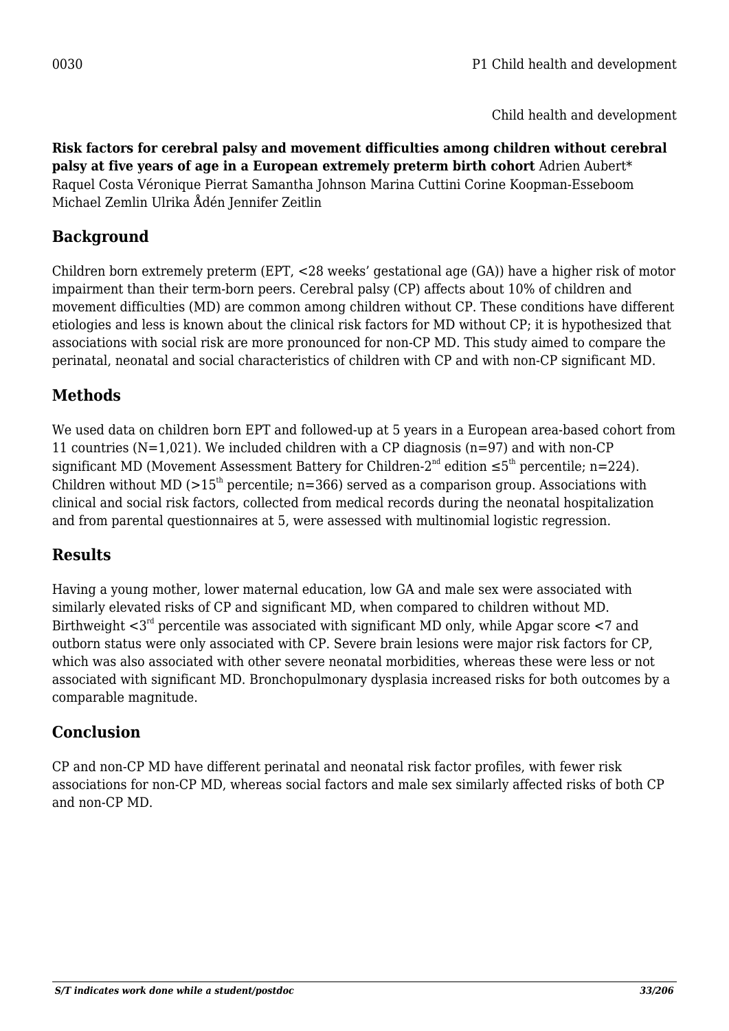0030

P1 Child health and development

Child health and development

**Risk factors for cerebral palsy and movement difficulties among children without cerebral palsy at five years of age in a European extremely preterm birth cohort** Adrien Aubert* Raquel Costa Véronique Pierrat Samantha Johnson Marina Cuttini Corine Koopman-Esseboom Michael Zemlin Ulrika Ådén Jennifer Zeitlin

## Background

Children born extremely preterm (EPT, <28 weeks' gestational age (GA)) have a higher risk of motor impairment than their term-born peers. Cerebral palsy (CP) affects about 10% of children and movement difficulties (MD) are common among children without CP. These conditions have different etiologies and less is known about the clinical risk factors for MD without CP; it is hypothesized that associations with social risk are more pronounced for non-CP MD. This study aimed to compare the perinatal, neonatal and social characteristics of children with CP and with non-CP significant MD.

## Methods

We used data on children born EPT and followed-up at 5 years in a European area-based cohort from 11 countries (N=1,021). We included children with a CP diagnosis (n=97) and with non-CP significant MD (Movement Assessment Battery for Children-2nd edition ≤5th percentile; n=224). Children without MD (>15th percentile; n=366) served as a comparison group. Associations with clinical and social risk factors, collected from medical records during the neonatal hospitalization and from parental questionnaires at 5, were assessed with multinomial logistic regression.

## Results

Having a young mother, lower maternal education, low GA and male sex were associated with similarly elevated risks of CP and significant MD, when compared to children without MD. Birthweight <3rd percentile was associated with significant MD only, while Apgar score <7 and outborn status were only associated with CP. Severe brain lesions were major risk factors for CP, which was also associated with other severe neonatal morbidities, whereas these were less or not associated with significant MD. Bronchopulmonary dysplasia increased risks for both outcomes by a comparable magnitude.

## Conclusion

CP and non-CP MD have different perinatal and neonatal risk factor profiles, with fewer risk associations for non-CP MD, whereas social factors and male sex similarly affected risks of both CP and non-CP MD.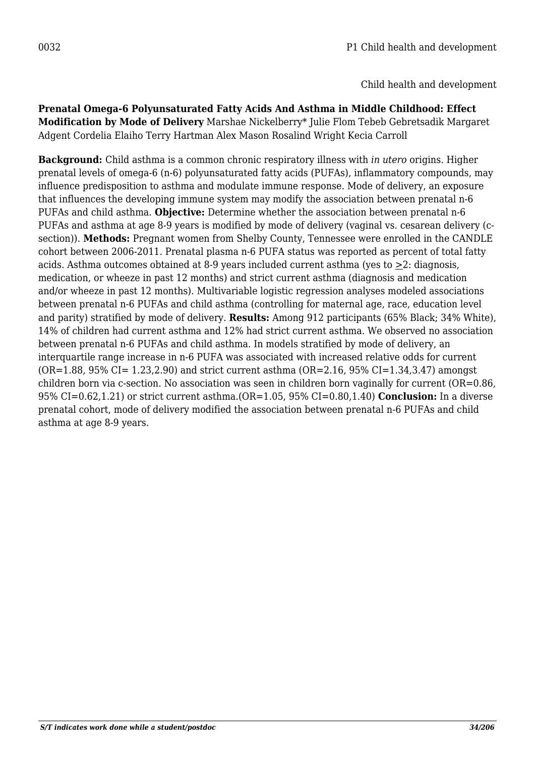0032

Child health and development

**Prenatal Omega-6 Polyunsaturated Fatty Acids And Asthma in Middle Childhood: Effect Modification by Mode of Delivery** Marshae Nickelberry* Julie Flom Tebeb Gebretsadik Margaret Adgent Cordelia Elaiho Terry Hartman Alex Mason Rosalind Wright Kecia Carroll

**Background:** Child asthma is a common chronic respiratory illness with *in utero* origins. Higher prenatal levels of omega-6 (n-6) polyunsaturated fatty acids (PUFAs), inflammatory compounds, may influence predisposition to asthma and modulate immune response. Mode of delivery, an exposure that influences the developing immune system may modify the association between prenatal n-6 PUFAs and child asthma. **Objective:** Determine whether the association between prenatal n-6 PUFAs and asthma at age 8-9 years is modified by mode of delivery (vaginal vs. cesarean delivery (c-section)). **Methods:** Pregnant women from Shelby County, Tennessee were enrolled in the CANDLE cohort between 2006-2011. Prenatal plasma n-6 PUFA status was reported as percent of total fatty acids. Asthma outcomes obtained at 8-9 years included current asthma (yes to $\geq$2: diagnosis, medication, or wheeze in past 12 months) and strict current asthma (diagnosis and medication and/or wheeze in past 12 months). Multivariable logistic regression analyses modeled associations between prenatal n-6 PUFAs and child asthma (controlling for maternal age, race, education level and parity) stratified by mode of delivery. **Results:** Among 912 participants (65% Black; 34% White), 14% of children had current asthma and 12% had strict current asthma. We observed no association between prenatal n-6 PUFAs and child asthma. In models stratified by mode of delivery, an interquartile range increase in n-6 PUFA was associated with increased relative odds for current (OR=1.88, 95% CI= 1.23,2.90) and strict current asthma (OR=2.16, 95% CI=1.34,3.47) amongst children born via c-section. No association was seen in children born vaginally for current (OR=0.86, 95% CI=0.62,1.21) or strict current asthma.(OR=1.05, 95% CI=0.80,1.40) **Conclusion:** In a diverse prenatal cohort, mode of delivery modified the association between prenatal n-6 PUFAs and child asthma at age 8-9 years.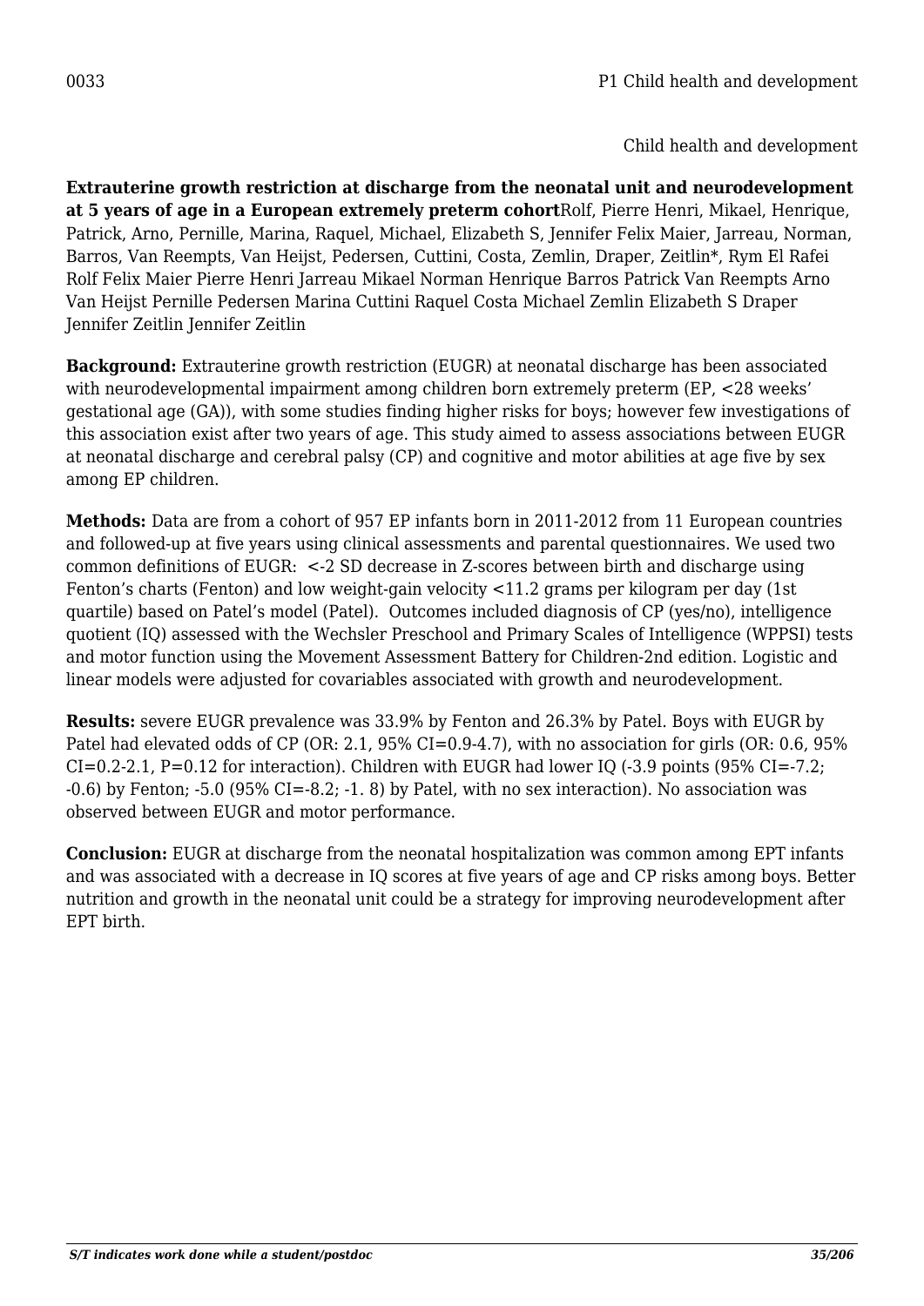0033 P1 Child health and development

Child health and development

**Extrauterine growth restriction at discharge from the neonatal unit and neurodevelopment at 5 years of age in a European extremely preterm cohort**Rolf, Pierre Henri, Mikael, Henrique, Patrick, Arno, Pernille, Marina, Raquel, Michael, Elizabeth S, Jennifer Felix Maier, Jarreau, Norman, Barros, Van Reempts, Van Heijst, Pedersen, Cuttini, Costa, Zemlin, Draper, Zeitlin*, Rym El Rafei Rolf Felix Maier Pierre Henri Jarreau Mikael Norman Henrique Barros Patrick Van Reempts Arno Van Heijst Pernille Pedersen Marina Cuttini Raquel Costa Michael Zemlin Elizabeth S Draper Jennifer Zeitlin Jennifer Zeitlin

**Background:** Extrauterine growth restriction (EUGR) at neonatal discharge has been associated with neurodevelopmental impairment among children born extremely preterm (EP, <28 weeks' gestational age (GA)), with some studies finding higher risks for boys; however few investigations of this association exist after two years of age. This study aimed to assess associations between EUGR at neonatal discharge and cerebral palsy (CP) and cognitive and motor abilities at age five by sex among EP children.

**Methods:** Data are from a cohort of 957 EP infants born in 2011-2012 from 11 European countries and followed-up at five years using clinical assessments and parental questionnaires. We used two common definitions of EUGR: <-2 SD decrease in Z-scores between birth and discharge using Fenton's charts (Fenton) and low weight-gain velocity <11.2 grams per kilogram per day (1st quartile) based on Patel's model (Patel). Outcomes included diagnosis of CP (yes/no), intelligence quotient (IQ) assessed with the Wechsler Preschool and Primary Scales of Intelligence (WPPSI) tests and motor function using the Movement Assessment Battery for Children-2nd edition. Logistic and linear models were adjusted for covariables associated with growth and neurodevelopment.

**Results:** severe EUGR prevalence was 33.9% by Fenton and 26.3% by Patel. Boys with EUGR by Patel had elevated odds of CP (OR: 2.1, 95% CI=0.9-4.7), with no association for girls (OR: 0.6, 95% CI=0.2-2.1, P=0.12 for interaction). Children with EUGR had lower IQ (-3.9 points (95% CI=-7.2; -0.6) by Fenton; -5.0 (95% CI=-8.2; -1. 8) by Patel, with no sex interaction). No association was observed between EUGR and motor performance.

**Conclusion:** EUGR at discharge from the neonatal hospitalization was common among EPT infants and was associated with a decrease in IQ scores at five years of age and CP risks among boys. Better nutrition and growth in the neonatal unit could be a strategy for improving neurodevelopment after EPT birth.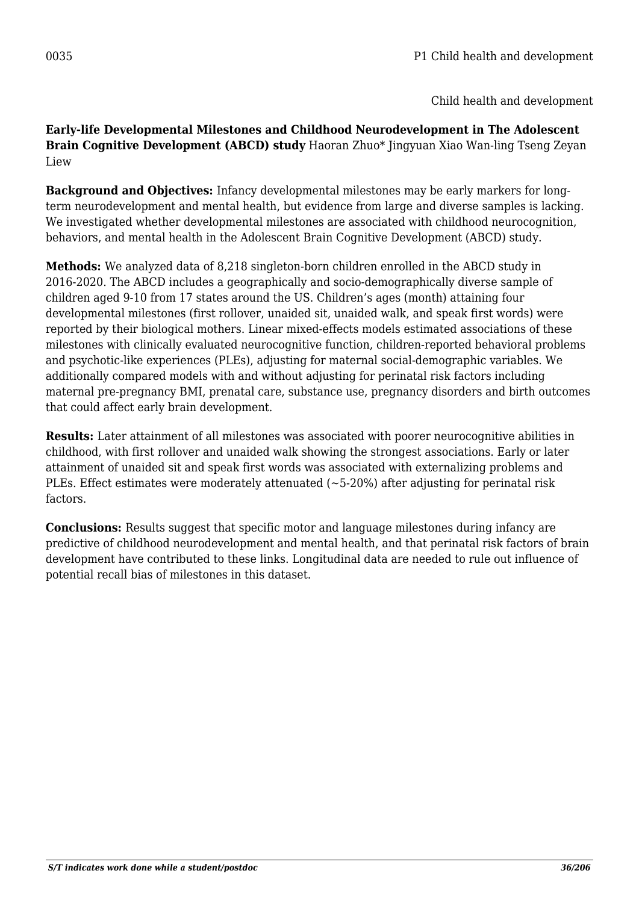0035 P1 Child health and development

Child health and development

**Early-life Developmental Milestones and Childhood Neurodevelopment in The Adolescent Brain Cognitive Development (ABCD) study** Haoran Zhuo* Jingyuan Xiao Wan-ling Tseng Zeyan Liew

**Background and Objectives:** Infancy developmental milestones may be early markers for long-term neurodevelopment and mental health, but evidence from large and diverse samples is lacking. We investigated whether developmental milestones are associated with childhood neurocognition, behaviors, and mental health in the Adolescent Brain Cognitive Development (ABCD) study.

**Methods:** We analyzed data of 8,218 singleton-born children enrolled in the ABCD study in 2016-2020. The ABCD includes a geographically and socio-demographically diverse sample of children aged 9-10 from 17 states around the US. Children's ages (month) attaining four developmental milestones (first rollover, unaided sit, unaided walk, and speak first words) were reported by their biological mothers. Linear mixed-effects models estimated associations of these milestones with clinically evaluated neurocognitive function, children-reported behavioral problems and psychotic-like experiences (PLEs), adjusting for maternal social-demographic variables. We additionally compared models with and without adjusting for perinatal risk factors including maternal pre-pregnancy BMI, prenatal care, substance use, pregnancy disorders and birth outcomes that could affect early brain development.

**Results:** Later attainment of all milestones was associated with poorer neurocognitive abilities in childhood, with first rollover and unaided walk showing the strongest associations. Early or later attainment of unaided sit and speak first words was associated with externalizing problems and PLEs. Effect estimates were moderately attenuated (~5-20%) after adjusting for perinatal risk factors.

**Conclusions:** Results suggest that specific motor and language milestones during infancy are predictive of childhood neurodevelopment and mental health, and that perinatal risk factors of brain development have contributed to these links. Longitudinal data are needed to rule out influence of potential recall bias of milestones in this dataset.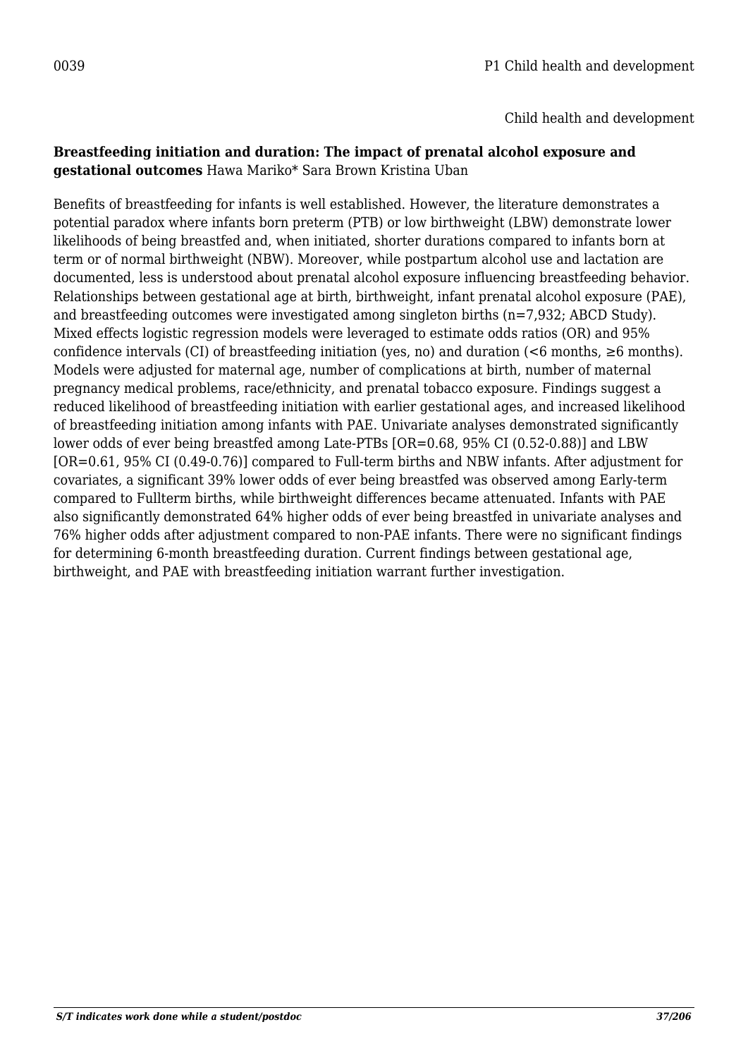0039 P1 Child health and development

Child health and development

**Breastfeeding initiation and duration: The impact of prenatal alcohol exposure and gestational outcomes** Hawa Mariko* Sara Brown Kristina Uban

Benefits of breastfeeding for infants is well established. However, the literature demonstrates a potential paradox where infants born preterm (PTB) or low birthweight (LBW) demonstrate lower likelihoods of being breastfed and, when initiated, shorter durations compared to infants born at term or of normal birthweight (NBW). Moreover, while postpartum alcohol use and lactation are documented, less is understood about prenatal alcohol exposure influencing breastfeeding behavior. Relationships between gestational age at birth, birthweight, infant prenatal alcohol exposure (PAE), and breastfeeding outcomes were investigated among singleton births (n=7,932; ABCD Study). Mixed effects logistic regression models were leveraged to estimate odds ratios (OR) and 95% confidence intervals (CI) of breastfeeding initiation (yes, no) and duration (<6 months, ≥6 months). Models were adjusted for maternal age, number of complications at birth, number of maternal pregnancy medical problems, race/ethnicity, and prenatal tobacco exposure. Findings suggest a reduced likelihood of breastfeeding initiation with earlier gestational ages, and increased likelihood of breastfeeding initiation among infants with PAE. Univariate analyses demonstrated significantly lower odds of ever being breastfed among Late-PTBs [OR=0.68, 95% CI (0.52-0.88)] and LBW [OR=0.61, 95% CI (0.49-0.76)] compared to Full-term births and NBW infants. After adjustment for covariates, a significant 39% lower odds of ever being breastfed was observed among Early-term compared to Fullterm births, while birthweight differences became attenuated. Infants with PAE also significantly demonstrated 64% higher odds of ever being breastfed in univariate analyses and 76% higher odds after adjustment compared to non-PAE infants. There were no significant findings for determining 6-month breastfeeding duration. Current findings between gestational age, birthweight, and PAE with breastfeeding initiation warrant further investigation.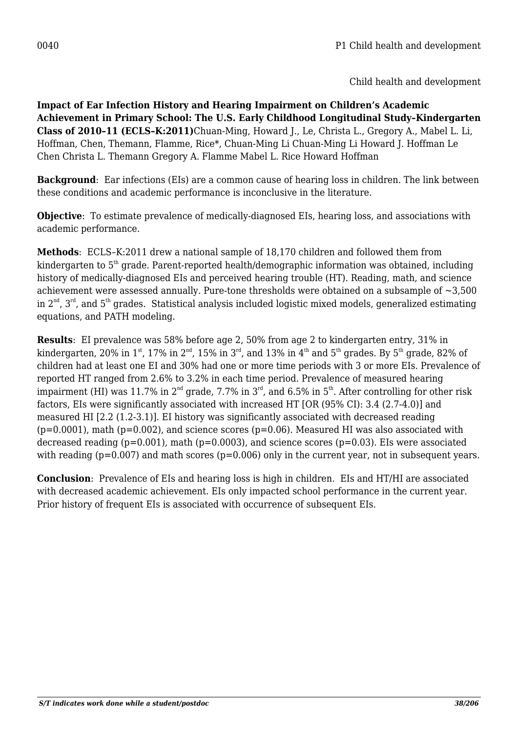0040

Child health and development

**Impact of Ear Infection History and Hearing Impairment on Children's Academic Achievement in Primary School: The U.S. Early Childhood Longitudinal Study–Kindergarten Class of 2010–11 (ECLS–K:2011)**Chuan-Ming, Howard J., Le, Christa L., Gregory A., Mabel L. Li, Hoffman, Chen, Themann, Flamme, Rice*, Chuan-Ming Li Chuan-Ming Li Howard J. Hoffman Le Chen Christa L. Themann Gregory A. Flamme Mabel L. Rice Howard Hoffman

**Background**: Ear infections (EIs) are a common cause of hearing loss in children. The link between these conditions and academic performance is inconclusive in the literature.

**Objective**: To estimate prevalence of medically-diagnosed EIs, hearing loss, and associations with academic performance.

**Methods**: ECLS–K:2011 drew a national sample of 18,170 children and followed them from kindergarten to 5th grade. Parent-reported health/demographic information was obtained, including history of medically-diagnosed EIs and perceived hearing trouble (HT). Reading, math, and science achievement were assessed annually. Pure-tone thresholds were obtained on a subsample of ~3,500 in 2nd, 3rd, and 5th grades. Statistical analysis included logistic mixed models, generalized estimating equations, and PATH modeling.

**Results**: EI prevalence was 58% before age 2, 50% from age 2 to kindergarten entry, 31% in kindergarten, 20% in 1st, 17% in 2nd, 15% in 3rd, and 13% in 4th and 5th grades. By 5th grade, 82% of children had at least one EI and 30% had one or more time periods with 3 or more EIs. Prevalence of reported HT ranged from 2.6% to 3.2% in each time period. Prevalence of measured hearing impairment (HI) was 11.7% in 2nd grade, 7.7% in 3rd, and 6.5% in 5th. After controlling for other risk factors, EIs were significantly associated with increased HT [OR (95% CI): 3.4 (2.7-4.0)] and measured HI [2.2 (1.2-3.1)]. EI history was significantly associated with decreased reading ($p=0.0001$), math ($p=0.002$), and science scores ($p=0.06$). Measured HI was also associated with decreased reading ($p=0.001$), math ($p=0.0003$), and science scores ($p=0.03$). EIs were associated with reading ($p=0.007$) and math scores ($p=0.006$) only in the current year, not in subsequent years.

**Conclusion**: Prevalence of EIs and hearing loss is high in children. EIs and HT/HI are associated with decreased academic achievement. EIs only impacted school performance in the current year. Prior history of frequent EIs is associated with occurrence of subsequent EIs.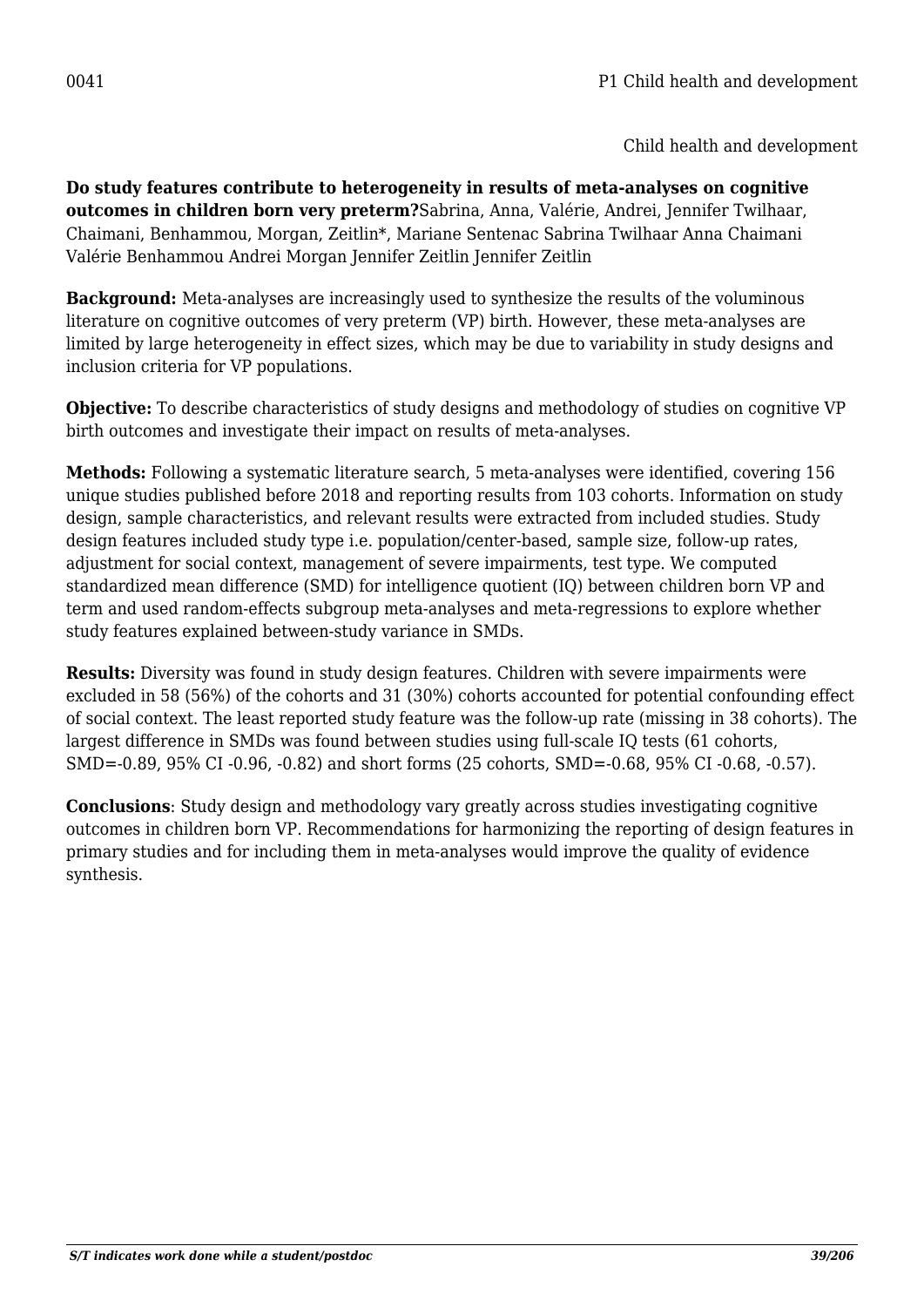0041 P1 Child health and development

Child health and development

**Do study features contribute to heterogeneity in results of meta-analyses on cognitive outcomes in children born very preterm?**Sabrina, Anna, Valérie, Andrei, Jennifer Twilhaar, Chaimani, Benhammou, Morgan, Zeitlin*, Mariane Sentenac Sabrina Twilhaar Anna Chaimani Valérie Benhammou Andrei Morgan Jennifer Zeitlin Jennifer Zeitlin

**Background:** Meta-analyses are increasingly used to synthesize the results of the voluminous literature on cognitive outcomes of very preterm (VP) birth. However, these meta-analyses are limited by large heterogeneity in effect sizes, which may be due to variability in study designs and inclusion criteria for VP populations.

**Objective:** To describe characteristics of study designs and methodology of studies on cognitive VP birth outcomes and investigate their impact on results of meta-analyses.

**Methods:** Following a systematic literature search, 5 meta-analyses were identified, covering 156 unique studies published before 2018 and reporting results from 103 cohorts. Information on study design, sample characteristics, and relevant results were extracted from included studies. Study design features included study type i.e. population/center-based, sample size, follow-up rates, adjustment for social context, management of severe impairments, test type. We computed standardized mean difference (SMD) for intelligence quotient (IQ) between children born VP and term and used random-effects subgroup meta-analyses and meta-regressions to explore whether study features explained between-study variance in SMDs.

**Results:** Diversity was found in study design features. Children with severe impairments were excluded in 58 (56%) of the cohorts and 31 (30%) cohorts accounted for potential confounding effect of social context. The least reported study feature was the follow-up rate (missing in 38 cohorts). The largest difference in SMDs was found between studies using full-scale IQ tests (61 cohorts, SMD=-0.89, 95% CI -0.96, -0.82) and short forms (25 cohorts, SMD=-0.68, 95% CI -0.68, -0.57).

**Conclusions**: Study design and methodology vary greatly across studies investigating cognitive outcomes in children born VP. Recommendations for harmonizing the reporting of design features in primary studies and for including them in meta-analyses would improve the quality of evidence synthesis.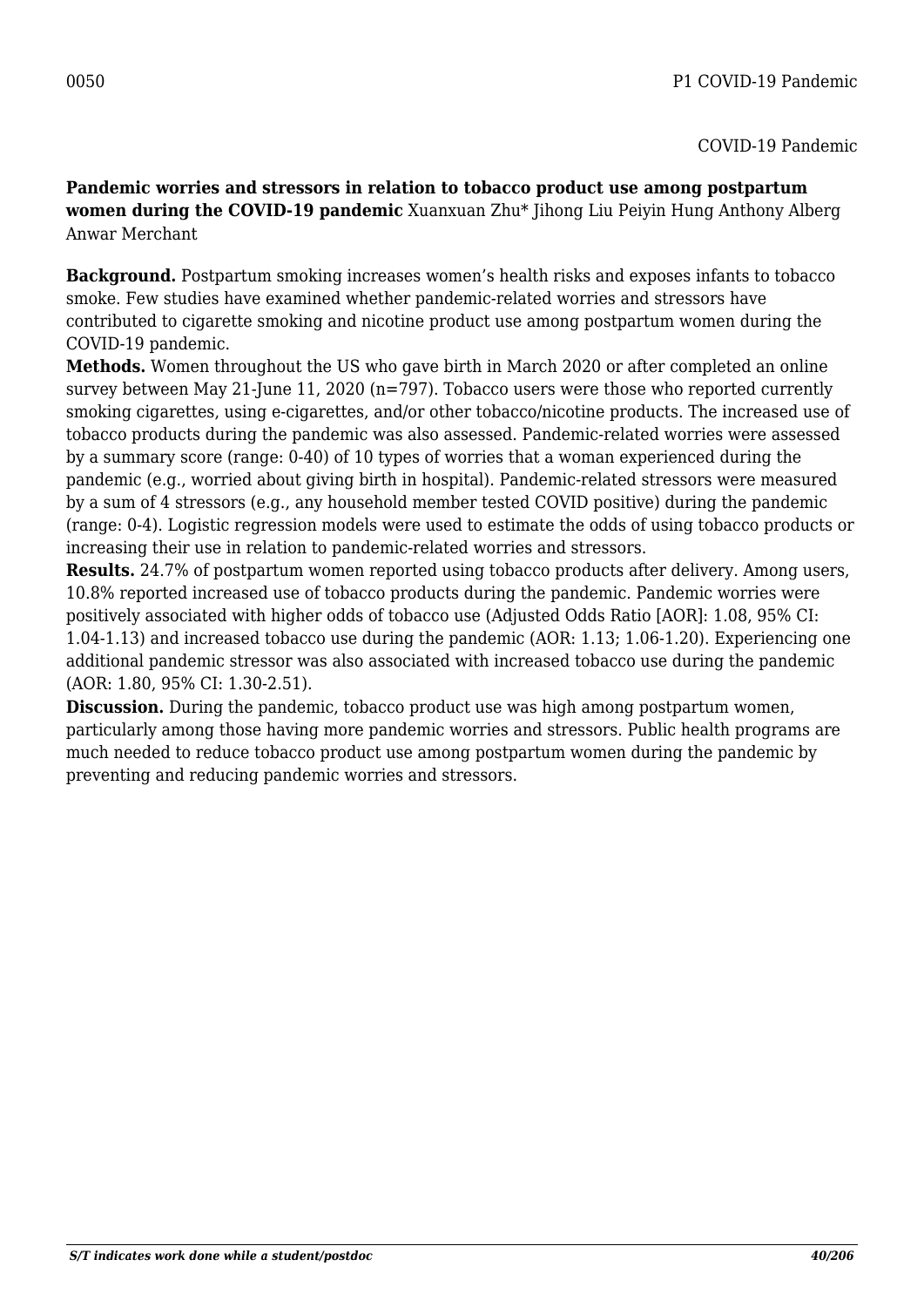0050 P1 COVID-19 Pandemic

COVID-19 Pandemic

**Pandemic worries and stressors in relation to tobacco product use among postpartum women during the COVID-19 pandemic** Xuanxuan Zhu* Jihong Liu Peiyin Hung Anthony Alberg Anwar Merchant

**Background.** Postpartum smoking increases women's health risks and exposes infants to tobacco smoke. Few studies have examined whether pandemic-related worries and stressors have contributed to cigarette smoking and nicotine product use among postpartum women during the COVID-19 pandemic.

**Methods.** Women throughout the US who gave birth in March 2020 or after completed an online survey between May 21-June 11, 2020 (n=797). Tobacco users were those who reported currently smoking cigarettes, using e-cigarettes, and/or other tobacco/nicotine products. The increased use of tobacco products during the pandemic was also assessed. Pandemic-related worries were assessed by a summary score (range: 0-40) of 10 types of worries that a woman experienced during the pandemic (e.g., worried about giving birth in hospital). Pandemic-related stressors were measured by a sum of 4 stressors (e.g., any household member tested COVID positive) during the pandemic (range: 0-4). Logistic regression models were used to estimate the odds of using tobacco products or increasing their use in relation to pandemic-related worries and stressors.

**Results.** 24.7% of postpartum women reported using tobacco products after delivery. Among users, 10.8% reported increased use of tobacco products during the pandemic. Pandemic worries were positively associated with higher odds of tobacco use (Adjusted Odds Ratio [AOR]: 1.08, 95% CI: 1.04-1.13) and increased tobacco use during the pandemic (AOR: 1.13; 1.06-1.20). Experiencing one additional pandemic stressor was also associated with increased tobacco use during the pandemic (AOR: 1.80, 95% CI: 1.30-2.51).

**Discussion.** During the pandemic, tobacco product use was high among postpartum women, particularly among those having more pandemic worries and stressors. Public health programs are much needed to reduce tobacco product use among postpartum women during the pandemic by preventing and reducing pandemic worries and stressors.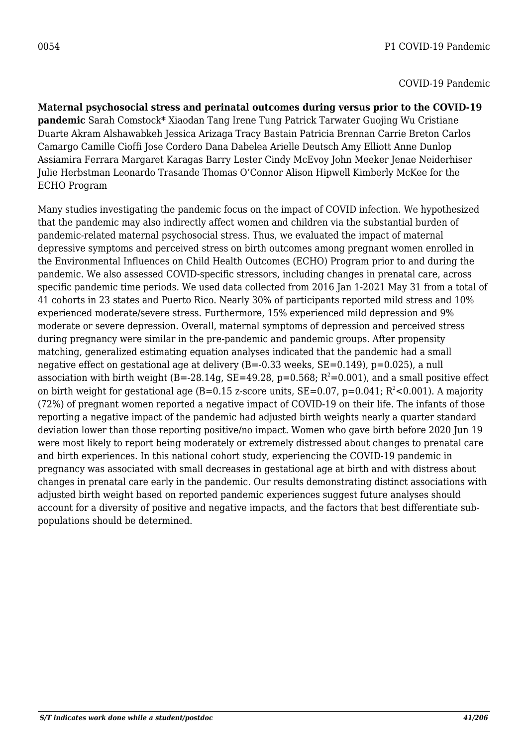0054 P1 COVID-19 Pandemic

COVID-19 Pandemic

**Maternal psychosocial stress and perinatal outcomes during versus prior to the COVID-19 pandemic** Sarah Comstock* Xiaodan Tang Irene Tung Patrick Tarwater Guojing Wu Cristiane Duarte Akram Alshawabkeh Jessica Arizaga Tracy Bastain Patricia Brennan Carrie Breton Carlos Camargo Camille Cioffi Jose Cordero Dana Dabelea Arielle Deutsch Amy Elliott Anne Dunlop Assiamira Ferrara Margaret Karagas Barry Lester Cindy McEvoy John Meeker Jenae Neiderhiser Julie Herbstman Leonardo Trasande Thomas O'Connor Alison Hipwell Kimberly McKee for the ECHO Program

Many studies investigating the pandemic focus on the impact of COVID infection. We hypothesized that the pandemic may also indirectly affect women and children via the substantial burden of pandemic-related maternal psychosocial stress. Thus, we evaluated the impact of maternal depressive symptoms and perceived stress on birth outcomes among pregnant women enrolled in the Environmental Influences on Child Health Outcomes (ECHO) Program prior to and during the pandemic. We also assessed COVID-specific stressors, including changes in prenatal care, across specific pandemic time periods. We used data collected from 2016 Jan 1-2021 May 31 from a total of 41 cohorts in 23 states and Puerto Rico. Nearly 30% of participants reported mild stress and 10% experienced moderate/severe stress. Furthermore, 15% experienced mild depression and 9% moderate or severe depression. Overall, maternal symptoms of depression and perceived stress during pregnancy were similar in the pre-pandemic and pandemic groups. After propensity matching, generalized estimating equation analyses indicated that the pandemic had a small negative effect on gestational age at delivery (B=-0.33 weeks, SE=0.149), p=0.025), a null association with birth weight (B=-28.14g, SE=49.28, p=0.568; $R^2$=0.001), and a small positive effect on birth weight for gestational age (B=0.15 z-score units, SE=0.07, p=0.041; $R^2$<0.001). A majority (72%) of pregnant women reported a negative impact of COVID-19 on their life. The infants of those reporting a negative impact of the pandemic had adjusted birth weights nearly a quarter standard deviation lower than those reporting positive/no impact. Women who gave birth before 2020 Jun 19 were most likely to report being moderately or extremely distressed about changes to prenatal care and birth experiences. In this national cohort study, experiencing the COVID-19 pandemic in pregnancy was associated with small decreases in gestational age at birth and with distress about changes in prenatal care early in the pandemic. Our results demonstrating distinct associations with adjusted birth weight based on reported pandemic experiences suggest future analyses should account for a diversity of positive and negative impacts, and the factors that best differentiate sub-populations should be determined.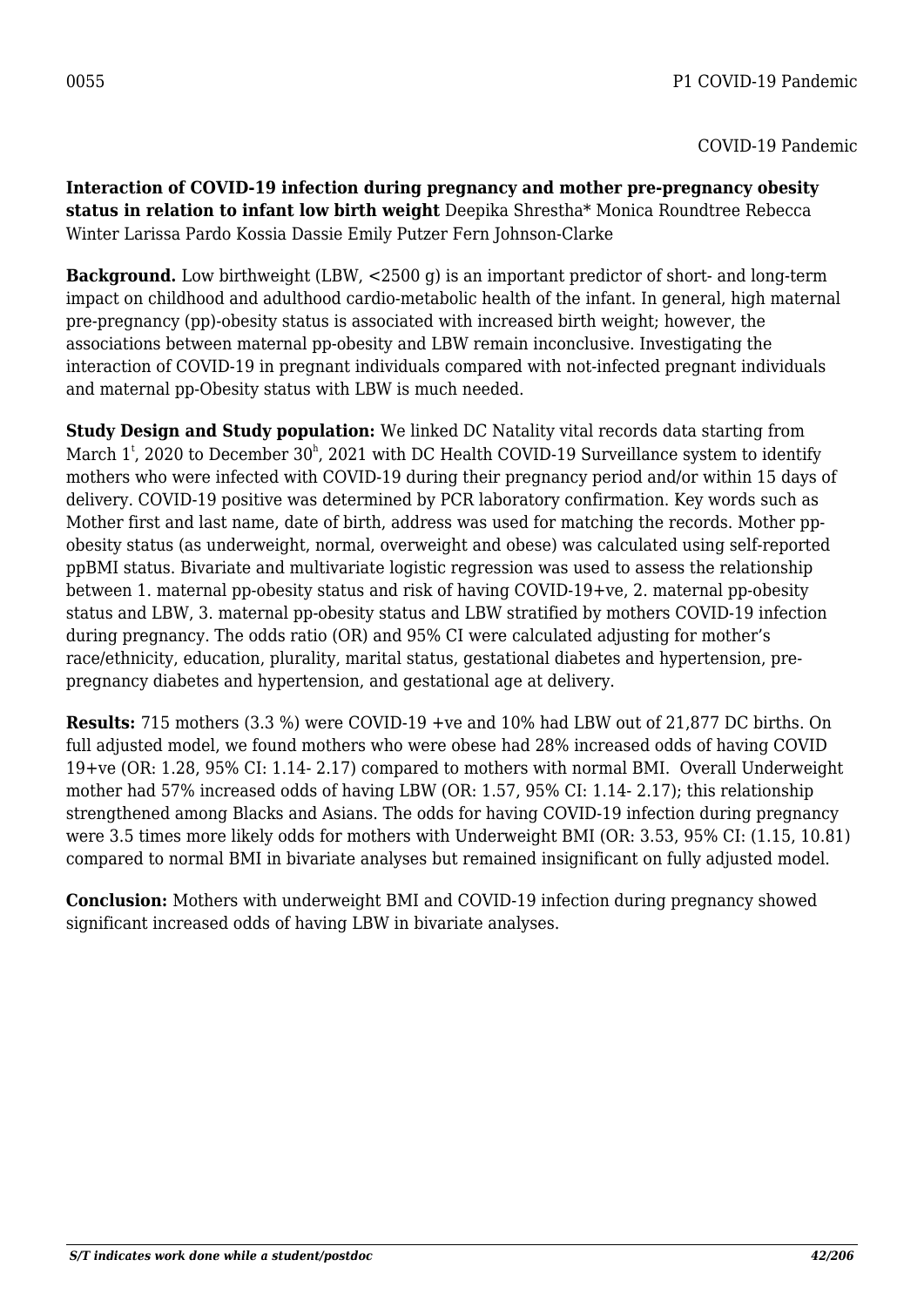0055 P1 COVID-19 Pandemic

COVID-19 Pandemic

**Interaction of COVID-19 infection during pregnancy and mother pre-pregnancy obesity status in relation to infant low birth weight** Deepika Shrestha* Monica Roundtree Rebecca Winter Larissa Pardo Kossia Dassie Emily Putzer Fern Johnson-Clarke

**Background.** Low birthweight (LBW, <2500 g) is an important predictor of short- and long-term impact on childhood and adulthood cardio-metabolic health of the infant. In general, high maternal pre-pregnancy (pp)-obesity status is associated with increased birth weight; however, the associations between maternal pp-obesity and LBW remain inconclusive. Investigating the interaction of COVID-19 in pregnant individuals compared with not-infected pregnant individuals and maternal pp-Obesity status with LBW is much needed.

**Study Design and Study population:** We linked DC Natality vital records data starting from March 1[t], 2020 to December 30[h], 2021 with DC Health COVID-19 Surveillance system to identify mothers who were infected with COVID-19 during their pregnancy period and/or within 15 days of delivery. COVID-19 positive was determined by PCR laboratory confirmation. Key words such as Mother first and last name, date of birth, address was used for matching the records. Mother pp-obesity status (as underweight, normal, overweight and obese) was calculated using self-reported ppBMI status. Bivariate and multivariate logistic regression was used to assess the relationship between 1. maternal pp-obesity status and risk of having COVID-19+ve, 2. maternal pp-obesity status and LBW, 3. maternal pp-obesity status and LBW stratified by mothers COVID-19 infection during pregnancy. The odds ratio (OR) and 95% CI were calculated adjusting for mother's race/ethnicity, education, plurality, marital status, gestational diabetes and hypertension, pre-pregnancy diabetes and hypertension, and gestational age at delivery.

**Results:** 715 mothers (3.3 %) were COVID-19 +ve and 10% had LBW out of 21,877 DC births. On full adjusted model, we found mothers who were obese had 28% increased odds of having COVID 19+ve (OR: 1.28, 95% CI: 1.14- 2.17) compared to mothers with normal BMI. Overall Underweight mother had 57% increased odds of having LBW (OR: 1.57, 95% CI: 1.14- 2.17); this relationship strengthened among Blacks and Asians. The odds for having COVID-19 infection during pregnancy were 3.5 times more likely odds for mothers with Underweight BMI (OR: 3.53, 95% CI: (1.15, 10.81) compared to normal BMI in bivariate analyses but remained insignificant on fully adjusted model.

**Conclusion:** Mothers with underweight BMI and COVID-19 infection during pregnancy showed significant increased odds of having LBW in bivariate analyses.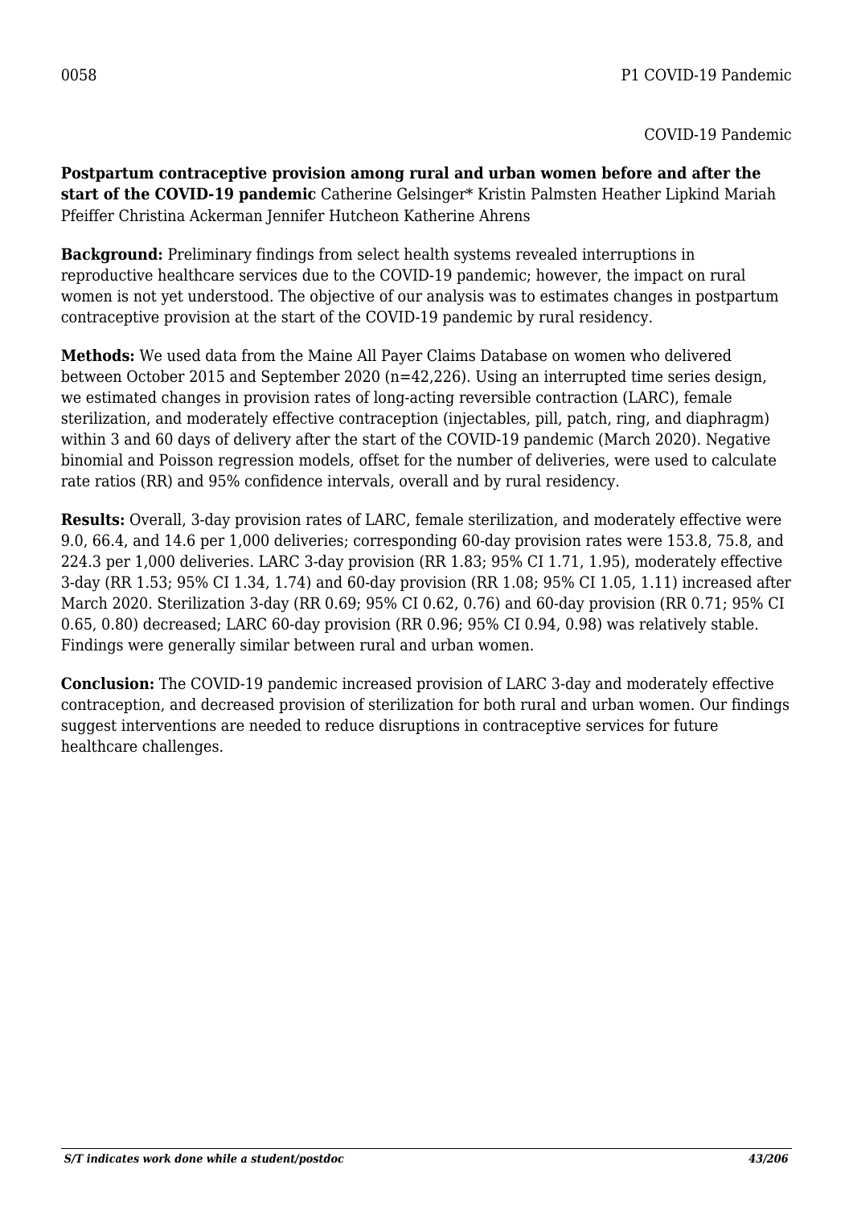0058 P1 COVID-19 Pandemic

COVID-19 Pandemic

**Postpartum contraceptive provision among rural and urban women before and after the start of the COVID-19 pandemic** Catherine Gelsinger* Kristin Palmsten Heather Lipkind Mariah Pfeiffer Christina Ackerman Jennifer Hutcheon Katherine Ahrens

**Background:** Preliminary findings from select health systems revealed interruptions in reproductive healthcare services due to the COVID-19 pandemic; however, the impact on rural women is not yet understood. The objective of our analysis was to estimates changes in postpartum contraceptive provision at the start of the COVID-19 pandemic by rural residency.

**Methods:** We used data from the Maine All Payer Claims Database on women who delivered between October 2015 and September 2020 (n=42,226). Using an interrupted time series design, we estimated changes in provision rates of long-acting reversible contraction (LARC), female sterilization, and moderately effective contraception (injectables, pill, patch, ring, and diaphragm) within 3 and 60 days of delivery after the start of the COVID-19 pandemic (March 2020). Negative binomial and Poisson regression models, offset for the number of deliveries, were used to calculate rate ratios (RR) and 95% confidence intervals, overall and by rural residency.

**Results:** Overall, 3-day provision rates of LARC, female sterilization, and moderately effective were 9.0, 66.4, and 14.6 per 1,000 deliveries; corresponding 60-day provision rates were 153.8, 75.8, and 224.3 per 1,000 deliveries. LARC 3-day provision (RR 1.83; 95% CI 1.71, 1.95), moderately effective 3-day (RR 1.53; 95% CI 1.34, 1.74) and 60-day provision (RR 1.08; 95% CI 1.05, 1.11) increased after March 2020. Sterilization 3-day (RR 0.69; 95% CI 0.62, 0.76) and 60-day provision (RR 0.71; 95% CI 0.65, 0.80) decreased; LARC 60-day provision (RR 0.96; 95% CI 0.94, 0.98) was relatively stable. Findings were generally similar between rural and urban women.

**Conclusion:** The COVID-19 pandemic increased provision of LARC 3-day and moderately effective contraception, and decreased provision of sterilization for both rural and urban women. Our findings suggest interventions are needed to reduce disruptions in contraceptive services for future healthcare challenges.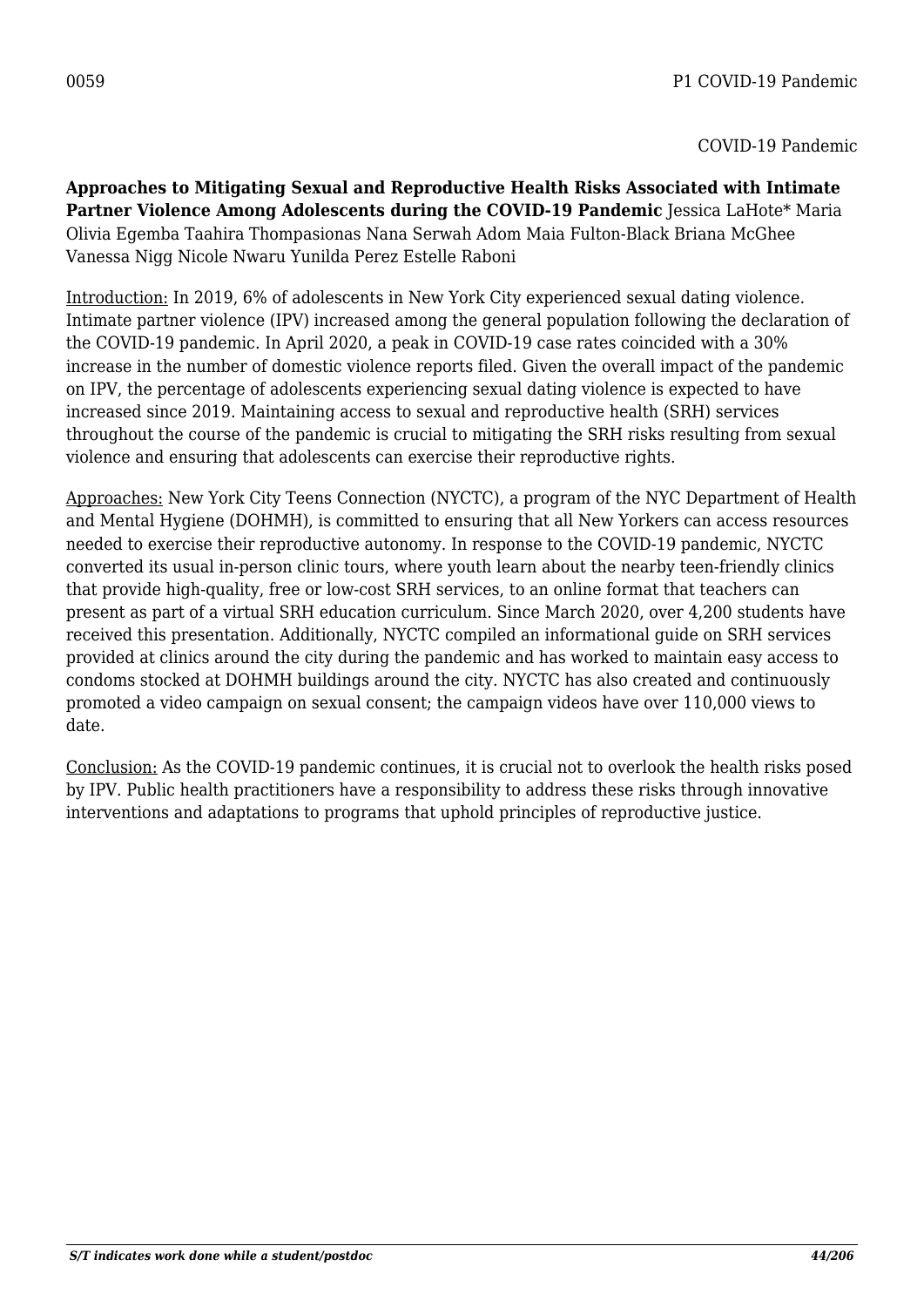0059 P1 COVID-19 Pandemic

COVID-19 Pandemic

**Approaches to Mitigating Sexual and Reproductive Health Risks Associated with Intimate Partner Violence Among Adolescents during the COVID-19 Pandemic** Jessica LaHote* Maria Olivia Egemba Taahira Thompasionas Nana Serwah Adom Maia Fulton-Black Briana McGhee Vanessa Nigg Nicole Nwaru Yunilda Perez Estelle Raboni

Introduction: In 2019, 6% of adolescents in New York City experienced sexual dating violence. Intimate partner violence (IPV) increased among the general population following the declaration of the COVID-19 pandemic. In April 2020, a peak in COVID-19 case rates coincided with a 30% increase in the number of domestic violence reports filed. Given the overall impact of the pandemic on IPV, the percentage of adolescents experiencing sexual dating violence is expected to have increased since 2019. Maintaining access to sexual and reproductive health (SRH) services throughout the course of the pandemic is crucial to mitigating the SRH risks resulting from sexual violence and ensuring that adolescents can exercise their reproductive rights.

Approaches: New York City Teens Connection (NYCTC), a program of the NYC Department of Health and Mental Hygiene (DOHMH), is committed to ensuring that all New Yorkers can access resources needed to exercise their reproductive autonomy. In response to the COVID-19 pandemic, NYCTC converted its usual in-person clinic tours, where youth learn about the nearby teen-friendly clinics that provide high-quality, free or low-cost SRH services, to an online format that teachers can present as part of a virtual SRH education curriculum. Since March 2020, over 4,200 students have received this presentation. Additionally, NYCTC compiled an informational guide on SRH services provided at clinics around the city during the pandemic and has worked to maintain easy access to condoms stocked at DOHMH buildings around the city. NYCTC has also created and continuously promoted a video campaign on sexual consent; the campaign videos have over 110,000 views to date.

Conclusion: As the COVID-19 pandemic continues, it is crucial not to overlook the health risks posed by IPV. Public health practitioners have a responsibility to address these risks through innovative interventions and adaptations to programs that uphold principles of reproductive justice.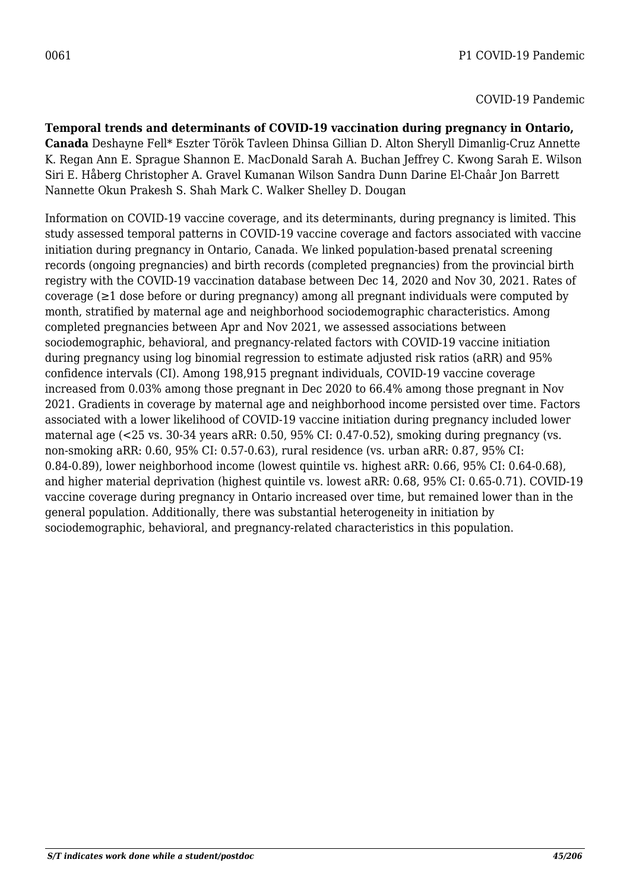0061 P1 COVID-19 Pandemic

COVID-19 Pandemic

**Temporal trends and determinants of COVID-19 vaccination during pregnancy in Ontario, Canada** Deshayne Fell* Eszter Török Tavleen Dhinsa Gillian D. Alton Sheryll Dimanlig-Cruz Annette K. Regan Ann E. Sprague Shannon E. MacDonald Sarah A. Buchan Jeffrey C. Kwong Sarah E. Wilson Siri E. Håberg Christopher A. Gravel Kumanan Wilson Sandra Dunn Darine El-Chaâr Jon Barrett Nannette Okun Prakesh S. Shah Mark C. Walker Shelley D. Dougan

Information on COVID-19 vaccine coverage, and its determinants, during pregnancy is limited. This study assessed temporal patterns in COVID-19 vaccine coverage and factors associated with vaccine initiation during pregnancy in Ontario, Canada. We linked population-based prenatal screening records (ongoing pregnancies) and birth records (completed pregnancies) from the provincial birth registry with the COVID-19 vaccination database between Dec 14, 2020 and Nov 30, 2021. Rates of coverage (≥1 dose before or during pregnancy) among all pregnant individuals were computed by month, stratified by maternal age and neighborhood sociodemographic characteristics. Among completed pregnancies between Apr and Nov 2021, we assessed associations between sociodemographic, behavioral, and pregnancy-related factors with COVID-19 vaccine initiation during pregnancy using log binomial regression to estimate adjusted risk ratios (aRR) and 95% confidence intervals (CI). Among 198,915 pregnant individuals, COVID-19 vaccine coverage increased from 0.03% among those pregnant in Dec 2020 to 66.4% among those pregnant in Nov 2021. Gradients in coverage by maternal age and neighborhood income persisted over time. Factors associated with a lower likelihood of COVID-19 vaccine initiation during pregnancy included lower maternal age (<25 vs. 30-34 years aRR: 0.50, 95% CI: 0.47-0.52), smoking during pregnancy (vs. non-smoking aRR: 0.60, 95% CI: 0.57-0.63), rural residence (vs. urban aRR: 0.87, 95% CI: 0.84-0.89), lower neighborhood income (lowest quintile vs. highest aRR: 0.66, 95% CI: 0.64-0.68), and higher material deprivation (highest quintile vs. lowest aRR: 0.68, 95% CI: 0.65-0.71). COVID-19 vaccine coverage during pregnancy in Ontario increased over time, but remained lower than in the general population. Additionally, there was substantial heterogeneity in initiation by sociodemographic, behavioral, and pregnancy-related characteristics in this population.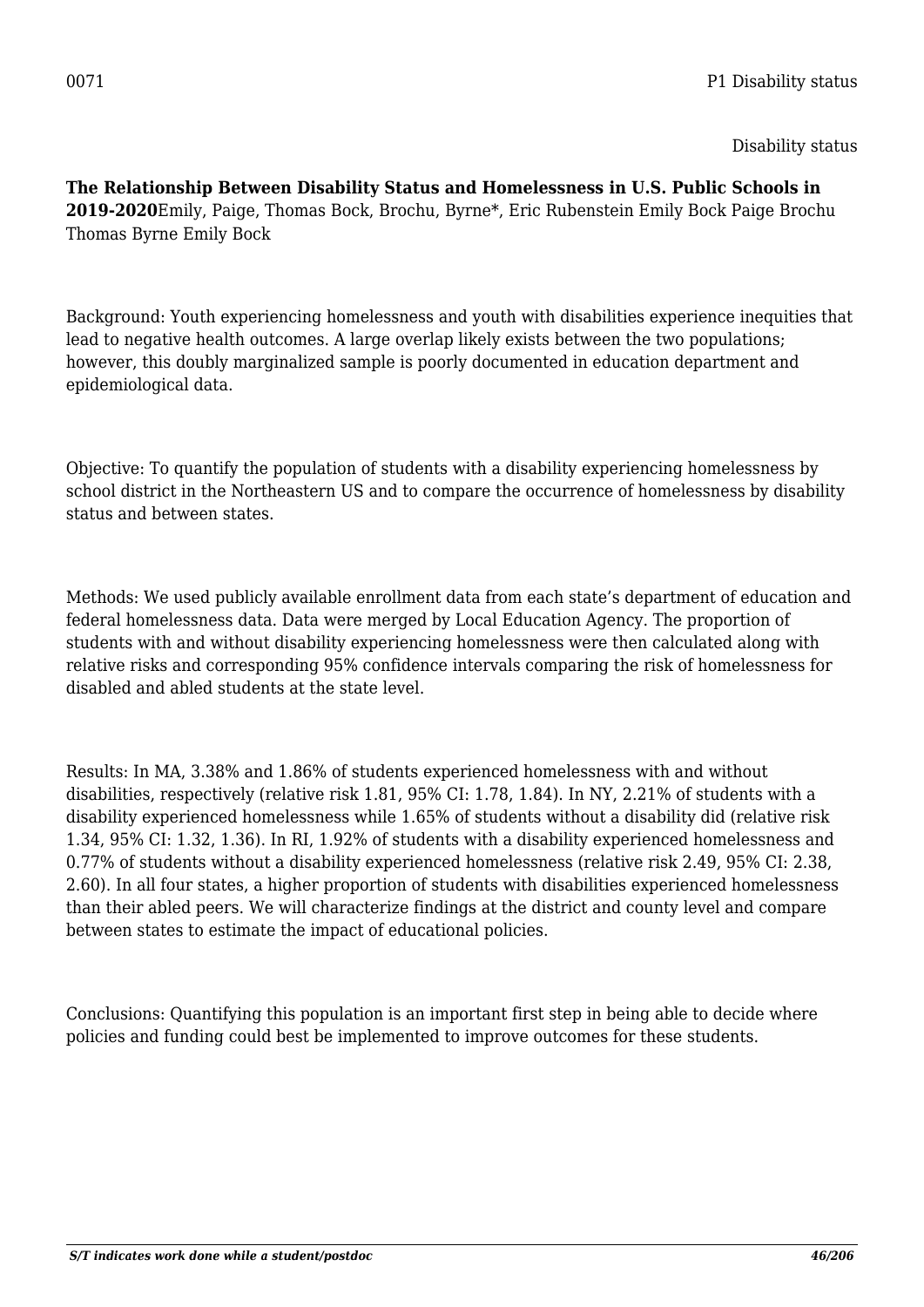0071 P1 Disability status

Disability status

**The Relationship Between Disability Status and Homelessness in U.S. Public Schools in 2019-2020**Emily, Paige, Thomas Bock, Brochu, Byrne*, Eric Rubenstein Emily Bock Paige Brochu Thomas Byrne Emily Bock

Background: Youth experiencing homelessness and youth with disabilities experience inequities that lead to negative health outcomes. A large overlap likely exists between the two populations; however, this doubly marginalized sample is poorly documented in education department and epidemiological data.

Objective: To quantify the population of students with a disability experiencing homelessness by school district in the Northeastern US and to compare the occurrence of homelessness by disability status and between states.

Methods: We used publicly available enrollment data from each state's department of education and federal homelessness data. Data were merged by Local Education Agency. The proportion of students with and without disability experiencing homelessness were then calculated along with relative risks and corresponding 95% confidence intervals comparing the risk of homelessness for disabled and abled students at the state level.

Results: In MA, 3.38% and 1.86% of students experienced homelessness with and without disabilities, respectively (relative risk 1.81, 95% CI: 1.78, 1.84). In NY, 2.21% of students with a disability experienced homelessness while 1.65% of students without a disability did (relative risk 1.34, 95% CI: 1.32, 1.36). In RI, 1.92% of students with a disability experienced homelessness and 0.77% of students without a disability experienced homelessness (relative risk 2.49, 95% CI: 2.38, 2.60). In all four states, a higher proportion of students with disabilities experienced homelessness than their abled peers. We will characterize findings at the district and county level and compare between states to estimate the impact of educational policies.

Conclusions: Quantifying this population is an important first step in being able to decide where policies and funding could best be implemented to improve outcomes for these students.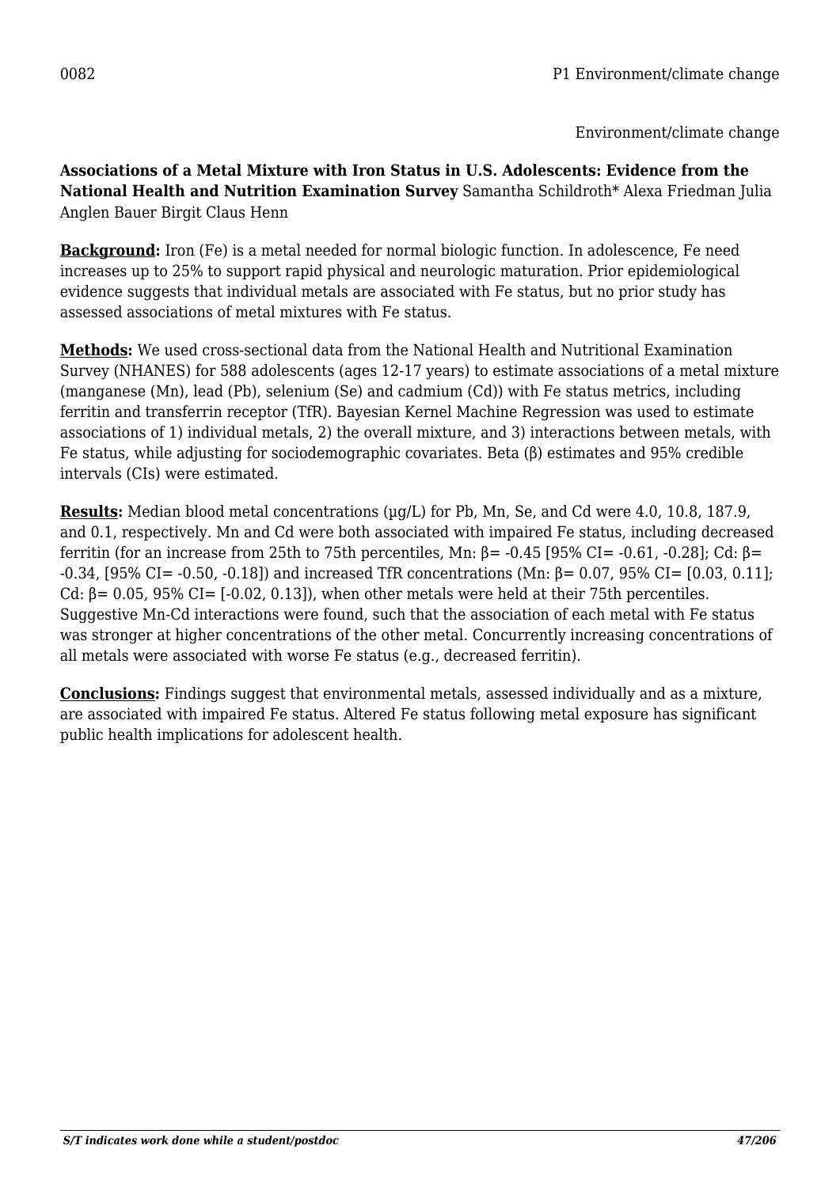0082 P1 Environment/climate change

Environment/climate change

**Associations of a Metal Mixture with Iron Status in U.S. Adolescents: Evidence from the National Health and Nutrition Examination Survey** Samantha Schildroth* Alexa Friedman Julia Anglen Bauer Birgit Claus Henn

**Background:** Iron (Fe) is a metal needed for normal biologic function. In adolescence, Fe need increases up to 25% to support rapid physical and neurologic maturation. Prior epidemiological evidence suggests that individual metals are associated with Fe status, but no prior study has assessed associations of metal mixtures with Fe status.

**Methods:** We used cross-sectional data from the National Health and Nutritional Examination Survey (NHANES) for 588 adolescents (ages 12-17 years) to estimate associations of a metal mixture (manganese (Mn), lead (Pb), selenium (Se) and cadmium (Cd)) with Fe status metrics, including ferritin and transferrin receptor (TfR). Bayesian Kernel Machine Regression was used to estimate associations of 1) individual metals, 2) the overall mixture, and 3) interactions between metals, with Fe status, while adjusting for sociodemographic covariates. Beta ($\beta$) estimates and 95% credible intervals (CIs) were estimated.

**Results:** Median blood metal concentrations (µg/L) for Pb, Mn, Se, and Cd were 4.0, 10.8, 187.9, and 0.1, respectively. Mn and Cd were both associated with impaired Fe status, including decreased ferritin (for an increase from 25th to 75th percentiles, Mn: $\beta$= -0.45 [95% CI= -0.61, -0.28]; Cd: $\beta$= -0.34, [95% CI= -0.50, -0.18]) and increased TfR concentrations (Mn: $\beta$= 0.07, 95% CI= [0.03, 0.11]; Cd: $\beta$= 0.05, 95% CI= [-0.02, 0.13]), when other metals were held at their 75th percentiles. Suggestive Mn-Cd interactions were found, such that the association of each metal with Fe status was stronger at higher concentrations of the other metal. Concurrently increasing concentrations of all metals were associated with worse Fe status (e.g., decreased ferritin).

**Conclusions:** Findings suggest that environmental metals, assessed individually and as a mixture, are associated with impaired Fe status. Altered Fe status following metal exposure has significant public health implications for adolescent health.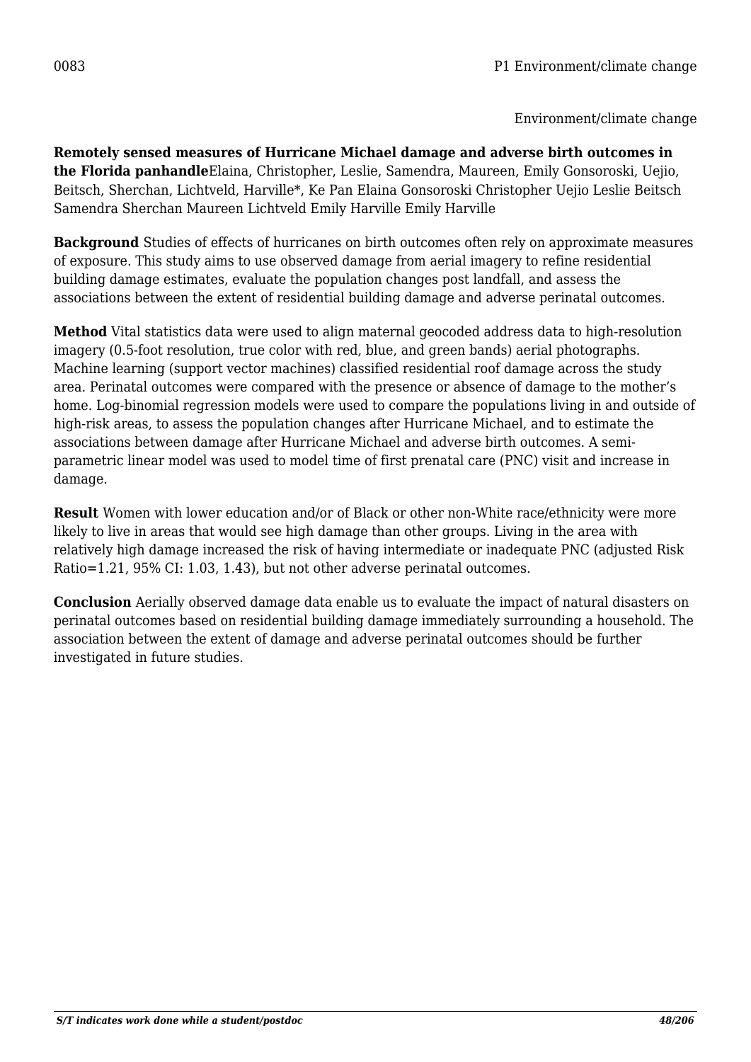0083 P1 Environment/climate change

Environment/climate change

**Remotely sensed measures of Hurricane Michael damage and adverse birth outcomes in the Florida panhandle**Elaina, Christopher, Leslie, Samendra, Maureen, Emily Gonsoroski, Uejio, Beitsch, Sherchan, Lichtveld, Harville*, Ke Pan Elaina Gonsoroski Christopher Uejio Leslie Beitsch Samendra Sherchan Maureen Lichtveld Emily Harville Emily Harville

**Background** Studies of effects of hurricanes on birth outcomes often rely on approximate measures of exposure. This study aims to use observed damage from aerial imagery to refine residential building damage estimates, evaluate the population changes post landfall, and assess the associations between the extent of residential building damage and adverse perinatal outcomes.

**Method** Vital statistics data were used to align maternal geocoded address data to high-resolution imagery (0.5-foot resolution, true color with red, blue, and green bands) aerial photographs. Machine learning (support vector machines) classified residential roof damage across the study area. Perinatal outcomes were compared with the presence or absence of damage to the mother's home. Log-binomial regression models were used to compare the populations living in and outside of high-risk areas, to assess the population changes after Hurricane Michael, and to estimate the associations between damage after Hurricane Michael and adverse birth outcomes. A semi-parametric linear model was used to model time of first prenatal care (PNC) visit and increase in damage.

**Result** Women with lower education and/or of Black or other non-White race/ethnicity were more likely to live in areas that would see high damage than other groups. Living in the area with relatively high damage increased the risk of having intermediate or inadequate PNC (adjusted Risk Ratio=1.21, 95% CI: 1.03, 1.43), but not other adverse perinatal outcomes.

**Conclusion** Aerially observed damage data enable us to evaluate the impact of natural disasters on perinatal outcomes based on residential building damage immediately surrounding a household. The association between the extent of damage and adverse perinatal outcomes should be further investigated in future studies.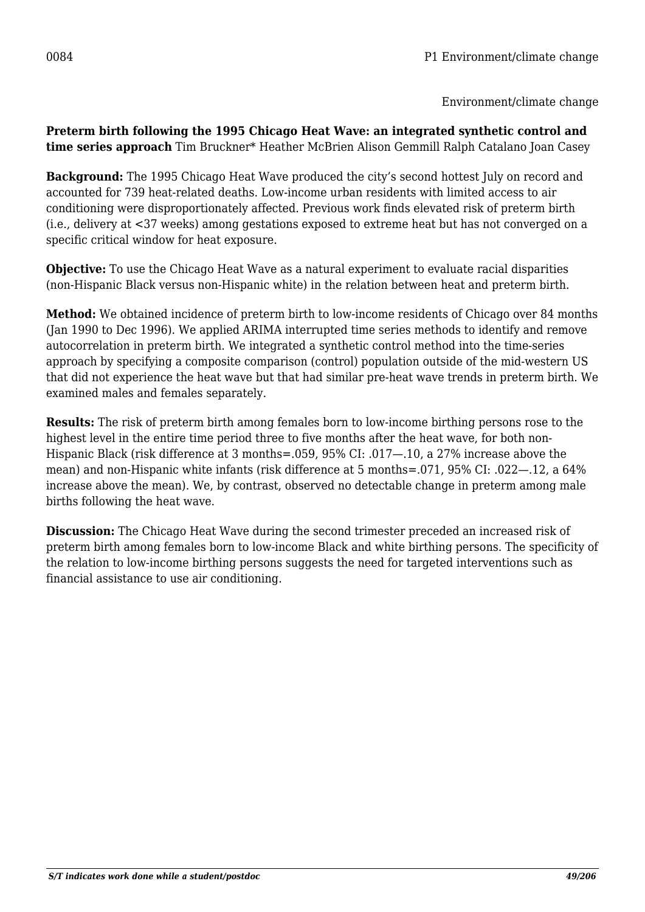0084

Environment/climate change

**Preterm birth following the 1995 Chicago Heat Wave: an integrated synthetic control and time series approach** Tim Bruckner* Heather McBrien Alison Gemmill Ralph Catalano Joan Casey

**Background:** The 1995 Chicago Heat Wave produced the city's second hottest July on record and accounted for 739 heat-related deaths. Low-income urban residents with limited access to air conditioning were disproportionately affected. Previous work finds elevated risk of preterm birth (i.e., delivery at <37 weeks) among gestations exposed to extreme heat but has not converged on a specific critical window for heat exposure.

**Objective:** To use the Chicago Heat Wave as a natural experiment to evaluate racial disparities (non-Hispanic Black versus non-Hispanic white) in the relation between heat and preterm birth.

**Method:** We obtained incidence of preterm birth to low-income residents of Chicago over 84 months (Jan 1990 to Dec 1996). We applied ARIMA interrupted time series methods to identify and remove autocorrelation in preterm birth. We integrated a synthetic control method into the time-series approach by specifying a composite comparison (control) population outside of the mid-western US that did not experience the heat wave but that had similar pre-heat wave trends in preterm birth. We examined males and females separately.

**Results:** The risk of preterm birth among females born to low-income birthing persons rose to the highest level in the entire time period three to five months after the heat wave, for both non-Hispanic Black (risk difference at 3 months=.059, 95% CI: .017—.10, a 27% increase above the mean) and non-Hispanic white infants (risk difference at 5 months=.071, 95% CI: .022—.12, a 64% increase above the mean). We, by contrast, observed no detectable change in preterm among male births following the heat wave.

**Discussion:** The Chicago Heat Wave during the second trimester preceded an increased risk of preterm birth among females born to low-income Black and white birthing persons. The specificity of the relation to low-income birthing persons suggests the need for targeted interventions such as financial assistance to use air conditioning.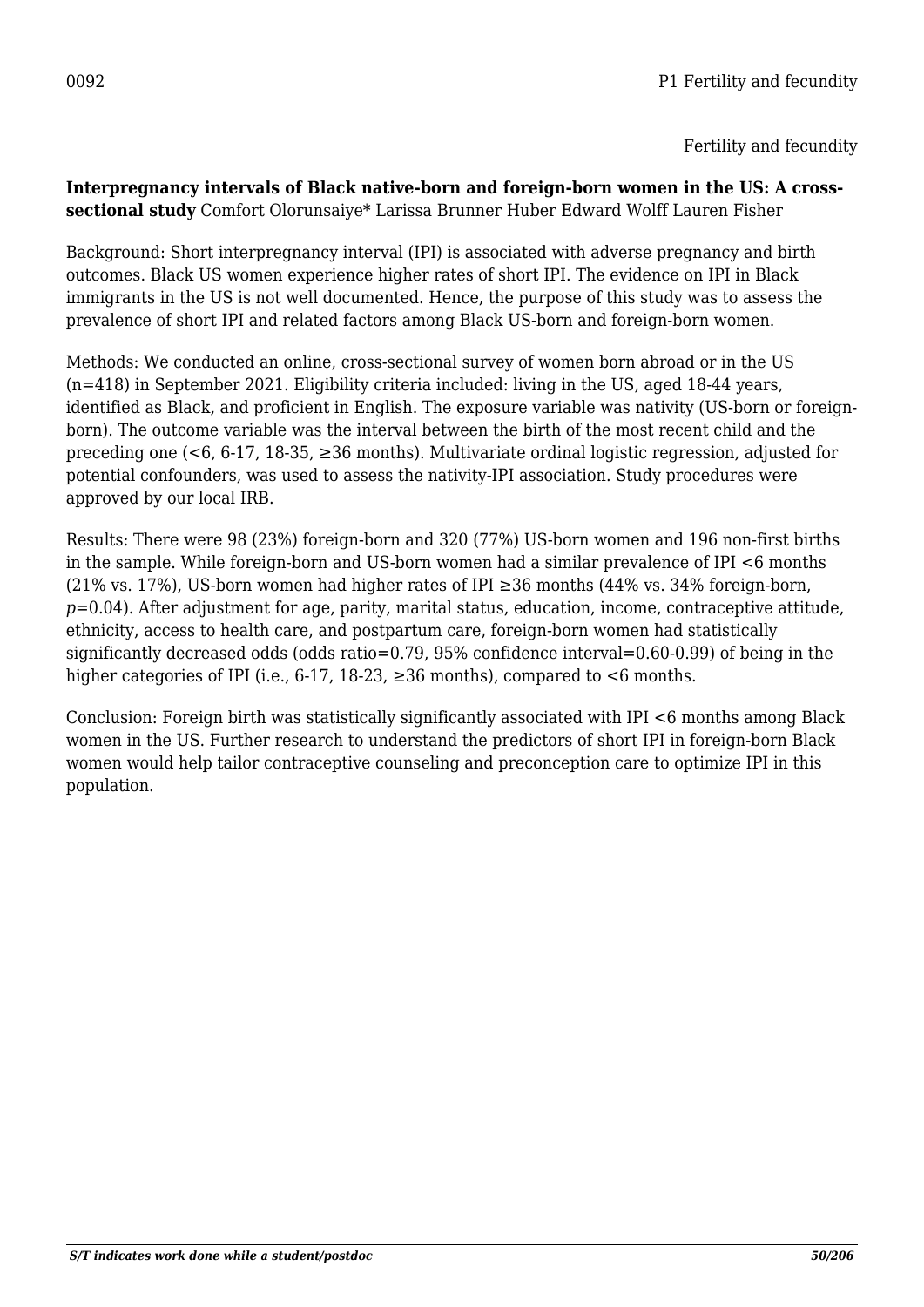0092 P1 Fertility and fecundity

Fertility and fecundity

**Interpregnancy intervals of Black native-born and foreign-born women in the US: A cross-sectional study** Comfort Olorunsaiye* Larissa Brunner Huber Edward Wolff Lauren Fisher

Background: Short interpregnancy interval (IPI) is associated with adverse pregnancy and birth outcomes. Black US women experience higher rates of short IPI. The evidence on IPI in Black immigrants in the US is not well documented. Hence, the purpose of this study was to assess the prevalence of short IPI and related factors among Black US-born and foreign-born women.

Methods: We conducted an online, cross-sectional survey of women born abroad or in the US (n=418) in September 2021. Eligibility criteria included: living in the US, aged 18-44 years, identified as Black, and proficient in English. The exposure variable was nativity (US-born or foreign-born). The outcome variable was the interval between the birth of the most recent child and the preceding one (<6, 6-17, 18-35, ≥36 months). Multivariate ordinal logistic regression, adjusted for potential confounders, was used to assess the nativity-IPI association. Study procedures were approved by our local IRB.

Results: There were 98 (23%) foreign-born and 320 (77%) US-born women and 196 non-first births in the sample. While foreign-born and US-born women had a similar prevalence of IPI <6 months (21% vs. 17%), US-born women had higher rates of IPI ≥36 months (44% vs. 34% foreign-born, *p*=0.04). After adjustment for age, parity, marital status, education, income, contraceptive attitude, ethnicity, access to health care, and postpartum care, foreign-born women had statistically significantly decreased odds (odds ratio=0.79, 95% confidence interval=0.60-0.99) of being in the higher categories of IPI (i.e., 6-17, 18-23, ≥36 months), compared to <6 months.

Conclusion: Foreign birth was statistically significantly associated with IPI <6 months among Black women in the US. Further research to understand the predictors of short IPI in foreign-born Black women would help tailor contraceptive counseling and preconception care to optimize IPI in this population.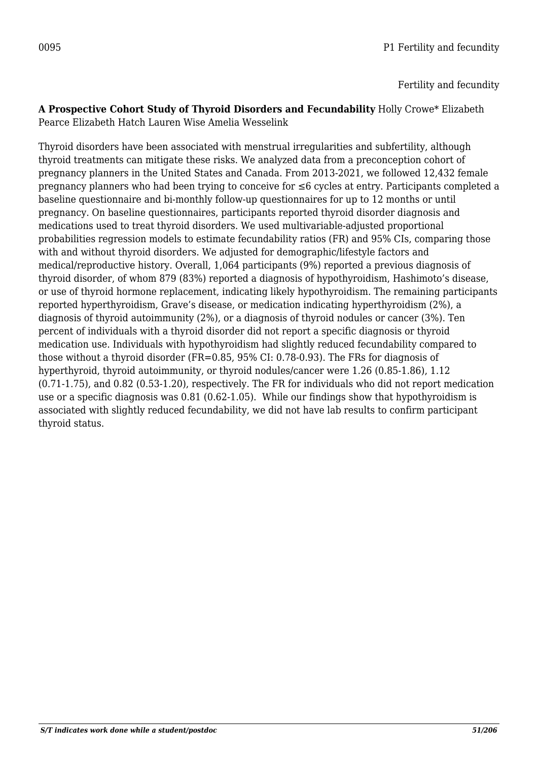0095 P1 Fertility and fecundity

Fertility and fecundity

**A Prospective Cohort Study of Thyroid Disorders and Fecundability** Holly Crowe* Elizabeth Pearce Elizabeth Hatch Lauren Wise Amelia Wesselink

Thyroid disorders have been associated with menstrual irregularities and subfertility, although thyroid treatments can mitigate these risks. We analyzed data from a preconception cohort of pregnancy planners in the United States and Canada. From 2013-2021, we followed 12,432 female pregnancy planners who had been trying to conceive for ≤6 cycles at entry. Participants completed a baseline questionnaire and bi-monthly follow-up questionnaires for up to 12 months or until pregnancy. On baseline questionnaires, participants reported thyroid disorder diagnosis and medications used to treat thyroid disorders. We used multivariable-adjusted proportional probabilities regression models to estimate fecundability ratios (FR) and 95% CIs, comparing those with and without thyroid disorders. We adjusted for demographic/lifestyle factors and medical/reproductive history. Overall, 1,064 participants (9%) reported a previous diagnosis of thyroid disorder, of whom 879 (83%) reported a diagnosis of hypothyroidism, Hashimoto's disease, or use of thyroid hormone replacement, indicating likely hypothyroidism. The remaining participants reported hyperthyroidism, Grave's disease, or medication indicating hyperthyroidism (2%), a diagnosis of thyroid autoimmunity (2%), or a diagnosis of thyroid nodules or cancer (3%). Ten percent of individuals with a thyroid disorder did not report a specific diagnosis or thyroid medication use. Individuals with hypothyroidism had slightly reduced fecundability compared to those without a thyroid disorder (FR=0.85, 95% CI: 0.78-0.93). The FRs for diagnosis of hyperthyroid, thyroid autoimmunity, or thyroid nodules/cancer were 1.26 (0.85-1.86), 1.12 (0.71-1.75), and 0.82 (0.53-1.20), respectively. The FR for individuals who did not report medication use or a specific diagnosis was 0.81 (0.62-1.05). While our findings show that hypothyroidism is associated with slightly reduced fecundability, we did not have lab results to confirm participant thyroid status.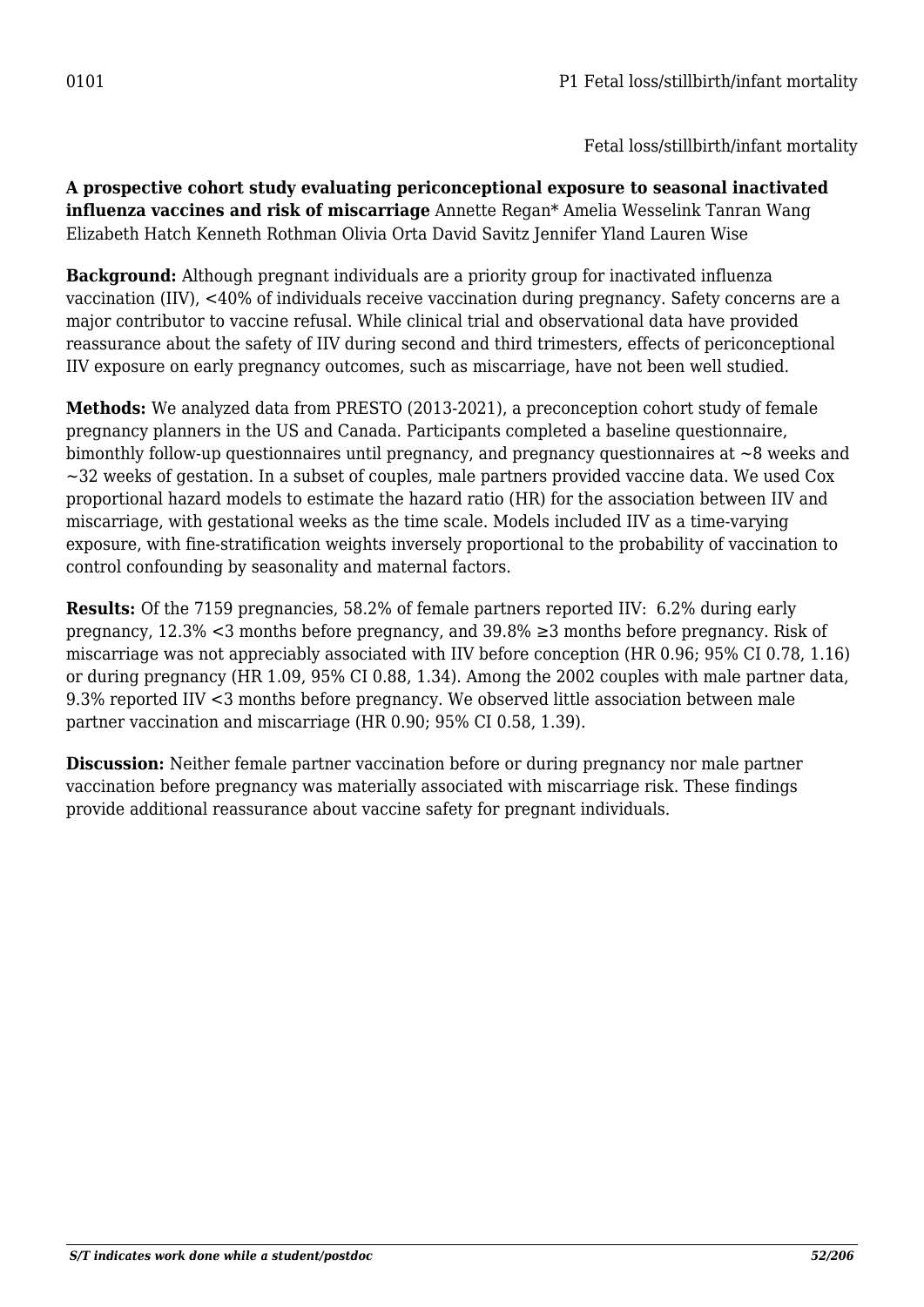0101

Fetal loss/stillbirth/infant mortality

**A prospective cohort study evaluating periconceptional exposure to seasonal inactivated influenza vaccines and risk of miscarriage** Annette Regan* Amelia Wesselink Tanran Wang Elizabeth Hatch Kenneth Rothman Olivia Orta David Savitz Jennifer Yland Lauren Wise

**Background:** Although pregnant individuals are a priority group for inactivated influenza vaccination (IIV), <40% of individuals receive vaccination during pregnancy. Safety concerns are a major contributor to vaccine refusal. While clinical trial and observational data have provided reassurance about the safety of IIV during second and third trimesters, effects of periconceptional IIV exposure on early pregnancy outcomes, such as miscarriage, have not been well studied.

**Methods:** We analyzed data from PRESTO (2013-2021), a preconception cohort study of female pregnancy planners in the US and Canada. Participants completed a baseline questionnaire, bimonthly follow-up questionnaires until pregnancy, and pregnancy questionnaires at ~8 weeks and ~32 weeks of gestation. In a subset of couples, male partners provided vaccine data. We used Cox proportional hazard models to estimate the hazard ratio (HR) for the association between IIV and miscarriage, with gestational weeks as the time scale. Models included IIV as a time-varying exposure, with fine-stratification weights inversely proportional to the probability of vaccination to control confounding by seasonality and maternal factors.

**Results:** Of the 7159 pregnancies, 58.2% of female partners reported IIV: 6.2% during early pregnancy, 12.3% <3 months before pregnancy, and 39.8% ≥3 months before pregnancy. Risk of miscarriage was not appreciably associated with IIV before conception (HR 0.96; 95% CI 0.78, 1.16) or during pregnancy (HR 1.09, 95% CI 0.88, 1.34). Among the 2002 couples with male partner data, 9.3% reported IIV <3 months before pregnancy. We observed little association between male partner vaccination and miscarriage (HR 0.90; 95% CI 0.58, 1.39).

**Discussion:** Neither female partner vaccination before or during pregnancy nor male partner vaccination before pregnancy was materially associated with miscarriage risk. These findings provide additional reassurance about vaccine safety for pregnant individuals.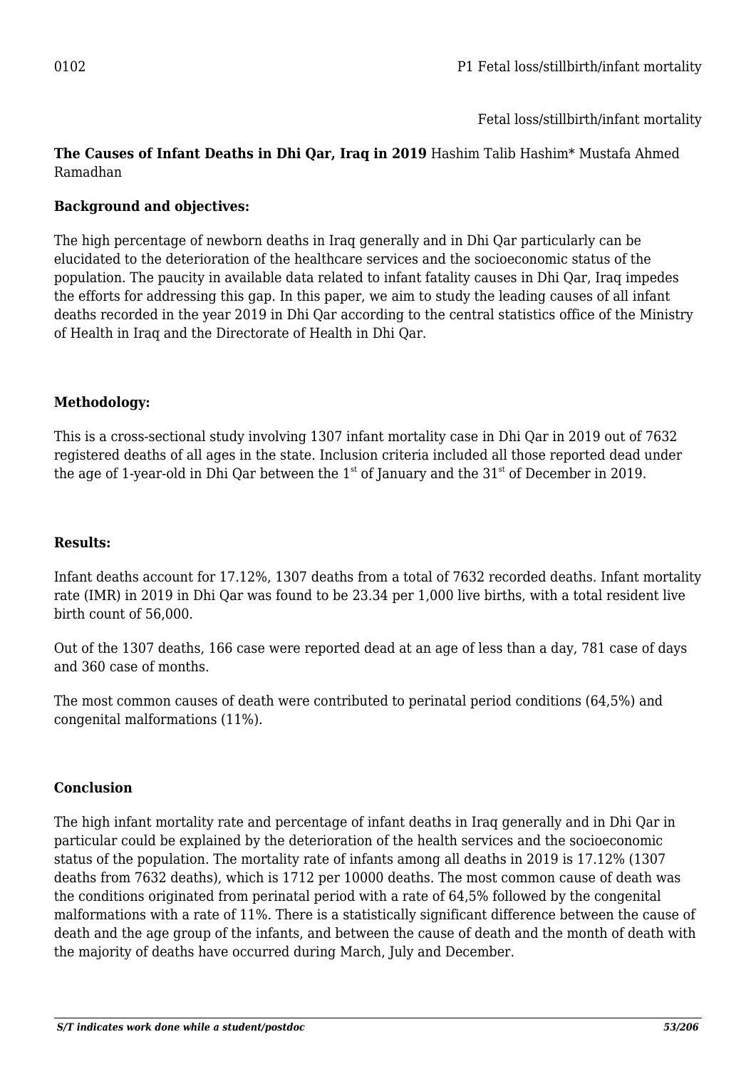0102

Fetal loss/stillbirth/infant mortality

**The Causes of Infant Deaths in Dhi Qar, Iraq in 2019** Hashim Talib Hashim* Mustafa Ahmed Ramadhan

**Background and objectives:**

The high percentage of newborn deaths in Iraq generally and in Dhi Qar particularly can be elucidated to the deterioration of the healthcare services and the socioeconomic status of the population. The paucity in available data related to infant fatality causes in Dhi Qar, Iraq impedes the efforts for addressing this gap. In this paper, we aim to study the leading causes of all infant deaths recorded in the year 2019 in Dhi Qar according to the central statistics office of the Ministry of Health in Iraq and the Directorate of Health in Dhi Qar.

**Methodology:**

This is a cross-sectional study involving 1307 infant mortality case in Dhi Qar in 2019 out of 7632 registered deaths of all ages in the state. Inclusion criteria included all those reported dead under the age of 1-year-old in Dhi Qar between the 1st of January and the 31st of December in 2019.

**Results:**

Infant deaths account for 17.12%, 1307 deaths from a total of 7632 recorded deaths. Infant mortality rate (IMR) in 2019 in Dhi Qar was found to be 23.34 per 1,000 live births, with a total resident live birth count of 56,000.

Out of the 1307 deaths, 166 case were reported dead at an age of less than a day, 781 case of days and 360 case of months.

The most common causes of death were contributed to perinatal period conditions (64,5%) and congenital malformations (11%).

**Conclusion**

The high infant mortality rate and percentage of infant deaths in Iraq generally and in Dhi Qar in particular could be explained by the deterioration of the health services and the socioeconomic status of the population. The mortality rate of infants among all deaths in 2019 is 17.12% (1307 deaths from 7632 deaths), which is 1712 per 10000 deaths. The most common cause of death was the conditions originated from perinatal period with a rate of 64,5% followed by the congenital malformations with a rate of 11%. There is a statistically significant difference between the cause of death and the age group of the infants, and between the cause of death and the month of death with the majority of deaths have occurred during March, July and December.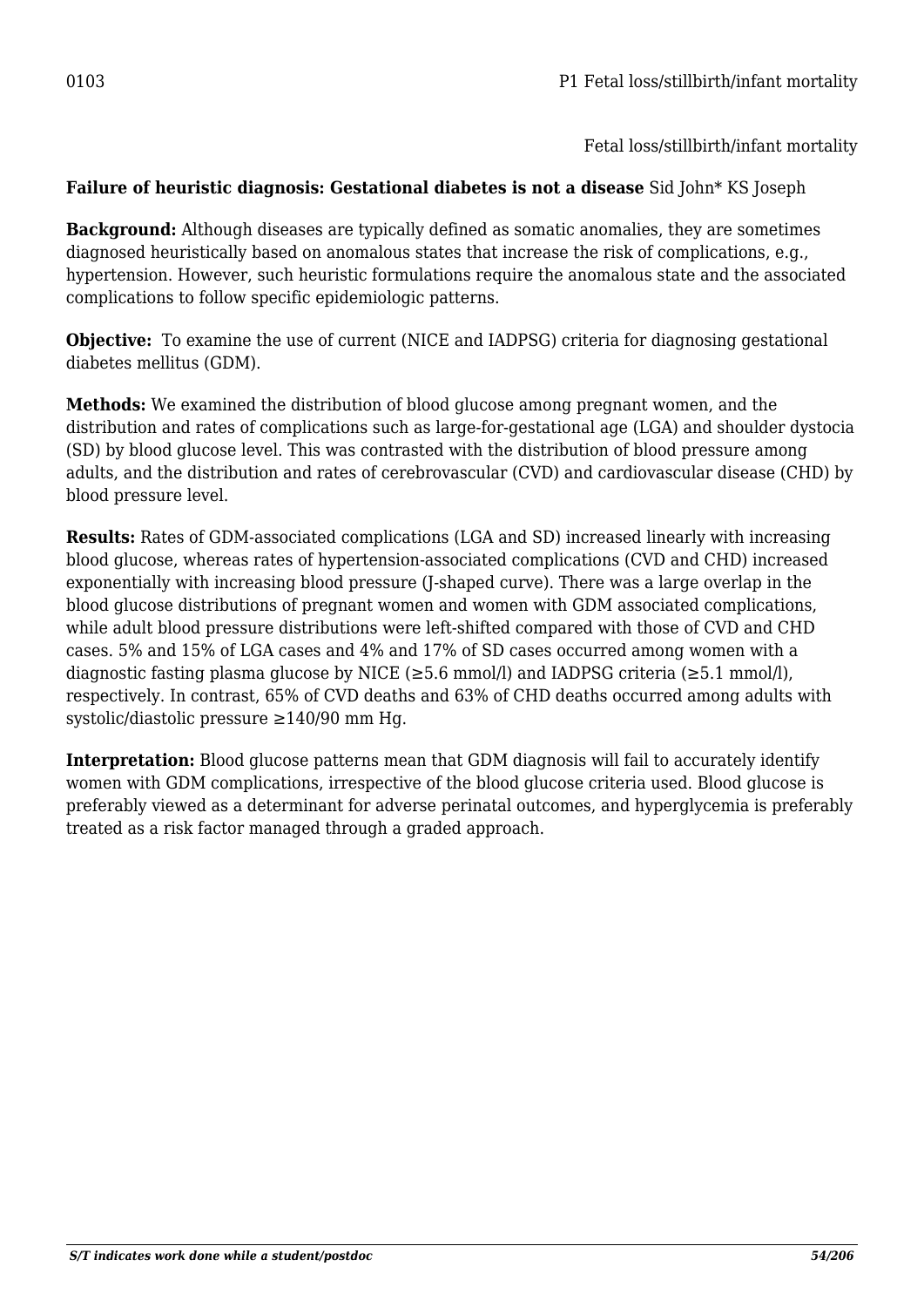0103

P1 Fetal loss/stillbirth/infant mortality

Fetal loss/stillbirth/infant mortality

**Failure of heuristic diagnosis: Gestational diabetes is not a disease** Sid John* KS Joseph

**Background:** Although diseases are typically defined as somatic anomalies, they are sometimes diagnosed heuristically based on anomalous states that increase the risk of complications, e.g., hypertension. However, such heuristic formulations require the anomalous state and the associated complications to follow specific epidemiologic patterns.

**Objective:** To examine the use of current (NICE and IADPSG) criteria for diagnosing gestational diabetes mellitus (GDM).

**Methods:** We examined the distribution of blood glucose among pregnant women, and the distribution and rates of complications such as large-for-gestational age (LGA) and shoulder dystocia (SD) by blood glucose level. This was contrasted with the distribution of blood pressure among adults, and the distribution and rates of cerebrovascular (CVD) and cardiovascular disease (CHD) by blood pressure level.

**Results:** Rates of GDM-associated complications (LGA and SD) increased linearly with increasing blood glucose, whereas rates of hypertension-associated complications (CVD and CHD) increased exponentially with increasing blood pressure (J-shaped curve). There was a large overlap in the blood glucose distributions of pregnant women and women with GDM associated complications, while adult blood pressure distributions were left-shifted compared with those of CVD and CHD cases. 5% and 15% of LGA cases and 4% and 17% of SD cases occurred among women with a diagnostic fasting plasma glucose by NICE (≥5.6 mmol/l) and IADPSG criteria (≥5.1 mmol/l), respectively. In contrast, 65% of CVD deaths and 63% of CHD deaths occurred among adults with systolic/diastolic pressure ≥140/90 mm Hg.

**Interpretation:** Blood glucose patterns mean that GDM diagnosis will fail to accurately identify women with GDM complications, irrespective of the blood glucose criteria used. Blood glucose is preferably viewed as a determinant for adverse perinatal outcomes, and hyperglycemia is preferably treated as a risk factor managed through a graded approach.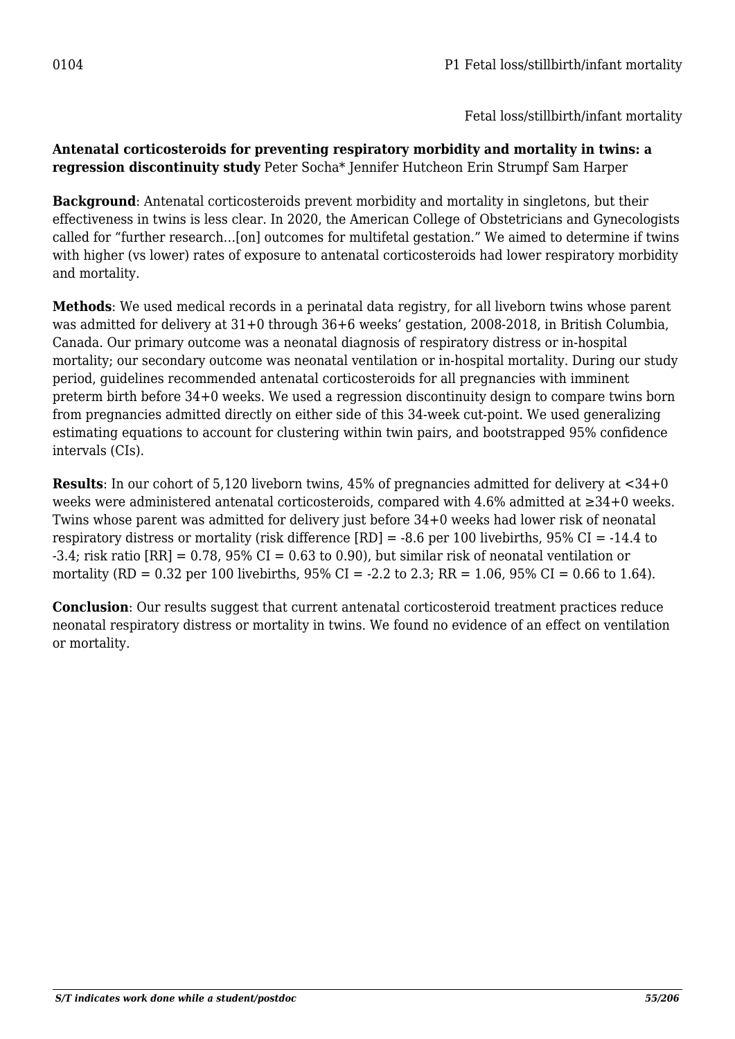0104 P1 Fetal loss/stillbirth/infant mortality

Fetal loss/stillbirth/infant mortality

**Antenatal corticosteroids for preventing respiratory morbidity and mortality in twins: a regression discontinuity study** Peter Socha* Jennifer Hutcheon Erin Strumpf Sam Harper

**Background**: Antenatal corticosteroids prevent morbidity and mortality in singletons, but their effectiveness in twins is less clear. In 2020, the American College of Obstetricians and Gynecologists called for "further research…[on] outcomes for multifetal gestation." We aimed to determine if twins with higher (vs lower) rates of exposure to antenatal corticosteroids had lower respiratory morbidity and mortality.

**Methods**: We used medical records in a perinatal data registry, for all liveborn twins whose parent was admitted for delivery at 31+0 through 36+6 weeks' gestation, 2008-2018, in British Columbia, Canada. Our primary outcome was a neonatal diagnosis of respiratory distress or in-hospital mortality; our secondary outcome was neonatal ventilation or in-hospital mortality. During our study period, guidelines recommended antenatal corticosteroids for all pregnancies with imminent preterm birth before 34+0 weeks. We used a regression discontinuity design to compare twins born from pregnancies admitted directly on either side of this 34-week cut-point. We used generalizing estimating equations to account for clustering within twin pairs, and bootstrapped 95% confidence intervals (CIs).

**Results**: In our cohort of 5,120 liveborn twins, 45% of pregnancies admitted for delivery at <34+0 weeks were administered antenatal corticosteroids, compared with 4.6% admitted at ≥34+0 weeks. Twins whose parent was admitted for delivery just before 34+0 weeks had lower risk of neonatal respiratory distress or mortality (risk difference [RD] = -8.6 per 100 livebirths, 95% CI = -14.4 to -3.4; risk ratio [RR] = 0.78, 95% CI = 0.63 to 0.90), but similar risk of neonatal ventilation or mortality (RD = 0.32 per 100 livebirths, 95% CI = -2.2 to 2.3; RR = 1.06, 95% CI = 0.66 to 1.64).

**Conclusion**: Our results suggest that current antenatal corticosteroid treatment practices reduce neonatal respiratory distress or mortality in twins. We found no evidence of an effect on ventilation or mortality.

*S/T indicates work done while a student/postdoc*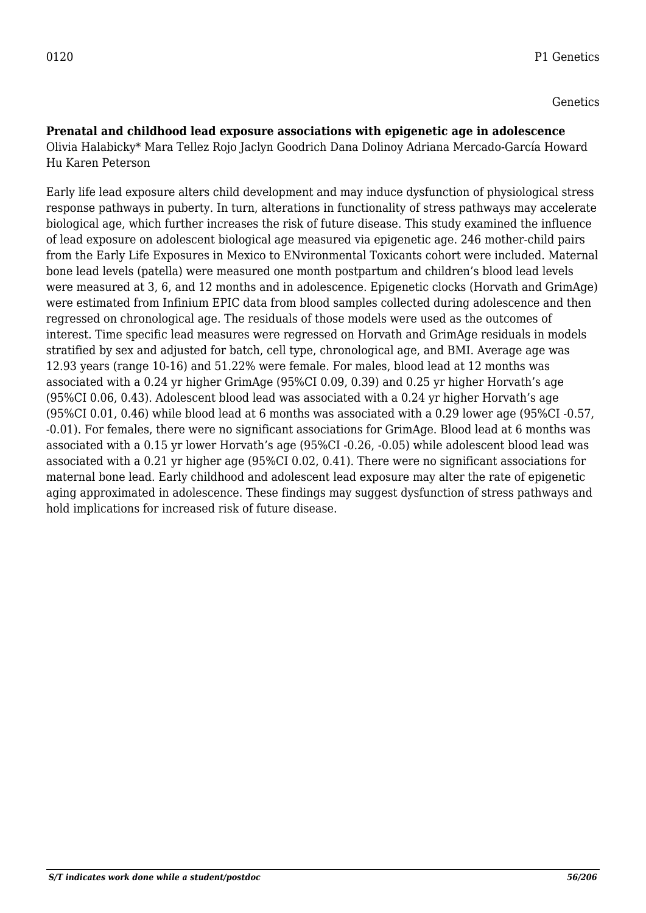0120 P1 Genetics

Genetics

**Prenatal and childhood lead exposure associations with epigenetic age in adolescence**
Olivia Halabicky* Mara Tellez Rojo Jaclyn Goodrich Dana Dolinoy Adriana Mercado-García Howard Hu Karen Peterson

Early life lead exposure alters child development and may induce dysfunction of physiological stress response pathways in puberty. In turn, alterations in functionality of stress pathways may accelerate biological age, which further increases the risk of future disease. This study examined the influence of lead exposure on adolescent biological age measured via epigenetic age. 246 mother-child pairs from the Early Life Exposures in Mexico to ENvironmental Toxicants cohort were included. Maternal bone lead levels (patella) were measured one month postpartum and children's blood lead levels were measured at 3, 6, and 12 months and in adolescence. Epigenetic clocks (Horvath and GrimAge) were estimated from Infinium EPIC data from blood samples collected during adolescence and then regressed on chronological age. The residuals of those models were used as the outcomes of interest. Time specific lead measures were regressed on Horvath and GrimAge residuals in models stratified by sex and adjusted for batch, cell type, chronological age, and BMI. Average age was 12.93 years (range 10-16) and 51.22% were female. For males, blood lead at 12 months was associated with a 0.24 yr higher GrimAge (95%CI 0.09, 0.39) and 0.25 yr higher Horvath's age (95%CI 0.06, 0.43). Adolescent blood lead was associated with a 0.24 yr higher Horvath's age (95%CI 0.01, 0.46) while blood lead at 6 months was associated with a 0.29 lower age (95%CI -0.57, -0.01). For females, there were no significant associations for GrimAge. Blood lead at 6 months was associated with a 0.15 yr lower Horvath's age (95%CI -0.26, -0.05) while adolescent blood lead was associated with a 0.21 yr higher age (95%CI 0.02, 0.41). There were no significant associations for maternal bone lead. Early childhood and adolescent lead exposure may alter the rate of epigenetic aging approximated in adolescence. These findings may suggest dysfunction of stress pathways and hold implications for increased risk of future disease.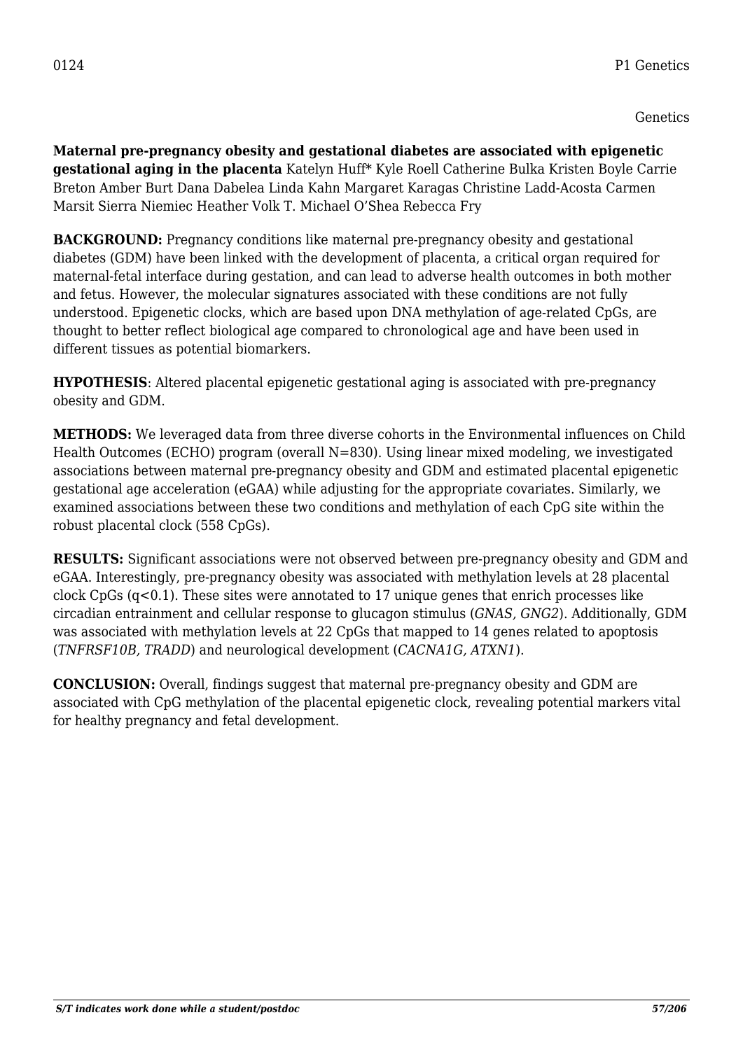0124 P1 Genetics

Genetics

**Maternal pre-pregnancy obesity and gestational diabetes are associated with epigenetic gestational aging in the placenta** Katelyn Huff* Kyle Roell Catherine Bulka Kristen Boyle Carrie Breton Amber Burt Dana Dabelea Linda Kahn Margaret Karagas Christine Ladd-Acosta Carmen Marsit Sierra Niemiec Heather Volk T. Michael O'Shea Rebecca Fry

**BACKGROUND:** Pregnancy conditions like maternal pre-pregnancy obesity and gestational diabetes (GDM) have been linked with the development of placenta, a critical organ required for maternal-fetal interface during gestation, and can lead to adverse health outcomes in both mother and fetus. However, the molecular signatures associated with these conditions are not fully understood. Epigenetic clocks, which are based upon DNA methylation of age-related CpGs, are thought to better reflect biological age compared to chronological age and have been used in different tissues as potential biomarkers.

**HYPOTHESIS**: Altered placental epigenetic gestational aging is associated with pre-pregnancy obesity and GDM.

**METHODS:** We leveraged data from three diverse cohorts in the Environmental influences on Child Health Outcomes (ECHO) program (overall N=830). Using linear mixed modeling, we investigated associations between maternal pre-pregnancy obesity and GDM and estimated placental epigenetic gestational age acceleration (eGAA) while adjusting for the appropriate covariates. Similarly, we examined associations between these two conditions and methylation of each CpG site within the robust placental clock (558 CpGs).

**RESULTS:** Significant associations were not observed between pre-pregnancy obesity and GDM and eGAA. Interestingly, pre-pregnancy obesity was associated with methylation levels at 28 placental clock CpGs ($q<0.1$). These sites were annotated to 17 unique genes that enrich processes like circadian entrainment and cellular response to glucagon stimulus (*GNAS, GNG2*). Additionally, GDM was associated with methylation levels at 22 CpGs that mapped to 14 genes related to apoptosis (*TNFRSF10B, TRADD*) and neurological development (*CACNA1G, ATXN1*).

**CONCLUSION:** Overall, findings suggest that maternal pre-pregnancy obesity and GDM are associated with CpG methylation of the placental epigenetic clock, revealing potential markers vital for healthy pregnancy and fetal development.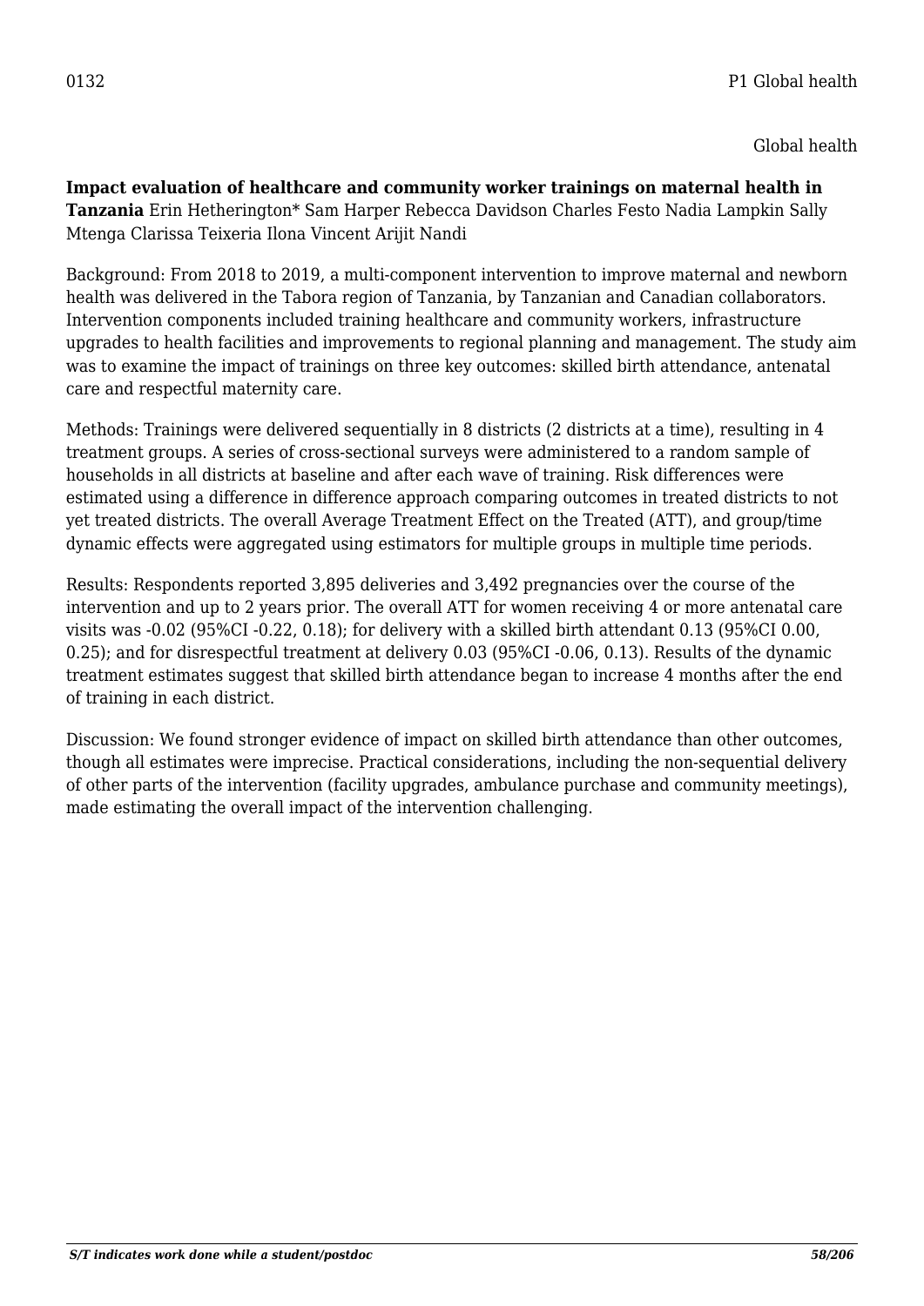0132

Global health

**Impact evaluation of healthcare and community worker trainings on maternal health in Tanzania** Erin Hetherington* Sam Harper Rebecca Davidson Charles Festo Nadia Lampkin Sally Mtenga Clarissa Teixeria Ilona Vincent Arijit Nandi

Background: From 2018 to 2019, a multi-component intervention to improve maternal and newborn health was delivered in the Tabora region of Tanzania, by Tanzanian and Canadian collaborators. Intervention components included training healthcare and community workers, infrastructure upgrades to health facilities and improvements to regional planning and management. The study aim was to examine the impact of trainings on three key outcomes: skilled birth attendance, antenatal care and respectful maternity care.

Methods: Trainings were delivered sequentially in 8 districts (2 districts at a time), resulting in 4 treatment groups. A series of cross-sectional surveys were administered to a random sample of households in all districts at baseline and after each wave of training. Risk differences were estimated using a difference in difference approach comparing outcomes in treated districts to not yet treated districts. The overall Average Treatment Effect on the Treated (ATT), and group/time dynamic effects were aggregated using estimators for multiple groups in multiple time periods.

Results: Respondents reported 3,895 deliveries and 3,492 pregnancies over the course of the intervention and up to 2 years prior. The overall ATT for women receiving 4 or more antenatal care visits was -0.02 (95%CI -0.22, 0.18); for delivery with a skilled birth attendant 0.13 (95%CI 0.00, 0.25); and for disrespectful treatment at delivery 0.03 (95%CI -0.06, 0.13). Results of the dynamic treatment estimates suggest that skilled birth attendance began to increase 4 months after the end of training in each district.

Discussion: We found stronger evidence of impact on skilled birth attendance than other outcomes, though all estimates were imprecise. Practical considerations, including the non-sequential delivery of other parts of the intervention (facility upgrades, ambulance purchase and community meetings), made estimating the overall impact of the intervention challenging.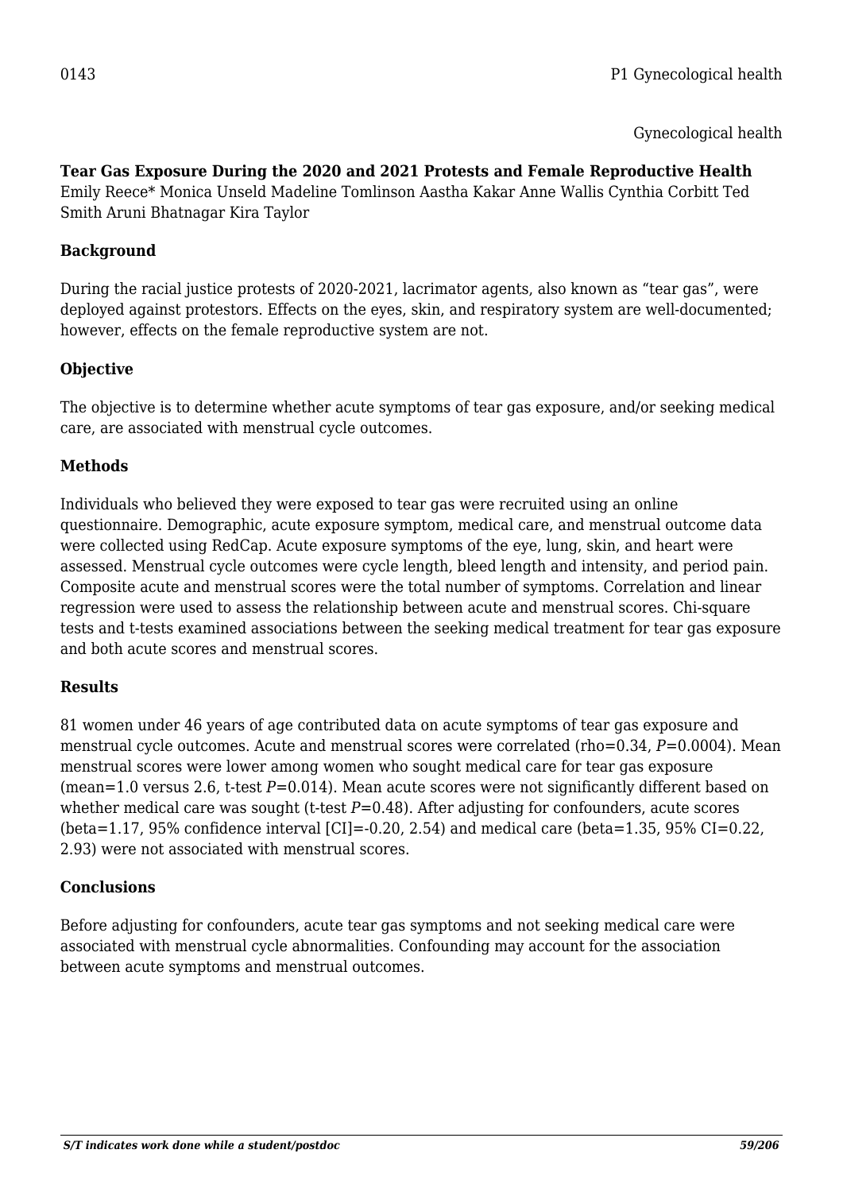0143

Gynecological health

**Tear Gas Exposure During the 2020 and 2021 Protests and Female Reproductive Health**
Emily Reece* Monica Unseld Madeline Tomlinson Aastha Kakar Anne Wallis Cynthia Corbitt Ted Smith Aruni Bhatnagar Kira Taylor

### Background

During the racial justice protests of 2020-2021, lacrimator agents, also known as "tear gas", were deployed against protestors. Effects on the eyes, skin, and respiratory system are well-documented; however, effects on the female reproductive system are not.

### Objective

The objective is to determine whether acute symptoms of tear gas exposure, and/or seeking medical care, are associated with menstrual cycle outcomes.

### Methods

Individuals who believed they were exposed to tear gas were recruited using an online questionnaire. Demographic, acute exposure symptom, medical care, and menstrual outcome data were collected using RedCap. Acute exposure symptoms of the eye, lung, skin, and heart were assessed. Menstrual cycle outcomes were cycle length, bleed length and intensity, and period pain. Composite acute and menstrual scores were the total number of symptoms. Correlation and linear regression were used to assess the relationship between acute and menstrual scores. Chi-square tests and t-tests examined associations between the seeking medical treatment for tear gas exposure and both acute scores and menstrual scores.

### Results

81 women under 46 years of age contributed data on acute symptoms of tear gas exposure and menstrual cycle outcomes. Acute and menstrual scores were correlated (rho=0.34, $P$=0.0004). Mean menstrual scores were lower among women who sought medical care for tear gas exposure (mean=1.0 versus 2.6, t-test $P$=0.014). Mean acute scores were not significantly different based on whether medical care was sought (t-test $P$=0.48). After adjusting for confounders, acute scores (beta=1.17, 95% confidence interval [CI]=-0.20, 2.54) and medical care (beta=1.35, 95% CI=0.22, 2.93) were not associated with menstrual scores.

### Conclusions

Before adjusting for confounders, acute tear gas symptoms and not seeking medical care were associated with menstrual cycle abnormalities. Confounding may account for the association between acute symptoms and menstrual outcomes.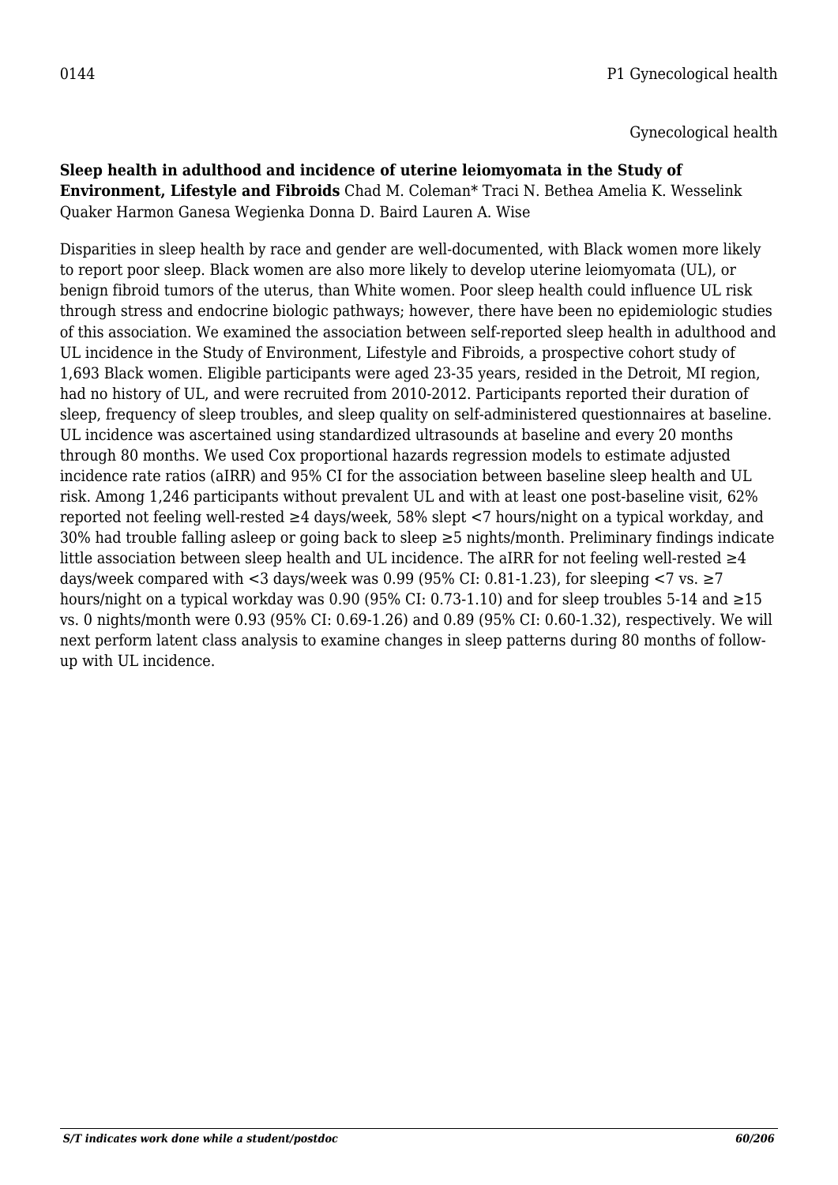0144 P1 Gynecological health

Gynecological health

**Sleep health in adulthood and incidence of uterine leiomyomata in the Study of Environment, Lifestyle and Fibroids** Chad M. Coleman* Traci N. Bethea Amelia K. Wesselink Quaker Harmon Ganesa Wegienka Donna D. Baird Lauren A. Wise

Disparities in sleep health by race and gender are well-documented, with Black women more likely to report poor sleep. Black women are also more likely to develop uterine leiomyomata (UL), or benign fibroid tumors of the uterus, than White women. Poor sleep health could influence UL risk through stress and endocrine biologic pathways; however, there have been no epidemiologic studies of this association. We examined the association between self-reported sleep health in adulthood and UL incidence in the Study of Environment, Lifestyle and Fibroids, a prospective cohort study of 1,693 Black women. Eligible participants were aged 23-35 years, resided in the Detroit, MI region, had no history of UL, and were recruited from 2010-2012. Participants reported their duration of sleep, frequency of sleep troubles, and sleep quality on self-administered questionnaires at baseline. UL incidence was ascertained using standardized ultrasounds at baseline and every 20 months through 80 months. We used Cox proportional hazards regression models to estimate adjusted incidence rate ratios (aIRR) and 95% CI for the association between baseline sleep health and UL risk. Among 1,246 participants without prevalent UL and with at least one post-baseline visit, 62% reported not feeling well-rested ≥4 days/week, 58% slept <7 hours/night on a typical workday, and 30% had trouble falling asleep or going back to sleep ≥5 nights/month. Preliminary findings indicate little association between sleep health and UL incidence. The aIRR for not feeling well-rested ≥4 days/week compared with <3 days/week was 0.99 (95% CI: 0.81-1.23), for sleeping <7 vs. ≥7 hours/night on a typical workday was 0.90 (95% CI: 0.73-1.10) and for sleep troubles 5-14 and ≥15 vs. 0 nights/month were 0.93 (95% CI: 0.69-1.26) and 0.89 (95% CI: 0.60-1.32), respectively. We will next perform latent class analysis to examine changes in sleep patterns during 80 months of follow-up with UL incidence.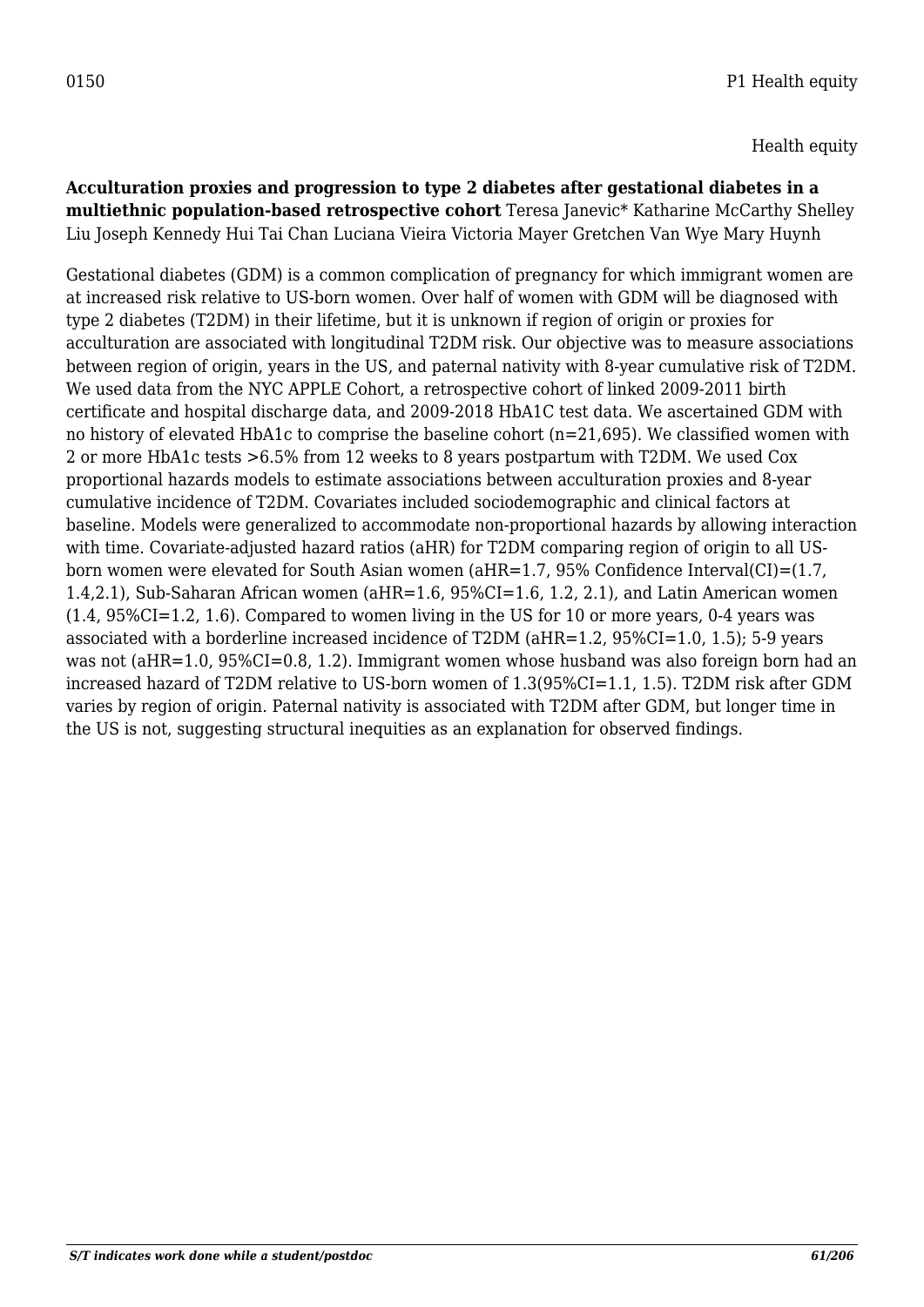0150 P1 Health equity

Health equity

**Acculturation proxies and progression to type 2 diabetes after gestational diabetes in a multiethnic population-based retrospective cohort** Teresa Janevic* Katharine McCarthy Shelley Liu Joseph Kennedy Hui Tai Chan Luciana Vieira Victoria Mayer Gretchen Van Wye Mary Huynh

Gestational diabetes (GDM) is a common complication of pregnancy for which immigrant women are at increased risk relative to US-born women. Over half of women with GDM will be diagnosed with type 2 diabetes (T2DM) in their lifetime, but it is unknown if region of origin or proxies for acculturation are associated with longitudinal T2DM risk. Our objective was to measure associations between region of origin, years in the US, and paternal nativity with 8-year cumulative risk of T2DM. We used data from the NYC APPLE Cohort, a retrospective cohort of linked 2009-2011 birth certificate and hospital discharge data, and 2009-2018 HbA1C test data. We ascertained GDM with no history of elevated HbA1c to comprise the baseline cohort (n=21,695). We classified women with 2 or more HbA1c tests >6.5% from 12 weeks to 8 years postpartum with T2DM. We used Cox proportional hazards models to estimate associations between acculturation proxies and 8-year cumulative incidence of T2DM. Covariates included sociodemographic and clinical factors at baseline. Models were generalized to accommodate non-proportional hazards by allowing interaction with time. Covariate-adjusted hazard ratios (aHR) for T2DM comparing region of origin to all US-born women were elevated for South Asian women (aHR=1.7, 95% Confidence Interval(CI)=(1.7, 1.4,2.1), Sub-Saharan African women (aHR=1.6, 95%CI=1.6, 1.2, 2.1), and Latin American women (1.4, 95%CI=1.2, 1.6). Compared to women living in the US for 10 or more years, 0-4 years was associated with a borderline increased incidence of T2DM (aHR=1.2, 95%CI=1.0, 1.5); 5-9 years was not (aHR=1.0, 95%CI=0.8, 1.2). Immigrant women whose husband was also foreign born had an increased hazard of T2DM relative to US-born women of 1.3(95%CI=1.1, 1.5). T2DM risk after GDM varies by region of origin. Paternal nativity is associated with T2DM after GDM, but longer time in the US is not, suggesting structural inequities as an explanation for observed findings.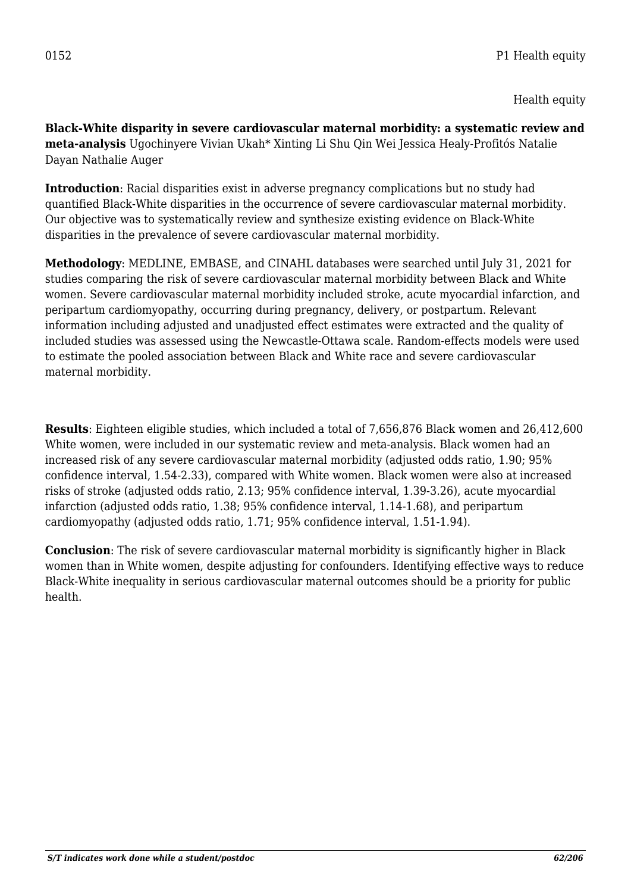0152 P1 Health equity

Health equity

**Black-White disparity in severe cardiovascular maternal morbidity: a systematic review and meta-analysis** Ugochinyere Vivian Ukah* Xinting Li Shu Qin Wei Jessica Healy-Profitós Natalie Dayan Nathalie Auger

**Introduction**: Racial disparities exist in adverse pregnancy complications but no study had quantified Black-White disparities in the occurrence of severe cardiovascular maternal morbidity. Our objective was to systematically review and synthesize existing evidence on Black-White disparities in the prevalence of severe cardiovascular maternal morbidity.

**Methodology**: MEDLINE, EMBASE, and CINAHL databases were searched until July 31, 2021 for studies comparing the risk of severe cardiovascular maternal morbidity between Black and White women. Severe cardiovascular maternal morbidity included stroke, acute myocardial infarction, and peripartum cardiomyopathy, occurring during pregnancy, delivery, or postpartum. Relevant information including adjusted and unadjusted effect estimates were extracted and the quality of included studies was assessed using the Newcastle-Ottawa scale. Random-effects models were used to estimate the pooled association between Black and White race and severe cardiovascular maternal morbidity.

**Results**: Eighteen eligible studies, which included a total of 7,656,876 Black women and 26,412,600 White women, were included in our systematic review and meta-analysis. Black women had an increased risk of any severe cardiovascular maternal morbidity (adjusted odds ratio, 1.90; 95% confidence interval, 1.54-2.33), compared with White women. Black women were also at increased risks of stroke (adjusted odds ratio, 2.13; 95% confidence interval, 1.39-3.26), acute myocardial infarction (adjusted odds ratio, 1.38; 95% confidence interval, 1.14-1.68), and peripartum cardiomyopathy (adjusted odds ratio, 1.71; 95% confidence interval, 1.51-1.94).

**Conclusion**: The risk of severe cardiovascular maternal morbidity is significantly higher in Black women than in White women, despite adjusting for confounders. Identifying effective ways to reduce Black-White inequality in serious cardiovascular maternal outcomes should be a priority for public health.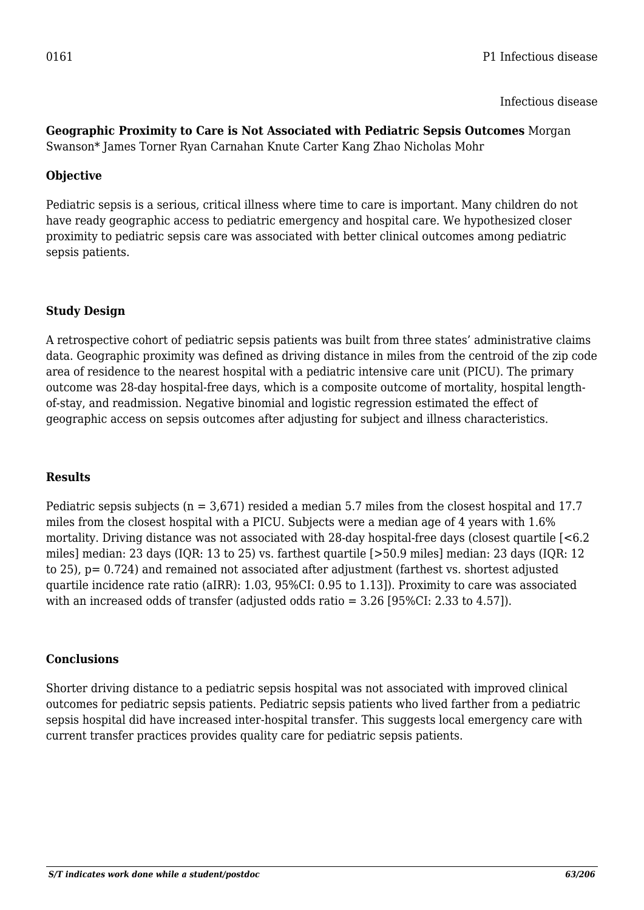0161

P1 Infectious disease

Infectious disease

**Geographic Proximity to Care is Not Associated with Pediatric Sepsis Outcomes** Morgan Swanson* James Torner Ryan Carnahan Knute Carter Kang Zhao Nicholas Mohr

### Objective

Pediatric sepsis is a serious, critical illness where time to care is important. Many children do not have ready geographic access to pediatric emergency and hospital care. We hypothesized closer proximity to pediatric sepsis care was associated with better clinical outcomes among pediatric sepsis patients.

### Study Design

A retrospective cohort of pediatric sepsis patients was built from three states' administrative claims data. Geographic proximity was defined as driving distance in miles from the centroid of the zip code area of residence to the nearest hospital with a pediatric intensive care unit (PICU). The primary outcome was 28-day hospital-free days, which is a composite outcome of mortality, hospital length-of-stay, and readmission. Negative binomial and logistic regression estimated the effect of geographic access on sepsis outcomes after adjusting for subject and illness characteristics.

### Results

Pediatric sepsis subjects ($n = 3,671$) resided a median 5.7 miles from the closest hospital and 17.7 miles from the closest hospital with a PICU. Subjects were a median age of 4 years with 1.6% mortality. Driving distance was not associated with 28-day hospital-free days (closest quartile [<6.2 miles] median: 23 days (IQR: 13 to 25) vs. farthest quartile [>50.9 miles] median: 23 days (IQR: 12 to 25), $p= 0.724$) and remained not associated after adjustment (farthest vs. shortest adjusted quartile incidence rate ratio (aIRR): 1.03, 95%CI: 0.95 to 1.13]). Proximity to care was associated with an increased odds of transfer (adjusted odds ratio = 3.26 [95%CI: 2.33 to 4.57]).

### Conclusions

Shorter driving distance to a pediatric sepsis hospital was not associated with improved clinical outcomes for pediatric sepsis patients. Pediatric sepsis patients who lived farther from a pediatric sepsis hospital did have increased inter-hospital transfer. This suggests local emergency care with current transfer practices provides quality care for pediatric sepsis patients.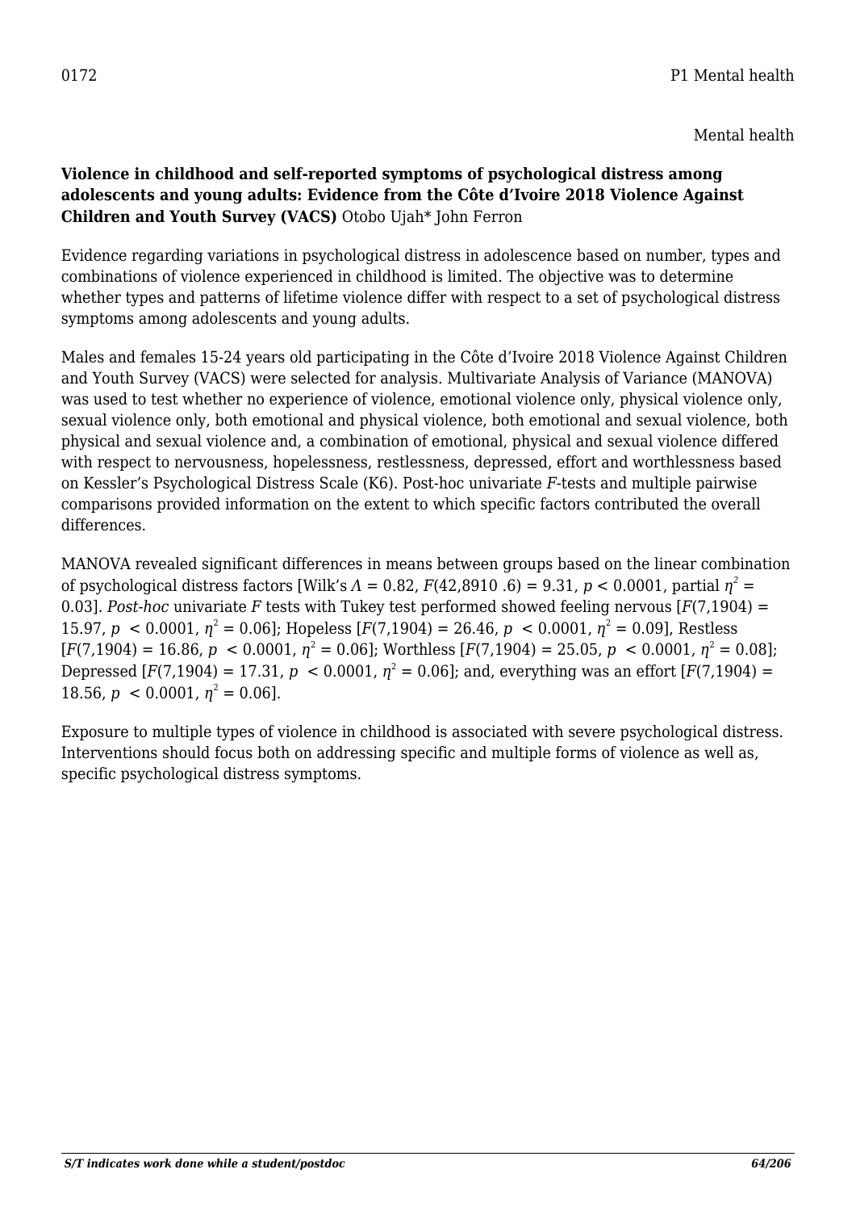0172 P1 Mental health

Mental health

**Violence in childhood and self-reported symptoms of psychological distress among adolescents and young adults: Evidence from the Côte d'Ivoire 2018 Violence Against Children and Youth Survey (VACS)** Otobo Ujah* John Ferron

Evidence regarding variations in psychological distress in adolescence based on number, types and combinations of violence experienced in childhood is limited. The objective was to determine whether types and patterns of lifetime violence differ with respect to a set of psychological distress symptoms among adolescents and young adults.

Males and females 15-24 years old participating in the Côte d'Ivoire 2018 Violence Against Children and Youth Survey (VACS) were selected for analysis. Multivariate Analysis of Variance (MANOVA) was used to test whether no experience of violence, emotional violence only, physical violence only, sexual violence only, both emotional and physical violence, both emotional and sexual violence, both physical and sexual violence and, a combination of emotional, physical and sexual violence differed with respect to nervousness, hopelessness, restlessness, depressed, effort and worthlessness based on Kessler's Psychological Distress Scale (K6). Post-hoc univariate *F*-tests and multiple pairwise comparisons provided information on the extent to which specific factors contributed the overall differences.

MANOVA revealed significant differences in means between groups based on the linear combination of psychological distress factors [Wilk's $\Lambda = 0.82$, $F(42,8910 .6) = 9.31$, $p < 0.0001$, partial $\eta^2 = 0.03$]. *Post-hoc* univariate *F* tests with Tukey test performed showed feeling nervous [$F(7,1904) = 15.97$, $p < 0.0001$, $\eta^2 = 0.06$]; Hopeless [$F(7,1904) = 26.46$, $p < 0.0001$, $\eta^2 = 0.09$], Restless [$F(7,1904) = 16.86$, $p < 0.0001$, $\eta^2 = 0.06$]; Worthless [$F(7,1904) = 25.05$, $p < 0.0001$, $\eta^2 = 0.08$]; Depressed [$F(7,1904) = 17.31$, $p < 0.0001$, $\eta^2 = 0.06$]; and, everything was an effort [$F(7,1904) = 18.56$, $p < 0.0001$, $\eta^2 = 0.06$].

Exposure to multiple types of violence in childhood is associated with severe psychological distress. Interventions should focus both on addressing specific and multiple forms of violence as well as, specific psychological distress symptoms.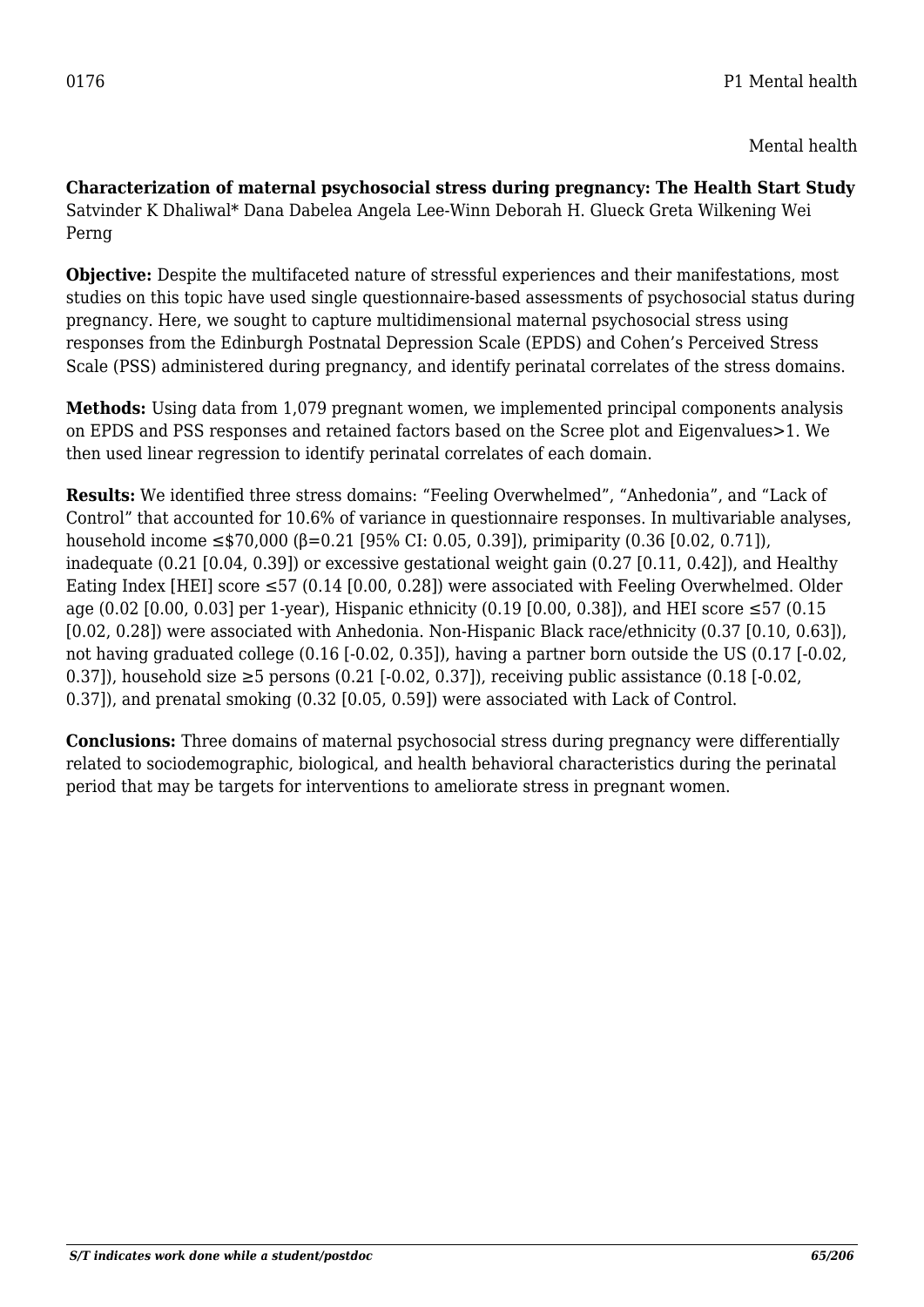0176 P1 Mental health

Mental health

**Characterization of maternal psychosocial stress during pregnancy: The Health Start Study**
Satvinder K Dhaliwal* Dana Dabelea Angela Lee-Winn Deborah H. Glueck Greta Wilkening Wei Perng

**Objective:** Despite the multifaceted nature of stressful experiences and their manifestations, most studies on this topic have used single questionnaire-based assessments of psychosocial status during pregnancy. Here, we sought to capture multidimensional maternal psychosocial stress using responses from the Edinburgh Postnatal Depression Scale (EPDS) and Cohen's Perceived Stress Scale (PSS) administered during pregnancy, and identify perinatal correlates of the stress domains.

**Methods:** Using data from 1,079 pregnant women, we implemented principal components analysis on EPDS and PSS responses and retained factors based on the Scree plot and Eigenvalues>1. We then used linear regression to identify perinatal correlates of each domain.

**Results:** We identified three stress domains: "Feeling Overwhelmed", "Anhedonia", and "Lack of Control" that accounted for 10.6% of variance in questionnaire responses. In multivariable analyses, household income ≤$70,000 (β=0.21 [95% CI: 0.05, 0.39]), primiparity (0.36 [0.02, 0.71]), inadequate (0.21 [0.04, 0.39]) or excessive gestational weight gain (0.27 [0.11, 0.42]), and Healthy Eating Index [HEI] score ≤57 (0.14 [0.00, 0.28]) were associated with Feeling Overwhelmed. Older age (0.02 [0.00, 0.03] per 1-year), Hispanic ethnicity (0.19 [0.00, 0.38]), and HEI score ≤57 (0.15 [0.02, 0.28]) were associated with Anhedonia. Non-Hispanic Black race/ethnicity (0.37 [0.10, 0.63]), not having graduated college (0.16 [-0.02, 0.35]), having a partner born outside the US (0.17 [-0.02, 0.37]), household size ≥5 persons (0.21 [-0.02, 0.37]), receiving public assistance (0.18 [-0.02, 0.37]), and prenatal smoking (0.32 [0.05, 0.59]) were associated with Lack of Control.

**Conclusions:** Three domains of maternal psychosocial stress during pregnancy were differentially related to sociodemographic, biological, and health behavioral characteristics during the perinatal period that may be targets for interventions to ameliorate stress in pregnant women.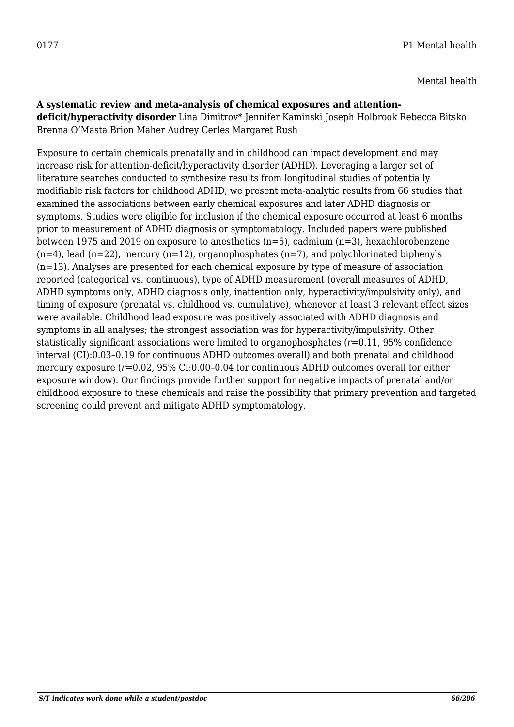0177

Mental health

**A systematic review and meta-analysis of chemical exposures and attention-deficit/hyperactivity disorder** Lina Dimitrov* Jennifer Kaminski Joseph Holbrook Rebecca Bitsko Brenna O'Masta Brion Maher Audrey Cerles Margaret Rush

Exposure to certain chemicals prenatally and in childhood can impact development and may increase risk for attention-deficit/hyperactivity disorder (ADHD). Leveraging a larger set of literature searches conducted to synthesize results from longitudinal studies of potentially modifiable risk factors for childhood ADHD, we present meta-analytic results from 66 studies that examined the associations between early chemical exposures and later ADHD diagnosis or symptoms. Studies were eligible for inclusion if the chemical exposure occurred at least 6 months prior to measurement of ADHD diagnosis or symptomatology. Included papers were published between 1975 and 2019 on exposure to anesthetics (n=5), cadmium (n=3), hexachlorobenzene (n=4), lead (n=22), mercury (n=12), organophosphates (n=7), and polychlorinated biphenyls (n=13). Analyses are presented for each chemical exposure by type of measure of association reported (categorical vs. continuous), type of ADHD measurement (overall measures of ADHD, ADHD symptoms only, ADHD diagnosis only, inattention only, hyperactivity/impulsivity only), and timing of exposure (prenatal vs. childhood vs. cumulative), whenever at least 3 relevant effect sizes were available. Childhood lead exposure was positively associated with ADHD diagnosis and symptoms in all analyses; the strongest association was for hyperactivity/impulsivity. Other statistically significant associations were limited to organophosphates ($r$=0.11, 95% confidence interval (CI):0.03–0.19 for continuous ADHD outcomes overall) and both prenatal and childhood mercury exposure ($r$=0.02, 95% CI:0.00–0.04 for continuous ADHD outcomes overall for either exposure window). Our findings provide further support for negative impacts of prenatal and/or childhood exposure to these chemicals and raise the possibility that primary prevention and targeted screening could prevent and mitigate ADHD symptomatology.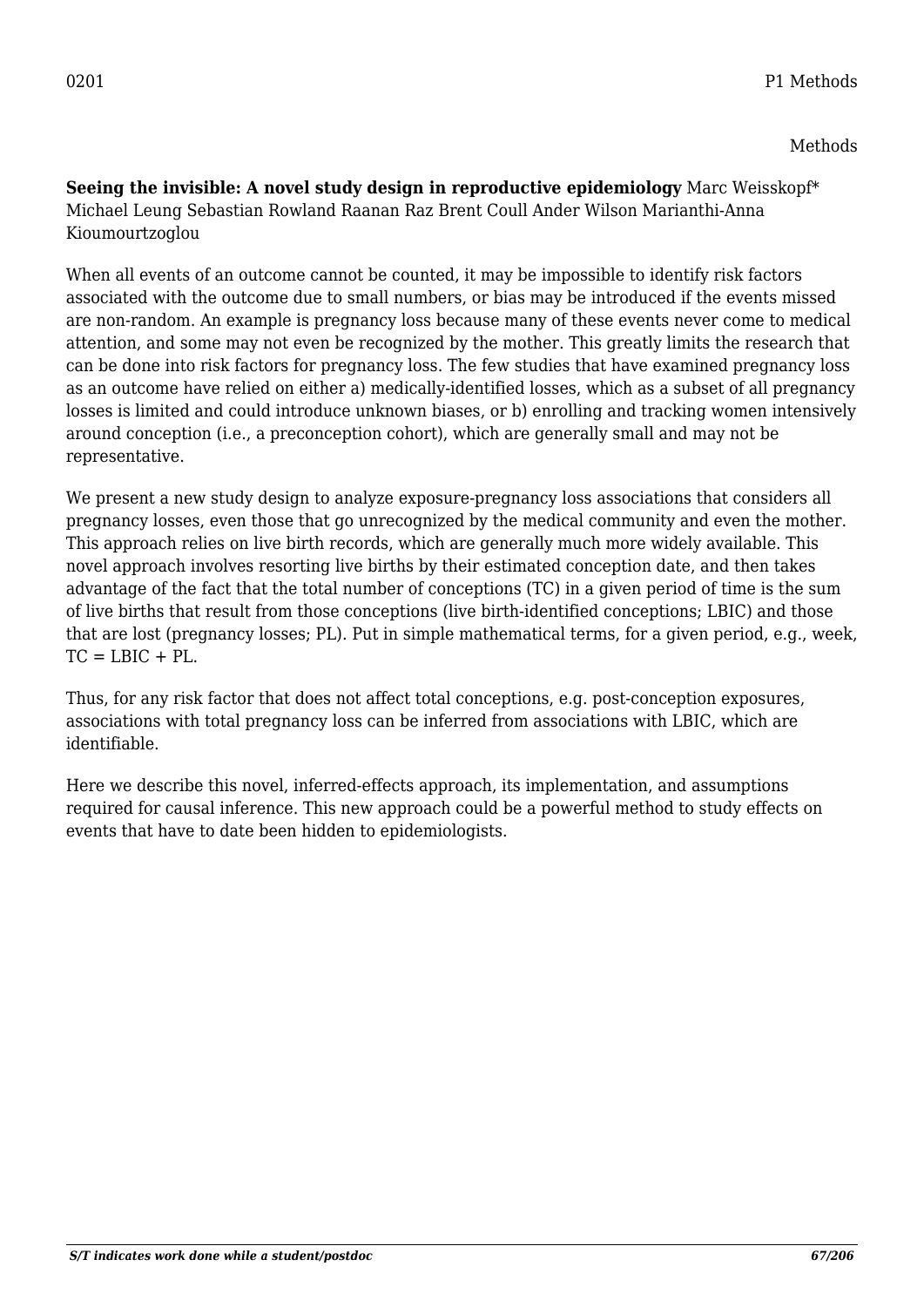0201 P1 Methods

Methods

**Seeing the invisible: A novel study design in reproductive epidemiology** Marc Weisskopf* Michael Leung Sebastian Rowland Raanan Raz Brent Coull Ander Wilson Marianthi-Anna Kioumourtzoglou

When all events of an outcome cannot be counted, it may be impossible to identify risk factors associated with the outcome due to small numbers, or bias may be introduced if the events missed are non-random. An example is pregnancy loss because many of these events never come to medical attention, and some may not even be recognized by the mother. This greatly limits the research that can be done into risk factors for pregnancy loss. The few studies that have examined pregnancy loss as an outcome have relied on either a) medically-identified losses, which as a subset of all pregnancy losses is limited and could introduce unknown biases, or b) enrolling and tracking women intensively around conception (i.e., a preconception cohort), which are generally small and may not be representative.

We present a new study design to analyze exposure-pregnancy loss associations that considers all pregnancy losses, even those that go unrecognized by the medical community and even the mother. This approach relies on live birth records, which are generally much more widely available. This novel approach involves resorting live births by their estimated conception date, and then takes advantage of the fact that the total number of conceptions (TC) in a given period of time is the sum of live births that result from those conceptions (live birth-identified conceptions; LBIC) and those that are lost (pregnancy losses; PL). Put in simple mathematical terms, for a given period, e.g., week, $TC = LBIC + PL$.

Thus, for any risk factor that does not affect total conceptions, e.g. post-conception exposures, associations with total pregnancy loss can be inferred from associations with LBIC, which are identifiable.

Here we describe this novel, inferred-effects approach, its implementation, and assumptions required for causal inference. This new approach could be a powerful method to study effects on events that have to date been hidden to epidemiologists.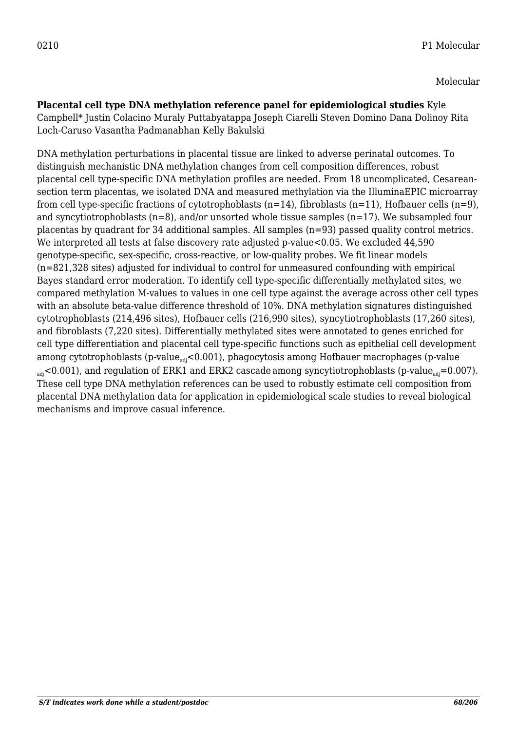0210 P1 Molecular

Molecular

**Placental cell type DNA methylation reference panel for epidemiological studies** Kyle Campbell* Justin Colacino Muraly Puttabyatappa Joseph Ciarelli Steven Domino Dana Dolinoy Rita Loch-Caruso Vasantha Padmanabhan Kelly Bakulski

DNA methylation perturbations in placental tissue are linked to adverse perinatal outcomes. To distinguish mechanistic DNA methylation changes from cell composition differences, robust placental cell type-specific DNA methylation profiles are needed. From 18 uncomplicated, Cesarean-section term placentas, we isolated DNA and measured methylation via the IlluminaEPIC microarray from cell type-specific fractions of cytotrophoblasts (n=14), fibroblasts (n=11), Hofbauer cells (n=9), and syncytiotrophoblasts (n=8), and/or unsorted whole tissue samples (n=17). We subsampled four placentas by quadrant for 34 additional samples. All samples (n=93) passed quality control metrics. We interpreted all tests at false discovery rate adjusted p-value<0.05. We excluded 44,590 genotype-specific, sex-specific, cross-reactive, or low-quality probes. We fit linear models (n=821,328 sites) adjusted for individual to control for unmeasured confounding with empirical Bayes standard error moderation. To identify cell type-specific differentially methylated sites, we compared methylation M-values to values in one cell type against the average across other cell types with an absolute beta-value difference threshold of 10%. DNA methylation signatures distinguished cytotrophoblasts (214,496 sites), Hofbauer cells (216,990 sites), syncytiotrophoblasts (17,260 sites), and fibroblasts (7,220 sites). Differentially methylated sites were annotated to genes enriched for cell type differentiation and placental cell type-specific functions such as epithelial cell development among cytotrophoblasts (p-value$_{adj}$<0.001), phagocytosis among Hofbauer macrophages (p-value$_{adj}$<0.001), and regulation of ERK1 and ERK2 cascade among syncytiotrophoblasts (p-value$_{adj}$=0.007). These cell type DNA methylation references can be used to robustly estimate cell composition from placental DNA methylation data for application in epidemiological scale studies to reveal biological mechanisms and improve casual inference.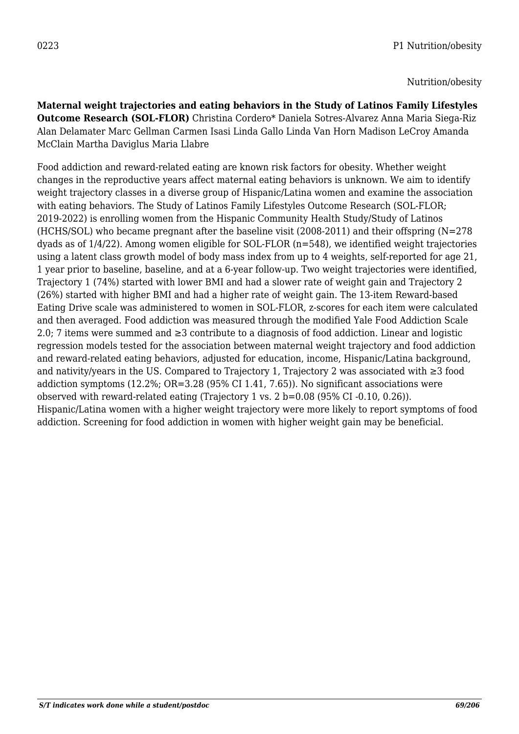0223 P1 Nutrition/obesity

Nutrition/obesity

**Maternal weight trajectories and eating behaviors in the Study of Latinos Family Lifestyles Outcome Research (SOL-FLOR)** Christina Cordero* Daniela Sotres-Alvarez Anna Maria Siega-Riz Alan Delamater Marc Gellman Carmen Isasi Linda Gallo Linda Van Horn Madison LeCroy Amanda McClain Martha Daviglus Maria Llabre

Food addiction and reward-related eating are known risk factors for obesity. Whether weight changes in the reproductive years affect maternal eating behaviors is unknown. We aim to identify weight trajectory classes in a diverse group of Hispanic/Latina women and examine the association with eating behaviors. The Study of Latinos Family Lifestyles Outcome Research (SOL-FLOR; 2019-2022) is enrolling women from the Hispanic Community Health Study/Study of Latinos (HCHS/SOL) who became pregnant after the baseline visit (2008-2011) and their offspring (N=278 dyads as of 1/4/22). Among women eligible for SOL-FLOR (n=548), we identified weight trajectories using a latent class growth model of body mass index from up to 4 weights, self-reported for age 21, 1 year prior to baseline, baseline, and at a 6-year follow-up. Two weight trajectories were identified, Trajectory 1 (74%) started with lower BMI and had a slower rate of weight gain and Trajectory 2 (26%) started with higher BMI and had a higher rate of weight gain. The 13-item Reward-based Eating Drive scale was administered to women in SOL-FLOR, z-scores for each item were calculated and then averaged. Food addiction was measured through the modified Yale Food Addiction Scale 2.0; 7 items were summed and ≥3 contribute to a diagnosis of food addiction. Linear and logistic regression models tested for the association between maternal weight trajectory and food addiction and reward-related eating behaviors, adjusted for education, income, Hispanic/Latina background, and nativity/years in the US. Compared to Trajectory 1, Trajectory 2 was associated with ≥3 food addiction symptoms (12.2%; OR=3.28 (95% CI 1.41, 7.65)). No significant associations were observed with reward-related eating (Trajectory 1 vs. 2 b=0.08 (95% CI -0.10, 0.26)). Hispanic/Latina women with a higher weight trajectory were more likely to report symptoms of food addiction. Screening for food addiction in women with higher weight gain may be beneficial.

*S/T indicates work done while a student/postdoc*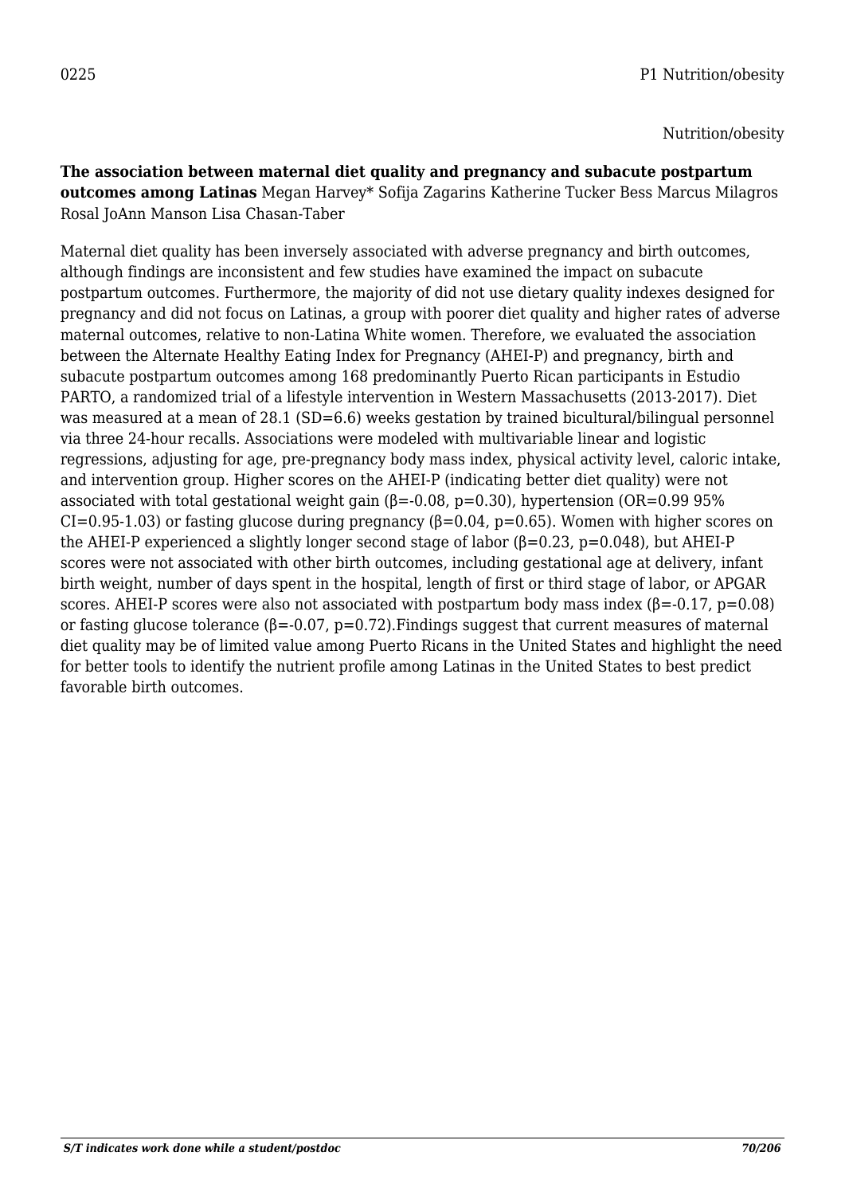0225 P1 Nutrition/obesity

Nutrition/obesity

**The association between maternal diet quality and pregnancy and subacute postpartum outcomes among Latinas** Megan Harvey* Sofija Zagarins Katherine Tucker Bess Marcus Milagros Rosal JoAnn Manson Lisa Chasan-Taber

Maternal diet quality has been inversely associated with adverse pregnancy and birth outcomes, although findings are inconsistent and few studies have examined the impact on subacute postpartum outcomes. Furthermore, the majority of did not use dietary quality indexes designed for pregnancy and did not focus on Latinas, a group with poorer diet quality and higher rates of adverse maternal outcomes, relative to non-Latina White women. Therefore, we evaluated the association between the Alternate Healthy Eating Index for Pregnancy (AHEI-P) and pregnancy, birth and subacute postpartum outcomes among 168 predominantly Puerto Rican participants in Estudio PARTO, a randomized trial of a lifestyle intervention in Western Massachusetts (2013-2017). Diet was measured at a mean of 28.1 (SD=6.6) weeks gestation by trained bicultural/bilingual personnel via three 24-hour recalls. Associations were modeled with multivariable linear and logistic regressions, adjusting for age, pre-pregnancy body mass index, physical activity level, caloric intake, and intervention group. Higher scores on the AHEI-P (indicating better diet quality) were not associated with total gestational weight gain ($\beta=-0.08$, $p=0.30$), hypertension (OR=0.99 95% CI=0.95-1.03) or fasting glucose during pregnancy ($\beta=0.04$, $p=0.65$). Women with higher scores on the AHEI-P experienced a slightly longer second stage of labor ($\beta=0.23$, $p=0.048$), but AHEI-P scores were not associated with other birth outcomes, including gestational age at delivery, infant birth weight, number of days spent in the hospital, length of first or third stage of labor, or APGAR scores. AHEI-P scores were also not associated with postpartum body mass index ($\beta=-0.17$, $p=0.08$) or fasting glucose tolerance ($\beta=-0.07$, $p=0.72$).Findings suggest that current measures of maternal diet quality may be of limited value among Puerto Ricans in the United States and highlight the need for better tools to identify the nutrient profile among Latinas in the United States to best predict favorable birth outcomes.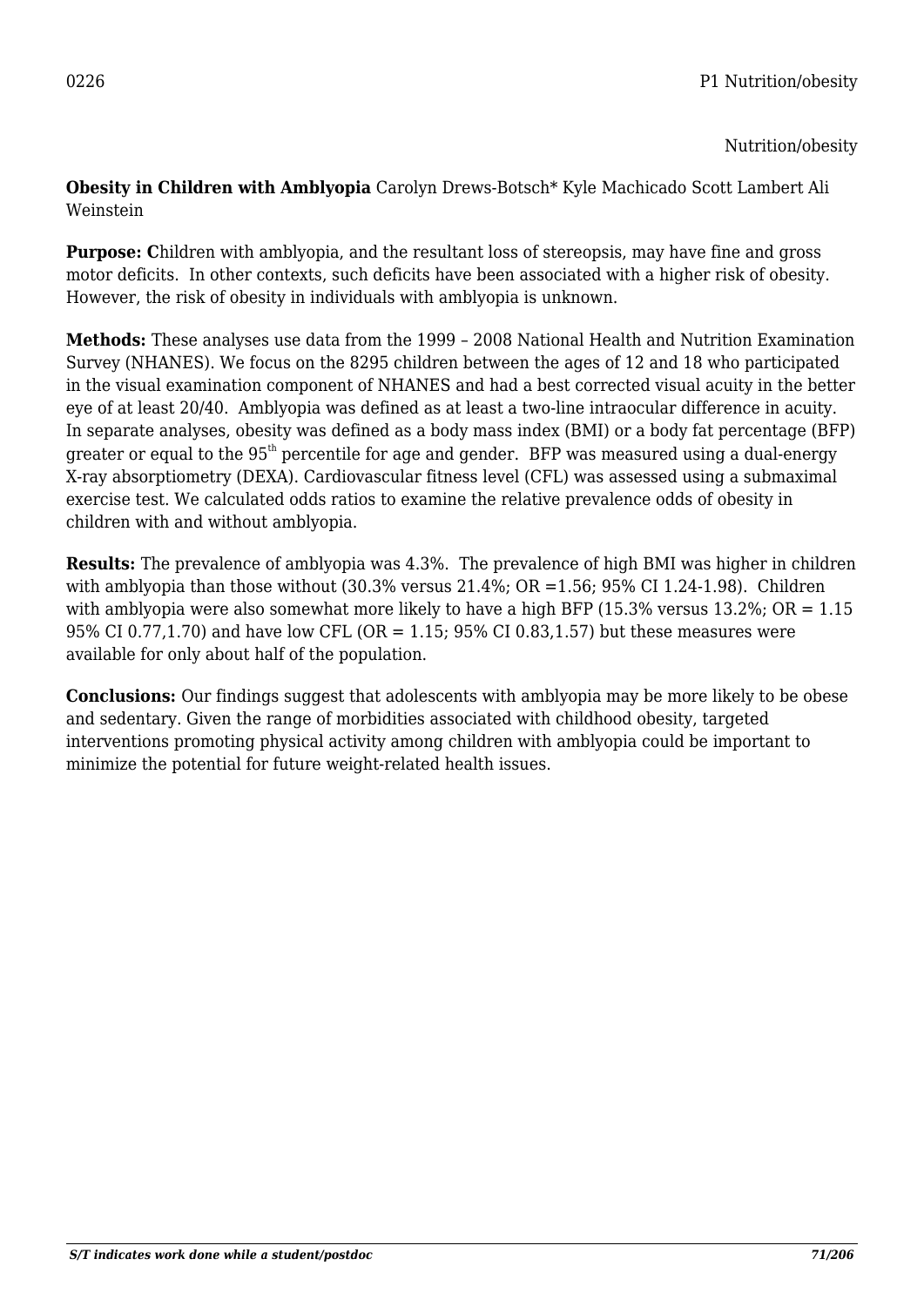0226 P1 Nutrition/obesity

Nutrition/obesity

**Obesity in Children with Amblyopia** Carolyn Drews-Botsch* Kyle Machicado Scott Lambert Ali Weinstein

**Purpose: C**hildren with amblyopia, and the resultant loss of stereopsis, may have fine and gross motor deficits. In other contexts, such deficits have been associated with a higher risk of obesity. However, the risk of obesity in individuals with amblyopia is unknown.

**Methods:** These analyses use data from the 1999 – 2008 National Health and Nutrition Examination Survey (NHANES). We focus on the 8295 children between the ages of 12 and 18 who participated in the visual examination component of NHANES and had a best corrected visual acuity in the better eye of at least 20/40. Amblyopia was defined as at least a two-line intraocular difference in acuity. In separate analyses, obesity was defined as a body mass index (BMI) or a body fat percentage (BFP) greater or equal to the 95th percentile for age and gender. BFP was measured using a dual-energy X-ray absorptiometry (DEXA). Cardiovascular fitness level (CFL) was assessed using a submaximal exercise test. We calculated odds ratios to examine the relative prevalence odds of obesity in children with and without amblyopia.

**Results:** The prevalence of amblyopia was 4.3%. The prevalence of high BMI was higher in children with amblyopia than those without (30.3% versus 21.4%; OR =1.56; 95% CI 1.24-1.98). Children with amblyopia were also somewhat more likely to have a high BFP (15.3% versus 13.2%; OR = 1.15 95% CI 0.77,1.70) and have low CFL (OR = 1.15; 95% CI 0.83,1.57) but these measures were available for only about half of the population.

**Conclusions:** Our findings suggest that adolescents with amblyopia may be more likely to be obese and sedentary. Given the range of morbidities associated with childhood obesity, targeted interventions promoting physical activity among children with amblyopia could be important to minimize the potential for future weight-related health issues.

*S/T indicates work done while a student/postdoc*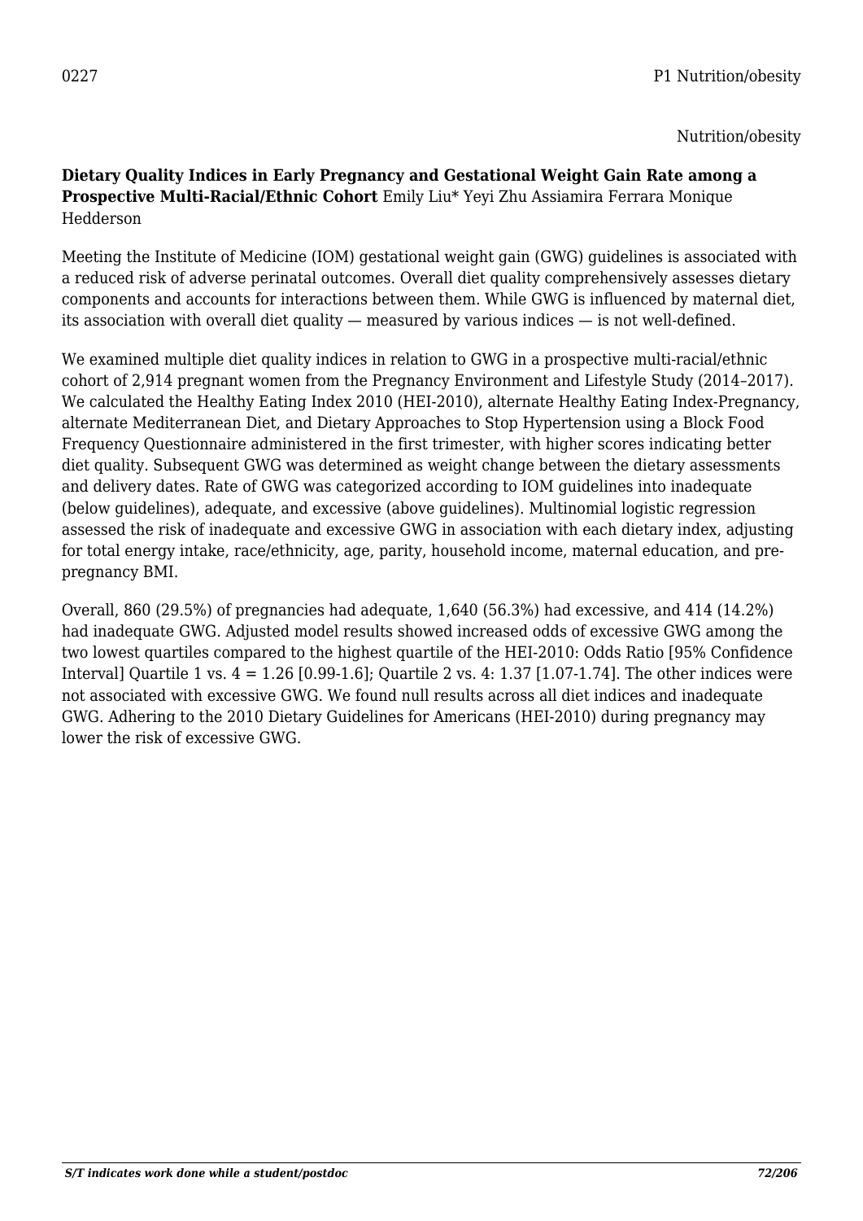0227 P1 Nutrition/obesity

Nutrition/obesity

**Dietary Quality Indices in Early Pregnancy and Gestational Weight Gain Rate among a Prospective Multi-Racial/Ethnic Cohort** Emily Liu* Yeyi Zhu Assiamira Ferrara Monique Hedderson

Meeting the Institute of Medicine (IOM) gestational weight gain (GWG) guidelines is associated with a reduced risk of adverse perinatal outcomes. Overall diet quality comprehensively assesses dietary components and accounts for interactions between them. While GWG is influenced by maternal diet, its association with overall diet quality — measured by various indices — is not well-defined.

We examined multiple diet quality indices in relation to GWG in a prospective multi-racial/ethnic cohort of 2,914 pregnant women from the Pregnancy Environment and Lifestyle Study (2014–2017). We calculated the Healthy Eating Index 2010 (HEI-2010), alternate Healthy Eating Index-Pregnancy, alternate Mediterranean Diet, and Dietary Approaches to Stop Hypertension using a Block Food Frequency Questionnaire administered in the first trimester, with higher scores indicating better diet quality. Subsequent GWG was determined as weight change between the dietary assessments and delivery dates. Rate of GWG was categorized according to IOM guidelines into inadequate (below guidelines), adequate, and excessive (above guidelines). Multinomial logistic regression assessed the risk of inadequate and excessive GWG in association with each dietary index, adjusting for total energy intake, race/ethnicity, age, parity, household income, maternal education, and pre-pregnancy BMI.

Overall, 860 (29.5%) of pregnancies had adequate, 1,640 (56.3%) had excessive, and 414 (14.2%) had inadequate GWG. Adjusted model results showed increased odds of excessive GWG among the two lowest quartiles compared to the highest quartile of the HEI-2010: Odds Ratio [95% Confidence Interval] Quartile 1 vs. 4 = 1.26 [0.99-1.6]; Quartile 2 vs. 4: 1.37 [1.07-1.74]. The other indices were not associated with excessive GWG. We found null results across all diet indices and inadequate GWG. Adhering to the 2010 Dietary Guidelines for Americans (HEI-2010) during pregnancy may lower the risk of excessive GWG.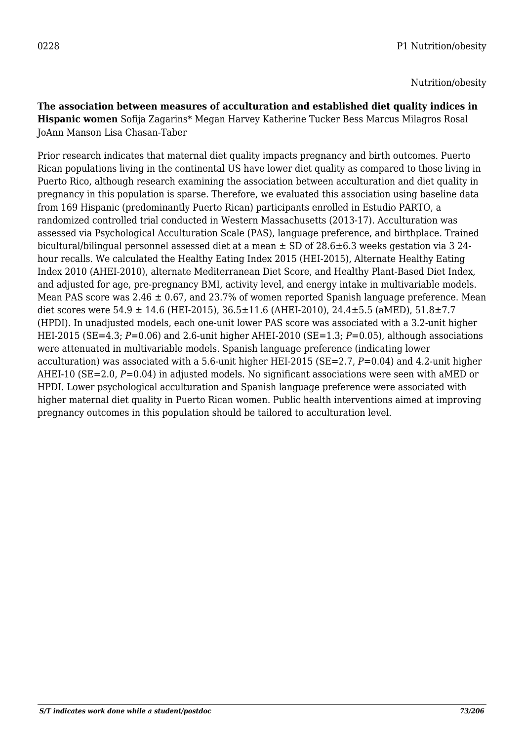0228 P1 Nutrition/obesity

Nutrition/obesity

**The association between measures of acculturation and established diet quality indices in Hispanic women** Sofija Zagarins* Megan Harvey Katherine Tucker Bess Marcus Milagros Rosal JoAnn Manson Lisa Chasan-Taber

Prior research indicates that maternal diet quality impacts pregnancy and birth outcomes. Puerto Rican populations living in the continental US have lower diet quality as compared to those living in Puerto Rico, although research examining the association between acculturation and diet quality in pregnancy in this population is sparse. Therefore, we evaluated this association using baseline data from 169 Hispanic (predominantly Puerto Rican) participants enrolled in Estudio PARTO, a randomized controlled trial conducted in Western Massachusetts (2013-17). Acculturation was assessed via Psychological Acculturation Scale (PAS), language preference, and birthplace. Trained bicultural/bilingual personnel assessed diet at a mean ± SD of 28.6±6.3 weeks gestation via 3 24-hour recalls. We calculated the Healthy Eating Index 2015 (HEI-2015), Alternate Healthy Eating Index 2010 (AHEI-2010), alternate Mediterranean Diet Score, and Healthy Plant-Based Diet Index, and adjusted for age, pre-pregnancy BMI, activity level, and energy intake in multivariable models. Mean PAS score was 2.46 ± 0.67, and 23.7% of women reported Spanish language preference. Mean diet scores were 54.9 ± 14.6 (HEI-2015), 36.5±11.6 (AHEI-2010), 24.4±5.5 (aMED), 51.8±7.7 (HPDI). In unadjusted models, each one-unit lower PAS score was associated with a 3.2-unit higher HEI-2015 (SE=4.3; $P$=0.06) and 2.6-unit higher AHEI-2010 (SE=1.3; $P$=0.05), although associations were attenuated in multivariable models. Spanish language preference (indicating lower acculturation) was associated with a 5.6-unit higher HEI-2015 (SE=2.7, $P$=0.04) and 4.2-unit higher AHEI-10 (SE=2.0, $P$=0.04) in adjusted models. No significant associations were seen with aMED or HPDI. Lower psychological acculturation and Spanish language preference were associated with higher maternal diet quality in Puerto Rican women. Public health interventions aimed at improving pregnancy outcomes in this population should be tailored to acculturation level.

*S/T indicates work done while a student/postdoc*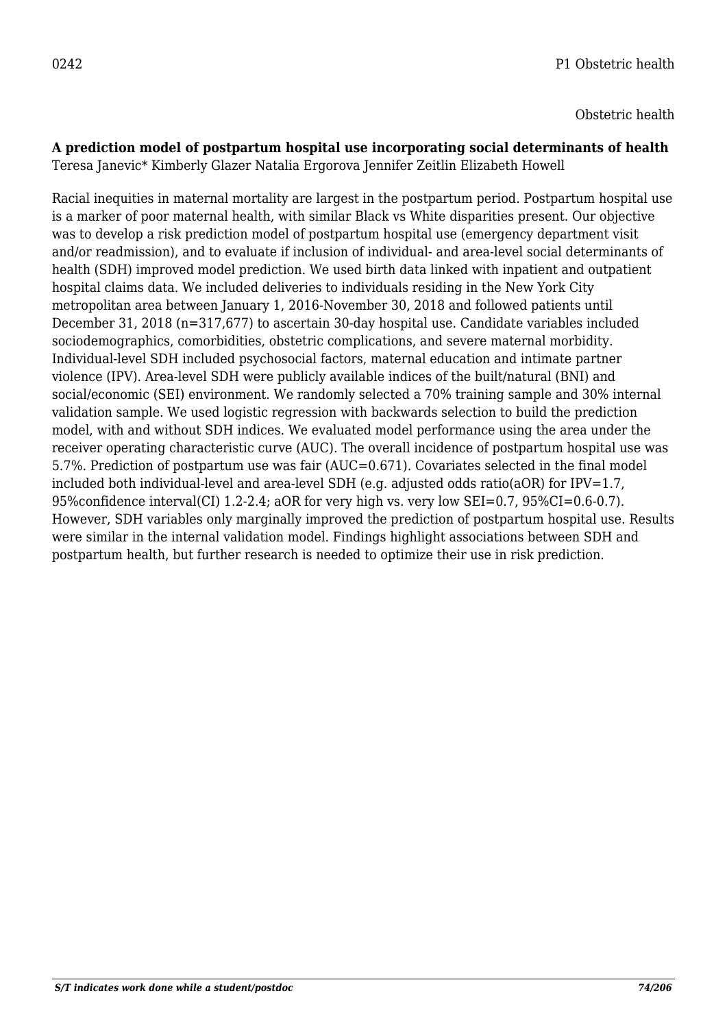0242 P1 Obstetric health

Obstetric health

**A prediction model of postpartum hospital use incorporating social determinants of health**
Teresa Janevic* Kimberly Glazer Natalia Ergorova Jennifer Zeitlin Elizabeth Howell

Racial inequities in maternal mortality are largest in the postpartum period. Postpartum hospital use is a marker of poor maternal health, with similar Black vs White disparities present. Our objective was to develop a risk prediction model of postpartum hospital use (emergency department visit and/or readmission), and to evaluate if inclusion of individual- and area-level social determinants of health (SDH) improved model prediction. We used birth data linked with inpatient and outpatient hospital claims data. We included deliveries to individuals residing in the New York City metropolitan area between January 1, 2016-November 30, 2018 and followed patients until December 31, 2018 (n=317,677) to ascertain 30-day hospital use. Candidate variables included sociodemographics, comorbidities, obstetric complications, and severe maternal morbidity. Individual-level SDH included psychosocial factors, maternal education and intimate partner violence (IPV). Area-level SDH were publicly available indices of the built/natural (BNI) and social/economic (SEI) environment. We randomly selected a 70% training sample and 30% internal validation sample. We used logistic regression with backwards selection to build the prediction model, with and without SDH indices. We evaluated model performance using the area under the receiver operating characteristic curve (AUC). The overall incidence of postpartum hospital use was 5.7%. Prediction of postpartum use was fair (AUC=0.671). Covariates selected in the final model included both individual-level and area-level SDH (e.g. adjusted odds ratio(aOR) for IPV=1.7, 95%confidence interval(CI) 1.2-2.4; aOR for very high vs. very low SEI=0.7, 95%CI=0.6-0.7). However, SDH variables only marginally improved the prediction of postpartum hospital use. Results were similar in the internal validation model. Findings highlight associations between SDH and postpartum health, but further research is needed to optimize their use in risk prediction.

*S/T indicates work done while a student/postdoc*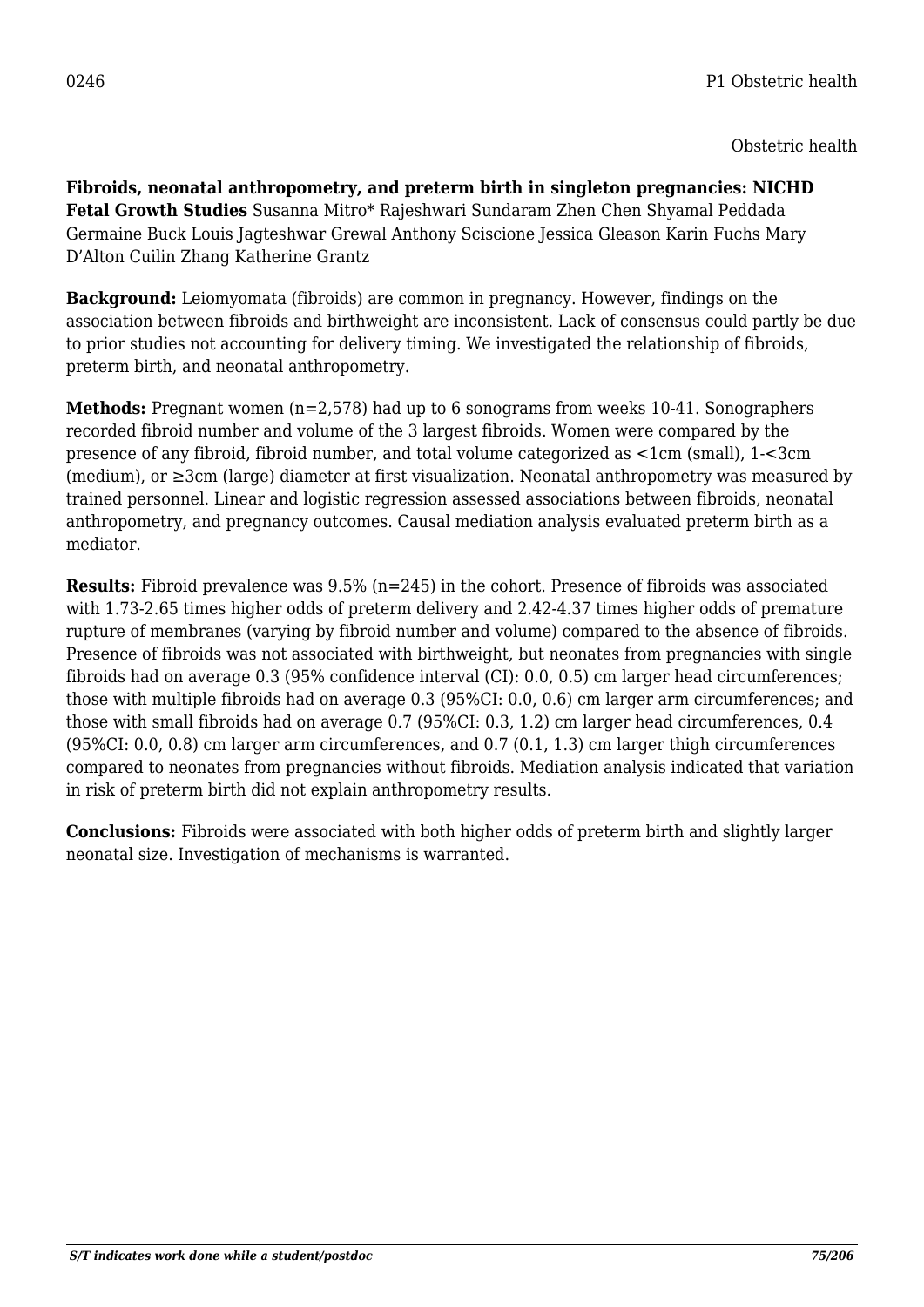0246 P1 Obstetric health

Obstetric health

**Fibroids, neonatal anthropometry, and preterm birth in singleton pregnancies: NICHD Fetal Growth Studies** Susanna Mitro* Rajeshwari Sundaram Zhen Chen Shyamal Peddada Germaine Buck Louis Jagteshwar Grewal Anthony Sciscione Jessica Gleason Karin Fuchs Mary D'Alton Cuilin Zhang Katherine Grantz

**Background:** Leiomyomata (fibroids) are common in pregnancy. However, findings on the association between fibroids and birthweight are inconsistent. Lack of consensus could partly be due to prior studies not accounting for delivery timing. We investigated the relationship of fibroids, preterm birth, and neonatal anthropometry.

**Methods:** Pregnant women (n=2,578) had up to 6 sonograms from weeks 10-41. Sonographers recorded fibroid number and volume of the 3 largest fibroids. Women were compared by the presence of any fibroid, fibroid number, and total volume categorized as <1cm (small), 1-<3cm (medium), or ≥3cm (large) diameter at first visualization. Neonatal anthropometry was measured by trained personnel. Linear and logistic regression assessed associations between fibroids, neonatal anthropometry, and pregnancy outcomes. Causal mediation analysis evaluated preterm birth as a mediator.

**Results:** Fibroid prevalence was 9.5% (n=245) in the cohort. Presence of fibroids was associated with 1.73-2.65 times higher odds of preterm delivery and 2.42-4.37 times higher odds of premature rupture of membranes (varying by fibroid number and volume) compared to the absence of fibroids. Presence of fibroids was not associated with birthweight, but neonates from pregnancies with single fibroids had on average 0.3 (95% confidence interval (CI): 0.0, 0.5) cm larger head circumferences; those with multiple fibroids had on average 0.3 (95%CI: 0.0, 0.6) cm larger arm circumferences; and those with small fibroids had on average 0.7 (95%CI: 0.3, 1.2) cm larger head circumferences, 0.4 (95%CI: 0.0, 0.8) cm larger arm circumferences, and 0.7 (0.1, 1.3) cm larger thigh circumferences compared to neonates from pregnancies without fibroids. Mediation analysis indicated that variation in risk of preterm birth did not explain anthropometry results.

**Conclusions:** Fibroids were associated with both higher odds of preterm birth and slightly larger neonatal size. Investigation of mechanisms is warranted.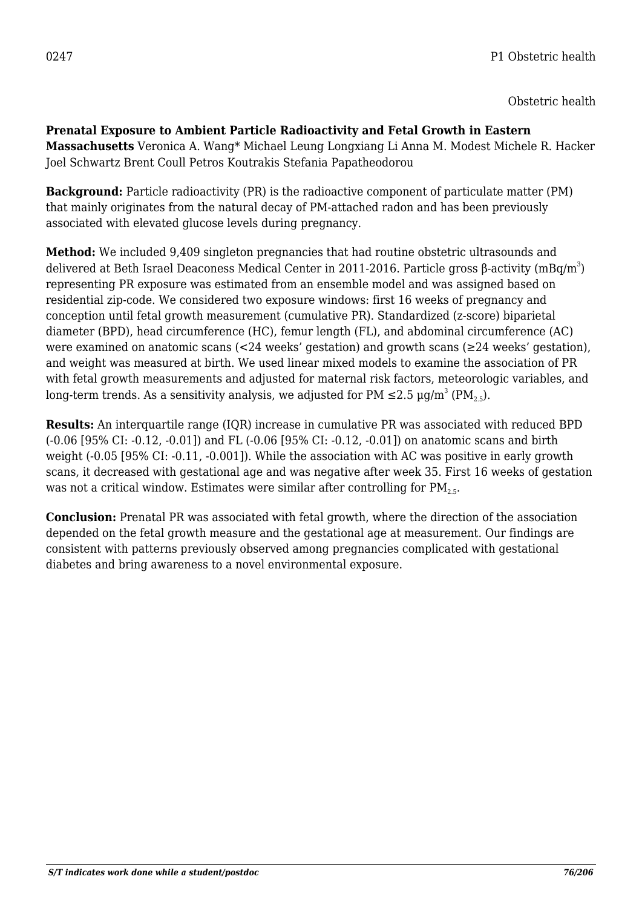0247 P1 Obstetric health

Obstetric health

**Prenatal Exposure to Ambient Particle Radioactivity and Fetal Growth in Eastern Massachusetts** Veronica A. Wang* Michael Leung Longxiang Li Anna M. Modest Michele R. Hacker Joel Schwartz Brent Coull Petros Koutrakis Stefania Papatheodorou

**Background:** Particle radioactivity (PR) is the radioactive component of particulate matter (PM) that mainly originates from the natural decay of PM-attached radon and has been previously associated with elevated glucose levels during pregnancy.

**Method:** We included 9,409 singleton pregnancies that had routine obstetric ultrasounds and delivered at Beth Israel Deaconess Medical Center in 2011-2016. Particle gross β-activity ($mBq/m^3$) representing PR exposure was estimated from an ensemble model and was assigned based on residential zip-code. We considered two exposure windows: first 16 weeks of pregnancy and conception until fetal growth measurement (cumulative PR). Standardized (z-score) biparietal diameter (BPD), head circumference (HC), femur length (FL), and abdominal circumference (AC) were examined on anatomic scans (<24 weeks' gestation) and growth scans (≥24 weeks' gestation), and weight was measured at birth. We used linear mixed models to examine the association of PR with fetal growth measurements and adjusted for maternal risk factors, meteorologic variables, and long-term trends. As a sensitivity analysis, we adjusted for PM ≤2.5 $\mu g/m^3$ ($PM_{2.5}$).

**Results:** An interquartile range (IQR) increase in cumulative PR was associated with reduced BPD (-0.06 [95% CI: -0.12, -0.01]) and FL (-0.06 [95% CI: -0.12, -0.01]) on anatomic scans and birth weight (-0.05 [95% CI: -0.11, -0.001]). While the association with AC was positive in early growth scans, it decreased with gestational age and was negative after week 35. First 16 weeks of gestation was not a critical window. Estimates were similar after controlling for $PM_{2.5}$.

**Conclusion:** Prenatal PR was associated with fetal growth, where the direction of the association depended on the fetal growth measure and the gestational age at measurement. Our findings are consistent with patterns previously observed among pregnancies complicated with gestational diabetes and bring awareness to a novel environmental exposure.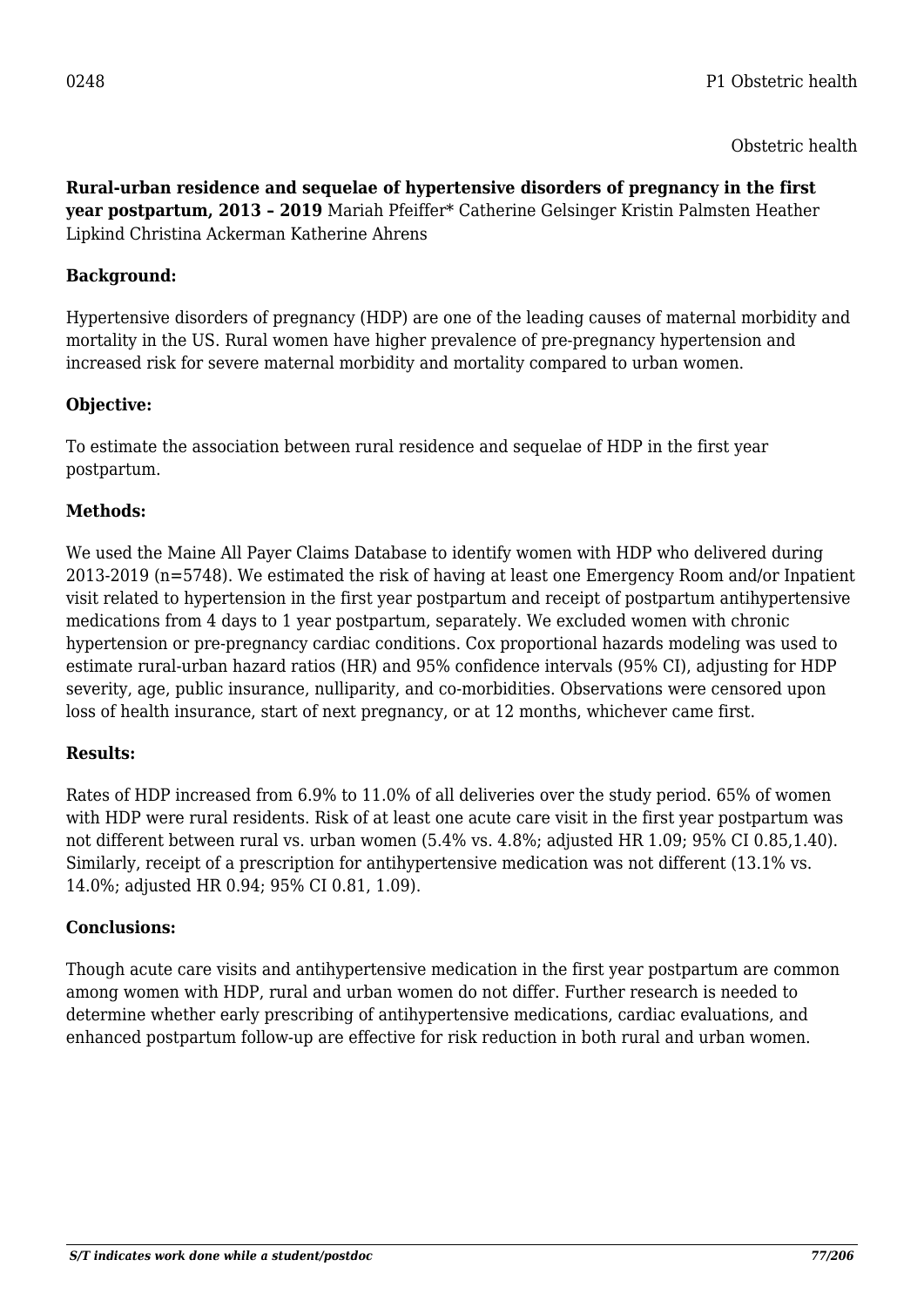0248 P1 Obstetric health

Obstetric health

**Rural-urban residence and sequelae of hypertensive disorders of pregnancy in the first year postpartum, 2013 – 2019** Mariah Pfeiffer* Catherine Gelsinger Kristin Palmsten Heather Lipkind Christina Ackerman Katherine Ahrens

**Background:**

Hypertensive disorders of pregnancy (HDP) are one of the leading causes of maternal morbidity and mortality in the US. Rural women have higher prevalence of pre-pregnancy hypertension and increased risk for severe maternal morbidity and mortality compared to urban women.

**Objective:**

To estimate the association between rural residence and sequelae of HDP in the first year postpartum.

**Methods:**

We used the Maine All Payer Claims Database to identify women with HDP who delivered during 2013-2019 (n=5748). We estimated the risk of having at least one Emergency Room and/or Inpatient visit related to hypertension in the first year postpartum and receipt of postpartum antihypertensive medications from 4 days to 1 year postpartum, separately. We excluded women with chronic hypertension or pre-pregnancy cardiac conditions. Cox proportional hazards modeling was used to estimate rural-urban hazard ratios (HR) and 95% confidence intervals (95% CI), adjusting for HDP severity, age, public insurance, nulliparity, and co-morbidities. Observations were censored upon loss of health insurance, start of next pregnancy, or at 12 months, whichever came first.

**Results:**

Rates of HDP increased from 6.9% to 11.0% of all deliveries over the study period. 65% of women with HDP were rural residents. Risk of at least one acute care visit in the first year postpartum was not different between rural vs. urban women (5.4% vs. 4.8%; adjusted HR 1.09; 95% CI 0.85,1.40). Similarly, receipt of a prescription for antihypertensive medication was not different (13.1% vs. 14.0%; adjusted HR 0.94; 95% CI 0.81, 1.09).

**Conclusions:**

Though acute care visits and antihypertensive medication in the first year postpartum are common among women with HDP, rural and urban women do not differ. Further research is needed to determine whether early prescribing of antihypertensive medications, cardiac evaluations, and enhanced postpartum follow-up are effective for risk reduction in both rural and urban women.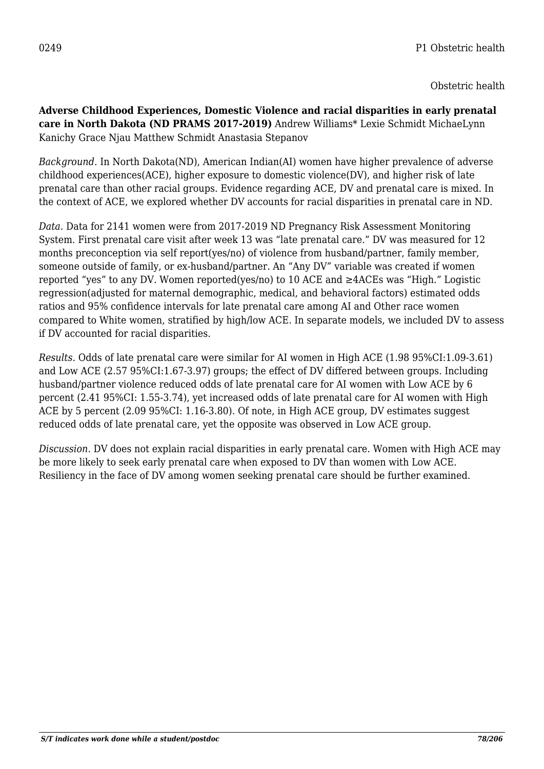0249 P1 Obstetric health

Obstetric health

**Adverse Childhood Experiences, Domestic Violence and racial disparities in early prenatal care in North Dakota (ND PRAMS 2017-2019)** Andrew Williams* Lexie Schmidt MichaeLynn Kanichy Grace Njau Matthew Schmidt Anastasia Stepanov

*Background.* In North Dakota(ND), American Indian(AI) women have higher prevalence of adverse childhood experiences(ACE), higher exposure to domestic violence(DV), and higher risk of late prenatal care than other racial groups. Evidence regarding ACE, DV and prenatal care is mixed. In the context of ACE, we explored whether DV accounts for racial disparities in prenatal care in ND.

*Data.* Data for 2141 women were from 2017-2019 ND Pregnancy Risk Assessment Monitoring System. First prenatal care visit after week 13 was "late prenatal care." DV was measured for 12 months preconception via self report(yes/no) of violence from husband/partner, family member, someone outside of family, or ex-husband/partner. An "Any DV" variable was created if women reported "yes" to any DV. Women reported(yes/no) to 10 ACE and ≥4ACEs was "High." Logistic regression(adjusted for maternal demographic, medical, and behavioral factors) estimated odds ratios and 95% confidence intervals for late prenatal care among AI and Other race women compared to White women, stratified by high/low ACE. In separate models, we included DV to assess if DV accounted for racial disparities.

*Results.* Odds of late prenatal care were similar for AI women in High ACE (1.98 95%CI:1.09-3.61) and Low ACE (2.57 95%CI:1.67-3.97) groups; the effect of DV differed between groups. Including husband/partner violence reduced odds of late prenatal care for AI women with Low ACE by 6 percent (2.41 95%CI: 1.55-3.74), yet increased odds of late prenatal care for AI women with High ACE by 5 percent (2.09 95%CI: 1.16-3.80). Of note, in High ACE group, DV estimates suggest reduced odds of late prenatal care, yet the opposite was observed in Low ACE group.

*Discussion.* DV does not explain racial disparities in early prenatal care. Women with High ACE may be more likely to seek early prenatal care when exposed to DV than women with Low ACE. Resiliency in the face of DV among women seeking prenatal care should be further examined.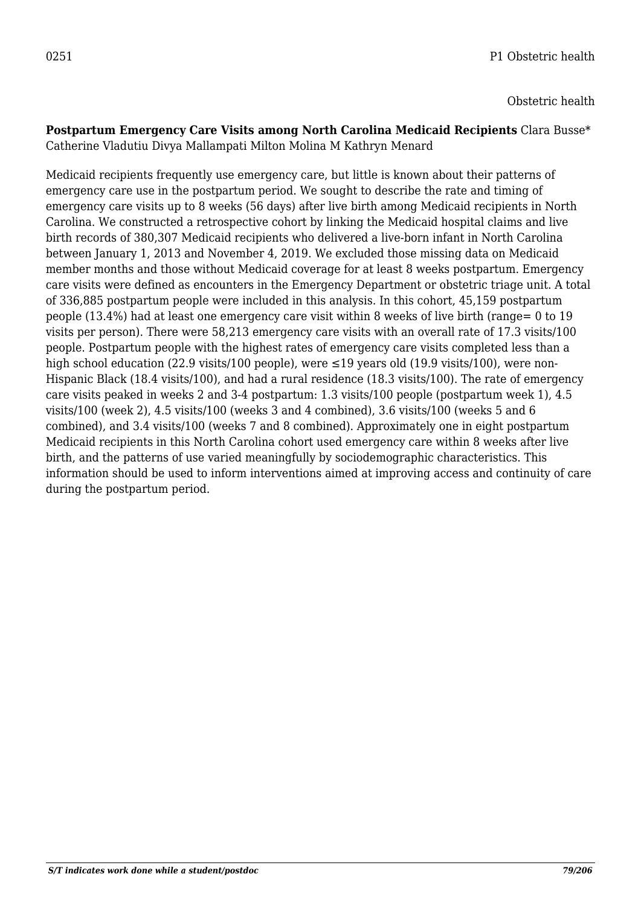0251 P1 Obstetric health

Obstetric health

**Postpartum Emergency Care Visits among North Carolina Medicaid Recipients** Clara Busse* Catherine Vladutiu Divya Mallampati Milton Molina M Kathryn Menard

Medicaid recipients frequently use emergency care, but little is known about their patterns of emergency care use in the postpartum period. We sought to describe the rate and timing of emergency care visits up to 8 weeks (56 days) after live birth among Medicaid recipients in North Carolina. We constructed a retrospective cohort by linking the Medicaid hospital claims and live birth records of 380,307 Medicaid recipients who delivered a live-born infant in North Carolina between January 1, 2013 and November 4, 2019. We excluded those missing data on Medicaid member months and those without Medicaid coverage for at least 8 weeks postpartum. Emergency care visits were defined as encounters in the Emergency Department or obstetric triage unit. A total of 336,885 postpartum people were included in this analysis. In this cohort, 45,159 postpartum people (13.4%) had at least one emergency care visit within 8 weeks of live birth (range= 0 to 19 visits per person). There were 58,213 emergency care visits with an overall rate of 17.3 visits/100 people. Postpartum people with the highest rates of emergency care visits completed less than a high school education (22.9 visits/100 people), were ≤19 years old (19.9 visits/100), were non-Hispanic Black (18.4 visits/100), and had a rural residence (18.3 visits/100). The rate of emergency care visits peaked in weeks 2 and 3-4 postpartum: 1.3 visits/100 people (postpartum week 1), 4.5 visits/100 (week 2), 4.5 visits/100 (weeks 3 and 4 combined), 3.6 visits/100 (weeks 5 and 6 combined), and 3.4 visits/100 (weeks 7 and 8 combined). Approximately one in eight postpartum Medicaid recipients in this North Carolina cohort used emergency care within 8 weeks after live birth, and the patterns of use varied meaningfully by sociodemographic characteristics. This information should be used to inform interventions aimed at improving access and continuity of care during the postpartum period.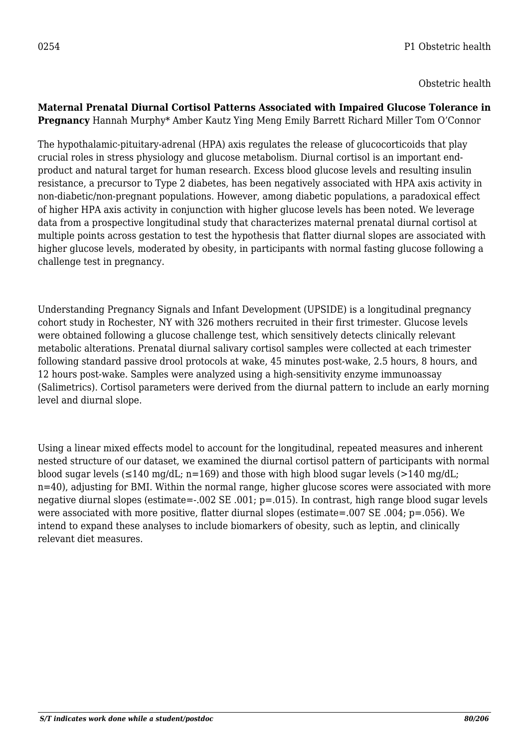0254 P1 Obstetric health

Obstetric health

**Maternal Prenatal Diurnal Cortisol Patterns Associated with Impaired Glucose Tolerance in Pregnancy** Hannah Murphy* Amber Kautz Ying Meng Emily Barrett Richard Miller Tom O'Connor

The hypothalamic-pituitary-adrenal (HPA) axis regulates the release of glucocorticoids that play crucial roles in stress physiology and glucose metabolism. Diurnal cortisol is an important end-product and natural target for human research. Excess blood glucose levels and resulting insulin resistance, a precursor to Type 2 diabetes, has been negatively associated with HPA axis activity in non-diabetic/non-pregnant populations. However, among diabetic populations, a paradoxical effect of higher HPA axis activity in conjunction with higher glucose levels has been noted. We leverage data from a prospective longitudinal study that characterizes maternal prenatal diurnal cortisol at multiple points across gestation to test the hypothesis that flatter diurnal slopes are associated with higher glucose levels, moderated by obesity, in participants with normal fasting glucose following a challenge test in pregnancy.

Understanding Pregnancy Signals and Infant Development (UPSIDE) is a longitudinal pregnancy cohort study in Rochester, NY with 326 mothers recruited in their first trimester. Glucose levels were obtained following a glucose challenge test, which sensitively detects clinically relevant metabolic alterations. Prenatal diurnal salivary cortisol samples were collected at each trimester following standard passive drool protocols at wake, 45 minutes post-wake, 2.5 hours, 8 hours, and 12 hours post-wake. Samples were analyzed using a high-sensitivity enzyme immunoassay (Salimetrics). Cortisol parameters were derived from the diurnal pattern to include an early morning level and diurnal slope.

Using a linear mixed effects model to account for the longitudinal, repeated measures and inherent nested structure of our dataset, we examined the diurnal cortisol pattern of participants with normal blood sugar levels (≤140 mg/dL; n=169) and those with high blood sugar levels (>140 mg/dL; n=40), adjusting for BMI. Within the normal range, higher glucose scores were associated with more negative diurnal slopes (estimate=-.002 SE .001; p=.015). In contrast, high range blood sugar levels were associated with more positive, flatter diurnal slopes (estimate=.007 SE .004; p=.056). We intend to expand these analyses to include biomarkers of obesity, such as leptin, and clinically relevant diet measures.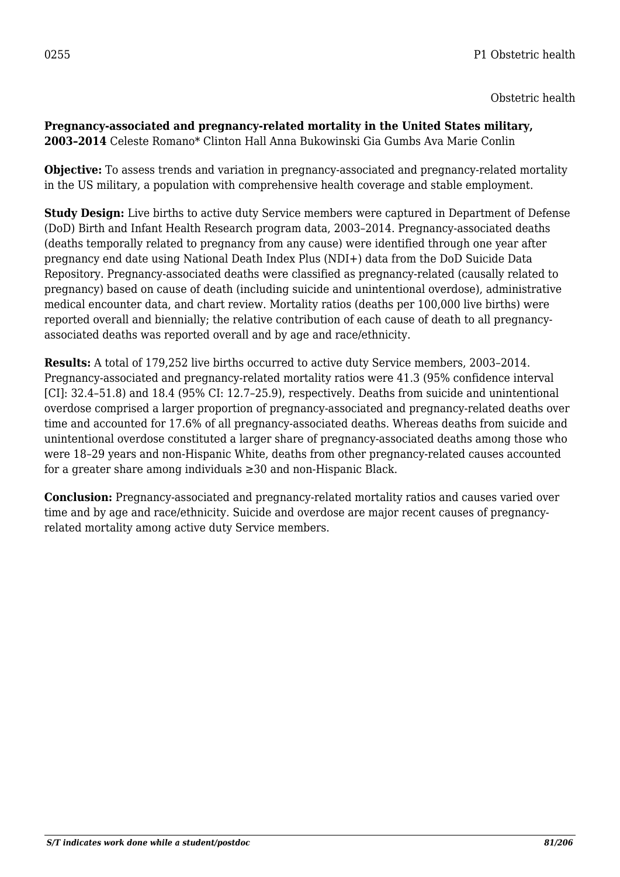0255

Obstetric health

**Pregnancy-associated and pregnancy-related mortality in the United States military, 2003–2014** Celeste Romano* Clinton Hall Anna Bukowinski Gia Gumbs Ava Marie Conlin

**Objective:** To assess trends and variation in pregnancy-associated and pregnancy-related mortality in the US military, a population with comprehensive health coverage and stable employment.

**Study Design:** Live births to active duty Service members were captured in Department of Defense (DoD) Birth and Infant Health Research program data, 2003–2014. Pregnancy-associated deaths (deaths temporally related to pregnancy from any cause) were identified through one year after pregnancy end date using National Death Index Plus (NDI+) data from the DoD Suicide Data Repository. Pregnancy-associated deaths were classified as pregnancy-related (causally related to pregnancy) based on cause of death (including suicide and unintentional overdose), administrative medical encounter data, and chart review. Mortality ratios (deaths per 100,000 live births) were reported overall and biennially; the relative contribution of each cause of death to all pregnancy-associated deaths was reported overall and by age and race/ethnicity.

**Results:** A total of 179,252 live births occurred to active duty Service members, 2003–2014. Pregnancy-associated and pregnancy-related mortality ratios were 41.3 (95% confidence interval [CI]: 32.4–51.8) and 18.4 (95% CI: 12.7–25.9), respectively. Deaths from suicide and unintentional overdose comprised a larger proportion of pregnancy-associated and pregnancy-related deaths over time and accounted for 17.6% of all pregnancy-associated deaths. Whereas deaths from suicide and unintentional overdose constituted a larger share of pregnancy-associated deaths among those who were 18–29 years and non-Hispanic White, deaths from other pregnancy-related causes accounted for a greater share among individuals ≥30 and non-Hispanic Black.

**Conclusion:** Pregnancy-associated and pregnancy-related mortality ratios and causes varied over time and by age and race/ethnicity. Suicide and overdose are major recent causes of pregnancy-related mortality among active duty Service members.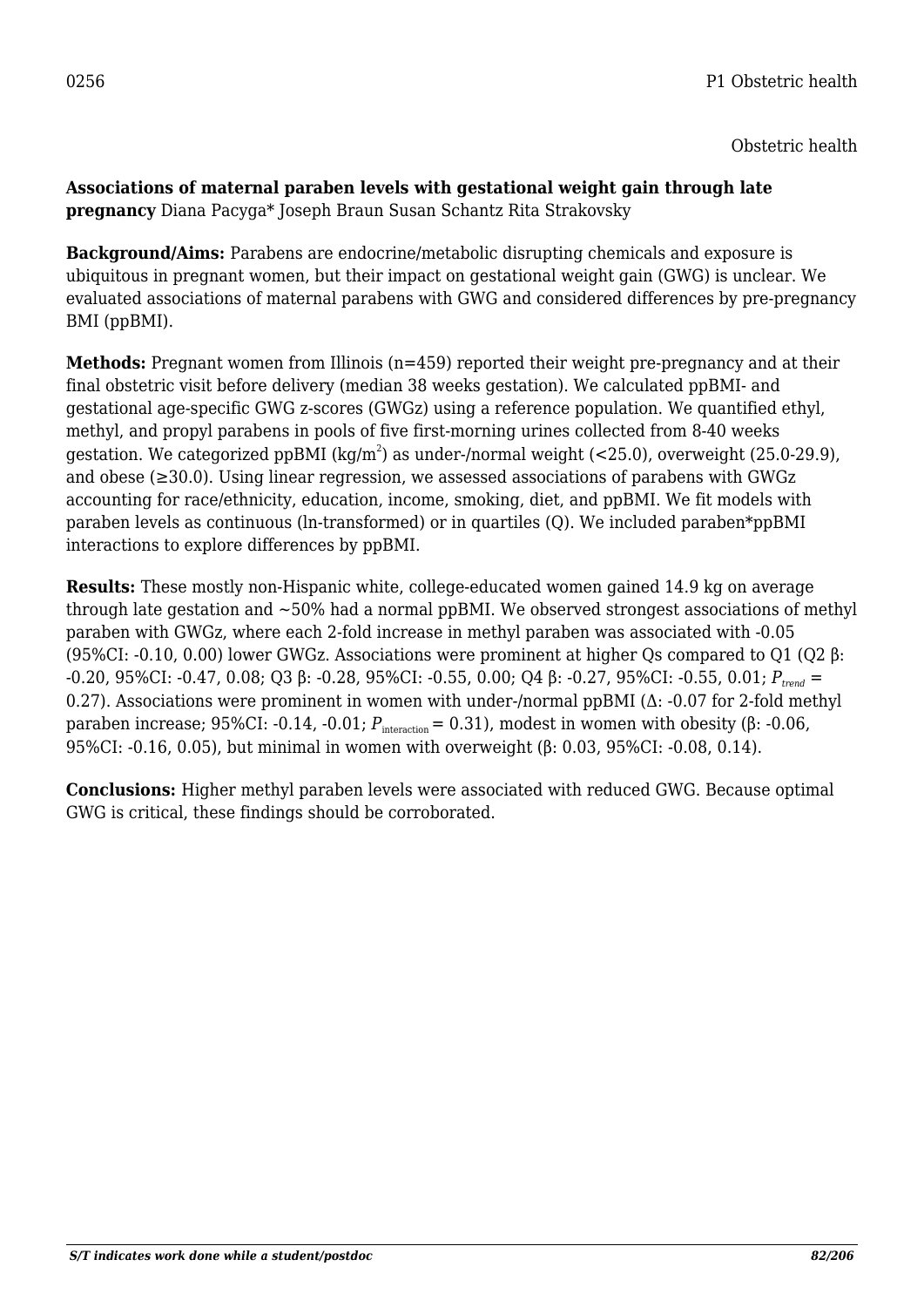0256 P1 Obstetric health

Obstetric health

**Associations of maternal paraben levels with gestational weight gain through late pregnancy** Diana Pacyga* Joseph Braun Susan Schantz Rita Strakovsky

**Background/Aims:** Parabens are endocrine/metabolic disrupting chemicals and exposure is ubiquitous in pregnant women, but their impact on gestational weight gain (GWG) is unclear. We evaluated associations of maternal parabens with GWG and considered differences by pre-pregnancy BMI (ppBMI).

**Methods:** Pregnant women from Illinois (n=459) reported their weight pre-pregnancy and at their final obstetric visit before delivery (median 38 weeks gestation). We calculated ppBMI- and gestational age-specific GWG z-scores (GWGz) using a reference population. We quantified ethyl, methyl, and propyl parabens in pools of five first-morning urines collected from 8-40 weeks gestation. We categorized ppBMI ($kg/m^2$) as under-/normal weight (<25.0), overweight (25.0-29.9), and obese (≥30.0). Using linear regression, we assessed associations of parabens with GWGz accounting for race/ethnicity, education, income, smoking, diet, and ppBMI. We fit models with paraben levels as continuous (ln-transformed) or in quartiles (Q). We included paraben*ppBMI interactions to explore differences by ppBMI.

**Results:** These mostly non-Hispanic white, college-educated women gained 14.9 kg on average through late gestation and ~50% had a normal ppBMI. We observed strongest associations of methyl paraben with GWGz, where each 2-fold increase in methyl paraben was associated with -0.05 (95%CI: -0.10, 0.00) lower GWGz. Associations were prominent at higher Qs compared to Q1 (Q2 β: -0.20, 95%CI: -0.47, 0.08; Q3 β: -0.28, 95%CI: -0.55, 0.00; Q4 β: -0.27, 95%CI: -0.55, 0.01; $P_{trend}$ = 0.27). Associations were prominent in women with under-/normal ppBMI (Δ: -0.07 for 2-fold methyl paraben increase; 95%CI: -0.14, -0.01; $P_{interaction}$ = 0.31), modest in women with obesity (β: -0.06, 95%CI: -0.16, 0.05), but minimal in women with overweight (β: 0.03, 95%CI: -0.08, 0.14).

**Conclusions:** Higher methyl paraben levels were associated with reduced GWG. Because optimal GWG is critical, these findings should be corroborated.

*S/T indicates work done while a student/postdoc*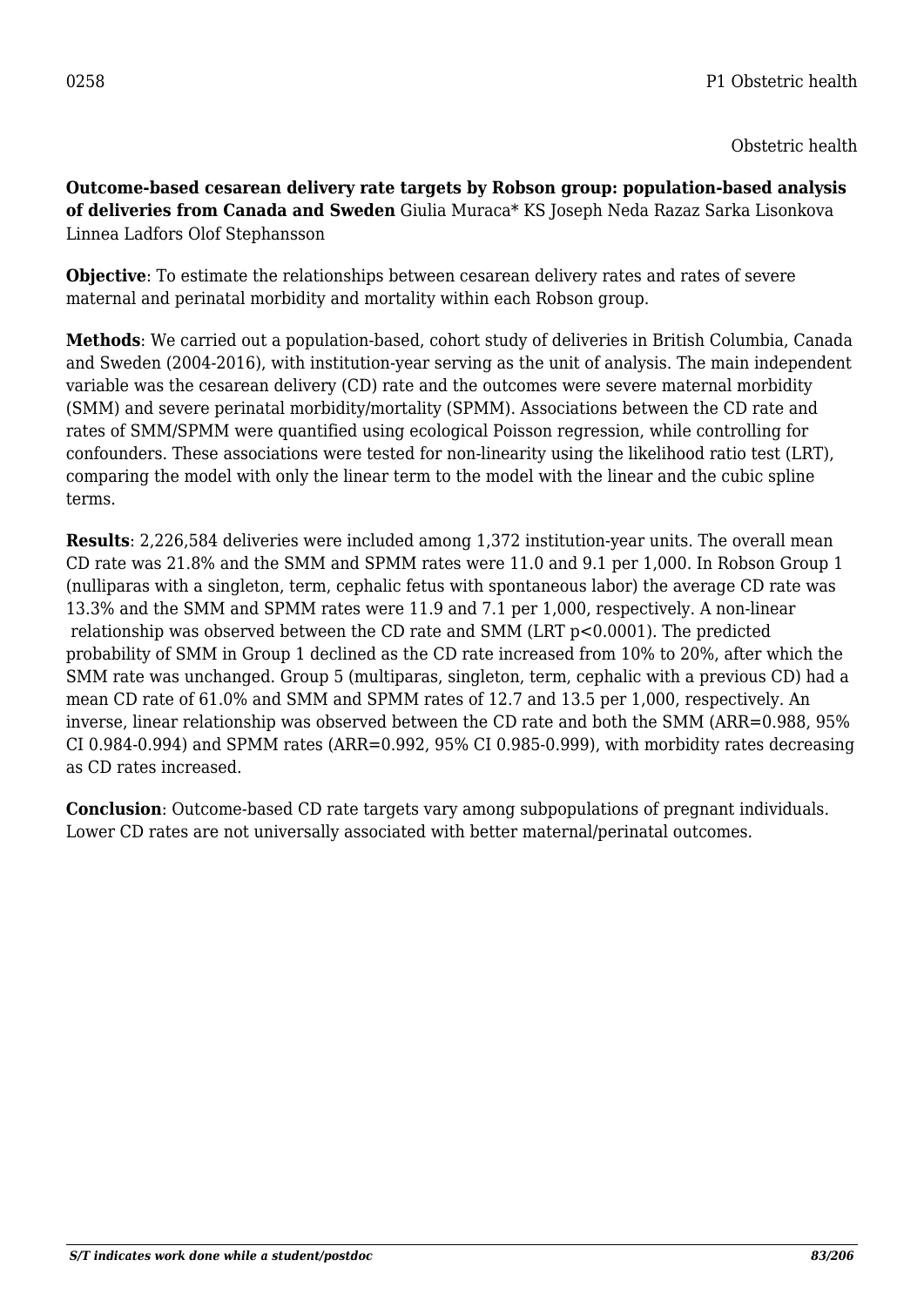0258

Obstetric health

**Outcome-based cesarean delivery rate targets by Robson group: population-based analysis of deliveries from Canada and Sweden** Giulia Muraca* KS Joseph Neda Razaz Sarka Lisonkova Linnea Ladfors Olof Stephansson

**Objective**: To estimate the relationships between cesarean delivery rates and rates of severe maternal and perinatal morbidity and mortality within each Robson group.

**Methods**: We carried out a population-based, cohort study of deliveries in British Columbia, Canada and Sweden (2004-2016), with institution-year serving as the unit of analysis. The main independent variable was the cesarean delivery (CD) rate and the outcomes were severe maternal morbidity (SMM) and severe perinatal morbidity/mortality (SPMM). Associations between the CD rate and rates of SMM/SPMM were quantified using ecological Poisson regression, while controlling for confounders. These associations were tested for non-linearity using the likelihood ratio test (LRT), comparing the model with only the linear term to the model with the linear and the cubic spline terms.

**Results**: 2,226,584 deliveries were included among 1,372 institution-year units. The overall mean CD rate was 21.8% and the SMM and SPMM rates were 11.0 and 9.1 per 1,000. In Robson Group 1 (nulliparas with a singleton, term, cephalic fetus with spontaneous labor) the average CD rate was 13.3% and the SMM and SPMM rates were 11.9 and 7.1 per 1,000, respectively. A non-linear relationship was observed between the CD rate and SMM (LRT $p<0.0001$). The predicted probability of SMM in Group 1 declined as the CD rate increased from 10% to 20%, after which the SMM rate was unchanged. Group 5 (multiparas, singleton, term, cephalic with a previous CD) had a mean CD rate of 61.0% and SMM and SPMM rates of 12.7 and 13.5 per 1,000, respectively. An inverse, linear relationship was observed between the CD rate and both the SMM (ARR=0.988, 95% CI 0.984-0.994) and SPMM rates (ARR=0.992, 95% CI 0.985-0.999), with morbidity rates decreasing as CD rates increased.

**Conclusion**: Outcome-based CD rate targets vary among subpopulations of pregnant individuals. Lower CD rates are not universally associated with better maternal/perinatal outcomes.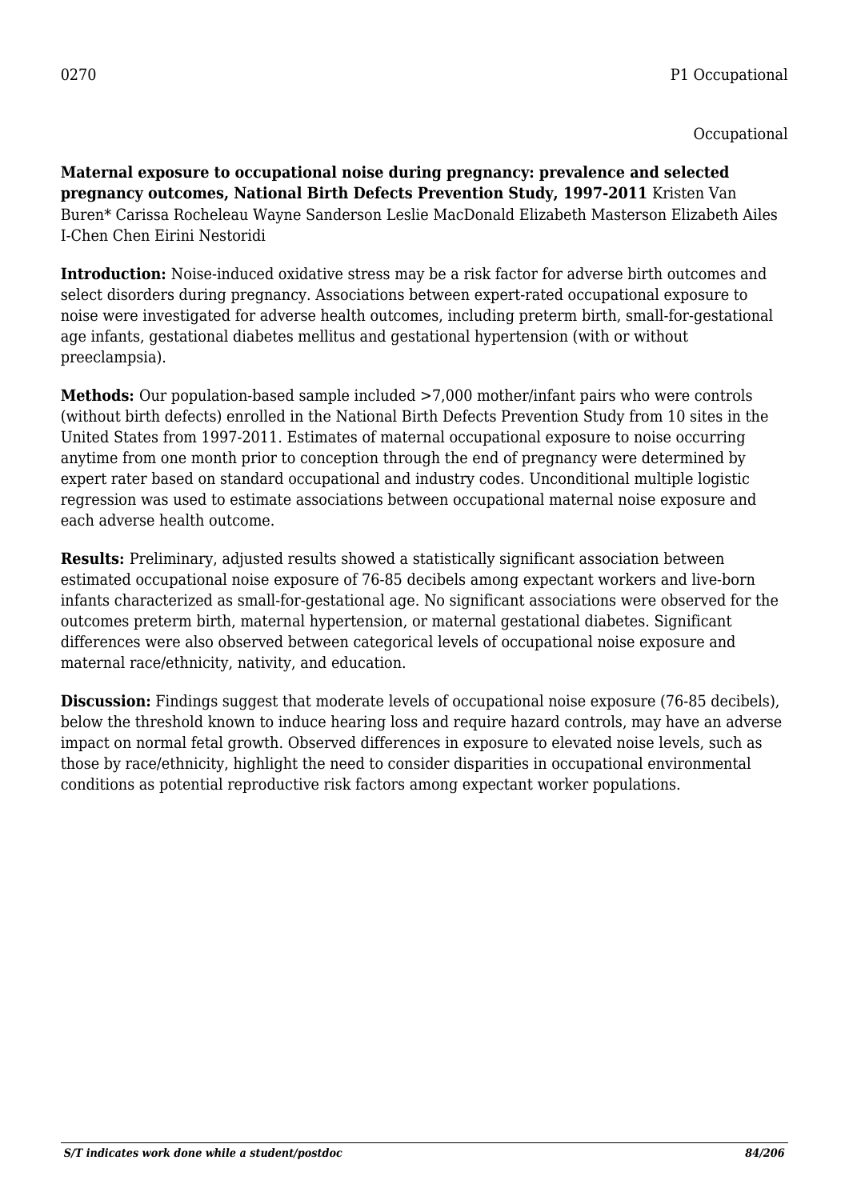0270 P1 Occupational

Occupational

**Maternal exposure to occupational noise during pregnancy: prevalence and selected pregnancy outcomes, National Birth Defects Prevention Study, 1997-2011** Kristen Van Buren* Carissa Rocheleau Wayne Sanderson Leslie MacDonald Elizabeth Masterson Elizabeth Ailes I-Chen Chen Eirini Nestoridi

**Introduction:** Noise-induced oxidative stress may be a risk factor for adverse birth outcomes and select disorders during pregnancy. Associations between expert-rated occupational exposure to noise were investigated for adverse health outcomes, including preterm birth, small-for-gestational age infants, gestational diabetes mellitus and gestational hypertension (with or without preeclampsia).

**Methods:** Our population-based sample included >7,000 mother/infant pairs who were controls (without birth defects) enrolled in the National Birth Defects Prevention Study from 10 sites in the United States from 1997-2011. Estimates of maternal occupational exposure to noise occurring anytime from one month prior to conception through the end of pregnancy were determined by expert rater based on standard occupational and industry codes. Unconditional multiple logistic regression was used to estimate associations between occupational maternal noise exposure and each adverse health outcome.

**Results:** Preliminary, adjusted results showed a statistically significant association between estimated occupational noise exposure of 76-85 decibels among expectant workers and live-born infants characterized as small-for-gestational age. No significant associations were observed for the outcomes preterm birth, maternal hypertension, or maternal gestational diabetes. Significant differences were also observed between categorical levels of occupational noise exposure and maternal race/ethnicity, nativity, and education.

**Discussion:** Findings suggest that moderate levels of occupational noise exposure (76-85 decibels), below the threshold known to induce hearing loss and require hazard controls, may have an adverse impact on normal fetal growth. Observed differences in exposure to elevated noise levels, such as those by race/ethnicity, highlight the need to consider disparities in occupational environmental conditions as potential reproductive risk factors among expectant worker populations.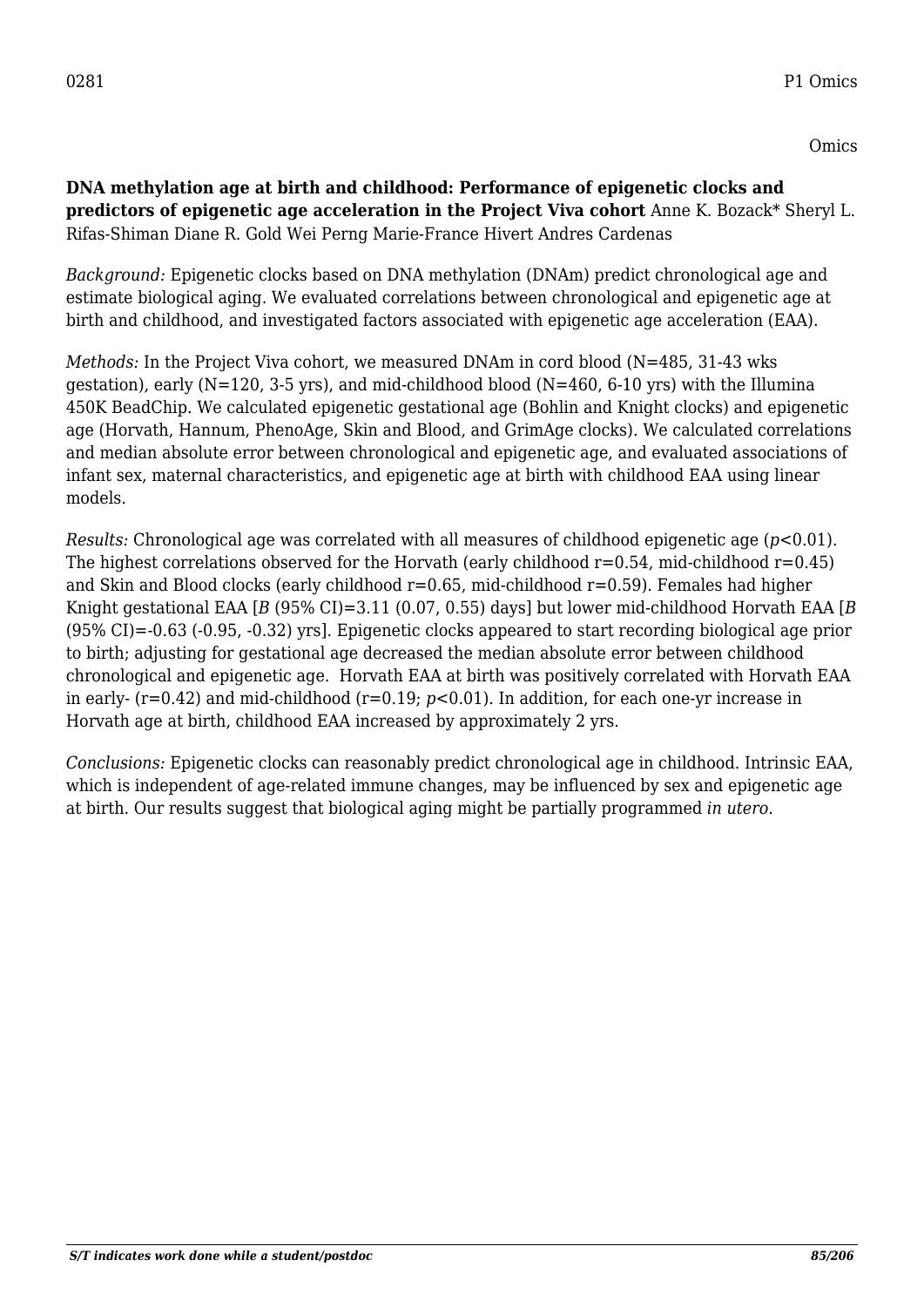0281 P1 Omics

Omics

**DNA methylation age at birth and childhood: Performance of epigenetic clocks and predictors of epigenetic age acceleration in the Project Viva cohort** Anne K. Bozack* Sheryl L. Rifas-Shiman Diane R. Gold Wei Perng Marie-France Hivert Andres Cardenas

*Background:* Epigenetic clocks based on DNA methylation (DNAm) predict chronological age and estimate biological aging. We evaluated correlations between chronological and epigenetic age at birth and childhood, and investigated factors associated with epigenetic age acceleration (EAA).

*Methods:* In the Project Viva cohort, we measured DNAm in cord blood (N=485, 31-43 wks gestation), early (N=120, 3-5 yrs), and mid-childhood blood (N=460, 6-10 yrs) with the Illumina 450K BeadChip. We calculated epigenetic gestational age (Bohlin and Knight clocks) and epigenetic age (Horvath, Hannum, PhenoAge, Skin and Blood, and GrimAge clocks). We calculated correlations and median absolute error between chronological and epigenetic age, and evaluated associations of infant sex, maternal characteristics, and epigenetic age at birth with childhood EAA using linear models.

*Results:* Chronological age was correlated with all measures of childhood epigenetic age ($p<0.01$). The highest correlations observed for the Horvath (early childhood r=0.54, mid-childhood r=0.45) and Skin and Blood clocks (early childhood r=0.65, mid-childhood r=0.59). Females had higher Knight gestational EAA [*B* (95% CI)=3.11 (0.07, 0.55) days] but lower mid-childhood Horvath EAA [*B* (95% CI)=-0.63 (-0.95, -0.32) yrs]. Epigenetic clocks appeared to start recording biological age prior to birth; adjusting for gestational age decreased the median absolute error between childhood chronological and epigenetic age. Horvath EAA at birth was positively correlated with Horvath EAA in early- (r=0.42) and mid-childhood (r=0.19; $p<0.01$). In addition, for each one-yr increase in Horvath age at birth, childhood EAA increased by approximately 2 yrs.

*Conclusions:* Epigenetic clocks can reasonably predict chronological age in childhood. Intrinsic EAA, which is independent of age-related immune changes, may be influenced by sex and epigenetic age at birth. Our results suggest that biological aging might be partially programmed *in utero*.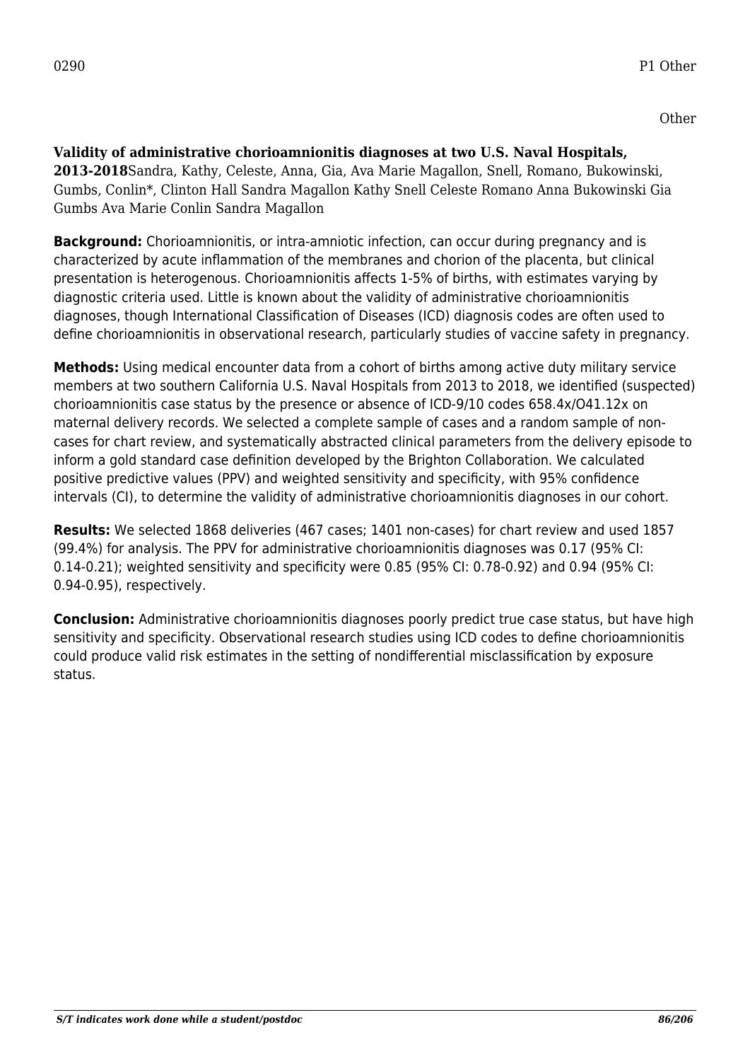0290 P1 Other

Other

**Validity of administrative chorioamnionitis diagnoses at two U.S. Naval Hospitals, 2013-2018**Sandra, Kathy, Celeste, Anna, Gia, Ava Marie Magallon, Snell, Romano, Bukowinski, Gumbs, Conlin*, Clinton Hall Sandra Magallon Kathy Snell Celeste Romano Anna Bukowinski Gia Gumbs Ava Marie Conlin Sandra Magallon

**Background:** Chorioamnionitis, or intra-amniotic infection, can occur during pregnancy and is characterized by acute inflammation of the membranes and chorion of the placenta, but clinical presentation is heterogenous. Chorioamnionitis affects 1-5% of births, with estimates varying by diagnostic criteria used. Little is known about the validity of administrative chorioamnionitis diagnoses, though International Classification of Diseases (ICD) diagnosis codes are often used to define chorioamnionitis in observational research, particularly studies of vaccine safety in pregnancy.

**Methods:** Using medical encounter data from a cohort of births among active duty military service members at two southern California U.S. Naval Hospitals from 2013 to 2018, we identified (suspected) chorioamnionitis case status by the presence or absence of ICD-9/10 codes 658.4x/O41.12x on maternal delivery records. We selected a complete sample of cases and a random sample of non-cases for chart review, and systematically abstracted clinical parameters from the delivery episode to inform a gold standard case definition developed by the Brighton Collaboration. We calculated positive predictive values (PPV) and weighted sensitivity and specificity, with 95% confidence intervals (CI), to determine the validity of administrative chorioamnionitis diagnoses in our cohort.

**Results:** We selected 1868 deliveries (467 cases; 1401 non-cases) for chart review and used 1857 (99.4%) for analysis. The PPV for administrative chorioamnionitis diagnoses was 0.17 (95% CI: 0.14-0.21); weighted sensitivity and specificity were 0.85 (95% CI: 0.78-0.92) and 0.94 (95% CI: 0.94-0.95), respectively.

**Conclusion:** Administrative chorioamnionitis diagnoses poorly predict true case status, but have high sensitivity and specificity. Observational research studies using ICD codes to define chorioamnionitis could produce valid risk estimates in the setting of nondifferential misclassification by exposure status.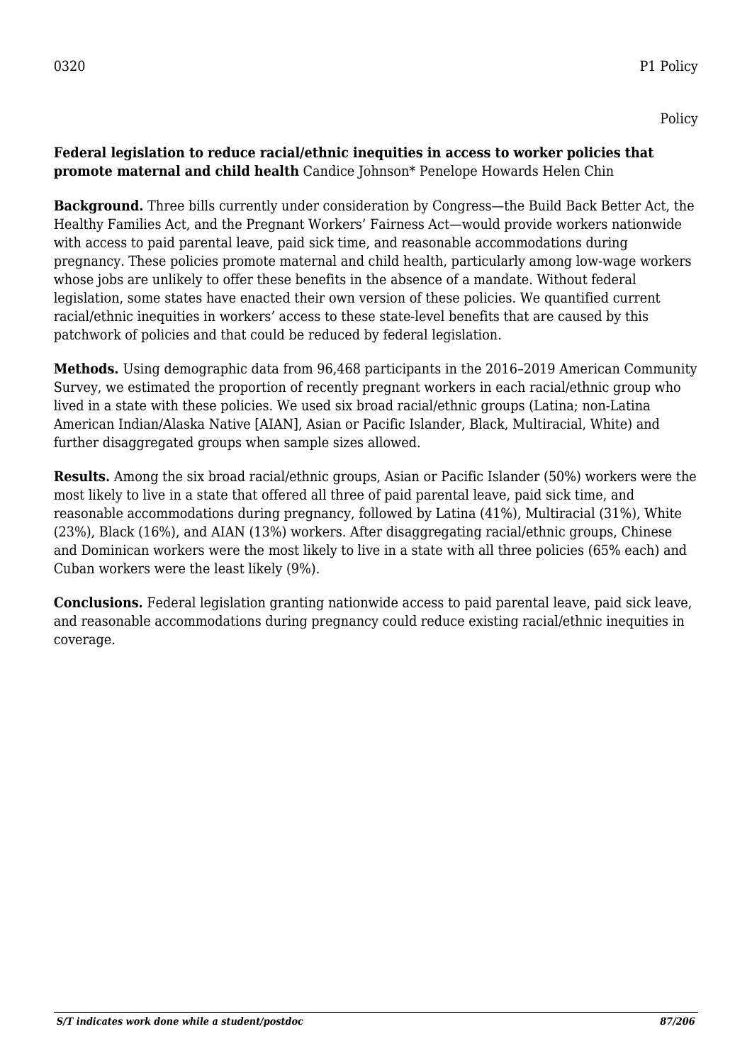0320 P1 Policy

Policy

**Federal legislation to reduce racial/ethnic inequities in access to worker policies that promote maternal and child health** Candice Johnson* Penelope Howards Helen Chin

**Background.** Three bills currently under consideration by Congress—the Build Back Better Act, the Healthy Families Act, and the Pregnant Workers' Fairness Act—would provide workers nationwide with access to paid parental leave, paid sick time, and reasonable accommodations during pregnancy. These policies promote maternal and child health, particularly among low-wage workers whose jobs are unlikely to offer these benefits in the absence of a mandate. Without federal legislation, some states have enacted their own version of these policies. We quantified current racial/ethnic inequities in workers' access to these state-level benefits that are caused by this patchwork of policies and that could be reduced by federal legislation.

**Methods.** Using demographic data from 96,468 participants in the 2016–2019 American Community Survey, we estimated the proportion of recently pregnant workers in each racial/ethnic group who lived in a state with these policies. We used six broad racial/ethnic groups (Latina; non-Latina American Indian/Alaska Native [AIAN], Asian or Pacific Islander, Black, Multiracial, White) and further disaggregated groups when sample sizes allowed.

**Results.** Among the six broad racial/ethnic groups, Asian or Pacific Islander (50%) workers were the most likely to live in a state that offered all three of paid parental leave, paid sick time, and reasonable accommodations during pregnancy, followed by Latina (41%), Multiracial (31%), White (23%), Black (16%), and AIAN (13%) workers. After disaggregating racial/ethnic groups, Chinese and Dominican workers were the most likely to live in a state with all three policies (65% each) and Cuban workers were the least likely (9%).

**Conclusions.** Federal legislation granting nationwide access to paid parental leave, paid sick leave, and reasonable accommodations during pregnancy could reduce existing racial/ethnic inequities in coverage.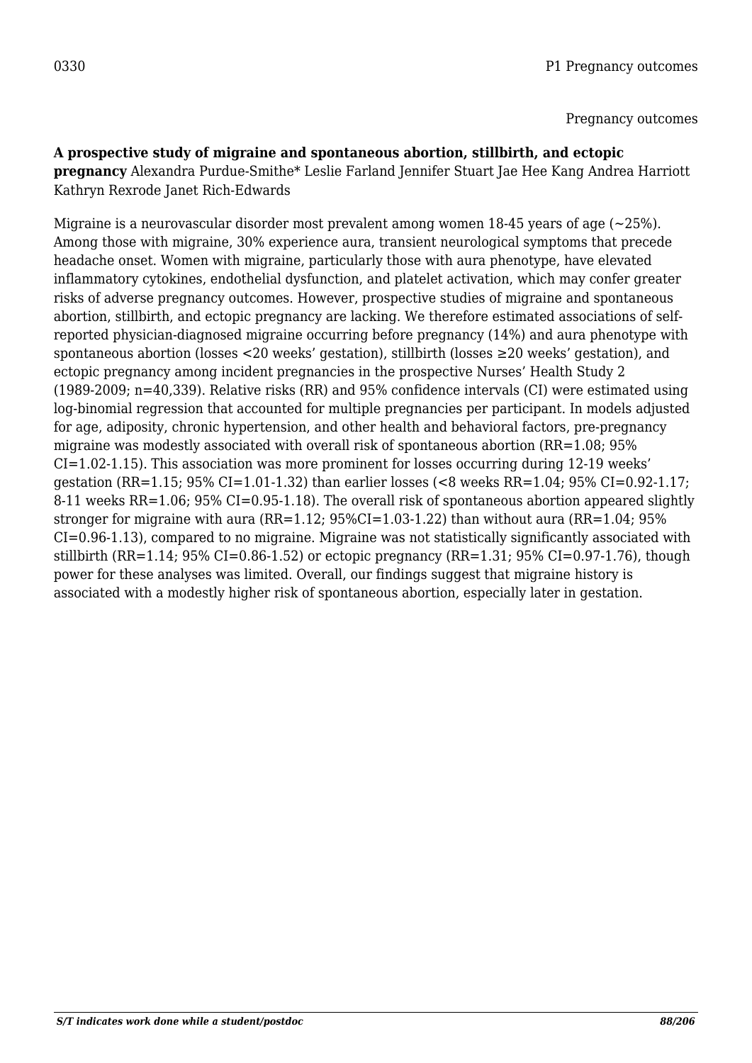0330

Pregnancy outcomes

**A prospective study of migraine and spontaneous abortion, stillbirth, and ectopic pregnancy** Alexandra Purdue-Smithe* Leslie Farland Jennifer Stuart Jae Hee Kang Andrea Harriott Kathryn Rexrode Janet Rich-Edwards

Migraine is a neurovascular disorder most prevalent among women 18-45 years of age (~25%). Among those with migraine, 30% experience aura, transient neurological symptoms that precede headache onset. Women with migraine, particularly those with aura phenotype, have elevated inflammatory cytokines, endothelial dysfunction, and platelet activation, which may confer greater risks of adverse pregnancy outcomes. However, prospective studies of migraine and spontaneous abortion, stillbirth, and ectopic pregnancy are lacking. We therefore estimated associations of self-reported physician-diagnosed migraine occurring before pregnancy (14%) and aura phenotype with spontaneous abortion (losses <20 weeks' gestation), stillbirth (losses ≥20 weeks' gestation), and ectopic pregnancy among incident pregnancies in the prospective Nurses' Health Study 2 (1989-2009; n=40,339). Relative risks (RR) and 95% confidence intervals (CI) were estimated using log-binomial regression that accounted for multiple pregnancies per participant. In models adjusted for age, adiposity, chronic hypertension, and other health and behavioral factors, pre-pregnancy migraine was modestly associated with overall risk of spontaneous abortion (RR=1.08; 95% CI=1.02-1.15). This association was more prominent for losses occurring during 12-19 weeks' gestation (RR=1.15; 95% CI=1.01-1.32) than earlier losses (<8 weeks RR=1.04; 95% CI=0.92-1.17; 8-11 weeks RR=1.06; 95% CI=0.95-1.18). The overall risk of spontaneous abortion appeared slightly stronger for migraine with aura (RR=1.12; 95%CI=1.03-1.22) than without aura (RR=1.04; 95% CI=0.96-1.13), compared to no migraine. Migraine was not statistically significantly associated with stillbirth (RR=1.14; 95% CI=0.86-1.52) or ectopic pregnancy (RR=1.31; 95% CI=0.97-1.76), though power for these analyses was limited. Overall, our findings suggest that migraine history is associated with a modestly higher risk of spontaneous abortion, especially later in gestation.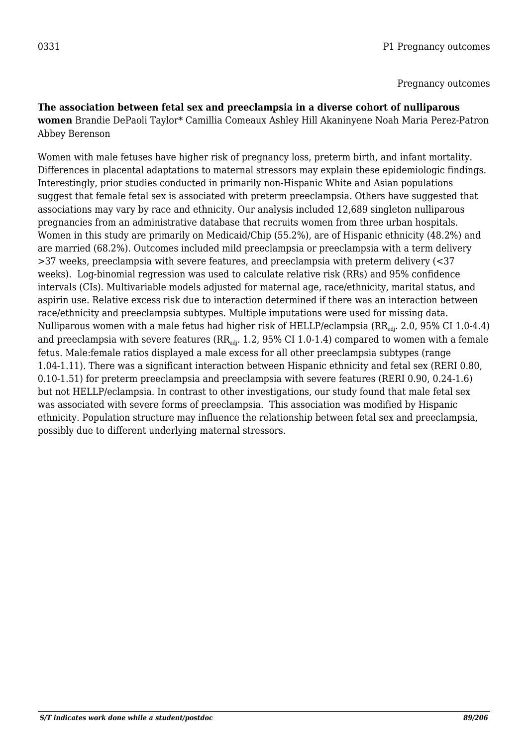0331 P1 Pregnancy outcomes

Pregnancy outcomes

**The association between fetal sex and preeclampsia in a diverse cohort of nulliparous women** Brandie DePaoli Taylor* Camillia Comeaux Ashley Hill Akaninyene Noah Maria Perez-Patron Abbey Berenson

Women with male fetuses have higher risk of pregnancy loss, preterm birth, and infant mortality. Differences in placental adaptations to maternal stressors may explain these epidemiologic findings. Interestingly, prior studies conducted in primarily non-Hispanic White and Asian populations suggest that female fetal sex is associated with preterm preeclampsia. Others have suggested that associations may vary by race and ethnicity. Our analysis included 12,689 singleton nulliparous pregnancies from an administrative database that recruits women from three urban hospitals. Women in this study are primarily on Medicaid/Chip (55.2%), are of Hispanic ethnicity (48.2%) and are married (68.2%). Outcomes included mild preeclampsia or preeclampsia with a term delivery >37 weeks, preeclampsia with severe features, and preeclampsia with preterm delivery (<37 weeks). Log-binomial regression was used to calculate relative risk (RRs) and 95% confidence intervals (CIs). Multivariable models adjusted for maternal age, race/ethnicity, marital status, and aspirin use. Relative excess risk due to interaction determined if there was an interaction between race/ethnicity and preeclampsia subtypes. Multiple imputations were used for missing data. Nulliparous women with a male fetus had higher risk of HELLP/eclampsia ($RR_{adj}$. 2.0, 95% CI 1.0-4.4) and preeclampsia with severe features ($RR_{adj}$. 1.2, 95% CI 1.0-1.4) compared to women with a female fetus. Male:female ratios displayed a male excess for all other preeclampsia subtypes (range 1.04-1.11). There was a significant interaction between Hispanic ethnicity and fetal sex (RERI 0.80, 0.10-1.51) for preterm preeclampsia and preeclampsia with severe features (RERI 0.90, 0.24-1.6) but not HELLP/eclampsia. In contrast to other investigations, our study found that male fetal sex was associated with severe forms of preeclampsia. This association was modified by Hispanic ethnicity. Population structure may influence the relationship between fetal sex and preeclampsia, possibly due to different underlying maternal stressors.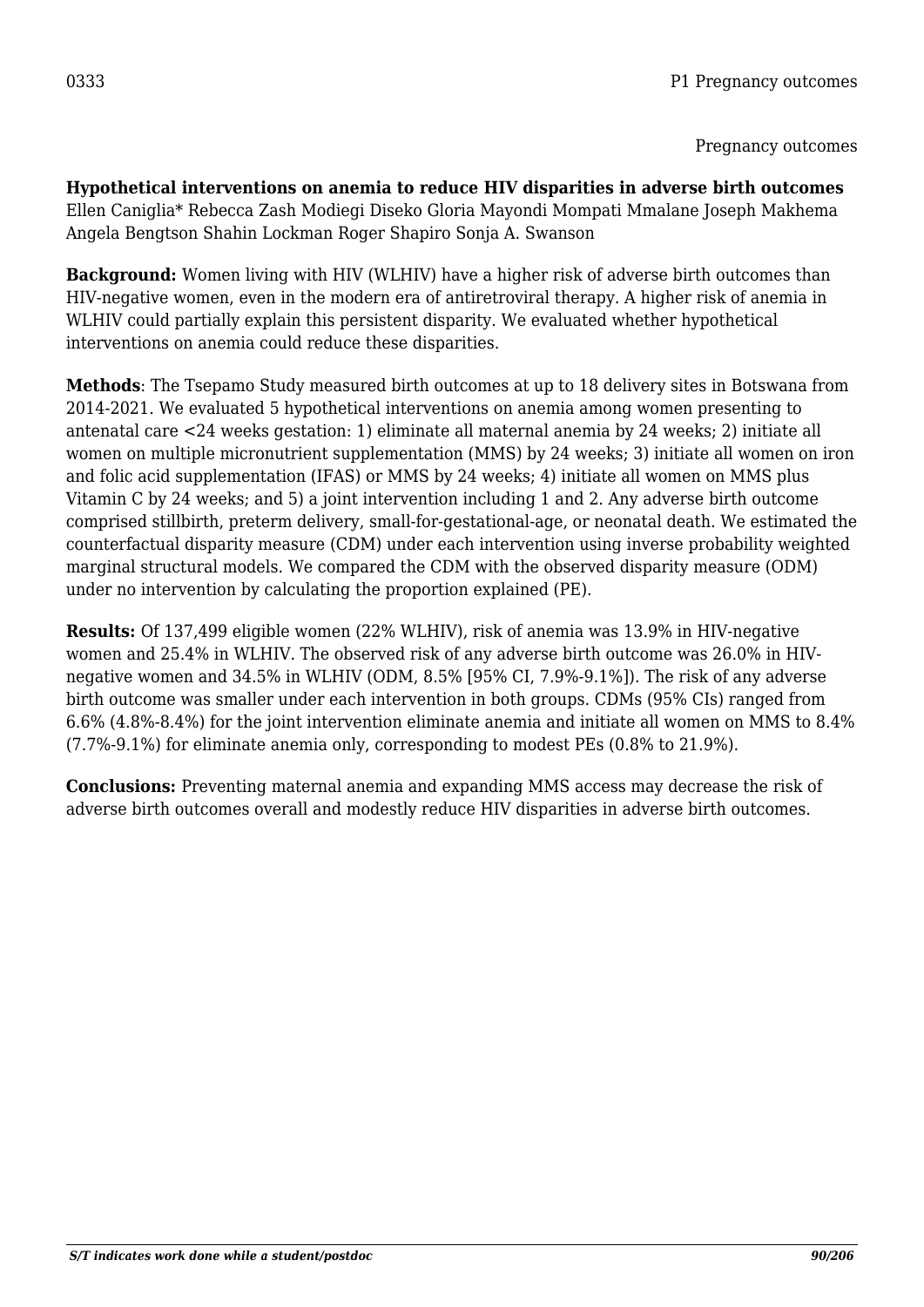0333 P1 Pregnancy outcomes

Pregnancy outcomes

**Hypothetical interventions on anemia to reduce HIV disparities in adverse birth outcomes**
Ellen Caniglia* Rebecca Zash Modiegi Diseko Gloria Mayondi Mompati Mmalane Joseph Makhema Angela Bengtson Shahin Lockman Roger Shapiro Sonja A. Swanson

**Background:** Women living with HIV (WLHIV) have a higher risk of adverse birth outcomes than HIV-negative women, even in the modern era of antiretroviral therapy. A higher risk of anemia in WLHIV could partially explain this persistent disparity. We evaluated whether hypothetical interventions on anemia could reduce these disparities.

**Methods**: The Tsepamo Study measured birth outcomes at up to 18 delivery sites in Botswana from 2014-2021. We evaluated 5 hypothetical interventions on anemia among women presenting to antenatal care <24 weeks gestation: 1) eliminate all maternal anemia by 24 weeks; 2) initiate all women on multiple micronutrient supplementation (MMS) by 24 weeks; 3) initiate all women on iron and folic acid supplementation (IFAS) or MMS by 24 weeks; 4) initiate all women on MMS plus Vitamin C by 24 weeks; and 5) a joint intervention including 1 and 2. Any adverse birth outcome comprised stillbirth, preterm delivery, small-for-gestational-age, or neonatal death. We estimated the counterfactual disparity measure (CDM) under each intervention using inverse probability weighted marginal structural models. We compared the CDM with the observed disparity measure (ODM) under no intervention by calculating the proportion explained (PE).

**Results:** Of 137,499 eligible women (22% WLHIV), risk of anemia was 13.9% in HIV-negative women and 25.4% in WLHIV. The observed risk of any adverse birth outcome was 26.0% in HIV-negative women and 34.5% in WLHIV (ODM, 8.5% [95% CI, 7.9%-9.1%]). The risk of any adverse birth outcome was smaller under each intervention in both groups. CDMs (95% CIs) ranged from 6.6% (4.8%-8.4%) for the joint intervention eliminate anemia and initiate all women on MMS to 8.4% (7.7%-9.1%) for eliminate anemia only, corresponding to modest PEs (0.8% to 21.9%).

**Conclusions:** Preventing maternal anemia and expanding MMS access may decrease the risk of adverse birth outcomes overall and modestly reduce HIV disparities in adverse birth outcomes.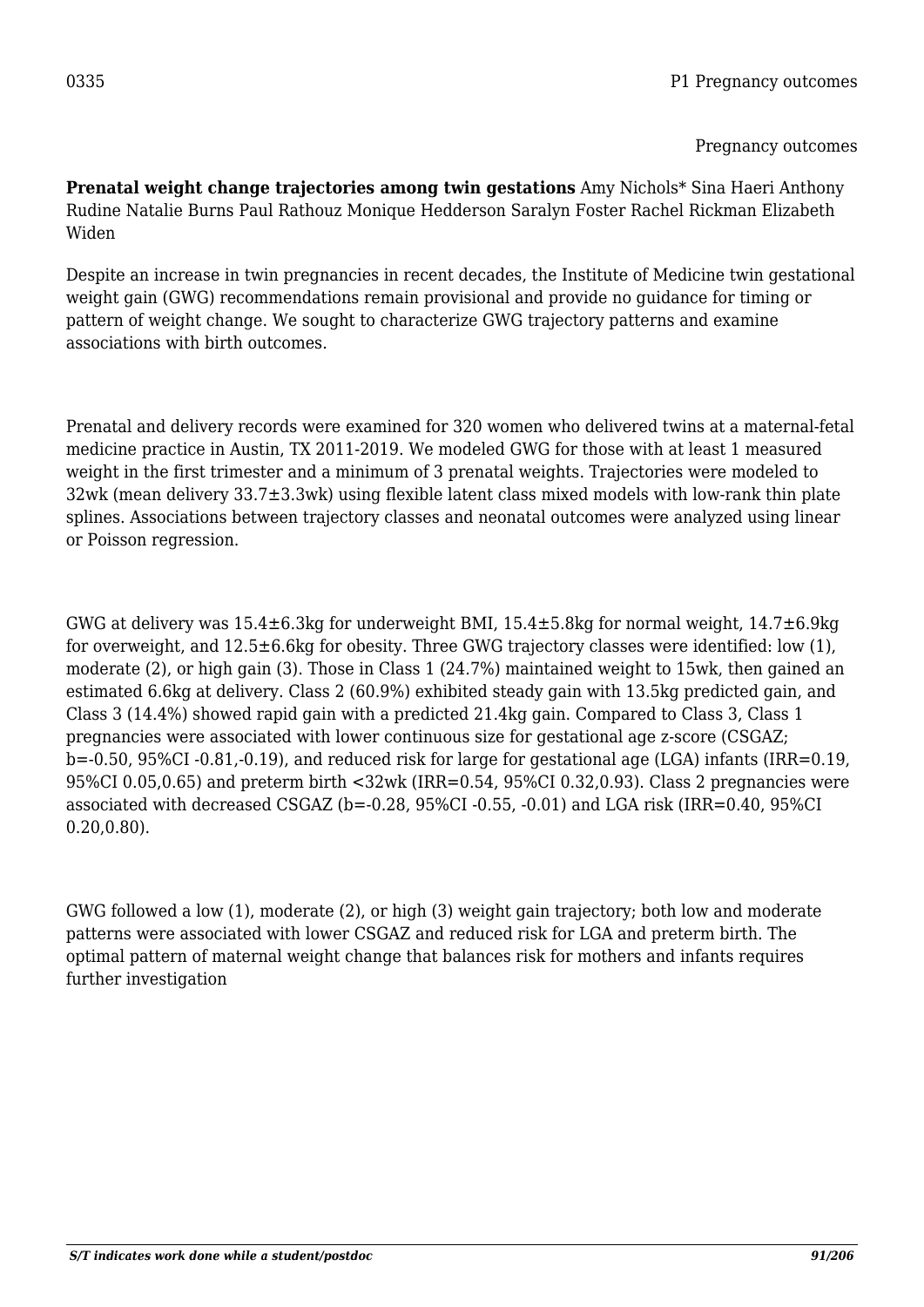0335 P1 Pregnancy outcomes

Pregnancy outcomes

**Prenatal weight change trajectories among twin gestations** Amy Nichols* Sina Haeri Anthony Rudine Natalie Burns Paul Rathouz Monique Hedderson Saralyn Foster Rachel Rickman Elizabeth Widen

Despite an increase in twin pregnancies in recent decades, the Institute of Medicine twin gestational weight gain (GWG) recommendations remain provisional and provide no guidance for timing or pattern of weight change. We sought to characterize GWG trajectory patterns and examine associations with birth outcomes.

Prenatal and delivery records were examined for 320 women who delivered twins at a maternal-fetal medicine practice in Austin, TX 2011-2019. We modeled GWG for those with at least 1 measured weight in the first trimester and a minimum of 3 prenatal weights. Trajectories were modeled to 32wk (mean delivery 33.7±3.3wk) using flexible latent class mixed models with low-rank thin plate splines. Associations between trajectory classes and neonatal outcomes were analyzed using linear or Poisson regression.

GWG at delivery was 15.4±6.3kg for underweight BMI, 15.4±5.8kg for normal weight, 14.7±6.9kg for overweight, and 12.5±6.6kg for obesity. Three GWG trajectory classes were identified: low (1), moderate (2), or high gain (3). Those in Class 1 (24.7%) maintained weight to 15wk, then gained an estimated 6.6kg at delivery. Class 2 (60.9%) exhibited steady gain with 13.5kg predicted gain, and Class 3 (14.4%) showed rapid gain with a predicted 21.4kg gain. Compared to Class 3, Class 1 pregnancies were associated with lower continuous size for gestational age z-score (CSGAZ; b=-0.50, 95%CI -0.81,-0.19), and reduced risk for large for gestational age (LGA) infants (IRR=0.19, 95%CI 0.05,0.65) and preterm birth <32wk (IRR=0.54, 95%CI 0.32,0.93). Class 2 pregnancies were associated with decreased CSGAZ (b=-0.28, 95%CI -0.55, -0.01) and LGA risk (IRR=0.40, 95%CI 0.20,0.80).

GWG followed a low (1), moderate (2), or high (3) weight gain trajectory; both low and moderate patterns were associated with lower CSGAZ and reduced risk for LGA and preterm birth. The optimal pattern of maternal weight change that balances risk for mothers and infants requires further investigation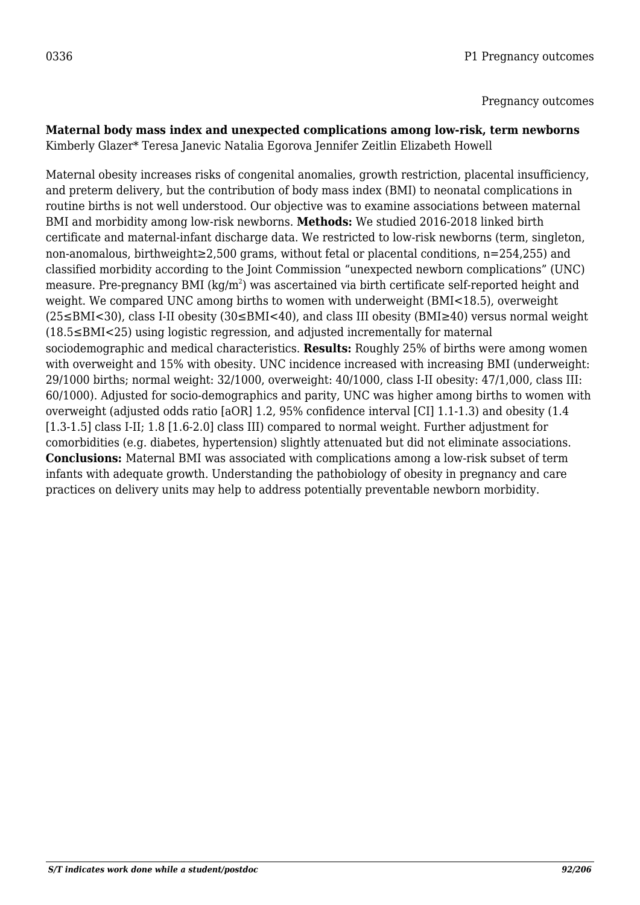0336 P1 Pregnancy outcomes

Pregnancy outcomes

**Maternal body mass index and unexpected complications among low-risk, term newborns**
Kimberly Glazer* Teresa Janevic Natalia Egorova Jennifer Zeitlin Elizabeth Howell

Maternal obesity increases risks of congenital anomalies, growth restriction, placental insufficiency, and preterm delivery, but the contribution of body mass index (BMI) to neonatal complications in routine births is not well understood. Our objective was to examine associations between maternal BMI and morbidity among low-risk newborns. **Methods:** We studied 2016-2018 linked birth certificate and maternal-infant discharge data. We restricted to low-risk newborns (term, singleton, non-anomalous, birthweight≥2,500 grams, without fetal or placental conditions, n=254,255) and classified morbidity according to the Joint Commission “unexpected newborn complications” (UNC) measure. Pre-pregnancy BMI ($kg/m^2$) was ascertained via birth certificate self-reported height and weight. We compared UNC among births to women with underweight (BMI<18.5), overweight (25≤BMI<30), class I-II obesity (30≤BMI<40), and class III obesity (BMI≥40) versus normal weight (18.5≤BMI<25) using logistic regression, and adjusted incrementally for maternal sociodemographic and medical characteristics. **Results:** Roughly 25% of births were among women with overweight and 15% with obesity. UNC incidence increased with increasing BMI (underweight: 29/1000 births; normal weight: 32/1000, overweight: 40/1000, class I-II obesity: 47/1,000, class III: 60/1000). Adjusted for socio-demographics and parity, UNC was higher among births to women with overweight (adjusted odds ratio [aOR] 1.2, 95% confidence interval [CI] 1.1-1.3) and obesity (1.4 [1.3-1.5] class I-II; 1.8 [1.6-2.0] class III) compared to normal weight. Further adjustment for comorbidities (e.g. diabetes, hypertension) slightly attenuated but did not eliminate associations. **Conclusions:** Maternal BMI was associated with complications among a low-risk subset of term infants with adequate growth. Understanding the pathobiology of obesity in pregnancy and care practices on delivery units may help to address potentially preventable newborn morbidity.

*S/T indicates work done while a student/postdoc*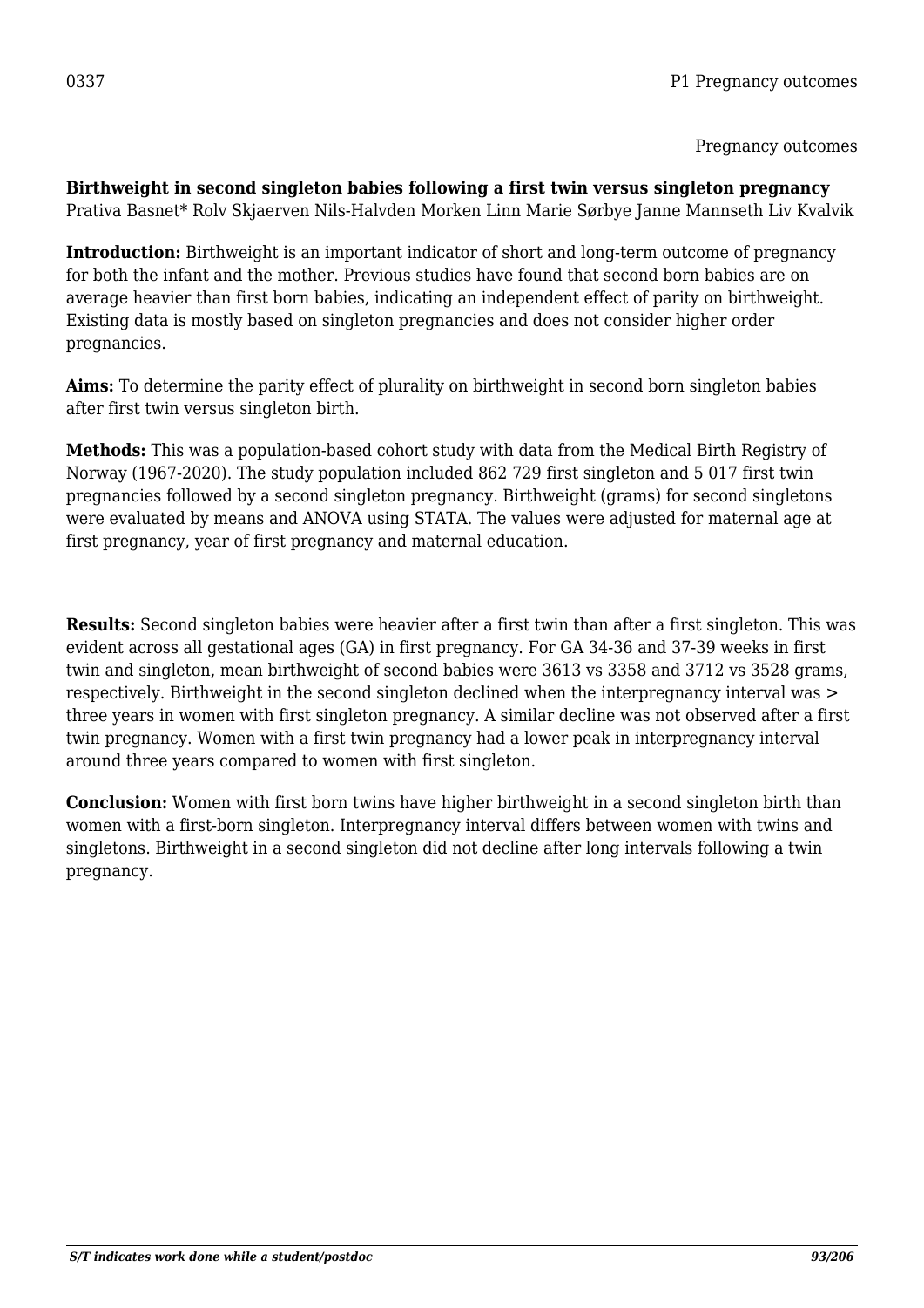0337

P1 Pregnancy outcomes

Pregnancy outcomes

**Birthweight in second singleton babies following a first twin versus singleton pregnancy**
Prativa Basnet* Rolv Skjaerven Nils-Halvden Morken Linn Marie Sørbye Janne Mannseth Liv Kvalvik

**Introduction:** Birthweight is an important indicator of short and long-term outcome of pregnancy for both the infant and the mother. Previous studies have found that second born babies are on average heavier than first born babies, indicating an independent effect of parity on birthweight. Existing data is mostly based on singleton pregnancies and does not consider higher order pregnancies.

**Aims:** To determine the parity effect of plurality on birthweight in second born singleton babies after first twin versus singleton birth.

**Methods:** This was a population-based cohort study with data from the Medical Birth Registry of Norway (1967-2020). The study population included 862 729 first singleton and 5 017 first twin pregnancies followed by a second singleton pregnancy. Birthweight (grams) for second singletons were evaluated by means and ANOVA using STATA. The values were adjusted for maternal age at first pregnancy, year of first pregnancy and maternal education.

**Results:** Second singleton babies were heavier after a first twin than after a first singleton. This was evident across all gestational ages (GA) in first pregnancy. For GA 34-36 and 37-39 weeks in first twin and singleton, mean birthweight of second babies were 3613 vs 3358 and 3712 vs 3528 grams, respectively. Birthweight in the second singleton declined when the interpregnancy interval was > three years in women with first singleton pregnancy. A similar decline was not observed after a first twin pregnancy. Women with a first twin pregnancy had a lower peak in interpregnancy interval around three years compared to women with first singleton.

**Conclusion:** Women with first born twins have higher birthweight in a second singleton birth than women with a first-born singleton. Interpregnancy interval differs between women with twins and singletons. Birthweight in a second singleton did not decline after long intervals following a twin pregnancy.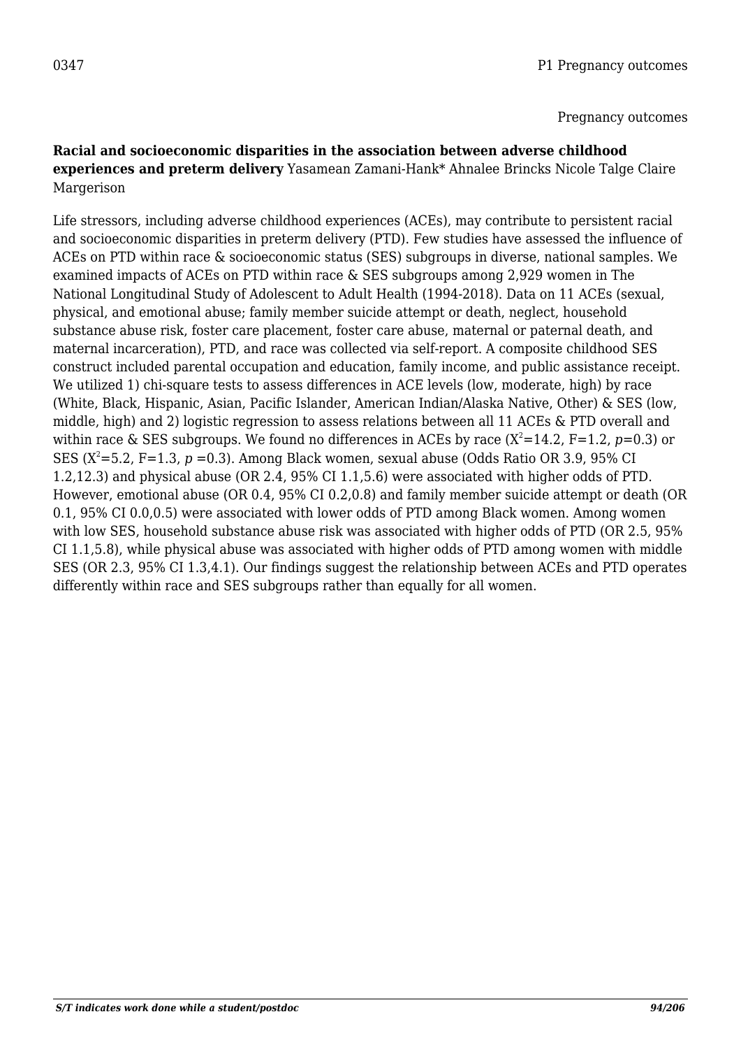0347 P1 Pregnancy outcomes

Pregnancy outcomes

**Racial and socioeconomic disparities in the association between adverse childhood experiences and preterm delivery** Yasamean Zamani-Hank* Ahnalee Brincks Nicole Talge Claire Margerison

Life stressors, including adverse childhood experiences (ACEs), may contribute to persistent racial and socioeconomic disparities in preterm delivery (PTD). Few studies have assessed the influence of ACEs on PTD within race & socioeconomic status (SES) subgroups in diverse, national samples. We examined impacts of ACEs on PTD within race & SES subgroups among 2,929 women in The National Longitudinal Study of Adolescent to Adult Health (1994-2018). Data on 11 ACEs (sexual, physical, and emotional abuse; family member suicide attempt or death, neglect, household substance abuse risk, foster care placement, foster care abuse, maternal or paternal death, and maternal incarceration), PTD, and race was collected via self-report. A composite childhood SES construct included parental occupation and education, family income, and public assistance receipt. We utilized 1) chi-square tests to assess differences in ACE levels (low, moderate, high) by race (White, Black, Hispanic, Asian, Pacific Islander, American Indian/Alaska Native, Other) & SES (low, middle, high) and 2) logistic regression to assess relations between all 11 ACEs & PTD overall and within race & SES subgroups. We found no differences in ACEs by race ($X^2$=14.2, F=1.2, $p$=0.3) or SES ($X^2$=5.2, F=1.3, $p$ =0.3). Among Black women, sexual abuse (Odds Ratio OR 3.9, 95% CI 1.2,12.3) and physical abuse (OR 2.4, 95% CI 1.1,5.6) were associated with higher odds of PTD. However, emotional abuse (OR 0.4, 95% CI 0.2,0.8) and family member suicide attempt or death (OR 0.1, 95% CI 0.0,0.5) were associated with lower odds of PTD among Black women. Among women with low SES, household substance abuse risk was associated with higher odds of PTD (OR 2.5, 95% CI 1.1,5.8), while physical abuse was associated with higher odds of PTD among women with middle SES (OR 2.3, 95% CI 1.3,4.1). Our findings suggest the relationship between ACEs and PTD operates differently within race and SES subgroups rather than equally for all women.

*S/T indicates work done while a student/postdoc*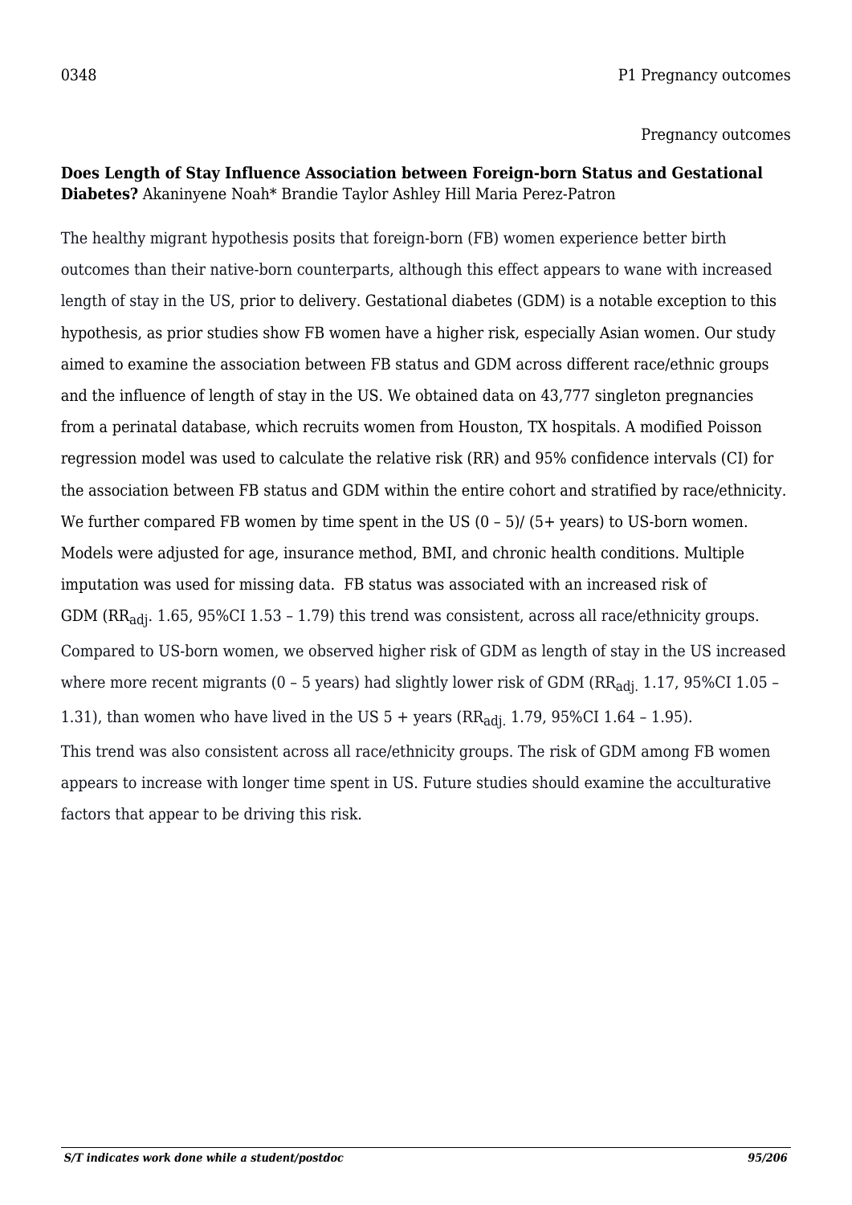0348 P1 Pregnancy outcomes

Pregnancy outcomes

**Does Length of Stay Influence Association between Foreign-born Status and Gestational Diabetes?** Akaninyene Noah* Brandie Taylor Ashley Hill Maria Perez-Patron

The healthy migrant hypothesis posits that foreign-born (FB) women experience better birth outcomes than their native-born counterparts, although this effect appears to wane with increased length of stay in the US, prior to delivery. Gestational diabetes (GDM) is a notable exception to this hypothesis, as prior studies show FB women have a higher risk, especially Asian women. Our study aimed to examine the association between FB status and GDM across different race/ethnic groups and the influence of length of stay in the US. We obtained data on 43,777 singleton pregnancies from a perinatal database, which recruits women from Houston, TX hospitals. A modified Poisson regression model was used to calculate the relative risk (RR) and 95% confidence intervals (CI) for the association between FB status and GDM within the entire cohort and stratified by race/ethnicity. We further compared FB women by time spent in the US (0 – 5)/ (5+ years) to US-born women. Models were adjusted for age, insurance method, BMI, and chronic health conditions. Multiple imputation was used for missing data. FB status was associated with an increased risk of GDM ($RR_{adj.}$ 1.65, 95%CI 1.53 – 1.79) this trend was consistent, across all race/ethnicity groups. Compared to US-born women, we observed higher risk of GDM as length of stay in the US increased where more recent migrants (0 – 5 years) had slightly lower risk of GDM ($RR_{adj.}$ 1.17, 95%CI 1.05 – 1.31), than women who have lived in the US 5 + years ($RR_{adj.}$ 1.79, 95%CI 1.64 – 1.95). This trend was also consistent across all race/ethnicity groups. The risk of GDM among FB women appears to increase with longer time spent in US. Future studies should examine the acculturative factors that appear to be driving this risk.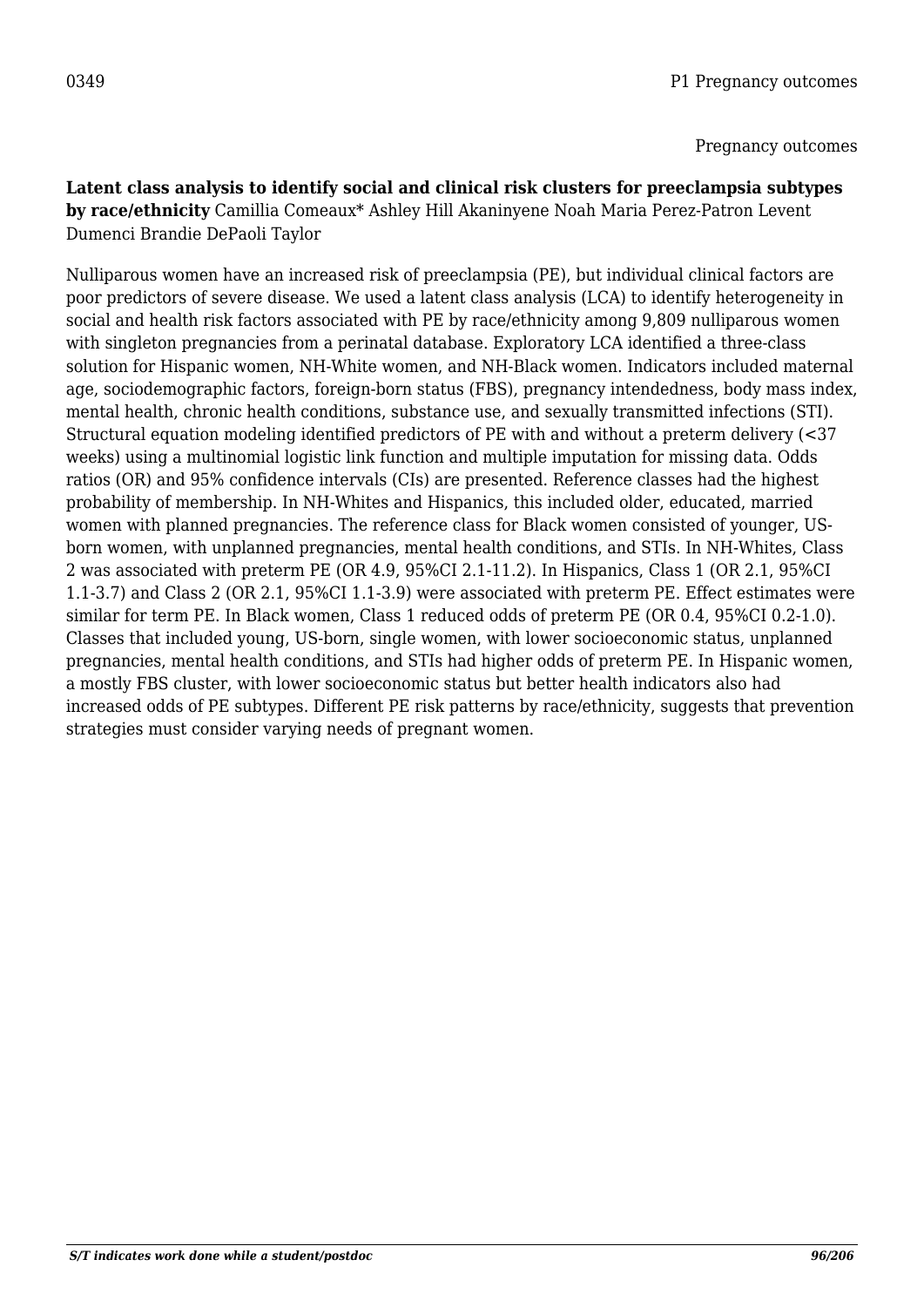0349 P1 Pregnancy outcomes

Pregnancy outcomes

**Latent class analysis to identify social and clinical risk clusters for preeclampsia subtypes by race/ethnicity** Camillia Comeaux* Ashley Hill Akaninyene Noah Maria Perez-Patron Levent Dumenci Brandie DePaoli Taylor

Nulliparous women have an increased risk of preeclampsia (PE), but individual clinical factors are poor predictors of severe disease. We used a latent class analysis (LCA) to identify heterogeneity in social and health risk factors associated with PE by race/ethnicity among 9,809 nulliparous women with singleton pregnancies from a perinatal database. Exploratory LCA identified a three-class solution for Hispanic women, NH-White women, and NH-Black women. Indicators included maternal age, sociodemographic factors, foreign-born status (FBS), pregnancy intendedness, body mass index, mental health, chronic health conditions, substance use, and sexually transmitted infections (STI). Structural equation modeling identified predictors of PE with and without a preterm delivery (<37 weeks) using a multinomial logistic link function and multiple imputation for missing data. Odds ratios (OR) and 95% confidence intervals (CIs) are presented. Reference classes had the highest probability of membership. In NH-Whites and Hispanics, this included older, educated, married women with planned pregnancies. The reference class for Black women consisted of younger, US-born women, with unplanned pregnancies, mental health conditions, and STIs. In NH-Whites, Class 2 was associated with preterm PE (OR 4.9, 95%CI 2.1-11.2). In Hispanics, Class 1 (OR 2.1, 95%CI 1.1-3.7) and Class 2 (OR 2.1, 95%CI 1.1-3.9) were associated with preterm PE. Effect estimates were similar for term PE. In Black women, Class 1 reduced odds of preterm PE (OR 0.4, 95%CI 0.2-1.0). Classes that included young, US-born, single women, with lower socioeconomic status, unplanned pregnancies, mental health conditions, and STIs had higher odds of preterm PE. In Hispanic women, a mostly FBS cluster, with lower socioeconomic status but better health indicators also had increased odds of PE subtypes. Different PE risk patterns by race/ethnicity, suggests that prevention strategies must consider varying needs of pregnant women.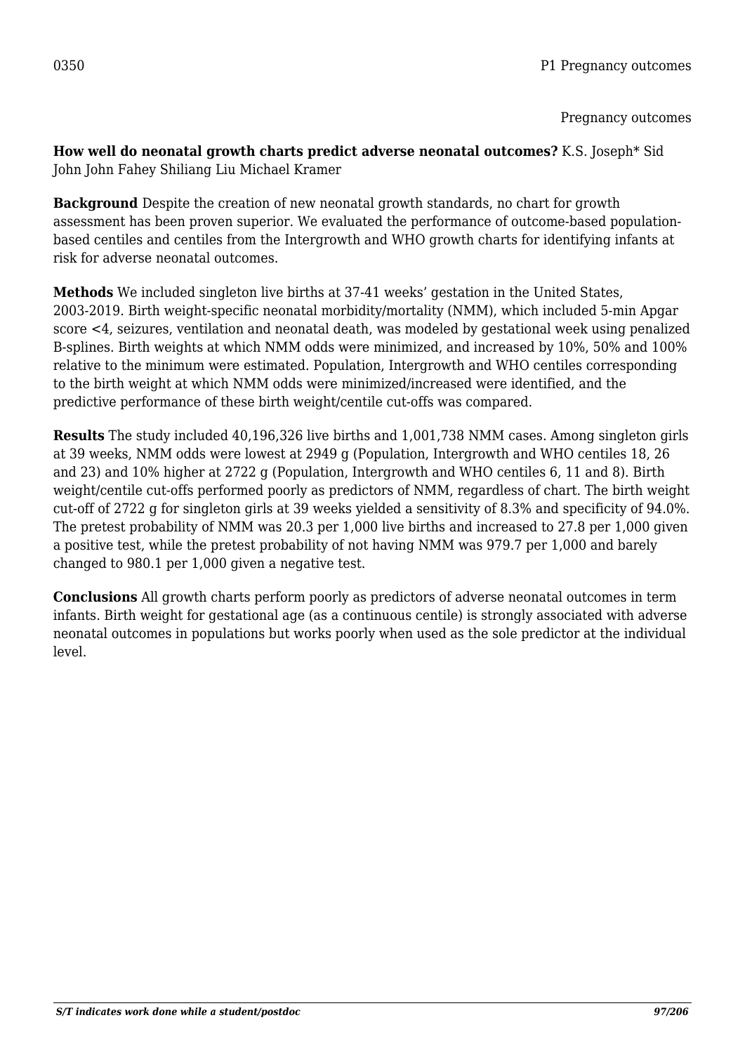0350 P1 Pregnancy outcomes

Pregnancy outcomes

**How well do neonatal growth charts predict adverse neonatal outcomes?** K.S. Joseph* Sid John John Fahey Shiliang Liu Michael Kramer

**Background** Despite the creation of new neonatal growth standards, no chart for growth assessment has been proven superior. We evaluated the performance of outcome-based population-based centiles and centiles from the Intergrowth and WHO growth charts for identifying infants at risk for adverse neonatal outcomes.

**Methods** We included singleton live births at 37-41 weeks' gestation in the United States, 2003-2019. Birth weight-specific neonatal morbidity/mortality (NMM), which included 5-min Apgar score <4, seizures, ventilation and neonatal death, was modeled by gestational week using penalized B-splines. Birth weights at which NMM odds were minimized, and increased by 10%, 50% and 100% relative to the minimum were estimated. Population, Intergrowth and WHO centiles corresponding to the birth weight at which NMM odds were minimized/increased were identified, and the predictive performance of these birth weight/centile cut-offs was compared.

**Results** The study included 40,196,326 live births and 1,001,738 NMM cases. Among singleton girls at 39 weeks, NMM odds were lowest at 2949 g (Population, Intergrowth and WHO centiles 18, 26 and 23) and 10% higher at 2722 g (Population, Intergrowth and WHO centiles 6, 11 and 8). Birth weight/centile cut-offs performed poorly as predictors of NMM, regardless of chart. The birth weight cut-off of 2722 g for singleton girls at 39 weeks yielded a sensitivity of 8.3% and specificity of 94.0%. The pretest probability of NMM was 20.3 per 1,000 live births and increased to 27.8 per 1,000 given a positive test, while the pretest probability of not having NMM was 979.7 per 1,000 and barely changed to 980.1 per 1,000 given a negative test.

**Conclusions** All growth charts perform poorly as predictors of adverse neonatal outcomes in term infants. Birth weight for gestational age (as a continuous centile) is strongly associated with adverse neonatal outcomes in populations but works poorly when used as the sole predictor at the individual level.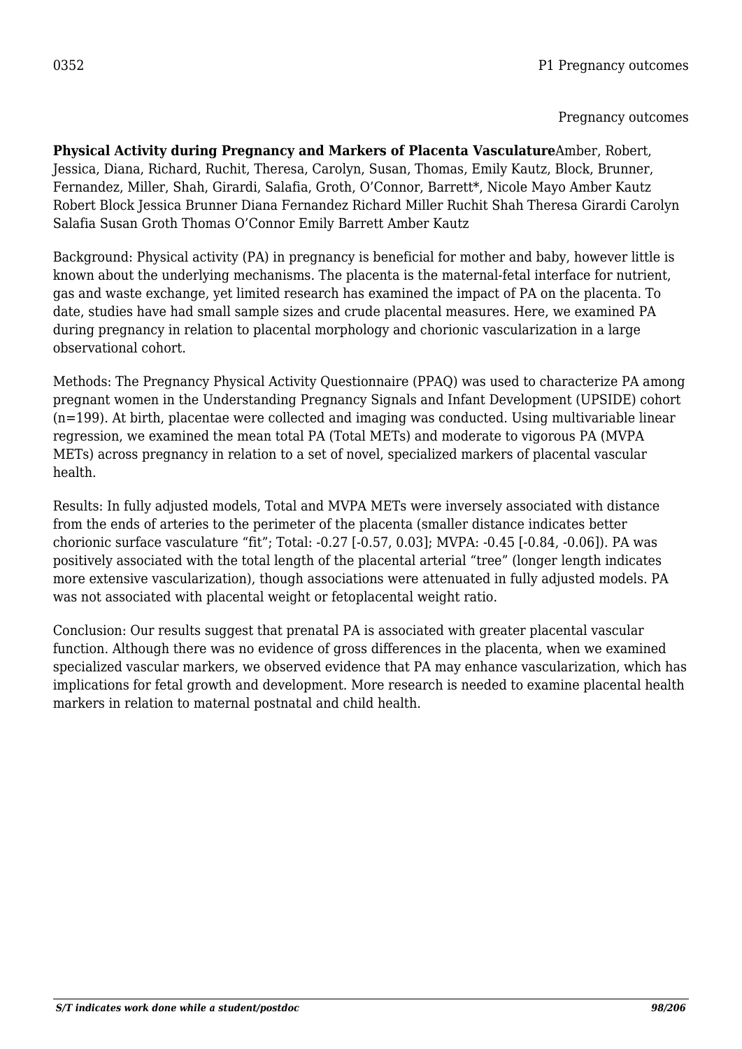0352 P1 Pregnancy outcomes

Pregnancy outcomes

**Physical Activity during Pregnancy and Markers of Placenta Vasculature**Amber, Robert, Jessica, Diana, Richard, Ruchit, Theresa, Carolyn, Susan, Thomas, Emily Kautz, Block, Brunner, Fernandez, Miller, Shah, Girardi, Salafia, Groth, O'Connor, Barrett*, Nicole Mayo Amber Kautz Robert Block Jessica Brunner Diana Fernandez Richard Miller Ruchit Shah Theresa Girardi Carolyn Salafia Susan Groth Thomas O'Connor Emily Barrett Amber Kautz

Background: Physical activity (PA) in pregnancy is beneficial for mother and baby, however little is known about the underlying mechanisms. The placenta is the maternal-fetal interface for nutrient, gas and waste exchange, yet limited research has examined the impact of PA on the placenta. To date, studies have had small sample sizes and crude placental measures. Here, we examined PA during pregnancy in relation to placental morphology and chorionic vascularization in a large observational cohort.

Methods: The Pregnancy Physical Activity Questionnaire (PPAQ) was used to characterize PA among pregnant women in the Understanding Pregnancy Signals and Infant Development (UPSIDE) cohort (n=199). At birth, placentae were collected and imaging was conducted. Using multivariable linear regression, we examined the mean total PA (Total METs) and moderate to vigorous PA (MVPA METs) across pregnancy in relation to a set of novel, specialized markers of placental vascular health.

Results: In fully adjusted models, Total and MVPA METs were inversely associated with distance from the ends of arteries to the perimeter of the placenta (smaller distance indicates better chorionic surface vasculature "fit"; Total: -0.27 [-0.57, 0.03]; MVPA: -0.45 [-0.84, -0.06]). PA was positively associated with the total length of the placental arterial "tree" (longer length indicates more extensive vascularization), though associations were attenuated in fully adjusted models. PA was not associated with placental weight or fetoplacental weight ratio.

Conclusion: Our results suggest that prenatal PA is associated with greater placental vascular function. Although there was no evidence of gross differences in the placenta, when we examined specialized vascular markers, we observed evidence that PA may enhance vascularization, which has implications for fetal growth and development. More research is needed to examine placental health markers in relation to maternal postnatal and child health.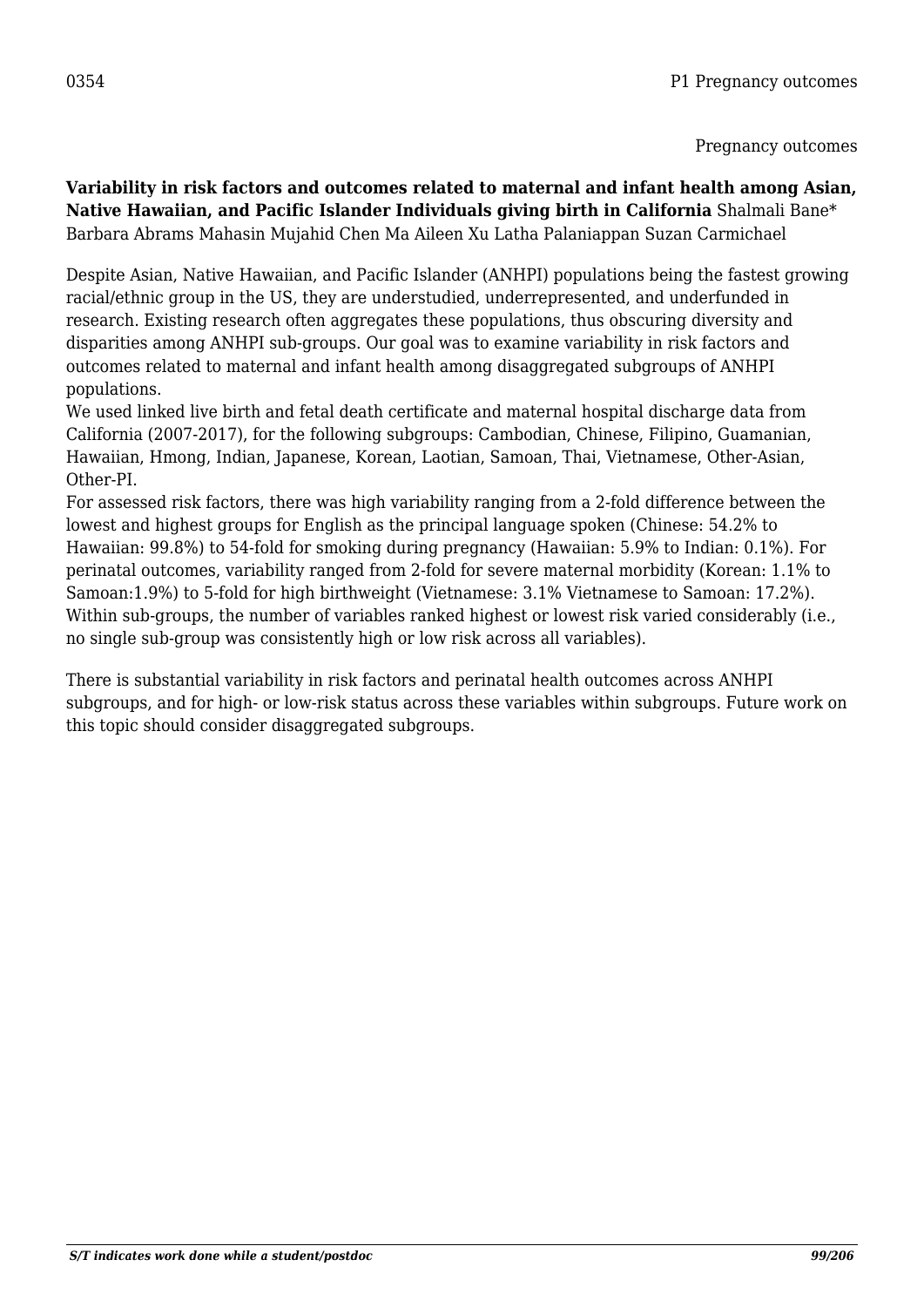0354 P1 Pregnancy outcomes

Pregnancy outcomes

**Variability in risk factors and outcomes related to maternal and infant health among Asian, Native Hawaiian, and Pacific Islander Individuals giving birth in California** Shalmali Bane* Barbara Abrams Mahasin Mujahid Chen Ma Aileen Xu Latha Palaniappan Suzan Carmichael

Despite Asian, Native Hawaiian, and Pacific Islander (ANHPI) populations being the fastest growing racial/ethnic group in the US, they are understudied, underrepresented, and underfunded in research. Existing research often aggregates these populations, thus obscuring diversity and disparities among ANHPI sub-groups. Our goal was to examine variability in risk factors and outcomes related to maternal and infant health among disaggregated subgroups of ANHPI populations.
We used linked live birth and fetal death certificate and maternal hospital discharge data from California (2007-2017), for the following subgroups: Cambodian, Chinese, Filipino, Guamanian, Hawaiian, Hmong, Indian, Japanese, Korean, Laotian, Samoan, Thai, Vietnamese, Other-Asian, Other-PI.
For assessed risk factors, there was high variability ranging from a 2-fold difference between the lowest and highest groups for English as the principal language spoken (Chinese: 54.2% to Hawaiian: 99.8%) to 54-fold for smoking during pregnancy (Hawaiian: 5.9% to Indian: 0.1%). For perinatal outcomes, variability ranged from 2-fold for severe maternal morbidity (Korean: 1.1% to Samoan:1.9%) to 5-fold for high birthweight (Vietnamese: 3.1% Vietnamese to Samoan: 17.2%). Within sub-groups, the number of variables ranked highest or lowest risk varied considerably (i.e., no single sub-group was consistently high or low risk across all variables).

There is substantial variability in risk factors and perinatal health outcomes across ANHPI subgroups, and for high- or low-risk status across these variables within subgroups. Future work on this topic should consider disaggregated subgroups.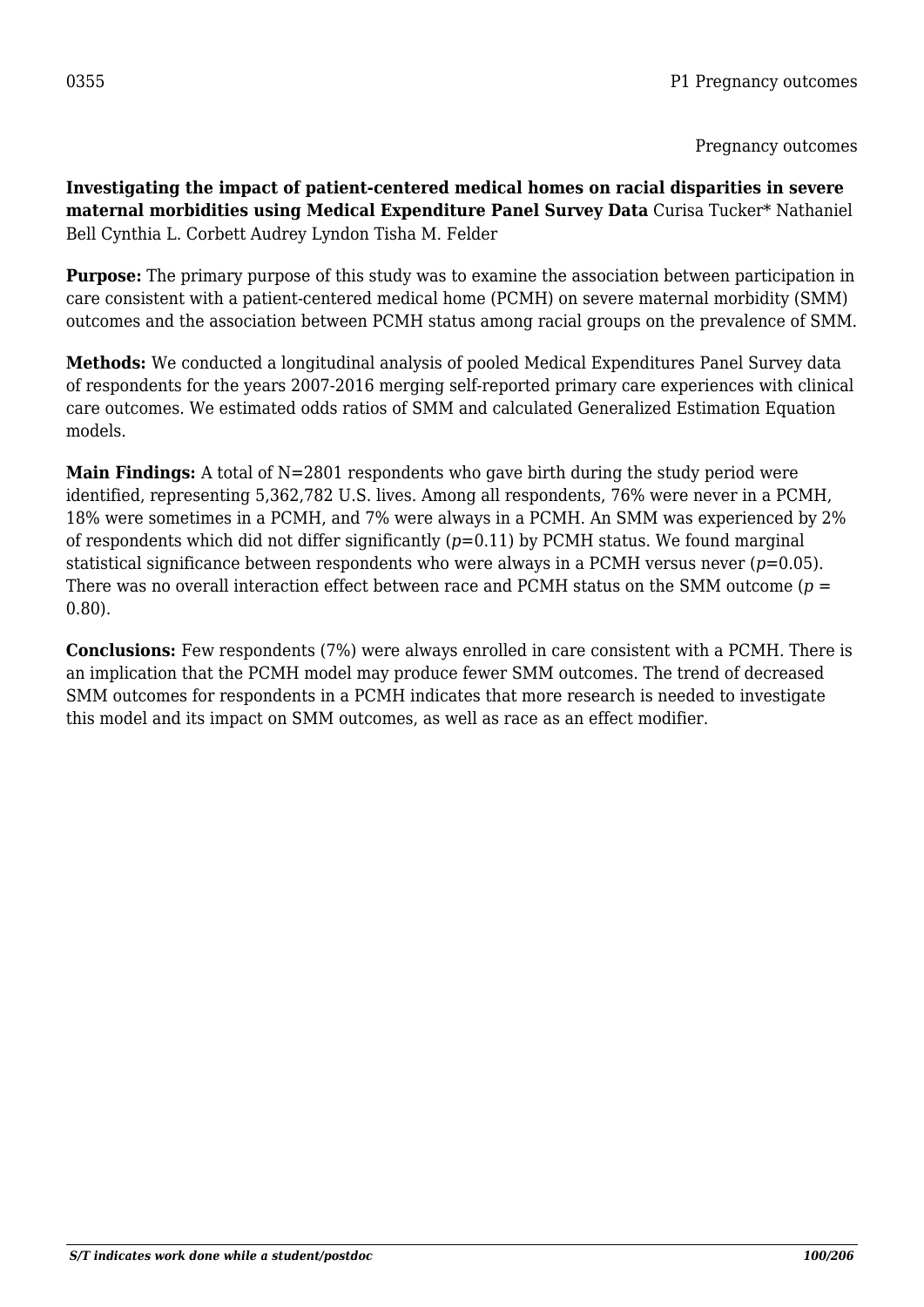0355

Pregnancy outcomes

**Investigating the impact of patient-centered medical homes on racial disparities in severe maternal morbidities using Medical Expenditure Panel Survey Data** Curisa Tucker* Nathaniel Bell Cynthia L. Corbett Audrey Lyndon Tisha M. Felder

**Purpose:** The primary purpose of this study was to examine the association between participation in care consistent with a patient-centered medical home (PCMH) on severe maternal morbidity (SMM) outcomes and the association between PCMH status among racial groups on the prevalence of SMM.

**Methods:** We conducted a longitudinal analysis of pooled Medical Expenditures Panel Survey data of respondents for the years 2007-2016 merging self-reported primary care experiences with clinical care outcomes. We estimated odds ratios of SMM and calculated Generalized Estimation Equation models.

**Main Findings:** A total of N=2801 respondents who gave birth during the study period were identified, representing 5,362,782 U.S. lives. Among all respondents, 76% were never in a PCMH, 18% were sometimes in a PCMH, and 7% were always in a PCMH. An SMM was experienced by 2% of respondents which did not differ significantly ($p$=0.11) by PCMH status. We found marginal statistical significance between respondents who were always in a PCMH versus never ($p$=0.05). There was no overall interaction effect between race and PCMH status on the SMM outcome ($p$ = 0.80).

**Conclusions:** Few respondents (7%) were always enrolled in care consistent with a PCMH. There is an implication that the PCMH model may produce fewer SMM outcomes. The trend of decreased SMM outcomes for respondents in a PCMH indicates that more research is needed to investigate this model and its impact on SMM outcomes, as well as race as an effect modifier.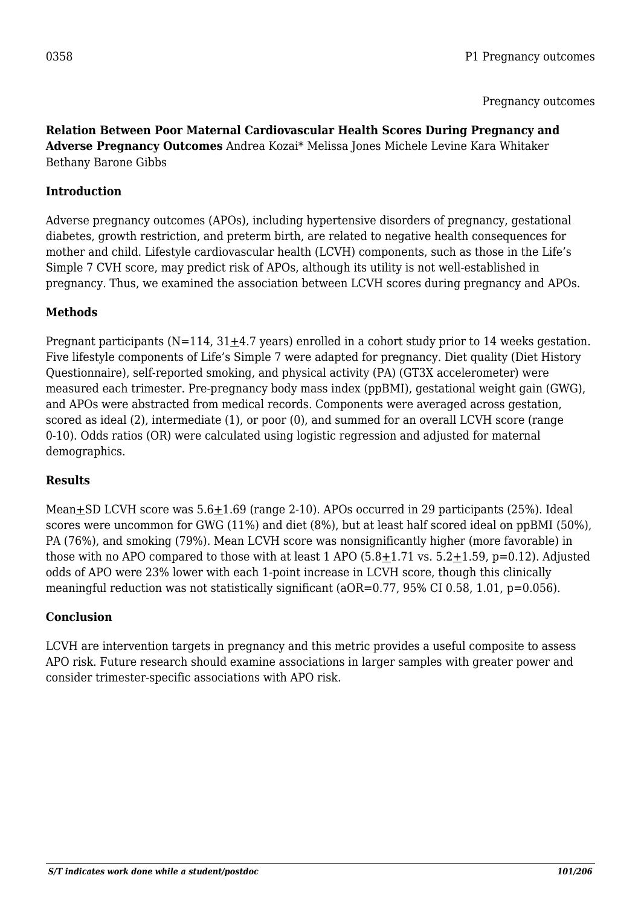0358

P1 Pregnancy outcomes

Pregnancy outcomes

**Relation Between Poor Maternal Cardiovascular Health Scores During Pregnancy and Adverse Pregnancy Outcomes** Andrea Kozai* Melissa Jones Michele Levine Kara Whitaker Bethany Barone Gibbs

### Introduction

Adverse pregnancy outcomes (APOs), including hypertensive disorders of pregnancy, gestational diabetes, growth restriction, and preterm birth, are related to negative health consequences for mother and child. Lifestyle cardiovascular health (LCVH) components, such as those in the Life's Simple 7 CVH score, may predict risk of APOs, although its utility is not well-established in pregnancy. Thus, we examined the association between LCVH scores during pregnancy and APOs.

### Methods

Pregnant participants (N=114, 31±4.7 years) enrolled in a cohort study prior to 14 weeks gestation. Five lifestyle components of Life's Simple 7 were adapted for pregnancy. Diet quality (Diet History Questionnaire), self-reported smoking, and physical activity (PA) (GT3X accelerometer) were measured each trimester. Pre-pregnancy body mass index (ppBMI), gestational weight gain (GWG), and APOs were abstracted from medical records. Components were averaged across gestation, scored as ideal (2), intermediate (1), or poor (0), and summed for an overall LCVH score (range 0-10). Odds ratios (OR) were calculated using logistic regression and adjusted for maternal demographics.

### Results

Mean±SD LCVH score was 5.6±1.69 (range 2-10). APOs occurred in 29 participants (25%). Ideal scores were uncommon for GWG (11%) and diet (8%), but at least half scored ideal on ppBMI (50%), PA (76%), and smoking (79%). Mean LCVH score was nonsignificantly higher (more favorable) in those with no APO compared to those with at least 1 APO (5.8±1.71 vs. 5.2±1.59, p=0.12). Adjusted odds of APO were 23% lower with each 1-point increase in LCVH score, though this clinically meaningful reduction was not statistically significant (aOR=0.77, 95% CI 0.58, 1.01, p=0.056).

### Conclusion

LCVH are intervention targets in pregnancy and this metric provides a useful composite to assess APO risk. Future research should examine associations in larger samples with greater power and consider trimester-specific associations with APO risk.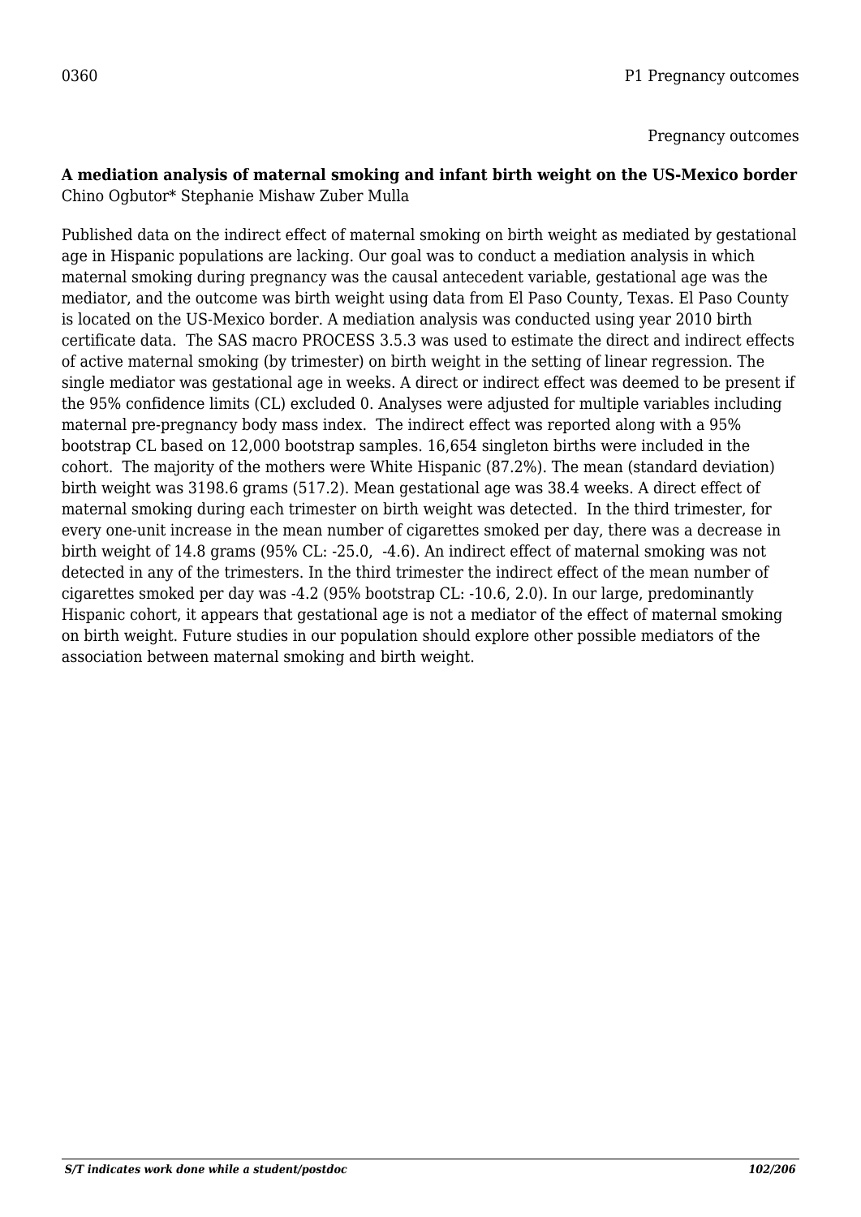0360 P1 Pregnancy outcomes

Pregnancy outcomes

**A mediation analysis of maternal smoking and infant birth weight on the US-Mexico border**
Chino Ogbutor* Stephanie Mishaw Zuber Mulla

Published data on the indirect effect of maternal smoking on birth weight as mediated by gestational age in Hispanic populations are lacking. Our goal was to conduct a mediation analysis in which maternal smoking during pregnancy was the causal antecedent variable, gestational age was the mediator, and the outcome was birth weight using data from El Paso County, Texas. El Paso County is located on the US-Mexico border. A mediation analysis was conducted using year 2010 birth certificate data. The SAS macro PROCESS 3.5.3 was used to estimate the direct and indirect effects of active maternal smoking (by trimester) on birth weight in the setting of linear regression. The single mediator was gestational age in weeks. A direct or indirect effect was deemed to be present if the 95% confidence limits (CL) excluded 0. Analyses were adjusted for multiple variables including maternal pre-pregnancy body mass index. The indirect effect was reported along with a 95% bootstrap CL based on 12,000 bootstrap samples. 16,654 singleton births were included in the cohort. The majority of the mothers were White Hispanic (87.2%). The mean (standard deviation) birth weight was 3198.6 grams (517.2). Mean gestational age was 38.4 weeks. A direct effect of maternal smoking during each trimester on birth weight was detected. In the third trimester, for every one-unit increase in the mean number of cigarettes smoked per day, there was a decrease in birth weight of 14.8 grams (95% CL: -25.0, -4.6). An indirect effect of maternal smoking was not detected in any of the trimesters. In the third trimester the indirect effect of the mean number of cigarettes smoked per day was -4.2 (95% bootstrap CL: -10.6, 2.0). In our large, predominantly Hispanic cohort, it appears that gestational age is not a mediator of the effect of maternal smoking on birth weight. Future studies in our population should explore other possible mediators of the association between maternal smoking and birth weight.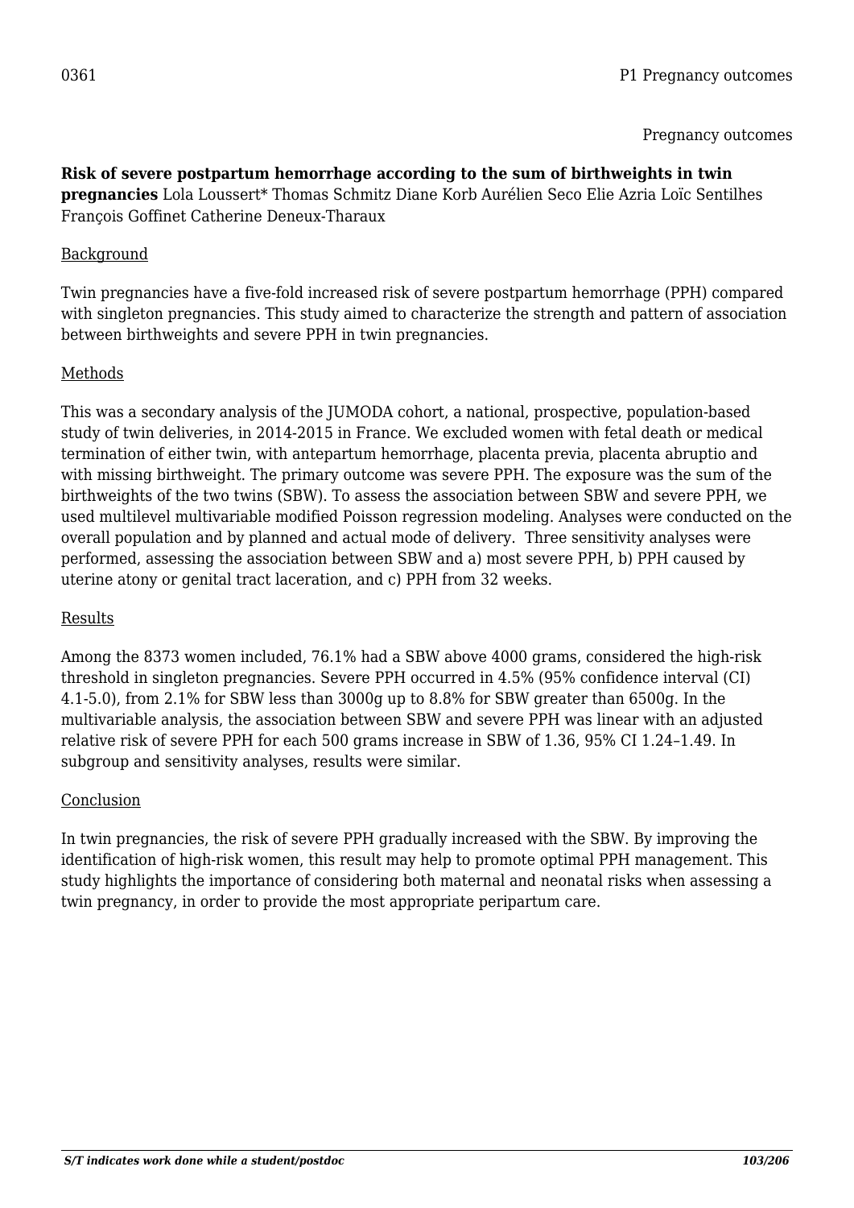0361 P1 Pregnancy outcomes

Pregnancy outcomes

**Risk of severe postpartum hemorrhage according to the sum of birthweights in twin pregnancies** Lola Loussert* Thomas Schmitz Diane Korb Aurélien Seco Elie Azria Loïc Sentilhes François Goffinet Catherine Deneux-Tharaux

Background

Twin pregnancies have a five-fold increased risk of severe postpartum hemorrhage (PPH) compared with singleton pregnancies. This study aimed to characterize the strength and pattern of association between birthweights and severe PPH in twin pregnancies.

Methods

This was a secondary analysis of the JUMODA cohort, a national, prospective, population-based study of twin deliveries, in 2014-2015 in France. We excluded women with fetal death or medical termination of either twin, with antepartum hemorrhage, placenta previa, placenta abruptio and with missing birthweight. The primary outcome was severe PPH. The exposure was the sum of the birthweights of the two twins (SBW). To assess the association between SBW and severe PPH, we used multilevel multivariable modified Poisson regression modeling. Analyses were conducted on the overall population and by planned and actual mode of delivery. Three sensitivity analyses were performed, assessing the association between SBW and a) most severe PPH, b) PPH caused by uterine atony or genital tract laceration, and c) PPH from 32 weeks.

Results

Among the 8373 women included, 76.1% had a SBW above 4000 grams, considered the high-risk threshold in singleton pregnancies. Severe PPH occurred in 4.5% (95% confidence interval (CI) 4.1-5.0), from 2.1% for SBW less than 3000g up to 8.8% for SBW greater than 6500g. In the multivariable analysis, the association between SBW and severe PPH was linear with an adjusted relative risk of severe PPH for each 500 grams increase in SBW of 1.36, 95% CI 1.24–1.49. In subgroup and sensitivity analyses, results were similar.

Conclusion

In twin pregnancies, the risk of severe PPH gradually increased with the SBW. By improving the identification of high-risk women, this result may help to promote optimal PPH management. This study highlights the importance of considering both maternal and neonatal risks when assessing a twin pregnancy, in order to provide the most appropriate peripartum care.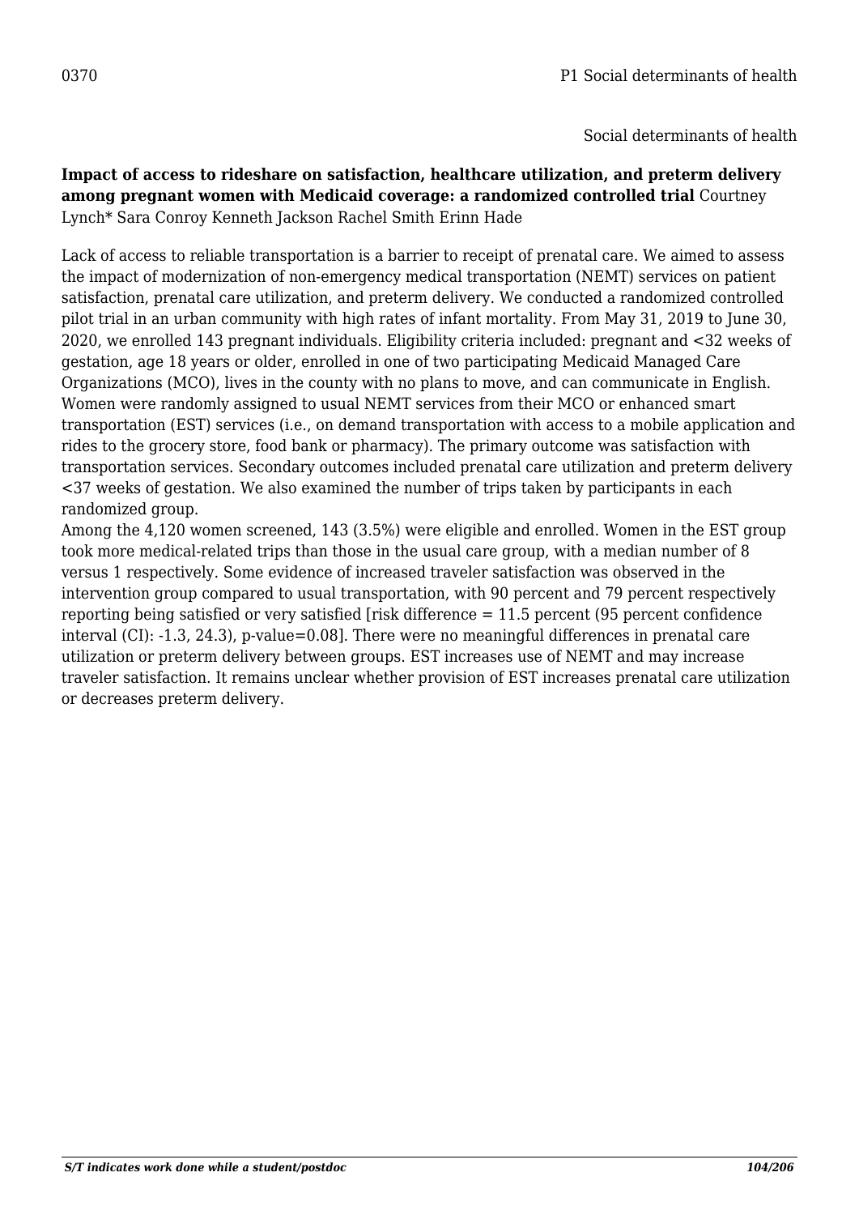0370 P1 Social determinants of health

Social determinants of health

**Impact of access to rideshare on satisfaction, healthcare utilization, and preterm delivery among pregnant women with Medicaid coverage: a randomized controlled trial** Courtney Lynch* Sara Conroy Kenneth Jackson Rachel Smith Erinn Hade

Lack of access to reliable transportation is a barrier to receipt of prenatal care. We aimed to assess the impact of modernization of non-emergency medical transportation (NEMT) services on patient satisfaction, prenatal care utilization, and preterm delivery. We conducted a randomized controlled pilot trial in an urban community with high rates of infant mortality. From May 31, 2019 to June 30, 2020, we enrolled 143 pregnant individuals. Eligibility criteria included: pregnant and <32 weeks of gestation, age 18 years or older, enrolled in one of two participating Medicaid Managed Care Organizations (MCO), lives in the county with no plans to move, and can communicate in English. Women were randomly assigned to usual NEMT services from their MCO or enhanced smart transportation (EST) services (i.e., on demand transportation with access to a mobile application and rides to the grocery store, food bank or pharmacy). The primary outcome was satisfaction with transportation services. Secondary outcomes included prenatal care utilization and preterm delivery <37 weeks of gestation. We also examined the number of trips taken by participants in each randomized group.

Among the 4,120 women screened, 143 (3.5%) were eligible and enrolled. Women in the EST group took more medical-related trips than those in the usual care group, with a median number of 8 versus 1 respectively. Some evidence of increased traveler satisfaction was observed in the intervention group compared to usual transportation, with 90 percent and 79 percent respectively reporting being satisfied or very satisfied [risk difference = 11.5 percent (95 percent confidence interval (CI): -1.3, 24.3), p-value=0.08]. There were no meaningful differences in prenatal care utilization or preterm delivery between groups. EST increases use of NEMT and may increase traveler satisfaction. It remains unclear whether provision of EST increases prenatal care utilization or decreases preterm delivery.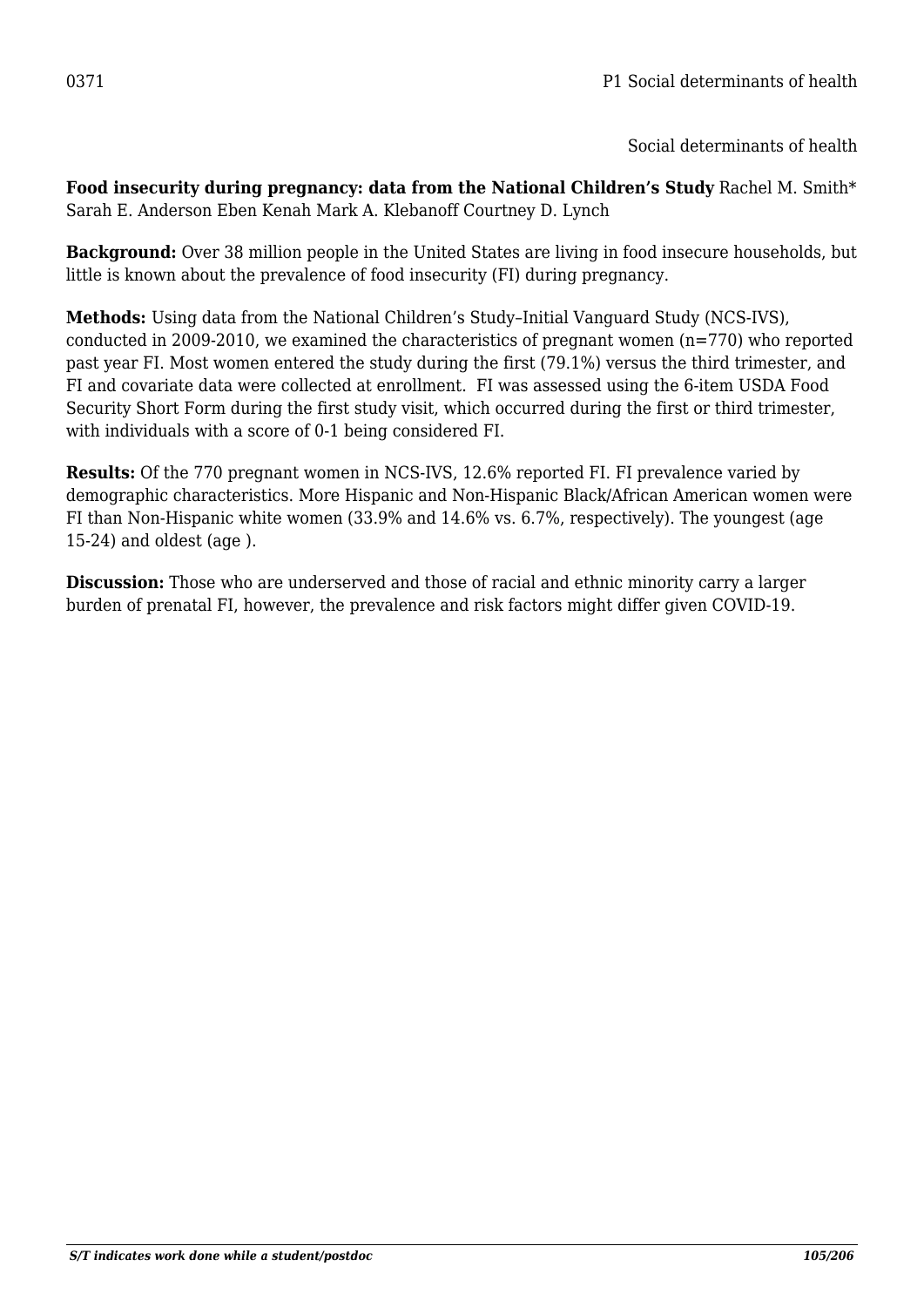0371 P1 Social determinants of health

Social determinants of health

**Food insecurity during pregnancy: data from the National Children's Study** Rachel M. Smith* Sarah E. Anderson Eben Kenah Mark A. Klebanoff Courtney D. Lynch

**Background:** Over 38 million people in the United States are living in food insecure households, but little is known about the prevalence of food insecurity (FI) during pregnancy.

**Methods:** Using data from the National Children's Study–Initial Vanguard Study (NCS-IVS), conducted in 2009-2010, we examined the characteristics of pregnant women (n=770) who reported past year FI. Most women entered the study during the first (79.1%) versus the third trimester, and FI and covariate data were collected at enrollment. FI was assessed using the 6-item USDA Food Security Short Form during the first study visit, which occurred during the first or third trimester, with individuals with a score of 0-1 being considered FI.

**Results:** Of the 770 pregnant women in NCS-IVS, 12.6% reported FI. FI prevalence varied by demographic characteristics. More Hispanic and Non-Hispanic Black/African American women were FI than Non-Hispanic white women (33.9% and 14.6% vs. 6.7%, respectively). The youngest (age 15-24) and oldest (age ).

**Discussion:** Those who are underserved and those of racial and ethnic minority carry a larger burden of prenatal FI, however, the prevalence and risk factors might differ given COVID-19.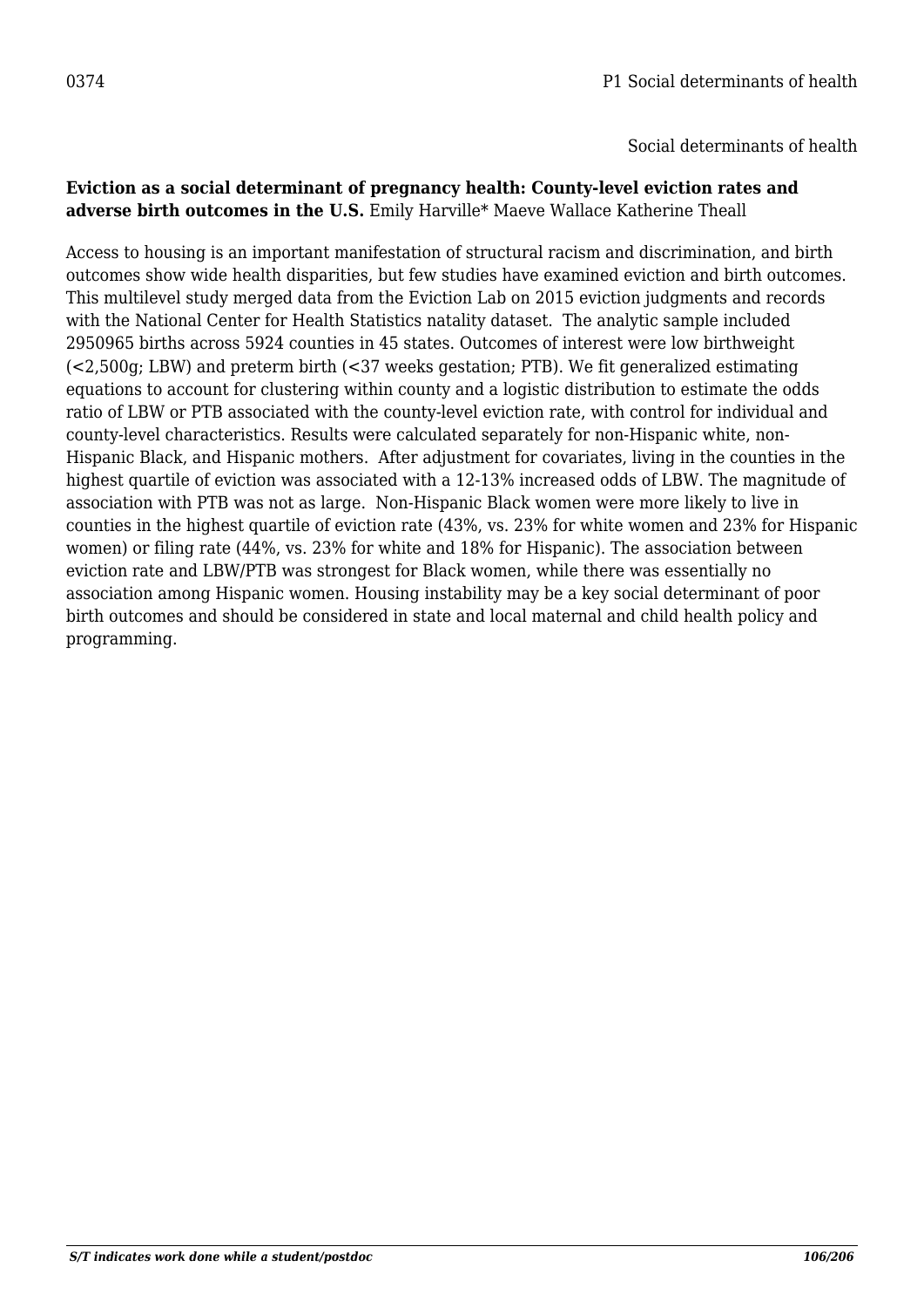0374 P1 Social determinants of health

Social determinants of health

**Eviction as a social determinant of pregnancy health: County-level eviction rates and adverse birth outcomes in the U.S.** Emily Harville* Maeve Wallace Katherine Theall

Access to housing is an important manifestation of structural racism and discrimination, and birth outcomes show wide health disparities, but few studies have examined eviction and birth outcomes. This multilevel study merged data from the Eviction Lab on 2015 eviction judgments and records with the National Center for Health Statistics natality dataset. The analytic sample included 2950965 births across 5924 counties in 45 states. Outcomes of interest were low birthweight (<2,500g; LBW) and preterm birth (<37 weeks gestation; PTB). We fit generalized estimating equations to account for clustering within county and a logistic distribution to estimate the odds ratio of LBW or PTB associated with the county-level eviction rate, with control for individual and county-level characteristics. Results were calculated separately for non-Hispanic white, non-Hispanic Black, and Hispanic mothers. After adjustment for covariates, living in the counties in the highest quartile of eviction was associated with a 12-13% increased odds of LBW. The magnitude of association with PTB was not as large. Non-Hispanic Black women were more likely to live in counties in the highest quartile of eviction rate (43%, vs. 23% for white women and 23% for Hispanic women) or filing rate (44%, vs. 23% for white and 18% for Hispanic). The association between eviction rate and LBW/PTB was strongest for Black women, while there was essentially no association among Hispanic women. Housing instability may be a key social determinant of poor birth outcomes and should be considered in state and local maternal and child health policy and programming.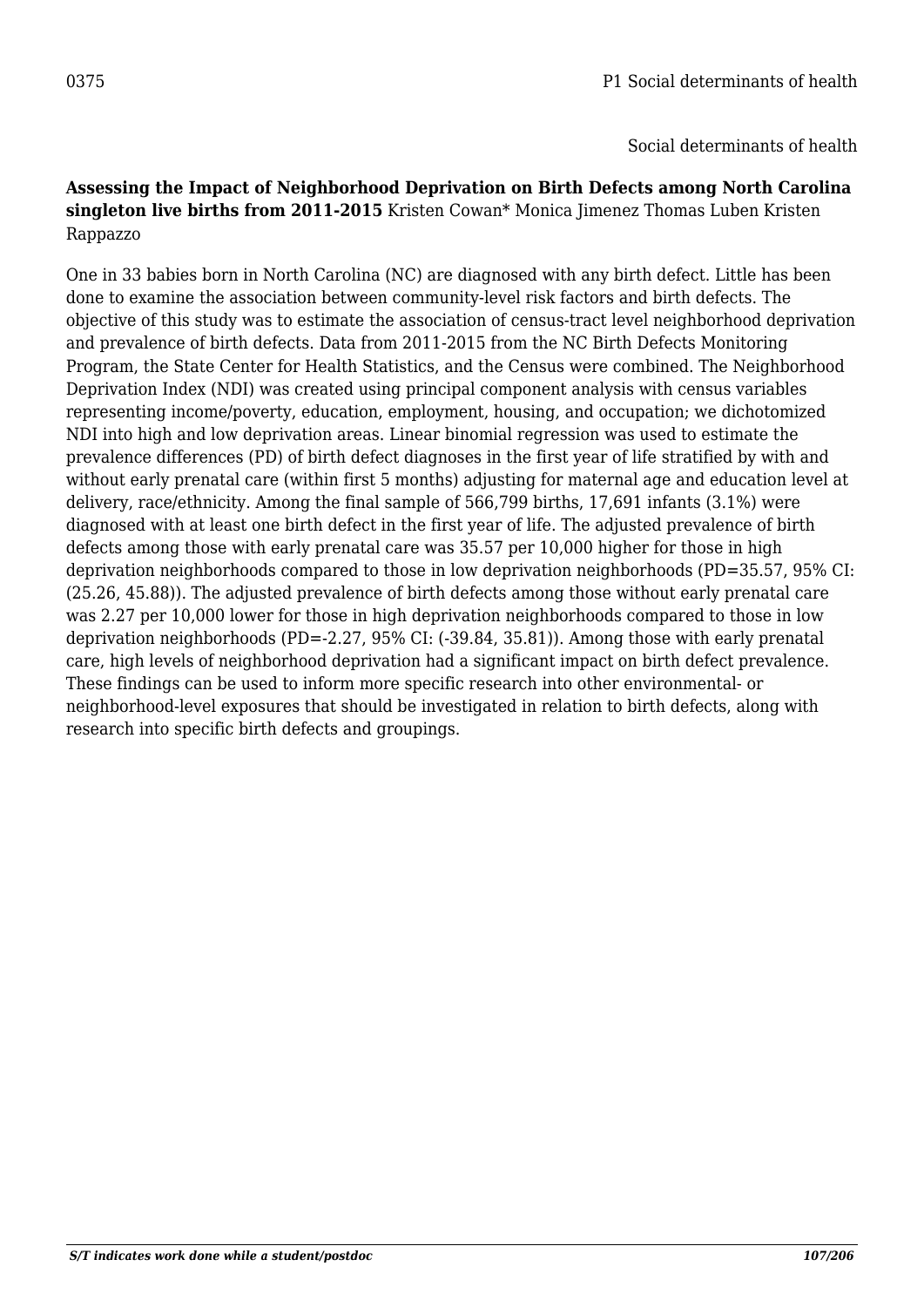0375 P1 Social determinants of health

Social determinants of health

**Assessing the Impact of Neighborhood Deprivation on Birth Defects among North Carolina singleton live births from 2011-2015** Kristen Cowan* Monica Jimenez Thomas Luben Kristen Rappazzo

One in 33 babies born in North Carolina (NC) are diagnosed with any birth defect. Little has been done to examine the association between community-level risk factors and birth defects. The objective of this study was to estimate the association of census-tract level neighborhood deprivation and prevalence of birth defects. Data from 2011-2015 from the NC Birth Defects Monitoring Program, the State Center for Health Statistics, and the Census were combined. The Neighborhood Deprivation Index (NDI) was created using principal component analysis with census variables representing income/poverty, education, employment, housing, and occupation; we dichotomized NDI into high and low deprivation areas. Linear binomial regression was used to estimate the prevalence differences (PD) of birth defect diagnoses in the first year of life stratified by with and without early prenatal care (within first 5 months) adjusting for maternal age and education level at delivery, race/ethnicity. Among the final sample of 566,799 births, 17,691 infants (3.1%) were diagnosed with at least one birth defect in the first year of life. The adjusted prevalence of birth defects among those with early prenatal care was 35.57 per 10,000 higher for those in high deprivation neighborhoods compared to those in low deprivation neighborhoods (PD=35.57, 95% CI: (25.26, 45.88)). The adjusted prevalence of birth defects among those without early prenatal care was 2.27 per 10,000 lower for those in high deprivation neighborhoods compared to those in low deprivation neighborhoods (PD=-2.27, 95% CI: (-39.84, 35.81)). Among those with early prenatal care, high levels of neighborhood deprivation had a significant impact on birth defect prevalence. These findings can be used to inform more specific research into other environmental- or neighborhood-level exposures that should be investigated in relation to birth defects, along with research into specific birth defects and groupings.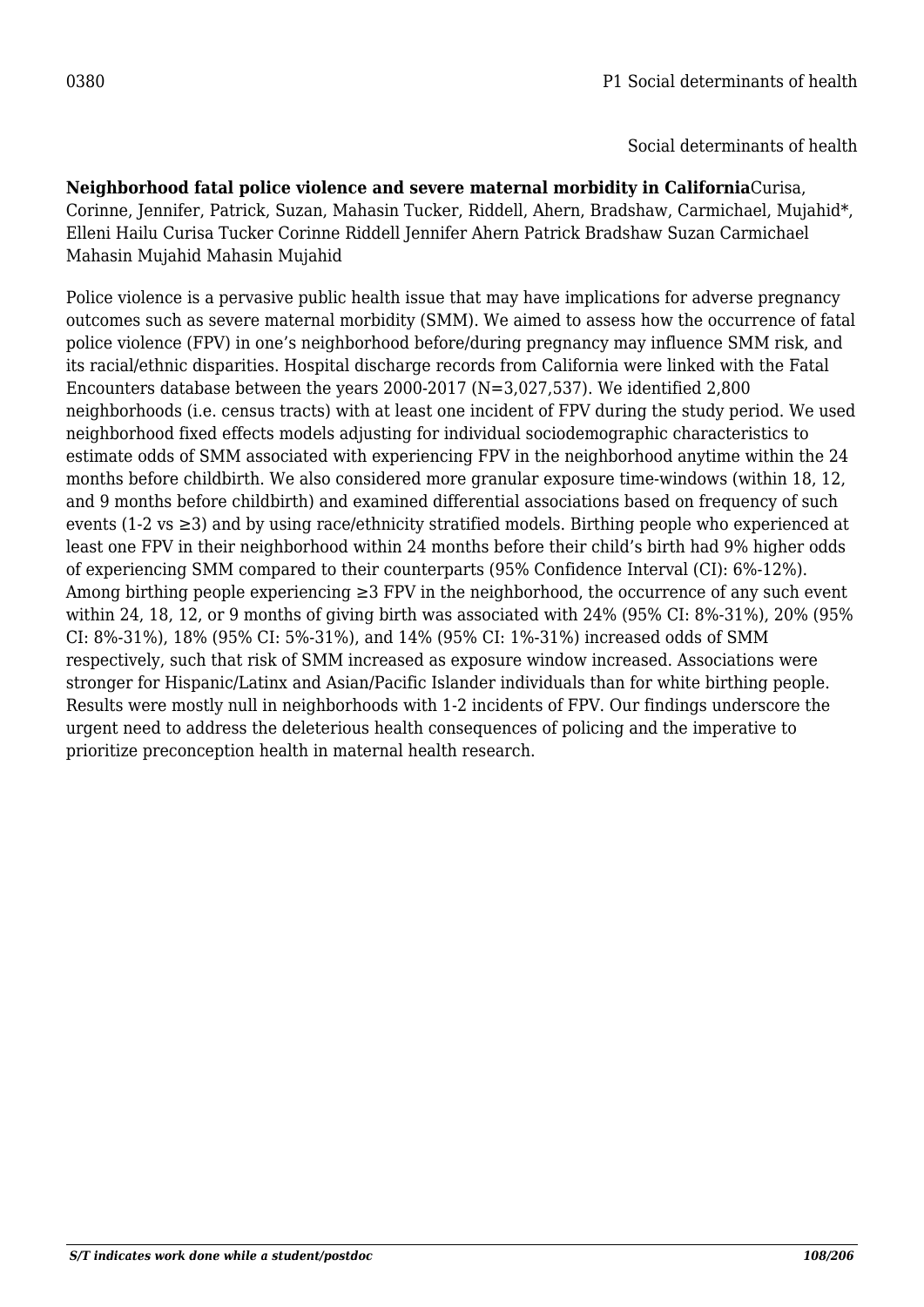0380 P1 Social determinants of health

Social determinants of health

**Neighborhood fatal police violence and severe maternal morbidity in California**Curisa, Corinne, Jennifer, Patrick, Suzan, Mahasin Tucker, Riddell, Ahern, Bradshaw, Carmichael, Mujahid*, Elleni Hailu Curisa Tucker Corinne Riddell Jennifer Ahern Patrick Bradshaw Suzan Carmichael Mahasin Mujahid Mahasin Mujahid

Police violence is a pervasive public health issue that may have implications for adverse pregnancy outcomes such as severe maternal morbidity (SMM). We aimed to assess how the occurrence of fatal police violence (FPV) in one's neighborhood before/during pregnancy may influence SMM risk, and its racial/ethnic disparities. Hospital discharge records from California were linked with the Fatal Encounters database between the years 2000-2017 (N=3,027,537). We identified 2,800 neighborhoods (i.e. census tracts) with at least one incident of FPV during the study period. We used neighborhood fixed effects models adjusting for individual sociodemographic characteristics to estimate odds of SMM associated with experiencing FPV in the neighborhood anytime within the 24 months before childbirth. We also considered more granular exposure time-windows (within 18, 12, and 9 months before childbirth) and examined differential associations based on frequency of such events (1-2 vs ≥3) and by using race/ethnicity stratified models. Birthing people who experienced at least one FPV in their neighborhood within 24 months before their child's birth had 9% higher odds of experiencing SMM compared to their counterparts (95% Confidence Interval (CI): 6%-12%). Among birthing people experiencing ≥3 FPV in the neighborhood, the occurrence of any such event within 24, 18, 12, or 9 months of giving birth was associated with 24% (95% CI: 8%-31%), 20% (95% CI: 8%-31%), 18% (95% CI: 5%-31%), and 14% (95% CI: 1%-31%) increased odds of SMM respectively, such that risk of SMM increased as exposure window increased. Associations were stronger for Hispanic/Latinx and Asian/Pacific Islander individuals than for white birthing people. Results were mostly null in neighborhoods with 1-2 incidents of FPV. Our findings underscore the urgent need to address the deleterious health consequences of policing and the imperative to prioritize preconception health in maternal health research.

*S/T indicates work done while a student/postdoc*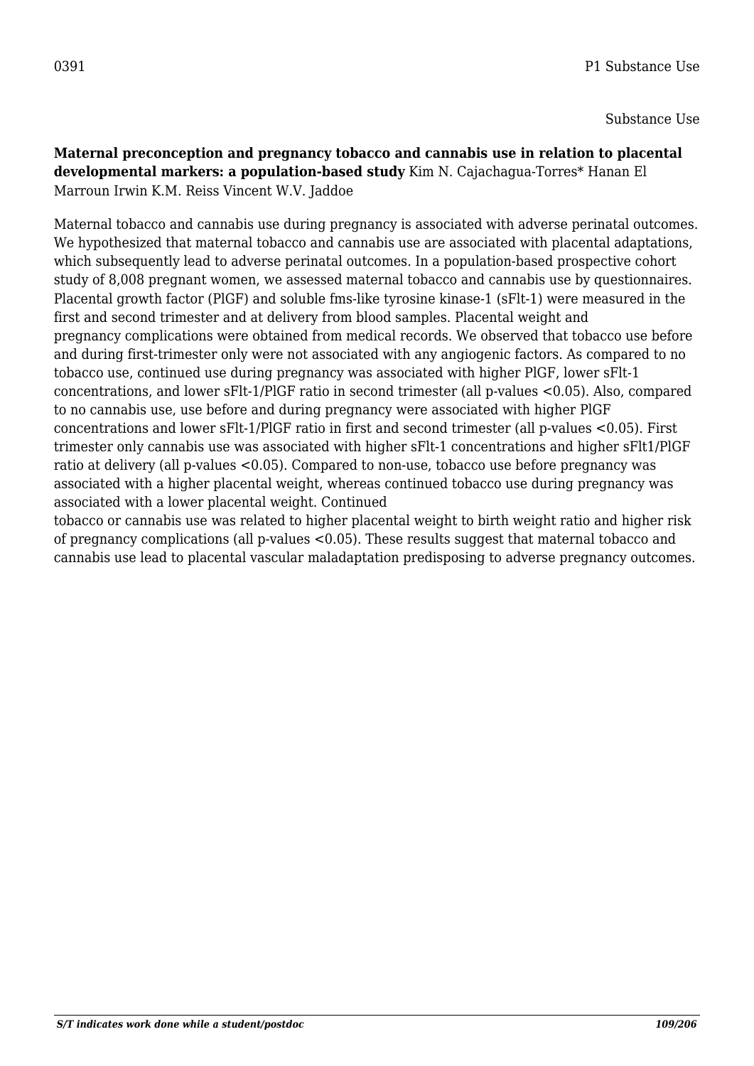0391 P1 Substance Use

Substance Use

**Maternal preconception and pregnancy tobacco and cannabis use in relation to placental developmental markers: a population-based study** Kim N. Cajachagua-Torres* Hanan El Marroun Irwin K.M. Reiss Vincent W.V. Jaddoe

Maternal tobacco and cannabis use during pregnancy is associated with adverse perinatal outcomes. We hypothesized that maternal tobacco and cannabis use are associated with placental adaptations, which subsequently lead to adverse perinatal outcomes. In a population-based prospective cohort study of 8,008 pregnant women, we assessed maternal tobacco and cannabis use by questionnaires. Placental growth factor (PlGF) and soluble fms-like tyrosine kinase-1 (sFlt-1) were measured in the first and second trimester and at delivery from blood samples. Placental weight and pregnancy complications were obtained from medical records. We observed that tobacco use before and during first-trimester only were not associated with any angiogenic factors. As compared to no tobacco use, continued use during pregnancy was associated with higher PlGF, lower sFlt-1 concentrations, and lower sFlt-1/PlGF ratio in second trimester (all p-values $<0.05$). Also, compared to no cannabis use, use before and during pregnancy were associated with higher PlGF concentrations and lower sFlt-1/PlGF ratio in first and second trimester (all p-values $<0.05$). First trimester only cannabis use was associated with higher sFlt-1 concentrations and higher sFlt1/PlGF ratio at delivery (all p-values $<0.05$). Compared to non-use, tobacco use before pregnancy was associated with a higher placental weight, whereas continued tobacco use during pregnancy was associated with a lower placental weight. Continued tobacco or cannabis use was related to higher placental weight to birth weight ratio and higher risk of pregnancy complications (all p-values $<0.05$). These results suggest that maternal tobacco and cannabis use lead to placental vascular maladaptation predisposing to adverse pregnancy outcomes.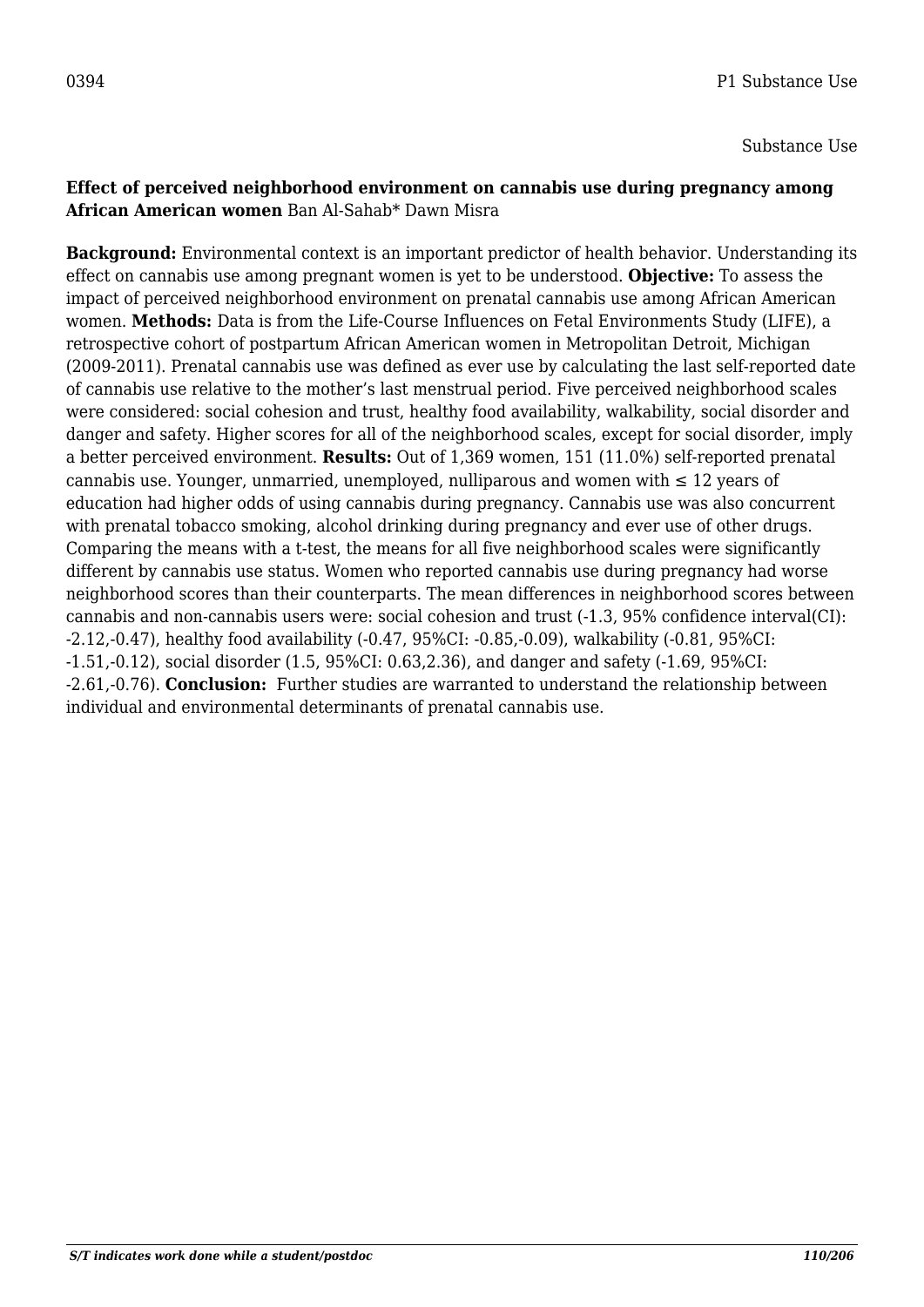0394 P1 Substance Use

Substance Use

**Effect of perceived neighborhood environment on cannabis use during pregnancy among African American women** Ban Al-Sahab* Dawn Misra

**Background:** Environmental context is an important predictor of health behavior. Understanding its effect on cannabis use among pregnant women is yet to be understood. **Objective:** To assess the impact of perceived neighborhood environment on prenatal cannabis use among African American women. **Methods:** Data is from the Life-Course Influences on Fetal Environments Study (LIFE), a retrospective cohort of postpartum African American women in Metropolitan Detroit, Michigan (2009-2011). Prenatal cannabis use was defined as ever use by calculating the last self-reported date of cannabis use relative to the mother's last menstrual period. Five perceived neighborhood scales were considered: social cohesion and trust, healthy food availability, walkability, social disorder and danger and safety. Higher scores for all of the neighborhood scales, except for social disorder, imply a better perceived environment. **Results:** Out of 1,369 women, 151 (11.0%) self-reported prenatal cannabis use. Younger, unmarried, unemployed, nulliparous and women with ≤ 12 years of education had higher odds of using cannabis during pregnancy. Cannabis use was also concurrent with prenatal tobacco smoking, alcohol drinking during pregnancy and ever use of other drugs. Comparing the means with a t-test, the means for all five neighborhood scales were significantly different by cannabis use status. Women who reported cannabis use during pregnancy had worse neighborhood scores than their counterparts. The mean differences in neighborhood scores between cannabis and non-cannabis users were: social cohesion and trust (-1.3, 95% confidence interval(CI): -2.12,-0.47), healthy food availability (-0.47, 95%CI: -0.85,-0.09), walkability (-0.81, 95%CI: -1.51,-0.12), social disorder (1.5, 95%CI: 0.63,2.36), and danger and safety (-1.69, 95%CI: -2.61,-0.76). **Conclusion:** Further studies are warranted to understand the relationship between individual and environmental determinants of prenatal cannabis use.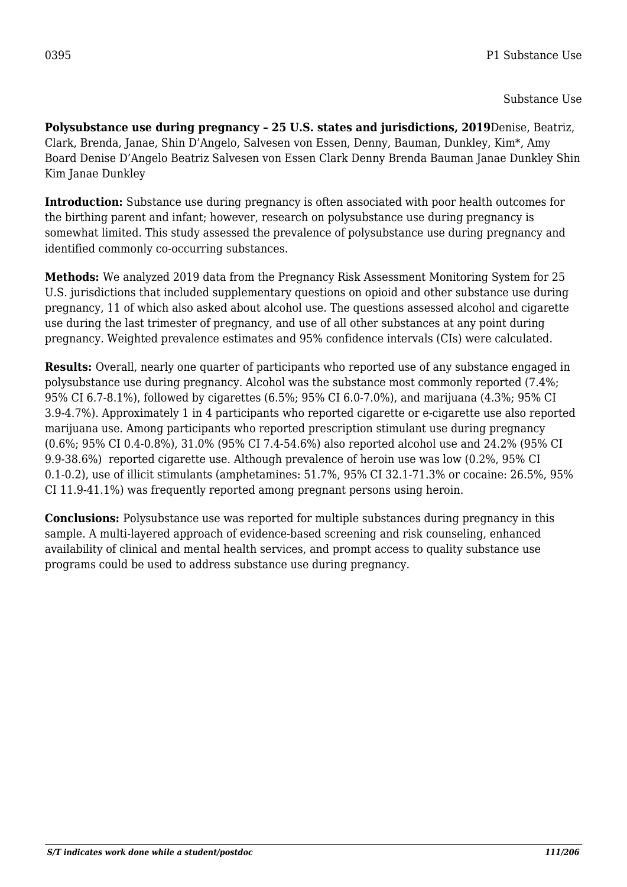0395 P1 Substance Use

Substance Use

**Polysubstance use during pregnancy – 25 U.S. states and jurisdictions, 2019**Denise, Beatriz, Clark, Brenda, Janae, Shin D'Angelo, Salvesen von Essen, Denny, Bauman, Dunkley, Kim*, Amy Board Denise D'Angelo Beatriz Salvesen von Essen Clark Denny Brenda Bauman Janae Dunkley Shin Kim Janae Dunkley

**Introduction:** Substance use during pregnancy is often associated with poor health outcomes for the birthing parent and infant; however, research on polysubstance use during pregnancy is somewhat limited. This study assessed the prevalence of polysubstance use during pregnancy and identified commonly co-occurring substances.

**Methods:** We analyzed 2019 data from the Pregnancy Risk Assessment Monitoring System for 25 U.S. jurisdictions that included supplementary questions on opioid and other substance use during pregnancy, 11 of which also asked about alcohol use. The questions assessed alcohol and cigarette use during the last trimester of pregnancy, and use of all other substances at any point during pregnancy. Weighted prevalence estimates and 95% confidence intervals (CIs) were calculated.

**Results:** Overall, nearly one quarter of participants who reported use of any substance engaged in polysubstance use during pregnancy. Alcohol was the substance most commonly reported (7.4%; 95% CI 6.7-8.1%), followed by cigarettes (6.5%; 95% CI 6.0-7.0%), and marijuana (4.3%; 95% CI 3.9-4.7%). Approximately 1 in 4 participants who reported cigarette or e-cigarette use also reported marijuana use. Among participants who reported prescription stimulant use during pregnancy (0.6%; 95% CI 0.4-0.8%), 31.0% (95% CI 7.4-54.6%) also reported alcohol use and 24.2% (95% CI 9.9-38.6%) reported cigarette use. Although prevalence of heroin use was low (0.2%, 95% CI 0.1-0.2), use of illicit stimulants (amphetamines: 51.7%, 95% CI 32.1-71.3% or cocaine: 26.5%, 95% CI 11.9-41.1%) was frequently reported among pregnant persons using heroin.

**Conclusions:** Polysubstance use was reported for multiple substances during pregnancy in this sample. A multi-layered approach of evidence-based screening and risk counseling, enhanced availability of clinical and mental health services, and prompt access to quality substance use programs could be used to address substance use during pregnancy.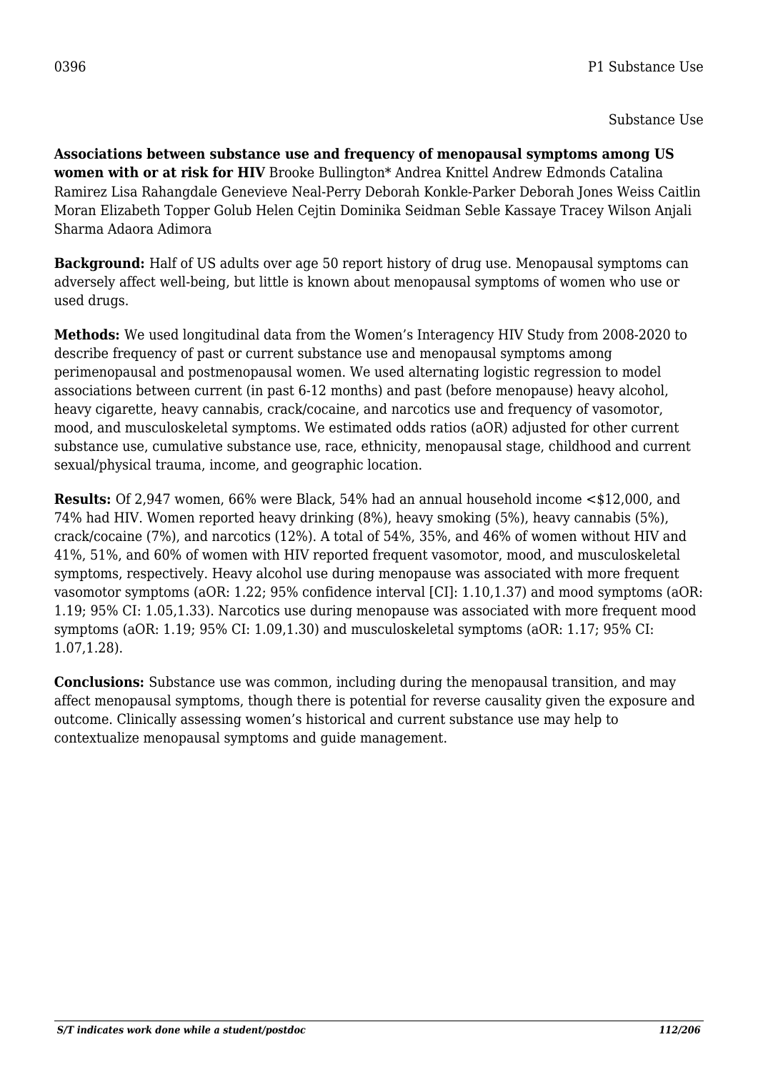0396 P1 Substance Use

Substance Use

**Associations between substance use and frequency of menopausal symptoms among US women with or at risk for HIV** Brooke Bullington* Andrea Knittel Andrew Edmonds Catalina Ramirez Lisa Rahangdale Genevieve Neal-Perry Deborah Konkle-Parker Deborah Jones Weiss Caitlin Moran Elizabeth Topper Golub Helen Cejtin Dominika Seidman Seble Kassaye Tracey Wilson Anjali Sharma Adaora Adimora

**Background:** Half of US adults over age 50 report history of drug use. Menopausal symptoms can adversely affect well-being, but little is known about menopausal symptoms of women who use or used drugs.

**Methods:** We used longitudinal data from the Women's Interagency HIV Study from 2008-2020 to describe frequency of past or current substance use and menopausal symptoms among perimenopausal and postmenopausal women. We used alternating logistic regression to model associations between current (in past 6-12 months) and past (before menopause) heavy alcohol, heavy cigarette, heavy cannabis, crack/cocaine, and narcotics use and frequency of vasomotor, mood, and musculoskeletal symptoms. We estimated odds ratios (aOR) adjusted for other current substance use, cumulative substance use, race, ethnicity, menopausal stage, childhood and current sexual/physical trauma, income, and geographic location.

**Results:** Of 2,947 women, 66% were Black, 54% had an annual household income <$12,000, and 74% had HIV. Women reported heavy drinking (8%), heavy smoking (5%), heavy cannabis (5%), crack/cocaine (7%), and narcotics (12%). A total of 54%, 35%, and 46% of women without HIV and 41%, 51%, and 60% of women with HIV reported frequent vasomotor, mood, and musculoskeletal symptoms, respectively. Heavy alcohol use during menopause was associated with more frequent vasomotor symptoms (aOR: 1.22; 95% confidence interval [CI]: 1.10,1.37) and mood symptoms (aOR: 1.19; 95% CI: 1.05,1.33). Narcotics use during menopause was associated with more frequent mood symptoms (aOR: 1.19; 95% CI: 1.09,1.30) and musculoskeletal symptoms (aOR: 1.17; 95% CI: 1.07,1.28).

**Conclusions:** Substance use was common, including during the menopausal transition, and may affect menopausal symptoms, though there is potential for reverse causality given the exposure and outcome. Clinically assessing women's historical and current substance use may help to contextualize menopausal symptoms and guide management.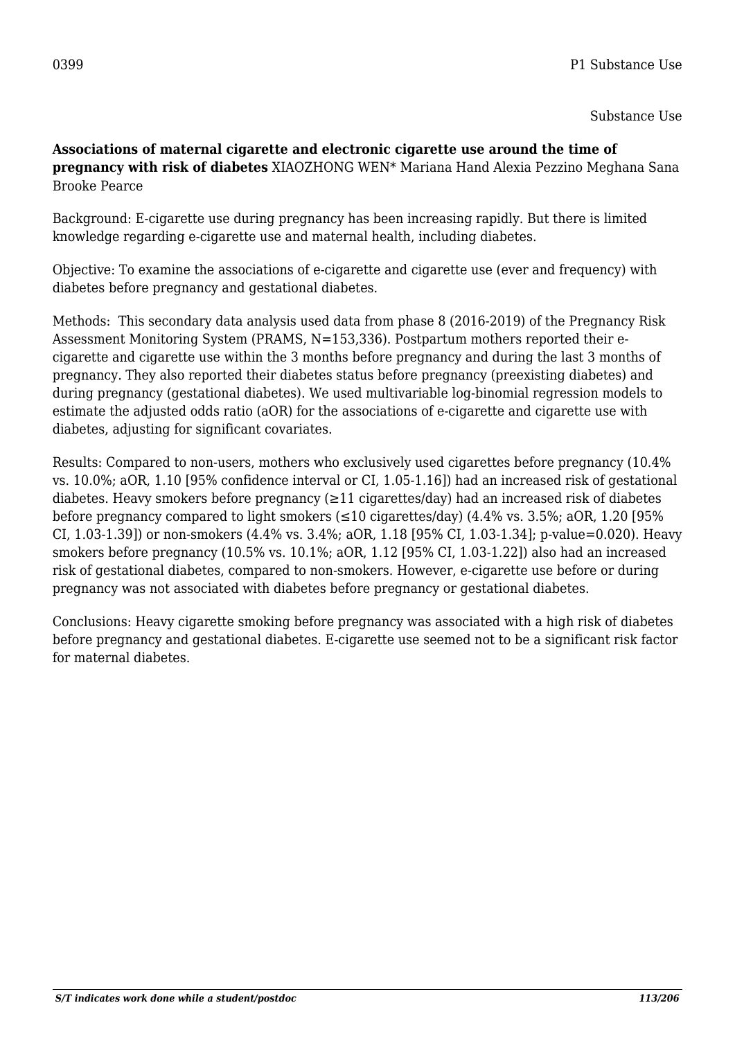0399 P1 Substance Use

Substance Use

**Associations of maternal cigarette and electronic cigarette use around the time of pregnancy with risk of diabetes** XIAOZHONG WEN* Mariana Hand Alexia Pezzino Meghana Sana Brooke Pearce

Background: E-cigarette use during pregnancy has been increasing rapidly. But there is limited knowledge regarding e-cigarette use and maternal health, including diabetes.

Objective: To examine the associations of e-cigarette and cigarette use (ever and frequency) with diabetes before pregnancy and gestational diabetes.

Methods: This secondary data analysis used data from phase 8 (2016-2019) of the Pregnancy Risk Assessment Monitoring System (PRAMS, N=153,336). Postpartum mothers reported their e-cigarette and cigarette use within the 3 months before pregnancy and during the last 3 months of pregnancy. They also reported their diabetes status before pregnancy (preexisting diabetes) and during pregnancy (gestational diabetes). We used multivariable log-binomial regression models to estimate the adjusted odds ratio (aOR) for the associations of e-cigarette and cigarette use with diabetes, adjusting for significant covariates.

Results: Compared to non-users, mothers who exclusively used cigarettes before pregnancy (10.4% vs. 10.0%; aOR, 1.10 [95% confidence interval or CI, 1.05-1.16]) had an increased risk of gestational diabetes. Heavy smokers before pregnancy (≥11 cigarettes/day) had an increased risk of diabetes before pregnancy compared to light smokers (≤10 cigarettes/day) (4.4% vs. 3.5%; aOR, 1.20 [95% CI, 1.03-1.39]) or non-smokers (4.4% vs. 3.4%; aOR, 1.18 [95% CI, 1.03-1.34]; p-value=0.020). Heavy smokers before pregnancy (10.5% vs. 10.1%; aOR, 1.12 [95% CI, 1.03-1.22]) also had an increased risk of gestational diabetes, compared to non-smokers. However, e-cigarette use before or during pregnancy was not associated with diabetes before pregnancy or gestational diabetes.

Conclusions: Heavy cigarette smoking before pregnancy was associated with a high risk of diabetes before pregnancy and gestational diabetes. E-cigarette use seemed not to be a significant risk factor for maternal diabetes.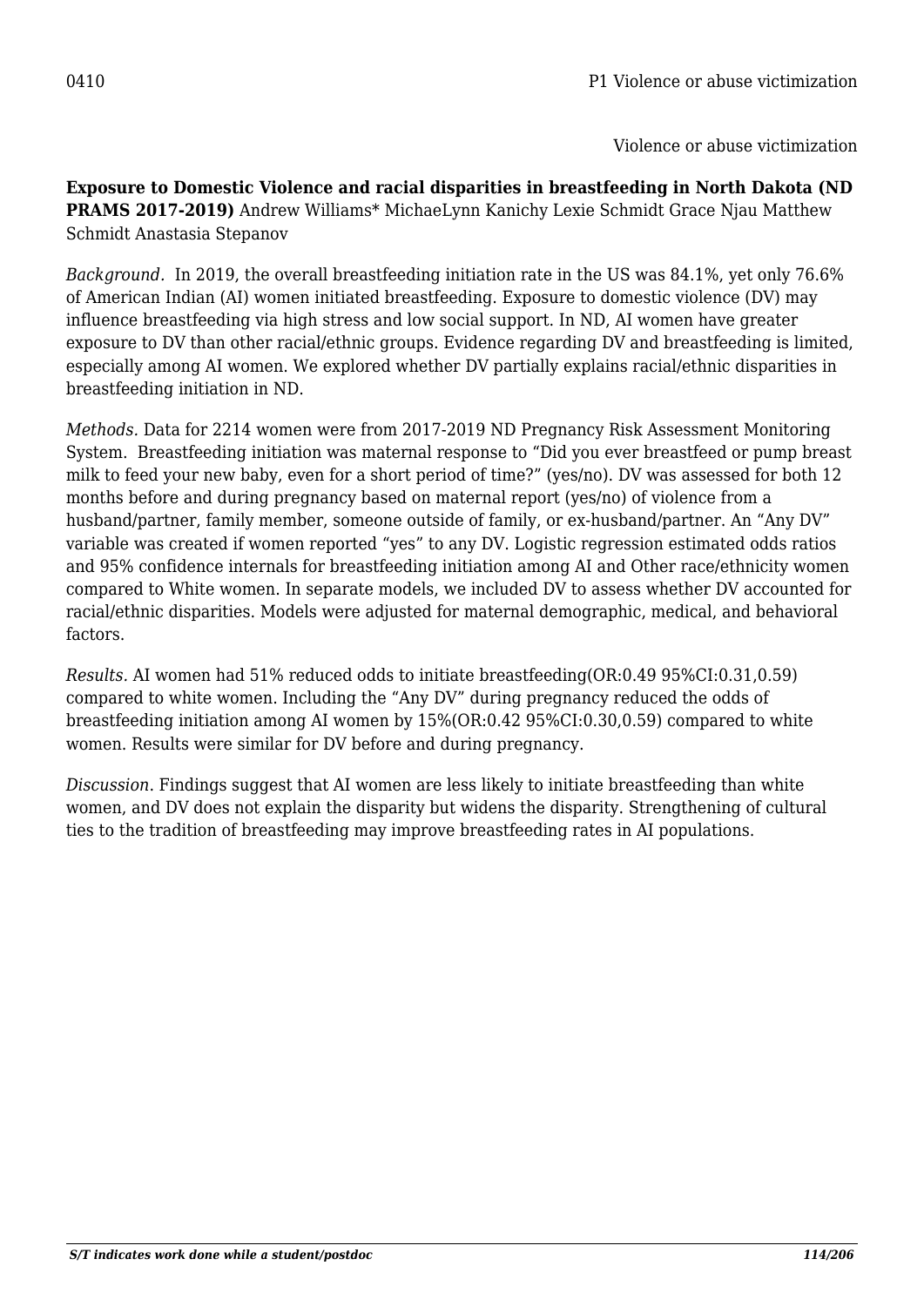0410 P1 Violence or abuse victimization

Violence or abuse victimization

**Exposure to Domestic Violence and racial disparities in breastfeeding in North Dakota (ND PRAMS 2017-2019)** Andrew Williams* MichaeLynn Kanichy Lexie Schmidt Grace Njau Matthew Schmidt Anastasia Stepanov

*Background.* In 2019, the overall breastfeeding initiation rate in the US was 84.1%, yet only 76.6% of American Indian (AI) women initiated breastfeeding. Exposure to domestic violence (DV) may influence breastfeeding via high stress and low social support. In ND, AI women have greater exposure to DV than other racial/ethnic groups. Evidence regarding DV and breastfeeding is limited, especially among AI women. We explored whether DV partially explains racial/ethnic disparities in breastfeeding initiation in ND.

*Methods.* Data for 2214 women were from 2017-2019 ND Pregnancy Risk Assessment Monitoring System. Breastfeeding initiation was maternal response to "Did you ever breastfeed or pump breast milk to feed your new baby, even for a short period of time?" (yes/no). DV was assessed for both 12 months before and during pregnancy based on maternal report (yes/no) of violence from a husband/partner, family member, someone outside of family, or ex-husband/partner. An "Any DV" variable was created if women reported "yes" to any DV. Logistic regression estimated odds ratios and 95% confidence internals for breastfeeding initiation among AI and Other race/ethnicity women compared to White women. In separate models, we included DV to assess whether DV accounted for racial/ethnic disparities. Models were adjusted for maternal demographic, medical, and behavioral factors.

*Results.* AI women had 51% reduced odds to initiate breastfeeding(OR:0.49 95%CI:0.31,0.59) compared to white women. Including the "Any DV" during pregnancy reduced the odds of breastfeeding initiation among AI women by 15%(OR:0.42 95%CI:0.30,0.59) compared to white women. Results were similar for DV before and during pregnancy.

*Discussion.* Findings suggest that AI women are less likely to initiate breastfeeding than white women, and DV does not explain the disparity but widens the disparity. Strengthening of cultural ties to the tradition of breastfeeding may improve breastfeeding rates in AI populations.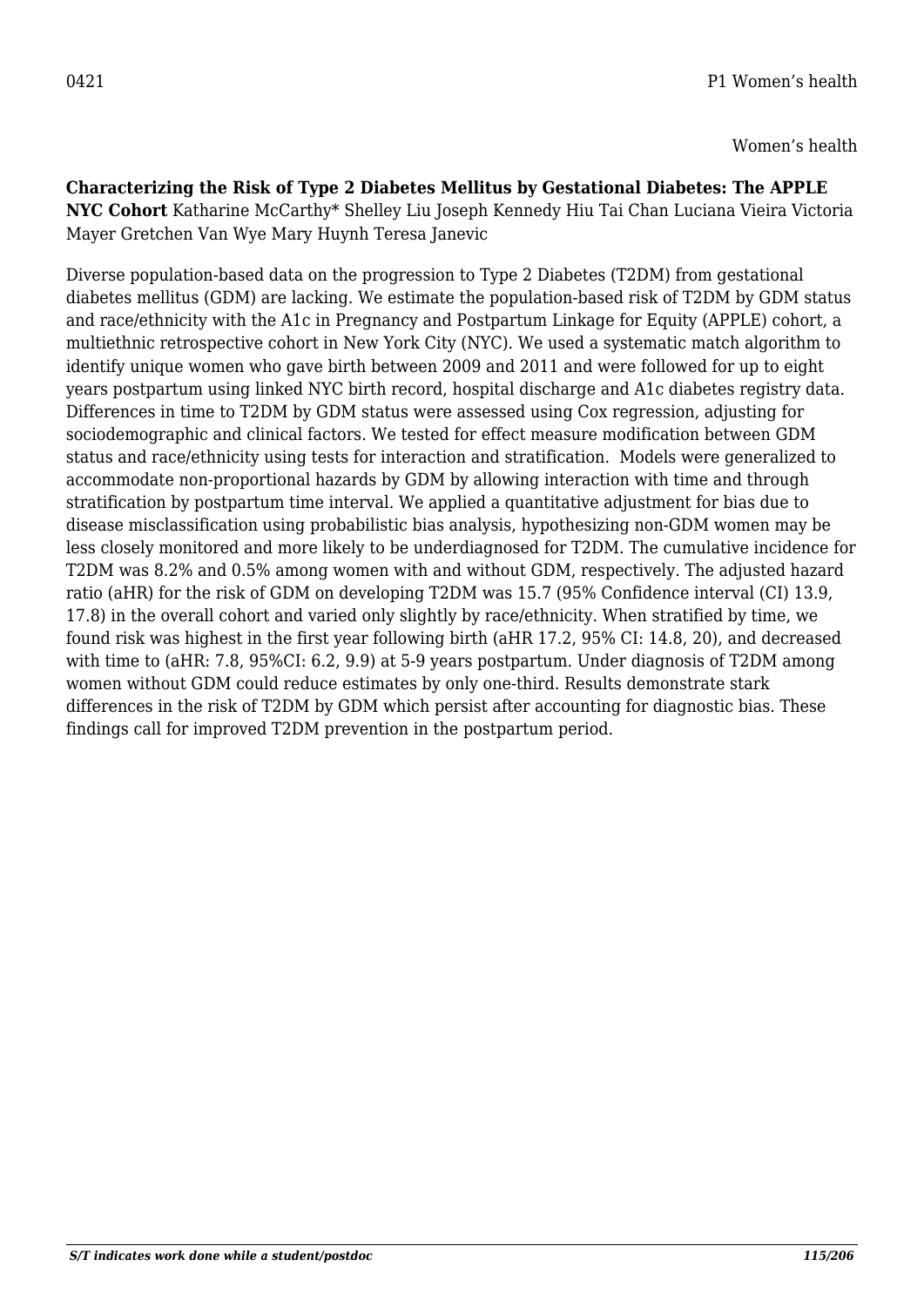Women's health

**Characterizing the Risk of Type 2 Diabetes Mellitus by Gestational Diabetes: The APPLE NYC Cohort** Katharine McCarthy* Shelley Liu Joseph Kennedy Hiu Tai Chan Luciana Vieira Victoria Mayer Gretchen Van Wye Mary Huynh Teresa Janevic

Diverse population-based data on the progression to Type 2 Diabetes (T2DM) from gestational diabetes mellitus (GDM) are lacking. We estimate the population-based risk of T2DM by GDM status and race/ethnicity with the A1c in Pregnancy and Postpartum Linkage for Equity (APPLE) cohort, a multiethnic retrospective cohort in New York City (NYC). We used a systematic match algorithm to identify unique women who gave birth between 2009 and 2011 and were followed for up to eight years postpartum using linked NYC birth record, hospital discharge and A1c diabetes registry data. Differences in time to T2DM by GDM status were assessed using Cox regression, adjusting for sociodemographic and clinical factors. We tested for effect measure modification between GDM status and race/ethnicity using tests for interaction and stratification. Models were generalized to accommodate non-proportional hazards by GDM by allowing interaction with time and through stratification by postpartum time interval. We applied a quantitative adjustment for bias due to disease misclassification using probabilistic bias analysis, hypothesizing non-GDM women may be less closely monitored and more likely to be underdiagnosed for T2DM. The cumulative incidence for T2DM was 8.2% and 0.5% among women with and without GDM, respectively. The adjusted hazard ratio (aHR) for the risk of GDM on developing T2DM was 15.7 (95% Confidence interval (CI) 13.9, 17.8) in the overall cohort and varied only slightly by race/ethnicity. When stratified by time, we found risk was highest in the first year following birth (aHR 17.2, 95% CI: 14.8, 20), and decreased with time to (aHR: 7.8, 95%CI: 6.2, 9.9) at 5-9 years postpartum. Under diagnosis of T2DM among women without GDM could reduce estimates by only one-third. Results demonstrate stark differences in the risk of T2DM by GDM which persist after accounting for diagnostic bias. These findings call for improved T2DM prevention in the postpartum period.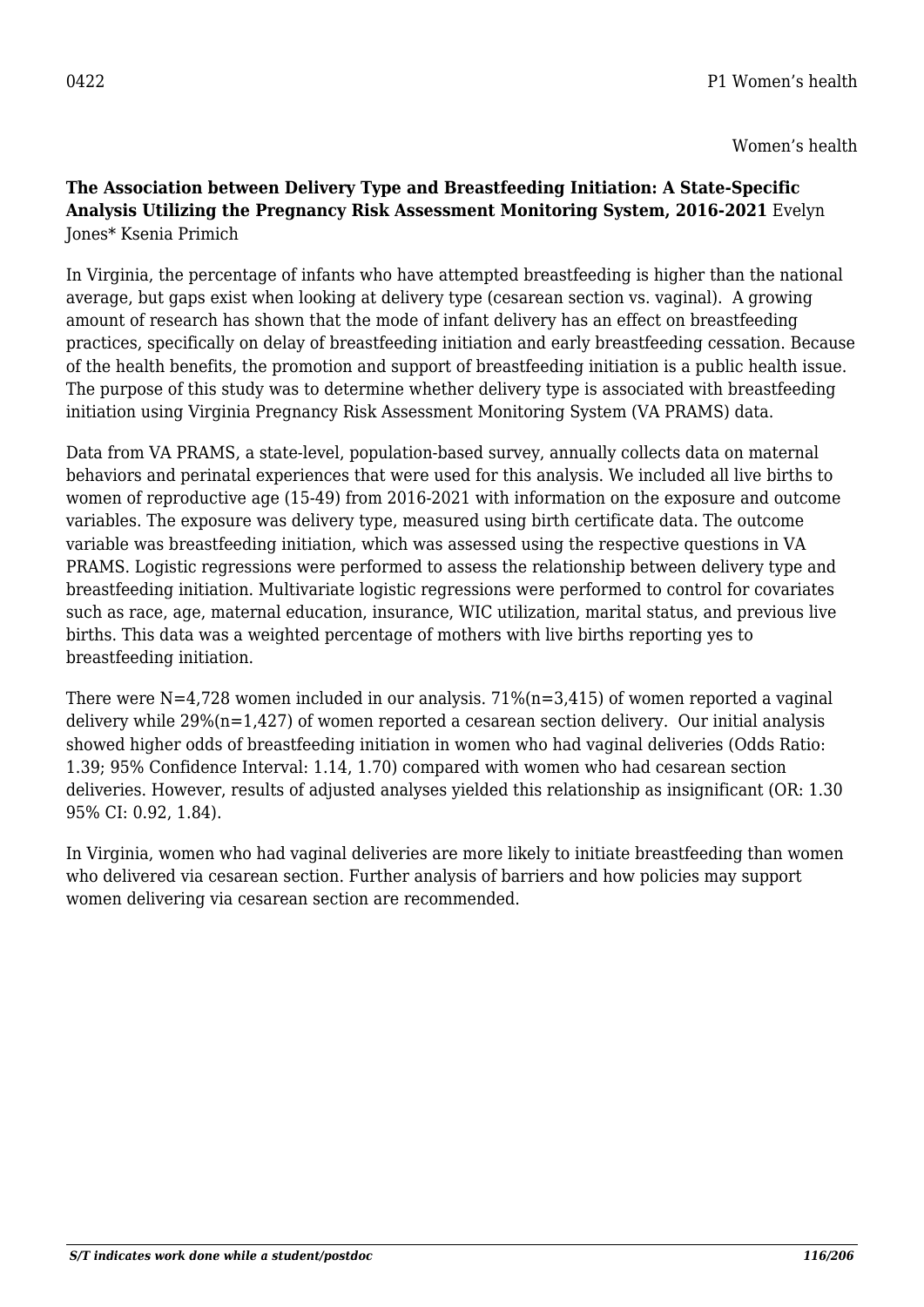0422 P1 Women's health

Women's health

**The Association between Delivery Type and Breastfeeding Initiation: A State-Specific Analysis Utilizing the Pregnancy Risk Assessment Monitoring System, 2016-2021** Evelyn Jones* Ksenia Primich

In Virginia, the percentage of infants who have attempted breastfeeding is higher than the national average, but gaps exist when looking at delivery type (cesarean section vs. vaginal). A growing amount of research has shown that the mode of infant delivery has an effect on breastfeeding practices, specifically on delay of breastfeeding initiation and early breastfeeding cessation. Because of the health benefits, the promotion and support of breastfeeding initiation is a public health issue. The purpose of this study was to determine whether delivery type is associated with breastfeeding initiation using Virginia Pregnancy Risk Assessment Monitoring System (VA PRAMS) data.

Data from VA PRAMS, a state-level, population-based survey, annually collects data on maternal behaviors and perinatal experiences that were used for this analysis. We included all live births to women of reproductive age (15-49) from 2016-2021 with information on the exposure and outcome variables. The exposure was delivery type, measured using birth certificate data. The outcome variable was breastfeeding initiation, which was assessed using the respective questions in VA PRAMS. Logistic regressions were performed to assess the relationship between delivery type and breastfeeding initiation. Multivariate logistic regressions were performed to control for covariates such as race, age, maternal education, insurance, WIC utilization, marital status, and previous live births. This data was a weighted percentage of mothers with live births reporting yes to breastfeeding initiation.

There were N=4,728 women included in our analysis. 71%(n=3,415) of women reported a vaginal delivery while 29%(n=1,427) of women reported a cesarean section delivery. Our initial analysis showed higher odds of breastfeeding initiation in women who had vaginal deliveries (Odds Ratio: 1.39; 95% Confidence Interval: 1.14, 1.70) compared with women who had cesarean section deliveries. However, results of adjusted analyses yielded this relationship as insignificant (OR: 1.30 95% CI: 0.92, 1.84).

In Virginia, women who had vaginal deliveries are more likely to initiate breastfeeding than women who delivered via cesarean section. Further analysis of barriers and how policies may support women delivering via cesarean section are recommended.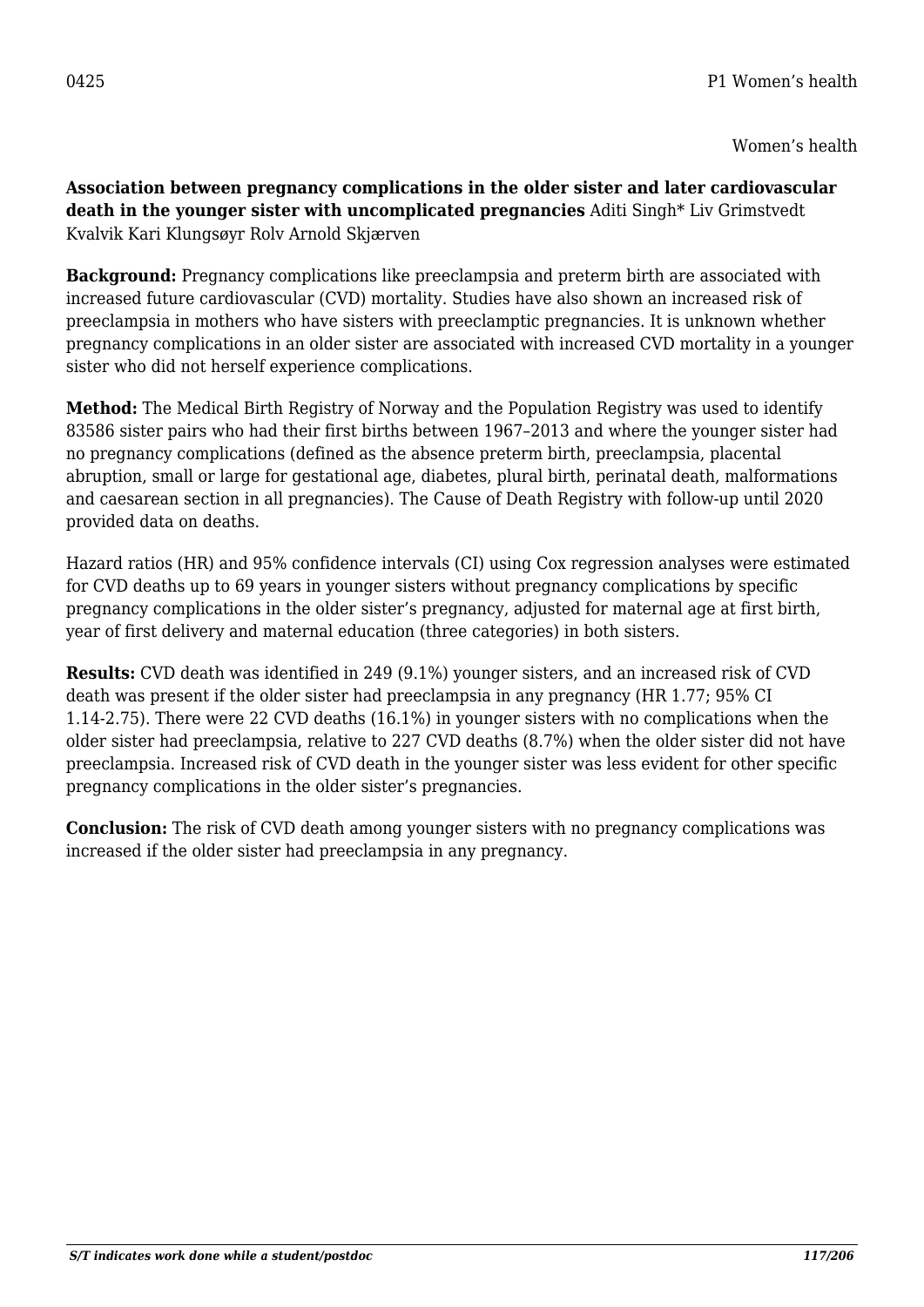0425 P1 Women's health

Women's health

**Association between pregnancy complications in the older sister and later cardiovascular death in the younger sister with uncomplicated pregnancies** Aditi Singh* Liv Grimstvedt Kvalvik Kari Klungsøyr Rolv Arnold Skjærven

**Background:** Pregnancy complications like preeclampsia and preterm birth are associated with increased future cardiovascular (CVD) mortality. Studies have also shown an increased risk of preeclampsia in mothers who have sisters with preeclamptic pregnancies. It is unknown whether pregnancy complications in an older sister are associated with increased CVD mortality in a younger sister who did not herself experience complications.

**Method:** The Medical Birth Registry of Norway and the Population Registry was used to identify 83586 sister pairs who had their first births between 1967–2013 and where the younger sister had no pregnancy complications (defined as the absence preterm birth, preeclampsia, placental abruption, small or large for gestational age, diabetes, plural birth, perinatal death, malformations and caesarean section in all pregnancies). The Cause of Death Registry with follow-up until 2020 provided data on deaths.

Hazard ratios (HR) and 95% confidence intervals (CI) using Cox regression analyses were estimated for CVD deaths up to 69 years in younger sisters without pregnancy complications by specific pregnancy complications in the older sister's pregnancy, adjusted for maternal age at first birth, year of first delivery and maternal education (three categories) in both sisters.

**Results:** CVD death was identified in 249 (9.1%) younger sisters, and an increased risk of CVD death was present if the older sister had preeclampsia in any pregnancy (HR 1.77; 95% CI 1.14-2.75). There were 22 CVD deaths (16.1%) in younger sisters with no complications when the older sister had preeclampsia, relative to 227 CVD deaths (8.7%) when the older sister did not have preeclampsia. Increased risk of CVD death in the younger sister was less evident for other specific pregnancy complications in the older sister's pregnancies.

**Conclusion:** The risk of CVD death among younger sisters with no pregnancy complications was increased if the older sister had preeclampsia in any pregnancy.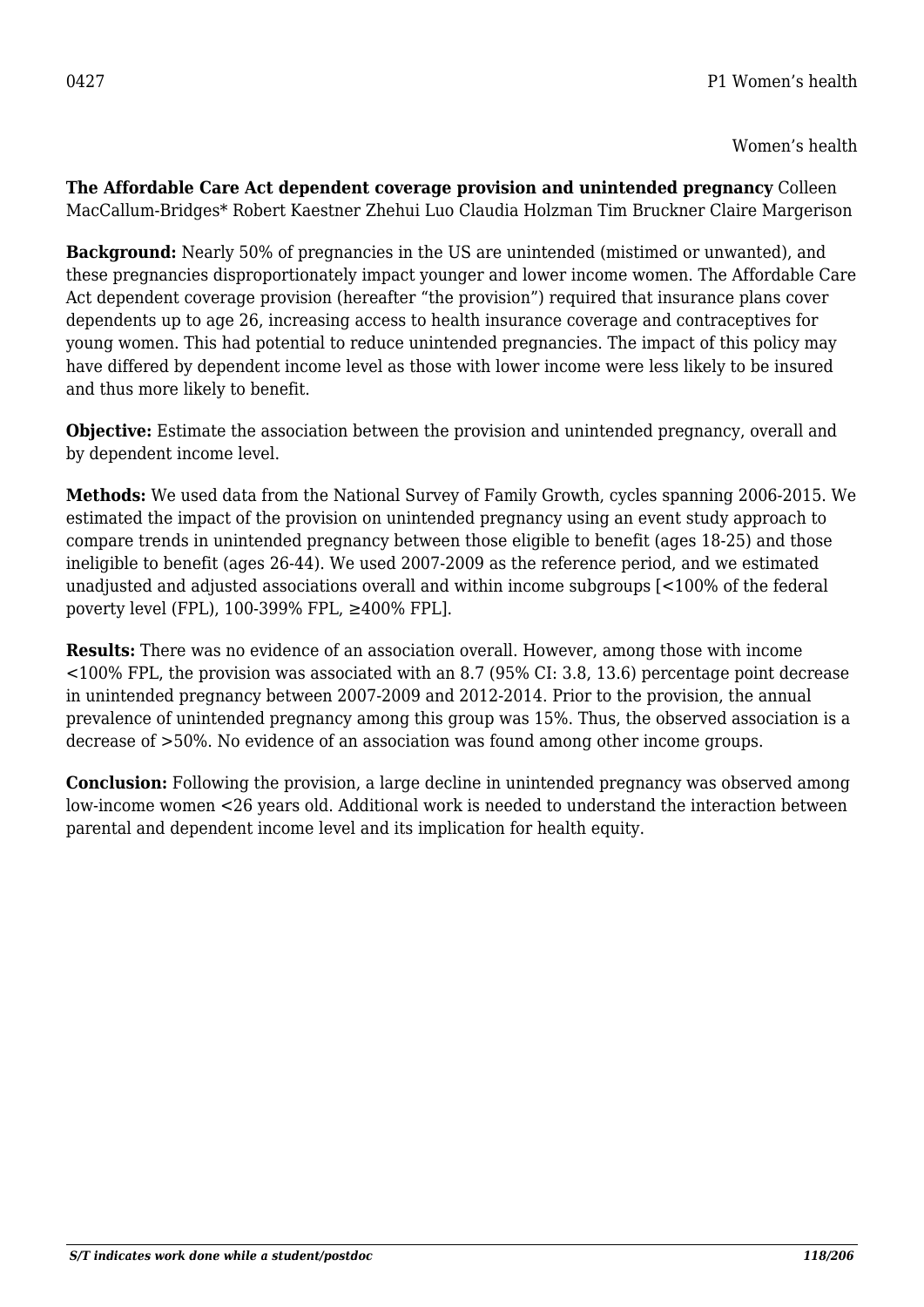0427 P1 Women's health

Women's health

**The Affordable Care Act dependent coverage provision and unintended pregnancy** Colleen MacCallum-Bridges* Robert Kaestner Zhehui Luo Claudia Holzman Tim Bruckner Claire Margerison

**Background:** Nearly 50% of pregnancies in the US are unintended (mistimed or unwanted), and these pregnancies disproportionately impact younger and lower income women. The Affordable Care Act dependent coverage provision (hereafter "the provision") required that insurance plans cover dependents up to age 26, increasing access to health insurance coverage and contraceptives for young women. This had potential to reduce unintended pregnancies. The impact of this policy may have differed by dependent income level as those with lower income were less likely to be insured and thus more likely to benefit.

**Objective:** Estimate the association between the provision and unintended pregnancy, overall and by dependent income level.

**Methods:** We used data from the National Survey of Family Growth, cycles spanning 2006-2015. We estimated the impact of the provision on unintended pregnancy using an event study approach to compare trends in unintended pregnancy between those eligible to benefit (ages 18-25) and those ineligible to benefit (ages 26-44). We used 2007-2009 as the reference period, and we estimated unadjusted and adjusted associations overall and within income subgroups [<100% of the federal poverty level (FPL), 100-399% FPL, ≥400% FPL].

**Results:** There was no evidence of an association overall. However, among those with income <100% FPL, the provision was associated with an 8.7 (95% CI: 3.8, 13.6) percentage point decrease in unintended pregnancy between 2007-2009 and 2012-2014. Prior to the provision, the annual prevalence of unintended pregnancy among this group was 15%. Thus, the observed association is a decrease of >50%. No evidence of an association was found among other income groups.

**Conclusion:** Following the provision, a large decline in unintended pregnancy was observed among low-income women <26 years old. Additional work is needed to understand the interaction between parental and dependent income level and its implication for health equity.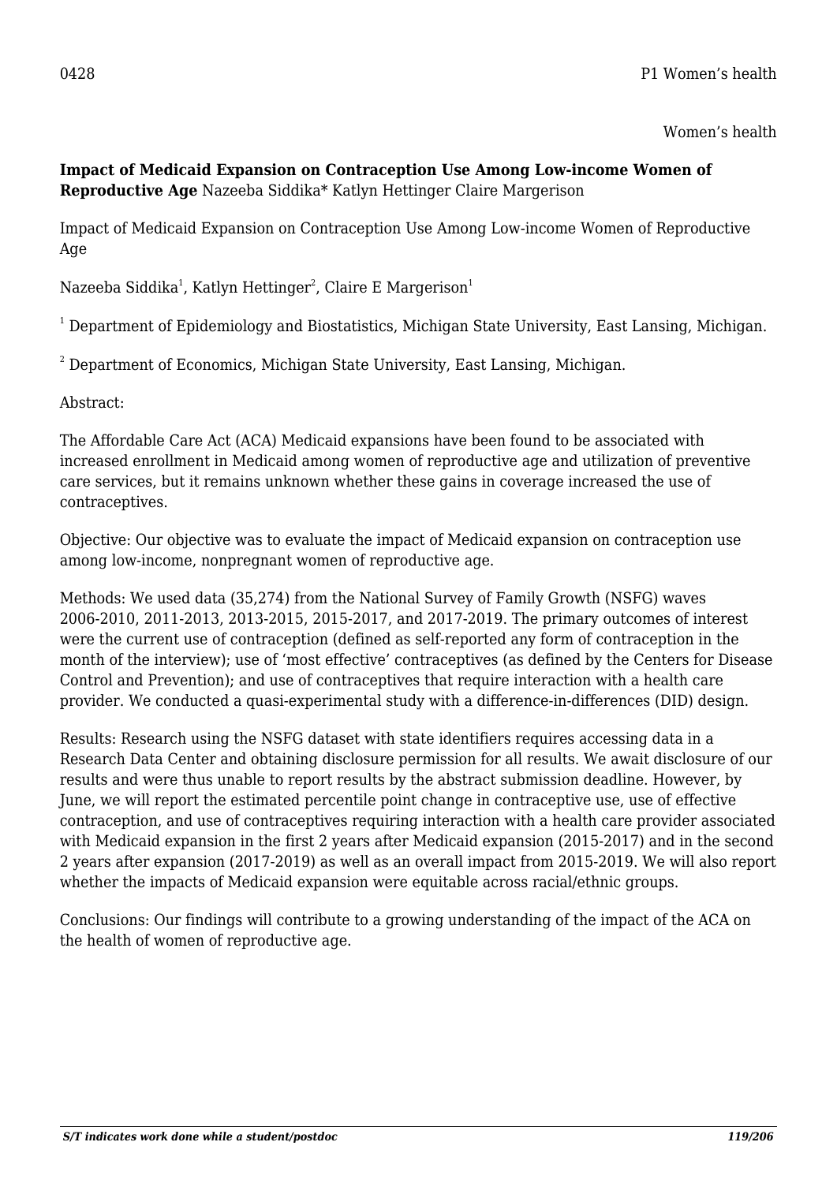0428 P1 Women's health

Women's health

**Impact of Medicaid Expansion on Contraception Use Among Low-income Women of Reproductive Age** Nazeeba Siddika* Katlyn Hettinger Claire Margerison

Impact of Medicaid Expansion on Contraception Use Among Low-income Women of Reproductive Age

Nazeeba Siddika[1], Katlyn Hettinger[2], Claire E Margerison[1]

[1] Department of Epidemiology and Biostatistics, Michigan State University, East Lansing, Michigan.

[2] Department of Economics, Michigan State University, East Lansing, Michigan.

Abstract:

The Affordable Care Act (ACA) Medicaid expansions have been found to be associated with increased enrollment in Medicaid among women of reproductive age and utilization of preventive care services, but it remains unknown whether these gains in coverage increased the use of contraceptives.

Objective: Our objective was to evaluate the impact of Medicaid expansion on contraception use among low-income, nonpregnant women of reproductive age.

Methods: We used data (35,274) from the National Survey of Family Growth (NSFG) waves 2006-2010, 2011-2013, 2013-2015, 2015-2017, and 2017-2019. The primary outcomes of interest were the current use of contraception (defined as self-reported any form of contraception in the month of the interview); use of 'most effective' contraceptives (as defined by the Centers for Disease Control and Prevention); and use of contraceptives that require interaction with a health care provider. We conducted a quasi-experimental study with a difference-in-differences (DID) design.

Results: Research using the NSFG dataset with state identifiers requires accessing data in a Research Data Center and obtaining disclosure permission for all results. We await disclosure of our results and were thus unable to report results by the abstract submission deadline. However, by June, we will report the estimated percentile point change in contraceptive use, use of effective contraception, and use of contraceptives requiring interaction with a health care provider associated with Medicaid expansion in the first 2 years after Medicaid expansion (2015-2017) and in the second 2 years after expansion (2017-2019) as well as an overall impact from 2015-2019. We will also report whether the impacts of Medicaid expansion were equitable across racial/ethnic groups.

Conclusions: Our findings will contribute to a growing understanding of the impact of the ACA on the health of women of reproductive age.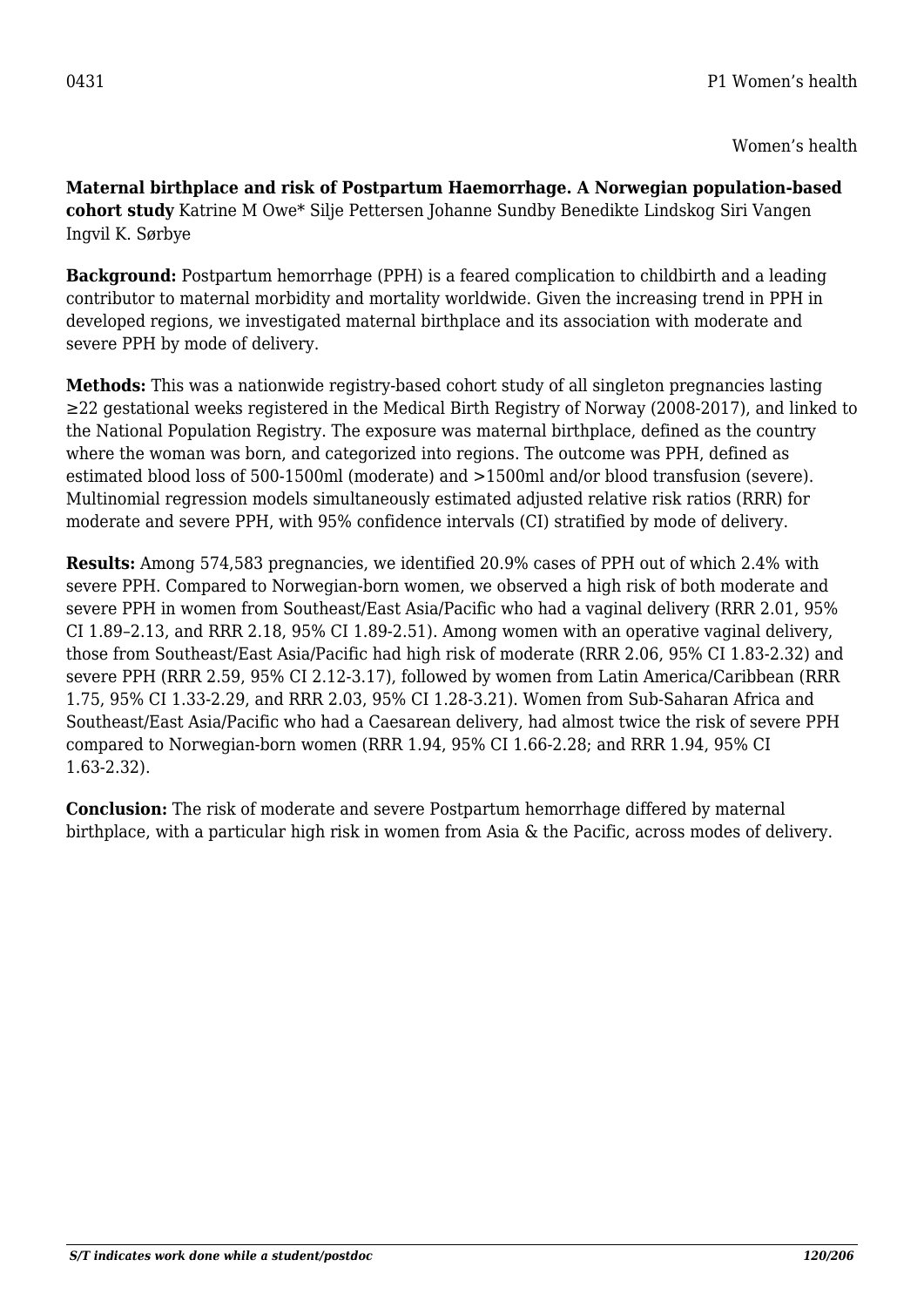0431 P1 Women's health

Women's health

**Maternal birthplace and risk of Postpartum Haemorrhage. A Norwegian population-based cohort study** Katrine M Owe* Silje Pettersen Johanne Sundby Benedikte Lindskog Siri Vangen Ingvil K. Sørbye

**Background:** Postpartum hemorrhage (PPH) is a feared complication to childbirth and a leading contributor to maternal morbidity and mortality worldwide. Given the increasing trend in PPH in developed regions, we investigated maternal birthplace and its association with moderate and severe PPH by mode of delivery.

**Methods:** This was a nationwide registry-based cohort study of all singleton pregnancies lasting ≥22 gestational weeks registered in the Medical Birth Registry of Norway (2008-2017), and linked to the National Population Registry. The exposure was maternal birthplace, defined as the country where the woman was born, and categorized into regions. The outcome was PPH, defined as estimated blood loss of 500-1500ml (moderate) and >1500ml and/or blood transfusion (severe). Multinomial regression models simultaneously estimated adjusted relative risk ratios (RRR) for moderate and severe PPH, with 95% confidence intervals (CI) stratified by mode of delivery.

**Results:** Among 574,583 pregnancies, we identified 20.9% cases of PPH out of which 2.4% with severe PPH. Compared to Norwegian-born women, we observed a high risk of both moderate and severe PPH in women from Southeast/East Asia/Pacific who had a vaginal delivery (RRR 2.01, 95% CI 1.89–2.13, and RRR 2.18, 95% CI 1.89-2.51). Among women with an operative vaginal delivery, those from Southeast/East Asia/Pacific had high risk of moderate (RRR 2.06, 95% CI 1.83-2.32) and severe PPH (RRR 2.59, 95% CI 2.12-3.17), followed by women from Latin America/Caribbean (RRR 1.75, 95% CI 1.33-2.29, and RRR 2.03, 95% CI 1.28-3.21). Women from Sub-Saharan Africa and Southeast/East Asia/Pacific who had a Caesarean delivery, had almost twice the risk of severe PPH compared to Norwegian-born women (RRR 1.94, 95% CI 1.66-2.28; and RRR 1.94, 95% CI 1.63-2.32).

**Conclusion:** The risk of moderate and severe Postpartum hemorrhage differed by maternal birthplace, with a particular high risk in women from Asia & the Pacific, across modes of delivery.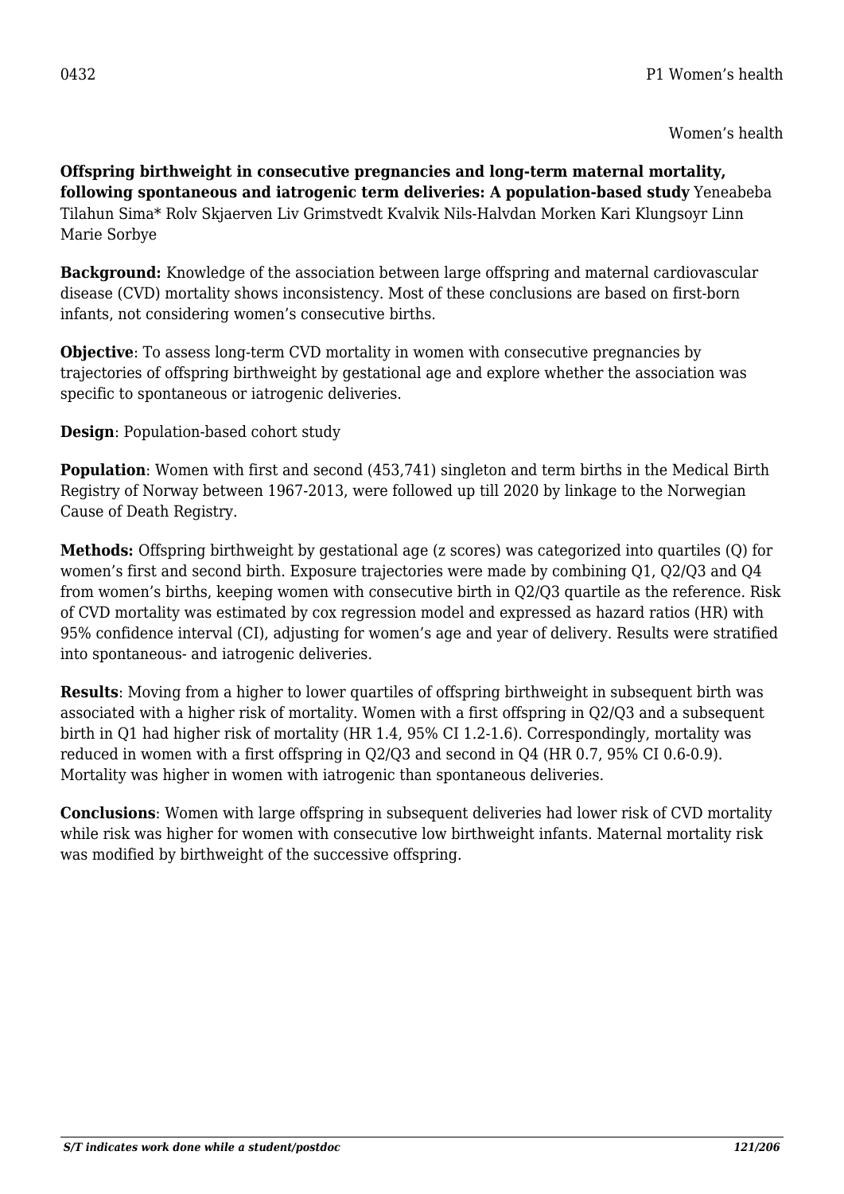0432 P1 Women's health

Women's health

**Offspring birthweight in consecutive pregnancies and long-term maternal mortality, following spontaneous and iatrogenic term deliveries: A population-based study** Yeneabeba Tilahun Sima* Rolv Skjaerven Liv Grimstvedt Kvalvik Nils-Halvdan Morken Kari Klungsoyr Linn Marie Sorbye

**Background:** Knowledge of the association between large offspring and maternal cardiovascular disease (CVD) mortality shows inconsistency. Most of these conclusions are based on first-born infants, not considering women's consecutive births.

**Objective**: To assess long-term CVD mortality in women with consecutive pregnancies by trajectories of offspring birthweight by gestational age and explore whether the association was specific to spontaneous or iatrogenic deliveries.

**Design**: Population-based cohort study

**Population**: Women with first and second (453,741) singleton and term births in the Medical Birth Registry of Norway between 1967-2013, were followed up till 2020 by linkage to the Norwegian Cause of Death Registry.

**Methods:** Offspring birthweight by gestational age (z scores) was categorized into quartiles (Q) for women's first and second birth. Exposure trajectories were made by combining Q1, Q2/Q3 and Q4 from women's births, keeping women with consecutive birth in Q2/Q3 quartile as the reference. Risk of CVD mortality was estimated by cox regression model and expressed as hazard ratios (HR) with 95% confidence interval (CI), adjusting for women's age and year of delivery. Results were stratified into spontaneous- and iatrogenic deliveries.

**Results**: Moving from a higher to lower quartiles of offspring birthweight in subsequent birth was associated with a higher risk of mortality. Women with a first offspring in Q2/Q3 and a subsequent birth in Q1 had higher risk of mortality (HR 1.4, 95% CI 1.2-1.6). Correspondingly, mortality was reduced in women with a first offspring in Q2/Q3 and second in Q4 (HR 0.7, 95% CI 0.6-0.9). Mortality was higher in women with iatrogenic than spontaneous deliveries.

**Conclusions**: Women with large offspring in subsequent deliveries had lower risk of CVD mortality while risk was higher for women with consecutive low birthweight infants. Maternal mortality risk was modified by birthweight of the successive offspring.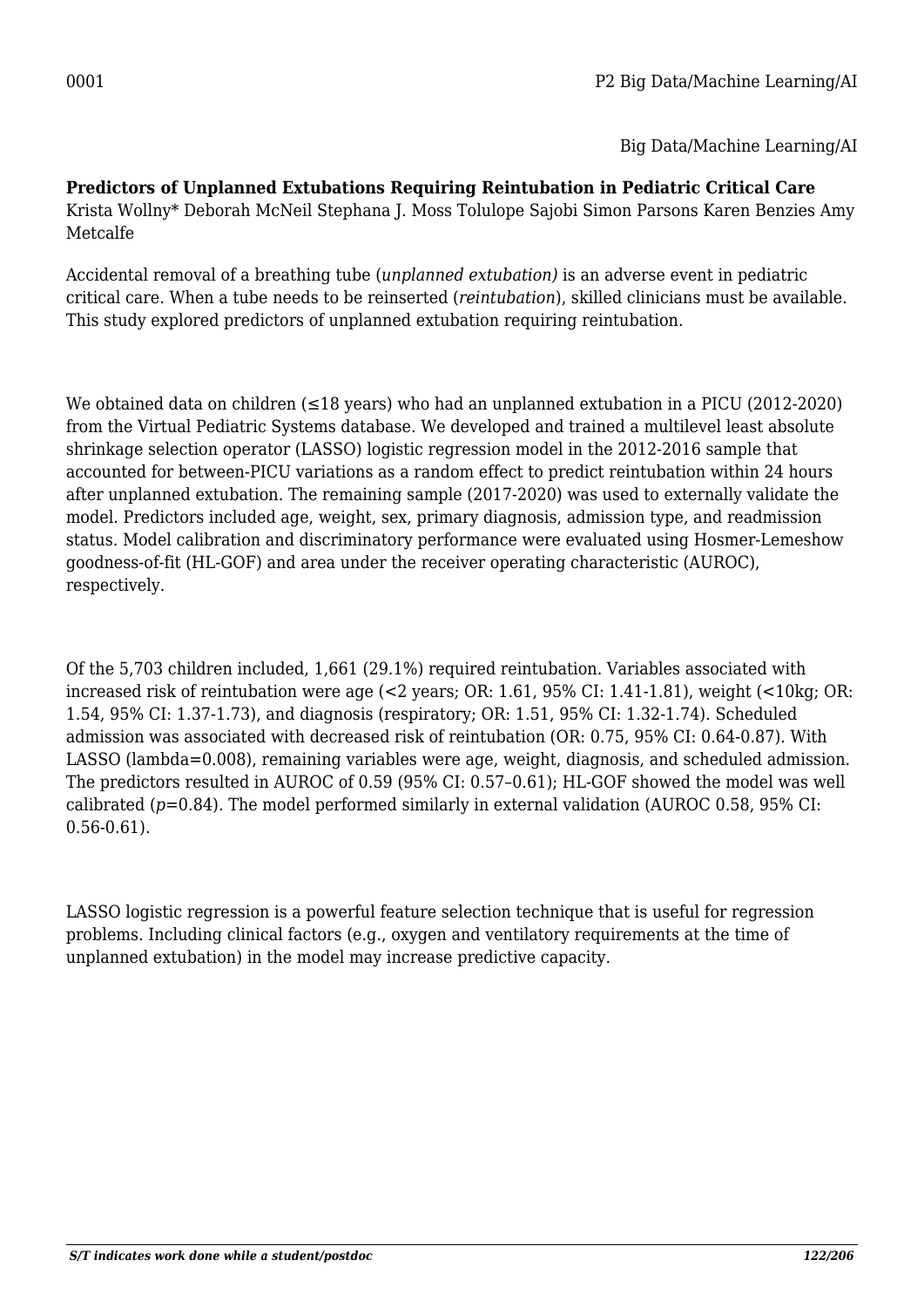Big Data/Machine Learning/AI

**Predictors of Unplanned Extubations Requiring Reintubation in Pediatric Critical Care**
Krista Wollny* Deborah McNeil Stephana J. Moss Tolulope Sajobi Simon Parsons Karen Benzies Amy Metcalfe

Accidental removal of a breathing tube (*unplanned extubation)* is an adverse event in pediatric critical care. When a tube needs to be reinserted (*reintubation*), skilled clinicians must be available. This study explored predictors of unplanned extubation requiring reintubation.

We obtained data on children (≤18 years) who had an unplanned extubation in a PICU (2012-2020) from the Virtual Pediatric Systems database. We developed and trained a multilevel least absolute shrinkage selection operator (LASSO) logistic regression model in the 2012-2016 sample that accounted for between-PICU variations as a random effect to predict reintubation within 24 hours after unplanned extubation. The remaining sample (2017-2020) was used to externally validate the model. Predictors included age, weight, sex, primary diagnosis, admission type, and readmission status. Model calibration and discriminatory performance were evaluated using Hosmer-Lemeshow goodness-of-fit (HL-GOF) and area under the receiver operating characteristic (AUROC), respectively.

Of the 5,703 children included, 1,661 (29.1%) required reintubation. Variables associated with increased risk of reintubation were age (<2 years; OR: 1.61, 95% CI: 1.41-1.81), weight (<10kg; OR: 1.54, 95% CI: 1.37-1.73), and diagnosis (respiratory; OR: 1.51, 95% CI: 1.32-1.74). Scheduled admission was associated with decreased risk of reintubation (OR: 0.75, 95% CI: 0.64-0.87). With LASSO (lambda=0.008), remaining variables were age, weight, diagnosis, and scheduled admission. The predictors resulted in AUROC of 0.59 (95% CI: 0.57–0.61); HL-GOF showed the model was well calibrated ($p$=0.84). The model performed similarly in external validation (AUROC 0.58, 95% CI: 0.56-0.61).

LASSO logistic regression is a powerful feature selection technique that is useful for regression problems. Including clinical factors (e.g., oxygen and ventilatory requirements at the time of unplanned extubation) in the model may increase predictive capacity.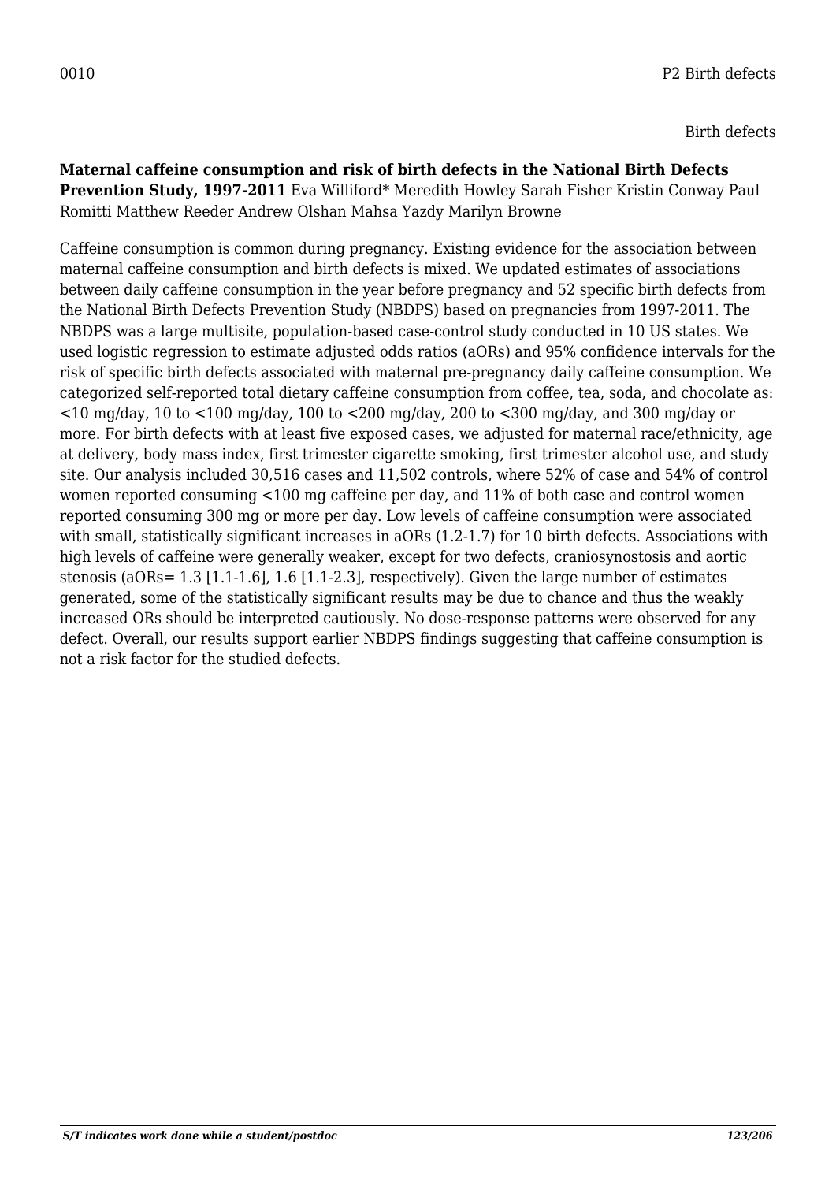0010 P2 Birth defects

Birth defects

**Maternal caffeine consumption and risk of birth defects in the National Birth Defects Prevention Study, 1997-2011** Eva Williford* Meredith Howley Sarah Fisher Kristin Conway Paul Romitti Matthew Reeder Andrew Olshan Mahsa Yazdy Marilyn Browne

Caffeine consumption is common during pregnancy. Existing evidence for the association between maternal caffeine consumption and birth defects is mixed. We updated estimates of associations between daily caffeine consumption in the year before pregnancy and 52 specific birth defects from the National Birth Defects Prevention Study (NBDPS) based on pregnancies from 1997-2011. The NBDPS was a large multisite, population-based case-control study conducted in 10 US states. We used logistic regression to estimate adjusted odds ratios (aORs) and 95% confidence intervals for the risk of specific birth defects associated with maternal pre-pregnancy daily caffeine consumption. We categorized self-reported total dietary caffeine consumption from coffee, tea, soda, and chocolate as: <10 mg/day, 10 to <100 mg/day, 100 to <200 mg/day, 200 to <300 mg/day, and 300 mg/day or more. For birth defects with at least five exposed cases, we adjusted for maternal race/ethnicity, age at delivery, body mass index, first trimester cigarette smoking, first trimester alcohol use, and study site. Our analysis included 30,516 cases and 11,502 controls, where 52% of case and 54% of control women reported consuming <100 mg caffeine per day, and 11% of both case and control women reported consuming 300 mg or more per day. Low levels of caffeine consumption were associated with small, statistically significant increases in aORs (1.2-1.7) for 10 birth defects. Associations with high levels of caffeine were generally weaker, except for two defects, craniosynostosis and aortic stenosis (aORs= 1.3 [1.1-1.6], 1.6 [1.1-2.3], respectively). Given the large number of estimates generated, some of the statistically significant results may be due to chance and thus the weakly increased ORs should be interpreted cautiously. No dose-response patterns were observed for any defect. Overall, our results support earlier NBDPS findings suggesting that caffeine consumption is not a risk factor for the studied defects.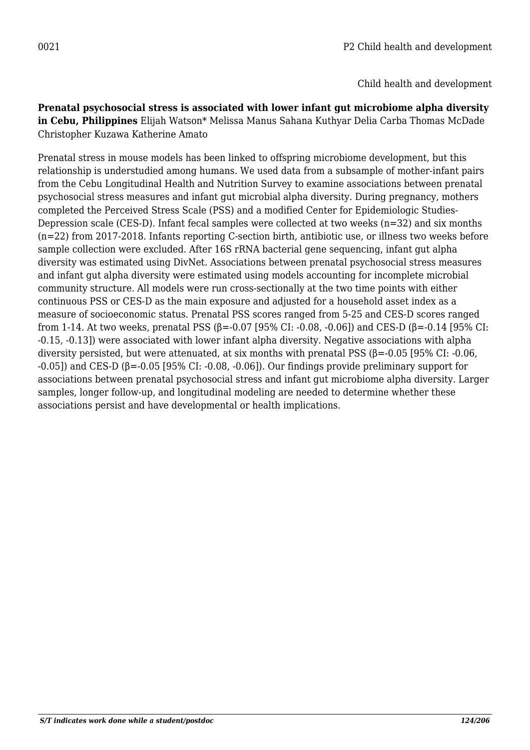0021 P2 Child health and development

Child health and development

**Prenatal psychosocial stress is associated with lower infant gut microbiome alpha diversity in Cebu, Philippines** Elijah Watson* Melissa Manus Sahana Kuthyar Delia Carba Thomas McDade Christopher Kuzawa Katherine Amato

Prenatal stress in mouse models has been linked to offspring microbiome development, but this relationship is understudied among humans. We used data from a subsample of mother-infant pairs from the Cebu Longitudinal Health and Nutrition Survey to examine associations between prenatal psychosocial stress measures and infant gut microbial alpha diversity. During pregnancy, mothers completed the Perceived Stress Scale (PSS) and a modified Center for Epidemiologic Studies-Depression scale (CES-D). Infant fecal samples were collected at two weeks (n=32) and six months (n=22) from 2017-2018. Infants reporting C-section birth, antibiotic use, or illness two weeks before sample collection were excluded. After 16S rRNA bacterial gene sequencing, infant gut alpha diversity was estimated using DivNet. Associations between prenatal psychosocial stress measures and infant gut alpha diversity were estimated using models accounting for incomplete microbial community structure. All models were run cross-sectionally at the two time points with either continuous PSS or CES-D as the main exposure and adjusted for a household asset index as a measure of socioeconomic status. Prenatal PSS scores ranged from 5-25 and CES-D scores ranged from 1-14. At two weeks, prenatal PSS ($\beta$=-0.07 [95% CI: -0.08, -0.06]) and CES-D ($\beta$=-0.14 [95% CI: -0.15, -0.13]) were associated with lower infant alpha diversity. Negative associations with alpha diversity persisted, but were attenuated, at six months with prenatal PSS ($\beta$=-0.05 [95% CI: -0.06, -0.05]) and CES-D ($\beta$=-0.05 [95% CI: -0.08, -0.06]). Our findings provide preliminary support for associations between prenatal psychosocial stress and infant gut microbiome alpha diversity. Larger samples, longer follow-up, and longitudinal modeling are needed to determine whether these associations persist and have developmental or health implications.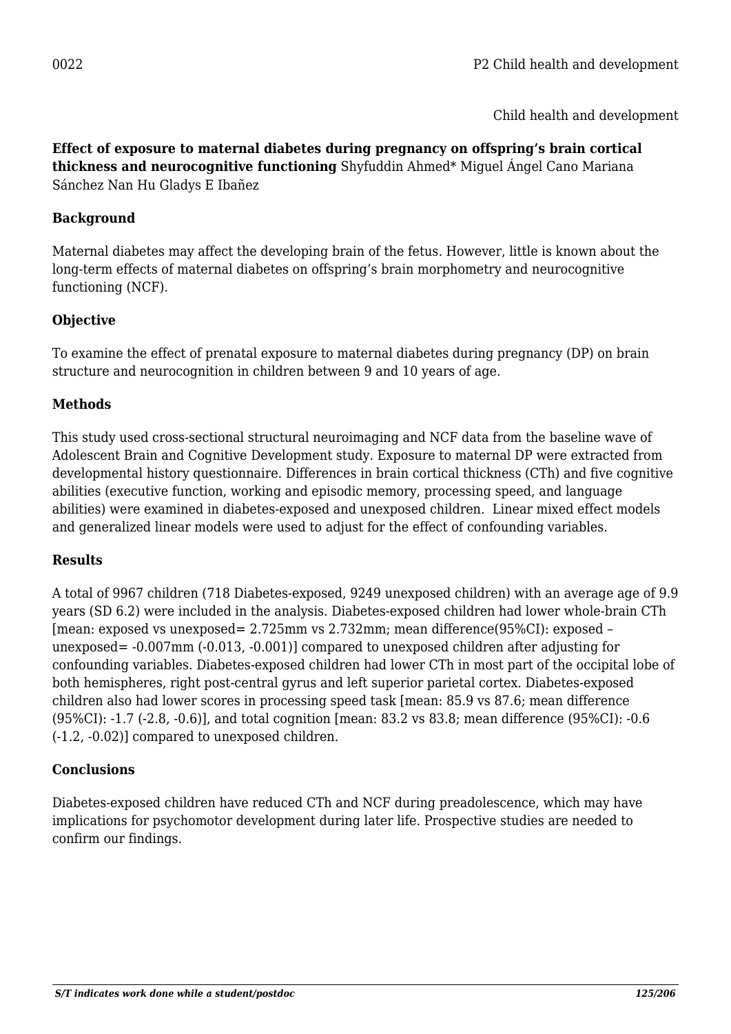0022 P2 Child health and development

Child health and development

**Effect of exposure to maternal diabetes during pregnancy on offspring's brain cortical thickness and neurocognitive functioning** Shyfuddin Ahmed* Miguel Ángel Cano Mariana Sánchez Nan Hu Gladys E Ibañez

### Background

Maternal diabetes may affect the developing brain of the fetus. However, little is known about the long-term effects of maternal diabetes on offspring's brain morphometry and neurocognitive functioning (NCF).

### Objective

To examine the effect of prenatal exposure to maternal diabetes during pregnancy (DP) on brain structure and neurocognition in children between 9 and 10 years of age.

### Methods

This study used cross-sectional structural neuroimaging and NCF data from the baseline wave of Adolescent Brain and Cognitive Development study. Exposure to maternal DP were extracted from developmental history questionnaire. Differences in brain cortical thickness (CTh) and five cognitive abilities (executive function, working and episodic memory, processing speed, and language abilities) were examined in diabetes-exposed and unexposed children. Linear mixed effect models and generalized linear models were used to adjust for the effect of confounding variables.

### Results

A total of 9967 children (718 Diabetes-exposed, 9249 unexposed children) with an average age of 9.9 years (SD 6.2) were included in the analysis. Diabetes-exposed children had lower whole-brain CTh [mean: exposed vs unexposed= 2.725mm vs 2.732mm; mean difference(95%CI): exposed – unexposed= -0.007mm (-0.013, -0.001)] compared to unexposed children after adjusting for confounding variables. Diabetes-exposed children had lower CTh in most part of the occipital lobe of both hemispheres, right post-central gyrus and left superior parietal cortex. Diabetes-exposed children also had lower scores in processing speed task [mean: 85.9 vs 87.6; mean difference (95%CI): -1.7 (-2.8, -0.6)], and total cognition [mean: 83.2 vs 83.8; mean difference (95%CI): -0.6 (-1.2, -0.02)] compared to unexposed children.

### Conclusions

Diabetes-exposed children have reduced CTh and NCF during preadolescence, which may have implications for psychomotor development during later life. Prospective studies are needed to confirm our findings.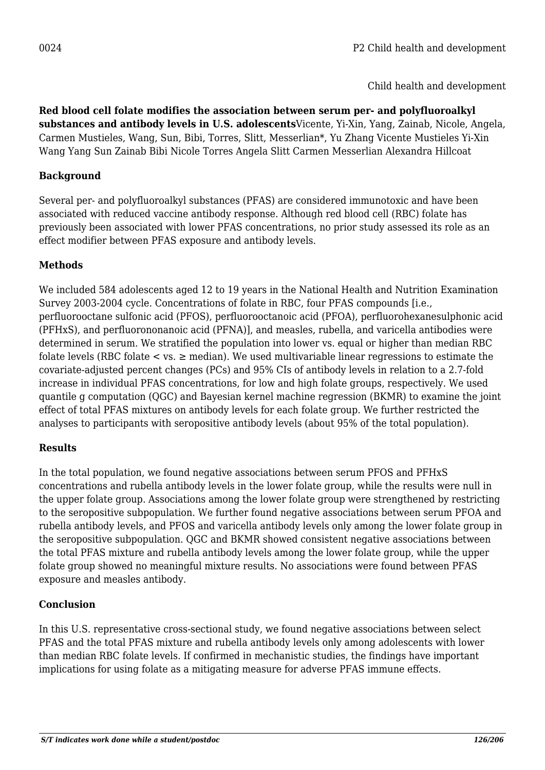0024 P2 Child health and development

Child health and development

**Red blood cell folate modifies the association between serum per- and polyfluoroalkyl substances and antibody levels in U.S. adolescents**Vicente, Yi-Xin, Yang, Zainab, Nicole, Angela, Carmen Mustieles, Wang, Sun, Bibi, Torres, Slitt, Messerlian*, Yu Zhang Vicente Mustieles Yi-Xin Wang Yang Sun Zainab Bibi Nicole Torres Angela Slitt Carmen Messerlian Alexandra Hillcoat

### Background

Several per- and polyfluoroalkyl substances (PFAS) are considered immunotoxic and have been associated with reduced vaccine antibody response. Although red blood cell (RBC) folate has previously been associated with lower PFAS concentrations, no prior study assessed its role as an effect modifier between PFAS exposure and antibody levels.

### Methods

We included 584 adolescents aged 12 to 19 years in the National Health and Nutrition Examination Survey 2003-2004 cycle. Concentrations of folate in RBC, four PFAS compounds [i.e., perfluorooctane sulfonic acid (PFOS), perfluorooctanoic acid (PFOA), perfluorohexanesulphonic acid (PFHxS), and perfluorononanoic acid (PFNA)], and measles, rubella, and varicella antibodies were determined in serum. We stratified the population into lower vs. equal or higher than median RBC folate levels (RBC folate < vs. ≥ median). We used multivariable linear regressions to estimate the covariate-adjusted percent changes (PCs) and 95% CIs of antibody levels in relation to a 2.7-fold increase in individual PFAS concentrations, for low and high folate groups, respectively. We used quantile g computation (QGC) and Bayesian kernel machine regression (BKMR) to examine the joint effect of total PFAS mixtures on antibody levels for each folate group. We further restricted the analyses to participants with seropositive antibody levels (about 95% of the total population).

### Results

In the total population, we found negative associations between serum PFOS and PFHxS concentrations and rubella antibody levels in the lower folate group, while the results were null in the upper folate group. Associations among the lower folate group were strengthened by restricting to the seropositive subpopulation. We further found negative associations between serum PFOA and rubella antibody levels, and PFOS and varicella antibody levels only among the lower folate group in the seropositive subpopulation. QGC and BKMR showed consistent negative associations between the total PFAS mixture and rubella antibody levels among the lower folate group, while the upper folate group showed no meaningful mixture results. No associations were found between PFAS exposure and measles antibody.

### Conclusion

In this U.S. representative cross-sectional study, we found negative associations between select PFAS and the total PFAS mixture and rubella antibody levels only among adolescents with lower than median RBC folate levels. If confirmed in mechanistic studies, the findings have important implications for using folate as a mitigating measure for adverse PFAS immune effects.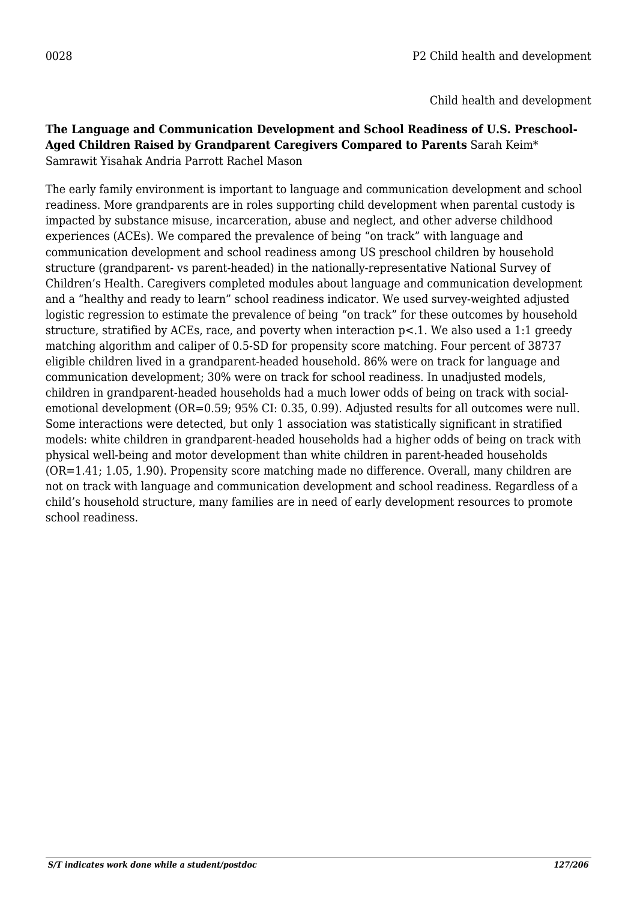0028 P2 Child health and development

Child health and development

**The Language and Communication Development and School Readiness of U.S. Preschool-Aged Children Raised by Grandparent Caregivers Compared to Parents** Sarah Keim* Samrawit Yisahak Andria Parrott Rachel Mason

The early family environment is important to language and communication development and school readiness. More grandparents are in roles supporting child development when parental custody is impacted by substance misuse, incarceration, abuse and neglect, and other adverse childhood experiences (ACEs). We compared the prevalence of being "on track" with language and communication development and school readiness among US preschool children by household structure (grandparent- vs parent-headed) in the nationally-representative National Survey of Children's Health. Caregivers completed modules about language and communication development and a "healthy and ready to learn" school readiness indicator. We used survey-weighted adjusted logistic regression to estimate the prevalence of being "on track" for these outcomes by household structure, stratified by ACEs, race, and poverty when interaction $p<.1$. We also used a 1:1 greedy matching algorithm and caliper of 0.5-SD for propensity score matching. Four percent of 38737 eligible children lived in a grandparent-headed household. 86% were on track for language and communication development; 30% were on track for school readiness. In unadjusted models, children in grandparent-headed households had a much lower odds of being on track with social-emotional development (OR=0.59; 95% CI: 0.35, 0.99). Adjusted results for all outcomes were null. Some interactions were detected, but only 1 association was statistically significant in stratified models: white children in grandparent-headed households had a higher odds of being on track with physical well-being and motor development than white children in parent-headed households (OR=1.41; 1.05, 1.90). Propensity score matching made no difference. Overall, many children are not on track with language and communication development and school readiness. Regardless of a child's household structure, many families are in need of early development resources to promote school readiness.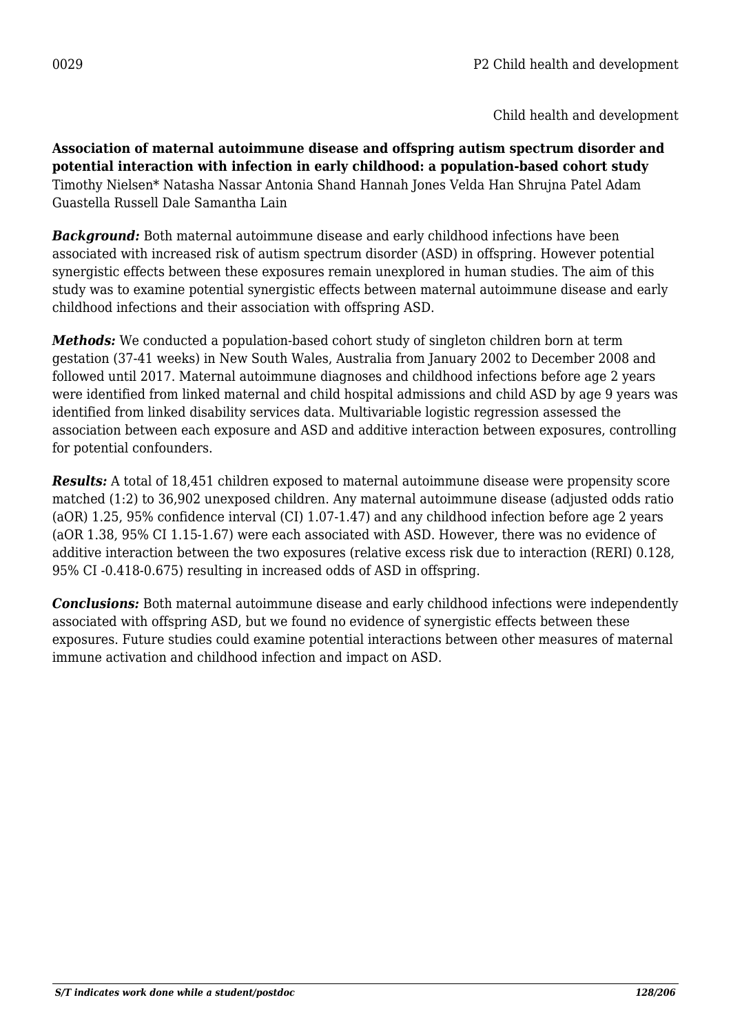0029 P2 Child health and development

Child health and development

**Association of maternal autoimmune disease and offspring autism spectrum disorder and potential interaction with infection in early childhood: a population-based cohort study**
Timothy Nielsen* Natasha Nassar Antonia Shand Hannah Jones Velda Han Shrujna Patel Adam Guastella Russell Dale Samantha Lain

***Background:*** Both maternal autoimmune disease and early childhood infections have been associated with increased risk of autism spectrum disorder (ASD) in offspring. However potential synergistic effects between these exposures remain unexplored in human studies. The aim of this study was to examine potential synergistic effects between maternal autoimmune disease and early childhood infections and their association with offspring ASD.

***Methods:*** We conducted a population-based cohort study of singleton children born at term gestation (37-41 weeks) in New South Wales, Australia from January 2002 to December 2008 and followed until 2017. Maternal autoimmune diagnoses and childhood infections before age 2 years were identified from linked maternal and child hospital admissions and child ASD by age 9 years was identified from linked disability services data. Multivariable logistic regression assessed the association between each exposure and ASD and additive interaction between exposures, controlling for potential confounders.

***Results:*** A total of 18,451 children exposed to maternal autoimmune disease were propensity score matched (1:2) to 36,902 unexposed children. Any maternal autoimmune disease (adjusted odds ratio (aOR) 1.25, 95% confidence interval (CI) 1.07-1.47) and any childhood infection before age 2 years (aOR 1.38, 95% CI 1.15-1.67) were each associated with ASD. However, there was no evidence of additive interaction between the two exposures (relative excess risk due to interaction (RERI) 0.128, 95% CI -0.418-0.675) resulting in increased odds of ASD in offspring.

***Conclusions:*** Both maternal autoimmune disease and early childhood infections were independently associated with offspring ASD, but we found no evidence of synergistic effects between these exposures. Future studies could examine potential interactions between other measures of maternal immune activation and childhood infection and impact on ASD.

*S/T indicates work done while a student/postdoc*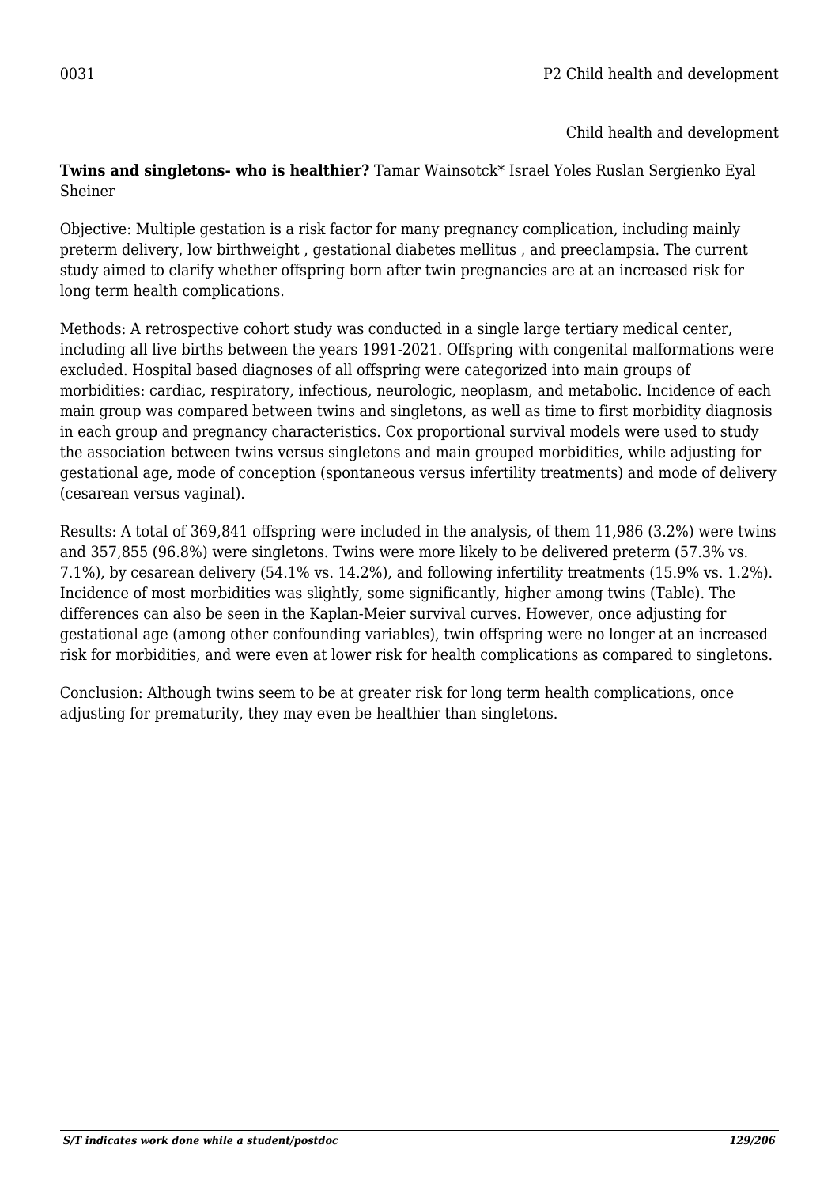0031 P2 Child health and development

Child health and development

**Twins and singletons- who is healthier?** Tamar Wainsotck* Israel Yoles Ruslan Sergienko Eyal Sheiner

Objective: Multiple gestation is a risk factor for many pregnancy complication, including mainly preterm delivery, low birthweight , gestational diabetes mellitus , and preeclampsia. The current study aimed to clarify whether offspring born after twin pregnancies are at an increased risk for long term health complications.

Methods: A retrospective cohort study was conducted in a single large tertiary medical center, including all live births between the years 1991-2021. Offspring with congenital malformations were excluded. Hospital based diagnoses of all offspring were categorized into main groups of morbidities: cardiac, respiratory, infectious, neurologic, neoplasm, and metabolic. Incidence of each main group was compared between twins and singletons, as well as time to first morbidity diagnosis in each group and pregnancy characteristics. Cox proportional survival models were used to study the association between twins versus singletons and main grouped morbidities, while adjusting for gestational age, mode of conception (spontaneous versus infertility treatments) and mode of delivery (cesarean versus vaginal).

Results: A total of 369,841 offspring were included in the analysis, of them 11,986 (3.2%) were twins and 357,855 (96.8%) were singletons. Twins were more likely to be delivered preterm (57.3% vs. 7.1%), by cesarean delivery (54.1% vs. 14.2%), and following infertility treatments (15.9% vs. 1.2%). Incidence of most morbidities was slightly, some significantly, higher among twins (Table). The differences can also be seen in the Kaplan-Meier survival curves. However, once adjusting for gestational age (among other confounding variables), twin offspring were no longer at an increased risk for morbidities, and were even at lower risk for health complications as compared to singletons.

Conclusion: Although twins seem to be at greater risk for long term health complications, once adjusting for prematurity, they may even be healthier than singletons.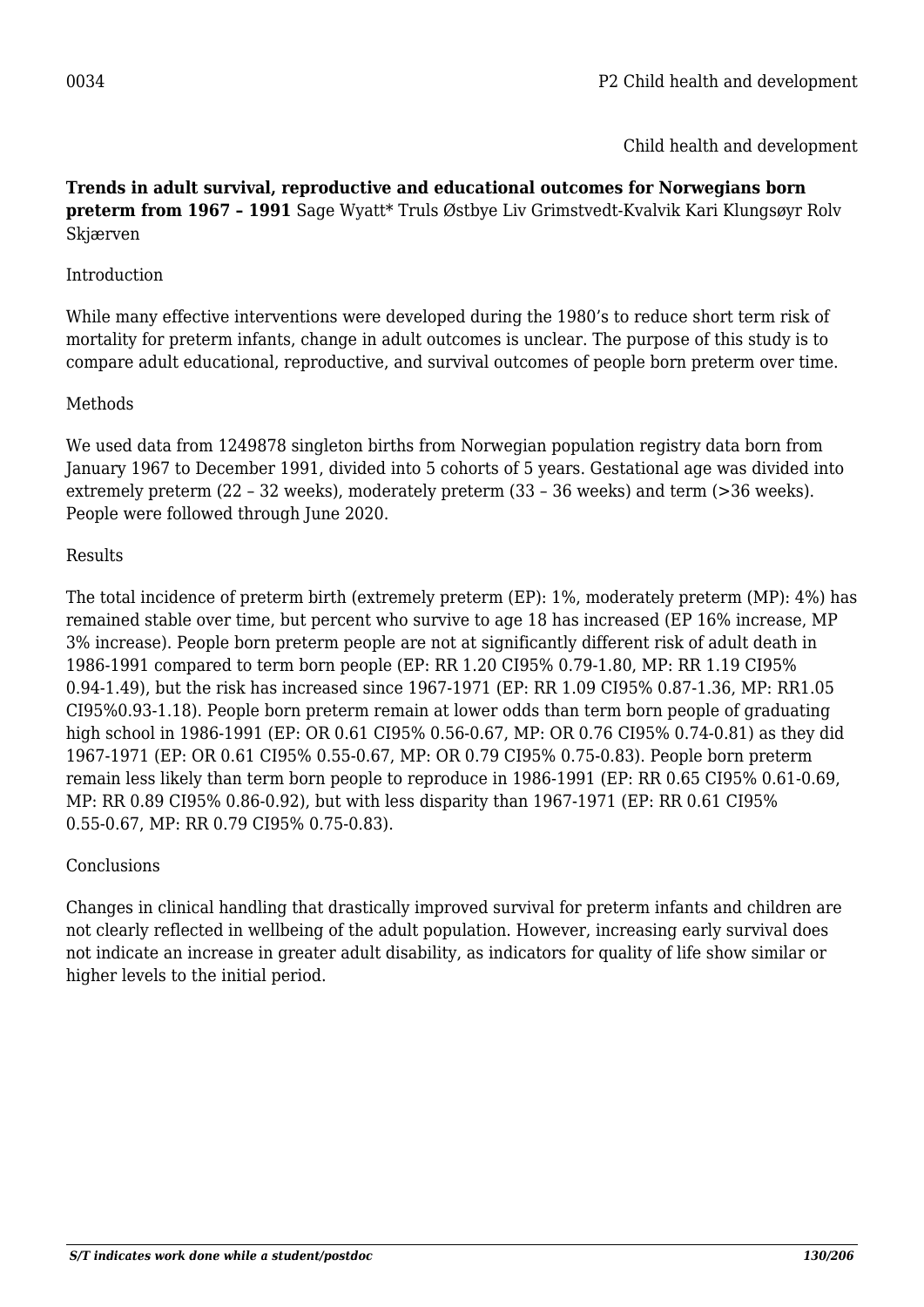Child health and development

**Trends in adult survival, reproductive and educational outcomes for Norwegians born preterm from 1967 – 1991** Sage Wyatt* Truls Østbye Liv Grimstvedt-Kvalvik Kari Klungsøyr Rolv Skjærven

Introduction

While many effective interventions were developed during the 1980's to reduce short term risk of mortality for preterm infants, change in adult outcomes is unclear. The purpose of this study is to compare adult educational, reproductive, and survival outcomes of people born preterm over time.

Methods

We used data from 1249878 singleton births from Norwegian population registry data born from January 1967 to December 1991, divided into 5 cohorts of 5 years. Gestational age was divided into extremely preterm (22 – 32 weeks), moderately preterm (33 – 36 weeks) and term (>36 weeks). People were followed through June 2020.

Results

The total incidence of preterm birth (extremely preterm (EP): 1%, moderately preterm (MP): 4%) has remained stable over time, but percent who survive to age 18 has increased (EP 16% increase, MP 3% increase). People born preterm people are not at significantly different risk of adult death in 1986-1991 compared to term born people (EP: RR 1.20 CI95% 0.79-1.80, MP: RR 1.19 CI95% 0.94-1.49), but the risk has increased since 1967-1971 (EP: RR 1.09 CI95% 0.87-1.36, MP: RR1.05 CI95%0.93-1.18). People born preterm remain at lower odds than term born people of graduating high school in 1986-1991 (EP: OR 0.61 CI95% 0.56-0.67, MP: OR 0.76 CI95% 0.74-0.81) as they did 1967-1971 (EP: OR 0.61 CI95% 0.55-0.67, MP: OR 0.79 CI95% 0.75-0.83). People born preterm remain less likely than term born people to reproduce in 1986-1991 (EP: RR 0.65 CI95% 0.61-0.69, MP: RR 0.89 CI95% 0.86-0.92), but with less disparity than 1967-1971 (EP: RR 0.61 CI95% 0.55-0.67, MP: RR 0.79 CI95% 0.75-0.83).

Conclusions

Changes in clinical handling that drastically improved survival for preterm infants and children are not clearly reflected in wellbeing of the adult population. However, increasing early survival does not indicate an increase in greater adult disability, as indicators for quality of life show similar or higher levels to the initial period.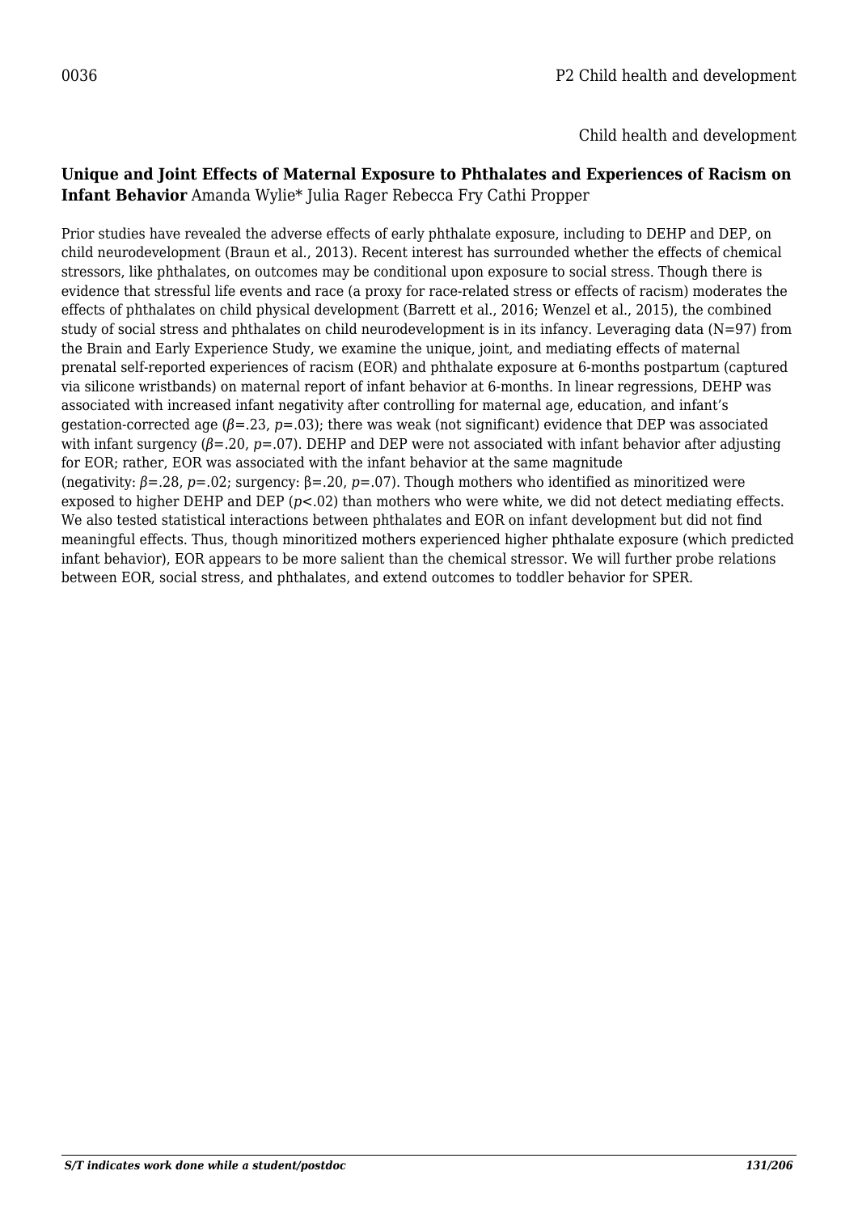0036 P2 Child health and development

Child health and development

**Unique and Joint Effects of Maternal Exposure to Phthalates and Experiences of Racism on Infant Behavior** Amanda Wylie* Julia Rager Rebecca Fry Cathi Propper

Prior studies have revealed the adverse effects of early phthalate exposure, including to DEHP and DEP, on child neurodevelopment (Braun et al., 2013). Recent interest has surrounded whether the effects of chemical stressors, like phthalates, on outcomes may be conditional upon exposure to social stress. Though there is evidence that stressful life events and race (a proxy for race-related stress or effects of racism) moderates the effects of phthalates on child physical development (Barrett et al., 2016; Wenzel et al., 2015), the combined study of social stress and phthalates on child neurodevelopment is in its infancy. Leveraging data (N=97) from the Brain and Early Experience Study, we examine the unique, joint, and mediating effects of maternal prenatal self-reported experiences of racism (EOR) and phthalate exposure at 6-months postpartum (captured via silicone wristbands) on maternal report of infant behavior at 6-months. In linear regressions, DEHP was associated with increased infant negativity after controlling for maternal age, education, and infant's gestation-corrected age ($\beta$=.23, $p$=.03); there was weak (not significant) evidence that DEP was associated with infant surgency ($\beta$=.20, $p$=.07). DEHP and DEP were not associated with infant behavior after adjusting for EOR; rather, EOR was associated with the infant behavior at the same magnitude (negativity: $\beta$=.28, $p$=.02; surgency: $\beta$=.20, $p$=.07). Though mothers who identified as minoritized were exposed to higher DEHP and DEP ($p$<.02) than mothers who were white, we did not detect mediating effects. We also tested statistical interactions between phthalates and EOR on infant development but did not find meaningful effects. Thus, though minoritized mothers experienced higher phthalate exposure (which predicted infant behavior), EOR appears to be more salient than the chemical stressor. We will further probe relations between EOR, social stress, and phthalates, and extend outcomes to toddler behavior for SPER.

*S/T indicates work done while a student/postdoc*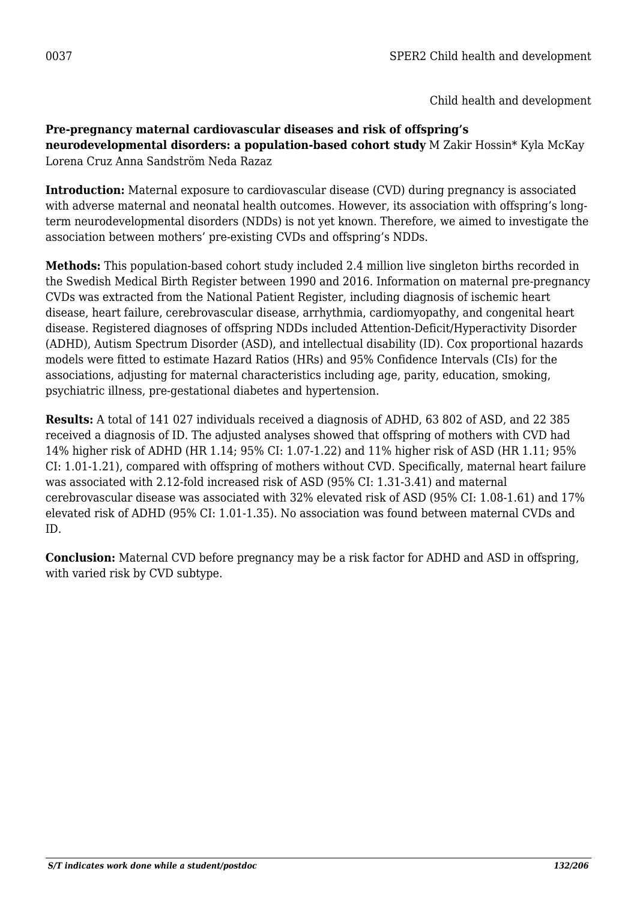Child health and development

**Pre-pregnancy maternal cardiovascular diseases and risk of offspring's neurodevelopmental disorders: a population-based cohort study** M Zakir Hossin* Kyla McKay Lorena Cruz Anna Sandström Neda Razaz

**Introduction:** Maternal exposure to cardiovascular disease (CVD) during pregnancy is associated with adverse maternal and neonatal health outcomes. However, its association with offspring's long-term neurodevelopmental disorders (NDDs) is not yet known. Therefore, we aimed to investigate the association between mothers' pre-existing CVDs and offspring's NDDs.

**Methods:** This population-based cohort study included 2.4 million live singleton births recorded in the Swedish Medical Birth Register between 1990 and 2016. Information on maternal pre-pregnancy CVDs was extracted from the National Patient Register, including diagnosis of ischemic heart disease, heart failure, cerebrovascular disease, arrhythmia, cardiomyopathy, and congenital heart disease. Registered diagnoses of offspring NDDs included Attention-Deficit/Hyperactivity Disorder (ADHD), Autism Spectrum Disorder (ASD), and intellectual disability (ID). Cox proportional hazards models were fitted to estimate Hazard Ratios (HRs) and 95% Confidence Intervals (CIs) for the associations, adjusting for maternal characteristics including age, parity, education, smoking, psychiatric illness, pre-gestational diabetes and hypertension.

**Results:** A total of 141 027 individuals received a diagnosis of ADHD, 63 802 of ASD, and 22 385 received a diagnosis of ID. The adjusted analyses showed that offspring of mothers with CVD had 14% higher risk of ADHD (HR 1.14; 95% CI: 1.07-1.22) and 11% higher risk of ASD (HR 1.11; 95% CI: 1.01-1.21), compared with offspring of mothers without CVD. Specifically, maternal heart failure was associated with 2.12-fold increased risk of ASD (95% CI: 1.31-3.41) and maternal cerebrovascular disease was associated with 32% elevated risk of ASD (95% CI: 1.08-1.61) and 17% elevated risk of ADHD (95% CI: 1.01-1.35). No association was found between maternal CVDs and ID.

**Conclusion:** Maternal CVD before pregnancy may be a risk factor for ADHD and ASD in offspring, with varied risk by CVD subtype.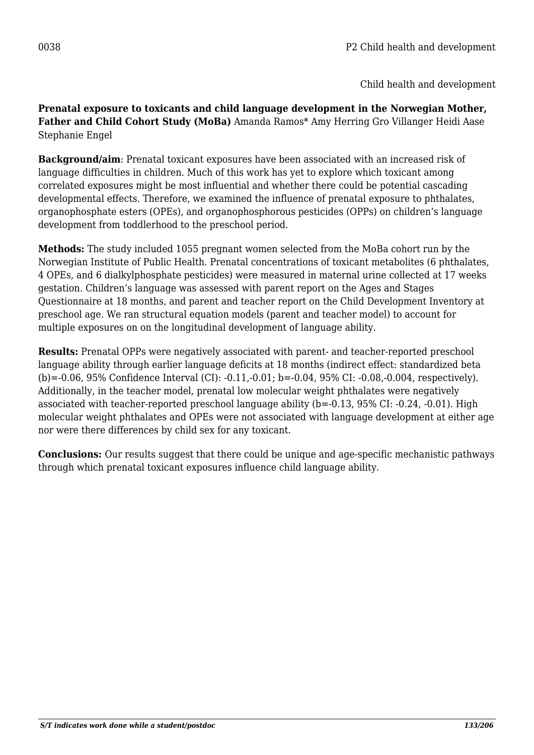0038 P2 Child health and development

Child health and development

**Prenatal exposure to toxicants and child language development in the Norwegian Mother, Father and Child Cohort Study (MoBa)** Amanda Ramos* Amy Herring Gro Villanger Heidi Aase Stephanie Engel

**Background/aim**: Prenatal toxicant exposures have been associated with an increased risk of language difficulties in children. Much of this work has yet to explore which toxicant among correlated exposures might be most influential and whether there could be potential cascading developmental effects. Therefore, we examined the influence of prenatal exposure to phthalates, organophosphate esters (OPEs), and organophosphorous pesticides (OPPs) on children's language development from toddlerhood to the preschool period.

**Methods:** The study included 1055 pregnant women selected from the MoBa cohort run by the Norwegian Institute of Public Health. Prenatal concentrations of toxicant metabolites (6 phthalates, 4 OPEs, and 6 dialkylphosphate pesticides) were measured in maternal urine collected at 17 weeks gestation. Children's language was assessed with parent report on the Ages and Stages Questionnaire at 18 months, and parent and teacher report on the Child Development Inventory at preschool age. We ran structural equation models (parent and teacher model) to account for multiple exposures on on the longitudinal development of language ability.

**Results:** Prenatal OPPs were negatively associated with parent- and teacher-reported preschool language ability through earlier language deficits at 18 months (indirect effect: standardized beta (b)=-0.06, 95% Confidence Interval (CI): -0.11,-0.01; b=-0.04, 95% CI: -0.08,-0.004, respectively). Additionally, in the teacher model, prenatal low molecular weight phthalates were negatively associated with teacher-reported preschool language ability (b=-0.13, 95% CI: -0.24, -0.01). High molecular weight phthalates and OPEs were not associated with language development at either age nor were there differences by child sex for any toxicant.

**Conclusions:** Our results suggest that there could be unique and age-specific mechanistic pathways through which prenatal toxicant exposures influence child language ability.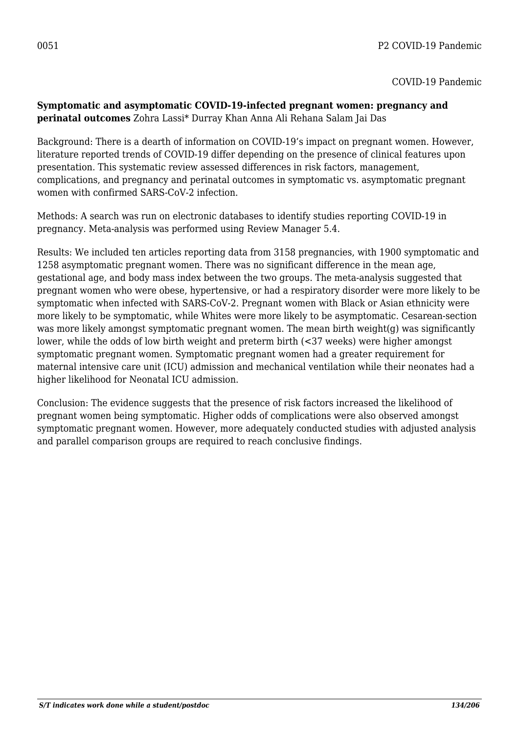0051

COVID-19 Pandemic

**Symptomatic and asymptomatic COVID-19-infected pregnant women: pregnancy and perinatal outcomes** Zohra Lassi* Durray Khan Anna Ali Rehana Salam Jai Das

Background: There is a dearth of information on COVID-19's impact on pregnant women. However, literature reported trends of COVID-19 differ depending on the presence of clinical features upon presentation. This systematic review assessed differences in risk factors, management, complications, and pregnancy and perinatal outcomes in symptomatic vs. asymptomatic pregnant women with confirmed SARS-CoV-2 infection.

Methods: A search was run on electronic databases to identify studies reporting COVID-19 in pregnancy. Meta-analysis was performed using Review Manager 5.4.

Results: We included ten articles reporting data from 3158 pregnancies, with 1900 symptomatic and 1258 asymptomatic pregnant women. There was no significant difference in the mean age, gestational age, and body mass index between the two groups. The meta-analysis suggested that pregnant women who were obese, hypertensive, or had a respiratory disorder were more likely to be symptomatic when infected with SARS-CoV-2. Pregnant women with Black or Asian ethnicity were more likely to be symptomatic, while Whites were more likely to be asymptomatic. Cesarean-section was more likely amongst symptomatic pregnant women. The mean birth weight(g) was significantly lower, while the odds of low birth weight and preterm birth (<37 weeks) were higher amongst symptomatic pregnant women. Symptomatic pregnant women had a greater requirement for maternal intensive care unit (ICU) admission and mechanical ventilation while their neonates had a higher likelihood for Neonatal ICU admission.

Conclusion: The evidence suggests that the presence of risk factors increased the likelihood of pregnant women being symptomatic. Higher odds of complications were also observed amongst symptomatic pregnant women. However, more adequately conducted studies with adjusted analysis and parallel comparison groups are required to reach conclusive findings.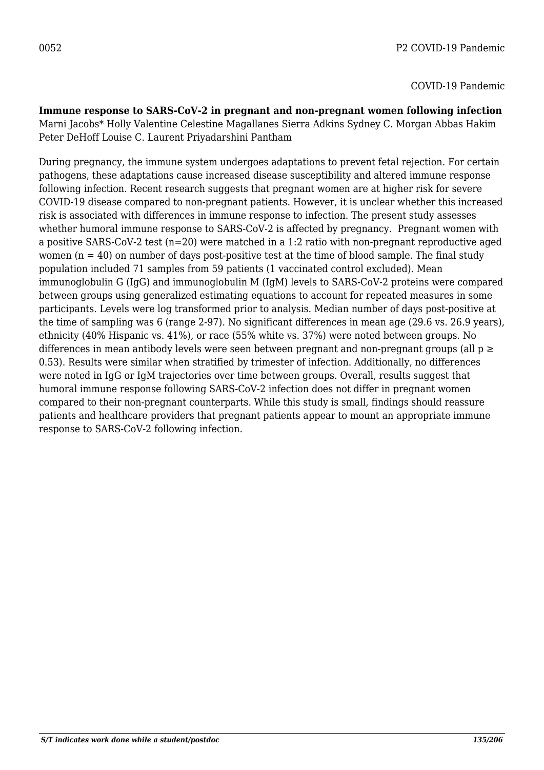0052 P2 COVID-19 Pandemic

COVID-19 Pandemic

**Immune response to SARS-CoV-2 in pregnant and non-pregnant women following infection**
Marni Jacobs* Holly Valentine Celestine Magallanes Sierra Adkins Sydney C. Morgan Abbas Hakim Peter DeHoff Louise C. Laurent Priyadarshini Pantham

During pregnancy, the immune system undergoes adaptations to prevent fetal rejection. For certain pathogens, these adaptations cause increased disease susceptibility and altered immune response following infection. Recent research suggests that pregnant women are at higher risk for severe COVID-19 disease compared to non-pregnant patients. However, it is unclear whether this increased risk is associated with differences in immune response to infection. The present study assesses whether humoral immune response to SARS-CoV-2 is affected by pregnancy. Pregnant women with a positive SARS-CoV-2 test (n=20) were matched in a 1:2 ratio with non-pregnant reproductive aged women (n = 40) on number of days post-positive test at the time of blood sample. The final study population included 71 samples from 59 patients (1 vaccinated control excluded). Mean immunoglobulin G (IgG) and immunoglobulin M (IgM) levels to SARS-CoV-2 proteins were compared between groups using generalized estimating equations to account for repeated measures in some participants. Levels were log transformed prior to analysis. Median number of days post-positive at the time of sampling was 6 (range 2-97). No significant differences in mean age (29.6 vs. 26.9 years), ethnicity (40% Hispanic vs. 41%), or race (55% white vs. 37%) were noted between groups. No differences in mean antibody levels were seen between pregnant and non-pregnant groups (all $p \geq 0.53$). Results were similar when stratified by trimester of infection. Additionally, no differences were noted in IgG or IgM trajectories over time between groups. Overall, results suggest that humoral immune response following SARS-CoV-2 infection does not differ in pregnant women compared to their non-pregnant counterparts. While this study is small, findings should reassure patients and healthcare providers that pregnant patients appear to mount an appropriate immune response to SARS-CoV-2 following infection.

*S/T indicates work done while a student/postdoc*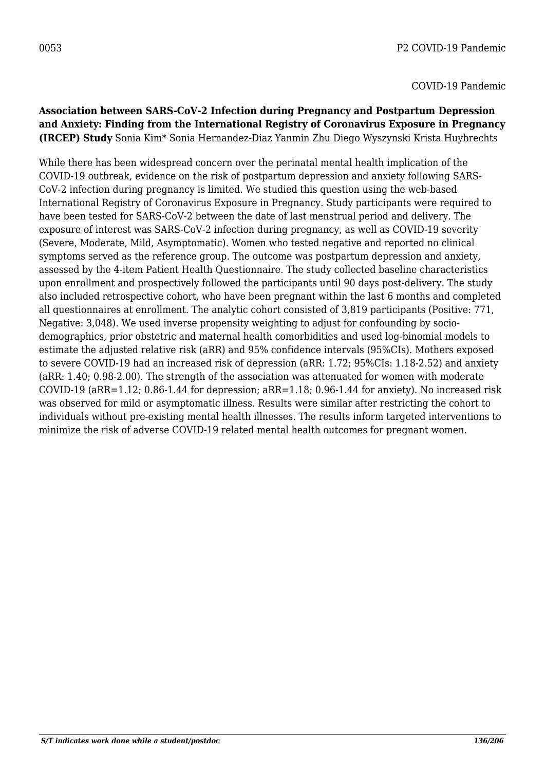0053 P2 COVID-19 Pandemic

COVID-19 Pandemic

**Association between SARS-CoV-2 Infection during Pregnancy and Postpartum Depression and Anxiety: Finding from the International Registry of Coronavirus Exposure in Pregnancy (IRCEP) Study** Sonia Kim* Sonia Hernandez-Diaz Yanmin Zhu Diego Wyszynski Krista Huybrechts

While there has been widespread concern over the perinatal mental health implication of the COVID-19 outbreak, evidence on the risk of postpartum depression and anxiety following SARS-CoV-2 infection during pregnancy is limited. We studied this question using the web-based International Registry of Coronavirus Exposure in Pregnancy. Study participants were required to have been tested for SARS-CoV-2 between the date of last menstrual period and delivery. The exposure of interest was SARS-CoV-2 infection during pregnancy, as well as COVID-19 severity (Severe, Moderate, Mild, Asymptomatic). Women who tested negative and reported no clinical symptoms served as the reference group. The outcome was postpartum depression and anxiety, assessed by the 4-item Patient Health Questionnaire. The study collected baseline characteristics upon enrollment and prospectively followed the participants until 90 days post-delivery. The study also included retrospective cohort, who have been pregnant within the last 6 months and completed all questionnaires at enrollment. The analytic cohort consisted of 3,819 participants (Positive: 771, Negative: 3,048). We used inverse propensity weighting to adjust for confounding by socio-demographics, prior obstetric and maternal health comorbidities and used log-binomial models to estimate the adjusted relative risk (aRR) and 95% confidence intervals (95%CIs). Mothers exposed to severe COVID-19 had an increased risk of depression (aRR: 1.72; 95%CIs: 1.18-2.52) and anxiety (aRR: 1.40; 0.98-2.00). The strength of the association was attenuated for women with moderate COVID-19 (aRR=1.12; 0.86-1.44 for depression; aRR=1.18; 0.96-1.44 for anxiety). No increased risk was observed for mild or asymptomatic illness. Results were similar after restricting the cohort to individuals without pre-existing mental health illnesses. The results inform targeted interventions to minimize the risk of adverse COVID-19 related mental health outcomes for pregnant women.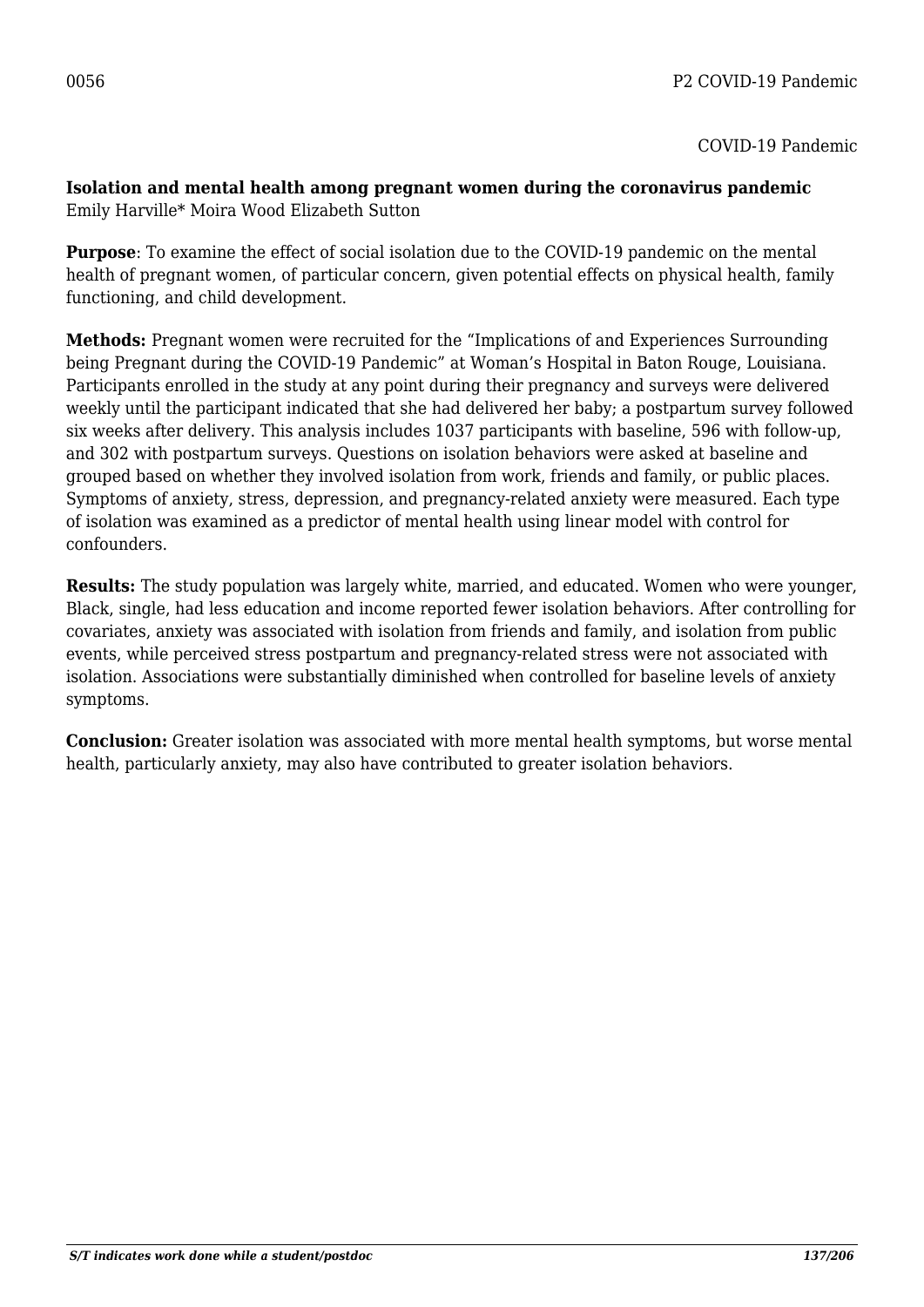0056

COVID-19 Pandemic

**Isolation and mental health among pregnant women during the coronavirus pandemic**
Emily Harville* Moira Wood Elizabeth Sutton

**Purpose**: To examine the effect of social isolation due to the COVID-19 pandemic on the mental health of pregnant women, of particular concern, given potential effects on physical health, family functioning, and child development.

**Methods:** Pregnant women were recruited for the "Implications of and Experiences Surrounding being Pregnant during the COVID-19 Pandemic" at Woman's Hospital in Baton Rouge, Louisiana. Participants enrolled in the study at any point during their pregnancy and surveys were delivered weekly until the participant indicated that she had delivered her baby; a postpartum survey followed six weeks after delivery. This analysis includes 1037 participants with baseline, 596 with follow-up, and 302 with postpartum surveys. Questions on isolation behaviors were asked at baseline and grouped based on whether they involved isolation from work, friends and family, or public places. Symptoms of anxiety, stress, depression, and pregnancy-related anxiety were measured. Each type of isolation was examined as a predictor of mental health using linear model with control for confounders.

**Results:** The study population was largely white, married, and educated. Women who were younger, Black, single, had less education and income reported fewer isolation behaviors. After controlling for covariates, anxiety was associated with isolation from friends and family, and isolation from public events, while perceived stress postpartum and pregnancy-related stress were not associated with isolation. Associations were substantially diminished when controlled for baseline levels of anxiety symptoms.

**Conclusion:** Greater isolation was associated with more mental health symptoms, but worse mental health, particularly anxiety, may also have contributed to greater isolation behaviors.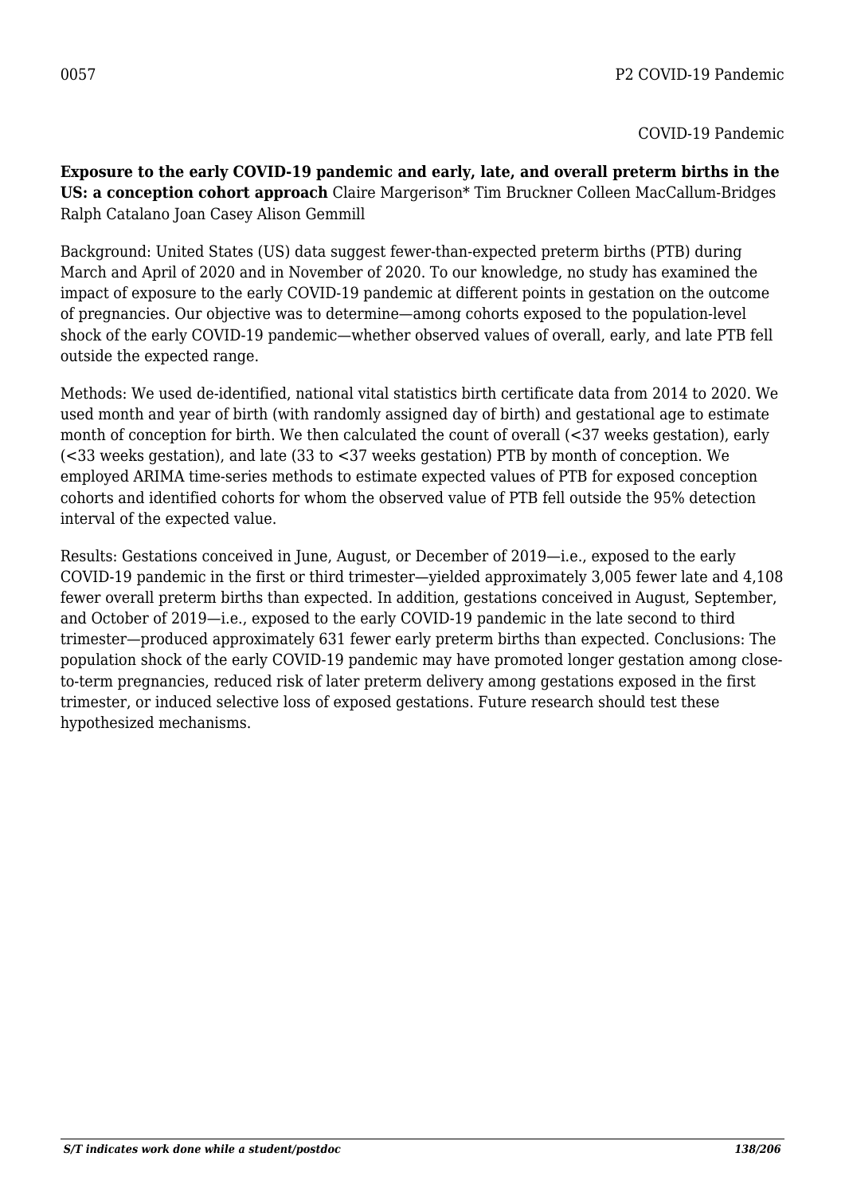0057 P2 COVID-19 Pandemic

COVID-19 Pandemic

**Exposure to the early COVID-19 pandemic and early, late, and overall preterm births in the US: a conception cohort approach** Claire Margerison* Tim Bruckner Colleen MacCallum-Bridges Ralph Catalano Joan Casey Alison Gemmill

Background: United States (US) data suggest fewer-than-expected preterm births (PTB) during March and April of 2020 and in November of 2020. To our knowledge, no study has examined the impact of exposure to the early COVID-19 pandemic at different points in gestation on the outcome of pregnancies. Our objective was to determine—among cohorts exposed to the population-level shock of the early COVID-19 pandemic—whether observed values of overall, early, and late PTB fell outside the expected range.

Methods: We used de-identified, national vital statistics birth certificate data from 2014 to 2020. We used month and year of birth (with randomly assigned day of birth) and gestational age to estimate month of conception for birth. We then calculated the count of overall (<37 weeks gestation), early (<33 weeks gestation), and late (33 to <37 weeks gestation) PTB by month of conception. We employed ARIMA time-series methods to estimate expected values of PTB for exposed conception cohorts and identified cohorts for whom the observed value of PTB fell outside the 95% detection interval of the expected value.

Results: Gestations conceived in June, August, or December of 2019—i.e., exposed to the early COVID-19 pandemic in the first or third trimester—yielded approximately 3,005 fewer late and 4,108 fewer overall preterm births than expected. In addition, gestations conceived in August, September, and October of 2019—i.e., exposed to the early COVID-19 pandemic in the late second to third trimester—produced approximately 631 fewer early preterm births than expected. Conclusions: The population shock of the early COVID-19 pandemic may have promoted longer gestation among close-to-term pregnancies, reduced risk of later preterm delivery among gestations exposed in the first trimester, or induced selective loss of exposed gestations. Future research should test these hypothesized mechanisms.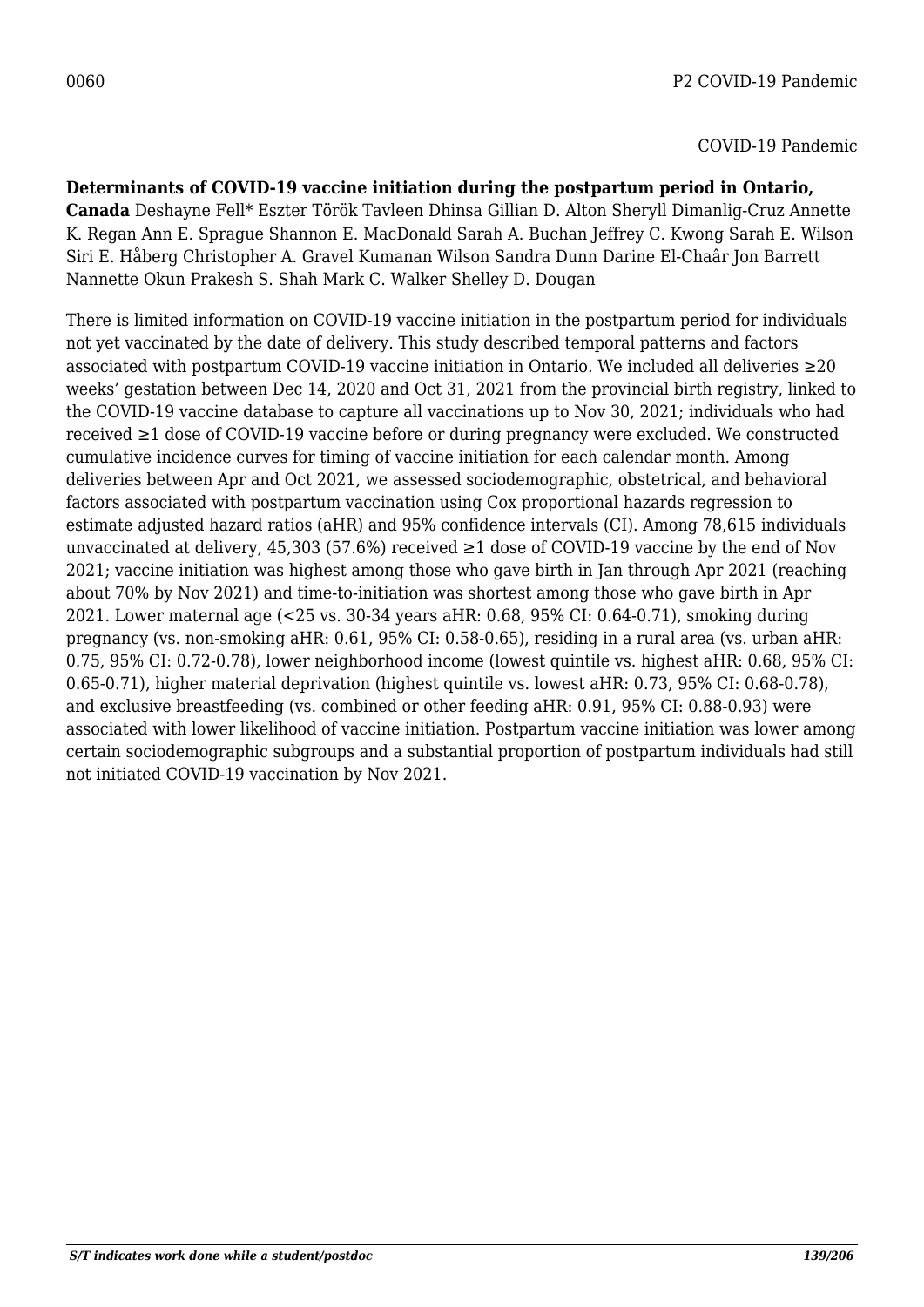0060 P2 COVID-19 Pandemic

COVID-19 Pandemic

**Determinants of COVID-19 vaccine initiation during the postpartum period in Ontario, Canada** Deshayne Fell* Eszter Török Tavleen Dhinsa Gillian D. Alton Sheryll Dimanlig-Cruz Annette K. Regan Ann E. Sprague Shannon E. MacDonald Sarah A. Buchan Jeffrey C. Kwong Sarah E. Wilson Siri E. Håberg Christopher A. Gravel Kumanan Wilson Sandra Dunn Darine El-Chaâr Jon Barrett Nannette Okun Prakesh S. Shah Mark C. Walker Shelley D. Dougan

There is limited information on COVID-19 vaccine initiation in the postpartum period for individuals not yet vaccinated by the date of delivery. This study described temporal patterns and factors associated with postpartum COVID-19 vaccine initiation in Ontario. We included all deliveries ≥20 weeks' gestation between Dec 14, 2020 and Oct 31, 2021 from the provincial birth registry, linked to the COVID-19 vaccine database to capture all vaccinations up to Nov 30, 2021; individuals who had received ≥1 dose of COVID-19 vaccine before or during pregnancy were excluded. We constructed cumulative incidence curves for timing of vaccine initiation for each calendar month. Among deliveries between Apr and Oct 2021, we assessed sociodemographic, obstetrical, and behavioral factors associated with postpartum vaccination using Cox proportional hazards regression to estimate adjusted hazard ratios (aHR) and 95% confidence intervals (CI). Among 78,615 individuals unvaccinated at delivery, 45,303 (57.6%) received ≥1 dose of COVID-19 vaccine by the end of Nov 2021; vaccine initiation was highest among those who gave birth in Jan through Apr 2021 (reaching about 70% by Nov 2021) and time-to-initiation was shortest among those who gave birth in Apr 2021. Lower maternal age (<25 vs. 30-34 years aHR: 0.68, 95% CI: 0.64-0.71), smoking during pregnancy (vs. non-smoking aHR: 0.61, 95% CI: 0.58-0.65), residing in a rural area (vs. urban aHR: 0.75, 95% CI: 0.72-0.78), lower neighborhood income (lowest quintile vs. highest aHR: 0.68, 95% CI: 0.65-0.71), higher material deprivation (highest quintile vs. lowest aHR: 0.73, 95% CI: 0.68-0.78), and exclusive breastfeeding (vs. combined or other feeding aHR: 0.91, 95% CI: 0.88-0.93) were associated with lower likelihood of vaccine initiation. Postpartum vaccine initiation was lower among certain sociodemographic subgroups and a substantial proportion of postpartum individuals had still not initiated COVID-19 vaccination by Nov 2021.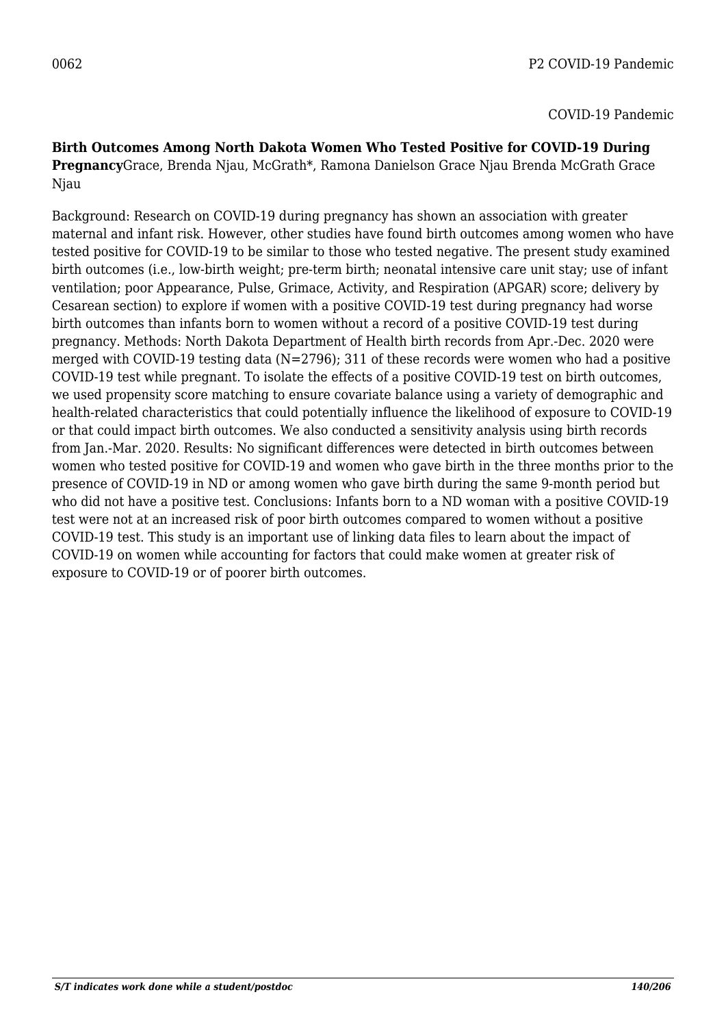0062 P2 COVID-19 Pandemic

COVID-19 Pandemic

**Birth Outcomes Among North Dakota Women Who Tested Positive for COVID-19 During Pregnancy**Grace, Brenda Njau, McGrath*, Ramona Danielson Grace Njau Brenda McGrath Grace Njau

Background: Research on COVID-19 during pregnancy has shown an association with greater maternal and infant risk. However, other studies have found birth outcomes among women who have tested positive for COVID-19 to be similar to those who tested negative. The present study examined birth outcomes (i.e., low-birth weight; pre-term birth; neonatal intensive care unit stay; use of infant ventilation; poor Appearance, Pulse, Grimace, Activity, and Respiration (APGAR) score; delivery by Cesarean section) to explore if women with a positive COVID-19 test during pregnancy had worse birth outcomes than infants born to women without a record of a positive COVID-19 test during pregnancy. Methods: North Dakota Department of Health birth records from Apr.-Dec. 2020 were merged with COVID-19 testing data (N=2796); 311 of these records were women who had a positive COVID-19 test while pregnant. To isolate the effects of a positive COVID-19 test on birth outcomes, we used propensity score matching to ensure covariate balance using a variety of demographic and health-related characteristics that could potentially influence the likelihood of exposure to COVID-19 or that could impact birth outcomes. We also conducted a sensitivity analysis using birth records from Jan.-Mar. 2020. Results: No significant differences were detected in birth outcomes between women who tested positive for COVID-19 and women who gave birth in the three months prior to the presence of COVID-19 in ND or among women who gave birth during the same 9-month period but who did not have a positive test. Conclusions: Infants born to a ND woman with a positive COVID-19 test were not at an increased risk of poor birth outcomes compared to women without a positive COVID-19 test. This study is an important use of linking data files to learn about the impact of COVID-19 on women while accounting for factors that could make women at greater risk of exposure to COVID-19 or of poorer birth outcomes.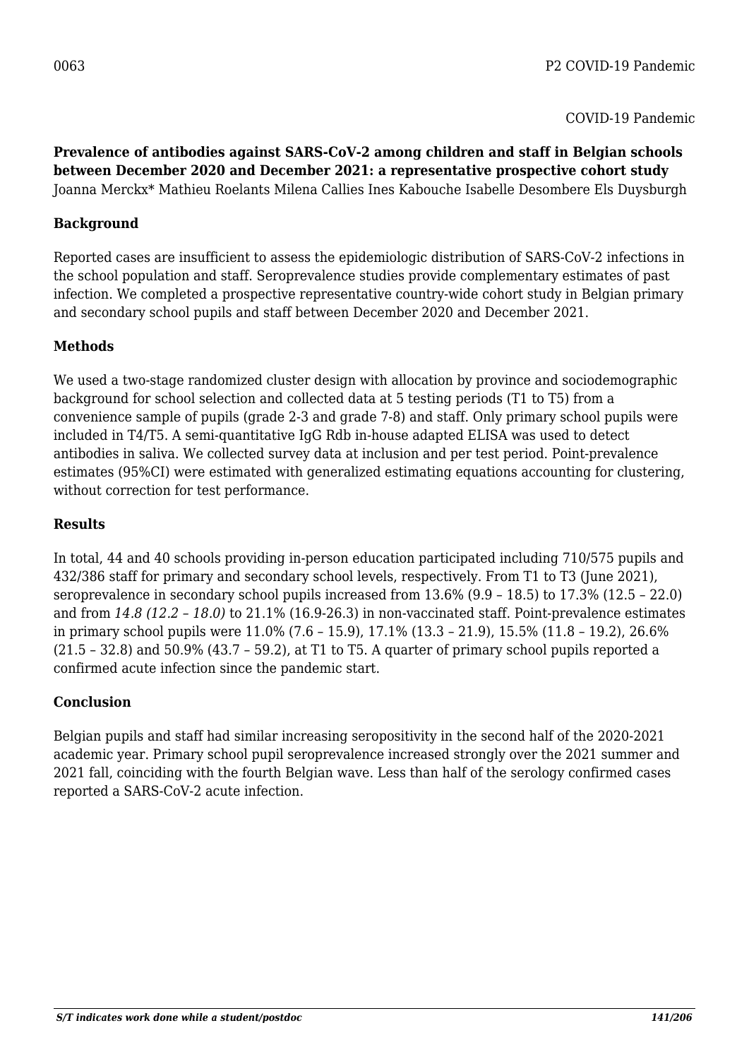0063 P2 COVID-19 Pandemic

COVID-19 Pandemic

**Prevalence of antibodies against SARS-CoV-2 among children and staff in Belgian schools between December 2020 and December 2021: a representative prospective cohort study**
Joanna Merckx* Mathieu Roelants Milena Callies Ines Kabouche Isabelle Desombere Els Duysburgh

### Background

Reported cases are insufficient to assess the epidemiologic distribution of SARS-CoV-2 infections in the school population and staff. Seroprevalence studies provide complementary estimates of past infection. We completed a prospective representative country-wide cohort study in Belgian primary and secondary school pupils and staff between December 2020 and December 2021.

### Methods

We used a two-stage randomized cluster design with allocation by province and sociodemographic background for school selection and collected data at 5 testing periods (T1 to T5) from a convenience sample of pupils (grade 2-3 and grade 7-8) and staff. Only primary school pupils were included in T4/T5. A semi-quantitative IgG Rdb in-house adapted ELISA was used to detect antibodies in saliva. We collected survey data at inclusion and per test period. Point-prevalence estimates (95%CI) were estimated with generalized estimating equations accounting for clustering, without correction for test performance.

### Results

In total, 44 and 40 schools providing in-person education participated including 710/575 pupils and 432/386 staff for primary and secondary school levels, respectively. From T1 to T3 (June 2021), seroprevalence in secondary school pupils increased from 13.6% (9.9 – 18.5) to 17.3% (12.5 – 22.0) and from *14.8 (12.2 – 18.0)* to 21.1% (16.9-26.3) in non-vaccinated staff. Point-prevalence estimates in primary school pupils were 11.0% (7.6 – 15.9), 17.1% (13.3 – 21.9), 15.5% (11.8 – 19.2), 26.6% (21.5 – 32.8) and 50.9% (43.7 – 59.2), at T1 to T5. A quarter of primary school pupils reported a confirmed acute infection since the pandemic start.

### Conclusion

Belgian pupils and staff had similar increasing seropositivity in the second half of the 2020-2021 academic year. Primary school pupil seroprevalence increased strongly over the 2021 summer and 2021 fall, coinciding with the fourth Belgian wave. Less than half of the serology confirmed cases reported a SARS-CoV-2 acute infection.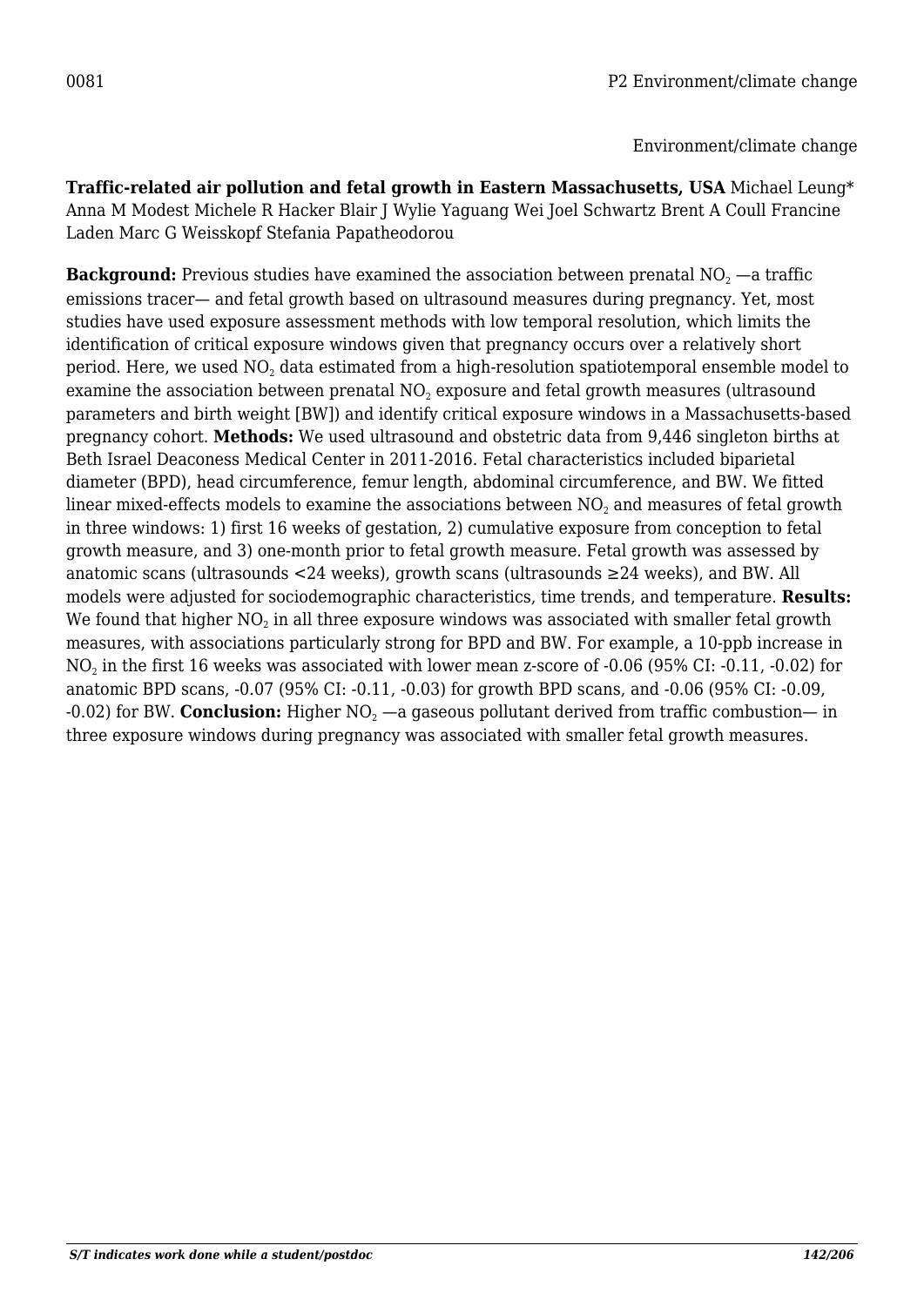0081 P2 Environment/climate change

Environment/climate change

**Traffic-related air pollution and fetal growth in Eastern Massachusetts, USA** Michael Leung* Anna M Modest Michele R Hacker Blair J Wylie Yaguang Wei Joel Schwartz Brent A Coull Francine Laden Marc G Weisskopf Stefania Papatheodorou

**Background:** Previous studies have examined the association between prenatal $NO_2$ —a traffic emissions tracer— and fetal growth based on ultrasound measures during pregnancy. Yet, most studies have used exposure assessment methods with low temporal resolution, which limits the identification of critical exposure windows given that pregnancy occurs over a relatively short period. Here, we used $NO_2$ data estimated from a high-resolution spatiotemporal ensemble model to examine the association between prenatal $NO_2$ exposure and fetal growth measures (ultrasound parameters and birth weight [BW]) and identify critical exposure windows in a Massachusetts-based pregnancy cohort. **Methods:** We used ultrasound and obstetric data from 9,446 singleton births at Beth Israel Deaconess Medical Center in 2011-2016. Fetal characteristics included biparietal diameter (BPD), head circumference, femur length, abdominal circumference, and BW. We fitted linear mixed-effects models to examine the associations between $NO_2$ and measures of fetal growth in three windows: 1) first 16 weeks of gestation, 2) cumulative exposure from conception to fetal growth measure, and 3) one-month prior to fetal growth measure. Fetal growth was assessed by anatomic scans (ultrasounds <24 weeks), growth scans (ultrasounds ≥24 weeks), and BW. All models were adjusted for sociodemographic characteristics, time trends, and temperature. **Results:** We found that higher $NO_2$ in all three exposure windows was associated with smaller fetal growth measures, with associations particularly strong for BPD and BW. For example, a 10-ppb increase in $NO_2$ in the first 16 weeks was associated with lower mean z-score of -0.06 (95% CI: -0.11, -0.02) for anatomic BPD scans, -0.07 (95% CI: -0.11, -0.03) for growth BPD scans, and -0.06 (95% CI: -0.09, -0.02) for BW. **Conclusion:** Higher $NO_2$ —a gaseous pollutant derived from traffic combustion— in three exposure windows during pregnancy was associated with smaller fetal growth measures.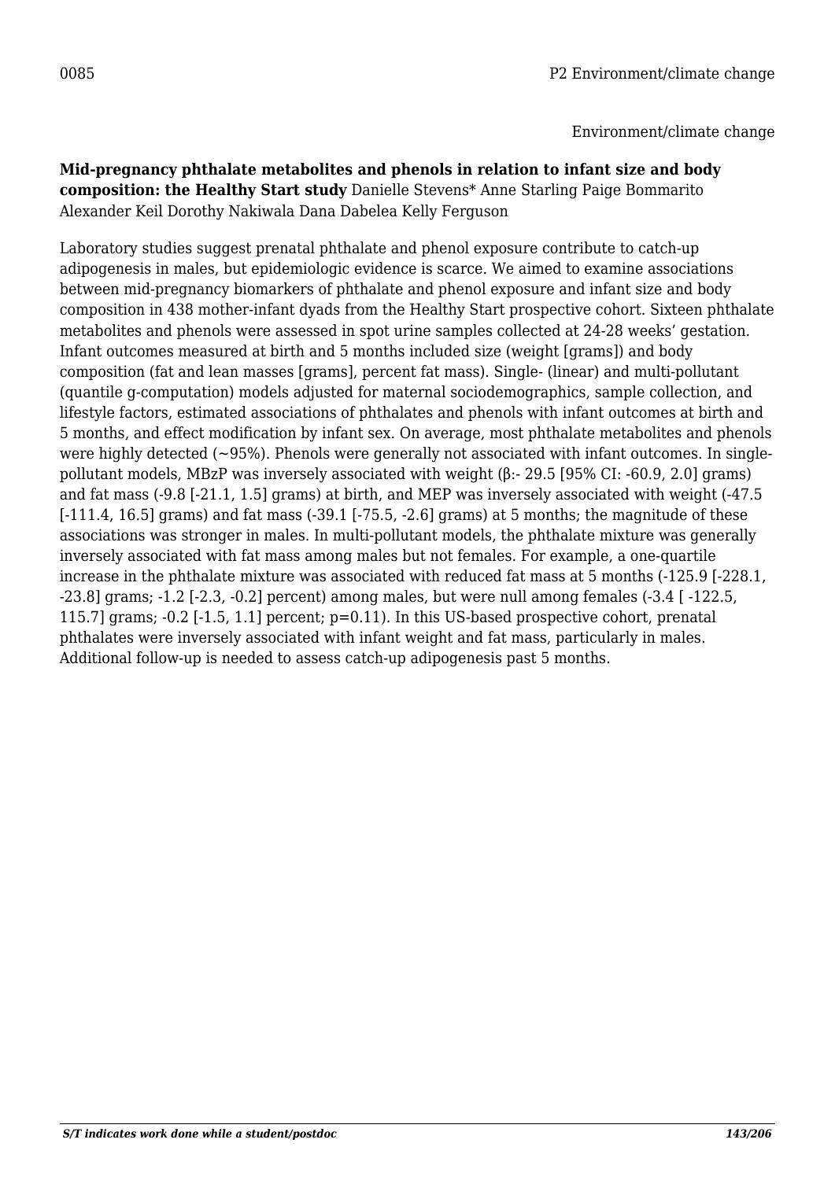0085 P2 Environment/climate change

Environment/climate change

**Mid-pregnancy phthalate metabolites and phenols in relation to infant size and body composition: the Healthy Start study** Danielle Stevens* Anne Starling Paige Bommarito Alexander Keil Dorothy Nakiwala Dana Dabelea Kelly Ferguson

Laboratory studies suggest prenatal phthalate and phenol exposure contribute to catch-up adipogenesis in males, but epidemiologic evidence is scarce. We aimed to examine associations between mid-pregnancy biomarkers of phthalate and phenol exposure and infant size and body composition in 438 mother-infant dyads from the Healthy Start prospective cohort. Sixteen phthalate metabolites and phenols were assessed in spot urine samples collected at 24-28 weeks' gestation. Infant outcomes measured at birth and 5 months included size (weight [grams]) and body composition (fat and lean masses [grams], percent fat mass). Single- (linear) and multi-pollutant (quantile g-computation) models adjusted for maternal sociodemographics, sample collection, and lifestyle factors, estimated associations of phthalates and phenols with infant outcomes at birth and 5 months, and effect modification by infant sex. On average, most phthalate metabolites and phenols were highly detected (~95%). Phenols were generally not associated with infant outcomes. In single-pollutant models, MBzP was inversely associated with weight (β:- 29.5 [95% CI: -60.9, 2.0] grams) and fat mass (-9.8 [-21.1, 1.5] grams) at birth, and MEP was inversely associated with weight (-47.5 [-111.4, 16.5] grams) and fat mass (-39.1 [-75.5, -2.6] grams) at 5 months; the magnitude of these associations was stronger in males. In multi-pollutant models, the phthalate mixture was generally inversely associated with fat mass among males but not females. For example, a one-quartile increase in the phthalate mixture was associated with reduced fat mass at 5 months (-125.9 [-228.1, -23.8] grams; -1.2 [-2.3, -0.2] percent) among males, but were null among females (-3.4 [ -122.5, 115.7] grams; -0.2 [-1.5, 1.1] percent; $p=0.11$). In this US-based prospective cohort, prenatal phthalates were inversely associated with infant weight and fat mass, particularly in males. Additional follow-up is needed to assess catch-up adipogenesis past 5 months.

*S/T indicates work done while a student/postdoc*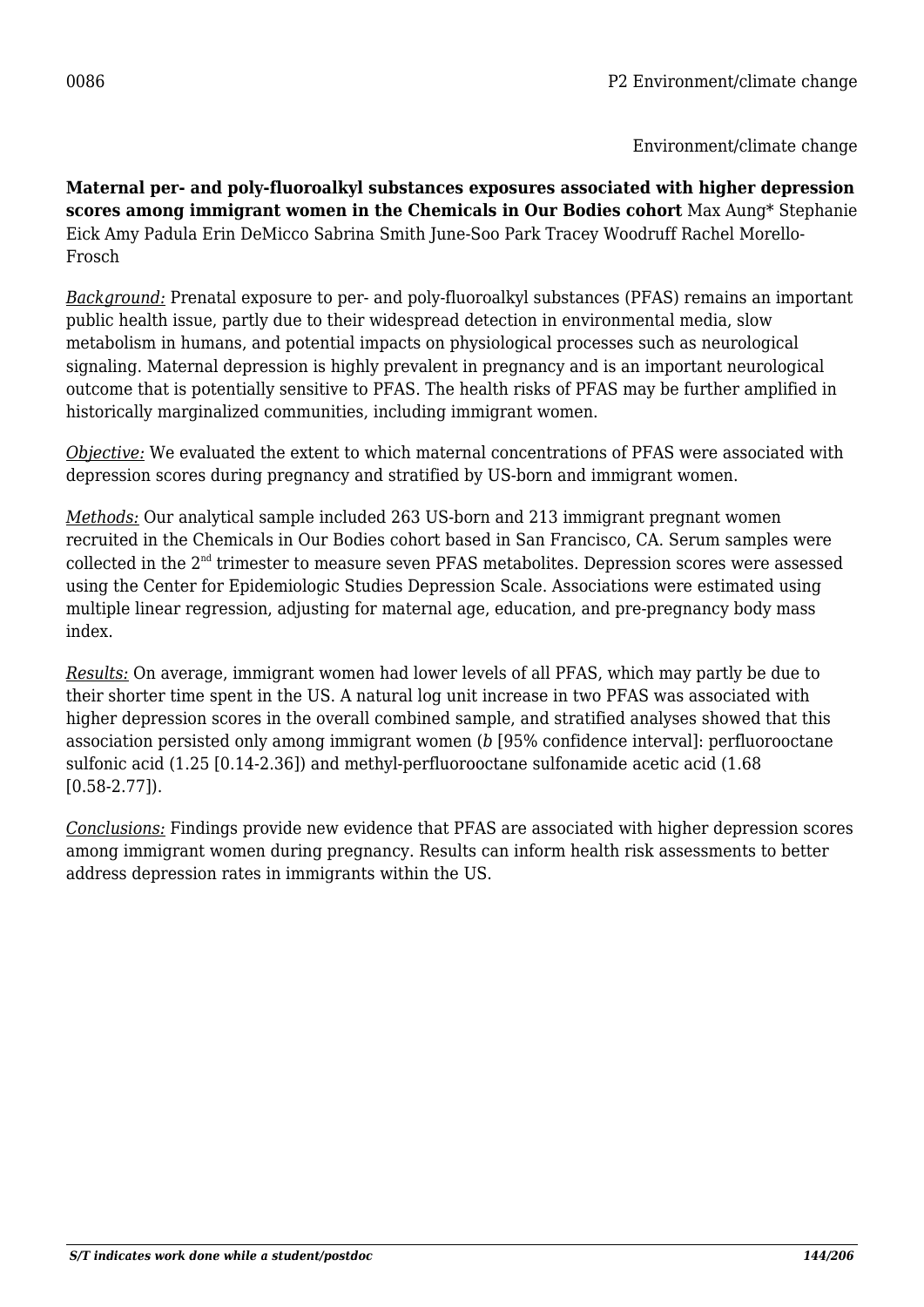0086 P2 Environment/climate change

Environment/climate change

**Maternal per- and poly-fluoroalkyl substances exposures associated with higher depression scores among immigrant women in the Chemicals in Our Bodies cohort** Max Aung* Stephanie Eick Amy Padula Erin DeMicco Sabrina Smith June-Soo Park Tracey Woodruff Rachel Morello-Frosch

*Background:* Prenatal exposure to per- and poly-fluoroalkyl substances (PFAS) remains an important public health issue, partly due to their widespread detection in environmental media, slow metabolism in humans, and potential impacts on physiological processes such as neurological signaling. Maternal depression is highly prevalent in pregnancy and is an important neurological outcome that is potentially sensitive to PFAS. The health risks of PFAS may be further amplified in historically marginalized communities, including immigrant women.

*Objective:* We evaluated the extent to which maternal concentrations of PFAS were associated with depression scores during pregnancy and stratified by US-born and immigrant women.

*Methods:* Our analytical sample included 263 US-born and 213 immigrant pregnant women recruited in the Chemicals in Our Bodies cohort based in San Francisco, CA. Serum samples were collected in the 2nd trimester to measure seven PFAS metabolites. Depression scores were assessed using the Center for Epidemiologic Studies Depression Scale. Associations were estimated using multiple linear regression, adjusting for maternal age, education, and pre-pregnancy body mass index.

*Results:* On average, immigrant women had lower levels of all PFAS, which may partly be due to their shorter time spent in the US. A natural log unit increase in two PFAS was associated with higher depression scores in the overall combined sample, and stratified analyses showed that this association persisted only among immigrant women (*b* [95% confidence interval]: perfluorooctane sulfonic acid (1.25 [0.14-2.36]) and methyl-perfluorooctane sulfonamide acetic acid (1.68 [0.58-2.77]).

*Conclusions:* Findings provide new evidence that PFAS are associated with higher depression scores among immigrant women during pregnancy. Results can inform health risk assessments to better address depression rates in immigrants within the US.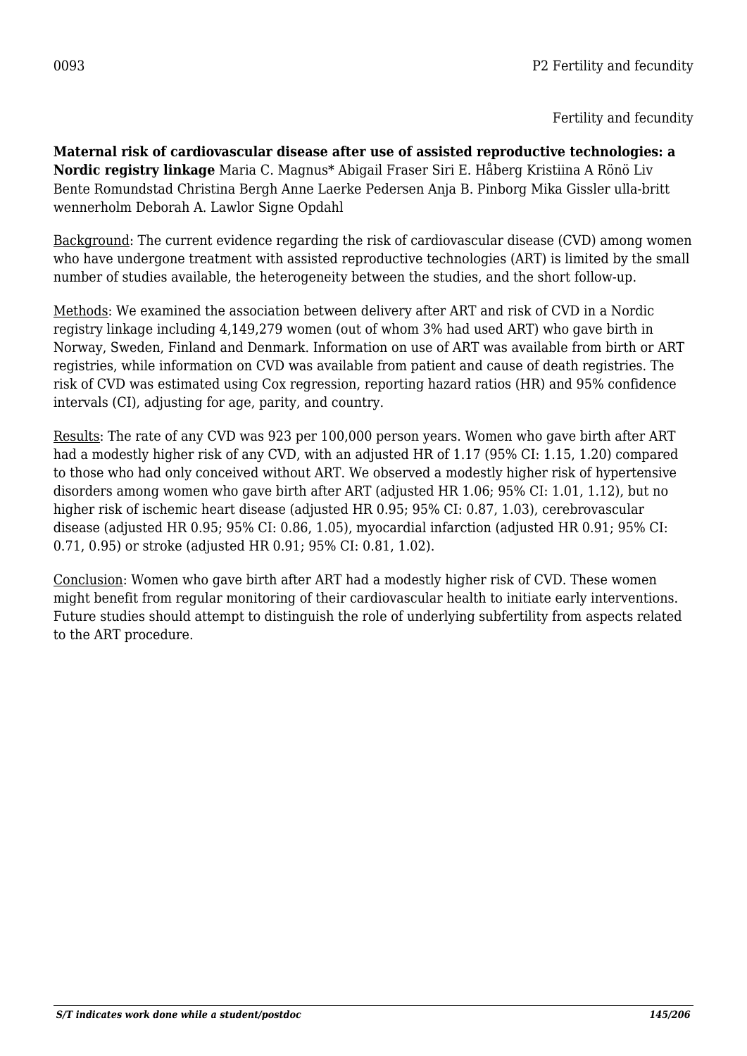0093 P2 Fertility and fecundity

Fertility and fecundity

**Maternal risk of cardiovascular disease after use of assisted reproductive technologies: a Nordic registry linkage** Maria C. Magnus* Abigail Fraser Siri E. Håberg Kristiina A Rönö Liv Bente Romundstad Christina Bergh Anne Laerke Pedersen Anja B. Pinborg Mika Gissler ulla-britt wennerholm Deborah A. Lawlor Signe Opdahl

Background: The current evidence regarding the risk of cardiovascular disease (CVD) among women who have undergone treatment with assisted reproductive technologies (ART) is limited by the small number of studies available, the heterogeneity between the studies, and the short follow-up.

Methods: We examined the association between delivery after ART and risk of CVD in a Nordic registry linkage including 4,149,279 women (out of whom 3% had used ART) who gave birth in Norway, Sweden, Finland and Denmark. Information on use of ART was available from birth or ART registries, while information on CVD was available from patient and cause of death registries. The risk of CVD was estimated using Cox regression, reporting hazard ratios (HR) and 95% confidence intervals (CI), adjusting for age, parity, and country.

Results: The rate of any CVD was 923 per 100,000 person years. Women who gave birth after ART had a modestly higher risk of any CVD, with an adjusted HR of 1.17 (95% CI: 1.15, 1.20) compared to those who had only conceived without ART. We observed a modestly higher risk of hypertensive disorders among women who gave birth after ART (adjusted HR 1.06; 95% CI: 1.01, 1.12), but no higher risk of ischemic heart disease (adjusted HR 0.95; 95% CI: 0.87, 1.03), cerebrovascular disease (adjusted HR 0.95; 95% CI: 0.86, 1.05), myocardial infarction (adjusted HR 0.91; 95% CI: 0.71, 0.95) or stroke (adjusted HR 0.91; 95% CI: 0.81, 1.02).

Conclusion: Women who gave birth after ART had a modestly higher risk of CVD. These women might benefit from regular monitoring of their cardiovascular health to initiate early interventions. Future studies should attempt to distinguish the role of underlying subfertility from aspects related to the ART procedure.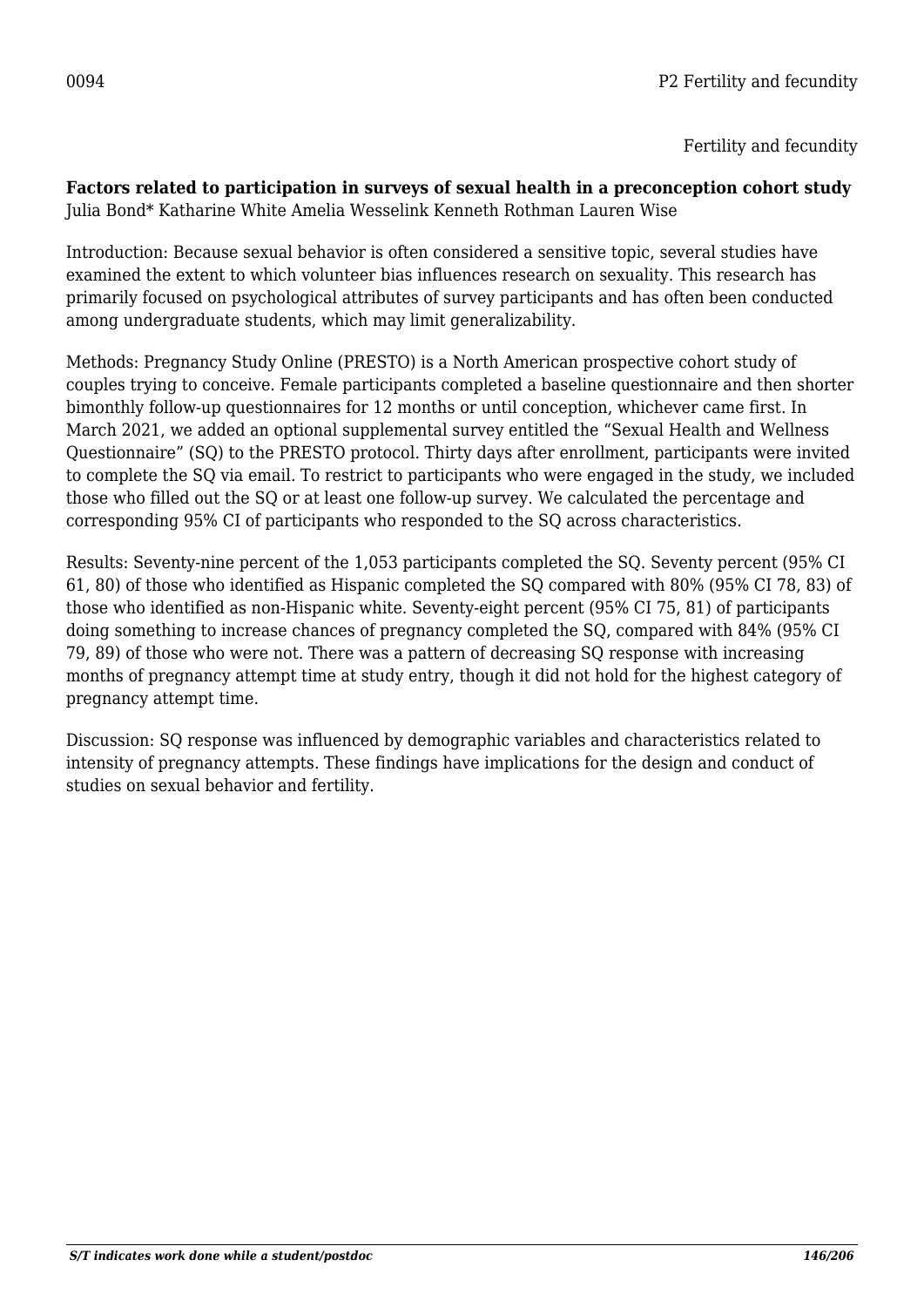0094 P2 Fertility and fecundity

Fertility and fecundity

**Factors related to participation in surveys of sexual health in a preconception cohort study**
Julia Bond* Katharine White Amelia Wesselink Kenneth Rothman Lauren Wise

Introduction: Because sexual behavior is often considered a sensitive topic, several studies have examined the extent to which volunteer bias influences research on sexuality. This research has primarily focused on psychological attributes of survey participants and has often been conducted among undergraduate students, which may limit generalizability.

Methods: Pregnancy Study Online (PRESTO) is a North American prospective cohort study of couples trying to conceive. Female participants completed a baseline questionnaire and then shorter bimonthly follow-up questionnaires for 12 months or until conception, whichever came first. In March 2021, we added an optional supplemental survey entitled the "Sexual Health and Wellness Questionnaire" (SQ) to the PRESTO protocol. Thirty days after enrollment, participants were invited to complete the SQ via email. To restrict to participants who were engaged in the study, we included those who filled out the SQ or at least one follow-up survey. We calculated the percentage and corresponding 95% CI of participants who responded to the SQ across characteristics.

Results: Seventy-nine percent of the 1,053 participants completed the SQ. Seventy percent (95% CI 61, 80) of those who identified as Hispanic completed the SQ compared with 80% (95% CI 78, 83) of those who identified as non-Hispanic white. Seventy-eight percent (95% CI 75, 81) of participants doing something to increase chances of pregnancy completed the SQ, compared with 84% (95% CI 79, 89) of those who were not. There was a pattern of decreasing SQ response with increasing months of pregnancy attempt time at study entry, though it did not hold for the highest category of pregnancy attempt time.

Discussion: SQ response was influenced by demographic variables and characteristics related to intensity of pregnancy attempts. These findings have implications for the design and conduct of studies on sexual behavior and fertility.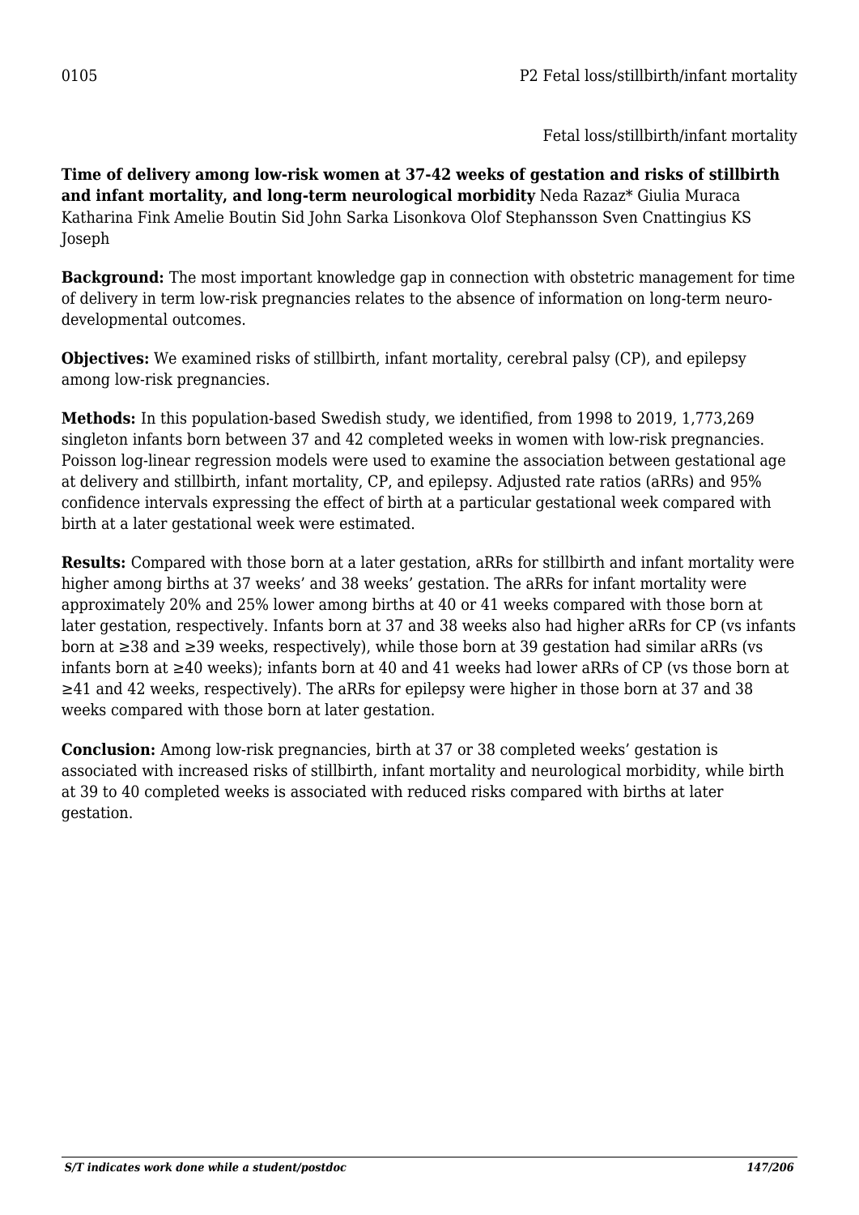0105

P2 Fetal loss/stillbirth/infant mortality

Fetal loss/stillbirth/infant mortality

**Time of delivery among low-risk women at 37-42 weeks of gestation and risks of stillbirth and infant mortality, and long-term neurological morbidity** Neda Razaz* Giulia Muraca Katharina Fink Amelie Boutin Sid John Sarka Lisonkova Olof Stephansson Sven Cnattingius KS Joseph

**Background:** The most important knowledge gap in connection with obstetric management for time of delivery in term low-risk pregnancies relates to the absence of information on long-term neuro-developmental outcomes.

**Objectives:** We examined risks of stillbirth, infant mortality, cerebral palsy (CP), and epilepsy among low-risk pregnancies.

**Methods:** In this population-based Swedish study, we identified, from 1998 to 2019, 1,773,269 singleton infants born between 37 and 42 completed weeks in women with low-risk pregnancies. Poisson log-linear regression models were used to examine the association between gestational age at delivery and stillbirth, infant mortality, CP, and epilepsy. Adjusted rate ratios (aRRs) and 95% confidence intervals expressing the effect of birth at a particular gestational week compared with birth at a later gestational week were estimated.

**Results:** Compared with those born at a later gestation, aRRs for stillbirth and infant mortality were higher among births at 37 weeks' and 38 weeks' gestation. The aRRs for infant mortality were approximately 20% and 25% lower among births at 40 or 41 weeks compared with those born at later gestation, respectively. Infants born at 37 and 38 weeks also had higher aRRs for CP (vs infants born at ≥38 and ≥39 weeks, respectively), while those born at 39 gestation had similar aRRs (vs infants born at ≥40 weeks); infants born at 40 and 41 weeks had lower aRRs of CP (vs those born at ≥41 and 42 weeks, respectively). The aRRs for epilepsy were higher in those born at 37 and 38 weeks compared with those born at later gestation.

**Conclusion:** Among low-risk pregnancies, birth at 37 or 38 completed weeks' gestation is associated with increased risks of stillbirth, infant mortality and neurological morbidity, while birth at 39 to 40 completed weeks is associated with reduced risks compared with births at later gestation.

*S/T indicates work done while a student/postdoc*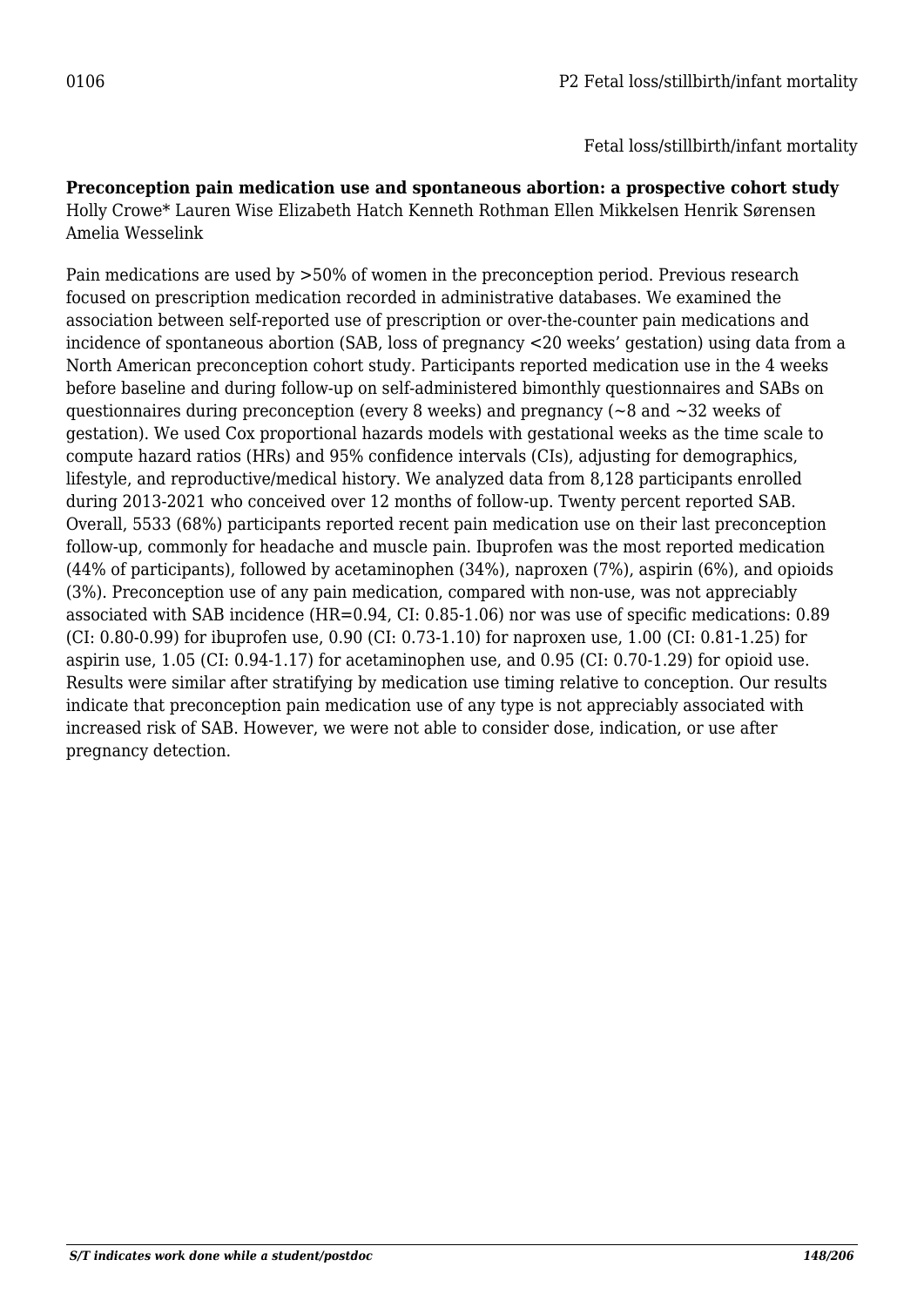0106 P2 Fetal loss/stillbirth/infant mortality

Fetal loss/stillbirth/infant mortality

**Preconception pain medication use and spontaneous abortion: a prospective cohort study**
Holly Crowe* Lauren Wise Elizabeth Hatch Kenneth Rothman Ellen Mikkelsen Henrik Sørensen Amelia Wesselink

Pain medications are used by >50% of women in the preconception period. Previous research focused on prescription medication recorded in administrative databases. We examined the association between self-reported use of prescription or over-the-counter pain medications and incidence of spontaneous abortion (SAB, loss of pregnancy <20 weeks' gestation) using data from a North American preconception cohort study. Participants reported medication use in the 4 weeks before baseline and during follow-up on self-administered bimonthly questionnaires and SABs on questionnaires during preconception (every 8 weeks) and pregnancy (~8 and ~32 weeks of gestation). We used Cox proportional hazards models with gestational weeks as the time scale to compute hazard ratios (HRs) and 95% confidence intervals (CIs), adjusting for demographics, lifestyle, and reproductive/medical history. We analyzed data from 8,128 participants enrolled during 2013-2021 who conceived over 12 months of follow-up. Twenty percent reported SAB. Overall, 5533 (68%) participants reported recent pain medication use on their last preconception follow-up, commonly for headache and muscle pain. Ibuprofen was the most reported medication (44% of participants), followed by acetaminophen (34%), naproxen (7%), aspirin (6%), and opioids (3%). Preconception use of any pain medication, compared with non-use, was not appreciably associated with SAB incidence (HR=0.94, CI: 0.85-1.06) nor was use of specific medications: 0.89 (CI: 0.80-0.99) for ibuprofen use, 0.90 (CI: 0.73-1.10) for naproxen use, 1.00 (CI: 0.81-1.25) for aspirin use, 1.05 (CI: 0.94-1.17) for acetaminophen use, and 0.95 (CI: 0.70-1.29) for opioid use. Results were similar after stratifying by medication use timing relative to conception. Our results indicate that preconception pain medication use of any type is not appreciably associated with increased risk of SAB. However, we were not able to consider dose, indication, or use after pregnancy detection.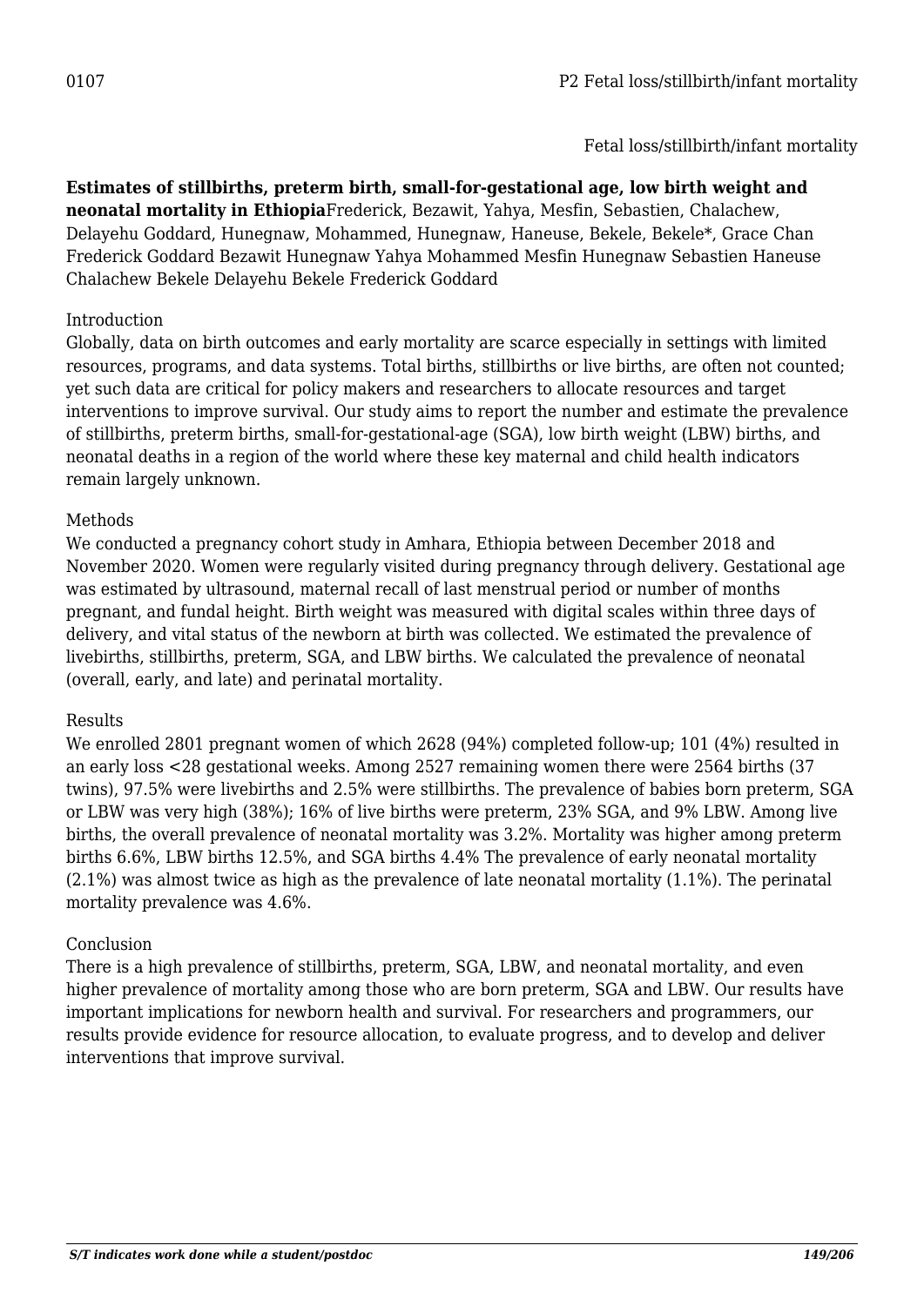0107

P2 Fetal loss/stillbirth/infant mortality

Fetal loss/stillbirth/infant mortality

**Estimates of stillbirths, preterm birth, small-for-gestational age, low birth weight and neonatal mortality in Ethiopia**Frederick, Bezawit, Yahya, Mesfin, Sebastien, Chalachew, Delayehu Goddard, Hunegnaw, Mohammed, Hunegnaw, Haneuse, Bekele, Bekele*, Grace Chan Frederick Goddard Bezawit Hunegnaw Yahya Mohammed Mesfin Hunegnaw Sebastien Haneuse Chalachew Bekele Delayehu Bekele Frederick Goddard

Introduction
Globally, data on birth outcomes and early mortality are scarce especially in settings with limited resources, programs, and data systems. Total births, stillbirths or live births, are often not counted; yet such data are critical for policy makers and researchers to allocate resources and target interventions to improve survival. Our study aims to report the number and estimate the prevalence of stillbirths, preterm births, small-for-gestational-age (SGA), low birth weight (LBW) births, and neonatal deaths in a region of the world where these key maternal and child health indicators remain largely unknown.

Methods
We conducted a pregnancy cohort study in Amhara, Ethiopia between December 2018 and November 2020. Women were regularly visited during pregnancy through delivery. Gestational age was estimated by ultrasound, maternal recall of last menstrual period or number of months pregnant, and fundal height. Birth weight was measured with digital scales within three days of delivery, and vital status of the newborn at birth was collected. We estimated the prevalence of livebirths, stillbirths, preterm, SGA, and LBW births. We calculated the prevalence of neonatal (overall, early, and late) and perinatal mortality.

Results
We enrolled 2801 pregnant women of which 2628 (94%) completed follow-up; 101 (4%) resulted in an early loss <28 gestational weeks. Among 2527 remaining women there were 2564 births (37 twins), 97.5% were livebirths and 2.5% were stillbirths. The prevalence of babies born preterm, SGA or LBW was very high (38%); 16% of live births were preterm, 23% SGA, and 9% LBW. Among live births, the overall prevalence of neonatal mortality was 3.2%. Mortality was higher among preterm births 6.6%, LBW births 12.5%, and SGA births 4.4% The prevalence of early neonatal mortality (2.1%) was almost twice as high as the prevalence of late neonatal mortality (1.1%). The perinatal mortality prevalence was 4.6%.

Conclusion
There is a high prevalence of stillbirths, preterm, SGA, LBW, and neonatal mortality, and even higher prevalence of mortality among those who are born preterm, SGA and LBW. Our results have important implications for newborn health and survival. For researchers and programmers, our results provide evidence for resource allocation, to evaluate progress, and to develop and deliver interventions that improve survival.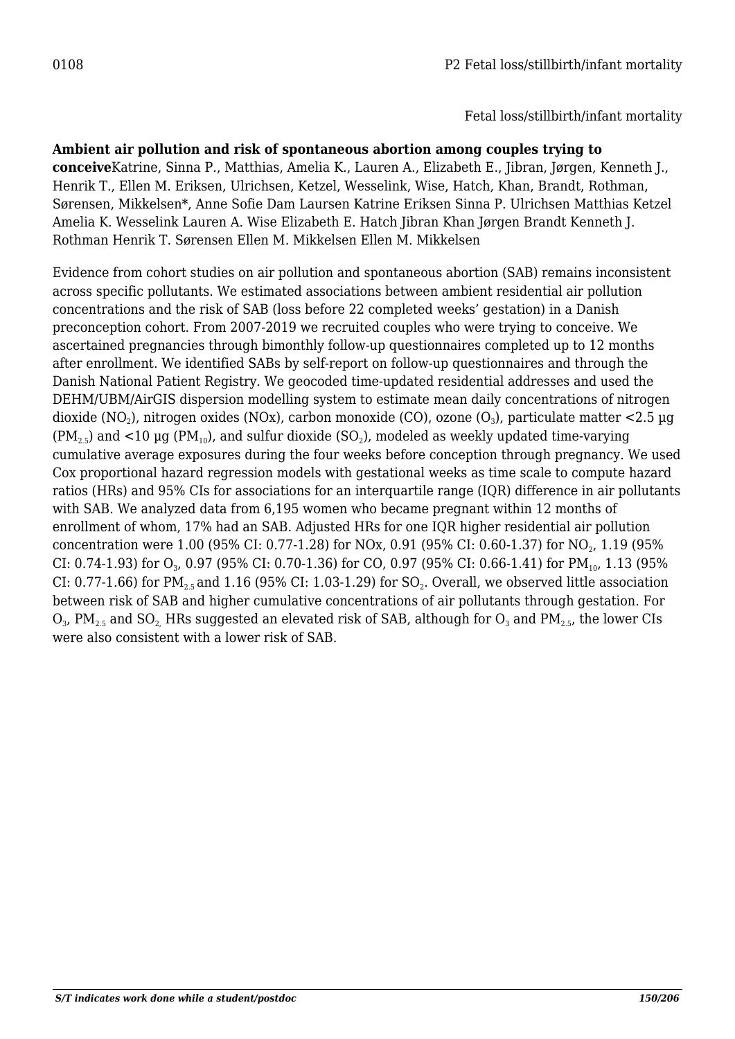0108 P2 Fetal loss/stillbirth/infant mortality

Fetal loss/stillbirth/infant mortality

**Ambient air pollution and risk of spontaneous abortion among couples trying to conceive**Katrine, Sinna P., Matthias, Amelia K., Lauren A., Elizabeth E., Jibran, Jørgen, Kenneth J., Henrik T., Ellen M. Eriksen, Ulrichsen, Ketzel, Wesselink, Wise, Hatch, Khan, Brandt, Rothman, Sørensen, Mikkelsen*, Anne Sofie Dam Laursen Katrine Eriksen Sinna P. Ulrichsen Matthias Ketzel Amelia K. Wesselink Lauren A. Wise Elizabeth E. Hatch Jibran Khan Jørgen Brandt Kenneth J. Rothman Henrik T. Sørensen Ellen M. Mikkelsen Ellen M. Mikkelsen

Evidence from cohort studies on air pollution and spontaneous abortion (SAB) remains inconsistent across specific pollutants. We estimated associations between ambient residential air pollution concentrations and the risk of SAB (loss before 22 completed weeks' gestation) in a Danish preconception cohort. From 2007-2019 we recruited couples who were trying to conceive. We ascertained pregnancies through bimonthly follow-up questionnaires completed up to 12 months after enrollment. We identified SABs by self-report on follow-up questionnaires and through the Danish National Patient Registry. We geocoded time-updated residential addresses and used the DEHM/UBM/AirGIS dispersion modelling system to estimate mean daily concentrations of nitrogen dioxide ($NO_2$), nitrogen oxides (NOx), carbon monoxide (CO), ozone ($O_3$), particulate matter <2.5 µg ($PM_{2.5}$) and <10 µg ($PM_{10}$), and sulfur dioxide ($SO_2$), modeled as weekly updated time-varying cumulative average exposures during the four weeks before conception through pregnancy. We used Cox proportional hazard regression models with gestational weeks as time scale to compute hazard ratios (HRs) and 95% CIs for associations for an interquartile range (IQR) difference in air pollutants with SAB. We analyzed data from 6,195 women who became pregnant within 12 months of enrollment of whom, 17% had an SAB. Adjusted HRs for one IQR higher residential air pollution concentration were 1.00 (95% CI: 0.77-1.28) for NOx, 0.91 (95% CI: 0.60-1.37) for $NO_2$, 1.19 (95% CI: 0.74-1.93) for $O_3$, 0.97 (95% CI: 0.70-1.36) for CO, 0.97 (95% CI: 0.66-1.41) for $PM_{10}$, 1.13 (95% CI: 0.77-1.66) for $PM_{2.5}$ and 1.16 (95% CI: 1.03-1.29) for $SO_2$. Overall, we observed little association between risk of SAB and higher cumulative concentrations of air pollutants through gestation. For $O_3$, $PM_{2.5}$ and $SO_2$, HRs suggested an elevated risk of SAB, although for $O_3$ and $PM_{2.5}$, the lower CIs were also consistent with a lower risk of SAB.

*S/T indicates work done while a student/postdoc*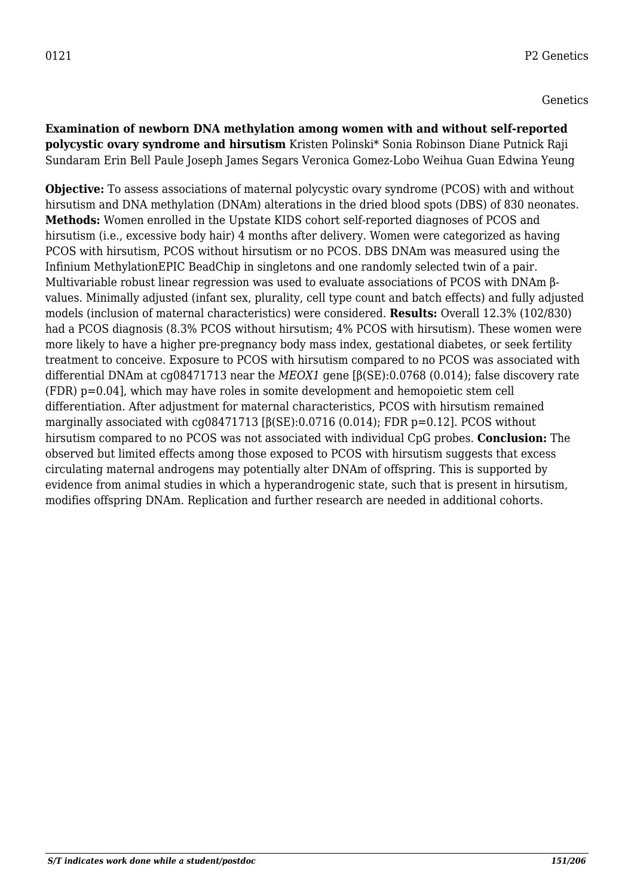0121 P2 Genetics

Genetics

**Examination of newborn DNA methylation among women with and without self-reported polycystic ovary syndrome and hirsutism** Kristen Polinski* Sonia Robinson Diane Putnick Raji Sundaram Erin Bell Paule Joseph James Segars Veronica Gomez-Lobo Weihua Guan Edwina Yeung

**Objective:** To assess associations of maternal polycystic ovary syndrome (PCOS) with and without hirsutism and DNA methylation (DNAm) alterations in the dried blood spots (DBS) of 830 neonates. **Methods:** Women enrolled in the Upstate KIDS cohort self-reported diagnoses of PCOS and hirsutism (i.e., excessive body hair) 4 months after delivery. Women were categorized as having PCOS with hirsutism, PCOS without hirsutism or no PCOS. DBS DNAm was measured using the Infinium MethylationEPIC BeadChip in singletons and one randomly selected twin of a pair. Multivariable robust linear regression was used to evaluate associations of PCOS with DNAm β-values. Minimally adjusted (infant sex, plurality, cell type count and batch effects) and fully adjusted models (inclusion of maternal characteristics) were considered. **Results:** Overall 12.3% (102/830) had a PCOS diagnosis (8.3% PCOS without hirsutism; 4% PCOS with hirsutism). These women were more likely to have a higher pre-pregnancy body mass index, gestational diabetes, or seek fertility treatment to conceive. Exposure to PCOS with hirsutism compared to no PCOS was associated with differential DNAm at cg08471713 near the *MEOX1* gene [β(SE):0.0768 (0.014); false discovery rate (FDR) p=0.04], which may have roles in somite development and hemopoietic stem cell differentiation. After adjustment for maternal characteristics, PCOS with hirsutism remained marginally associated with cg08471713 [β(SE):0.0716 (0.014); FDR p=0.12]. PCOS without hirsutism compared to no PCOS was not associated with individual CpG probes. **Conclusion:** The observed but limited effects among those exposed to PCOS with hirsutism suggests that excess circulating maternal androgens may potentially alter DNAm of offspring. This is supported by evidence from animal studies in which a hyperandrogenic state, such that is present in hirsutism, modifies offspring DNAm. Replication and further research are needed in additional cohorts.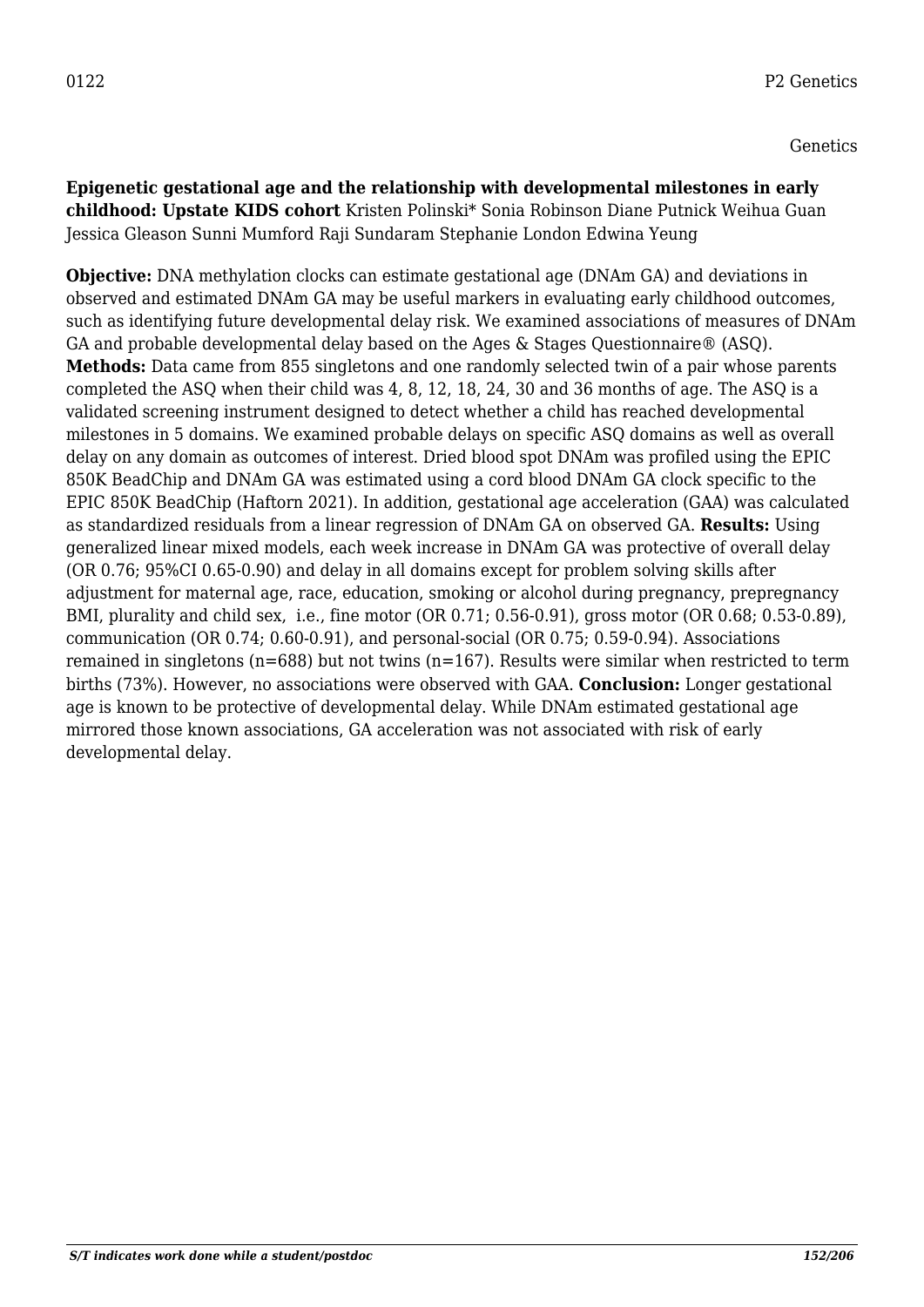0122 P2 Genetics

Genetics

**Epigenetic gestational age and the relationship with developmental milestones in early childhood: Upstate KIDS cohort** Kristen Polinski* Sonia Robinson Diane Putnick Weihua Guan Jessica Gleason Sunni Mumford Raji Sundaram Stephanie London Edwina Yeung

**Objective:** DNA methylation clocks can estimate gestational age (DNAm GA) and deviations in observed and estimated DNAm GA may be useful markers in evaluating early childhood outcomes, such as identifying future developmental delay risk. We examined associations of measures of DNAm GA and probable developmental delay based on the Ages & Stages Questionnaire® (ASQ). **Methods:** Data came from 855 singletons and one randomly selected twin of a pair whose parents completed the ASQ when their child was 4, 8, 12, 18, 24, 30 and 36 months of age. The ASQ is a validated screening instrument designed to detect whether a child has reached developmental milestones in 5 domains. We examined probable delays on specific ASQ domains as well as overall delay on any domain as outcomes of interest. Dried blood spot DNAm was profiled using the EPIC 850K BeadChip and DNAm GA was estimated using a cord blood DNAm GA clock specific to the EPIC 850K BeadChip (Haftorn 2021). In addition, gestational age acceleration (GAA) was calculated as standardized residuals from a linear regression of DNAm GA on observed GA. **Results:** Using generalized linear mixed models, each week increase in DNAm GA was protective of overall delay (OR 0.76; 95%CI 0.65-0.90) and delay in all domains except for problem solving skills after adjustment for maternal age, race, education, smoking or alcohol during pregnancy, prepregnancy BMI, plurality and child sex, i.e., fine motor (OR 0.71; 0.56-0.91), gross motor (OR 0.68; 0.53-0.89), communication (OR 0.74; 0.60-0.91), and personal-social (OR 0.75; 0.59-0.94). Associations remained in singletons (n=688) but not twins (n=167). Results were similar when restricted to term births (73%). However, no associations were observed with GAA. **Conclusion:** Longer gestational age is known to be protective of developmental delay. While DNAm estimated gestational age mirrored those known associations, GA acceleration was not associated with risk of early developmental delay.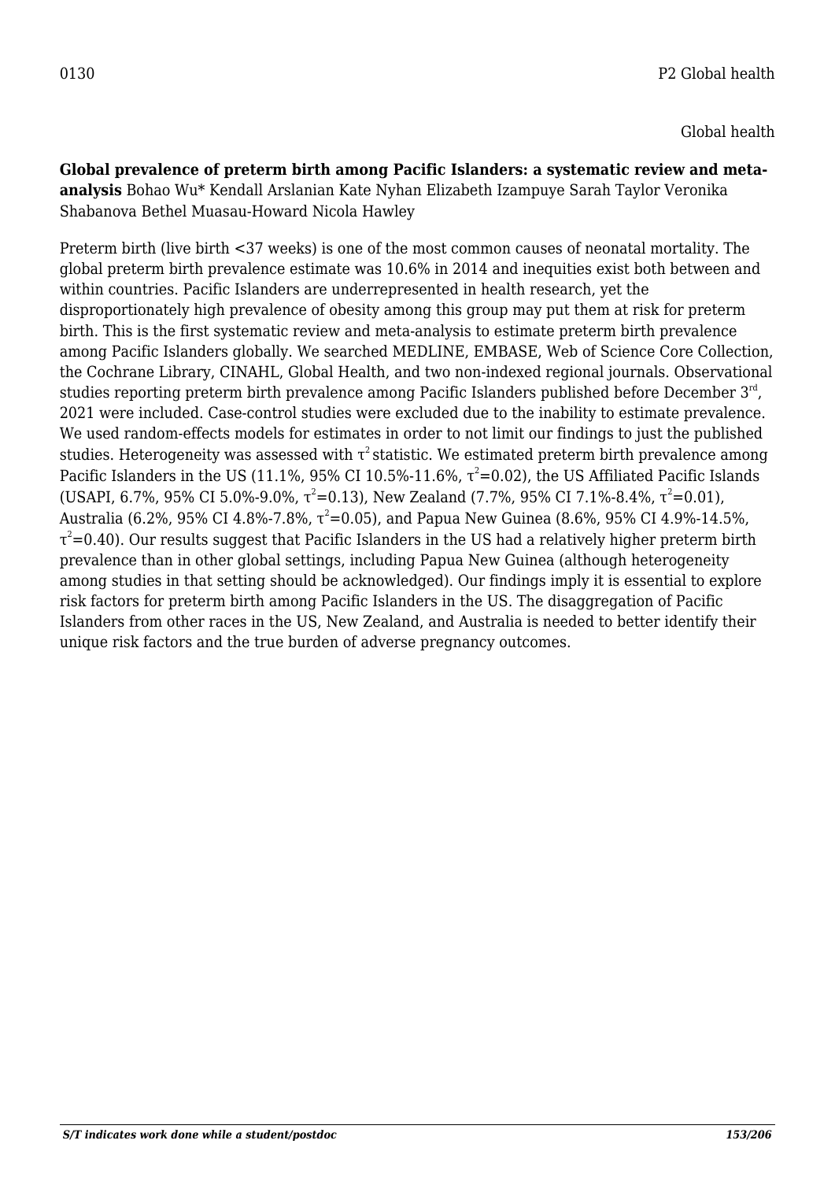0130 P2 Global health

Global health

**Global prevalence of preterm birth among Pacific Islanders: a systematic review and meta-analysis** Bohao Wu* Kendall Arslanian Kate Nyhan Elizabeth Izampuye Sarah Taylor Veronika Shabanova Bethel Muasau-Howard Nicola Hawley

Preterm birth (live birth <37 weeks) is one of the most common causes of neonatal mortality. The global preterm birth prevalence estimate was 10.6% in 2014 and inequities exist both between and within countries. Pacific Islanders are underrepresented in health research, yet the disproportionately high prevalence of obesity among this group may put them at risk for preterm birth. This is the first systematic review and meta-analysis to estimate preterm birth prevalence among Pacific Islanders globally. We searched MEDLINE, EMBASE, Web of Science Core Collection, the Cochrane Library, CINAHL, Global Health, and two non-indexed regional journals. Observational studies reporting preterm birth prevalence among Pacific Islanders published before December 3rd, 2021 were included. Case-control studies were excluded due to the inability to estimate prevalence. We used random-effects models for estimates in order to not limit our findings to just the published studies. Heterogeneity was assessed with $\tau^2$ statistic. We estimated preterm birth prevalence among Pacific Islanders in the US (11.1%, 95% CI 10.5%-11.6%, $\tau^2$=0.02), the US Affiliated Pacific Islands (USAPI, 6.7%, 95% CI 5.0%-9.0%, $\tau^2$=0.13), New Zealand (7.7%, 95% CI 7.1%-8.4%, $\tau^2$=0.01), Australia (6.2%, 95% CI 4.8%-7.8%, $\tau^2$=0.05), and Papua New Guinea (8.6%, 95% CI 4.9%-14.5%, $\tau^2$=0.40). Our results suggest that Pacific Islanders in the US had a relatively higher preterm birth prevalence than in other global settings, including Papua New Guinea (although heterogeneity among studies in that setting should be acknowledged). Our findings imply it is essential to explore risk factors for preterm birth among Pacific Islanders in the US. The disaggregation of Pacific Islanders from other races in the US, New Zealand, and Australia is needed to better identify their unique risk factors and the true burden of adverse pregnancy outcomes.

*S/T indicates work done while a student/postdoc*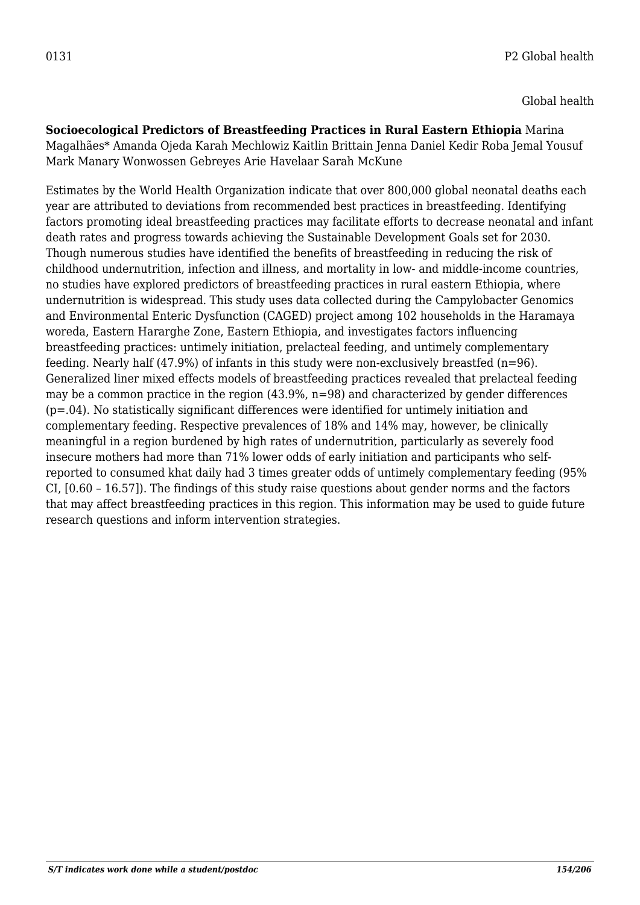0131 P2 Global health

Global health

**Socioecological Predictors of Breastfeeding Practices in Rural Eastern Ethiopia** Marina Magalhães* Amanda Ojeda Karah Mechlowiz Kaitlin Brittain Jenna Daniel Kedir Roba Jemal Yousuf Mark Manary Wonwossen Gebreyes Arie Havelaar Sarah McKune

Estimates by the World Health Organization indicate that over 800,000 global neonatal deaths each year are attributed to deviations from recommended best practices in breastfeeding. Identifying factors promoting ideal breastfeeding practices may facilitate efforts to decrease neonatal and infant death rates and progress towards achieving the Sustainable Development Goals set for 2030. Though numerous studies have identified the benefits of breastfeeding in reducing the risk of childhood undernutrition, infection and illness, and mortality in low- and middle-income countries, no studies have explored predictors of breastfeeding practices in rural eastern Ethiopia, where undernutrition is widespread. This study uses data collected during the Campylobacter Genomics and Environmental Enteric Dysfunction (CAGED) project among 102 households in the Haramaya woreda, Eastern Hararghe Zone, Eastern Ethiopia, and investigates factors influencing breastfeeding practices: untimely initiation, prelacteal feeding, and untimely complementary feeding. Nearly half (47.9%) of infants in this study were non-exclusively breastfed (n=96). Generalized liner mixed effects models of breastfeeding practices revealed that prelacteal feeding may be a common practice in the region (43.9%, n=98) and characterized by gender differences (p=.04). No statistically significant differences were identified for untimely initiation and complementary feeding. Respective prevalences of 18% and 14% may, however, be clinically meaningful in a region burdened by high rates of undernutrition, particularly as severely food insecure mothers had more than 71% lower odds of early initiation and participants who self-reported to consumed khat daily had 3 times greater odds of untimely complementary feeding (95% CI, [0.60 – 16.57]). The findings of this study raise questions about gender norms and the factors that may affect breastfeeding practices in this region. This information may be used to guide future research questions and inform intervention strategies.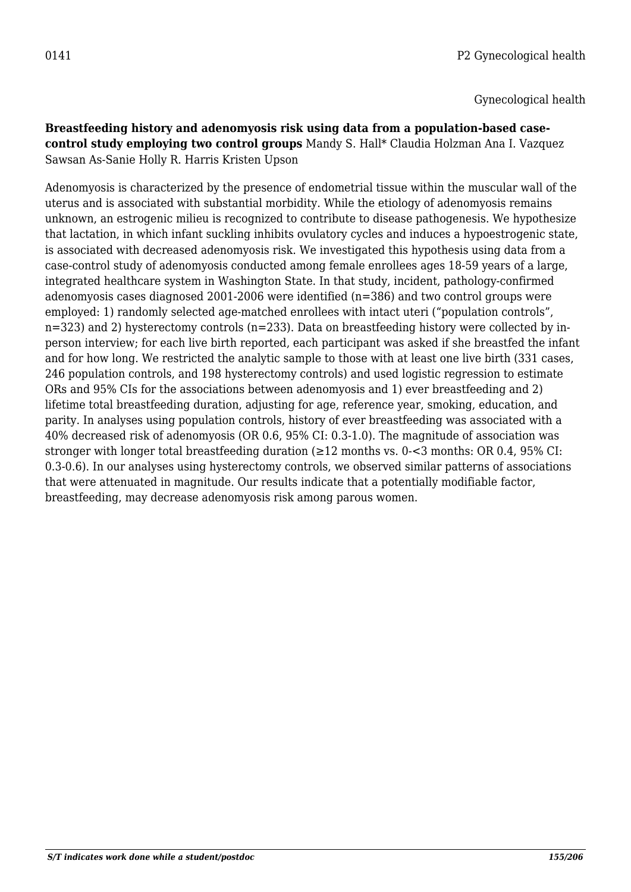0141 P2 Gynecological health

Gynecological health

**Breastfeeding history and adenomyosis risk using data from a population-based case-control study employing two control groups** Mandy S. Hall* Claudia Holzman Ana I. Vazquez Sawsan As-Sanie Holly R. Harris Kristen Upson

Adenomyosis is characterized by the presence of endometrial tissue within the muscular wall of the uterus and is associated with substantial morbidity. While the etiology of adenomyosis remains unknown, an estrogenic milieu is recognized to contribute to disease pathogenesis. We hypothesize that lactation, in which infant suckling inhibits ovulatory cycles and induces a hypoestrogenic state, is associated with decreased adenomyosis risk. We investigated this hypothesis using data from a case-control study of adenomyosis conducted among female enrollees ages 18-59 years of a large, integrated healthcare system in Washington State. In that study, incident, pathology-confirmed adenomyosis cases diagnosed 2001-2006 were identified (n=386) and two control groups were employed: 1) randomly selected age-matched enrollees with intact uteri ("population controls", n=323) and 2) hysterectomy controls (n=233). Data on breastfeeding history were collected by in-person interview; for each live birth reported, each participant was asked if she breastfed the infant and for how long. We restricted the analytic sample to those with at least one live birth (331 cases, 246 population controls, and 198 hysterectomy controls) and used logistic regression to estimate ORs and 95% CIs for the associations between adenomyosis and 1) ever breastfeeding and 2) lifetime total breastfeeding duration, adjusting for age, reference year, smoking, education, and parity. In analyses using population controls, history of ever breastfeeding was associated with a 40% decreased risk of adenomyosis (OR 0.6, 95% CI: 0.3-1.0). The magnitude of association was stronger with longer total breastfeeding duration (≥12 months vs. 0-<3 months: OR 0.4, 95% CI: 0.3-0.6). In our analyses using hysterectomy controls, we observed similar patterns of associations that were attenuated in magnitude. Our results indicate that a potentially modifiable factor, breastfeeding, may decrease adenomyosis risk among parous women.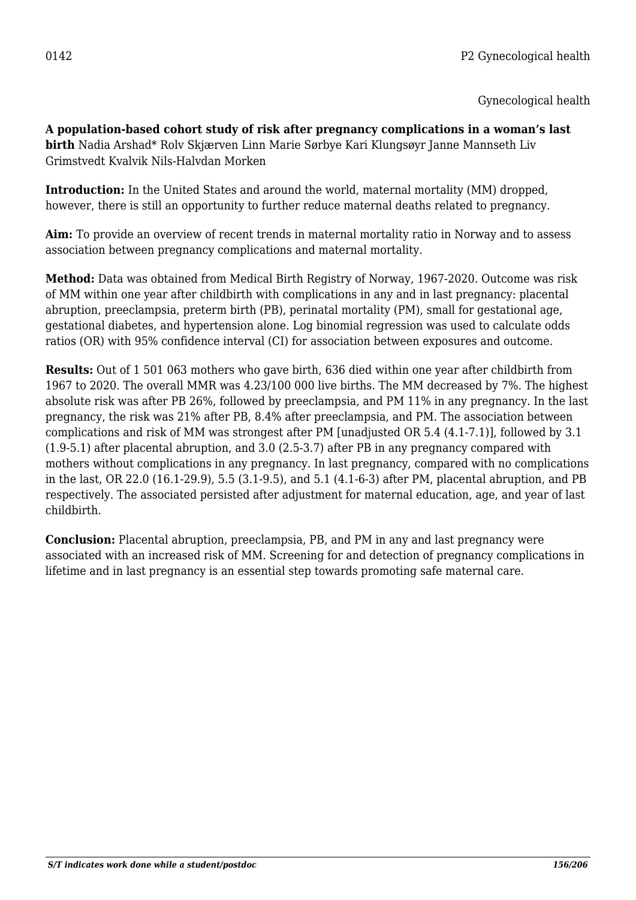0142 P2 Gynecological health

Gynecological health

**A population-based cohort study of risk after pregnancy complications in a woman's last birth** Nadia Arshad* Rolv Skjærven Linn Marie Sørbye Kari Klungsøyr Janne Mannseth Liv Grimstvedt Kvalvik Nils-Halvdan Morken

**Introduction:** In the United States and around the world, maternal mortality (MM) dropped, however, there is still an opportunity to further reduce maternal deaths related to pregnancy.

**Aim:** To provide an overview of recent trends in maternal mortality ratio in Norway and to assess association between pregnancy complications and maternal mortality.

**Method:** Data was obtained from Medical Birth Registry of Norway, 1967-2020. Outcome was risk of MM within one year after childbirth with complications in any and in last pregnancy: placental abruption, preeclampsia, preterm birth (PB), perinatal mortality (PM), small for gestational age, gestational diabetes, and hypertension alone. Log binomial regression was used to calculate odds ratios (OR) with 95% confidence interval (CI) for association between exposures and outcome.

**Results:** Out of 1 501 063 mothers who gave birth, 636 died within one year after childbirth from 1967 to 2020. The overall MMR was 4.23/100 000 live births. The MM decreased by 7%. The highest absolute risk was after PB 26%, followed by preeclampsia, and PM 11% in any pregnancy. In the last pregnancy, the risk was 21% after PB, 8.4% after preeclampsia, and PM. The association between complications and risk of MM was strongest after PM [unadjusted OR 5.4 (4.1-7.1)], followed by 3.1 (1.9-5.1) after placental abruption, and 3.0 (2.5-3.7) after PB in any pregnancy compared with mothers without complications in any pregnancy. In last pregnancy, compared with no complications in the last, OR 22.0 (16.1-29.9), 5.5 (3.1-9.5), and 5.1 (4.1-6-3) after PM, placental abruption, and PB respectively. The associated persisted after adjustment for maternal education, age, and year of last childbirth.

**Conclusion:** Placental abruption, preeclampsia, PB, and PM in any and last pregnancy were associated with an increased risk of MM. Screening for and detection of pregnancy complications in lifetime and in last pregnancy is an essential step towards promoting safe maternal care.

*S/T indicates work done while a student/postdoc*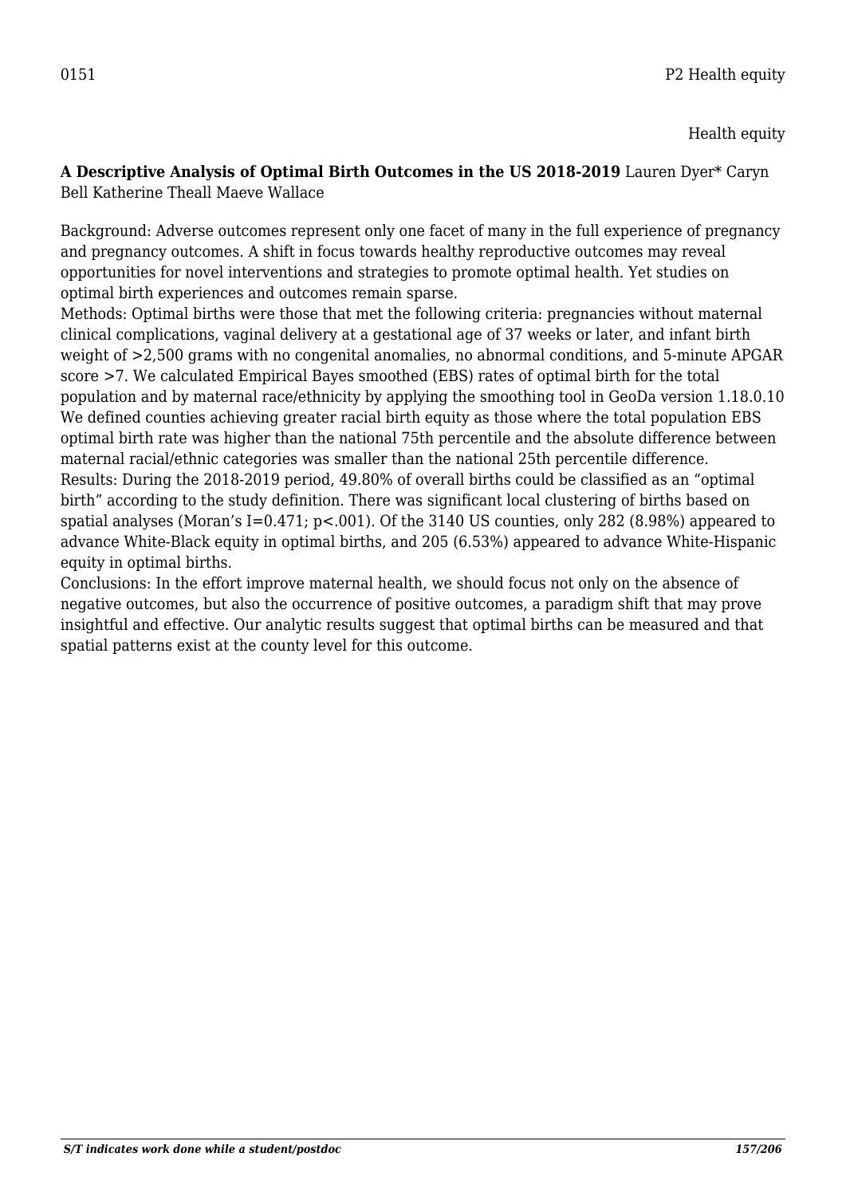0151 P2 Health equity

Health equity

**A Descriptive Analysis of Optimal Birth Outcomes in the US 2018-2019** Lauren Dyer* Caryn Bell Katherine Theall Maeve Wallace

Background: Adverse outcomes represent only one facet of many in the full experience of pregnancy and pregnancy outcomes. A shift in focus towards healthy reproductive outcomes may reveal opportunities for novel interventions and strategies to promote optimal health. Yet studies on optimal birth experiences and outcomes remain sparse.

Methods: Optimal births were those that met the following criteria: pregnancies without maternal clinical complications, vaginal delivery at a gestational age of 37 weeks or later, and infant birth weight of >2,500 grams with no congenital anomalies, no abnormal conditions, and 5-minute APGAR score >7. We calculated Empirical Bayes smoothed (EBS) rates of optimal birth for the total population and by maternal race/ethnicity by applying the smoothing tool in GeoDa version 1.18.0.10 We defined counties achieving greater racial birth equity as those where the total population EBS optimal birth rate was higher than the national 75th percentile and the absolute difference between maternal racial/ethnic categories was smaller than the national 25th percentile difference.

Results: During the 2018-2019 period, 49.80% of overall births could be classified as an "optimal birth" according to the study definition. There was significant local clustering of births based on spatial analyses (Moran's I=0.471; p<.001). Of the 3140 US counties, only 282 (8.98%) appeared to advance White-Black equity in optimal births, and 205 (6.53%) appeared to advance White-Hispanic equity in optimal births.

Conclusions: In the effort improve maternal health, we should focus not only on the absence of negative outcomes, but also the occurrence of positive outcomes, a paradigm shift that may prove insightful and effective. Our analytic results suggest that optimal births can be measured and that spatial patterns exist at the county level for this outcome.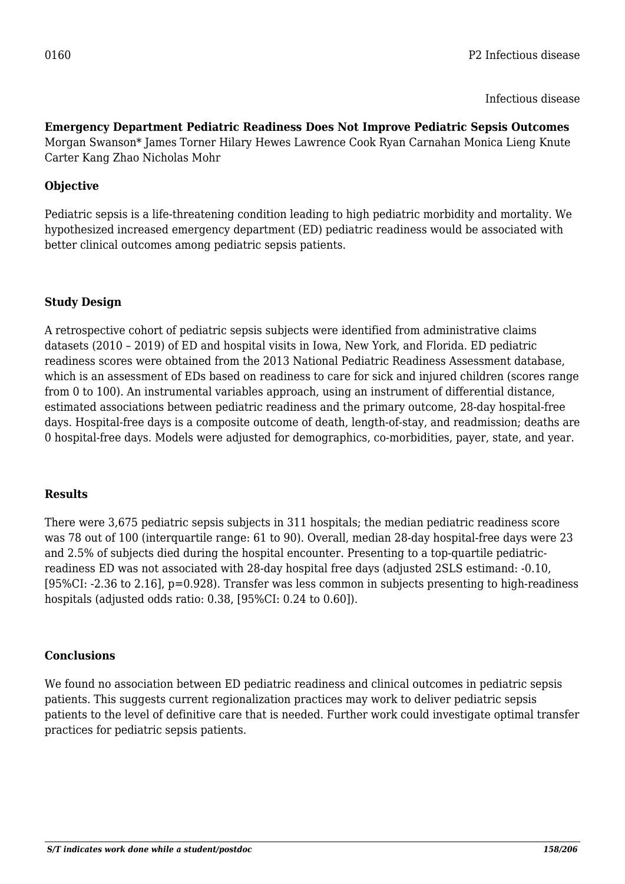0160 P2 Infectious disease

Infectious disease

**Emergency Department Pediatric Readiness Does Not Improve Pediatric Sepsis Outcomes**
Morgan Swanson* James Torner Hilary Hewes Lawrence Cook Ryan Carnahan Monica Lieng Knute Carter Kang Zhao Nicholas Mohr

### Objective

Pediatric sepsis is a life-threatening condition leading to high pediatric morbidity and mortality. We hypothesized increased emergency department (ED) pediatric readiness would be associated with better clinical outcomes among pediatric sepsis patients.

### Study Design

A retrospective cohort of pediatric sepsis subjects were identified from administrative claims datasets (2010 – 2019) of ED and hospital visits in Iowa, New York, and Florida. ED pediatric readiness scores were obtained from the 2013 National Pediatric Readiness Assessment database, which is an assessment of EDs based on readiness to care for sick and injured children (scores range from 0 to 100). An instrumental variables approach, using an instrument of differential distance, estimated associations between pediatric readiness and the primary outcome, 28-day hospital-free days. Hospital-free days is a composite outcome of death, length-of-stay, and readmission; deaths are 0 hospital-free days. Models were adjusted for demographics, co-morbidities, payer, state, and year.

### Results

There were 3,675 pediatric sepsis subjects in 311 hospitals; the median pediatric readiness score was 78 out of 100 (interquartile range: 61 to 90). Overall, median 28-day hospital-free days were 23 and 2.5% of subjects died during the hospital encounter. Presenting to a top-quartile pediatric-readiness ED was not associated with 28-day hospital free days (adjusted 2SLS estimand: -0.10, [95%CI: -2.36 to 2.16], $p=0.928$). Transfer was less common in subjects presenting to high-readiness hospitals (adjusted odds ratio: 0.38, [95%CI: 0.24 to 0.60]).

### Conclusions

We found no association between ED pediatric readiness and clinical outcomes in pediatric sepsis patients. This suggests current regionalization practices may work to deliver pediatric sepsis patients to the level of definitive care that is needed. Further work could investigate optimal transfer practices for pediatric sepsis patients.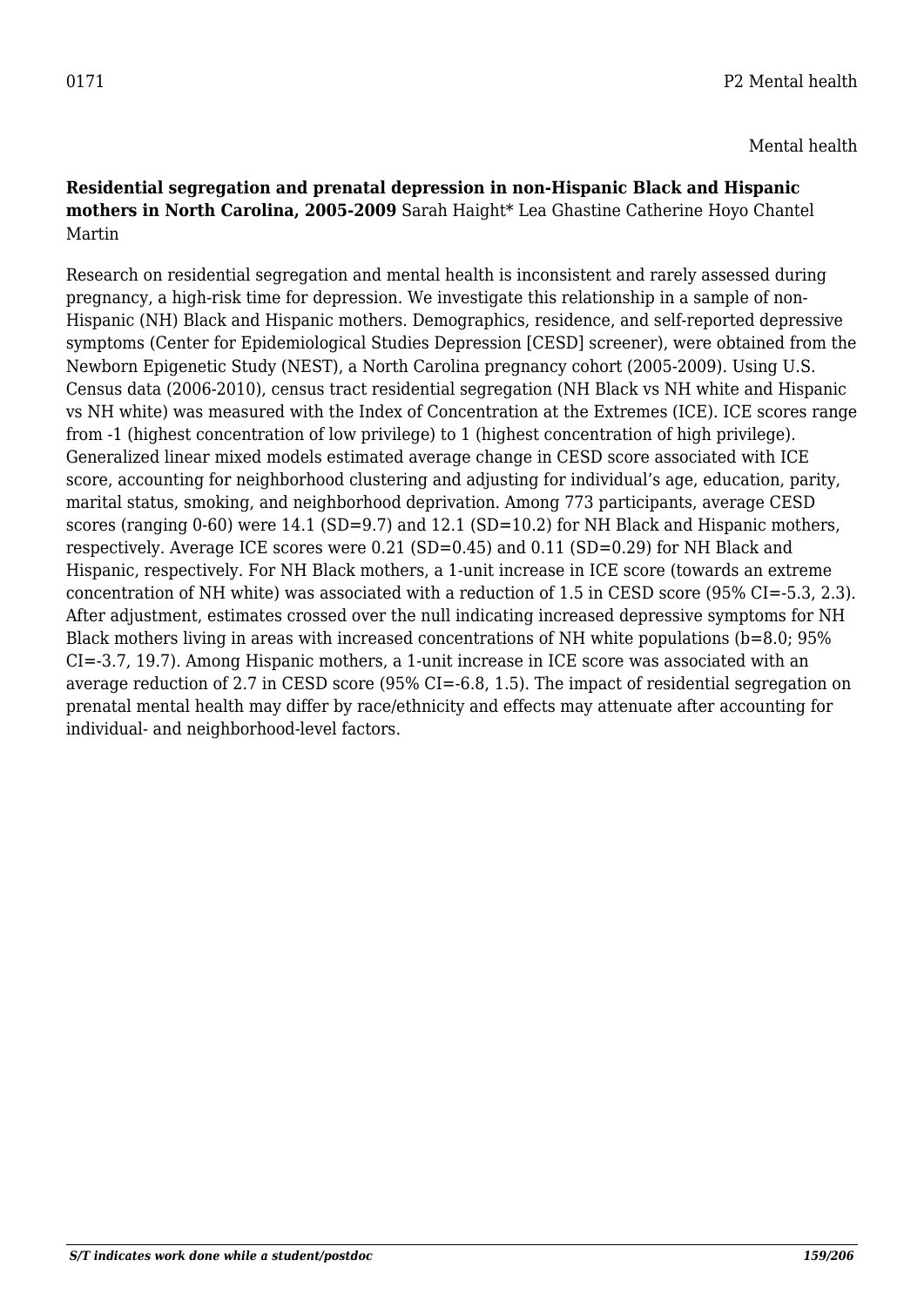0171 P2 Mental health

Mental health

**Residential segregation and prenatal depression in non-Hispanic Black and Hispanic mothers in North Carolina, 2005-2009** Sarah Haight* Lea Ghastine Catherine Hoyo Chantel Martin

Research on residential segregation and mental health is inconsistent and rarely assessed during pregnancy, a high-risk time for depression. We investigate this relationship in a sample of non-Hispanic (NH) Black and Hispanic mothers. Demographics, residence, and self-reported depressive symptoms (Center for Epidemiological Studies Depression [CESD] screener), were obtained from the Newborn Epigenetic Study (NEST), a North Carolina pregnancy cohort (2005-2009). Using U.S. Census data (2006-2010), census tract residential segregation (NH Black vs NH white and Hispanic vs NH white) was measured with the Index of Concentration at the Extremes (ICE). ICE scores range from -1 (highest concentration of low privilege) to 1 (highest concentration of high privilege). Generalized linear mixed models estimated average change in CESD score associated with ICE score, accounting for neighborhood clustering and adjusting for individual's age, education, parity, marital status, smoking, and neighborhood deprivation. Among 773 participants, average CESD scores (ranging 0-60) were 14.1 (SD=9.7) and 12.1 (SD=10.2) for NH Black and Hispanic mothers, respectively. Average ICE scores were 0.21 (SD=0.45) and 0.11 (SD=0.29) for NH Black and Hispanic, respectively. For NH Black mothers, a 1-unit increase in ICE score (towards an extreme concentration of NH white) was associated with a reduction of 1.5 in CESD score (95% CI=-5.3, 2.3). After adjustment, estimates crossed over the null indicating increased depressive symptoms for NH Black mothers living in areas with increased concentrations of NH white populations (b=8.0; 95% CI=-3.7, 19.7). Among Hispanic mothers, a 1-unit increase in ICE score was associated with an average reduction of 2.7 in CESD score (95% CI=-6.8, 1.5). The impact of residential segregation on prenatal mental health may differ by race/ethnicity and effects may attenuate after accounting for individual- and neighborhood-level factors.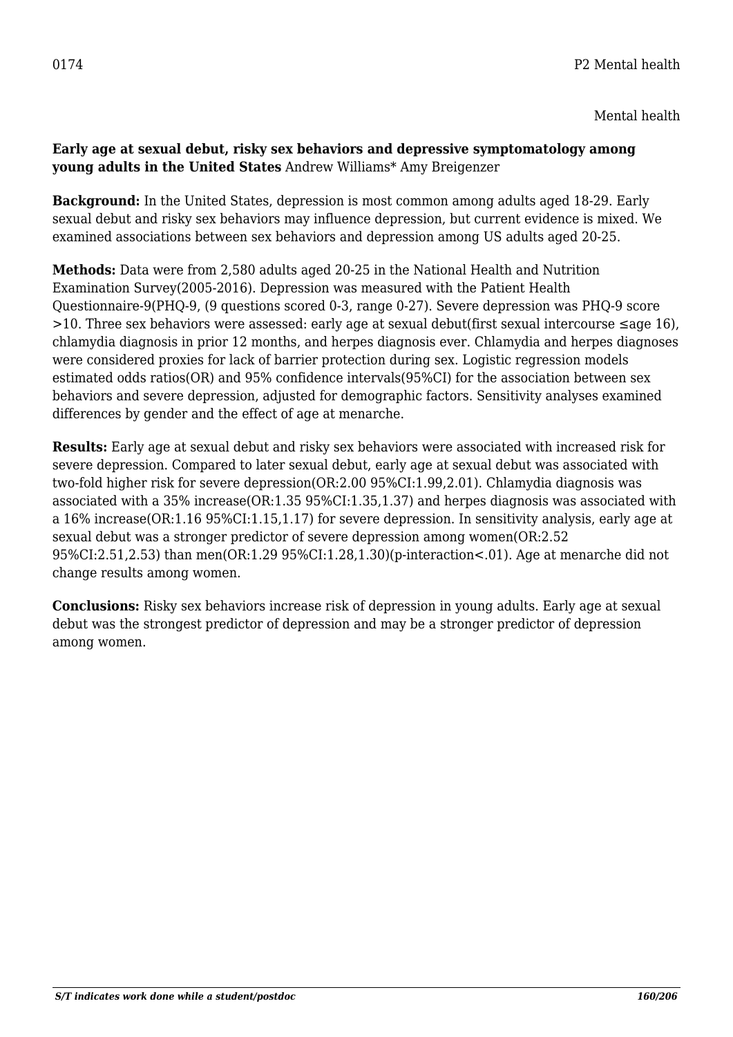0174 P2 Mental health

Mental health

**Early age at sexual debut, risky sex behaviors and depressive symptomatology among young adults in the United States** Andrew Williams* Amy Breigenzer

**Background:** In the United States, depression is most common among adults aged 18-29. Early sexual debut and risky sex behaviors may influence depression, but current evidence is mixed. We examined associations between sex behaviors and depression among US adults aged 20-25.

**Methods:** Data were from 2,580 adults aged 20-25 in the National Health and Nutrition Examination Survey(2005-2016). Depression was measured with the Patient Health Questionnaire-9(PHQ-9, (9 questions scored 0-3, range 0-27). Severe depression was PHQ-9 score >10. Three sex behaviors were assessed: early age at sexual debut(first sexual intercourse ≤age 16), chlamydia diagnosis in prior 12 months, and herpes diagnosis ever. Chlamydia and herpes diagnoses were considered proxies for lack of barrier protection during sex. Logistic regression models estimated odds ratios(OR) and 95% confidence intervals(95%CI) for the association between sex behaviors and severe depression, adjusted for demographic factors. Sensitivity analyses examined differences by gender and the effect of age at menarche.

**Results:** Early age at sexual debut and risky sex behaviors were associated with increased risk for severe depression. Compared to later sexual debut, early age at sexual debut was associated with two-fold higher risk for severe depression(OR:2.00 95%CI:1.99,2.01). Chlamydia diagnosis was associated with a 35% increase(OR:1.35 95%CI:1.35,1.37) and herpes diagnosis was associated with a 16% increase(OR:1.16 95%CI:1.15,1.17) for severe depression. In sensitivity analysis, early age at sexual debut was a stronger predictor of severe depression among women(OR:2.52 95%CI:2.51,2.53) than men(OR:1.29 95%CI:1.28,1.30)(p-interaction<.01). Age at menarche did not change results among women.

**Conclusions:** Risky sex behaviors increase risk of depression in young adults. Early age at sexual debut was the strongest predictor of depression and may be a stronger predictor of depression among women.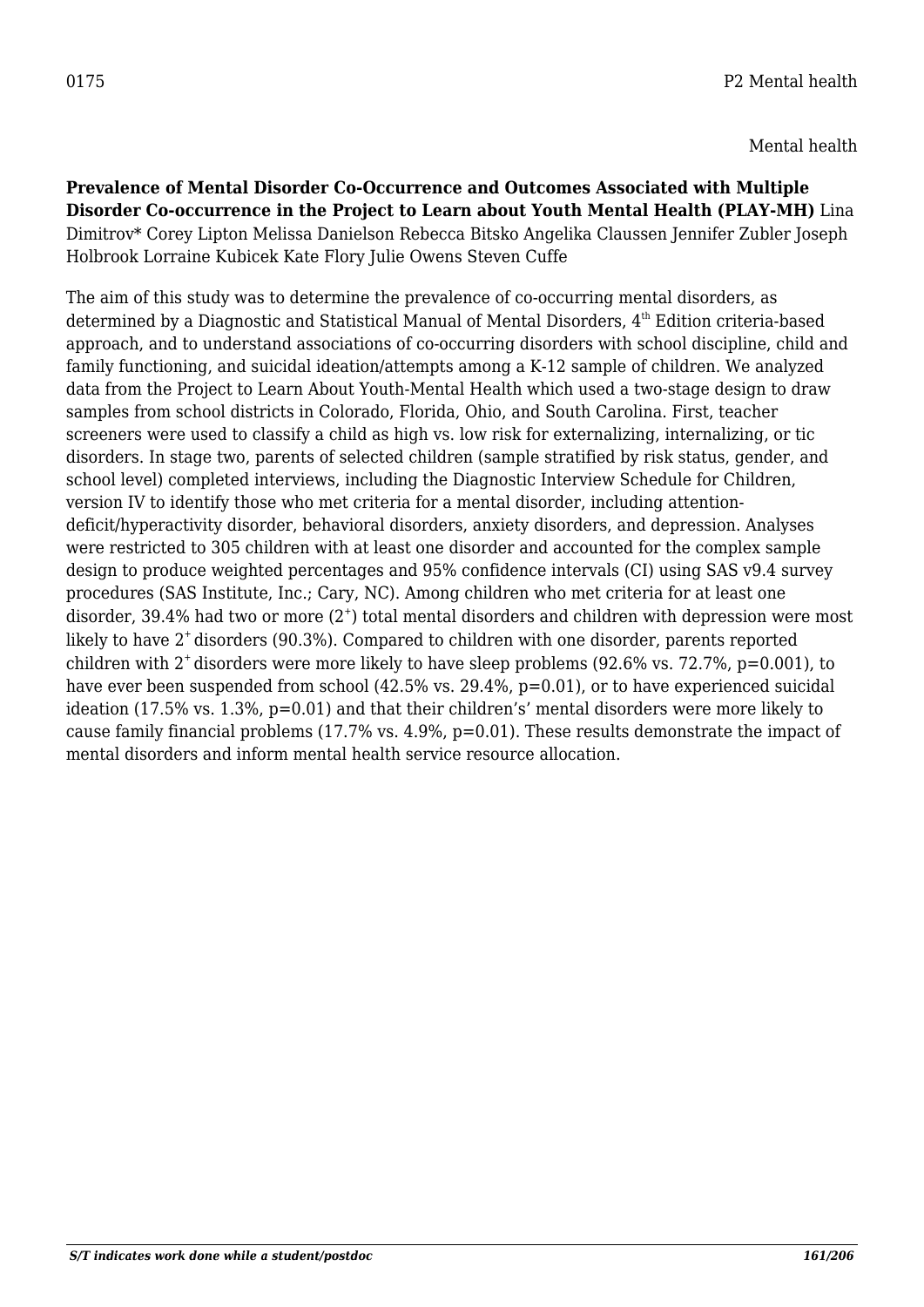0175 P2 Mental health

Mental health

**Prevalence of Mental Disorder Co-Occurrence and Outcomes Associated with Multiple Disorder Co-occurrence in the Project to Learn about Youth Mental Health (PLAY-MH)** Lina Dimitrov* Corey Lipton Melissa Danielson Rebecca Bitsko Angelika Claussen Jennifer Zubler Joseph Holbrook Lorraine Kubicek Kate Flory Julie Owens Steven Cuffe

The aim of this study was to determine the prevalence of co-occurring mental disorders, as determined by a Diagnostic and Statistical Manual of Mental Disorders, 4th Edition criteria-based approach, and to understand associations of co-occurring disorders with school discipline, child and family functioning, and suicidal ideation/attempts among a K-12 sample of children. We analyzed data from the Project to Learn About Youth-Mental Health which used a two-stage design to draw samples from school districts in Colorado, Florida, Ohio, and South Carolina. First, teacher screeners were used to classify a child as high vs. low risk for externalizing, internalizing, or tic disorders. In stage two, parents of selected children (sample stratified by risk status, gender, and school level) completed interviews, including the Diagnostic Interview Schedule for Children, version IV to identify those who met criteria for a mental disorder, including attention-deficit/hyperactivity disorder, behavioral disorders, anxiety disorders, and depression. Analyses were restricted to 305 children with at least one disorder and accounted for the complex sample design to produce weighted percentages and 95% confidence intervals (CI) using SAS v9.4 survey procedures (SAS Institute, Inc.; Cary, NC). Among children who met criteria for at least one disorder, 39.4% had two or more ($2^+$) total mental disorders and children with depression were most likely to have $2^+$ disorders (90.3%). Compared to children with one disorder, parents reported children with $2^+$ disorders were more likely to have sleep problems (92.6% vs. 72.7%, $p=0.001$), to have ever been suspended from school (42.5% vs. 29.4%, $p=0.01$), or to have experienced suicidal ideation (17.5% vs. 1.3%, $p=0.01$) and that their children's' mental disorders were more likely to cause family financial problems (17.7% vs. 4.9%, $p=0.01$). These results demonstrate the impact of mental disorders and inform mental health service resource allocation.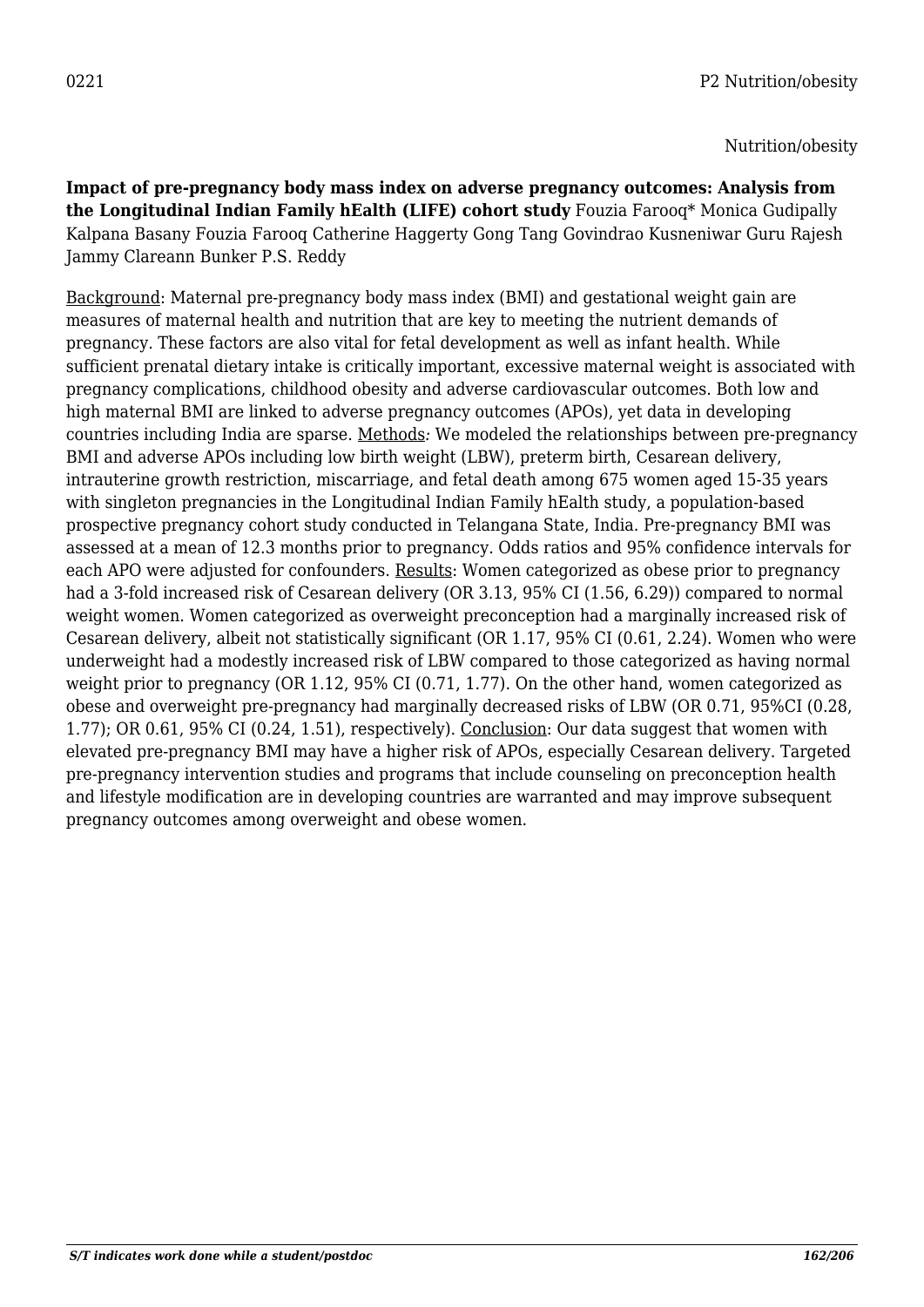0221 P2 Nutrition/obesity

Nutrition/obesity

**Impact of pre-pregnancy body mass index on adverse pregnancy outcomes: Analysis from the Longitudinal Indian Family hEalth (LIFE) cohort study** Fouzia Farooq* Monica Gudipally Kalpana Basany Fouzia Farooq Catherine Haggerty Gong Tang Govindrao Kusneniwar Guru Rajesh Jammy Clareann Bunker P.S. Reddy

Background: Maternal pre-pregnancy body mass index (BMI) and gestational weight gain are measures of maternal health and nutrition that are key to meeting the nutrient demands of pregnancy. These factors are also vital for fetal development as well as infant health. While sufficient prenatal dietary intake is critically important, excessive maternal weight is associated with pregnancy complications, childhood obesity and adverse cardiovascular outcomes. Both low and high maternal BMI are linked to adverse pregnancy outcomes (APOs), yet data in developing countries including India are sparse. *Methods:* We modeled the relationships between pre-pregnancy BMI and adverse APOs including low birth weight (LBW), preterm birth, Cesarean delivery, intrauterine growth restriction, miscarriage, and fetal death among 675 women aged 15-35 years with singleton pregnancies in the Longitudinal Indian Family hEalth study, a population-based prospective pregnancy cohort study conducted in Telangana State, India. Pre-pregnancy BMI was assessed at a mean of 12.3 months prior to pregnancy. Odds ratios and 95% confidence intervals for each APO were adjusted for confounders. Results: Women categorized as obese prior to pregnancy had a 3-fold increased risk of Cesarean delivery (OR 3.13, 95% CI (1.56, 6.29)) compared to normal weight women. Women categorized as overweight preconception had a marginally increased risk of Cesarean delivery, albeit not statistically significant (OR 1.17, 95% CI (0.61, 2.24). Women who were underweight had a modestly increased risk of LBW compared to those categorized as having normal weight prior to pregnancy (OR 1.12, 95% CI (0.71, 1.77). On the other hand, women categorized as obese and overweight pre-pregnancy had marginally decreased risks of LBW (OR 0.71, 95%CI (0.28, 1.77); OR 0.61, 95% CI (0.24, 1.51), respectively). Conclusion: Our data suggest that women with elevated pre-pregnancy BMI may have a higher risk of APOs, especially Cesarean delivery. Targeted pre-pregnancy intervention studies and programs that include counseling on preconception health and lifestyle modification are in developing countries are warranted and may improve subsequent pregnancy outcomes among overweight and obese women.

*S/T indicates work done while a student/postdoc*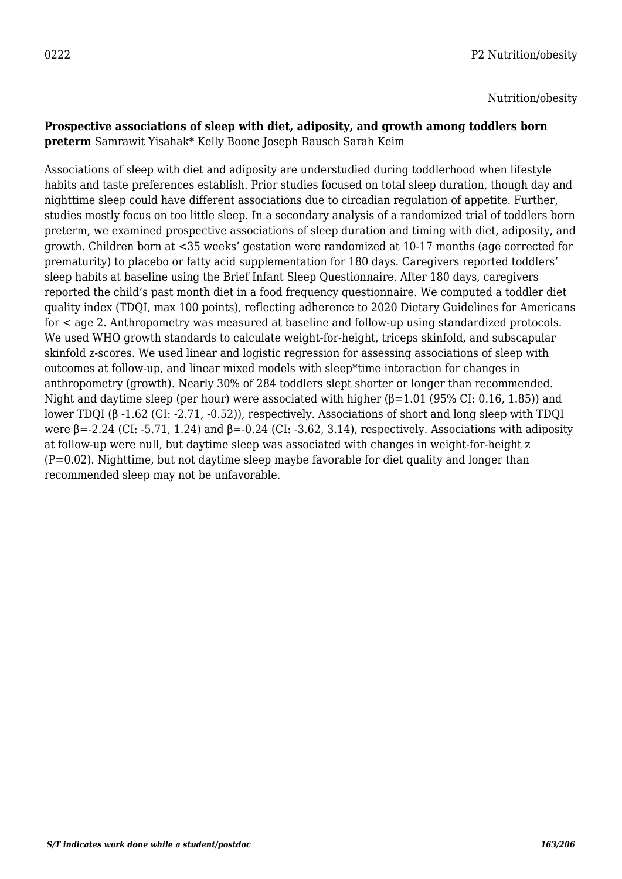0222 P2 Nutrition/obesity

Nutrition/obesity

**Prospective associations of sleep with diet, adiposity, and growth among toddlers born preterm** Samrawit Yisahak* Kelly Boone Joseph Rausch Sarah Keim

Associations of sleep with diet and adiposity are understudied during toddlerhood when lifestyle habits and taste preferences establish. Prior studies focused on total sleep duration, though day and nighttime sleep could have different associations due to circadian regulation of appetite. Further, studies mostly focus on too little sleep. In a secondary analysis of a randomized trial of toddlers born preterm, we examined prospective associations of sleep duration and timing with diet, adiposity, and growth. Children born at <35 weeks' gestation were randomized at 10-17 months (age corrected for prematurity) to placebo or fatty acid supplementation for 180 days. Caregivers reported toddlers' sleep habits at baseline using the Brief Infant Sleep Questionnaire. After 180 days, caregivers reported the child's past month diet in a food frequency questionnaire. We computed a toddler diet quality index (TDQI, max 100 points), reflecting adherence to 2020 Dietary Guidelines for Americans for < age 2. Anthropometry was measured at baseline and follow-up using standardized protocols. We used WHO growth standards to calculate weight-for-height, triceps skinfold, and subscapular skinfold z-scores. We used linear and logistic regression for assessing associations of sleep with outcomes at follow-up, and linear mixed models with sleep*time interaction for changes in anthropometry (growth). Nearly 30% of 284 toddlers slept shorter or longer than recommended. Night and daytime sleep (per hour) were associated with higher ($\beta$=1.01 (95% CI: 0.16, 1.85)) and lower TDQI ($\beta$ -1.62 (CI: -2.71, -0.52)), respectively. Associations of short and long sleep with TDQI were $\beta$=-2.24 (CI: -5.71, 1.24) and $\beta$=-0.24 (CI: -3.62, 3.14), respectively. Associations with adiposity at follow-up were null, but daytime sleep was associated with changes in weight-for-height z (P=0.02). Nighttime, but not daytime sleep maybe favorable for diet quality and longer than recommended sleep may not be unfavorable.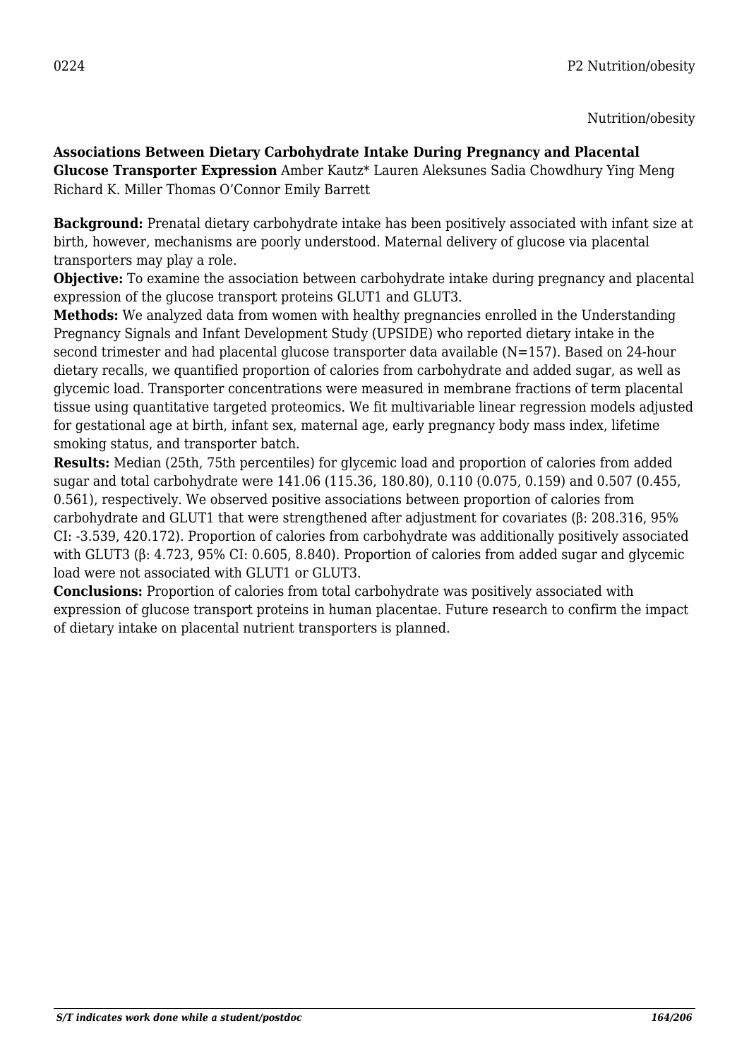0224

P2 Nutrition/obesity

Nutrition/obesity

**Associations Between Dietary Carbohydrate Intake During Pregnancy and Placental Glucose Transporter Expression** Amber Kautz* Lauren Aleksunes Sadia Chowdhury Ying Meng Richard K. Miller Thomas O'Connor Emily Barrett

**Background:** Prenatal dietary carbohydrate intake has been positively associated with infant size at birth, however, mechanisms are poorly understood. Maternal delivery of glucose via placental transporters may play a role.

**Objective:** To examine the association between carbohydrate intake during pregnancy and placental expression of the glucose transport proteins GLUT1 and GLUT3.

**Methods:** We analyzed data from women with healthy pregnancies enrolled in the Understanding Pregnancy Signals and Infant Development Study (UPSIDE) who reported dietary intake in the second trimester and had placental glucose transporter data available (N=157). Based on 24-hour dietary recalls, we quantified proportion of calories from carbohydrate and added sugar, as well as glycemic load. Transporter concentrations were measured in membrane fractions of term placental tissue using quantitative targeted proteomics. We fit multivariable linear regression models adjusted for gestational age at birth, infant sex, maternal age, early pregnancy body mass index, lifetime smoking status, and transporter batch.

**Results:** Median (25th, 75th percentiles) for glycemic load and proportion of calories from added sugar and total carbohydrate were 141.06 (115.36, 180.80), 0.110 (0.075, 0.159) and 0.507 (0.455, 0.561), respectively. We observed positive associations between proportion of calories from carbohydrate and GLUT1 that were strengthened after adjustment for covariates (β: 208.316, 95% CI: -3.539, 420.172). Proportion of calories from carbohydrate was additionally positively associated with GLUT3 (β: 4.723, 95% CI: 0.605, 8.840). Proportion of calories from added sugar and glycemic load were not associated with GLUT1 or GLUT3.

**Conclusions:** Proportion of calories from total carbohydrate was positively associated with expression of glucose transport proteins in human placentae. Future research to confirm the impact of dietary intake on placental nutrient transporters is planned.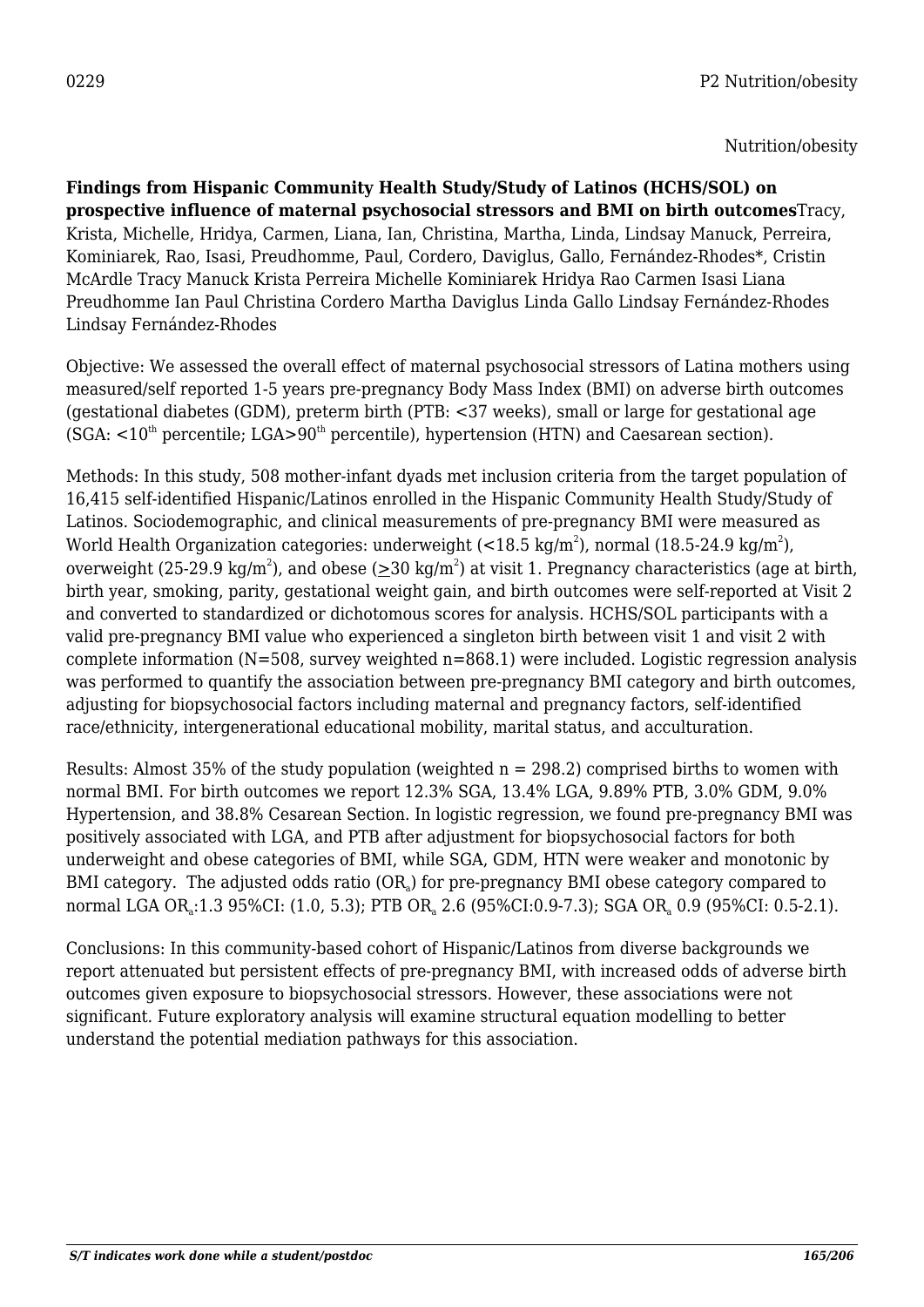0229 P2 Nutrition/obesity

Nutrition/obesity

**Findings from Hispanic Community Health Study/Study of Latinos (HCHS/SOL) on prospective influence of maternal psychosocial stressors and BMI on birth outcomes**Tracy, Krista, Michelle, Hridya, Carmen, Liana, Ian, Christina, Martha, Linda, Lindsay Manuck, Perreira, Kominiarek, Rao, Isasi, Preudhomme, Paul, Cordero, Daviglus, Gallo, Fernández-Rhodes*, Cristin McArdle Tracy Manuck Krista Perreira Michelle Kominiarek Hridya Rao Carmen Isasi Liana Preudhomme Ian Paul Christina Cordero Martha Daviglus Linda Gallo Lindsay Fernández-Rhodes Lindsay Fernández-Rhodes

Objective: We assessed the overall effect of maternal psychosocial stressors of Latina mothers using measured/self reported 1-5 years pre-pregnancy Body Mass Index (BMI) on adverse birth outcomes (gestational diabetes (GDM), preterm birth (PTB: <37 weeks), small or large for gestational age (SGA: <$10^{th}$ percentile; LGA>$90^{th}$ percentile), hypertension (HTN) and Caesarean section).

Methods: In this study, 508 mother-infant dyads met inclusion criteria from the target population of 16,415 self-identified Hispanic/Latinos enrolled in the Hispanic Community Health Study/Study of Latinos. Sociodemographic, and clinical measurements of pre-pregnancy BMI were measured as World Health Organization categories: underweight (<18.5 kg/$m^2$), normal (18.5-24.9 kg/$m^2$), overweight (25-29.9 kg/$m^2$), and obese ($\geq$30 kg/$m^2$) at visit 1. Pregnancy characteristics (age at birth, birth year, smoking, parity, gestational weight gain, and birth outcomes were self-reported at Visit 2 and converted to standardized or dichotomous scores for analysis. HCHS/SOL participants with a valid pre-pregnancy BMI value who experienced a singleton birth between visit 1 and visit 2 with complete information (N=508, survey weighted n=868.1) were included. Logistic regression analysis was performed to quantify the association between pre-pregnancy BMI category and birth outcomes, adjusting for biopsychosocial factors including maternal and pregnancy factors, self-identified race/ethnicity, intergenerational educational mobility, marital status, and acculturation.

Results: Almost 35% of the study population (weighted n = 298.2) comprised births to women with normal BMI. For birth outcomes we report 12.3% SGA, 13.4% LGA, 9.89% PTB, 3.0% GDM, 9.0% Hypertension, and 38.8% Cesarean Section. In logistic regression, we found pre-pregnancy BMI was positively associated with LGA, and PTB after adjustment for biopsychosocial factors for both underweight and obese categories of BMI, while SGA, GDM, HTN were weaker and monotonic by BMI category. The adjusted odds ratio ($OR_a$) for pre-pregnancy BMI obese category compared to normal LGA $OR_a$:1.3 95%CI: (1.0, 5.3); PTB $OR_a$ 2.6 (95%CI:0.9-7.3); SGA $OR_a$ 0.9 (95%CI: 0.5-2.1).

Conclusions: In this community-based cohort of Hispanic/Latinos from diverse backgrounds we report attenuated but persistent effects of pre-pregnancy BMI, with increased odds of adverse birth outcomes given exposure to biopsychosocial stressors. However, these associations were not significant. Future exploratory analysis will examine structural equation modelling to better understand the potential mediation pathways for this association.

*S/T indicates work done while a student/postdoc*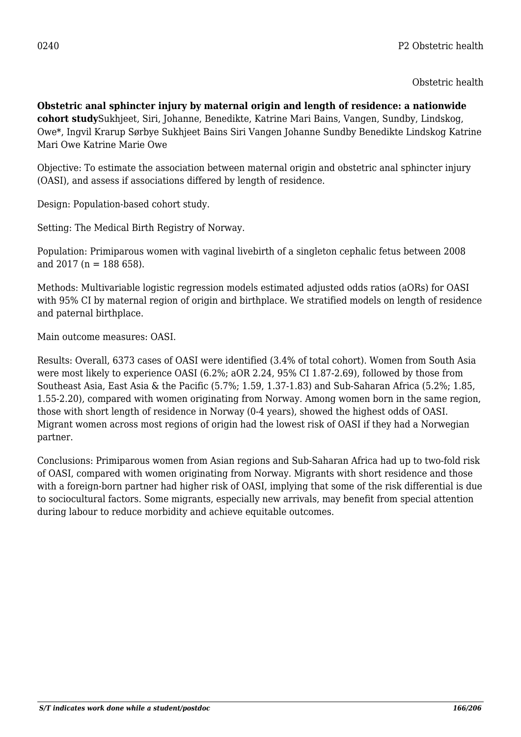0240 P2 Obstetric health

Obstetric health

**Obstetric anal sphincter injury by maternal origin and length of residence: a nationwide cohort study**Sukhjeet, Siri, Johanne, Benedikte, Katrine Mari Bains, Vangen, Sundby, Lindskog, Owe*, Ingvil Krarup Sørbye Sukhjeet Bains Siri Vangen Johanne Sundby Benedikte Lindskog Katrine Mari Owe Katrine Marie Owe

Objective: To estimate the association between maternal origin and obstetric anal sphincter injury (OASI), and assess if associations differed by length of residence.

Design: Population-based cohort study.

Setting: The Medical Birth Registry of Norway.

Population: Primiparous women with vaginal livebirth of a singleton cephalic fetus between 2008 and 2017 (n = 188 658).

Methods: Multivariable logistic regression models estimated adjusted odds ratios (aORs) for OASI with 95% CI by maternal region of origin and birthplace. We stratified models on length of residence and paternal birthplace.

Main outcome measures: OASI.

Results: Overall, 6373 cases of OASI were identified (3.4% of total cohort). Women from South Asia were most likely to experience OASI (6.2%; aOR 2.24, 95% CI 1.87-2.69), followed by those from Southeast Asia, East Asia & the Pacific (5.7%; 1.59, 1.37-1.83) and Sub-Saharan Africa (5.2%; 1.85, 1.55-2.20), compared with women originating from Norway. Among women born in the same region, those with short length of residence in Norway (0-4 years), showed the highest odds of OASI. Migrant women across most regions of origin had the lowest risk of OASI if they had a Norwegian partner.

Conclusions: Primiparous women from Asian regions and Sub-Saharan Africa had up to two-fold risk of OASI, compared with women originating from Norway. Migrants with short residence and those with a foreign-born partner had higher risk of OASI, implying that some of the risk differential is due to sociocultural factors. Some migrants, especially new arrivals, may benefit from special attention during labour to reduce morbidity and achieve equitable outcomes.

*S/T indicates work done while a student/postdoc*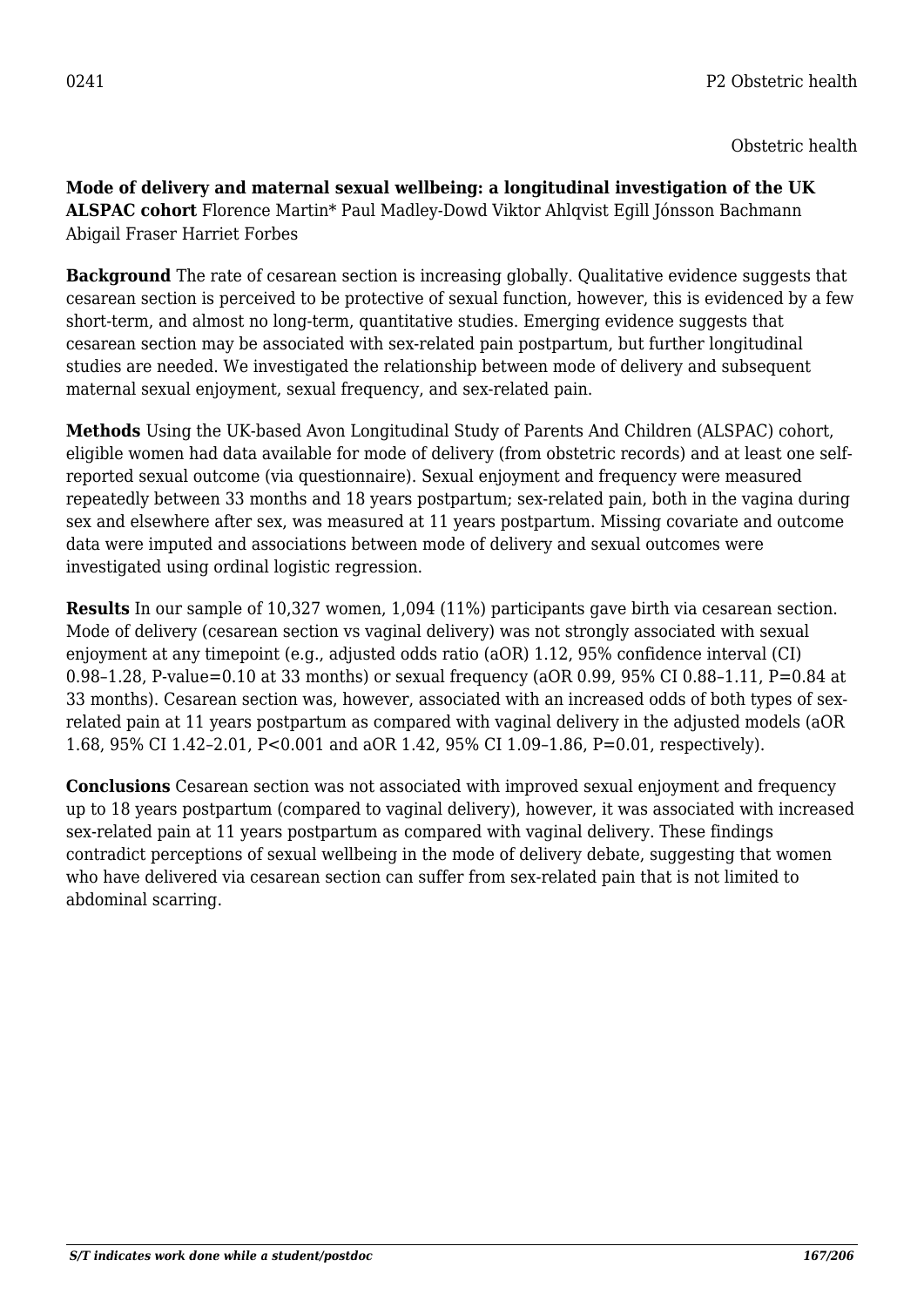0241 P2 Obstetric health

Obstetric health

**Mode of delivery and maternal sexual wellbeing: a longitudinal investigation of the UK ALSPAC cohort** Florence Martin* Paul Madley-Dowd Viktor Ahlqvist Egill Jónsson Bachmann Abigail Fraser Harriet Forbes

**Background** The rate of cesarean section is increasing globally. Qualitative evidence suggests that cesarean section is perceived to be protective of sexual function, however, this is evidenced by a few short-term, and almost no long-term, quantitative studies. Emerging evidence suggests that cesarean section may be associated with sex-related pain postpartum, but further longitudinal studies are needed. We investigated the relationship between mode of delivery and subsequent maternal sexual enjoyment, sexual frequency, and sex-related pain.

**Methods** Using the UK-based Avon Longitudinal Study of Parents And Children (ALSPAC) cohort, eligible women had data available for mode of delivery (from obstetric records) and at least one self-reported sexual outcome (via questionnaire). Sexual enjoyment and frequency were measured repeatedly between 33 months and 18 years postpartum; sex-related pain, both in the vagina during sex and elsewhere after sex, was measured at 11 years postpartum. Missing covariate and outcome data were imputed and associations between mode of delivery and sexual outcomes were investigated using ordinal logistic regression.

**Results** In our sample of 10,327 women, 1,094 (11%) participants gave birth via cesarean section. Mode of delivery (cesarean section vs vaginal delivery) was not strongly associated with sexual enjoyment at any timepoint (e.g., adjusted odds ratio (aOR) 1.12, 95% confidence interval (CI) 0.98–1.28, P-value=0.10 at 33 months) or sexual frequency (aOR 0.99, 95% CI 0.88–1.11, P=0.84 at 33 months). Cesarean section was, however, associated with an increased odds of both types of sex-related pain at 11 years postpartum as compared with vaginal delivery in the adjusted models (aOR 1.68, 95% CI 1.42–2.01, P<0.001 and aOR 1.42, 95% CI 1.09–1.86, P=0.01, respectively).

**Conclusions** Cesarean section was not associated with improved sexual enjoyment and frequency up to 18 years postpartum (compared to vaginal delivery), however, it was associated with increased sex-related pain at 11 years postpartum as compared with vaginal delivery. These findings contradict perceptions of sexual wellbeing in the mode of delivery debate, suggesting that women who have delivered via cesarean section can suffer from sex-related pain that is not limited to abdominal scarring.

*S/T indicates work done while a student/postdoc*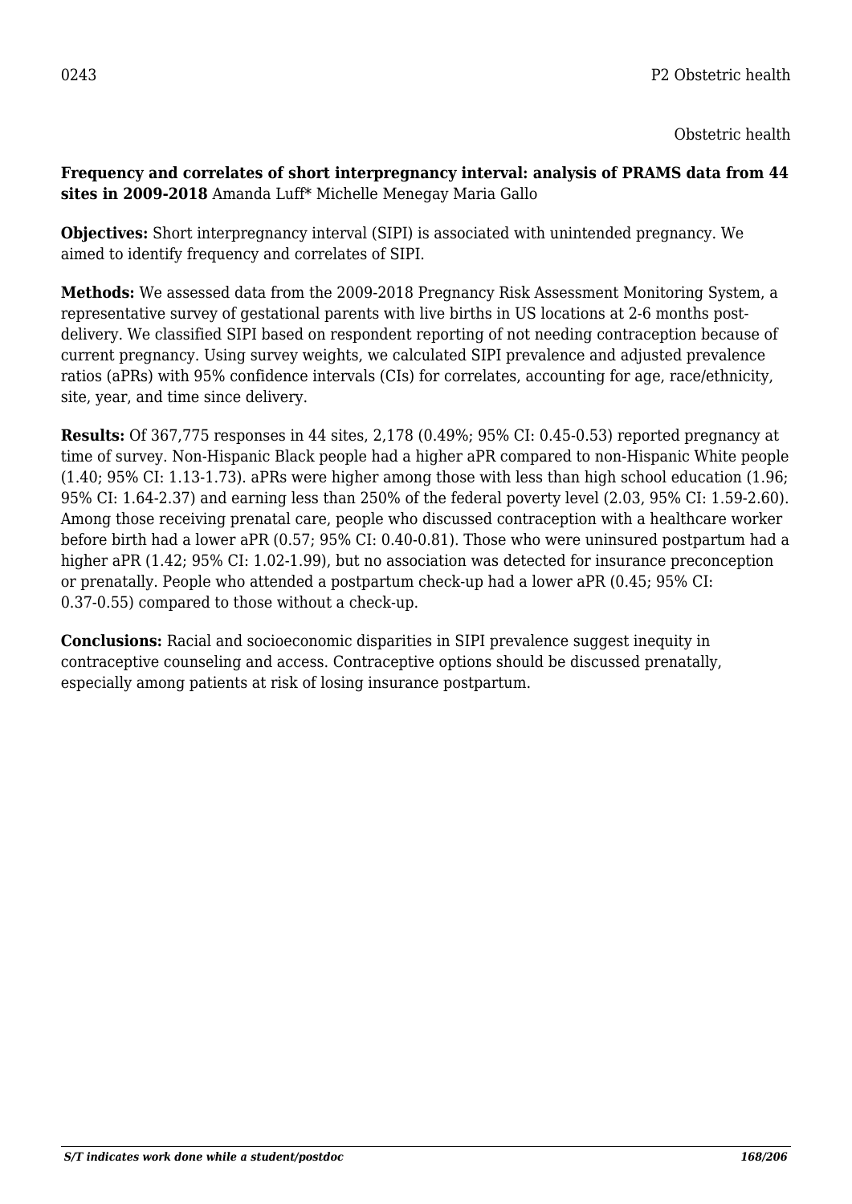0243 P2 Obstetric health

Obstetric health

**Frequency and correlates of short interpregnancy interval: analysis of PRAMS data from 44 sites in 2009-2018** Amanda Luff* Michelle Menegay Maria Gallo

**Objectives:** Short interpregnancy interval (SIPI) is associated with unintended pregnancy. We aimed to identify frequency and correlates of SIPI.

**Methods:** We assessed data from the 2009-2018 Pregnancy Risk Assessment Monitoring System, a representative survey of gestational parents with live births in US locations at 2-6 months post-delivery. We classified SIPI based on respondent reporting of not needing contraception because of current pregnancy. Using survey weights, we calculated SIPI prevalence and adjusted prevalence ratios (aPRs) with 95% confidence intervals (CIs) for correlates, accounting for age, race/ethnicity, site, year, and time since delivery.

**Results:** Of 367,775 responses in 44 sites, 2,178 (0.49%; 95% CI: 0.45-0.53) reported pregnancy at time of survey. Non-Hispanic Black people had a higher aPR compared to non-Hispanic White people (1.40; 95% CI: 1.13-1.73). aPRs were higher among those with less than high school education (1.96; 95% CI: 1.64-2.37) and earning less than 250% of the federal poverty level (2.03, 95% CI: 1.59-2.60). Among those receiving prenatal care, people who discussed contraception with a healthcare worker before birth had a lower aPR (0.57; 95% CI: 0.40-0.81). Those who were uninsured postpartum had a higher aPR (1.42; 95% CI: 1.02-1.99), but no association was detected for insurance preconception or prenatally. People who attended a postpartum check-up had a lower aPR (0.45; 95% CI: 0.37-0.55) compared to those without a check-up.

**Conclusions:** Racial and socioeconomic disparities in SIPI prevalence suggest inequity in contraceptive counseling and access. Contraceptive options should be discussed prenatally, especially among patients at risk of losing insurance postpartum.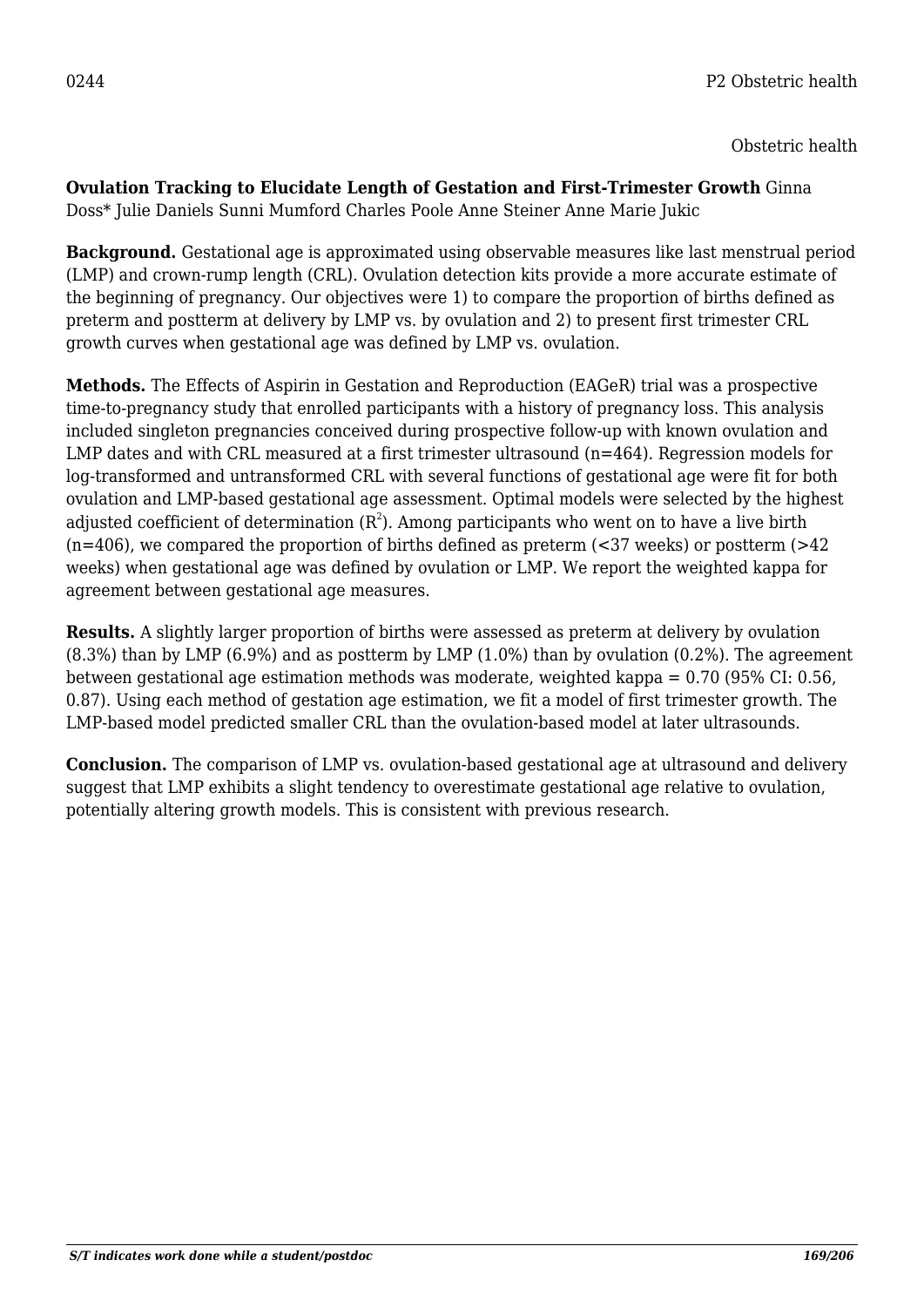0244 P2 Obstetric health

Obstetric health

**Ovulation Tracking to Elucidate Length of Gestation and First-Trimester Growth** Ginna Doss* Julie Daniels Sunni Mumford Charles Poole Anne Steiner Anne Marie Jukic

**Background.** Gestational age is approximated using observable measures like last menstrual period (LMP) and crown-rump length (CRL). Ovulation detection kits provide a more accurate estimate of the beginning of pregnancy. Our objectives were 1) to compare the proportion of births defined as preterm and postterm at delivery by LMP vs. by ovulation and 2) to present first trimester CRL growth curves when gestational age was defined by LMP vs. ovulation.

**Methods.** The Effects of Aspirin in Gestation and Reproduction (EAGeR) trial was a prospective time-to-pregnancy study that enrolled participants with a history of pregnancy loss. This analysis included singleton pregnancies conceived during prospective follow-up with known ovulation and LMP dates and with CRL measured at a first trimester ultrasound (n=464). Regression models for log-transformed and untransformed CRL with several functions of gestational age were fit for both ovulation and LMP-based gestational age assessment. Optimal models were selected by the highest adjusted coefficient of determination ($R^2$). Among participants who went on to have a live birth (n=406), we compared the proportion of births defined as preterm (<37 weeks) or postterm (>42 weeks) when gestational age was defined by ovulation or LMP. We report the weighted kappa for agreement between gestational age measures.

**Results.** A slightly larger proportion of births were assessed as preterm at delivery by ovulation (8.3%) than by LMP (6.9%) and as postterm by LMP (1.0%) than by ovulation (0.2%). The agreement between gestational age estimation methods was moderate, weighted kappa = 0.70 (95% CI: 0.56, 0.87). Using each method of gestation age estimation, we fit a model of first trimester growth. The LMP-based model predicted smaller CRL than the ovulation-based model at later ultrasounds.

**Conclusion.** The comparison of LMP vs. ovulation-based gestational age at ultrasound and delivery suggest that LMP exhibits a slight tendency to overestimate gestational age relative to ovulation, potentially altering growth models. This is consistent with previous research.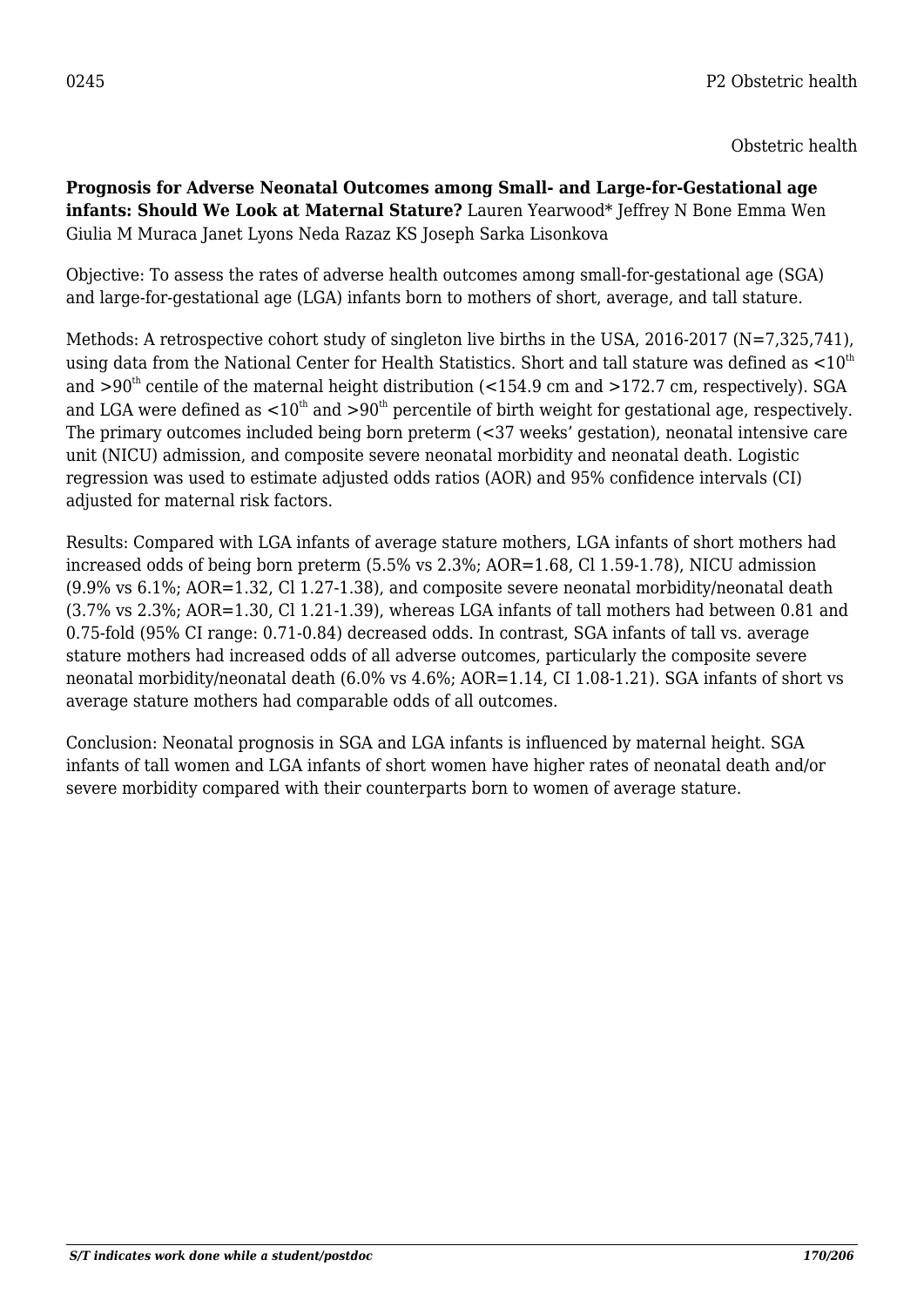0245 P2 Obstetric health

Obstetric health

**Prognosis for Adverse Neonatal Outcomes among Small- and Large-for-Gestational age infants: Should We Look at Maternal Stature?** Lauren Yearwood* Jeffrey N Bone Emma Wen Giulia M Muraca Janet Lyons Neda Razaz KS Joseph Sarka Lisonkova

Objective: To assess the rates of adverse health outcomes among small-for-gestational age (SGA) and large-for-gestational age (LGA) infants born to mothers of short, average, and tall stature.

Methods: A retrospective cohort study of singleton live births in the USA, 2016-2017 (N=7,325,741), using data from the National Center for Health Statistics. Short and tall stature was defined as <10$^{th}$ and >90$^{th}$ centile of the maternal height distribution (<154.9 cm and >172.7 cm, respectively). SGA and LGA were defined as <10$^{th}$ and >90$^{th}$ percentile of birth weight for gestational age, respectively. The primary outcomes included being born preterm (<37 weeks' gestation), neonatal intensive care unit (NICU) admission, and composite severe neonatal morbidity and neonatal death. Logistic regression was used to estimate adjusted odds ratios (AOR) and 95% confidence intervals (CI) adjusted for maternal risk factors.

Results: Compared with LGA infants of average stature mothers, LGA infants of short mothers had increased odds of being born preterm (5.5% vs 2.3%; AOR=1.68, Cl 1.59-1.78), NICU admission (9.9% vs 6.1%; AOR=1.32, Cl 1.27-1.38), and composite severe neonatal morbidity/neonatal death (3.7% vs 2.3%; AOR=1.30, Cl 1.21-1.39), whereas LGA infants of tall mothers had between 0.81 and 0.75-fold (95% CI range: 0.71-0.84) decreased odds. In contrast, SGA infants of tall vs. average stature mothers had increased odds of all adverse outcomes, particularly the composite severe neonatal morbidity/neonatal death (6.0% vs 4.6%; AOR=1.14, CI 1.08-1.21). SGA infants of short vs average stature mothers had comparable odds of all outcomes.

Conclusion: Neonatal prognosis in SGA and LGA infants is influenced by maternal height. SGA infants of tall women and LGA infants of short women have higher rates of neonatal death and/or severe morbidity compared with their counterparts born to women of average stature.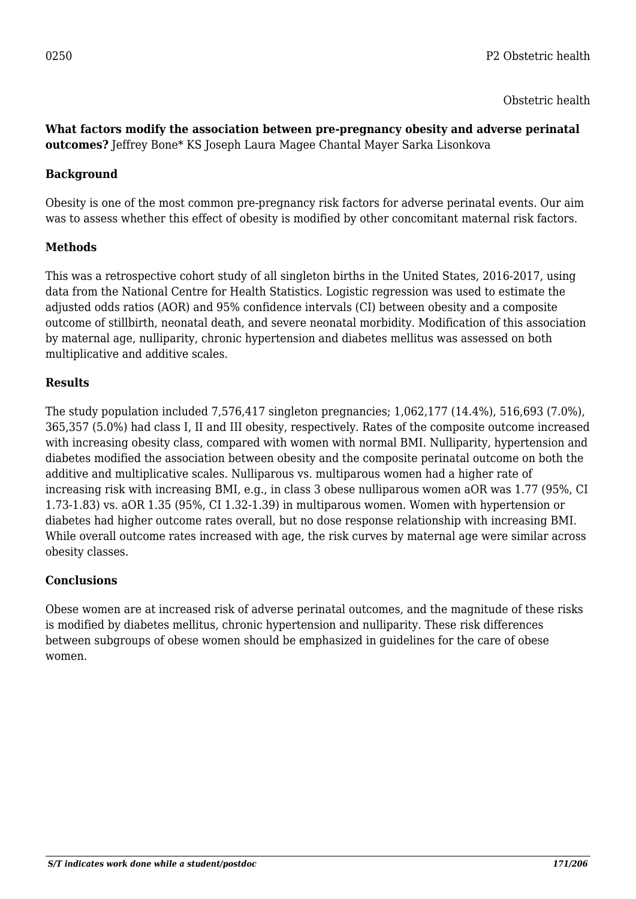0250 P2 Obstetric health

Obstetric health

**What factors modify the association between pre-pregnancy obesity and adverse perinatal outcomes?** Jeffrey Bone* KS Joseph Laura Magee Chantal Mayer Sarka Lisonkova

### Background

Obesity is one of the most common pre-pregnancy risk factors for adverse perinatal events. Our aim was to assess whether this effect of obesity is modified by other concomitant maternal risk factors.

### Methods

This was a retrospective cohort study of all singleton births in the United States, 2016-2017, using data from the National Centre for Health Statistics. Logistic regression was used to estimate the adjusted odds ratios (AOR) and 95% confidence intervals (CI) between obesity and a composite outcome of stillbirth, neonatal death, and severe neonatal morbidity. Modification of this association by maternal age, nulliparity, chronic hypertension and diabetes mellitus was assessed on both multiplicative and additive scales.

### Results

The study population included 7,576,417 singleton pregnancies; 1,062,177 (14.4%), 516,693 (7.0%), 365,357 (5.0%) had class I, II and III obesity, respectively. Rates of the composite outcome increased with increasing obesity class, compared with women with normal BMI. Nulliparity, hypertension and diabetes modified the association between obesity and the composite perinatal outcome on both the additive and multiplicative scales. Nulliparous vs. multiparous women had a higher rate of increasing risk with increasing BMI, e.g., in class 3 obese nulliparous women aOR was 1.77 (95%, CI 1.73-1.83) vs. aOR 1.35 (95%, CI 1.32-1.39) in multiparous women. Women with hypertension or diabetes had higher outcome rates overall, but no dose response relationship with increasing BMI. While overall outcome rates increased with age, the risk curves by maternal age were similar across obesity classes.

### Conclusions

Obese women are at increased risk of adverse perinatal outcomes, and the magnitude of these risks is modified by diabetes mellitus, chronic hypertension and nulliparity. These risk differences between subgroups of obese women should be emphasized in guidelines for the care of obese women.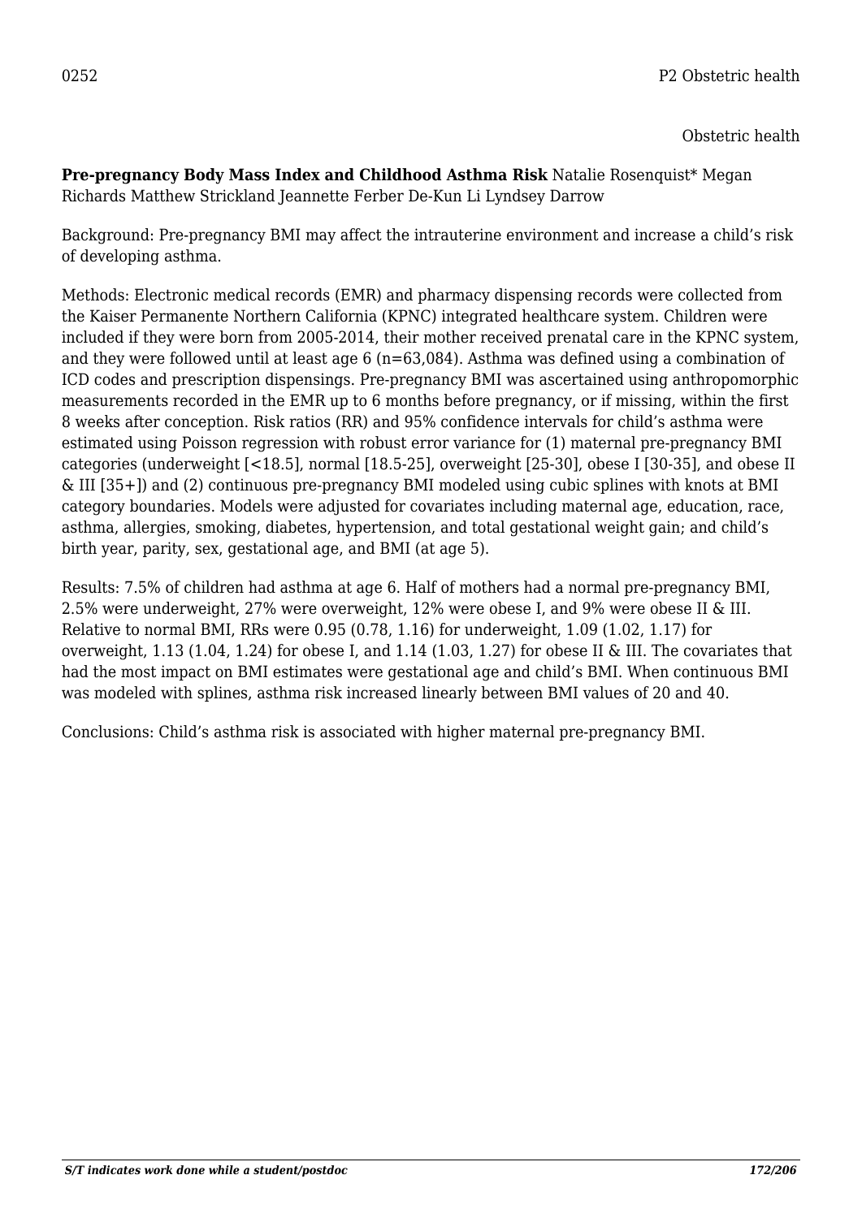0252

Obstetric health

**Pre-pregnancy Body Mass Index and Childhood Asthma Risk** Natalie Rosenquist* Megan Richards Matthew Strickland Jeannette Ferber De-Kun Li Lyndsey Darrow

Background: Pre-pregnancy BMI may affect the intrauterine environment and increase a child's risk of developing asthma.

Methods: Electronic medical records (EMR) and pharmacy dispensing records were collected from the Kaiser Permanente Northern California (KPNC) integrated healthcare system. Children were included if they were born from 2005-2014, their mother received prenatal care in the KPNC system, and they were followed until at least age 6 (n=63,084). Asthma was defined using a combination of ICD codes and prescription dispensings. Pre-pregnancy BMI was ascertained using anthropomorphic measurements recorded in the EMR up to 6 months before pregnancy, or if missing, within the first 8 weeks after conception. Risk ratios (RR) and 95% confidence intervals for child's asthma were estimated using Poisson regression with robust error variance for (1) maternal pre-pregnancy BMI categories (underweight [<18.5], normal [18.5-25], overweight [25-30], obese I [30-35], and obese II & III [35+]) and (2) continuous pre-pregnancy BMI modeled using cubic splines with knots at BMI category boundaries. Models were adjusted for covariates including maternal age, education, race, asthma, allergies, smoking, diabetes, hypertension, and total gestational weight gain; and child's birth year, parity, sex, gestational age, and BMI (at age 5).

Results: 7.5% of children had asthma at age 6. Half of mothers had a normal pre-pregnancy BMI, 2.5% were underweight, 27% were overweight, 12% were obese I, and 9% were obese II & III. Relative to normal BMI, RRs were 0.95 (0.78, 1.16) for underweight, 1.09 (1.02, 1.17) for overweight, 1.13 (1.04, 1.24) for obese I, and 1.14 (1.03, 1.27) for obese II & III. The covariates that had the most impact on BMI estimates were gestational age and child's BMI. When continuous BMI was modeled with splines, asthma risk increased linearly between BMI values of 20 and 40.

Conclusions: Child's asthma risk is associated with higher maternal pre-pregnancy BMI.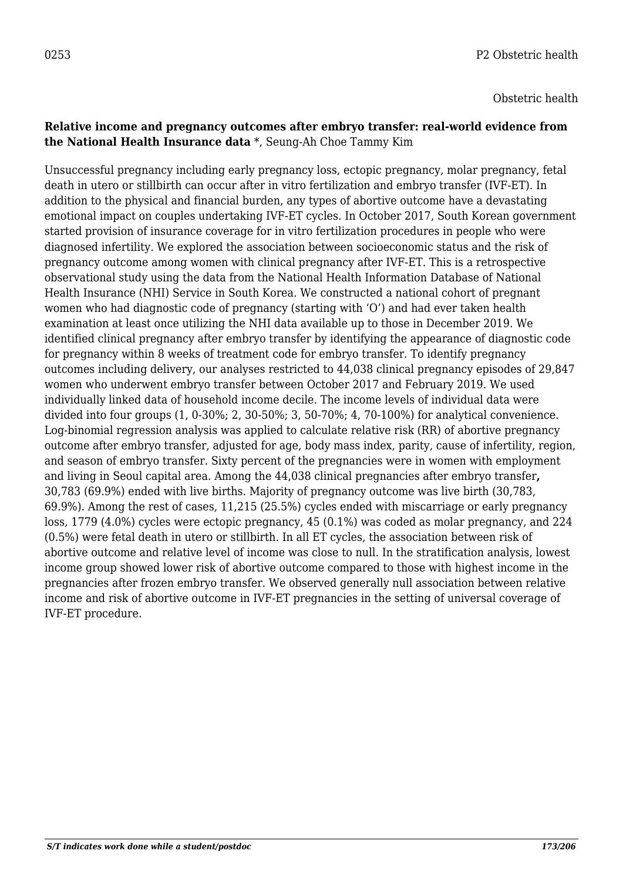0253 P2 Obstetric health

Obstetric health

**Relative income and pregnancy outcomes after embryo transfer: real-world evidence from the National Health Insurance data** *, Seung-Ah Choe Tammy Kim

Unsuccessful pregnancy including early pregnancy loss, ectopic pregnancy, molar pregnancy, fetal death in utero or stillbirth can occur after in vitro fertilization and embryo transfer (IVF-ET). In addition to the physical and financial burden, any types of abortive outcome have a devastating emotional impact on couples undertaking IVF-ET cycles. In October 2017, South Korean government started provision of insurance coverage for in vitro fertilization procedures in people who were diagnosed infertility. We explored the association between socioeconomic status and the risk of pregnancy outcome among women with clinical pregnancy after IVF-ET. This is a retrospective observational study using the data from the National Health Information Database of National Health Insurance (NHI) Service in South Korea. We constructed a national cohort of pregnant women who had diagnostic code of pregnancy (starting with 'O') and had ever taken health examination at least once utilizing the NHI data available up to those in December 2019. We identified clinical pregnancy after embryo transfer by identifying the appearance of diagnostic code for pregnancy within 8 weeks of treatment code for embryo transfer. To identify pregnancy outcomes including delivery, our analyses restricted to 44,038 clinical pregnancy episodes of 29,847 women who underwent embryo transfer between October 2017 and February 2019. We used individually linked data of household income decile. The income levels of individual data were divided into four groups (1, 0-30%; 2, 30-50%; 3, 50-70%; 4, 70-100%) for analytical convenience. Log-binomial regression analysis was applied to calculate relative risk (RR) of abortive pregnancy outcome after embryo transfer, adjusted for age, body mass index, parity, cause of infertility, region, and season of embryo transfer. Sixty percent of the pregnancies were in women with employment and living in Seoul capital area. Among the 44,038 clinical pregnancies after embryo transfer**,** 30,783 (69.9%) ended with live births. Majority of pregnancy outcome was live birth (30,783, 69.9%). Among the rest of cases, 11,215 (25.5%) cycles ended with miscarriage or early pregnancy loss, 1779 (4.0%) cycles were ectopic pregnancy, 45 (0.1%) was coded as molar pregnancy, and 224 (0.5%) were fetal death in utero or stillbirth. In all ET cycles, the association between risk of abortive outcome and relative level of income was close to null. In the stratification analysis, lowest income group showed lower risk of abortive outcome compared to those with highest income in the pregnancies after frozen embryo transfer. We observed generally null association between relative income and risk of abortive outcome in IVF-ET pregnancies in the setting of universal coverage of IVF-ET procedure.

*S/T indicates work done while a student/postdoc*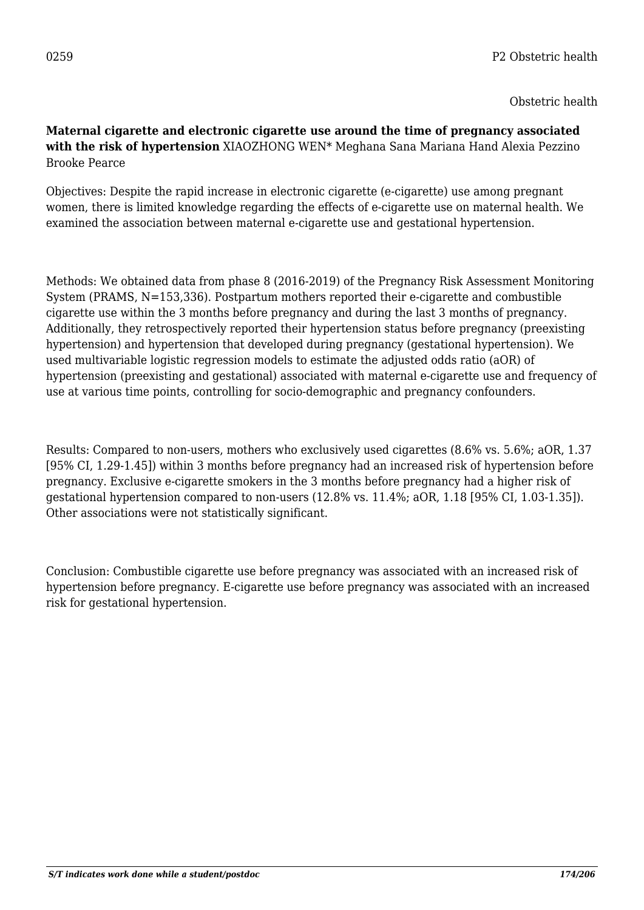0259 P2 Obstetric health

Obstetric health

**Maternal cigarette and electronic cigarette use around the time of pregnancy associated with the risk of hypertension** XIAOZHONG WEN* Meghana Sana Mariana Hand Alexia Pezzino Brooke Pearce

Objectives: Despite the rapid increase in electronic cigarette (e-cigarette) use among pregnant women, there is limited knowledge regarding the effects of e-cigarette use on maternal health. We examined the association between maternal e-cigarette use and gestational hypertension.

Methods: We obtained data from phase 8 (2016-2019) of the Pregnancy Risk Assessment Monitoring System (PRAMS, N=153,336). Postpartum mothers reported their e-cigarette and combustible cigarette use within the 3 months before pregnancy and during the last 3 months of pregnancy. Additionally, they retrospectively reported their hypertension status before pregnancy (preexisting hypertension) and hypertension that developed during pregnancy (gestational hypertension). We used multivariable logistic regression models to estimate the adjusted odds ratio (aOR) of hypertension (preexisting and gestational) associated with maternal e-cigarette use and frequency of use at various time points, controlling for socio-demographic and pregnancy confounders.

Results: Compared to non-users, mothers who exclusively used cigarettes (8.6% vs. 5.6%; aOR, 1.37 [95% CI, 1.29-1.45]) within 3 months before pregnancy had an increased risk of hypertension before pregnancy. Exclusive e-cigarette smokers in the 3 months before pregnancy had a higher risk of gestational hypertension compared to non-users (12.8% vs. 11.4%; aOR, 1.18 [95% CI, 1.03-1.35]). Other associations were not statistically significant.

Conclusion: Combustible cigarette use before pregnancy was associated with an increased risk of hypertension before pregnancy. E-cigarette use before pregnancy was associated with an increased risk for gestational hypertension.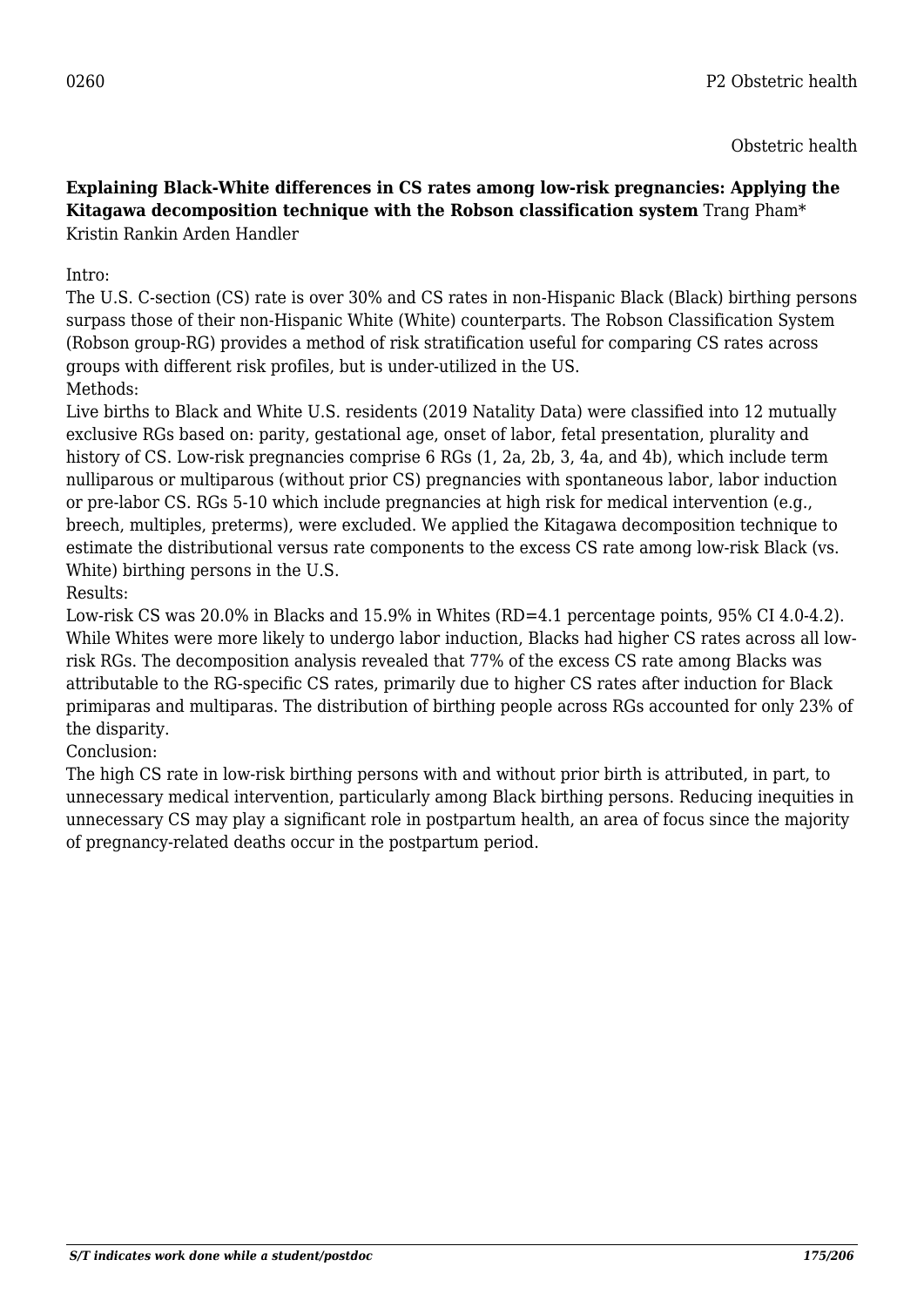0260

Obstetric health

**Explaining Black-White differences in CS rates among low-risk pregnancies: Applying the Kitagawa decomposition technique with the Robson classification system** Trang Pham* Kristin Rankin Arden Handler

Intro:
The U.S. C-section (CS) rate is over 30% and CS rates in non-Hispanic Black (Black) birthing persons surpass those of their non-Hispanic White (White) counterparts. The Robson Classification System (Robson group-RG) provides a method of risk stratification useful for comparing CS rates across groups with different risk profiles, but is under-utilized in the US.
Methods:
Live births to Black and White U.S. residents (2019 Natality Data) were classified into 12 mutually exclusive RGs based on: parity, gestational age, onset of labor, fetal presentation, plurality and history of CS. Low-risk pregnancies comprise 6 RGs (1, 2a, 2b, 3, 4a, and 4b), which include term nulliparous or multiparous (without prior CS) pregnancies with spontaneous labor, labor induction or pre-labor CS. RGs 5-10 which include pregnancies at high risk for medical intervention (e.g., breech, multiples, preterms), were excluded. We applied the Kitagawa decomposition technique to estimate the distributional versus rate components to the excess CS rate among low-risk Black (vs. White) birthing persons in the U.S.
Results:
Low-risk CS was 20.0% in Blacks and 15.9% in Whites (RD=4.1 percentage points, 95% CI 4.0-4.2). While Whites were more likely to undergo labor induction, Blacks had higher CS rates across all low-risk RGs. The decomposition analysis revealed that 77% of the excess CS rate among Blacks was attributable to the RG-specific CS rates, primarily due to higher CS rates after induction for Black primiparas and multiparas. The distribution of birthing people across RGs accounted for only 23% of the disparity.
Conclusion:
The high CS rate in low-risk birthing persons with and without prior birth is attributed, in part, to unnecessary medical intervention, particularly among Black birthing persons. Reducing inequities in unnecessary CS may play a significant role in postpartum health, an area of focus since the majority of pregnancy-related deaths occur in the postpartum period.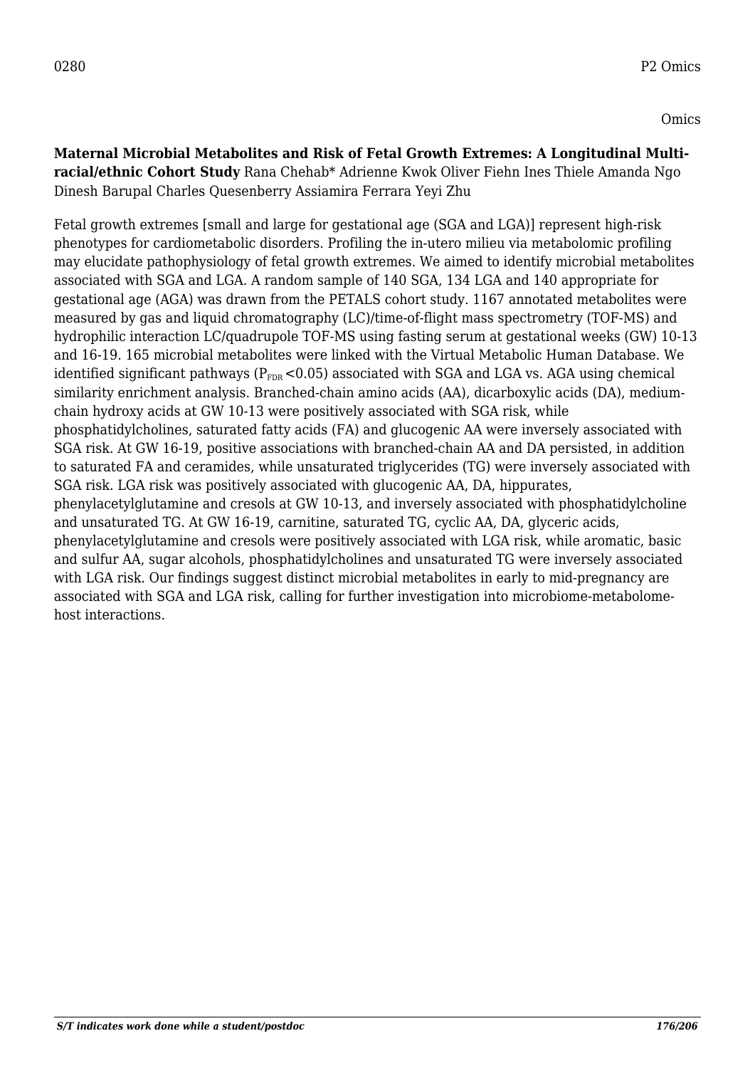0280 P2 Omics

Omics

**Maternal Microbial Metabolites and Risk of Fetal Growth Extremes: A Longitudinal Multi-racial/ethnic Cohort Study** Rana Chehab* Adrienne Kwok Oliver Fiehn Ines Thiele Amanda Ngo Dinesh Barupal Charles Quesenberry Assiamira Ferrara Yeyi Zhu

Fetal growth extremes [small and large for gestational age (SGA and LGA)] represent high-risk phenotypes for cardiometabolic disorders. Profiling the in-utero milieu via metabolomic profiling may elucidate pathophysiology of fetal growth extremes. We aimed to identify microbial metabolites associated with SGA and LGA. A random sample of 140 SGA, 134 LGA and 140 appropriate for gestational age (AGA) was drawn from the PETALS cohort study. 1167 annotated metabolites were measured by gas and liquid chromatography (LC)/time-of-flight mass spectrometry (TOF-MS) and hydrophilic interaction LC/quadrupole TOF-MS using fasting serum at gestational weeks (GW) 10-13 and 16-19. 165 microbial metabolites were linked with the Virtual Metabolic Human Database. We identified significant pathways ($P_{FDR}$ <0.05) associated with SGA and LGA vs. AGA using chemical similarity enrichment analysis. Branched-chain amino acids (AA), dicarboxylic acids (DA), medium-chain hydroxy acids at GW 10-13 were positively associated with SGA risk, while phosphatidylcholines, saturated fatty acids (FA) and glucogenic AA were inversely associated with SGA risk. At GW 16-19, positive associations with branched-chain AA and DA persisted, in addition to saturated FA and ceramides, while unsaturated triglycerides (TG) were inversely associated with SGA risk. LGA risk was positively associated with glucogenic AA, DA, hippurates, phenylacetylglutamine and cresols at GW 10-13, and inversely associated with phosphatidylcholine and unsaturated TG. At GW 16-19, carnitine, saturated TG, cyclic AA, DA, glyceric acids, phenylacetylglutamine and cresols were positively associated with LGA risk, while aromatic, basic and sulfur AA, sugar alcohols, phosphatidylcholines and unsaturated TG were inversely associated with LGA risk. Our findings suggest distinct microbial metabolites in early to mid-pregnancy are associated with SGA and LGA risk, calling for further investigation into microbiome-metabolome-host interactions.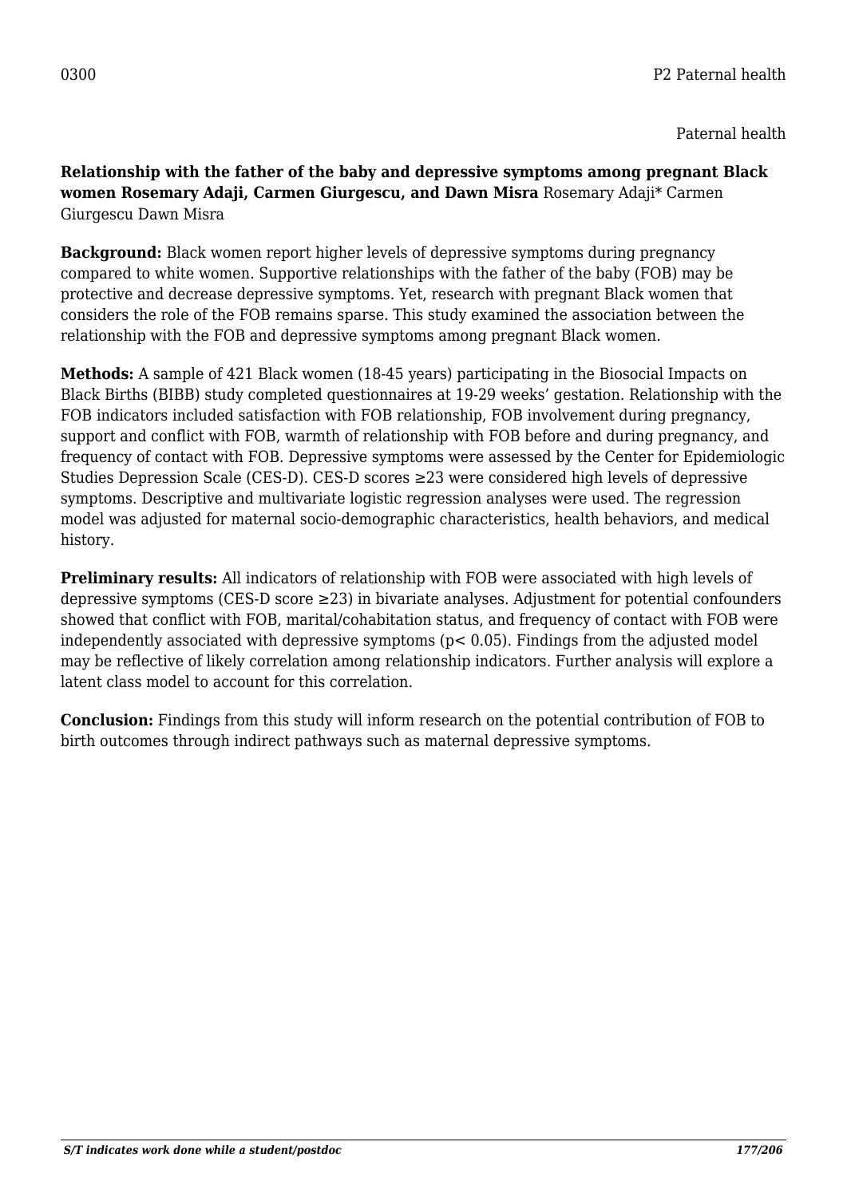0300 P2 Paternal health

Paternal health

**Relationship with the father of the baby and depressive symptoms among pregnant Black women Rosemary Adaji, Carmen Giurgescu, and Dawn Misra** Rosemary Adaji* Carmen Giurgescu Dawn Misra

**Background:** Black women report higher levels of depressive symptoms during pregnancy compared to white women. Supportive relationships with the father of the baby (FOB) may be protective and decrease depressive symptoms. Yet, research with pregnant Black women that considers the role of the FOB remains sparse. This study examined the association between the relationship with the FOB and depressive symptoms among pregnant Black women.

**Methods:** A sample of 421 Black women (18-45 years) participating in the Biosocial Impacts on Black Births (BIBB) study completed questionnaires at 19-29 weeks' gestation. Relationship with the FOB indicators included satisfaction with FOB relationship, FOB involvement during pregnancy, support and conflict with FOB, warmth of relationship with FOB before and during pregnancy, and frequency of contact with FOB. Depressive symptoms were assessed by the Center for Epidemiologic Studies Depression Scale (CES-D). CES-D scores ≥23 were considered high levels of depressive symptoms. Descriptive and multivariate logistic regression analyses were used. The regression model was adjusted for maternal socio-demographic characteristics, health behaviors, and medical history.

**Preliminary results:** All indicators of relationship with FOB were associated with high levels of depressive symptoms (CES-D score ≥23) in bivariate analyses. Adjustment for potential confounders showed that conflict with FOB, marital/cohabitation status, and frequency of contact with FOB were independently associated with depressive symptoms ($p < 0.05$). Findings from the adjusted model may be reflective of likely correlation among relationship indicators. Further analysis will explore a latent class model to account for this correlation.

**Conclusion:** Findings from this study will inform research on the potential contribution of FOB to birth outcomes through indirect pathways such as maternal depressive symptoms.

*S/T indicates work done while a student/postdoc*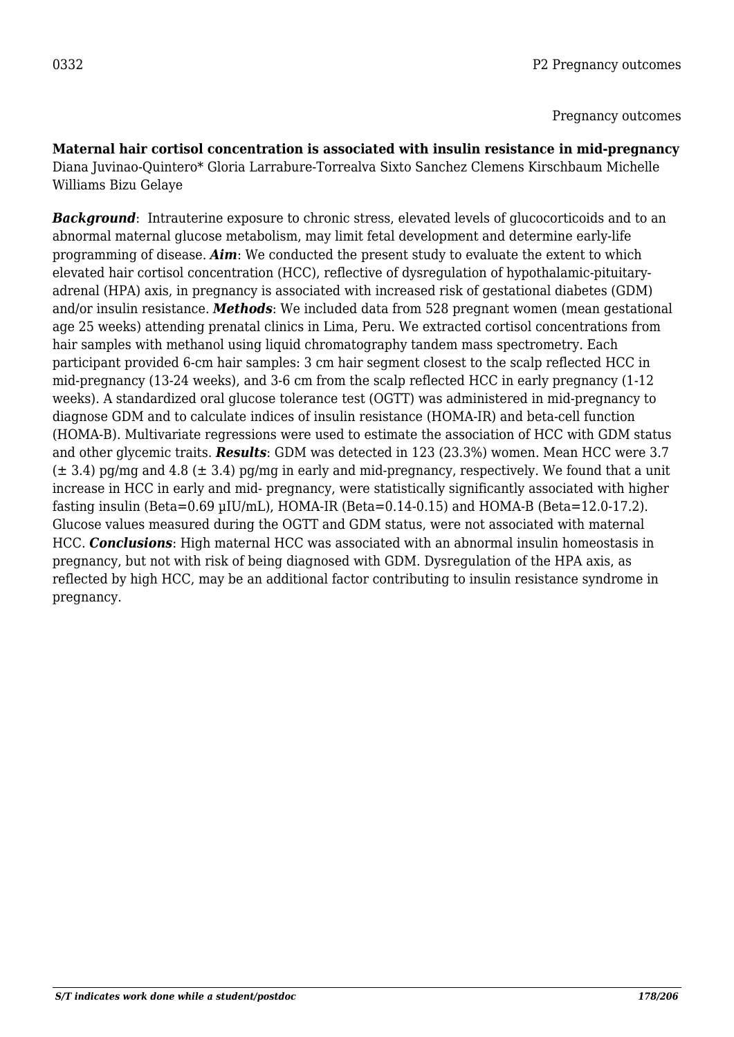0332 P2 Pregnancy outcomes

Pregnancy outcomes

**Maternal hair cortisol concentration is associated with insulin resistance in mid-pregnancy**
Diana Juvinao-Quintero* Gloria Larrabure-Torrealva Sixto Sanchez Clemens Kirschbaum Michelle Williams Bizu Gelaye

***Background***: Intrauterine exposure to chronic stress, elevated levels of glucocorticoids and to an abnormal maternal glucose metabolism, may limit fetal development and determine early-life programming of disease. ***Aim***: We conducted the present study to evaluate the extent to which elevated hair cortisol concentration (HCC), reflective of dysregulation of hypothalamic-pituitary-adrenal (HPA) axis, in pregnancy is associated with increased risk of gestational diabetes (GDM) and/or insulin resistance. ***Methods***: We included data from 528 pregnant women (mean gestational age 25 weeks) attending prenatal clinics in Lima, Peru. We extracted cortisol concentrations from hair samples with methanol using liquid chromatography tandem mass spectrometry. Each participant provided 6-cm hair samples: 3 cm hair segment closest to the scalp reflected HCC in mid-pregnancy (13-24 weeks), and 3-6 cm from the scalp reflected HCC in early pregnancy (1-12 weeks). A standardized oral glucose tolerance test (OGTT) was administered in mid-pregnancy to diagnose GDM and to calculate indices of insulin resistance (HOMA-IR) and beta-cell function (HOMA-B). Multivariate regressions were used to estimate the association of HCC with GDM status and other glycemic traits. ***Results***: GDM was detected in 123 (23.3%) women. Mean HCC were 3.7 ($\pm$ 3.4) pg/mg and 4.8 ($\pm$ 3.4) pg/mg in early and mid-pregnancy, respectively. We found that a unit increase in HCC in early and mid- pregnancy, were statistically significantly associated with higher fasting insulin (Beta=0.69 µIU/mL), HOMA-IR (Beta=0.14-0.15) and HOMA-B (Beta=12.0-17.2). Glucose values measured during the OGTT and GDM status, were not associated with maternal HCC. ***Conclusions***: High maternal HCC was associated with an abnormal insulin homeostasis in pregnancy, but not with risk of being diagnosed with GDM. Dysregulation of the HPA axis, as reflected by high HCC, may be an additional factor contributing to insulin resistance syndrome in pregnancy.

*S/T indicates work done while a student/postdoc*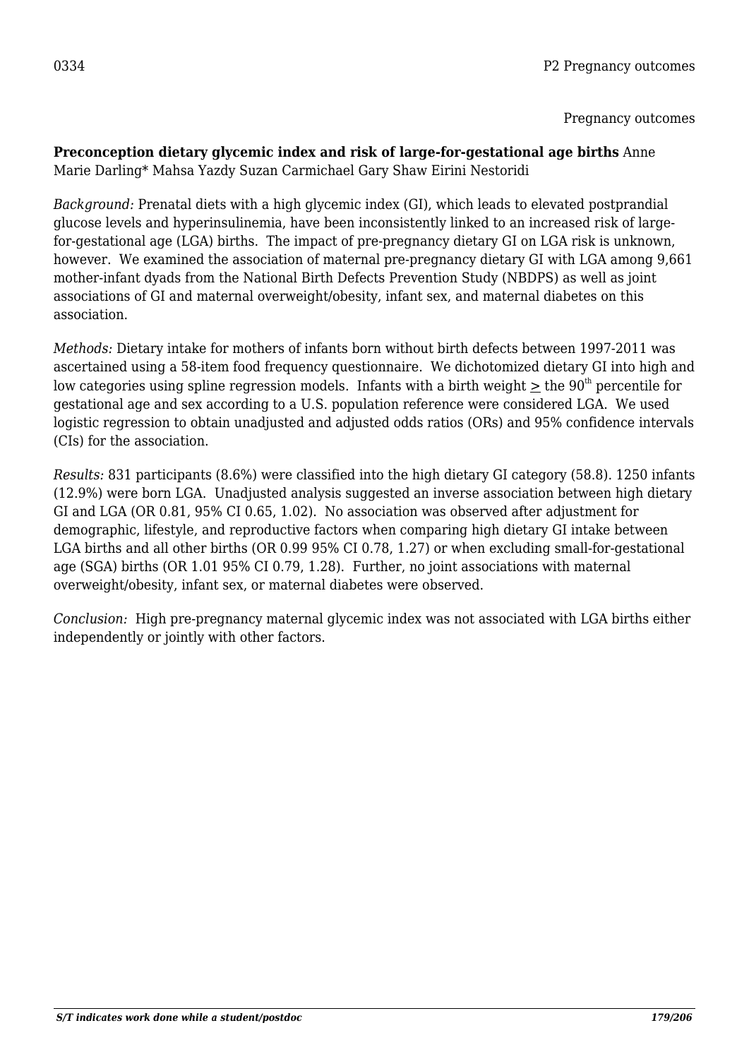0334 P2 Pregnancy outcomes

Pregnancy outcomes

**Preconception dietary glycemic index and risk of large-for-gestational age births** Anne Marie Darling* Mahsa Yazdy Suzan Carmichael Gary Shaw Eirini Nestoridi

*Background:* Prenatal diets with a high glycemic index (GI), which leads to elevated postprandial glucose levels and hyperinsulinemia, have been inconsistently linked to an increased risk of large-for-gestational age (LGA) births. The impact of pre-pregnancy dietary GI on LGA risk is unknown, however. We examined the association of maternal pre-pregnancy dietary GI with LGA among 9,661 mother-infant dyads from the National Birth Defects Prevention Study (NBDPS) as well as joint associations of GI and maternal overweight/obesity, infant sex, and maternal diabetes on this association.

*Methods:* Dietary intake for mothers of infants born without birth defects between 1997-2011 was ascertained using a 58-item food frequency questionnaire. We dichotomized dietary GI into high and low categories using spline regression models. Infants with a birth weight ≥ the 90[th] percentile for gestational age and sex according to a U.S. population reference were considered LGA. We used logistic regression to obtain unadjusted and adjusted odds ratios (ORs) and 95% confidence intervals (CIs) for the association.

*Results:* 831 participants (8.6%) were classified into the high dietary GI category (58.8). 1250 infants (12.9%) were born LGA. Unadjusted analysis suggested an inverse association between high dietary GI and LGA (OR 0.81, 95% CI 0.65, 1.02). No association was observed after adjustment for demographic, lifestyle, and reproductive factors when comparing high dietary GI intake between LGA births and all other births (OR 0.99 95% CI 0.78, 1.27) or when excluding small-for-gestational age (SGA) births (OR 1.01 95% CI 0.79, 1.28). Further, no joint associations with maternal overweight/obesity, infant sex, or maternal diabetes were observed.

*Conclusion:* High pre-pregnancy maternal glycemic index was not associated with LGA births either independently or jointly with other factors.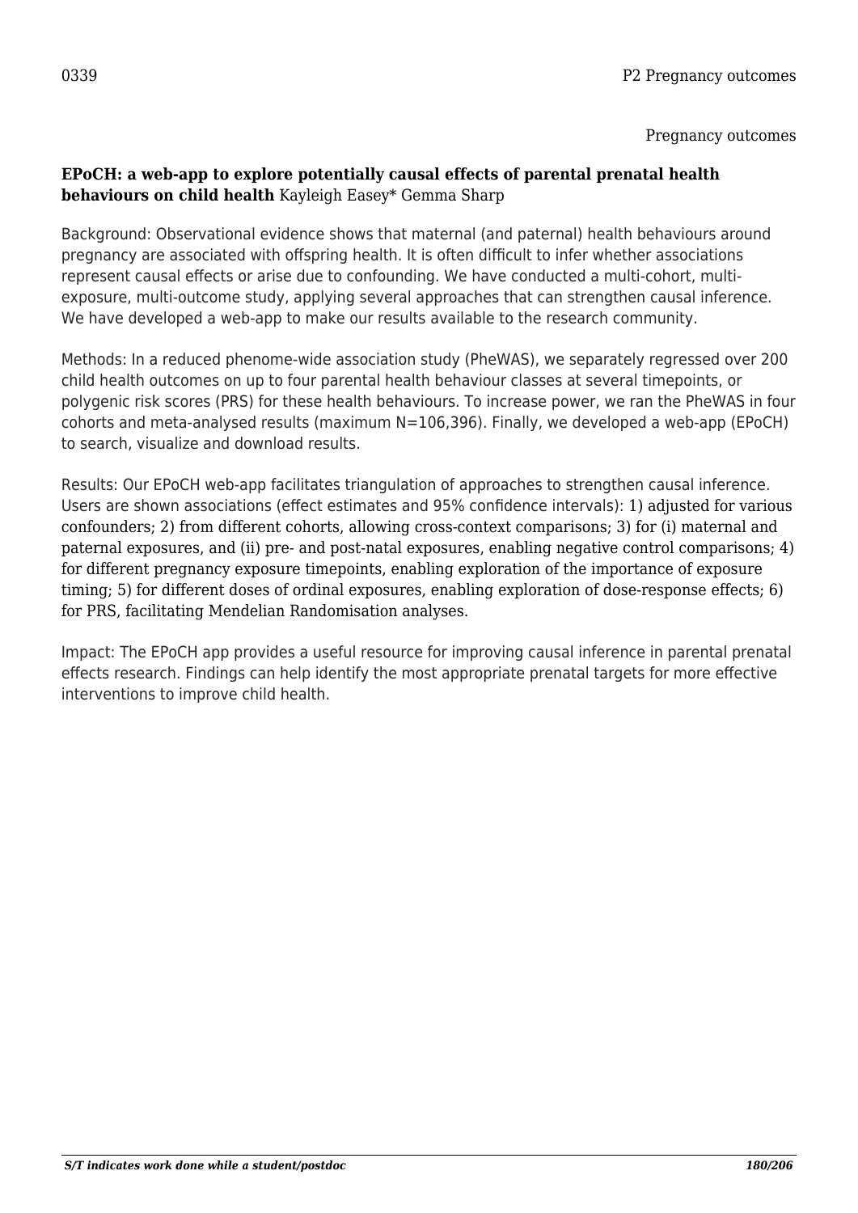0339 P2 Pregnancy outcomes

Pregnancy outcomes

**EPoCH: a web-app to explore potentially causal effects of parental prenatal health behaviours on child health** Kayleigh Easey* Gemma Sharp

Background: Observational evidence shows that maternal (and paternal) health behaviours around pregnancy are associated with offspring health. It is often difficult to infer whether associations represent causal effects or arise due to confounding. We have conducted a multi-cohort, multi-exposure, multi-outcome study, applying several approaches that can strengthen causal inference. We have developed a web-app to make our results available to the research community.

Methods: In a reduced phenome-wide association study (PheWAS), we separately regressed over 200 child health outcomes on up to four parental health behaviour classes at several timepoints, or polygenic risk scores (PRS) for these health behaviours. To increase power, we ran the PheWAS in four cohorts and meta-analysed results (maximum N=106,396). Finally, we developed a web-app (EPoCH) to search, visualize and download results.

Results: Our EPoCH web-app facilitates triangulation of approaches to strengthen causal inference. Users are shown associations (effect estimates and 95% confidence intervals): 1) adjusted for various confounders; 2) from different cohorts, allowing cross-context comparisons; 3) for (i) maternal and paternal exposures, and (ii) pre- and post-natal exposures, enabling negative control comparisons; 4) for different pregnancy exposure timepoints, enabling exploration of the importance of exposure timing; 5) for different doses of ordinal exposures, enabling exploration of dose-response effects; 6) for PRS, facilitating Mendelian Randomisation analyses.

Impact: The EPoCH app provides a useful resource for improving causal inference in parental prenatal effects research. Findings can help identify the most appropriate prenatal targets for more effective interventions to improve child health.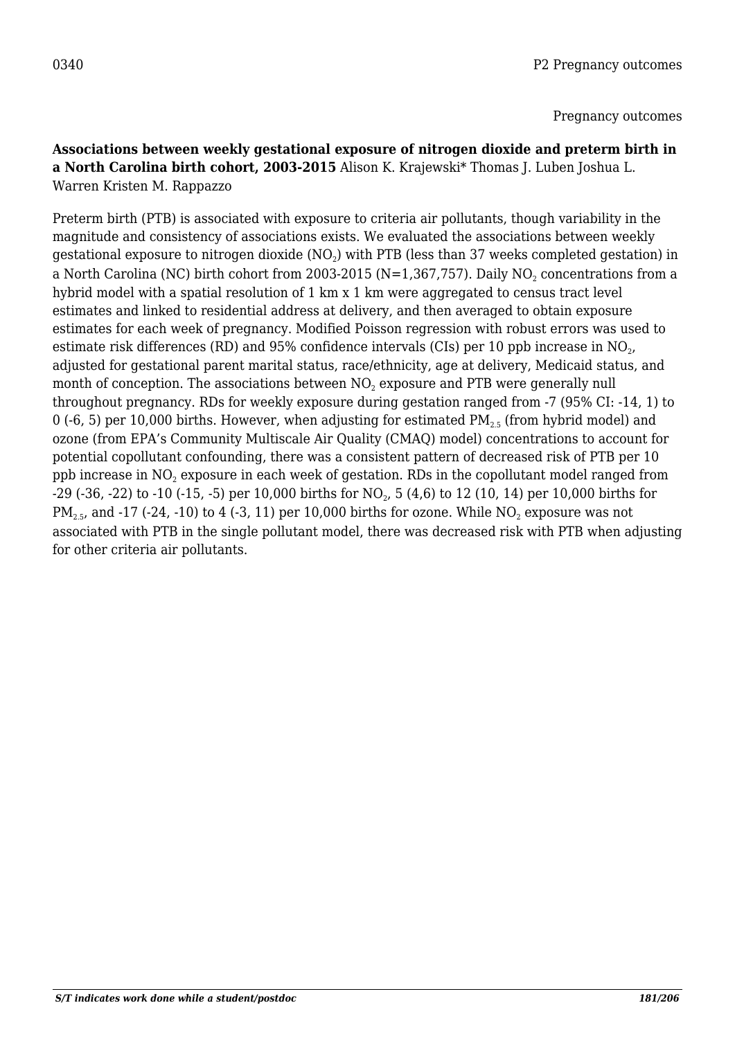0340 P2 Pregnancy outcomes

Pregnancy outcomes

**Associations between weekly gestational exposure of nitrogen dioxide and preterm birth in a North Carolina birth cohort, 2003-2015** Alison K. Krajewski* Thomas J. Luben Joshua L. Warren Kristen M. Rappazzo

Preterm birth (PTB) is associated with exposure to criteria air pollutants, though variability in the magnitude and consistency of associations exists. We evaluated the associations between weekly gestational exposure to nitrogen dioxide ($NO_2$) with PTB (less than 37 weeks completed gestation) in a North Carolina (NC) birth cohort from 2003-2015 (N=1,367,757). Daily $NO_2$ concentrations from a hybrid model with a spatial resolution of 1 km x 1 km were aggregated to census tract level estimates and linked to residential address at delivery, and then averaged to obtain exposure estimates for each week of pregnancy. Modified Poisson regression with robust errors was used to estimate risk differences (RD) and 95% confidence intervals (CIs) per 10 ppb increase in $NO_2$, adjusted for gestational parent marital status, race/ethnicity, age at delivery, Medicaid status, and month of conception. The associations between $NO_2$ exposure and PTB were generally null throughout pregnancy. RDs for weekly exposure during gestation ranged from -7 (95% CI: -14, 1) to 0 (-6, 5) per 10,000 births. However, when adjusting for estimated $PM_{2.5}$ (from hybrid model) and ozone (from EPA's Community Multiscale Air Quality (CMAQ) model) concentrations to account for potential copollutant confounding, there was a consistent pattern of decreased risk of PTB per 10 ppb increase in $NO_2$ exposure in each week of gestation. RDs in the copollutant model ranged from -29 (-36, -22) to -10 (-15, -5) per 10,000 births for $NO_2$, 5 (4,6) to 12 (10, 14) per 10,000 births for $PM_{2.5}$, and -17 (-24, -10) to 4 (-3, 11) per 10,000 births for ozone. While $NO_2$ exposure was not associated with PTB in the single pollutant model, there was decreased risk with PTB when adjusting for other criteria air pollutants.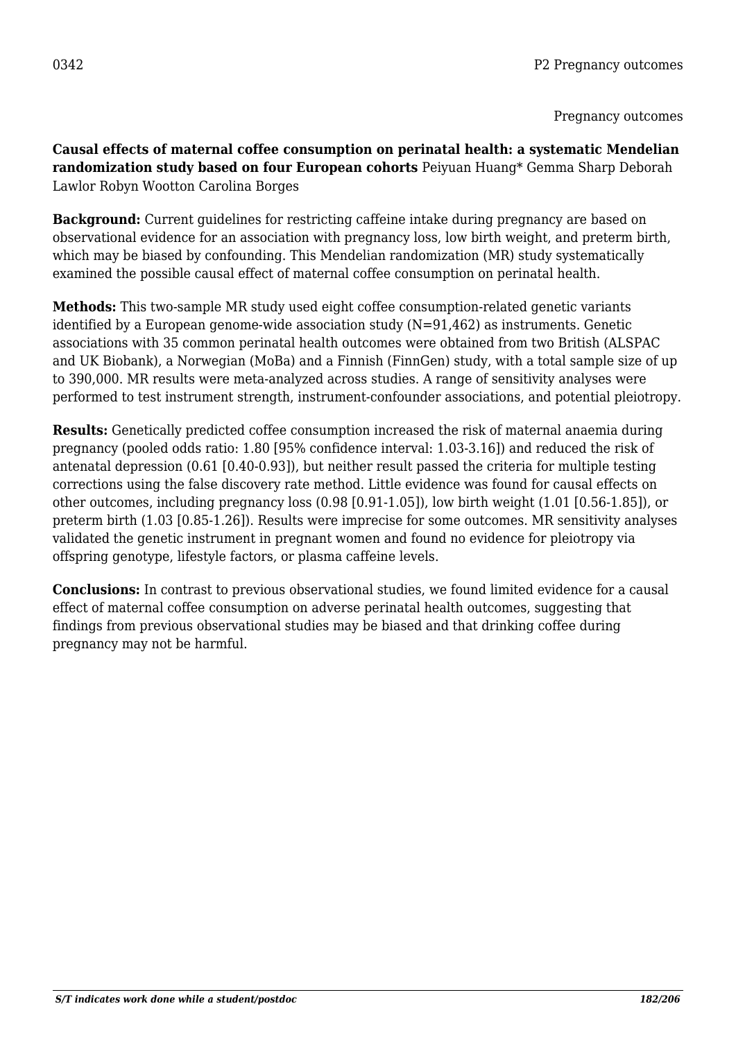0342 P2 Pregnancy outcomes

Pregnancy outcomes

**Causal effects of maternal coffee consumption on perinatal health: a systematic Mendelian randomization study based on four European cohorts** Peiyuan Huang* Gemma Sharp Deborah Lawlor Robyn Wootton Carolina Borges

**Background:** Current guidelines for restricting caffeine intake during pregnancy are based on observational evidence for an association with pregnancy loss, low birth weight, and preterm birth, which may be biased by confounding. This Mendelian randomization (MR) study systematically examined the possible causal effect of maternal coffee consumption on perinatal health.

**Methods:** This two-sample MR study used eight coffee consumption-related genetic variants identified by a European genome-wide association study (N=91,462) as instruments. Genetic associations with 35 common perinatal health outcomes were obtained from two British (ALSPAC and UK Biobank), a Norwegian (MoBa) and a Finnish (FinnGen) study, with a total sample size of up to 390,000. MR results were meta-analyzed across studies. A range of sensitivity analyses were performed to test instrument strength, instrument-confounder associations, and potential pleiotropy.

**Results:** Genetically predicted coffee consumption increased the risk of maternal anaemia during pregnancy (pooled odds ratio: 1.80 [95% confidence interval: 1.03-3.16]) and reduced the risk of antenatal depression (0.61 [0.40-0.93]), but neither result passed the criteria for multiple testing corrections using the false discovery rate method. Little evidence was found for causal effects on other outcomes, including pregnancy loss (0.98 [0.91-1.05]), low birth weight (1.01 [0.56-1.85]), or preterm birth (1.03 [0.85-1.26]). Results were imprecise for some outcomes. MR sensitivity analyses validated the genetic instrument in pregnant women and found no evidence for pleiotropy via offspring genotype, lifestyle factors, or plasma caffeine levels.

**Conclusions:** In contrast to previous observational studies, we found limited evidence for a causal effect of maternal coffee consumption on adverse perinatal health outcomes, suggesting that findings from previous observational studies may be biased and that drinking coffee during pregnancy may not be harmful.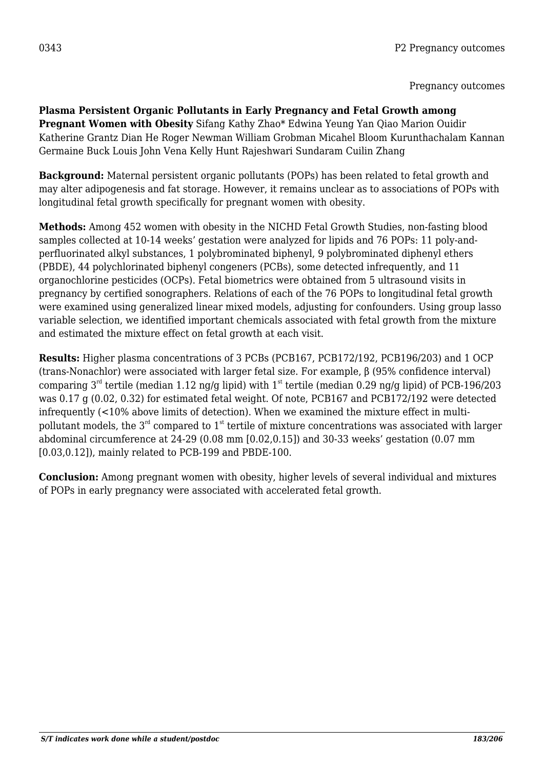0343 P2 Pregnancy outcomes

Pregnancy outcomes

**Plasma Persistent Organic Pollutants in Early Pregnancy and Fetal Growth among Pregnant Women with Obesity** Sifang Kathy Zhao* Edwina Yeung Yan Qiao Marion Ouidir Katherine Grantz Dian He Roger Newman William Grobman Micahel Bloom Kurunthachalam Kannan Germaine Buck Louis John Vena Kelly Hunt Rajeshwari Sundaram Cuilin Zhang

**Background:** Maternal persistent organic pollutants (POPs) has been related to fetal growth and may alter adipogenesis and fat storage. However, it remains unclear as to associations of POPs with longitudinal fetal growth specifically for pregnant women with obesity.

**Methods:** Among 452 women with obesity in the NICHD Fetal Growth Studies, non-fasting blood samples collected at 10-14 weeks' gestation were analyzed for lipids and 76 POPs: 11 poly-and-perfluorinated alkyl substances, 1 polybrominated biphenyl, 9 polybrominated diphenyl ethers (PBDE), 44 polychlorinated biphenyl congeners (PCBs), some detected infrequently, and 11 organochlorine pesticides (OCPs). Fetal biometrics were obtained from 5 ultrasound visits in pregnancy by certified sonographers. Relations of each of the 76 POPs to longitudinal fetal growth were examined using generalized linear mixed models, adjusting for confounders. Using group lasso variable selection, we identified important chemicals associated with fetal growth from the mixture and estimated the mixture effect on fetal growth at each visit.

**Results:** Higher plasma concentrations of 3 PCBs (PCB167, PCB172/192, PCB196/203) and 1 OCP (trans-Nonachlor) were associated with larger fetal size. For example, β (95% confidence interval) comparing 3rd tertile (median 1.12 ng/g lipid) with 1st tertile (median 0.29 ng/g lipid) of PCB-196/203 was 0.17 g (0.02, 0.32) for estimated fetal weight. Of note, PCB167 and PCB172/192 were detected infrequently (<10% above limits of detection). When we examined the mixture effect in multi-pollutant models, the 3rd compared to 1st tertile of mixture concentrations was associated with larger abdominal circumference at 24-29 (0.08 mm [0.02,0.15]) and 30-33 weeks' gestation (0.07 mm [0.03,0.12]), mainly related to PCB-199 and PBDE-100.

**Conclusion:** Among pregnant women with obesity, higher levels of several individual and mixtures of POPs in early pregnancy were associated with accelerated fetal growth.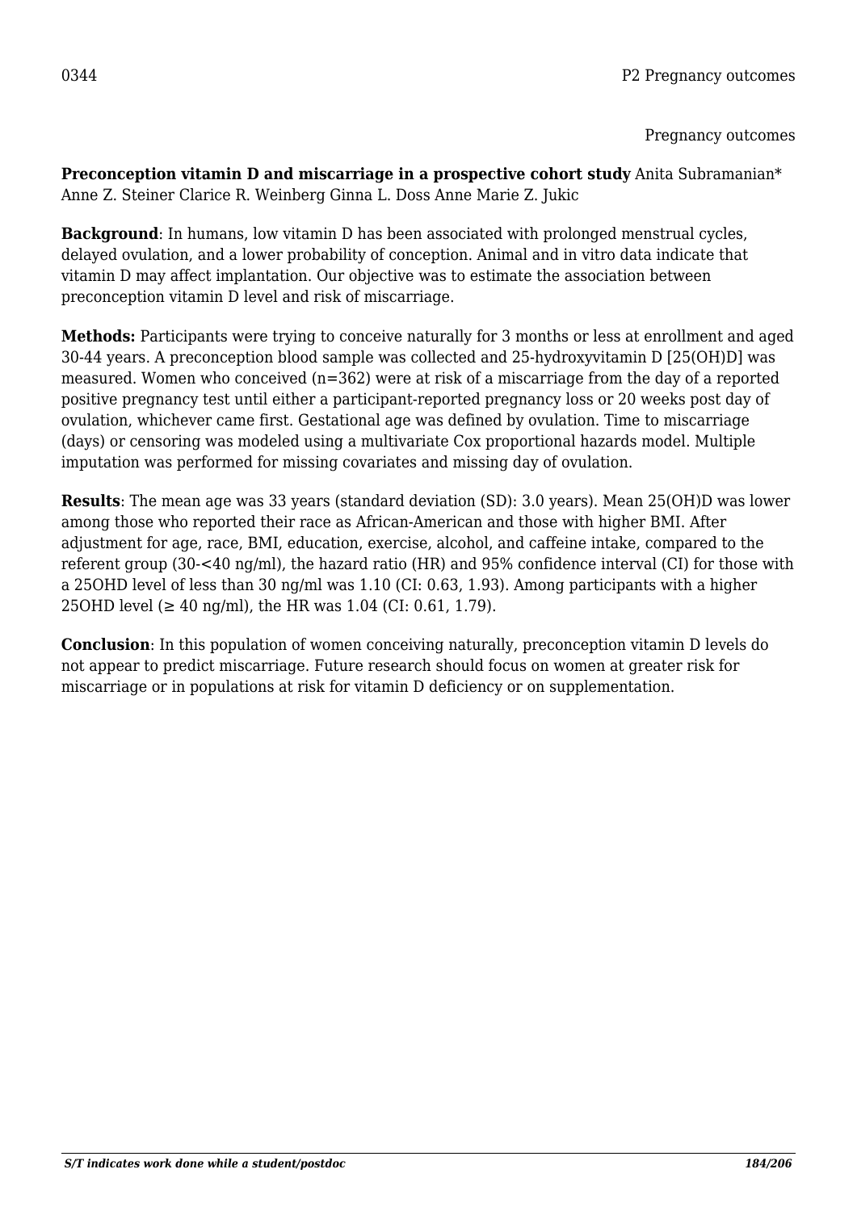0344

P2 Pregnancy outcomes

Pregnancy outcomes

**Preconception vitamin D and miscarriage in a prospective cohort study** Anita Subramanian* Anne Z. Steiner Clarice R. Weinberg Ginna L. Doss Anne Marie Z. Jukic

**Background**: In humans, low vitamin D has been associated with prolonged menstrual cycles, delayed ovulation, and a lower probability of conception. Animal and in vitro data indicate that vitamin D may affect implantation. Our objective was to estimate the association between preconception vitamin D level and risk of miscarriage.

**Methods:** Participants were trying to conceive naturally for 3 months or less at enrollment and aged 30-44 years. A preconception blood sample was collected and 25-hydroxyvitamin D [25(OH)D] was measured. Women who conceived (n=362) were at risk of a miscarriage from the day of a reported positive pregnancy test until either a participant-reported pregnancy loss or 20 weeks post day of ovulation, whichever came first. Gestational age was defined by ovulation. Time to miscarriage (days) or censoring was modeled using a multivariate Cox proportional hazards model. Multiple imputation was performed for missing covariates and missing day of ovulation.

**Results**: The mean age was 33 years (standard deviation (SD): 3.0 years). Mean 25(OH)D was lower among those who reported their race as African-American and those with higher BMI. After adjustment for age, race, BMI, education, exercise, alcohol, and caffeine intake, compared to the referent group (30-<40 ng/ml), the hazard ratio (HR) and 95% confidence interval (CI) for those with a 25OHD level of less than 30 ng/ml was 1.10 (CI: 0.63, 1.93). Among participants with a higher 25OHD level (≥ 40 ng/ml), the HR was 1.04 (CI: 0.61, 1.79).

**Conclusion**: In this population of women conceiving naturally, preconception vitamin D levels do not appear to predict miscarriage. Future research should focus on women at greater risk for miscarriage or in populations at risk for vitamin D deficiency or on supplementation.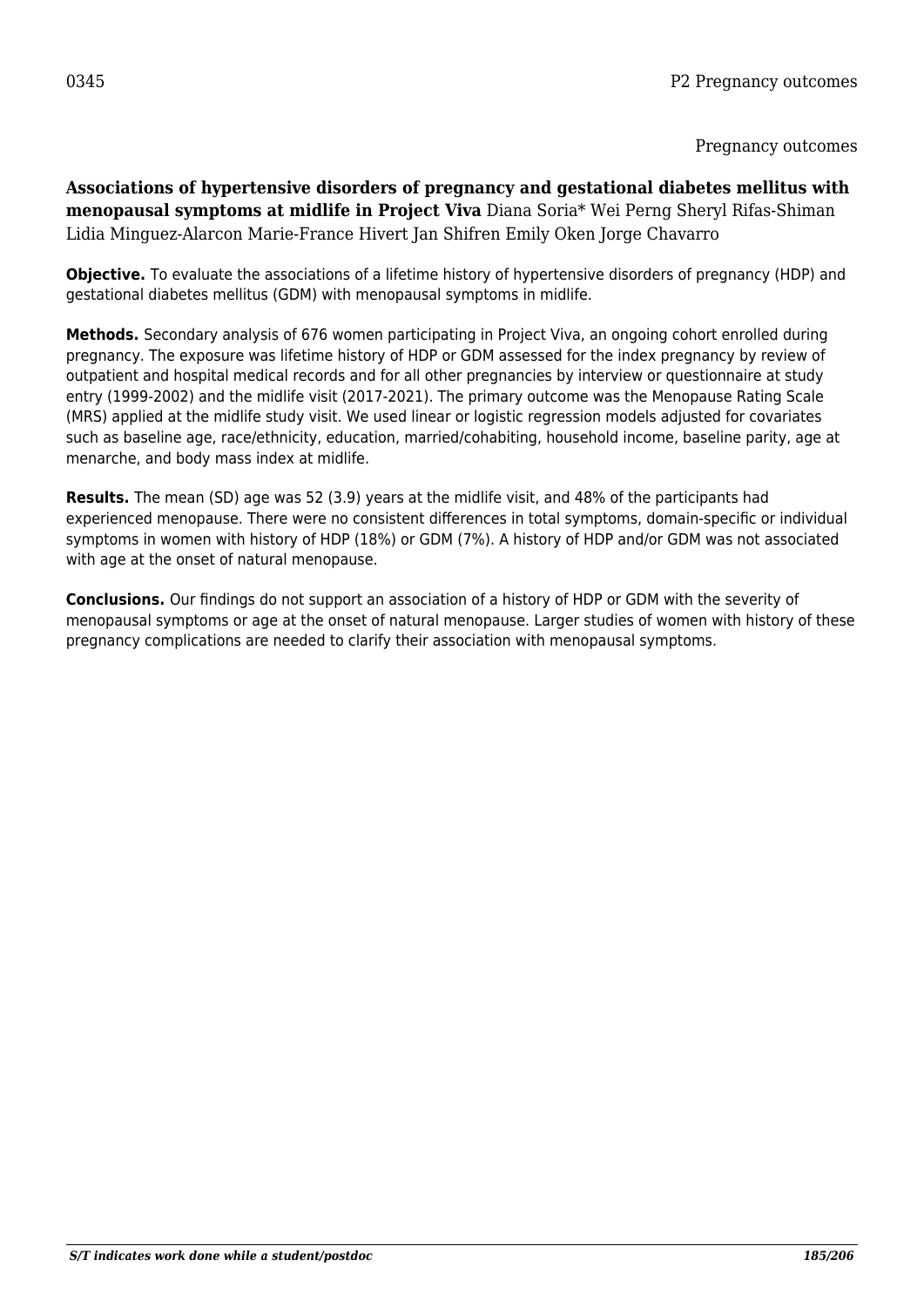0345 P2 Pregnancy outcomes

Pregnancy outcomes

**Associations of hypertensive disorders of pregnancy and gestational diabetes mellitus with menopausal symptoms at midlife in Project Viva** Diana Soria* Wei Perng Sheryl Rifas-Shiman Lidia Minguez-Alarcon Marie-France Hivert Jan Shifren Emily Oken Jorge Chavarro

**Objective.** To evaluate the associations of a lifetime history of hypertensive disorders of pregnancy (HDP) and gestational diabetes mellitus (GDM) with menopausal symptoms in midlife.

**Methods.** Secondary analysis of 676 women participating in Project Viva, an ongoing cohort enrolled during pregnancy. The exposure was lifetime history of HDP or GDM assessed for the index pregnancy by review of outpatient and hospital medical records and for all other pregnancies by interview or questionnaire at study entry (1999-2002) and the midlife visit (2017-2021). The primary outcome was the Menopause Rating Scale (MRS) applied at the midlife study visit. We used linear or logistic regression models adjusted for covariates such as baseline age, race/ethnicity, education, married/cohabiting, household income, baseline parity, age at menarche, and body mass index at midlife.

**Results.** The mean (SD) age was 52 (3.9) years at the midlife visit, and 48% of the participants had experienced menopause. There were no consistent differences in total symptoms, domain-specific or individual symptoms in women with history of HDP (18%) or GDM (7%). A history of HDP and/or GDM was not associated with age at the onset of natural menopause.

**Conclusions.** Our findings do not support an association of a history of HDP or GDM with the severity of menopausal symptoms or age at the onset of natural menopause. Larger studies of women with history of these pregnancy complications are needed to clarify their association with menopausal symptoms.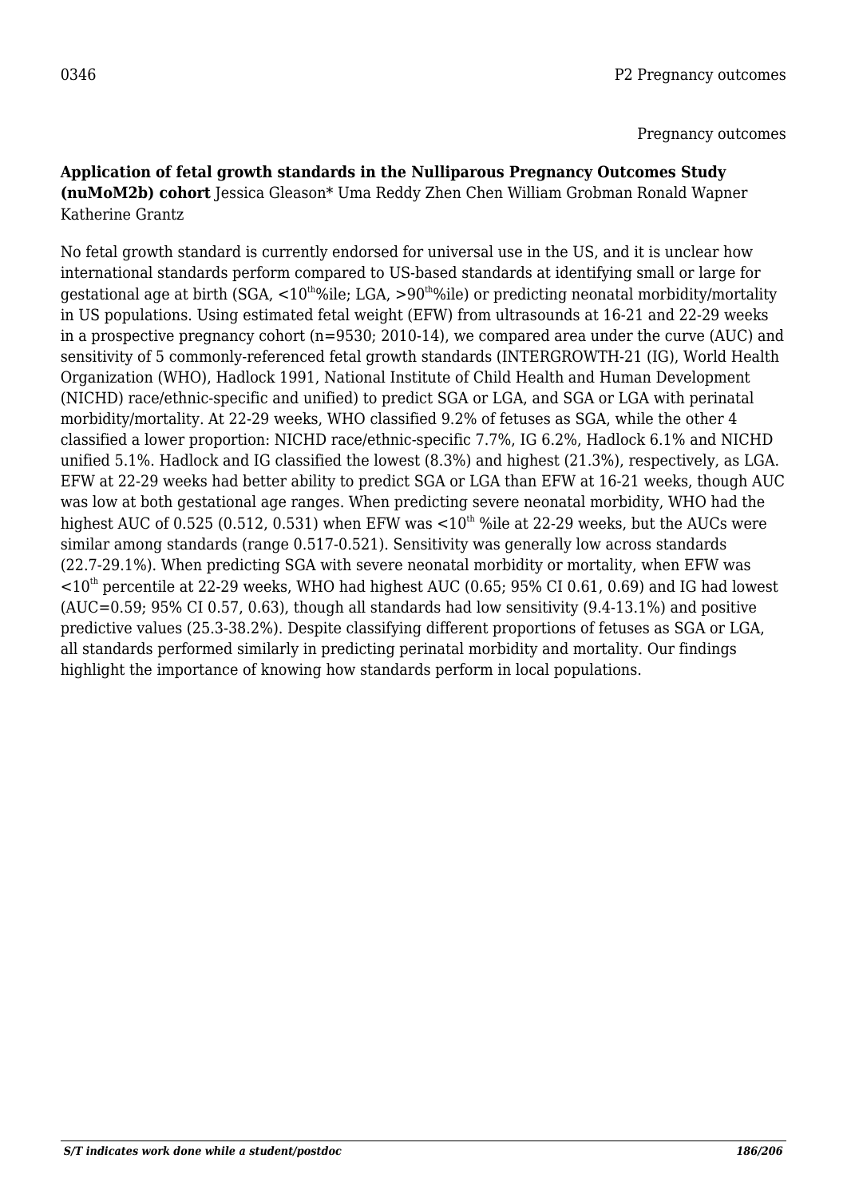0346 P2 Pregnancy outcomes

Pregnancy outcomes

**Application of fetal growth standards in the Nulliparous Pregnancy Outcomes Study (nuMoM2b) cohort** Jessica Gleason* Uma Reddy Zhen Chen William Grobman Ronald Wapner Katherine Grantz

No fetal growth standard is currently endorsed for universal use in the US, and it is unclear how international standards perform compared to US-based standards at identifying small or large for gestational age at birth (SGA, <10$^{th}$%ile; LGA, >90$^{th}$%ile) or predicting neonatal morbidity/mortality in US populations. Using estimated fetal weight (EFW) from ultrasounds at 16-21 and 22-29 weeks in a prospective pregnancy cohort (n=9530; 2010-14), we compared area under the curve (AUC) and sensitivity of 5 commonly-referenced fetal growth standards (INTERGROWTH-21 (IG), World Health Organization (WHO), Hadlock 1991, National Institute of Child Health and Human Development (NICHD) race/ethnic-specific and unified) to predict SGA or LGA, and SGA or LGA with perinatal morbidity/mortality. At 22-29 weeks, WHO classified 9.2% of fetuses as SGA, while the other 4 classified a lower proportion: NICHD race/ethnic-specific 7.7%, IG 6.2%, Hadlock 6.1% and NICHD unified 5.1%. Hadlock and IG classified the lowest (8.3%) and highest (21.3%), respectively, as LGA. EFW at 22-29 weeks had better ability to predict SGA or LGA than EFW at 16-21 weeks, though AUC was low at both gestational age ranges. When predicting severe neonatal morbidity, WHO had the highest AUC of 0.525 (0.512, 0.531) when EFW was <10$^{th}$ %ile at 22-29 weeks, but the AUCs were similar among standards (range 0.517-0.521). Sensitivity was generally low across standards (22.7-29.1%). When predicting SGA with severe neonatal morbidity or mortality, when EFW was <10$^{th}$ percentile at 22-29 weeks, WHO had highest AUC (0.65; 95% CI 0.61, 0.69) and IG had lowest (AUC=0.59; 95% CI 0.57, 0.63), though all standards had low sensitivity (9.4-13.1%) and positive predictive values (25.3-38.2%). Despite classifying different proportions of fetuses as SGA or LGA, all standards performed similarly in predicting perinatal morbidity and mortality. Our findings highlight the importance of knowing how standards perform in local populations.

*S/T indicates work done while a student/postdoc*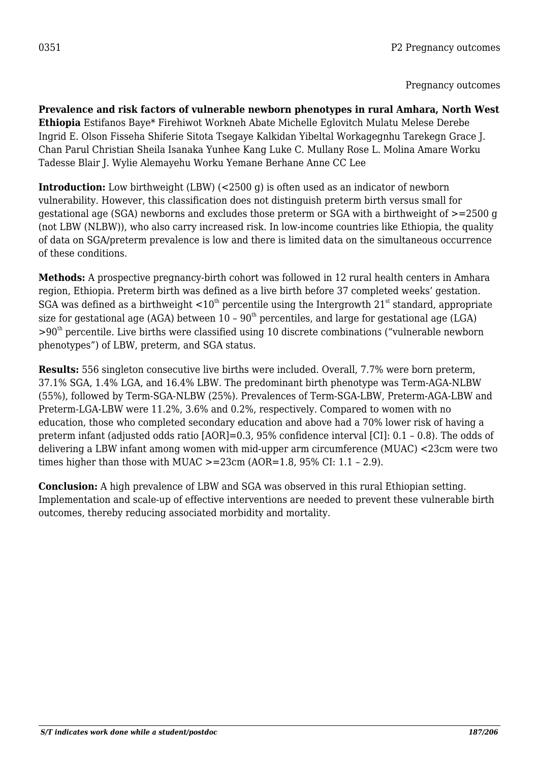0351

P2 Pregnancy outcomes

Pregnancy outcomes

**Prevalence and risk factors of vulnerable newborn phenotypes in rural Amhara, North West Ethiopia** Estifanos Baye* Firehiwot Workneh Abate Michelle Eglovitch Mulatu Melese Derebe Ingrid E. Olson Fisseha Shiferie Sitota Tsegaye Kalkidan Yibeltal Workagegnhu Tarekegn Grace J. Chan Parul Christian Sheila Isanaka Yunhee Kang Luke C. Mullany Rose L. Molina Amare Worku Tadesse Blair J. Wylie Alemayehu Worku Yemane Berhane Anne CC Lee

**Introduction:** Low birthweight (LBW) (<2500 g) is often used as an indicator of newborn vulnerability. However, this classification does not distinguish preterm birth versus small for gestational age (SGA) newborns and excludes those preterm or SGA with a birthweight of >=2500 g (not LBW (NLBW)), who also carry increased risk. In low-income countries like Ethiopia, the quality of data on SGA/preterm prevalence is low and there is limited data on the simultaneous occurrence of these conditions.

**Methods:** A prospective pregnancy-birth cohort was followed in 12 rural health centers in Amhara region, Ethiopia. Preterm birth was defined as a live birth before 37 completed weeks' gestation. SGA was defined as a birthweight <$10^{th}$ percentile using the Intergrowth $21^{st}$ standard, appropriate size for gestational age (AGA) between 10 – $90^{th}$ percentiles, and large for gestational age (LGA) >$90^{th}$ percentile. Live births were classified using 10 discrete combinations ("vulnerable newborn phenotypes") of LBW, preterm, and SGA status.

**Results:** 556 singleton consecutive live births were included. Overall, 7.7% were born preterm, 37.1% SGA, 1.4% LGA, and 16.4% LBW. The predominant birth phenotype was Term-AGA-NLBW (55%), followed by Term-SGA-NLBW (25%). Prevalences of Term-SGA-LBW, Preterm-AGA-LBW and Preterm-LGA-LBW were 11.2%, 3.6% and 0.2%, respectively. Compared to women with no education, those who completed secondary education and above had a 70% lower risk of having a preterm infant (adjusted odds ratio [AOR]=0.3, 95% confidence interval [CI]: 0.1 – 0.8). The odds of delivering a LBW infant among women with mid-upper arm circumference (MUAC) <23cm were two times higher than those with MUAC >=23cm (AOR=1.8, 95% CI: 1.1 – 2.9).

**Conclusion:** A high prevalence of LBW and SGA was observed in this rural Ethiopian setting. Implementation and scale-up of effective interventions are needed to prevent these vulnerable birth outcomes, thereby reducing associated morbidity and mortality.

*S/T indicates work done while a student/postdoc*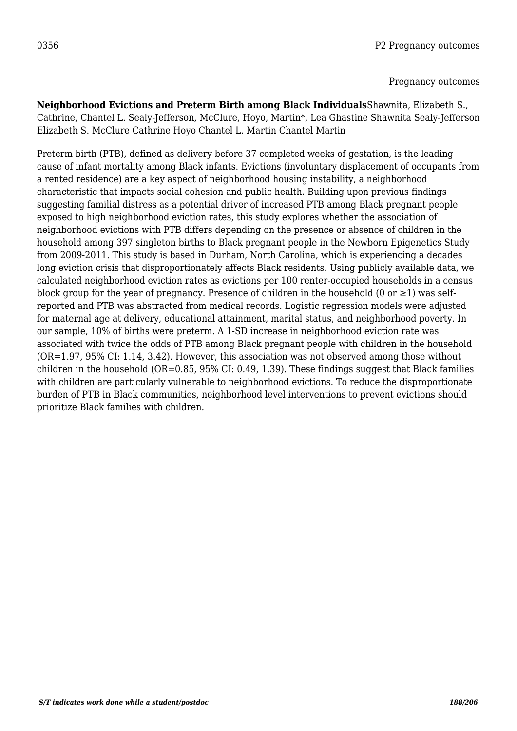0356 P2 Pregnancy outcomes

Pregnancy outcomes

**Neighborhood Evictions and Preterm Birth among Black Individuals**Shawnita, Elizabeth S., Cathrine, Chantel L. Sealy-Jefferson, McClure, Hoyo, Martin*, Lea Ghastine Shawnita Sealy-Jefferson Elizabeth S. McClure Cathrine Hoyo Chantel L. Martin Chantel Martin

Preterm birth (PTB), defined as delivery before 37 completed weeks of gestation, is the leading cause of infant mortality among Black infants. Evictions (involuntary displacement of occupants from a rented residence) are a key aspect of neighborhood housing instability, a neighborhood characteristic that impacts social cohesion and public health. Building upon previous findings suggesting familial distress as a potential driver of increased PTB among Black pregnant people exposed to high neighborhood eviction rates, this study explores whether the association of neighborhood evictions with PTB differs depending on the presence or absence of children in the household among 397 singleton births to Black pregnant people in the Newborn Epigenetics Study from 2009-2011. This study is based in Durham, North Carolina, which is experiencing a decades long eviction crisis that disproportionately affects Black residents. Using publicly available data, we calculated neighborhood eviction rates as evictions per 100 renter-occupied households in a census block group for the year of pregnancy. Presence of children in the household (0 or ≥1) was self-reported and PTB was abstracted from medical records. Logistic regression models were adjusted for maternal age at delivery, educational attainment, marital status, and neighborhood poverty. In our sample, 10% of births were preterm. A 1-SD increase in neighborhood eviction rate was associated with twice the odds of PTB among Black pregnant people with children in the household (OR=1.97, 95% CI: 1.14, 3.42). However, this association was not observed among those without children in the household (OR=0.85, 95% CI: 0.49, 1.39). These findings suggest that Black families with children are particularly vulnerable to neighborhood evictions. To reduce the disproportionate burden of PTB in Black communities, neighborhood level interventions to prevent evictions should prioritize Black families with children.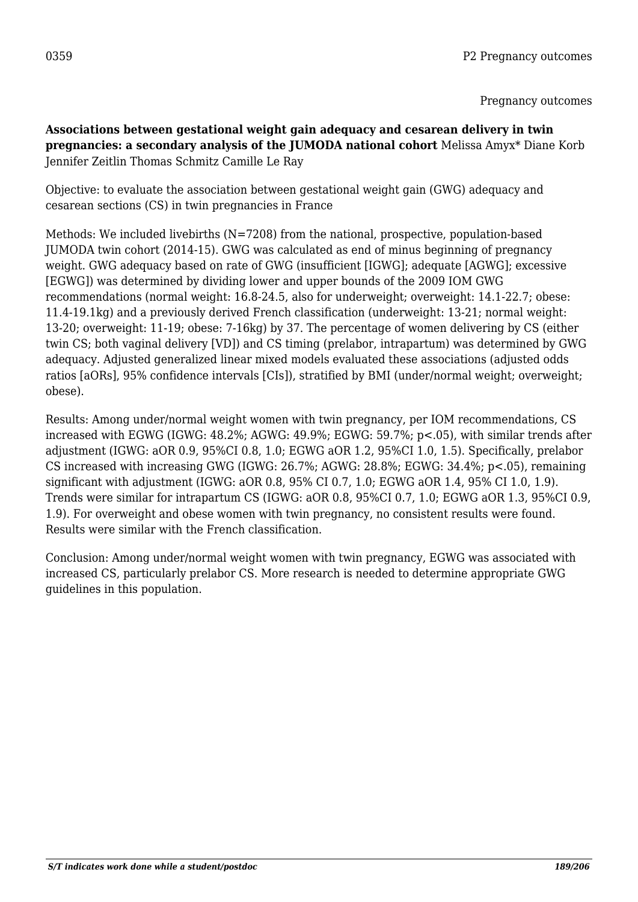0359 P2 Pregnancy outcomes

Pregnancy outcomes

**Associations between gestational weight gain adequacy and cesarean delivery in twin pregnancies: a secondary analysis of the JUMODA national cohort** Melissa Amyx* Diane Korb Jennifer Zeitlin Thomas Schmitz Camille Le Ray

Objective: to evaluate the association between gestational weight gain (GWG) adequacy and cesarean sections (CS) in twin pregnancies in France

Methods: We included livebirths (N=7208) from the national, prospective, population-based JUMODA twin cohort (2014-15). GWG was calculated as end of minus beginning of pregnancy weight. GWG adequacy based on rate of GWG (insufficient [IGWG]; adequate [AGWG]; excessive [EGWG]) was determined by dividing lower and upper bounds of the 2009 IOM GWG recommendations (normal weight: 16.8-24.5, also for underweight; overweight: 14.1-22.7; obese: 11.4-19.1kg) and a previously derived French classification (underweight: 13-21; normal weight: 13-20; overweight: 11-19; obese: 7-16kg) by 37. The percentage of women delivering by CS (either twin CS; both vaginal delivery [VD]) and CS timing (prelabor, intrapartum) was determined by GWG adequacy. Adjusted generalized linear mixed models evaluated these associations (adjusted odds ratios [aORs], 95% confidence intervals [CIs]), stratified by BMI (under/normal weight; overweight; obese).

Results: Among under/normal weight women with twin pregnancy, per IOM recommendations, CS increased with EGWG (IGWG: 48.2%; AGWG: 49.9%; EGWG: 59.7%; $p<.05$), with similar trends after adjustment (IGWG: aOR 0.9, 95%CI 0.8, 1.0; EGWG aOR 1.2, 95%CI 1.0, 1.5). Specifically, prelabor CS increased with increasing GWG (IGWG: 26.7%; AGWG: 28.8%; EGWG: 34.4%; $p<.05$), remaining significant with adjustment (IGWG: aOR 0.8, 95% CI 0.7, 1.0; EGWG aOR 1.4, 95% CI 1.0, 1.9). Trends were similar for intrapartum CS (IGWG: aOR 0.8, 95%CI 0.7, 1.0; EGWG aOR 1.3, 95%CI 0.9, 1.9). For overweight and obese women with twin pregnancy, no consistent results were found. Results were similar with the French classification.

Conclusion: Among under/normal weight women with twin pregnancy, EGWG was associated with increased CS, particularly prelabor CS. More research is needed to determine appropriate GWG guidelines in this population.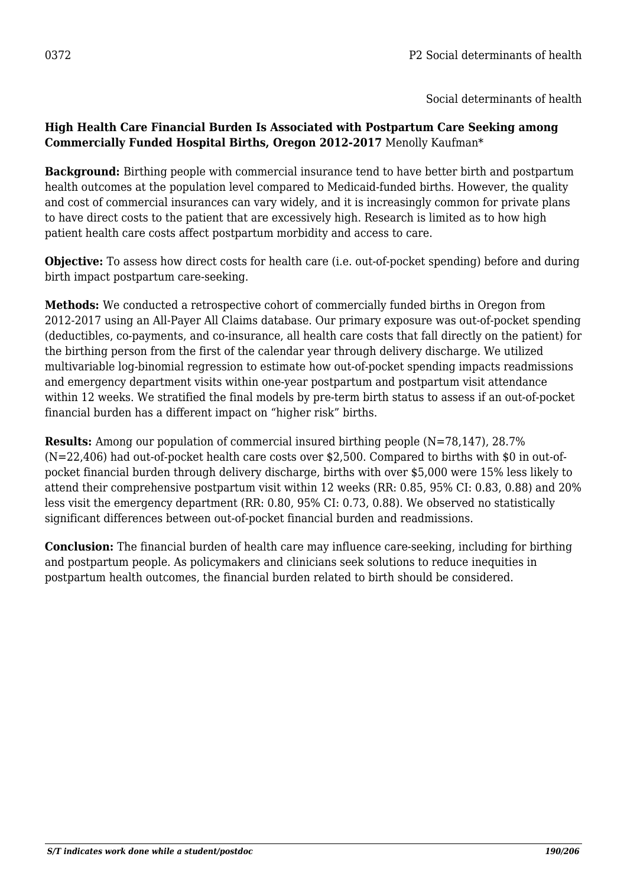0372 P2 Social determinants of health

Social determinants of health

**High Health Care Financial Burden Is Associated with Postpartum Care Seeking among Commercially Funded Hospital Births, Oregon 2012-2017** Menolly Kaufman*

**Background:** Birthing people with commercial insurance tend to have better birth and postpartum health outcomes at the population level compared to Medicaid-funded births. However, the quality and cost of commercial insurances can vary widely, and it is increasingly common for private plans to have direct costs to the patient that are excessively high. Research is limited as to how high patient health care costs affect postpartum morbidity and access to care.

**Objective:** To assess how direct costs for health care (i.e. out-of-pocket spending) before and during birth impact postpartum care-seeking.

**Methods:** We conducted a retrospective cohort of commercially funded births in Oregon from 2012-2017 using an All-Payer All Claims database. Our primary exposure was out-of-pocket spending (deductibles, co-payments, and co-insurance, all health care costs that fall directly on the patient) for the birthing person from the first of the calendar year through delivery discharge. We utilized multivariable log-binomial regression to estimate how out-of-pocket spending impacts readmissions and emergency department visits within one-year postpartum and postpartum visit attendance within 12 weeks. We stratified the final models by pre-term birth status to assess if an out-of-pocket financial burden has a different impact on "higher risk" births.

**Results:** Among our population of commercial insured birthing people (N=78,147), 28.7% (N=22,406) had out-of-pocket health care costs over $2,500. Compared to births with $0 in out-of-pocket financial burden through delivery discharge, births with over $5,000 were 15% less likely to attend their comprehensive postpartum visit within 12 weeks (RR: 0.85, 95% CI: 0.83, 0.88) and 20% less visit the emergency department (RR: 0.80, 95% CI: 0.73, 0.88). We observed no statistically significant differences between out-of-pocket financial burden and readmissions.

**Conclusion:** The financial burden of health care may influence care-seeking, including for birthing and postpartum people. As policymakers and clinicians seek solutions to reduce inequities in postpartum health outcomes, the financial burden related to birth should be considered.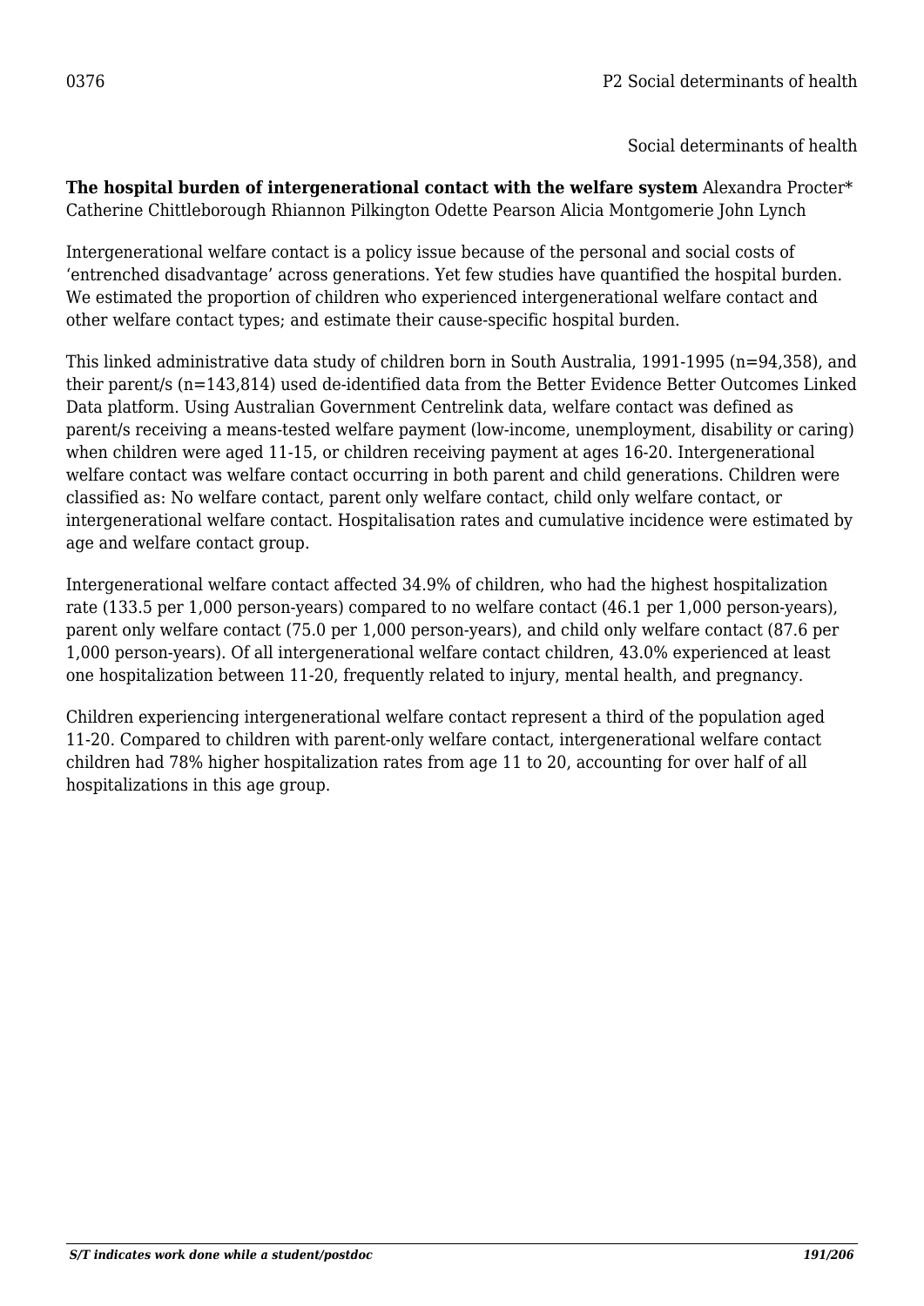0376

Social determinants of health

**The hospital burden of intergenerational contact with the welfare system** Alexandra Procter* Catherine Chittleborough Rhiannon Pilkington Odette Pearson Alicia Montgomerie John Lynch

Intergenerational welfare contact is a policy issue because of the personal and social costs of 'entrenched disadvantage' across generations. Yet few studies have quantified the hospital burden. We estimated the proportion of children who experienced intergenerational welfare contact and other welfare contact types; and estimate their cause-specific hospital burden.

This linked administrative data study of children born in South Australia, 1991-1995 (n=94,358), and their parent/s (n=143,814) used de-identified data from the Better Evidence Better Outcomes Linked Data platform. Using Australian Government Centrelink data, welfare contact was defined as parent/s receiving a means-tested welfare payment (low-income, unemployment, disability or caring) when children were aged 11-15, or children receiving payment at ages 16-20. Intergenerational welfare contact was welfare contact occurring in both parent and child generations. Children were classified as: No welfare contact, parent only welfare contact, child only welfare contact, or intergenerational welfare contact. Hospitalisation rates and cumulative incidence were estimated by age and welfare contact group.

Intergenerational welfare contact affected 34.9% of children, who had the highest hospitalization rate (133.5 per 1,000 person-years) compared to no welfare contact (46.1 per 1,000 person-years), parent only welfare contact (75.0 per 1,000 person-years), and child only welfare contact (87.6 per 1,000 person-years). Of all intergenerational welfare contact children, 43.0% experienced at least one hospitalization between 11-20, frequently related to injury, mental health, and pregnancy.

Children experiencing intergenerational welfare contact represent a third of the population aged 11-20. Compared to children with parent-only welfare contact, intergenerational welfare contact children had 78% higher hospitalization rates from age 11 to 20, accounting for over half of all hospitalizations in this age group.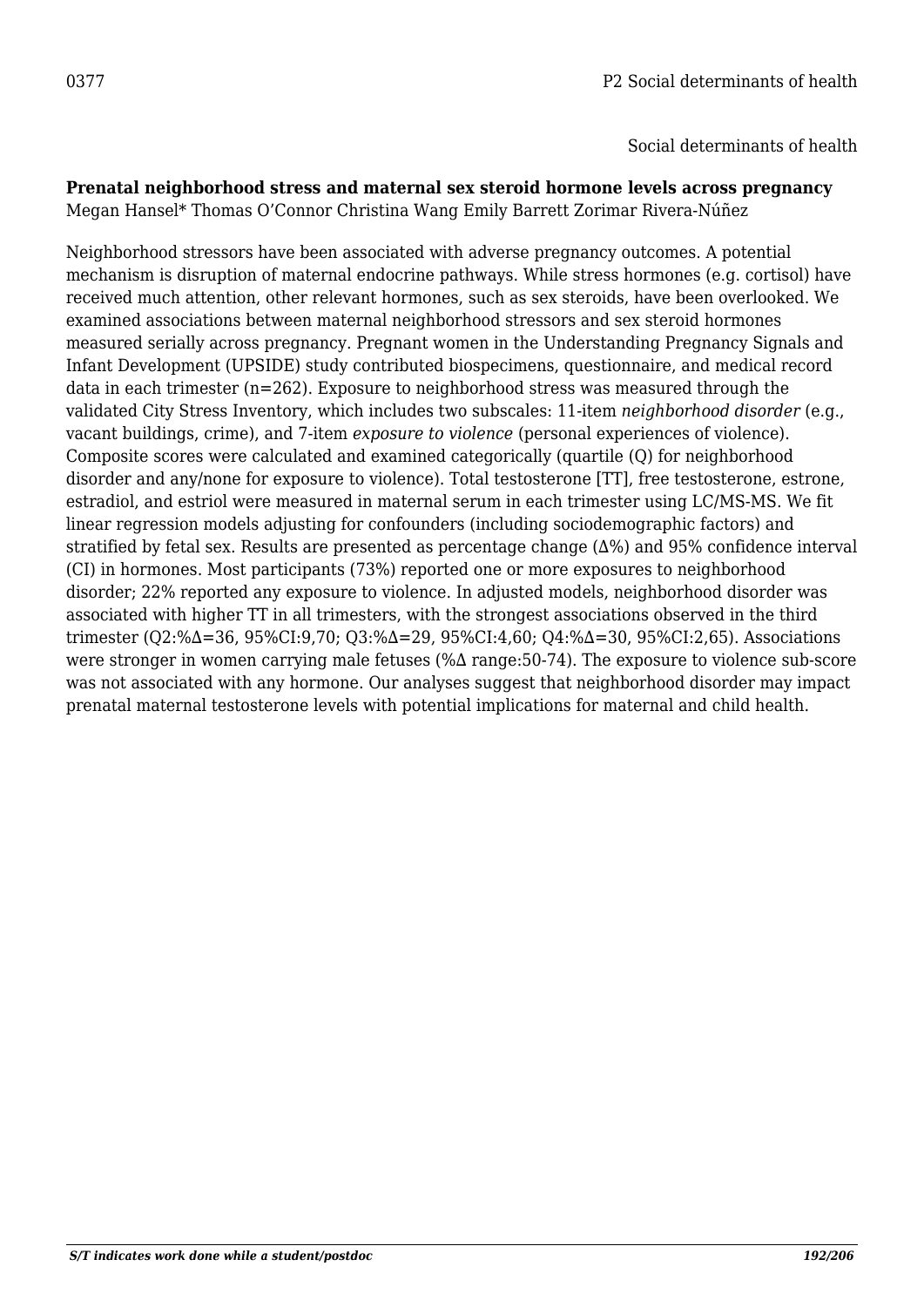0377

P2 Social determinants of health

Social determinants of health

**Prenatal neighborhood stress and maternal sex steroid hormone levels across pregnancy**
Megan Hansel* Thomas O'Connor Christina Wang Emily Barrett Zorimar Rivera-Núñez

Neighborhood stressors have been associated with adverse pregnancy outcomes. A potential mechanism is disruption of maternal endocrine pathways. While stress hormones (e.g. cortisol) have received much attention, other relevant hormones, such as sex steroids, have been overlooked. We examined associations between maternal neighborhood stressors and sex steroid hormones measured serially across pregnancy. Pregnant women in the Understanding Pregnancy Signals and Infant Development (UPSIDE) study contributed biospecimens, questionnaire, and medical record data in each trimester (n=262). Exposure to neighborhood stress was measured through the validated City Stress Inventory, which includes two subscales: 11-item *neighborhood disorder* (e.g., vacant buildings, crime), and 7-item *exposure to violence* (personal experiences of violence). Composite scores were calculated and examined categorically (quartile (Q) for neighborhood disorder and any/none for exposure to violence). Total testosterone [TT], free testosterone, estrone, estradiol, and estriol were measured in maternal serum in each trimester using LC/MS-MS. We fit linear regression models adjusting for confounders (including sociodemographic factors) and stratified by fetal sex. Results are presented as percentage change (Δ%) and 95% confidence interval (CI) in hormones. Most participants (73%) reported one or more exposures to neighborhood disorder; 22% reported any exposure to violence. In adjusted models, neighborhood disorder was associated with higher TT in all trimesters, with the strongest associations observed in the third trimester (Q2:%Δ=36, 95%CI:9,70; Q3:%Δ=29, 95%CI:4,60; Q4:%Δ=30, 95%CI:2,65). Associations were stronger in women carrying male fetuses (%Δ range:50-74). The exposure to violence sub-score was not associated with any hormone. Our analyses suggest that neighborhood disorder may impact prenatal maternal testosterone levels with potential implications for maternal and child health.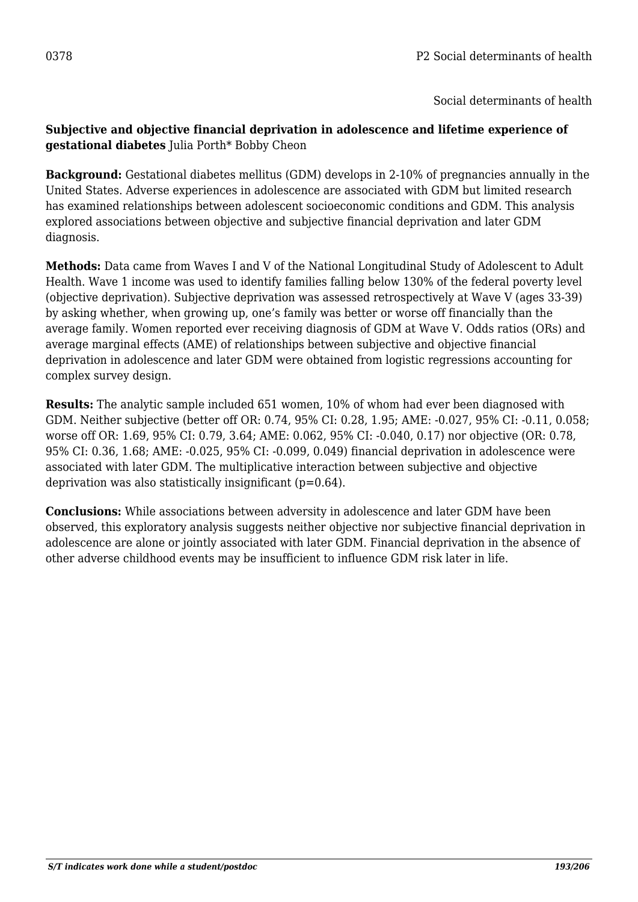0378 P2 Social determinants of health

Social determinants of health

**Subjective and objective financial deprivation in adolescence and lifetime experience of gestational diabetes** Julia Porth* Bobby Cheon

**Background:** Gestational diabetes mellitus (GDM) develops in 2-10% of pregnancies annually in the United States. Adverse experiences in adolescence are associated with GDM but limited research has examined relationships between adolescent socioeconomic conditions and GDM. This analysis explored associations between objective and subjective financial deprivation and later GDM diagnosis.

**Methods:** Data came from Waves I and V of the National Longitudinal Study of Adolescent to Adult Health. Wave 1 income was used to identify families falling below 130% of the federal poverty level (objective deprivation). Subjective deprivation was assessed retrospectively at Wave V (ages 33-39) by asking whether, when growing up, one's family was better or worse off financially than the average family. Women reported ever receiving diagnosis of GDM at Wave V. Odds ratios (ORs) and average marginal effects (AME) of relationships between subjective and objective financial deprivation in adolescence and later GDM were obtained from logistic regressions accounting for complex survey design.

**Results:** The analytic sample included 651 women, 10% of whom had ever been diagnosed with GDM. Neither subjective (better off OR: 0.74, 95% CI: 0.28, 1.95; AME: -0.027, 95% CI: -0.11, 0.058; worse off OR: 1.69, 95% CI: 0.79, 3.64; AME: 0.062, 95% CI: -0.040, 0.17) nor objective (OR: 0.78, 95% CI: 0.36, 1.68; AME: -0.025, 95% CI: -0.099, 0.049) financial deprivation in adolescence were associated with later GDM. The multiplicative interaction between subjective and objective deprivation was also statistically insignificant ($p=0.64$).

**Conclusions:** While associations between adversity in adolescence and later GDM have been observed, this exploratory analysis suggests neither objective nor subjective financial deprivation in adolescence are alone or jointly associated with later GDM. Financial deprivation in the absence of other adverse childhood events may be insufficient to influence GDM risk later in life.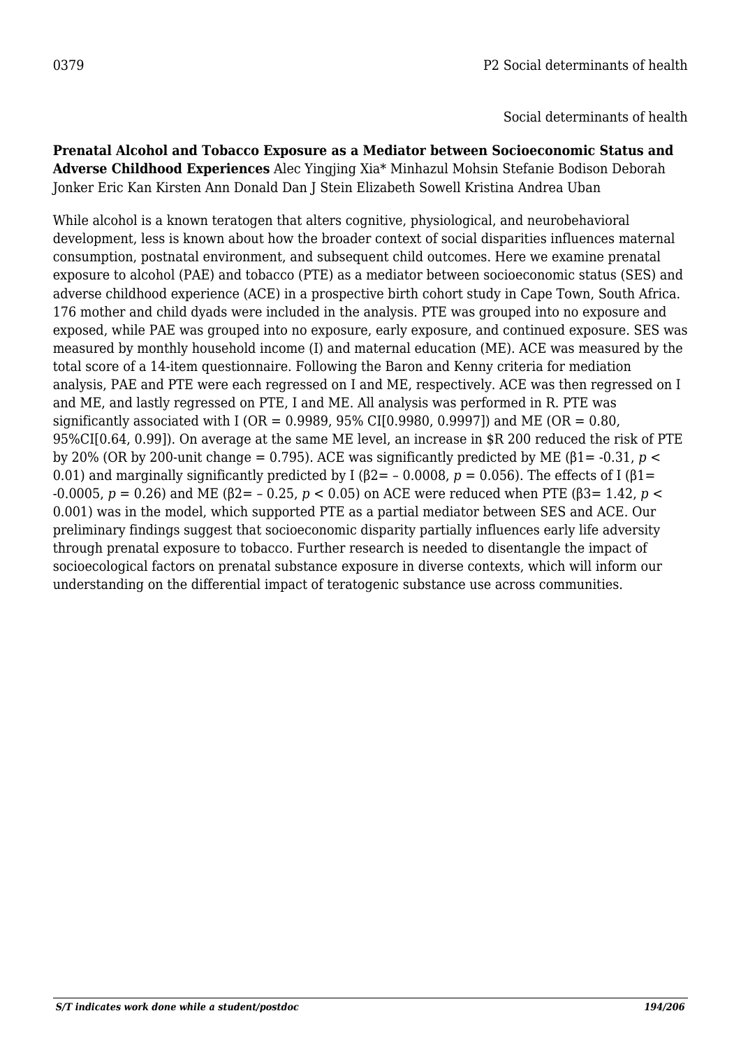0379 P2 Social determinants of health

Social determinants of health

**Prenatal Alcohol and Tobacco Exposure as a Mediator between Socioeconomic Status and Adverse Childhood Experiences** Alec Yingjing Xia* Minhazul Mohsin Stefanie Bodison Deborah Jonker Eric Kan Kirsten Ann Donald Dan J Stein Elizabeth Sowell Kristina Andrea Uban

While alcohol is a known teratogen that alters cognitive, physiological, and neurobehavioral development, less is known about how the broader context of social disparities influences maternal consumption, postnatal environment, and subsequent child outcomes. Here we examine prenatal exposure to alcohol (PAE) and tobacco (PTE) as a mediator between socioeconomic status (SES) and adverse childhood experience (ACE) in a prospective birth cohort study in Cape Town, South Africa. 176 mother and child dyads were included in the analysis. PTE was grouped into no exposure and exposed, while PAE was grouped into no exposure, early exposure, and continued exposure. SES was measured by monthly household income (I) and maternal education (ME). ACE was measured by the total score of a 14-item questionnaire. Following the Baron and Kenny criteria for mediation analysis, PAE and PTE were each regressed on I and ME, respectively. ACE was then regressed on I and ME, and lastly regressed on PTE, I and ME. All analysis was performed in R. PTE was significantly associated with I (OR = 0.9989, 95% CI[0.9980, 0.9997]) and ME (OR = 0.80, 95%CI[0.64, 0.99]). On average at the same ME level, an increase in $R 200 reduced the risk of PTE by 20% (OR by 200-unit change = 0.795). ACE was significantly predicted by ME ($\beta_1 = -0.31$, $p < 0.01$) and marginally significantly predicted by I ($\beta_2 = -0.0008$, $p = 0.056$). The effects of I ($\beta_1 = -0.0005$, $p = 0.26$) and ME ($\beta_2 = -0.25$, $p < 0.05$) on ACE were reduced when PTE ($\beta_3 = 1.42$, $p < 0.001$) was in the model, which supported PTE as a partial mediator between SES and ACE. Our preliminary findings suggest that socioeconomic disparity partially influences early life adversity through prenatal exposure to tobacco. Further research is needed to disentangle the impact of socioecological factors on prenatal substance exposure in diverse contexts, which will inform our understanding on the differential impact of teratogenic substance use across communities.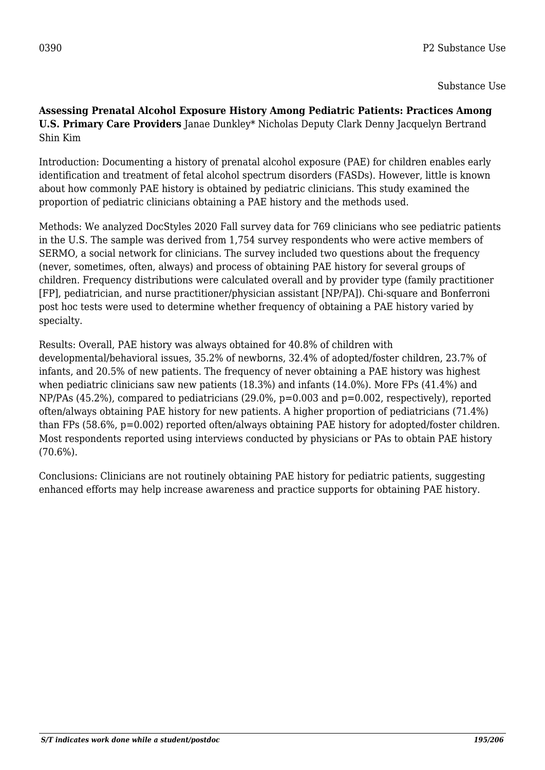0390 P2 Substance Use

Substance Use

**Assessing Prenatal Alcohol Exposure History Among Pediatric Patients: Practices Among U.S. Primary Care Providers** Janae Dunkley* Nicholas Deputy Clark Denny Jacquelyn Bertrand Shin Kim

Introduction: Documenting a history of prenatal alcohol exposure (PAE) for children enables early identification and treatment of fetal alcohol spectrum disorders (FASDs). However, little is known about how commonly PAE history is obtained by pediatric clinicians. This study examined the proportion of pediatric clinicians obtaining a PAE history and the methods used.

Methods: We analyzed DocStyles 2020 Fall survey data for 769 clinicians who see pediatric patients in the U.S. The sample was derived from 1,754 survey respondents who were active members of SERMO, a social network for clinicians. The survey included two questions about the frequency (never, sometimes, often, always) and process of obtaining PAE history for several groups of children. Frequency distributions were calculated overall and by provider type (family practitioner [FP], pediatrician, and nurse practitioner/physician assistant [NP/PA]). Chi-square and Bonferroni post hoc tests were used to determine whether frequency of obtaining a PAE history varied by specialty.

Results: Overall, PAE history was always obtained for 40.8% of children with developmental/behavioral issues, 35.2% of newborns, 32.4% of adopted/foster children, 23.7% of infants, and 20.5% of new patients. The frequency of never obtaining a PAE history was highest when pediatric clinicians saw new patients (18.3%) and infants (14.0%). More FPs (41.4%) and NP/PAs (45.2%), compared to pediatricians (29.0%, $p=0.003$ and $p=0.002$, respectively), reported often/always obtaining PAE history for new patients. A higher proportion of pediatricians (71.4%) than FPs (58.6%, $p=0.002$) reported often/always obtaining PAE history for adopted/foster children. Most respondents reported using interviews conducted by physicians or PAs to obtain PAE history (70.6%).

Conclusions: Clinicians are not routinely obtaining PAE history for pediatric patients, suggesting enhanced efforts may help increase awareness and practice supports for obtaining PAE history.

*S/T indicates work done while a student/postdoc*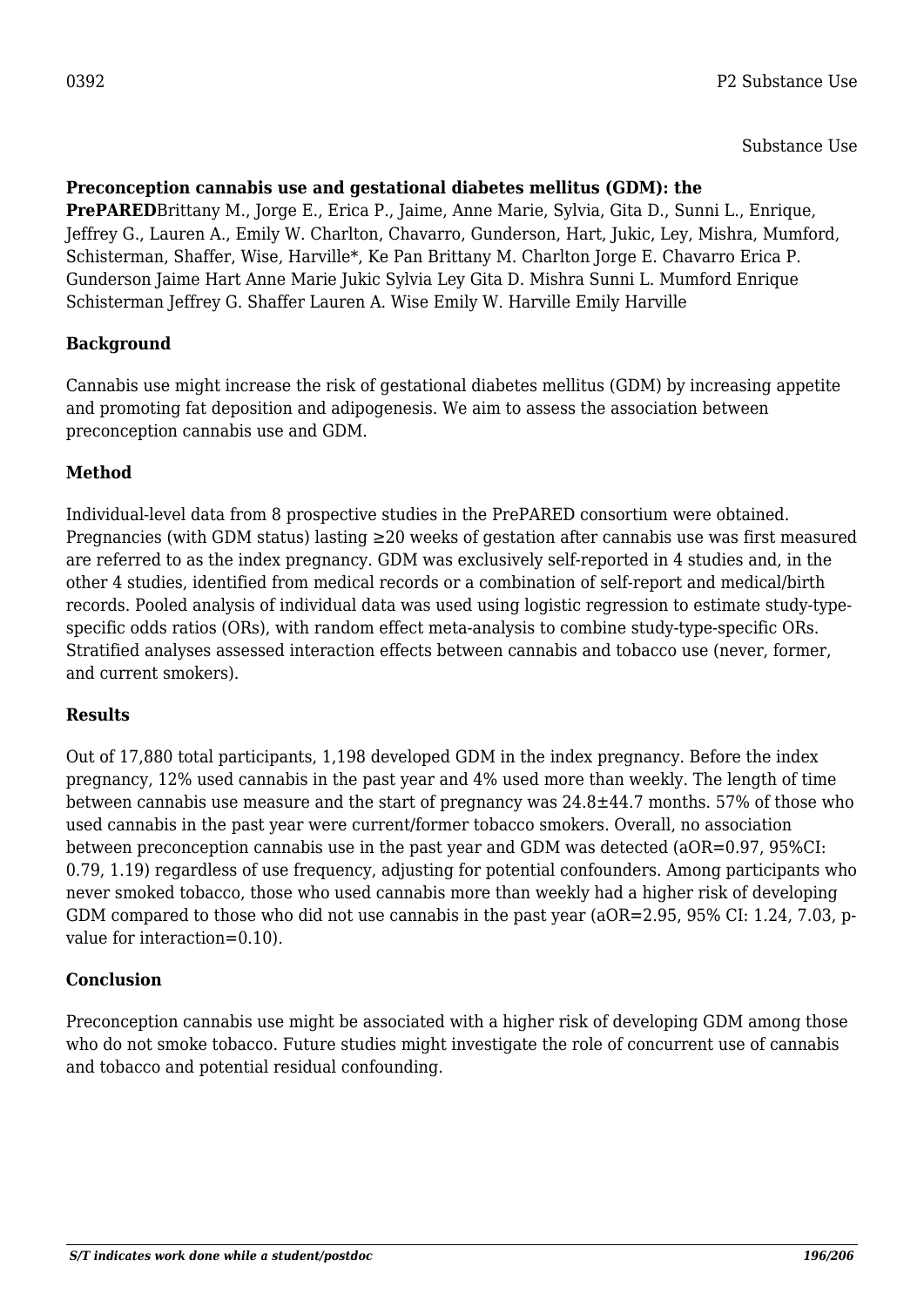0392 P2 Substance Use

Substance Use

**Preconception cannabis use and gestational diabetes mellitus (GDM): the PrePARED**Brittany M., Jorge E., Erica P., Jaime, Anne Marie, Sylvia, Gita D., Sunni L., Enrique, Jeffrey G., Lauren A., Emily W. Charlton, Chavarro, Gunderson, Hart, Jukic, Ley, Mishra, Mumford, Schisterman, Shaffer, Wise, Harville*, Ke Pan Brittany M. Charlton Jorge E. Chavarro Erica P. Gunderson Jaime Hart Anne Marie Jukic Sylvia Ley Gita D. Mishra Sunni L. Mumford Enrique Schisterman Jeffrey G. Shaffer Lauren A. Wise Emily W. Harville Emily Harville

### Background

Cannabis use might increase the risk of gestational diabetes mellitus (GDM) by increasing appetite and promoting fat deposition and adipogenesis. We aim to assess the association between preconception cannabis use and GDM.

### Method

Individual-level data from 8 prospective studies in the PrePARED consortium were obtained. Pregnancies (with GDM status) lasting ≥20 weeks of gestation after cannabis use was first measured are referred to as the index pregnancy. GDM was exclusively self-reported in 4 studies and, in the other 4 studies, identified from medical records or a combination of self-report and medical/birth records. Pooled analysis of individual data was used using logistic regression to estimate study-type-specific odds ratios (ORs), with random effect meta-analysis to combine study-type-specific ORs. Stratified analyses assessed interaction effects between cannabis and tobacco use (never, former, and current smokers).

### Results

Out of 17,880 total participants, 1,198 developed GDM in the index pregnancy. Before the index pregnancy, 12% used cannabis in the past year and 4% used more than weekly. The length of time between cannabis use measure and the start of pregnancy was 24.8±44.7 months. 57% of those who used cannabis in the past year were current/former tobacco smokers. Overall, no association between preconception cannabis use in the past year and GDM was detected (aOR=0.97, 95%CI: 0.79, 1.19) regardless of use frequency, adjusting for potential confounders. Among participants who never smoked tobacco, those who used cannabis more than weekly had a higher risk of developing GDM compared to those who did not use cannabis in the past year (aOR=2.95, 95% CI: 1.24, 7.03, p-value for interaction=0.10).

### Conclusion

Preconception cannabis use might be associated with a higher risk of developing GDM among those who do not smoke tobacco. Future studies might investigate the role of concurrent use of cannabis and tobacco and potential residual confounding.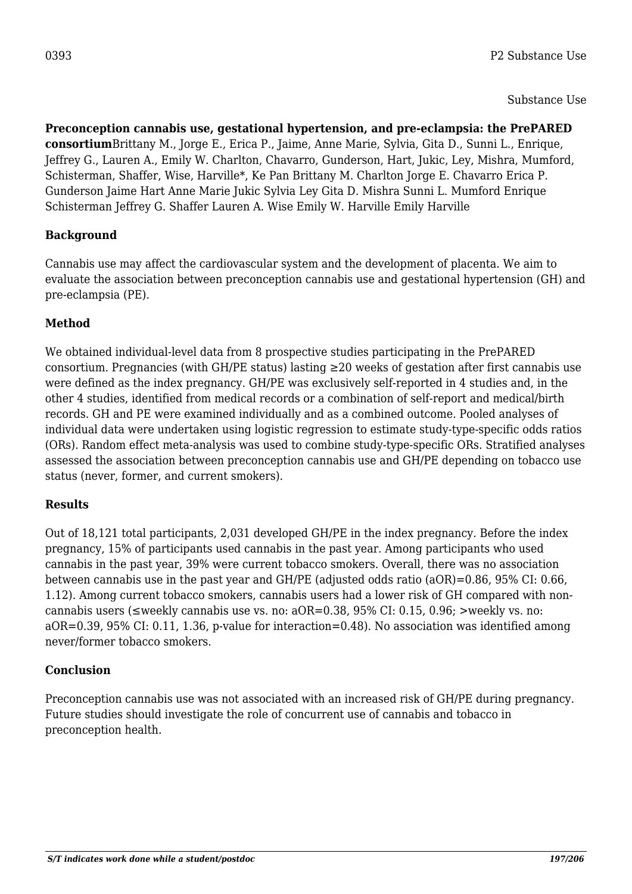0393 P2 Substance Use

Substance Use

**Preconception cannabis use, gestational hypertension, and pre-eclampsia: the PrePARED consortium**Brittany M., Jorge E., Erica P., Jaime, Anne Marie, Sylvia, Gita D., Sunni L., Enrique, Jeffrey G., Lauren A., Emily W. Charlton, Chavarro, Gunderson, Hart, Jukic, Ley, Mishra, Mumford, Schisterman, Shaffer, Wise, Harville*, Ke Pan Brittany M. Charlton Jorge E. Chavarro Erica P. Gunderson Jaime Hart Anne Marie Jukic Sylvia Ley Gita D. Mishra Sunni L. Mumford Enrique Schisterman Jeffrey G. Shaffer Lauren A. Wise Emily W. Harville Emily Harville

### Background

Cannabis use may affect the cardiovascular system and the development of placenta. We aim to evaluate the association between preconception cannabis use and gestational hypertension (GH) and pre-eclampsia (PE).

### Method

We obtained individual-level data from 8 prospective studies participating in the PrePARED consortium. Pregnancies (with GH/PE status) lasting ≥20 weeks of gestation after first cannabis use were defined as the index pregnancy. GH/PE was exclusively self-reported in 4 studies and, in the other 4 studies, identified from medical records or a combination of self-report and medical/birth records. GH and PE were examined individually and as a combined outcome. Pooled analyses of individual data were undertaken using logistic regression to estimate study-type-specific odds ratios (ORs). Random effect meta-analysis was used to combine study-type-specific ORs. Stratified analyses assessed the association between preconception cannabis use and GH/PE depending on tobacco use status (never, former, and current smokers).

### Results

Out of 18,121 total participants, 2,031 developed GH/PE in the index pregnancy. Before the index pregnancy, 15% of participants used cannabis in the past year. Among participants who used cannabis in the past year, 39% were current tobacco smokers. Overall, there was no association between cannabis use in the past year and GH/PE (adjusted odds ratio (aOR)=0.86, 95% CI: 0.66, 1.12). Among current tobacco smokers, cannabis users had a lower risk of GH compared with non-cannabis users (≤weekly cannabis use vs. no: aOR=0.38, 95% CI: 0.15, 0.96; >weekly vs. no: aOR=0.39, 95% CI: 0.11, 1.36, p-value for interaction=0.48). No association was identified among never/former tobacco smokers.

### Conclusion

Preconception cannabis use was not associated with an increased risk of GH/PE during pregnancy. Future studies should investigate the role of concurrent use of cannabis and tobacco in preconception health.

*S/T indicates work done while a student/postdoc*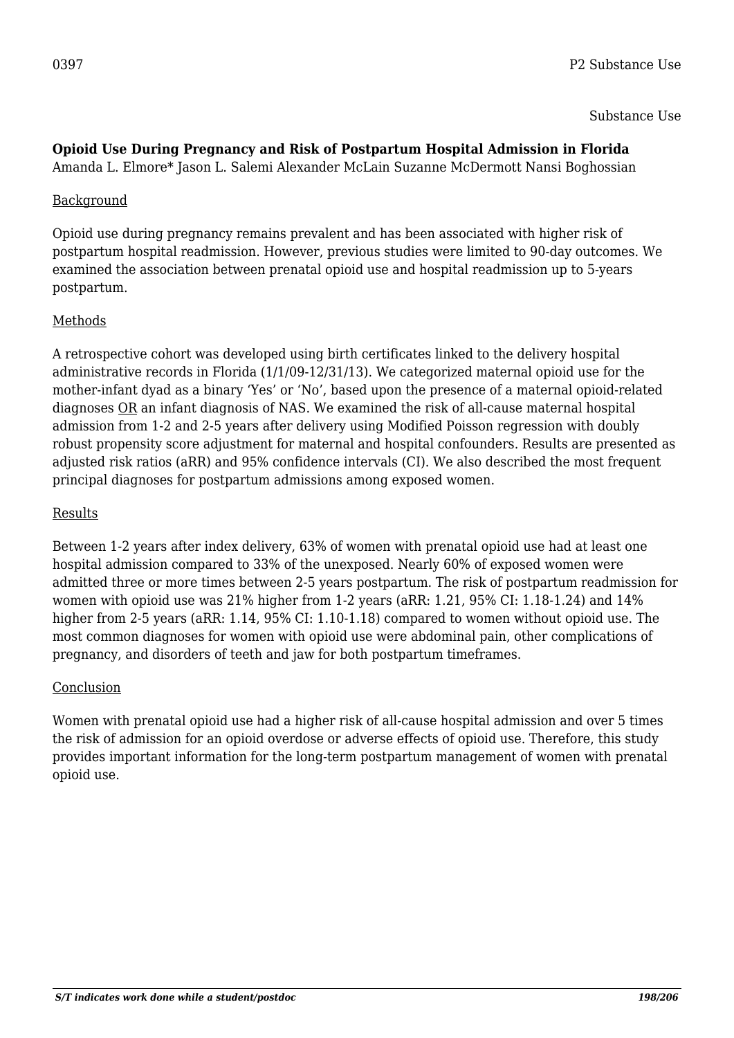0397 P2 Substance Use

Substance Use

**Opioid Use During Pregnancy and Risk of Postpartum Hospital Admission in Florida**
Amanda L. Elmore* Jason L. Salemi Alexander McLain Suzanne McDermott Nansi Boghossian

Background

Opioid use during pregnancy remains prevalent and has been associated with higher risk of postpartum hospital readmission. However, previous studies were limited to 90-day outcomes. We examined the association between prenatal opioid use and hospital readmission up to 5-years postpartum.

Methods

A retrospective cohort was developed using birth certificates linked to the delivery hospital administrative records in Florida (1/1/09-12/31/13). We categorized maternal opioid use for the mother-infant dyad as a binary 'Yes' or 'No', based upon the presence of a maternal opioid-related diagnoses <u>OR</u> an infant diagnosis of NAS. We examined the risk of all-cause maternal hospital admission from 1-2 and 2-5 years after delivery using Modified Poisson regression with doubly robust propensity score adjustment for maternal and hospital confounders. Results are presented as adjusted risk ratios (aRR) and 95% confidence intervals (CI). We also described the most frequent principal diagnoses for postpartum admissions among exposed women.

Results

Between 1-2 years after index delivery, 63% of women with prenatal opioid use had at least one hospital admission compared to 33% of the unexposed. Nearly 60% of exposed women were admitted three or more times between 2-5 years postpartum. The risk of postpartum readmission for women with opioid use was 21% higher from 1-2 years (aRR: 1.21, 95% CI: 1.18-1.24) and 14% higher from 2-5 years (aRR: 1.14, 95% CI: 1.10-1.18) compared to women without opioid use. The most common diagnoses for women with opioid use were abdominal pain, other complications of pregnancy, and disorders of teeth and jaw for both postpartum timeframes.

Conclusion

Women with prenatal opioid use had a higher risk of all-cause hospital admission and over 5 times the risk of admission for an opioid overdose or adverse effects of opioid use. Therefore, this study provides important information for the long-term postpartum management of women with prenatal opioid use.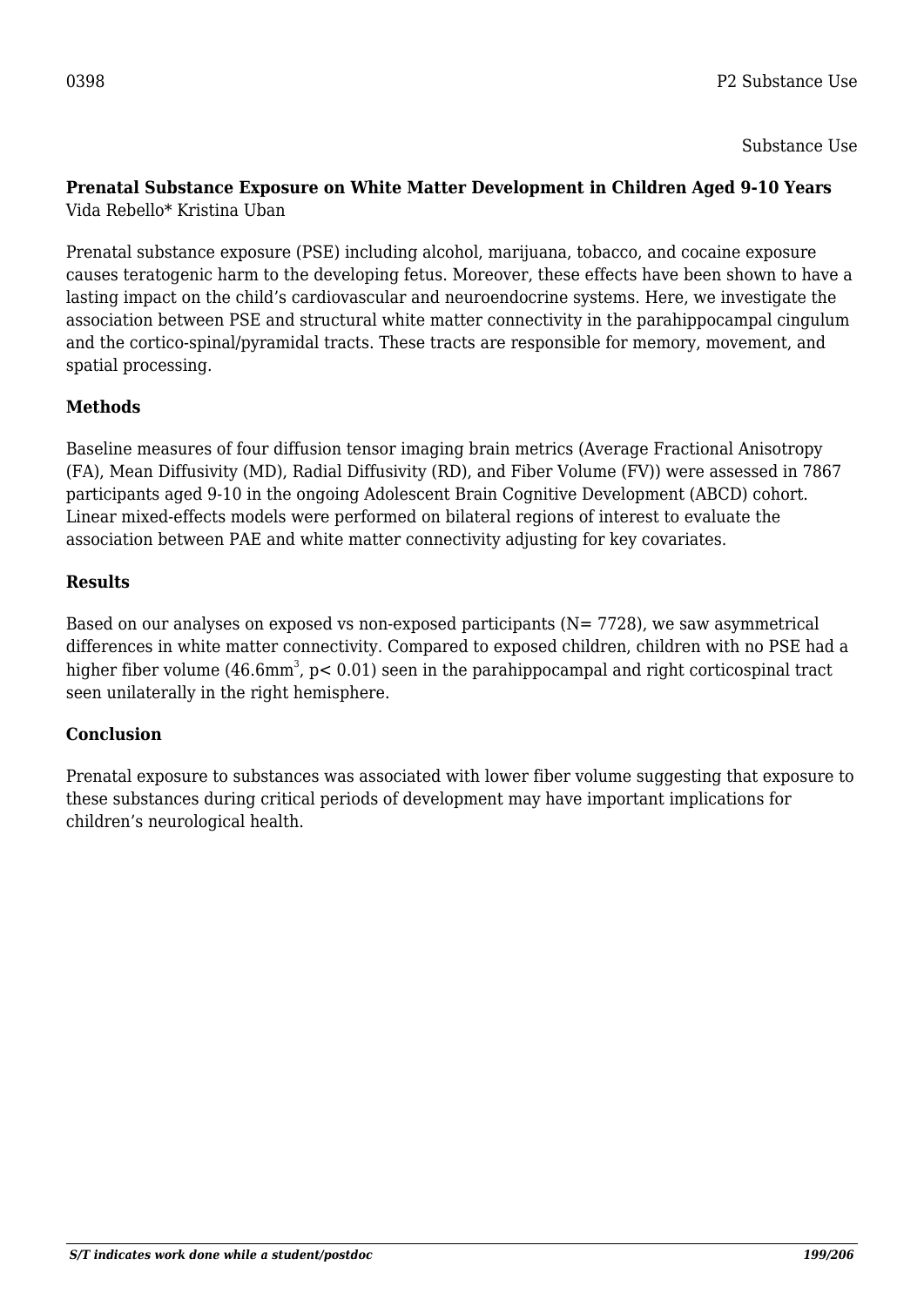0398 P2 Substance Use

Substance Use

**Prenatal Substance Exposure on White Matter Development in Children Aged 9-10 Years**
Vida Rebello* Kristina Uban

Prenatal substance exposure (PSE) including alcohol, marijuana, tobacco, and cocaine exposure causes teratogenic harm to the developing fetus. Moreover, these effects have been shown to have a lasting impact on the child's cardiovascular and neuroendocrine systems. Here, we investigate the association between PSE and structural white matter connectivity in the parahippocampal cingulum and the cortico-spinal/pyramidal tracts. These tracts are responsible for memory, movement, and spatial processing.

**Methods**

Baseline measures of four diffusion tensor imaging brain metrics (Average Fractional Anisotropy (FA), Mean Diffusivity (MD), Radial Diffusivity (RD), and Fiber Volume (FV)) were assessed in 7867 participants aged 9-10 in the ongoing Adolescent Brain Cognitive Development (ABCD) cohort. Linear mixed-effects models were performed on bilateral regions of interest to evaluate the association between PAE and white matter connectivity adjusting for key covariates.

**Results**

Based on our analyses on exposed vs non-exposed participants (N= 7728), we saw asymmetrical differences in white matter connectivity. Compared to exposed children, children with no PSE had a higher fiber volume ($46.6mm^3$, $p< 0.01$) seen in the parahippocampal and right corticospinal tract seen unilaterally in the right hemisphere.

**Conclusion**

Prenatal exposure to substances was associated with lower fiber volume suggesting that exposure to these substances during critical periods of development may have important implications for children's neurological health.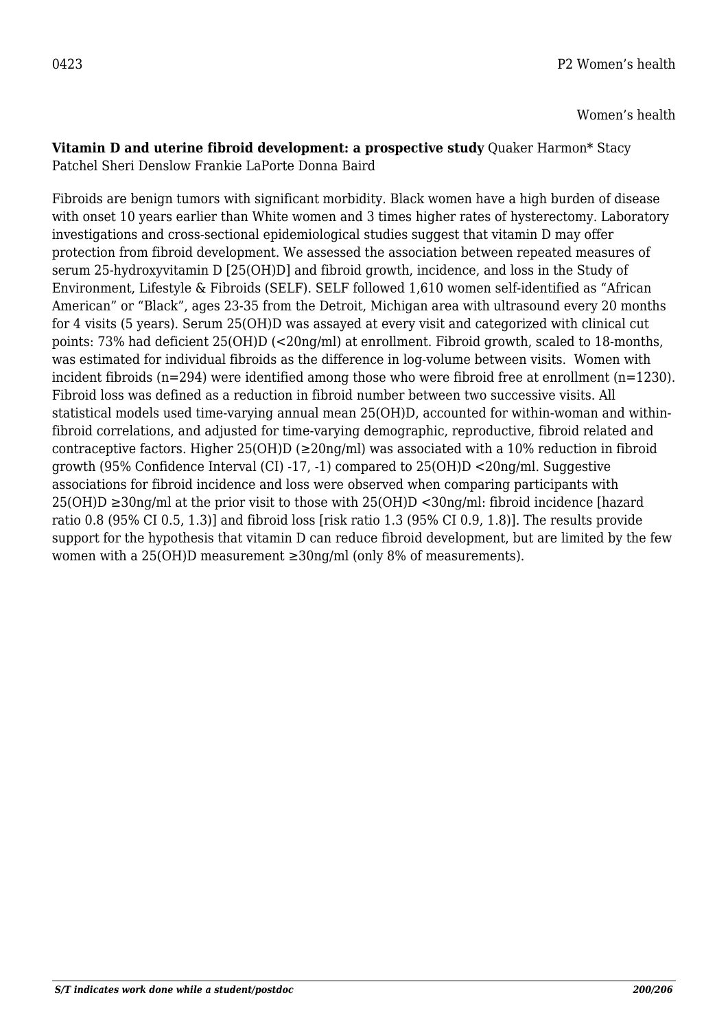0423 P2 Women's health

Women's health

**Vitamin D and uterine fibroid development: a prospective study** Quaker Harmon* Stacy Patchel Sheri Denslow Frankie LaPorte Donna Baird

Fibroids are benign tumors with significant morbidity. Black women have a high burden of disease with onset 10 years earlier than White women and 3 times higher rates of hysterectomy. Laboratory investigations and cross-sectional epidemiological studies suggest that vitamin D may offer protection from fibroid development. We assessed the association between repeated measures of serum 25-hydroxyvitamin D [25(OH)D] and fibroid growth, incidence, and loss in the Study of Environment, Lifestyle & Fibroids (SELF). SELF followed 1,610 women self-identified as "African American" or "Black", ages 23-35 from the Detroit, Michigan area with ultrasound every 20 months for 4 visits (5 years). Serum 25(OH)D was assayed at every visit and categorized with clinical cut points: 73% had deficient 25(OH)D (<20ng/ml) at enrollment. Fibroid growth, scaled to 18-months, was estimated for individual fibroids as the difference in log-volume between visits. Women with incident fibroids (n=294) were identified among those who were fibroid free at enrollment (n=1230). Fibroid loss was defined as a reduction in fibroid number between two successive visits. All statistical models used time-varying annual mean 25(OH)D, accounted for within-woman and within-fibroid correlations, and adjusted for time-varying demographic, reproductive, fibroid related and contraceptive factors. Higher 25(OH)D (≥20ng/ml) was associated with a 10% reduction in fibroid growth (95% Confidence Interval (CI) -17, -1) compared to 25(OH)D <20ng/ml. Suggestive associations for fibroid incidence and loss were observed when comparing participants with 25(OH)D ≥30ng/ml at the prior visit to those with 25(OH)D <30ng/ml: fibroid incidence [hazard ratio 0.8 (95% CI 0.5, 1.3)] and fibroid loss [risk ratio 1.3 (95% CI 0.9, 1.8)]. The results provide support for the hypothesis that vitamin D can reduce fibroid development, but are limited by the few women with a 25(OH)D measurement ≥30ng/ml (only 8% of measurements).

*S/T indicates work done while a student/postdoc*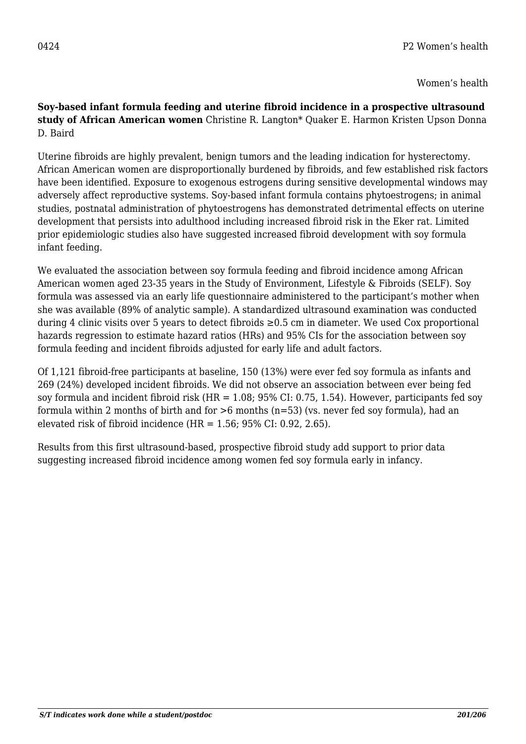0424 P2 Women's health

Women's health

**Soy-based infant formula feeding and uterine fibroid incidence in a prospective ultrasound study of African American women** Christine R. Langton* Quaker E. Harmon Kristen Upson Donna D. Baird

Uterine fibroids are highly prevalent, benign tumors and the leading indication for hysterectomy. African American women are disproportionally burdened by fibroids, and few established risk factors have been identified. Exposure to exogenous estrogens during sensitive developmental windows may adversely affect reproductive systems. Soy-based infant formula contains phytoestrogens; in animal studies, postnatal administration of phytoestrogens has demonstrated detrimental effects on uterine development that persists into adulthood including increased fibroid risk in the Eker rat. Limited prior epidemiologic studies also have suggested increased fibroid development with soy formula infant feeding.

We evaluated the association between soy formula feeding and fibroid incidence among African American women aged 23-35 years in the Study of Environment, Lifestyle & Fibroids (SELF). Soy formula was assessed via an early life questionnaire administered to the participant's mother when she was available (89% of analytic sample). A standardized ultrasound examination was conducted during 4 clinic visits over 5 years to detect fibroids ≥0.5 cm in diameter. We used Cox proportional hazards regression to estimate hazard ratios (HRs) and 95% CIs for the association between soy formula feeding and incident fibroids adjusted for early life and adult factors.

Of 1,121 fibroid-free participants at baseline, 150 (13%) were ever fed soy formula as infants and 269 (24%) developed incident fibroids. We did not observe an association between ever being fed soy formula and incident fibroid risk (HR = 1.08; 95% CI: 0.75, 1.54). However, participants fed soy formula within 2 months of birth and for >6 months (n=53) (vs. never fed soy formula), had an elevated risk of fibroid incidence (HR = 1.56; 95% CI: 0.92, 2.65).

Results from this first ultrasound-based, prospective fibroid study add support to prior data suggesting increased fibroid incidence among women fed soy formula early in infancy.

*S/T indicates work done while a student/postdoc*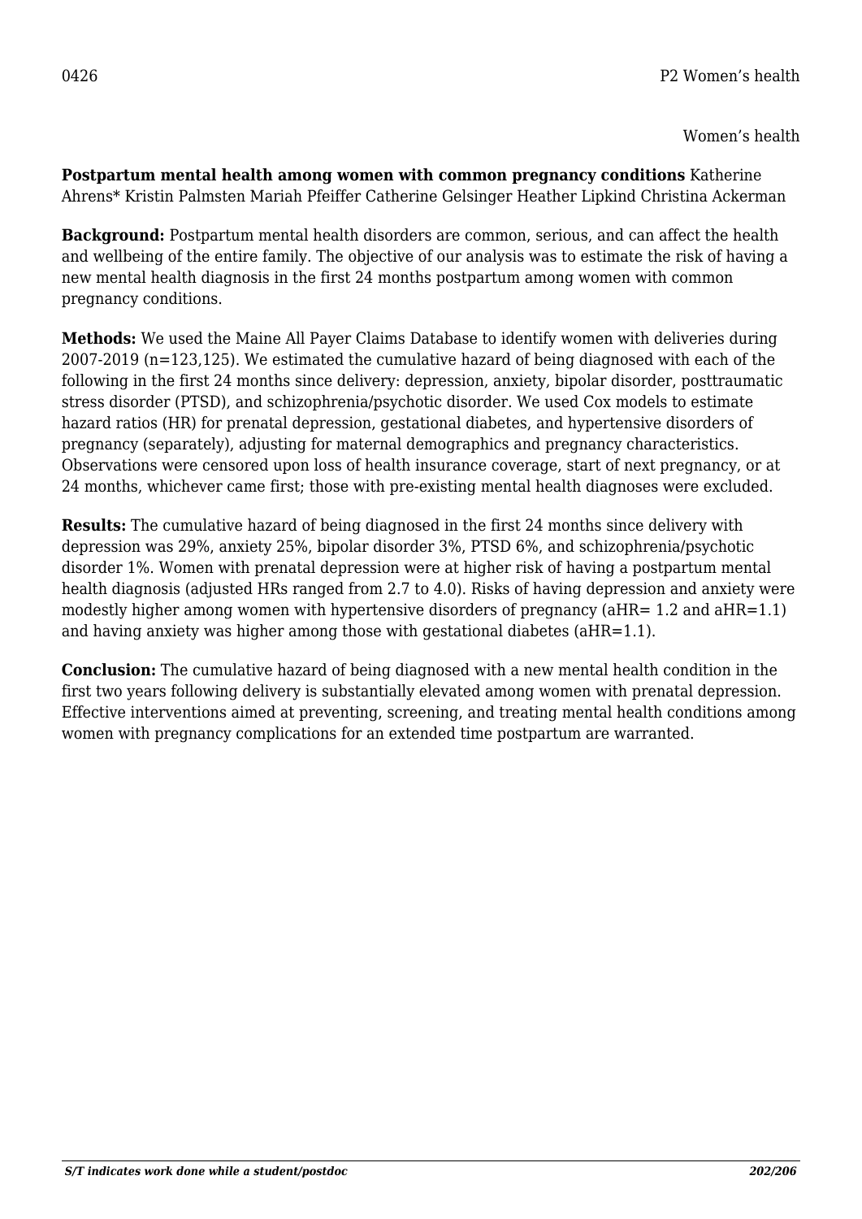0426 P2 Women's health

Women's health

**Postpartum mental health among women with common pregnancy conditions** Katherine Ahrens* Kristin Palmsten Mariah Pfeiffer Catherine Gelsinger Heather Lipkind Christina Ackerman

**Background:** Postpartum mental health disorders are common, serious, and can affect the health and wellbeing of the entire family. The objective of our analysis was to estimate the risk of having a new mental health diagnosis in the first 24 months postpartum among women with common pregnancy conditions.

**Methods:** We used the Maine All Payer Claims Database to identify women with deliveries during 2007-2019 (n=123,125). We estimated the cumulative hazard of being diagnosed with each of the following in the first 24 months since delivery: depression, anxiety, bipolar disorder, posttraumatic stress disorder (PTSD), and schizophrenia/psychotic disorder. We used Cox models to estimate hazard ratios (HR) for prenatal depression, gestational diabetes, and hypertensive disorders of pregnancy (separately), adjusting for maternal demographics and pregnancy characteristics. Observations were censored upon loss of health insurance coverage, start of next pregnancy, or at 24 months, whichever came first; those with pre-existing mental health diagnoses were excluded.

**Results:** The cumulative hazard of being diagnosed in the first 24 months since delivery with depression was 29%, anxiety 25%, bipolar disorder 3%, PTSD 6%, and schizophrenia/psychotic disorder 1%. Women with prenatal depression were at higher risk of having a postpartum mental health diagnosis (adjusted HRs ranged from 2.7 to 4.0). Risks of having depression and anxiety were modestly higher among women with hypertensive disorders of pregnancy (aHR= 1.2 and aHR=1.1) and having anxiety was higher among those with gestational diabetes (aHR=1.1).

**Conclusion:** The cumulative hazard of being diagnosed with a new mental health condition in the first two years following delivery is substantially elevated among women with prenatal depression. Effective interventions aimed at preventing, screening, and treating mental health conditions among women with pregnancy complications for an extended time postpartum are warranted.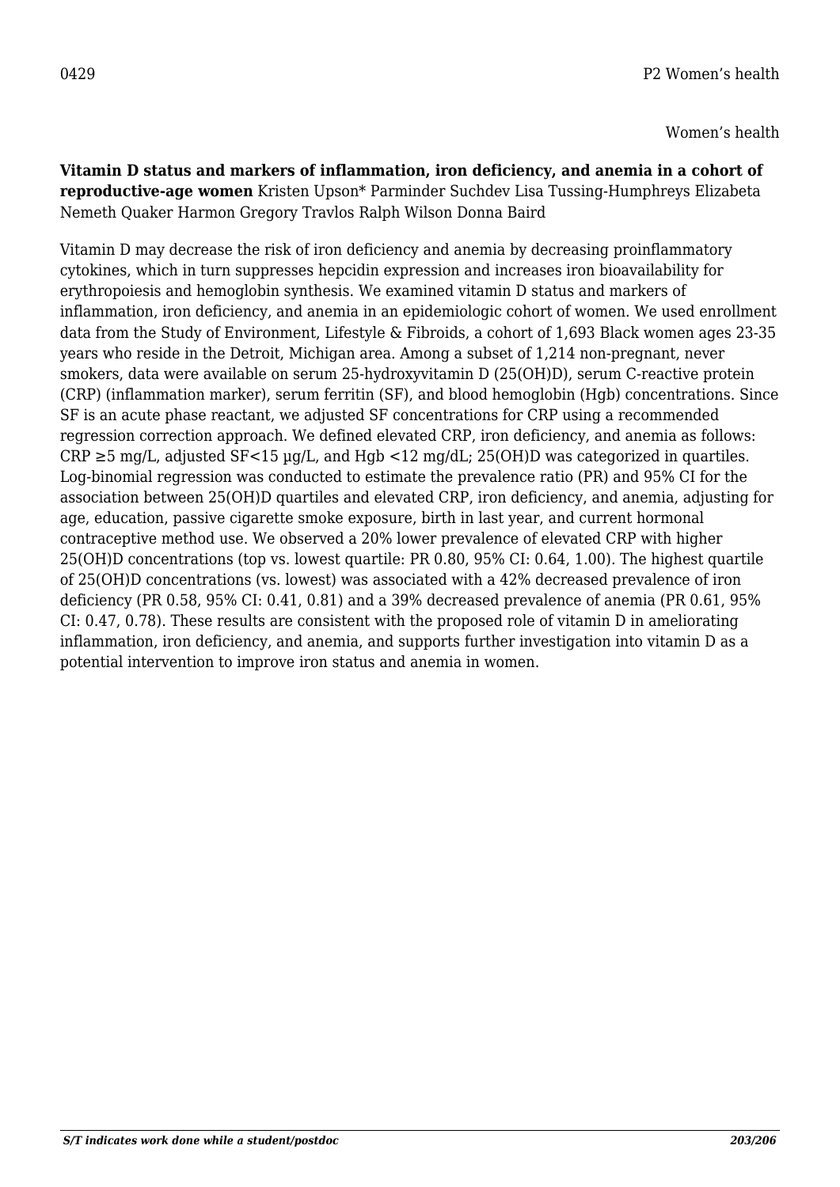Women's health

**Vitamin D status and markers of inflammation, iron deficiency, and anemia in a cohort of reproductive-age women** Kristen Upson* Parminder Suchdev Lisa Tussing-Humphreys Elizabeta Nemeth Quaker Harmon Gregory Travlos Ralph Wilson Donna Baird

Vitamin D may decrease the risk of iron deficiency and anemia by decreasing proinflammatory cytokines, which in turn suppresses hepcidin expression and increases iron bioavailability for erythropoiesis and hemoglobin synthesis. We examined vitamin D status and markers of inflammation, iron deficiency, and anemia in an epidemiologic cohort of women. We used enrollment data from the Study of Environment, Lifestyle & Fibroids, a cohort of 1,693 Black women ages 23-35 years who reside in the Detroit, Michigan area. Among a subset of 1,214 non-pregnant, never smokers, data were available on serum 25-hydroxyvitamin D (25(OH)D), serum C-reactive protein (CRP) (inflammation marker), serum ferritin (SF), and blood hemoglobin (Hgb) concentrations. Since SF is an acute phase reactant, we adjusted SF concentrations for CRP using a recommended regression correction approach. We defined elevated CRP, iron deficiency, and anemia as follows: CRP $\geq$5 mg/L, adjusted SF<15 µg/L, and Hgb <12 mg/dL; 25(OH)D was categorized in quartiles. Log-binomial regression was conducted to estimate the prevalence ratio (PR) and 95% CI for the association between 25(OH)D quartiles and elevated CRP, iron deficiency, and anemia, adjusting for age, education, passive cigarette smoke exposure, birth in last year, and current hormonal contraceptive method use. We observed a 20% lower prevalence of elevated CRP with higher 25(OH)D concentrations (top vs. lowest quartile: PR 0.80, 95% CI: 0.64, 1.00). The highest quartile of 25(OH)D concentrations (vs. lowest) was associated with a 42% decreased prevalence of iron deficiency (PR 0.58, 95% CI: 0.41, 0.81) and a 39% decreased prevalence of anemia (PR 0.61, 95% CI: 0.47, 0.78). These results are consistent with the proposed role of vitamin D in ameliorating inflammation, iron deficiency, and anemia, and supports further investigation into vitamin D as a potential intervention to improve iron status and anemia in women.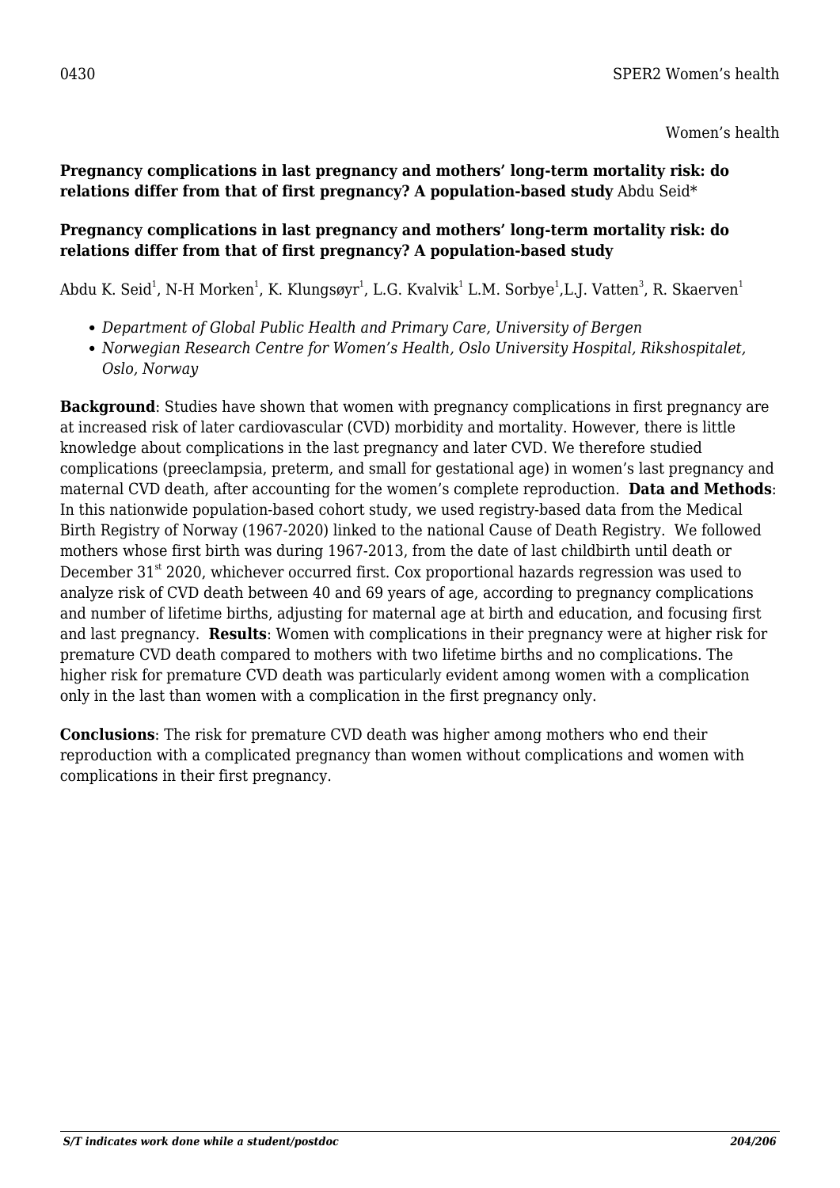0430 SPER2 Women's health

Women's health

**Pregnancy complications in last pregnancy and mothers' long-term mortality risk: do relations differ from that of first pregnancy? A population-based study** Abdu Seid*

**Pregnancy complications in last pregnancy and mothers' long-term mortality risk: do relations differ from that of first pregnancy? A population-based study**

Abdu K. Seid[1], N-H Morken[1], K. Klungsøyr[1], L.G. Kvalvik[1] L.M. Sorbye[1],L.J. Vatten[3], R. Skaerven[1]

- *Department of Global Public Health and Primary Care, University of Bergen*
- *Norwegian Research Centre for Women's Health, Oslo University Hospital, Rikshospitalet, Oslo, Norway*

**Background**: Studies have shown that women with pregnancy complications in first pregnancy are at increased risk of later cardiovascular (CVD) morbidity and mortality. However, there is little knowledge about complications in the last pregnancy and later CVD. We therefore studied complications (preeclampsia, preterm, and small for gestational age) in women's last pregnancy and maternal CVD death, after accounting for the women's complete reproduction. **Data and Methods**: In this nationwide population-based cohort study, we used registry-based data from the Medical Birth Registry of Norway (1967-2020) linked to the national Cause of Death Registry. We followed mothers whose first birth was during 1967-2013, from the date of last childbirth until death or December 31[st] 2020, whichever occurred first. Cox proportional hazards regression was used to analyze risk of CVD death between 40 and 69 years of age, according to pregnancy complications and number of lifetime births, adjusting for maternal age at birth and education, and focusing first and last pregnancy. **Results**: Women with complications in their pregnancy were at higher risk for premature CVD death compared to mothers with two lifetime births and no complications. The higher risk for premature CVD death was particularly evident among women with a complication only in the last than women with a complication in the first pregnancy only.

**Conclusions**: The risk for premature CVD death was higher among mothers who end their reproduction with a complicated pregnancy than women without complications and women with complications in their first pregnancy.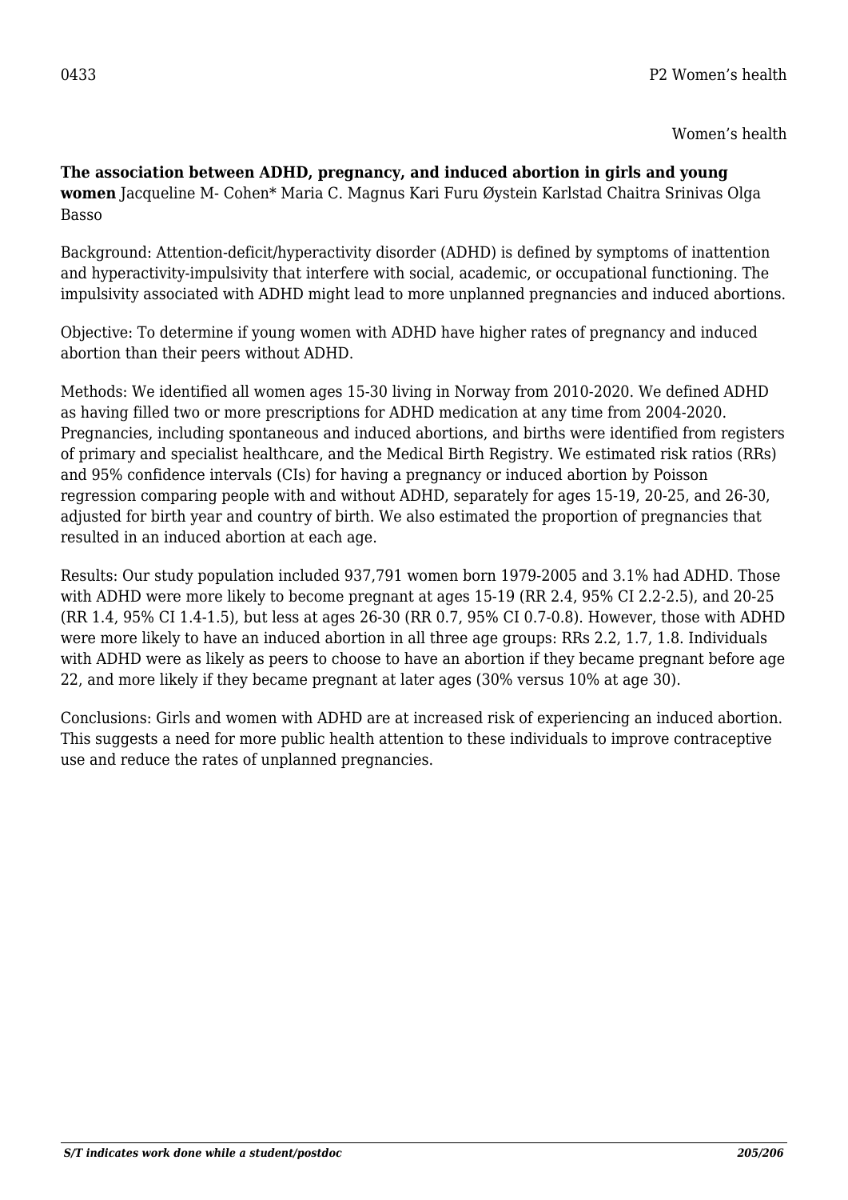0433 P2 Women's health

Women's health

**The association between ADHD, pregnancy, and induced abortion in girls and young women** Jacqueline M- Cohen* Maria C. Magnus Kari Furu Øystein Karlstad Chaitra Srinivas Olga Basso

Background: Attention-deficit/hyperactivity disorder (ADHD) is defined by symptoms of inattention and hyperactivity-impulsivity that interfere with social, academic, or occupational functioning. The impulsivity associated with ADHD might lead to more unplanned pregnancies and induced abortions.

Objective: To determine if young women with ADHD have higher rates of pregnancy and induced abortion than their peers without ADHD.

Methods: We identified all women ages 15-30 living in Norway from 2010-2020. We defined ADHD as having filled two or more prescriptions for ADHD medication at any time from 2004-2020. Pregnancies, including spontaneous and induced abortions, and births were identified from registers of primary and specialist healthcare, and the Medical Birth Registry. We estimated risk ratios (RRs) and 95% confidence intervals (CIs) for having a pregnancy or induced abortion by Poisson regression comparing people with and without ADHD, separately for ages 15-19, 20-25, and 26-30, adjusted for birth year and country of birth. We also estimated the proportion of pregnancies that resulted in an induced abortion at each age.

Results: Our study population included 937,791 women born 1979-2005 and 3.1% had ADHD. Those with ADHD were more likely to become pregnant at ages 15-19 (RR 2.4, 95% CI 2.2-2.5), and 20-25 (RR 1.4, 95% CI 1.4-1.5), but less at ages 26-30 (RR 0.7, 95% CI 0.7-0.8). However, those with ADHD were more likely to have an induced abortion in all three age groups: RRs 2.2, 1.7, 1.8. Individuals with ADHD were as likely as peers to choose to have an abortion if they became pregnant before age 22, and more likely if they became pregnant at later ages (30% versus 10% at age 30).

Conclusions: Girls and women with ADHD are at increased risk of experiencing an induced abortion. This suggests a need for more public health attention to these individuals to improve contraceptive use and reduce the rates of unplanned pregnancies.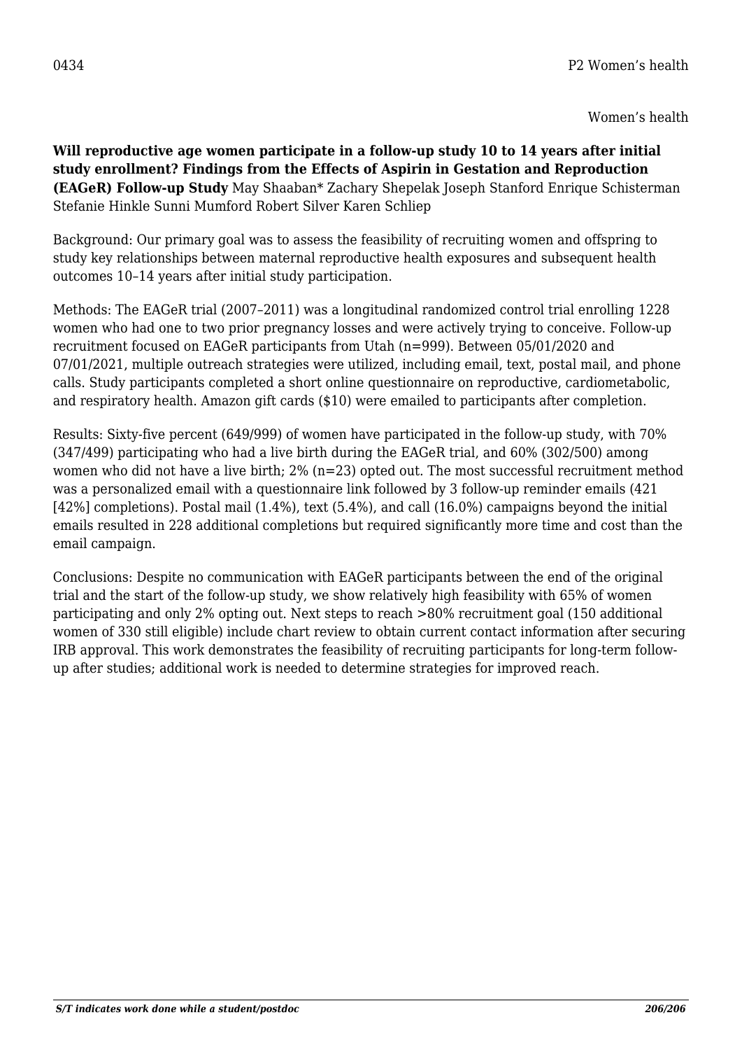0434 P2 Women's health

Women's health

**Will reproductive age women participate in a follow-up study 10 to 14 years after initial study enrollment? Findings from the Effects of Aspirin in Gestation and Reproduction (EAGeR) Follow-up Study** May Shaaban* Zachary Shepelak Joseph Stanford Enrique Schisterman Stefanie Hinkle Sunni Mumford Robert Silver Karen Schliep

Background: Our primary goal was to assess the feasibility of recruiting women and offspring to study key relationships between maternal reproductive health exposures and subsequent health outcomes 10–14 years after initial study participation.

Methods: The EAGeR trial (2007–2011) was a longitudinal randomized control trial enrolling 1228 women who had one to two prior pregnancy losses and were actively trying to conceive. Follow-up recruitment focused on EAGeR participants from Utah (n=999). Between 05/01/2020 and 07/01/2021, multiple outreach strategies were utilized, including email, text, postal mail, and phone calls. Study participants completed a short online questionnaire on reproductive, cardiometabolic, and respiratory health. Amazon gift cards ($10) were emailed to participants after completion.

Results: Sixty-five percent (649/999) of women have participated in the follow-up study, with 70% (347/499) participating who had a live birth during the EAGeR trial, and 60% (302/500) among women who did not have a live birth; 2% (n=23) opted out. The most successful recruitment method was a personalized email with a questionnaire link followed by 3 follow-up reminder emails (421 [42%] completions). Postal mail (1.4%), text (5.4%), and call (16.0%) campaigns beyond the initial emails resulted in 228 additional completions but required significantly more time and cost than the email campaign.

Conclusions: Despite no communication with EAGeR participants between the end of the original trial and the start of the follow-up study, we show relatively high feasibility with 65% of women participating and only 2% opting out. Next steps to reach >80% recruitment goal (150 additional women of 330 still eligible) include chart review to obtain current contact information after securing IRB approval. This work demonstrates the feasibility of recruiting participants for long-term follow-up after studies; additional work is needed to determine strategies for improved reach.

*S/T indicates work done while a student/postdoc*